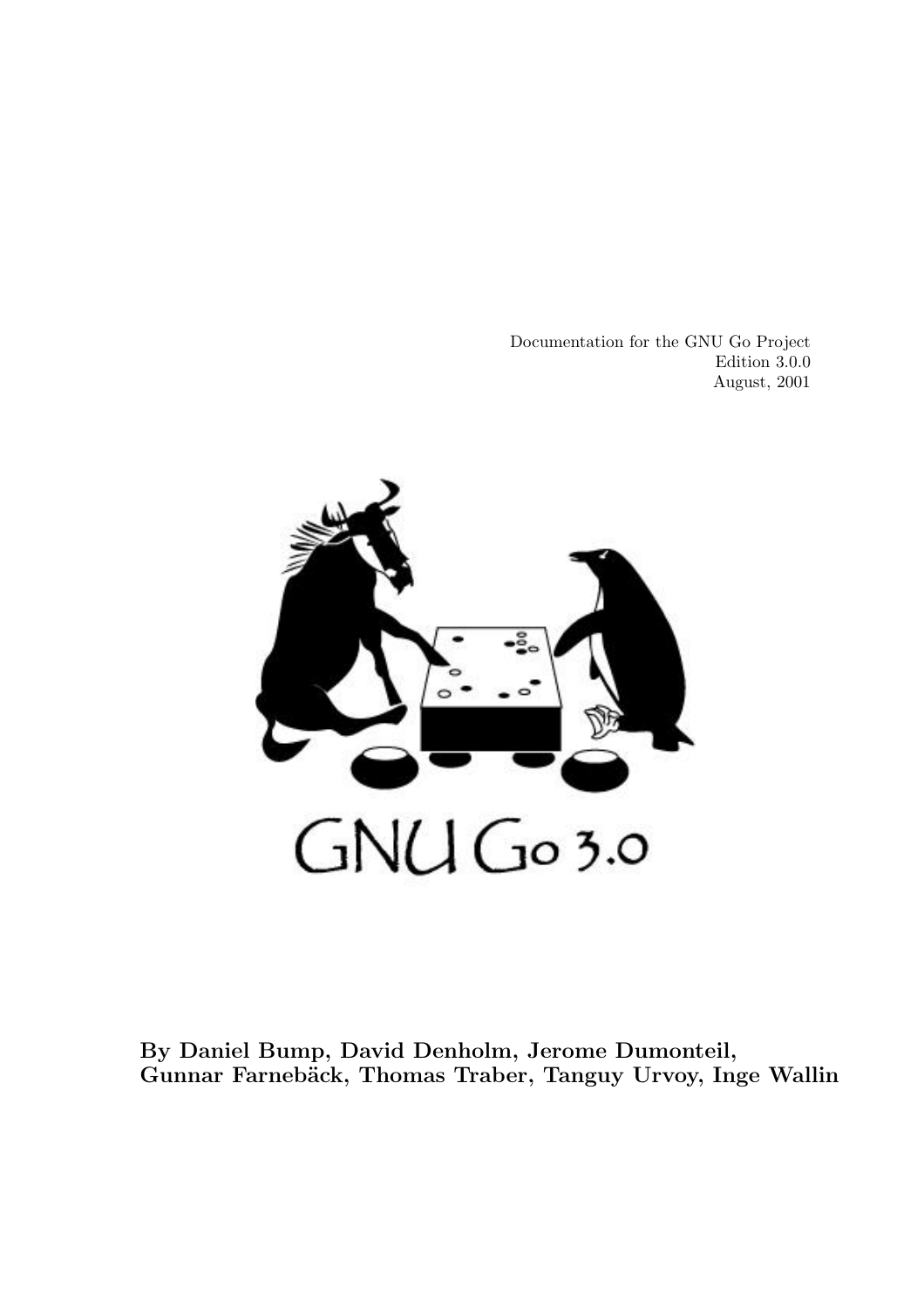Documentation for the GNU Go Project
Edition 3.0.0
August, 2001

GNU Go 3.0

**By Daniel Bump, David Denholm, Jerome Dumonteil, Gunnar Farnebäck, Thomas Traber, Tanguy Urvoy, Inge Wallin**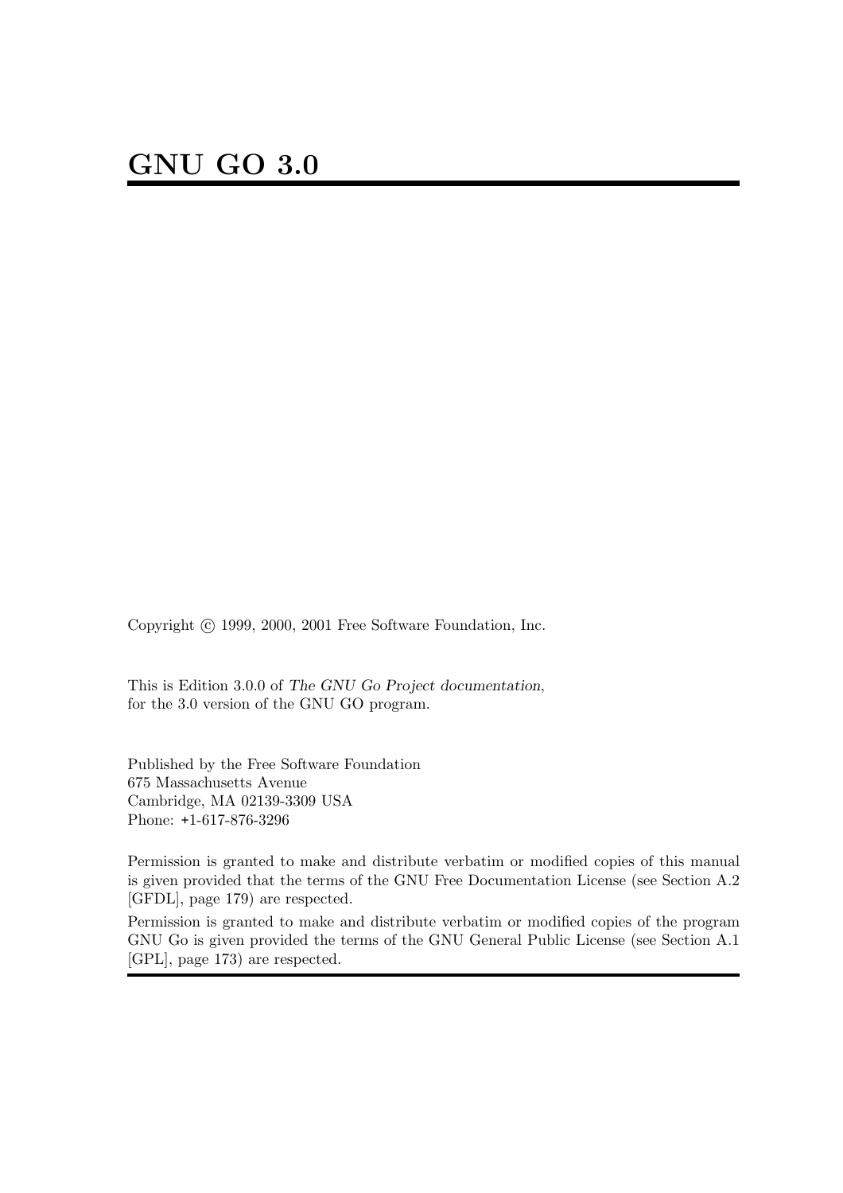# GNU GO 3.0

Copyright © 1999, 2000, 2001 Free Software Foundation, Inc.

This is Edition 3.0.0 of *The GNU Go Project documentation*, for the 3.0 version of the GNU GO program.

Published by the Free Software Foundation
675 Massachusetts Avenue
Cambridge, MA 02139-3309 USA
Phone: +1-617-876-3296

Permission is granted to make and distribute verbatim or modified copies of this manual is given provided that the terms of the GNU Free Documentation License (see Section A.2 [GFDL], page 179) are respected.

Permission is granted to make and distribute verbatim or modified copies of the program GNU Go is given provided the terms of the GNU General Public License (see Section A.1 [GPL], page 173) are respected.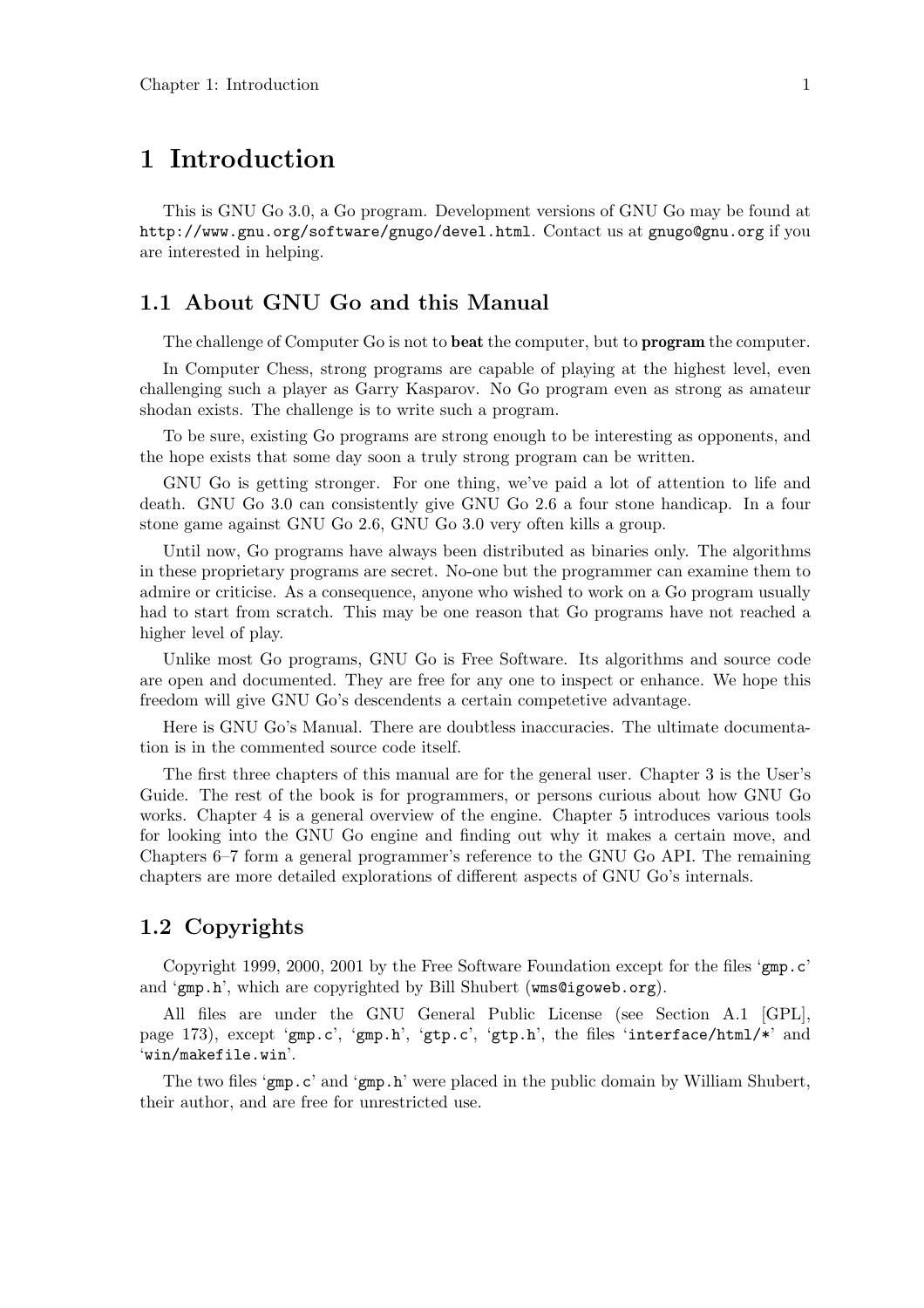# 1 Introduction

This is GNU Go 3.0, a Go program. Development versions of GNU Go may be found at `http://www.gnu.org/software/gnugo/devel.html`. Contact us at `gnugo@gnu.org` if you are interested in helping.

## 1.1 About GNU Go and this Manual

The challenge of Computer Go is not to **beat** the computer, but to **program** the computer.

In Computer Chess, strong programs are capable of playing at the highest level, even challenging such a player as Garry Kasparov. No Go program even as strong as amateur shodan exists. The challenge is to write such a program.

To be sure, existing Go programs are strong enough to be interesting as opponents, and the hope exists that some day soon a truly strong program can be written.

GNU Go is getting stronger. For one thing, we've paid a lot of attention to life and death. GNU Go 3.0 can consistently give GNU Go 2.6 a four stone handicap. In a four stone game against GNU Go 2.6, GNU Go 3.0 very often kills a group.

Until now, Go programs have always been distributed as binaries only. The algorithms in these proprietary programs are secret. No-one but the programmer can examine them to admire or criticise. As a consequence, anyone who wished to work on a Go program usually had to start from scratch. This may be one reason that Go programs have not reached a higher level of play.

Unlike most Go programs, GNU Go is Free Software. Its algorithms and source code are open and documented. They are free for any one to inspect or enhance. We hope this freedom will give GNU Go's descendents a certain competetive advantage.

Here is GNU Go's Manual. There are doubtless inaccuracies. The ultimate documentation is in the commented source code itself.

The first three chapters of this manual are for the general user. Chapter 3 is the User's Guide. The rest of the book is for programmers, or persons curious about how GNU Go works. Chapter 4 is a general overview of the engine. Chapter 5 introduces various tools for looking into the GNU Go engine and finding out why it makes a certain move, and Chapters 6–7 form a general programmer's reference to the GNU Go API. The remaining chapters are more detailed explorations of different aspects of GNU Go's internals.

## 1.2 Copyrights

Copyright 1999, 2000, 2001 by the Free Software Foundation except for the files '`gmp.c`' and '`gmp.h`', which are copyrighted by Bill Shubert (`wms@igoweb.org`).

All files are under the GNU General Public License (see Section A.1 [GPL], page 173), except '`gmp.c`', '`gmp.h`', '`gtp.c`', '`gtp.h`', the files '`interface/html/*`' and '`win/makefile.win`'.

The two files '`gmp.c`' and '`gmp.h`' were placed in the public domain by William Shubert, their author, and are free for unrestricted use.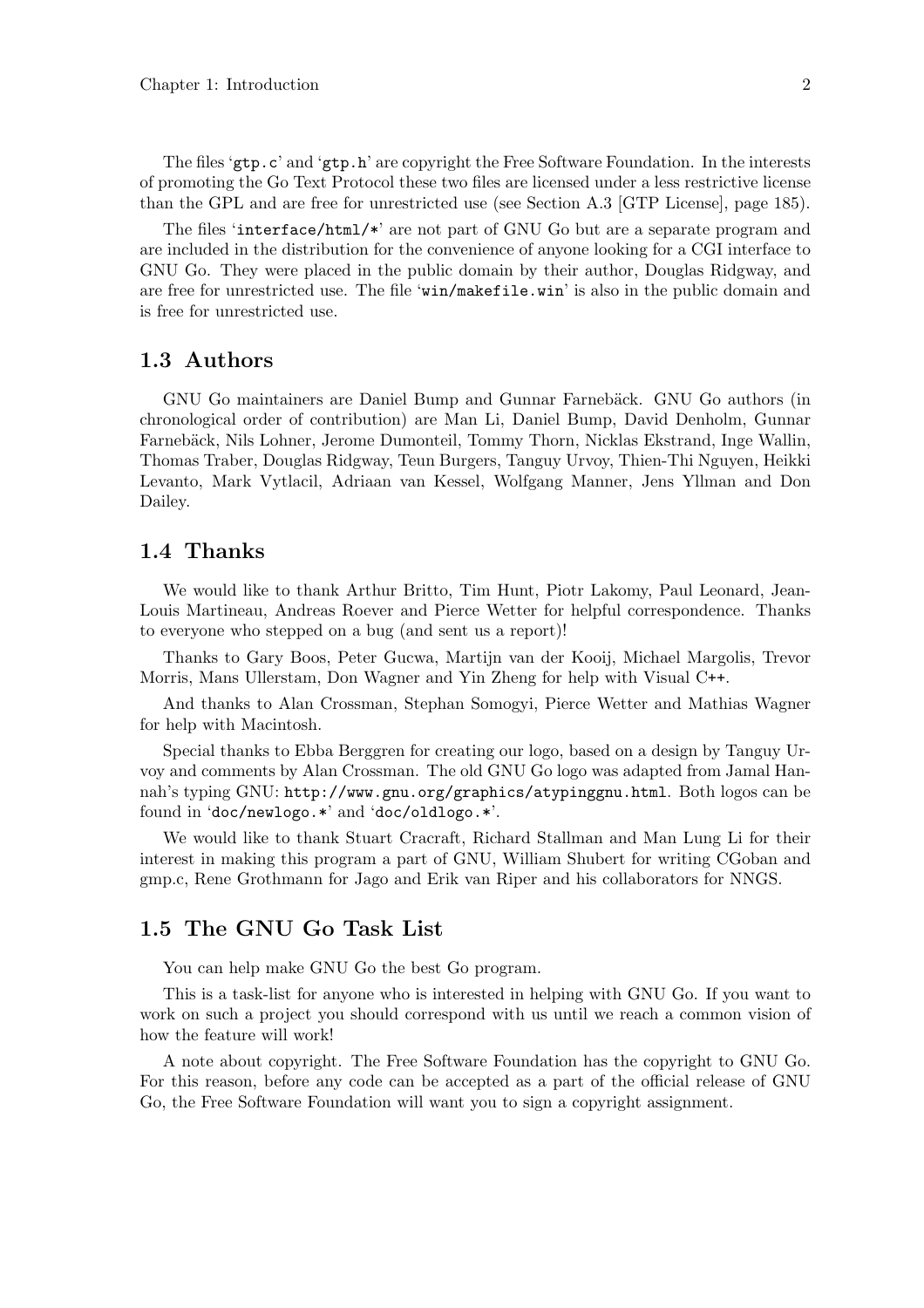The files 'gtp.c' and 'gtp.h' are copyright the Free Software Foundation. In the interests of promoting the Go Text Protocol these two files are licensed under a less restrictive license than the GPL and are free for unrestricted use (see Section A.3 [GTP License], page 185).

The files 'interface/html/*' are not part of GNU Go but are a separate program and are included in the distribution for the convenience of anyone looking for a CGI interface to GNU Go. They were placed in the public domain by their author, Douglas Ridgway, and are free for unrestricted use. The file 'win/makefile.win' is also in the public domain and is free for unrestricted use.

## 1.3 Authors

GNU Go maintainers are Daniel Bump and Gunnar Farnebäck. GNU Go authors (in chronological order of contribution) are Man Li, Daniel Bump, David Denholm, Gunnar Farnebäck, Nils Lohner, Jerome Dumonteil, Tommy Thorn, Nicklas Ekstrand, Inge Wallin, Thomas Traber, Douglas Ridgway, Teun Burgers, Tanguy Urvoy, Thien-Thi Nguyen, Heikki Levanto, Mark Vytlacil, Adriaan van Kessel, Wolfgang Manner, Jens Yllman and Don Dailey.

## 1.4 Thanks

We would like to thank Arthur Britto, Tim Hunt, Piotr Lakomy, Paul Leonard, Jean-Louis Martineau, Andreas Roever and Pierce Wetter for helpful correspondence. Thanks to everyone who stepped on a bug (and sent us a report)!

Thanks to Gary Boos, Peter Gucwa, Martijn van der Kooij, Michael Margolis, Trevor Morris, Mans Ullerstam, Don Wagner and Yin Zheng for help with Visual C++.

And thanks to Alan Crossman, Stephan Somogyi, Pierce Wetter and Mathias Wagner for help with Macintosh.

Special thanks to Ebba Berggren for creating our logo, based on a design by Tanguy Urvoy and comments by Alan Crossman. The old GNU Go logo was adapted from Jamal Hannah's typing GNU: http://www.gnu.org/graphics/atypinggnu.html. Both logos can be found in 'doc/newlogo.*' and 'doc/oldlogo.*'.

We would like to thank Stuart Cracraft, Richard Stallman and Man Lung Li for their interest in making this program a part of GNU, William Shubert for writing CGoban and gmp.c, Rene Grothmann for Jago and Erik van Riper and his collaborators for NNGS.

## 1.5 The GNU Go Task List

You can help make GNU Go the best Go program.

This is a task-list for anyone who is interested in helping with GNU Go. If you want to work on such a project you should correspond with us until we reach a common vision of how the feature will work!

A note about copyright. The Free Software Foundation has the copyright to GNU Go. For this reason, before any code can be accepted as a part of the official release of GNU Go, the Free Software Foundation will want you to sign a copyright assignment.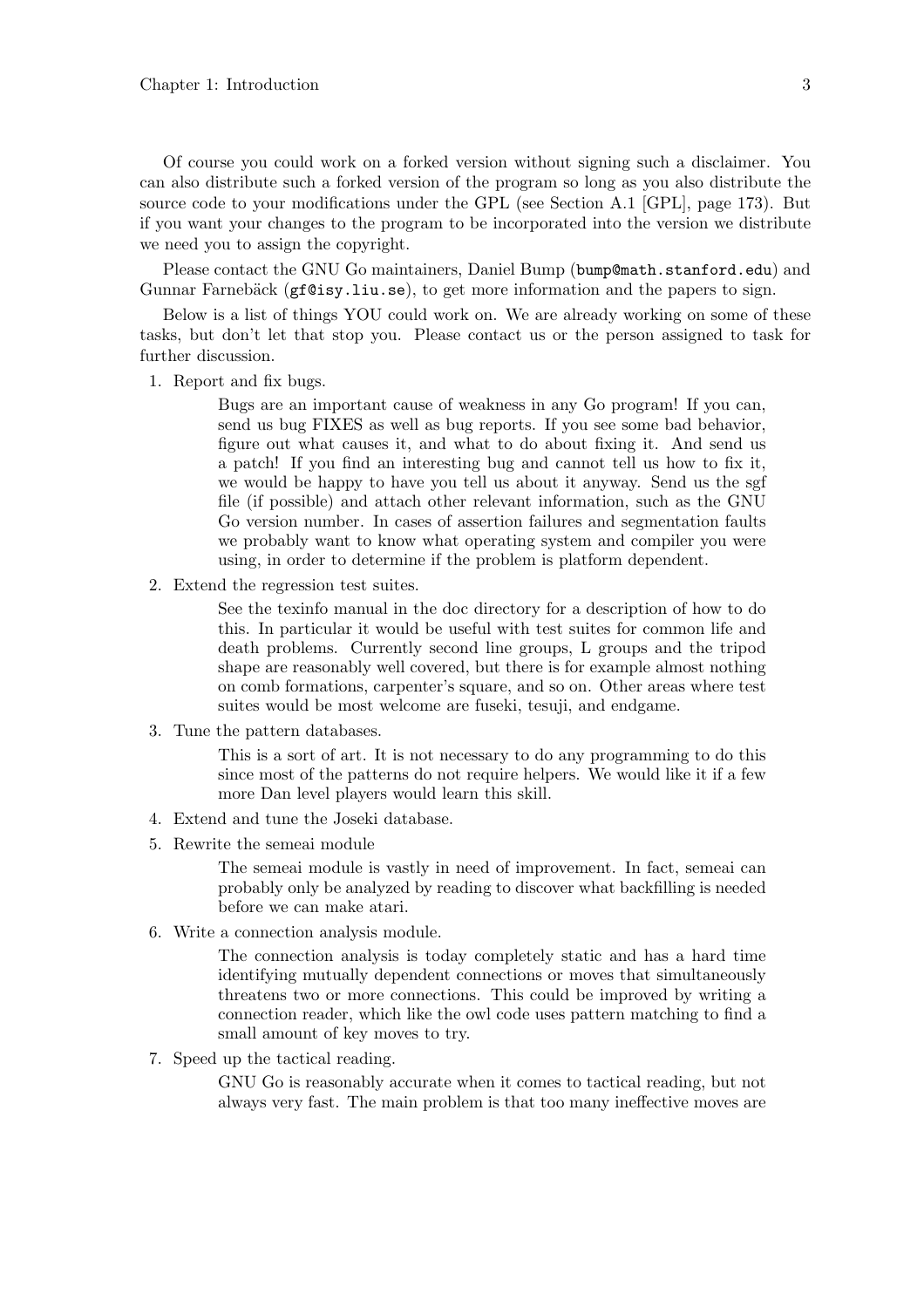Of course you could work on a forked version without signing such a disclaimer. You can also distribute such a forked version of the program so long as you also distribute the source code to your modifications under the GPL (see Section A.1 [GPL], page 173). But if you want your changes to the program to be incorporated into the version we distribute we need you to assign the copyright.

Please contact the GNU Go maintainers, Daniel Bump (`bump@math.stanford.edu`) and Gunnar Farnebäck (`gf@isy.liu.se`), to get more information and the papers to sign.

Below is a list of things YOU could work on. We are already working on some of these tasks, but don't let that stop you. Please contact us or the person assigned to task for further discussion.

1. Report and fix bugs.

   Bugs are an important cause of weakness in any Go program! If you can, send us bug FIXES as well as bug reports. If you see some bad behavior, figure out what causes it, and what to do about fixing it. And send us a patch! If you find an interesting bug and cannot tell us how to fix it, we would be happy to have you tell us about it anyway. Send us the sgf file (if possible) and attach other relevant information, such as the GNU Go version number. In cases of assertion failures and segmentation faults we probably want to know what operating system and compiler you were using, in order to determine if the problem is platform dependent.

2. Extend the regression test suites.

   See the texinfo manual in the doc directory for a description of how to do this. In particular it would be useful with test suites for common life and death problems. Currently second line groups, L groups and the tripod shape are reasonably well covered, but there is for example almost nothing on comb formations, carpenter's square, and so on. Other areas where test suites would be most welcome are fuseki, tesuji, and endgame.

3. Tune the pattern databases.

   This is a sort of art. It is not necessary to do any programming to do this since most of the patterns do not require helpers. We would like it if a few more Dan level players would learn this skill.

4. Extend and tune the Joseki database.

5. Rewrite the semeai module

   The semeai module is vastly in need of improvement. In fact, semeai can probably only be analyzed by reading to discover what backfilling is needed before we can make atari.

6. Write a connection analysis module.

   The connection analysis is today completely static and has a hard time identifying mutually dependent connections or moves that simultaneously threatens two or more connections. This could be improved by writing a connection reader, which like the owl code uses pattern matching to find a small amount of key moves to try.

7. Speed up the tactical reading.

   GNU Go is reasonably accurate when it comes to tactical reading, but not always very fast. The main problem is that too many ineffective moves are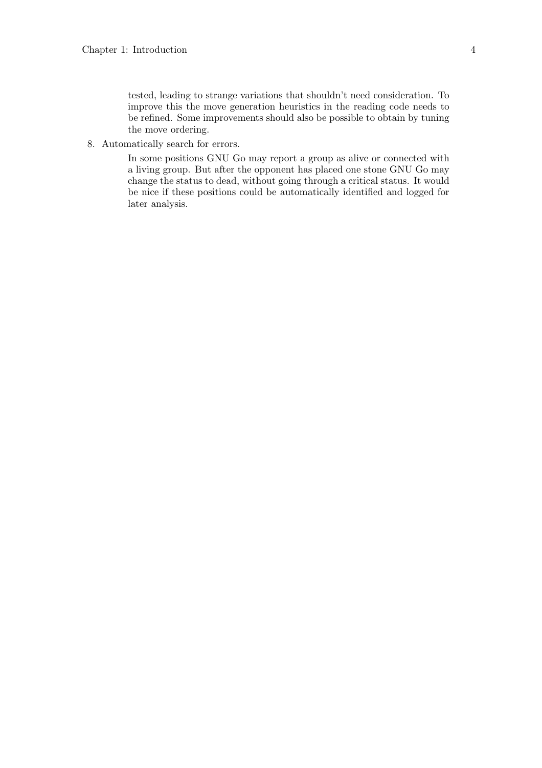tested, leading to strange variations that shouldn't need consideration. To improve this the move generation heuristics in the reading code needs to be refined. Some improvements should also be possible to obtain by tuning the move ordering.

8. Automatically search for errors.

   In some positions GNU Go may report a group as alive or connected with a living group. But after the opponent has placed one stone GNU Go may change the status to dead, without going through a critical status. It would be nice if these positions could be automatically identified and logged for later analysis.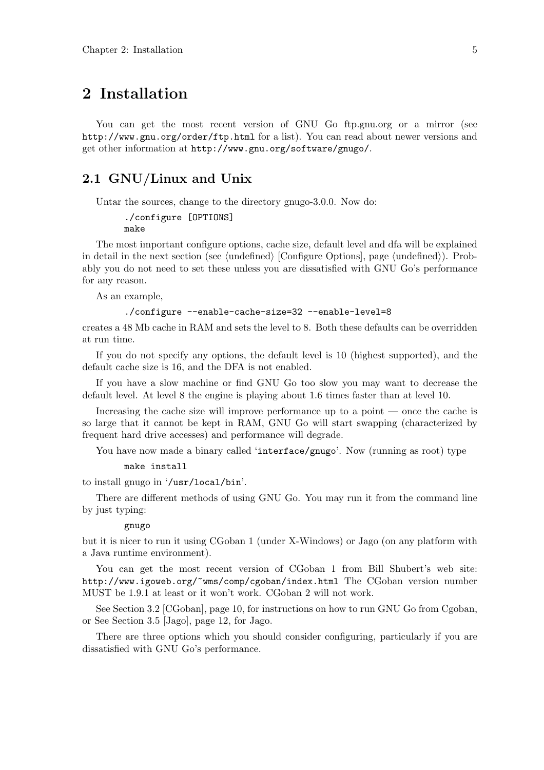# 2 Installation

You can get the most recent version of GNU Go ftp.gnu.org or a mirror (see `http://www.gnu.org/order/ftp.html` for a list). You can read about newer versions and get other information at `http://www.gnu.org/software/gnugo/`.

## 2.1 GNU/Linux and Unix

Untar the sources, change to the directory gnugo-3.0.0. Now do:

```
./configure [OPTIONS]
make
```

The most important configure options, cache size, default level and dfa will be explained in detail in the next section (see ⟨undefined⟩ [Configure Options], page ⟨undefined⟩). Probably you do not need to set these unless you are dissatisfied with GNU Go's performance for any reason.

As an example,

```
./configure --enable-cache-size=32 --enable-level=8
```

creates a 48 Mb cache in RAM and sets the level to 8. Both these defaults can be overridden at run time.

If you do not specify any options, the default level is 10 (highest supported), and the default cache size is 16, and the DFA is not enabled.

If you have a slow machine or find GNU Go too slow you may want to decrease the default level. At level 8 the engine is playing about 1.6 times faster than at level 10.

Increasing the cache size will improve performance up to a point — once the cache is so large that it cannot be kept in RAM, GNU Go will start swapping (characterized by frequent hard drive accesses) and performance will degrade.

You have now made a binary called '`interface/gnugo`'. Now (running as root) type

```
make install
```

to install gnugo in '`/usr/local/bin`'.

There are different methods of using GNU Go. You may run it from the command line by just typing:

```
gnugo
```

but it is nicer to run it using CGoban 1 (under X-Windows) or Jago (on any platform with a Java runtime environment).

You can get the most recent version of CGoban 1 from Bill Shubert's web site: `http://www.igoweb.org/~wms/comp/cgoban/index.html` The CGoban version number MUST be 1.9.1 at least or it won't work. CGoban 2 will not work.

See Section 3.2 [CGoban], page 10, for instructions on how to run GNU Go from Cgoban, or See Section 3.5 [Jago], page 12, for Jago.

There are three options which you should consider configuring, particularly if you are dissatisfied with GNU Go's performance.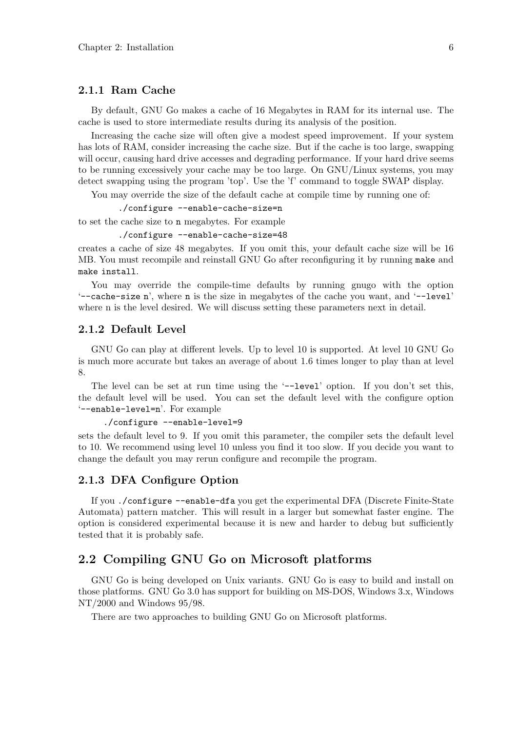### 2.1.1 Ram Cache

By default, GNU Go makes a cache of 16 Megabytes in RAM for its internal use. The cache is used to store intermediate results during its analysis of the position.

Increasing the cache size will often give a modest speed improvement. If your system has lots of RAM, consider increasing the cache size. But if the cache is too large, swapping will occur, causing hard drive accesses and degrading performance. If your hard drive seems to be running excessively your cache may be too large. On GNU/Linux systems, you may detect swapping using the program 'top'. Use the 'f' command to toggle SWAP display.

You may override the size of the default cache at compile time by running one of:

```
./configure --enable-cache-size=n
```

to set the cache size to `n` megabytes. For example

```
./configure --enable-cache-size=48
```

creates a cache of size 48 megabytes. If you omit this, your default cache size will be 16 MB. You must recompile and reinstall GNU Go after reconfiguring it by running `make` and `make install`.

You may override the compile-time defaults by running gnugo with the option '`--cache-size n`', where `n` is the size in megabytes of the cache you want, and '`--level`' where n is the level desired. We will discuss setting these parameters next in detail.

### 2.1.2 Default Level

GNU Go can play at different levels. Up to level 10 is supported. At level 10 GNU Go is much more accurate but takes an average of about 1.6 times longer to play than at level 8.

The level can be set at run time using the '`--level`' option. If you don't set this, the default level will be used. You can set the default level with the configure option '`--enable-level=n`'. For example

```
./configure --enable-level=9
```

sets the default level to 9. If you omit this parameter, the compiler sets the default level to 10. We recommend using level 10 unless you find it too slow. If you decide you want to change the default you may rerun configure and recompile the program.

### 2.1.3 DFA Configure Option

If you `./configure --enable-dfa` you get the experimental DFA (Discrete Finite-State Automata) pattern matcher. This will result in a larger but somewhat faster engine. The option is considered experimental because it is new and harder to debug but sufficiently tested that it is probably safe.

## 2.2 Compiling GNU Go on Microsoft platforms

GNU Go is being developed on Unix variants. GNU Go is easy to build and install on those platforms. GNU Go 3.0 has support for building on MS-DOS, Windows 3.x, Windows NT/2000 and Windows 95/98.

There are two approaches to building GNU Go on Microsoft platforms.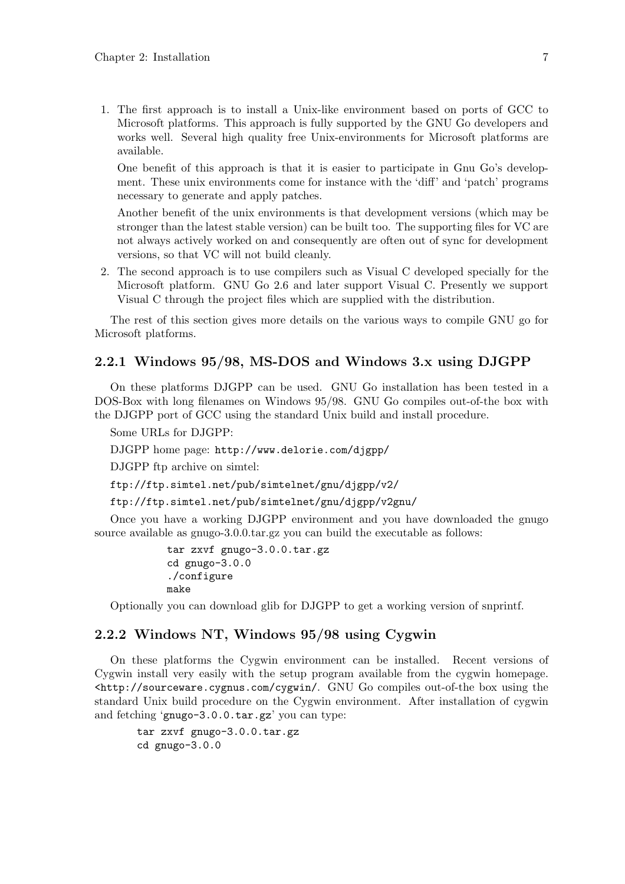1. The first approach is to install a Unix-like environment based on ports of GCC to Microsoft platforms. This approach is fully supported by the GNU Go developers and works well. Several high quality free Unix-environments for Microsoft platforms are available.

   One benefit of this approach is that it is easier to participate in Gnu Go's development. These unix environments come for instance with the 'diff' and 'patch' programs necessary to generate and apply patches.

   Another benefit of the unix environments is that development versions (which may be stronger than the latest stable version) can be built too. The supporting files for VC are not always actively worked on and consequently are often out of sync for development versions, so that VC will not build cleanly.

2. The second approach is to use compilers such as Visual C developed specially for the Microsoft platform. GNU Go 2.6 and later support Visual C. Presently we support Visual C through the project files which are supplied with the distribution.

The rest of this section gives more details on the various ways to compile GNU go for Microsoft platforms.

### 2.2.1 Windows 95/98, MS-DOS and Windows 3.x using DJGPP

On these platforms DJGPP can be used. GNU Go installation has been tested in a DOS-Box with long filenames on Windows 95/98. GNU Go compiles out-of-the box with the DJGPP port of GCC using the standard Unix build and install procedure.

Some URLs for DJGPP:

DJGPP home page: `http://www.delorie.com/djgpp/`

DJGPP ftp archive on simtel:

`ftp://ftp.simtel.net/pub/simtelnet/gnu/djgpp/v2/`

`ftp://ftp.simtel.net/pub/simtelnet/gnu/djgpp/v2gnu/`

Once you have a working DJGPP environment and you have downloaded the gnugo source available as gnugo-3.0.0.tar.gz you can build the executable as follows:

```
tar zxvf gnugo-3.0.0.tar.gz
cd gnugo-3.0.0
./configure
make
```

Optionally you can download glib for DJGPP to get a working version of snprintf.

### 2.2.2 Windows NT, Windows 95/98 using Cygwin

On these platforms the Cygwin environment can be installed. Recent versions of Cygwin install very easily with the setup program available from the cygwin homepage. `<http://sourceware.cygnus.com/cygwin/`. GNU Go compiles out-of-the box using the standard Unix build procedure on the Cygwin environment. After installation of cygwin and fetching '`gnugo-3.0.0.tar.gz`' you can type:

```
tar zxvf gnugo-3.0.0.tar.gz
cd gnugo-3.0.0
```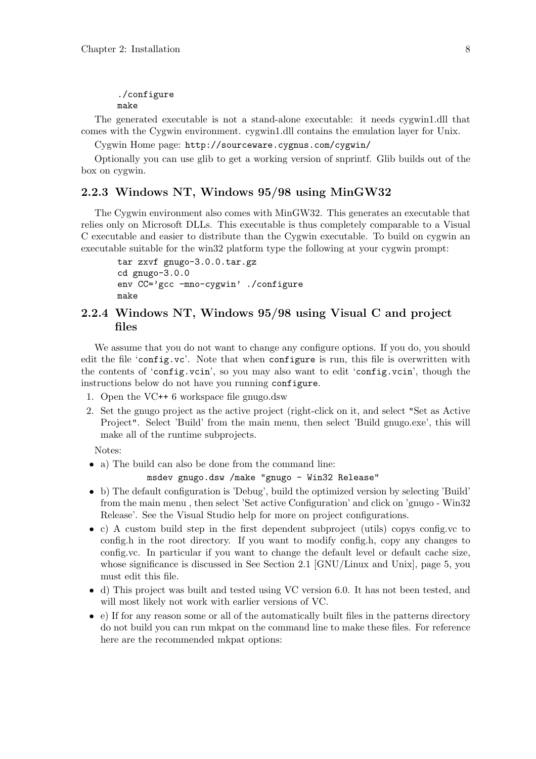```
./configure
make
```

The generated executable is not a stand-alone executable: it needs cygwin1.dll that comes with the Cygwin environment. cygwin1.dll contains the emulation layer for Unix.

Cygwin Home page: `http://sourceware.cygnus.com/cygwin/`

Optionally you can use glib to get a working version of snprintf. Glib builds out of the box on cygwin.

### 2.2.3 Windows NT, Windows 95/98 using MinGW32

The Cygwin environment also comes with MinGW32. This generates an executable that relies only on Microsoft DLLs. This executable is thus completely comparable to a Visual C executable and easier to distribute than the Cygwin executable. To build on cygwin an executable suitable for the win32 platform type the following at your cygwin prompt:

```
tar zxvf gnugo-3.0.0.tar.gz
cd gnugo-3.0.0
env CC='gcc -mno-cygwin' ./configure
make
```

### 2.2.4 Windows NT, Windows 95/98 using Visual C and project files

We assume that you do not want to change any configure options. If you do, you should edit the file '`config.vc`'. Note that when `configure` is run, this file is overwritten with the contents of '`config.vcin`', so you may also want to edit '`config.vcin`', though the instructions below do not have you running `configure`.

1. Open the VC++ 6 workspace file gnugo.dsw
2. Set the gnugo project as the active project (right-click on it, and select "Set as Active Project". Select 'Build' from the main menu, then select 'Build gnugo.exe', this will make all of the runtime subprojects.

Notes:

- a) The build can also be done from the command line:

  ```
  msdev gnugo.dsw /make "gnugo - Win32 Release"
  ```

- b) The default configuration is 'Debug', build the optimized version by selecting 'Build' from the main menu , then select 'Set active Configuration' and click on 'gnugo - Win32 Release'. See the Visual Studio help for more on project configurations.
- c) A custom build step in the first dependent subproject (utils) copys config.vc to config.h in the root directory. If you want to modify config.h, copy any changes to config.vc. In particular if you want to change the default level or default cache size, whose significance is discussed in See Section 2.1 [GNU/Linux and Unix], page 5, you must edit this file.
- d) This project was built and tested using VC version 6.0. It has not been tested, and will most likely not work with earlier versions of VC.
- e) If for any reason some or all of the automatically built files in the patterns directory do not build you can run mkpat on the command line to make these files. For reference here are the recommended mkpat options: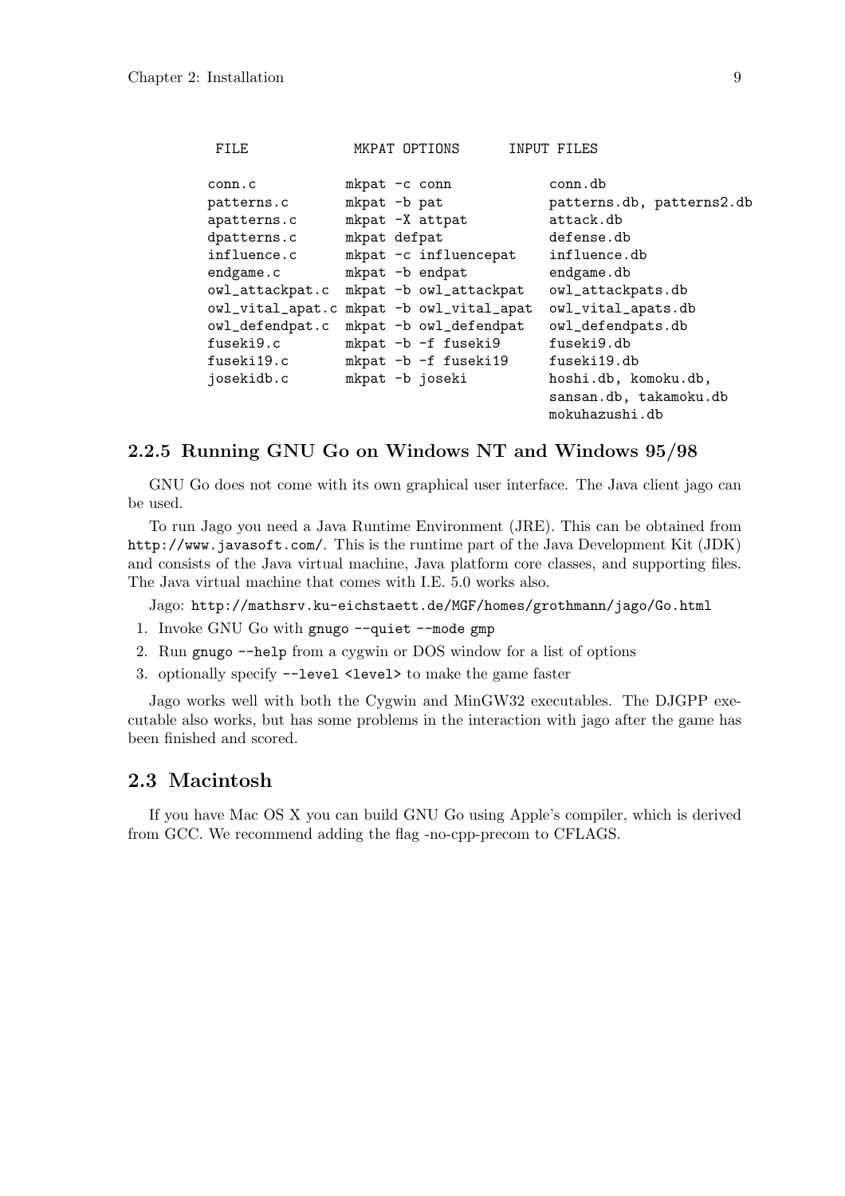| FILE | MKPAT OPTIONS | INPUT FILES |
| --- | --- | --- |
| conn.c | mkpat -c conn | conn.db |
| patterns.c | mkpat -b pat | patterns.db, patterns2.db |
| apatterns.c | mkpat -X attpat | attack.db |
| dpatterns.c | mkpat defpat | defense.db |
| influence.c | mkpat -c influencepat | influence.db |
| endgame.c | mkpat -b endpat | endgame.db |
| owl_attackpat.c | mkpat -b owl_attackpat | owl_attackpats.db |
| owl_vital_apat.c | mkpat -b owl_vital_apat | owl_vital_apats.db |
| owl_defendpat.c | mkpat -b owl_defendpat | owl_defendpats.db |
| fuseki9.c | mkpat -b -f fuseki9 | fuseki9.db |
| fuseki19.c | mkpat -b -f fuseki19 | fuseki19.db |
| josekidb.c | mkpat -b joseki | hoshi.db, komoku.db, sansan.db, takamoku.db mokuhazushi.db |

### 2.2.5 Running GNU Go on Windows NT and Windows 95/98

GNU Go does not come with its own graphical user interface. The Java client jago can be used.

To run Jago you need a Java Runtime Environment (JRE). This can be obtained from `http://www.javasoft.com/`. This is the runtime part of the Java Development Kit (JDK) and consists of the Java virtual machine, Java platform core classes, and supporting files. The Java virtual machine that comes with I.E. 5.0 works also.

Jago: `http://mathsrv.ku-eichstaett.de/MGF/homes/grothmann/jago/Go.html`

1. Invoke GNU Go with `gnugo --quiet --mode gmp`
2. Run `gnugo --help` from a cygwin or DOS window for a list of options
3. optionally specify `--level <level>` to make the game faster

Jago works well with both the Cygwin and MinGW32 executables. The DJGPP executable also works, but has some problems in the interaction with jago after the game has been finished and scored.

## 2.3 Macintosh

If you have Mac OS X you can build GNU Go using Apple's compiler, which is derived from GCC. We recommend adding the flag -no-cpp-precom to CFLAGS.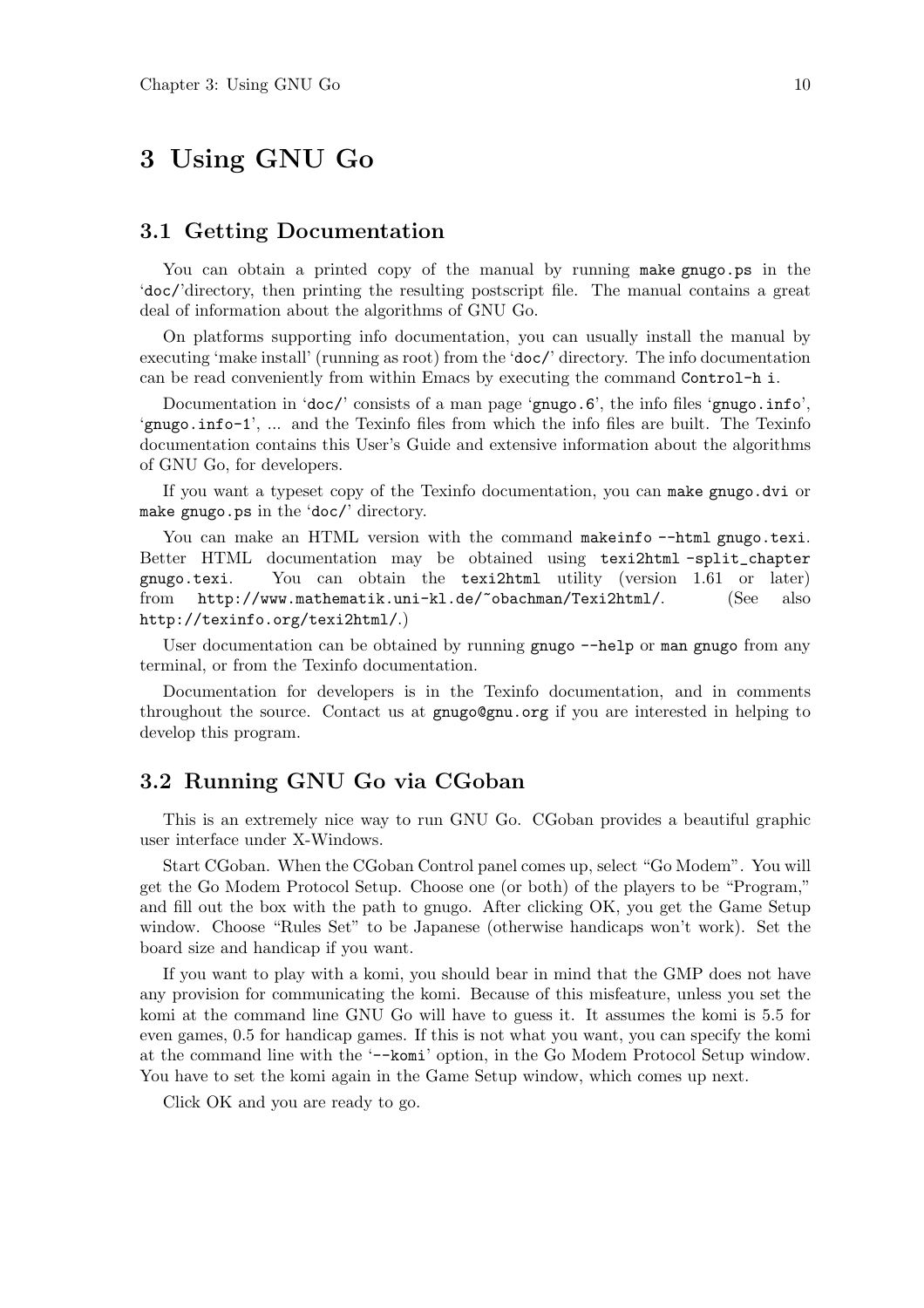# 3 Using GNU Go

## 3.1 Getting Documentation

You can obtain a printed copy of the manual by running `make gnugo.ps` in the '`doc/`'directory, then printing the resulting postscript file. The manual contains a great deal of information about the algorithms of GNU Go.

On platforms supporting info documentation, you can usually install the manual by executing 'make install' (running as root) from the '`doc/`' directory. The info documentation can be read conveniently from within Emacs by executing the command `Control-h i`.

Documentation in '`doc/`' consists of a man page '`gnugo.6`', the info files '`gnugo.info`', '`gnugo.info-1`', ... and the Texinfo files from which the info files are built. The Texinfo documentation contains this User's Guide and extensive information about the algorithms of GNU Go, for developers.

If you want a typeset copy of the Texinfo documentation, you can `make gnugo.dvi` or `make gnugo.ps` in the '`doc/`' directory.

You can make an HTML version with the command `makeinfo --html gnugo.texi`. Better HTML documentation may be obtained using `texi2html -split_chapter gnugo.texi`. You can obtain the `texi2html` utility (version 1.61 or later) from `http://www.mathematik.uni-kl.de/~obachman/Texi2html/`. (See also `http://texinfo.org/texi2html/`.)

User documentation can be obtained by running `gnugo --help` or `man gnugo` from any terminal, or from the Texinfo documentation.

Documentation for developers is in the Texinfo documentation, and in comments throughout the source. Contact us at `gnugo@gnu.org` if you are interested in helping to develop this program.

## 3.2 Running GNU Go via CGoban

This is an extremely nice way to run GNU Go. CGoban provides a beautiful graphic user interface under X-Windows.

Start CGoban. When the CGoban Control panel comes up, select "Go Modem". You will get the Go Modem Protocol Setup. Choose one (or both) of the players to be "Program," and fill out the box with the path to gnugo. After clicking OK, you get the Game Setup window. Choose "Rules Set" to be Japanese (otherwise handicaps won't work). Set the board size and handicap if you want.

If you want to play with a komi, you should bear in mind that the GMP does not have any provision for communicating the komi. Because of this misfeature, unless you set the komi at the command line GNU Go will have to guess it. It assumes the komi is 5.5 for even games, 0.5 for handicap games. If this is not what you want, you can specify the komi at the command line with the '`--komi`' option, in the Go Modem Protocol Setup window. You have to set the komi again in the Game Setup window, which comes up next.

Click OK and you are ready to go.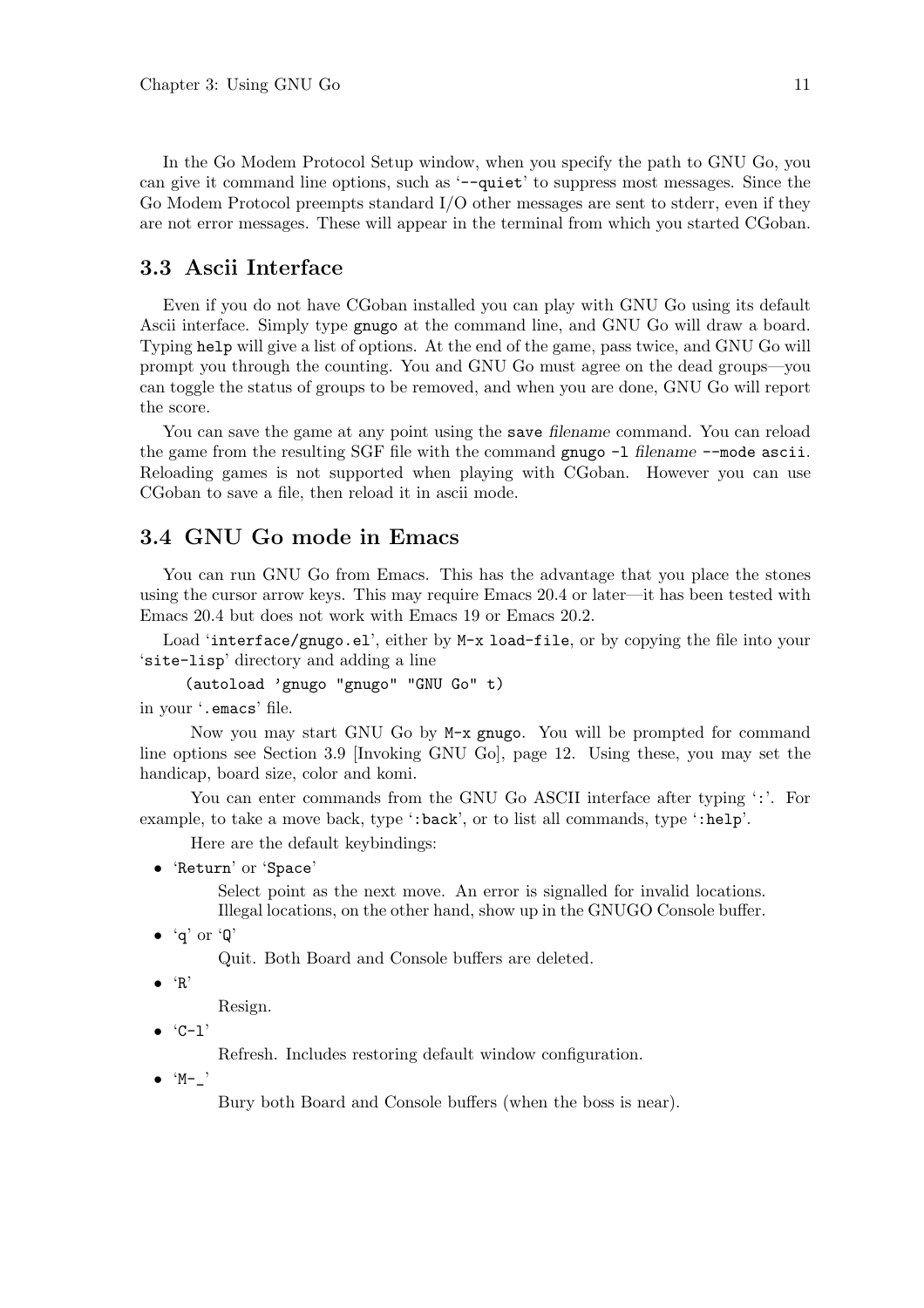In the Go Modem Protocol Setup window, when you specify the path to GNU Go, you can give it command line options, such as '`--quiet`' to suppress most messages. Since the Go Modem Protocol preempts standard I/O other messages are sent to stderr, even if they are not error messages. These will appear in the terminal from which you started CGoban.

## 3.3 Ascii Interface

Even if you do not have CGoban installed you can play with GNU Go using its default Ascii interface. Simply type `gnugo` at the command line, and GNU Go will draw a board. Typing `help` will give a list of options. At the end of the game, pass twice, and GNU Go will prompt you through the counting. You and GNU Go must agree on the dead groups—you can toggle the status of groups to be removed, and when you are done, GNU Go will report the score.

You can save the game at any point using the `save` *filename* command. You can reload the game from the resulting SGF file with the command `gnugo -l` *filename* `--mode ascii`. Reloading games is not supported when playing with CGoban. However you can use CGoban to save a file, then reload it in ascii mode.

## 3.4 GNU Go mode in Emacs

You can run GNU Go from Emacs. This has the advantage that you place the stones using the cursor arrow keys. This may require Emacs 20.4 or later—it has been tested with Emacs 20.4 but does not work with Emacs 19 or Emacs 20.2.

Load '`interface/gnugo.el`', either by `M-x load-file`, or by copying the file into your '`site-lisp`' directory and adding a line

```
(autoload 'gnugo "gnugo" "GNU Go" t)
```

in your '`.emacs`' file.

Now you may start GNU Go by `M-x gnugo`. You will be prompted for command line options see Section 3.9 [Invoking GNU Go], page 12. Using these, you may set the handicap, board size, color and komi.

You can enter commands from the GNU Go ASCII interface after typing '`:`'. For example, to take a move back, type '`:back`', or to list all commands, type '`:help`'.

Here are the default keybindings:

- '`Return`' or '`Space`'

  Select point as the next move. An error is signalled for invalid locations. Illegal locations, on the other hand, show up in the GNUGO Console buffer.

- '`q`' or '`Q`'

  Quit. Both Board and Console buffers are deleted.

- '`R`'

  Resign.

- '`C-l`'

  Refresh. Includes restoring default window configuration.

- '`M-_`'

  Bury both Board and Console buffers (when the boss is near).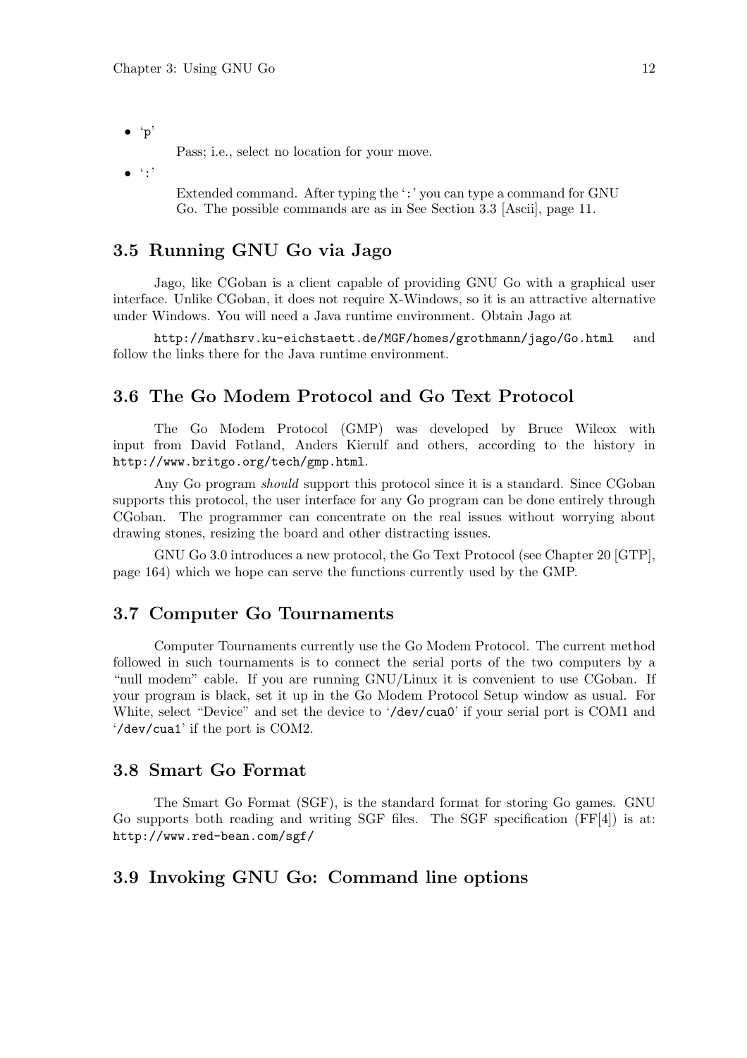- ‘p’

  Pass; i.e., select no location for your move.

- ‘:’

  Extended command. After typing the ‘:’ you can type a command for GNU Go. The possible commands are as in See Section 3.3 [Ascii], page 11.

## 3.5 Running GNU Go via Jago

Jago, like CGoban is a client capable of providing GNU Go with a graphical user interface. Unlike CGoban, it does not require X-Windows, so it is an attractive alternative under Windows. You will need a Java runtime environment. Obtain Jago at

`http://mathsrv.ku-eichstaett.de/MGF/homes/grothmann/jago/Go.html` and follow the links there for the Java runtime environment.

## 3.6 The Go Modem Protocol and Go Text Protocol

The Go Modem Protocol (GMP) was developed by Bruce Wilcox with input from David Fotland, Anders Kierulf and others, according to the history in `http://www.britgo.org/tech/gmp.html`.

Any Go program *should* support this protocol since it is a standard. Since CGoban supports this protocol, the user interface for any Go program can be done entirely through CGoban. The programmer can concentrate on the real issues without worrying about drawing stones, resizing the board and other distracting issues.

GNU Go 3.0 introduces a new protocol, the Go Text Protocol (see Chapter 20 [GTP], page 164) which we hope can serve the functions currently used by the GMP.

## 3.7 Computer Go Tournaments

Computer Tournaments currently use the Go Modem Protocol. The current method followed in such tournaments is to connect the serial ports of the two computers by a “null modem” cable. If you are running GNU/Linux it is convenient to use CGoban. If your program is black, set it up in the Go Modem Protocol Setup window as usual. For White, select “Device” and set the device to ‘`/dev/cua0`’ if your serial port is COM1 and ‘`/dev/cua1`’ if the port is COM2.

## 3.8 Smart Go Format

The Smart Go Format (SGF), is the standard format for storing Go games. GNU Go supports both reading and writing SGF files. The SGF specification (FF[4]) is at: `http://www.red-bean.com/sgf/`

## 3.9 Invoking GNU Go: Command line options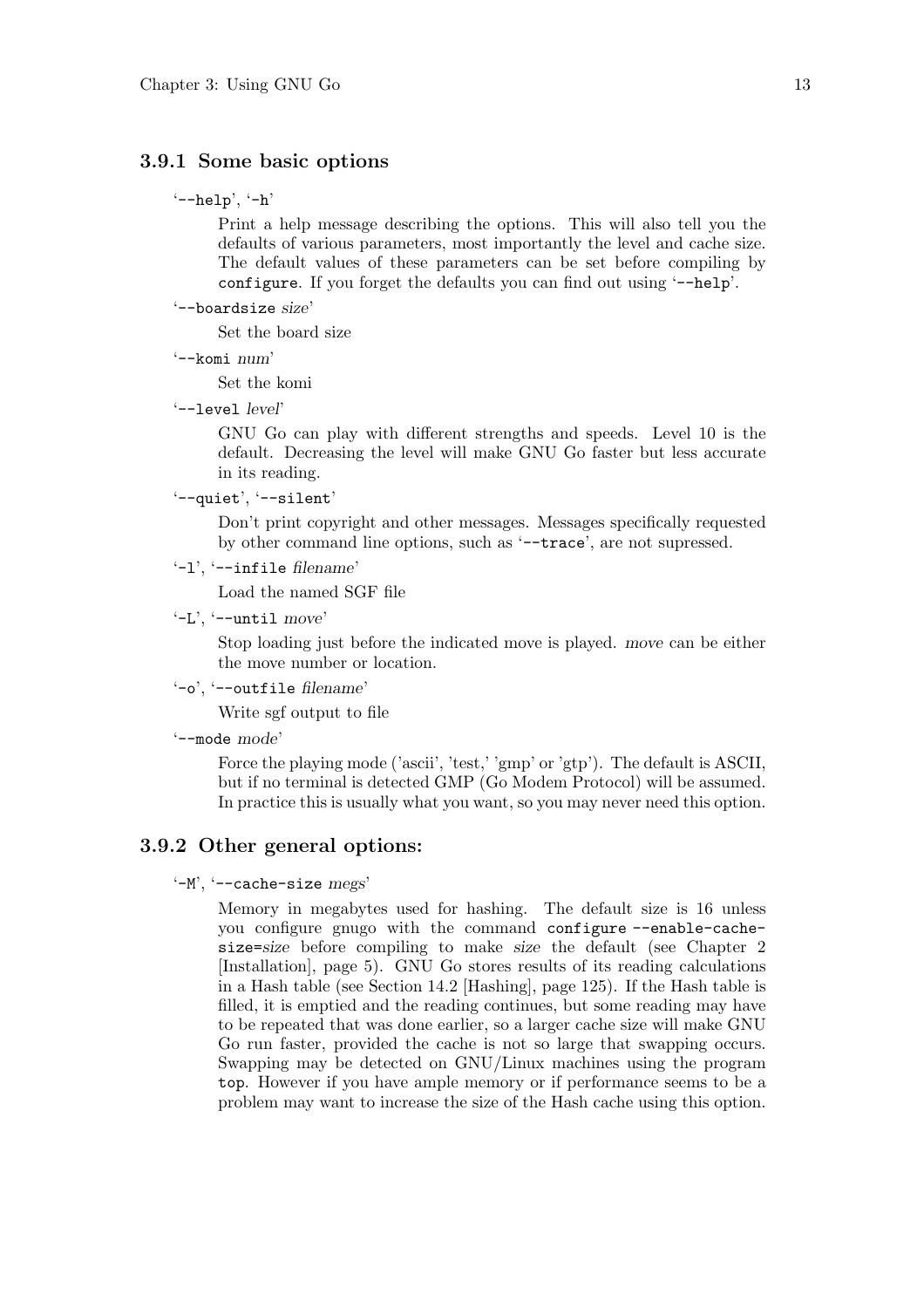### 3.9.1 Some basic options

'`--help`', '`-h`'

Print a help message describing the options. This will also tell you the defaults of various parameters, most importantly the level and cache size. The default values of these parameters can be set before compiling by `configure`. If you forget the defaults you can find out using '`--help`'.

'`--boardsize` *size*'

Set the board size

'`--komi` *num*'

Set the komi

'`--level` *level*'

GNU Go can play with different strengths and speeds. Level 10 is the default. Decreasing the level will make GNU Go faster but less accurate in its reading.

'`--quiet`', '`--silent`'

Don't print copyright and other messages. Messages specifically requested by other command line options, such as '`--trace`', are not supressed.

'`-l`', '`--infile` *filename*'

Load the named SGF file

'`-L`', '`--until` *move*'

Stop loading just before the indicated move is played. *move* can be either the move number or location.

'`-o`', '`--outfile` *filename*'

Write sgf output to file

'`--mode` *mode*'

Force the playing mode ('ascii', 'test,' 'gmp' or 'gtp'). The default is ASCII, but if no terminal is detected GMP (Go Modem Protocol) will be assumed. In practice this is usually what you want, so you may never need this option.

### 3.9.2 Other general options:

'`-M`', '`--cache-size` *megs*'

Memory in megabytes used for hashing. The default size is 16 unless you configure gnugo with the command `configure --enable-cache-size=`*size* before compiling to make *size* the default (see Chapter 2 [Installation], page 5). GNU Go stores results of its reading calculations in a Hash table (see Section 14.2 [Hashing], page 125). If the Hash table is filled, it is emptied and the reading continues, but some reading may have to be repeated that was done earlier, so a larger cache size will make GNU Go run faster, provided the cache is not so large that swapping occurs. Swapping may be detected on GNU/Linux machines using the program `top`. However if you have ample memory or if performance seems to be a problem may want to increase the size of the Hash cache using this option.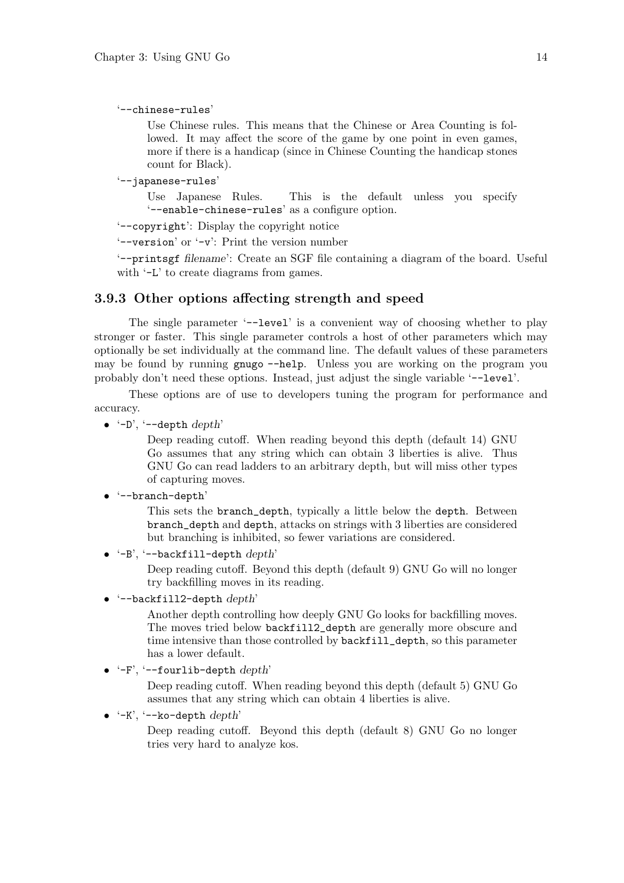'`--chinese-rules`'

> Use Chinese rules. This means that the Chinese or Area Counting is followed. It may affect the score of the game by one point in even games, more if there is a handicap (since in Chinese Counting the handicap stones count for Black).

'`--japanese-rules`'

> Use Japanese Rules. This is the default unless you specify '`--enable-chinese-rules`' as a configure option.

'`--copyright`': Display the copyright notice

'`--version`' or '`-v`': Print the version number

'`--printsgf` *filename*': Create an SGF file containing a diagram of the board. Useful with '`-L`' to create diagrams from games.

### 3.9.3 Other options affecting strength and speed

The single parameter '`--level`' is a convenient way of choosing whether to play stronger or faster. This single parameter controls a host of other parameters which may optionally be set individually at the command line. The default values of these parameters may be found by running `gnugo --help`. Unless you are working on the program you probably don't need these options. Instead, just adjust the single variable '`--level`'.

These options are of use to developers tuning the program for performance and accuracy.

- '`-D`', '`--depth` *depth*'

  Deep reading cutoff. When reading beyond this depth (default 14) GNU Go assumes that any string which can obtain 3 liberties is alive. Thus GNU Go can read ladders to an arbitrary depth, but will miss other types of capturing moves.

- '`--branch-depth`'

  This sets the `branch_depth`, typically a little below the `depth`. Between `branch_depth` and `depth`, attacks on strings with 3 liberties are considered but branching is inhibited, so fewer variations are considered.

- '`-B`', '`--backfill-depth` *depth*'

  Deep reading cutoff. Beyond this depth (default 9) GNU Go will no longer try backfilling moves in its reading.

- '`--backfill2-depth` *depth*'

  Another depth controlling how deeply GNU Go looks for backfilling moves. The moves tried below `backfill2_depth` are generally more obscure and time intensive than those controlled by `backfill_depth`, so this parameter has a lower default.

- '`-F`', '`--fourlib-depth` *depth*'

  Deep reading cutoff. When reading beyond this depth (default 5) GNU Go assumes that any string which can obtain 4 liberties is alive.

- '`-K`', '`--ko-depth` *depth*'

  Deep reading cutoff. Beyond this depth (default 8) GNU Go no longer tries very hard to analyze kos.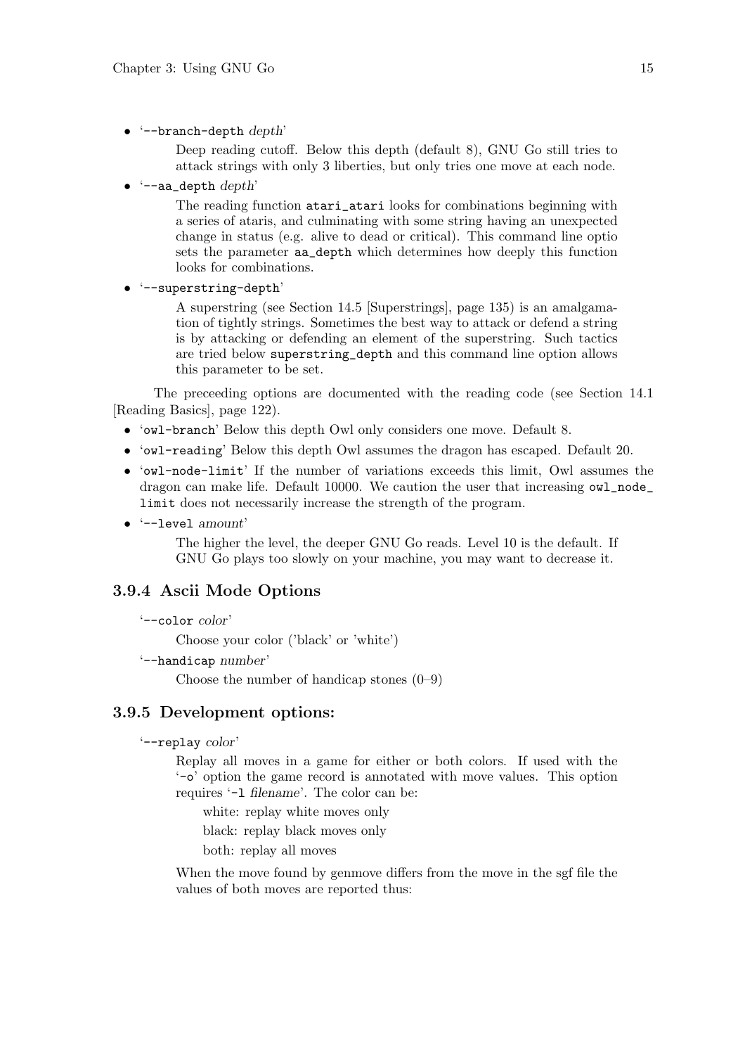- '`--branch-depth` *depth*'

  Deep reading cutoff. Below this depth (default 8), GNU Go still tries to attack strings with only 3 liberties, but only tries one move at each node.

- '`--aa_depth` *depth*'

  The reading function `atari_atari` looks for combinations beginning with a series of ataris, and culminating with some string having an unexpected change in status (e.g. alive to dead or critical). This command line optio sets the parameter `aa_depth` which determines how deeply this function looks for combinations.

- '`--superstring-depth`'

  A superstring (see Section 14.5 [Superstrings], page 135) is an amalgamation of tightly strings. Sometimes the best way to attack or defend a string is by attacking or defending an element of the superstring. Such tactics are tried below `superstring_depth` and this command line option allows this parameter to be set.

The preceeding options are documented with the reading code (see Section 14.1 [Reading Basics], page 122).

- '`owl-branch`' Below this depth Owl only considers one move. Default 8.
- '`owl-reading`' Below this depth Owl assumes the dragon has escaped. Default 20.
- '`owl-node-limit`' If the number of variations exceeds this limit, Owl assumes the dragon can make life. Default 10000. We caution the user that increasing `owl_node_limit` does not necessarily increase the strength of the program.
- '`--level` *amount*'

  The higher the level, the deeper GNU Go reads. Level 10 is the default. If GNU Go plays too slowly on your machine, you may want to decrease it.

### 3.9.4 Ascii Mode Options

'`--color` *color*'

Choose your color ('black' or 'white')

'`--handicap` *number*'

Choose the number of handicap stones (0–9)

### 3.9.5 Development options:

'`--replay` *color*'

Replay all moves in a game for either or both colors. If used with the '`-o`' option the game record is annotated with move values. This option requires '`-l` *filename*'. The color can be:

white: replay white moves only

black: replay black moves only

both: replay all moves

When the move found by genmove differs from the move in the sgf file the values of both moves are reported thus: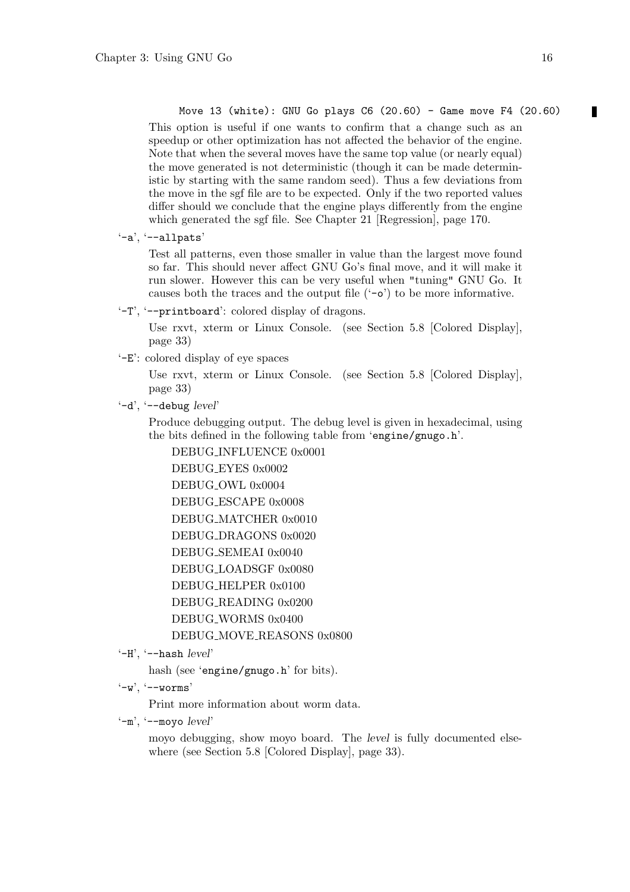```
Move 13 (white): GNU Go plays C6 (20.60) - Game move F4 (20.60)
```

This option is useful if one wants to confirm that a change such as an speedup or other optimization has not affected the behavior of the engine. Note that when the several moves have the same top value (or nearly equal) the move generated is not deterministic (though it can be made deterministic by starting with the same random seed). Thus a few deviations from the move in the sgf file are to be expected. Only if the two reported values differ should we conclude that the engine plays differently from the engine which generated the sgf file. See Chapter 21 [Regression], page 170.

'`-a`', '`--allpats`'

Test all patterns, even those smaller in value than the largest move found so far. This should never affect GNU Go's final move, and it will make it run slower. However this can be very useful when "tuning" GNU Go. It causes both the traces and the output file ('`-o`') to be more informative.

'`-T`', '`--printboard`': colored display of dragons.

Use rxvt, xterm or Linux Console. (see Section 5.8 [Colored Display], page 33)

'`-E`': colored display of eye spaces

Use rxvt, xterm or Linux Console. (see Section 5.8 [Colored Display], page 33)

'`-d`', '`--debug` *level*'

Produce debugging output. The debug level is given in hexadecimal, using the bits defined in the following table from '`engine/gnugo.h`'.

DEBUG_INFLUENCE 0x0001

DEBUG_EYES 0x0002

DEBUG_OWL 0x0004

DEBUG_ESCAPE 0x0008

DEBUG_MATCHER 0x0010

DEBUG_DRAGONS 0x0020

DEBUG_SEMEAI 0x0040

DEBUG_LOADSGF 0x0080

DEBUG_HELPER 0x0100

DEBUG_READING 0x0200

DEBUG_WORMS 0x0400

DEBUG_MOVE_REASONS 0x0800

'`-H`', '`--hash` *level*'

hash (see '`engine/gnugo.h`' for bits).

'`-w`', '`--worms`'

Print more information about worm data.

'`-m`', '`--moyo` *level*'

moyo debugging, show moyo board. The *level* is fully documented elsewhere (see Section 5.8 [Colored Display], page 33).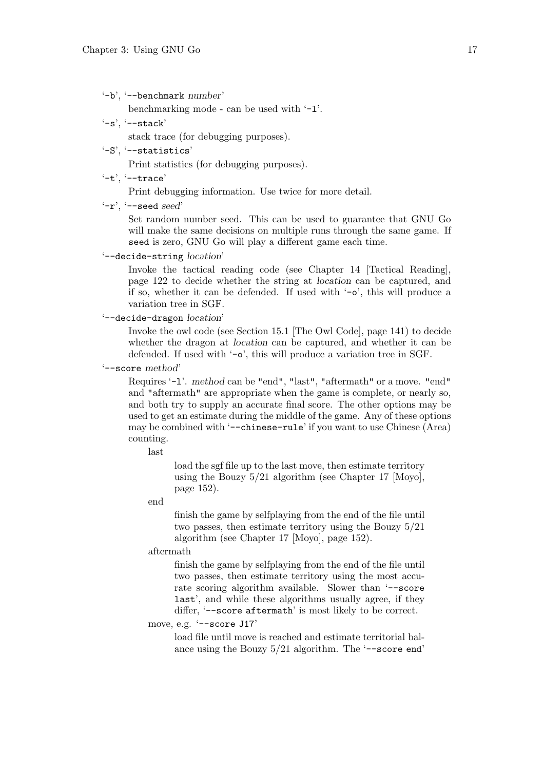'-b', '--benchmark *number*'

: benchmarking mode - can be used with '-l'.

'-s', '--stack'

: stack trace (for debugging purposes).

'-S', '--statistics'

: Print statistics (for debugging purposes).

'-t', '--trace'

: Print debugging information. Use twice for more detail.

'-r', '--seed *seed*'

: Set random number seed. This can be used to guarantee that GNU Go will make the same decisions on multiple runs through the same game. If `seed` is zero, GNU Go will play a different game each time.

'--decide-string *location*'

: Invoke the tactical reading code (see Chapter 14 [Tactical Reading], page 122 to decide whether the string at *location* can be captured, and if so, whether it can be defended. If used with '-o', this will produce a variation tree in SGF.

'--decide-dragon *location*'

: Invoke the owl code (see Section 15.1 [The Owl Code], page 141) to decide whether the dragon at *location* can be captured, and whether it can be defended. If used with '-o', this will produce a variation tree in SGF.

'--score *method*'

: Requires '-l'. *method* can be "end", "last", "aftermath" or a move. "end" and "aftermath" are appropriate when the game is complete, or nearly so, and both try to supply an accurate final score. The other options may be used to get an estimate during the middle of the game. Any of these options may be combined with '--chinese-rule' if you want to use Chinese (Area) counting.

  last

  : load the sgf file up to the last move, then estimate territory using the Bouzy 5/21 algorithm (see Chapter 17 [Moyo], page 152).

  end

  : finish the game by selfplaying from the end of the file until two passes, then estimate territory using the Bouzy 5/21 algorithm (see Chapter 17 [Moyo], page 152).

  aftermath

  : finish the game by selfplaying from the end of the file until two passes, then estimate territory using the most accurate scoring algorithm available. Slower than '--score last', and while these algorithms usually agree, if they differ, '--score aftermath' is most likely to be correct.

  move, e.g. '--score J17'

  : load file until move is reached and estimate territorial balance using the Bouzy 5/21 algorithm. The '--score end'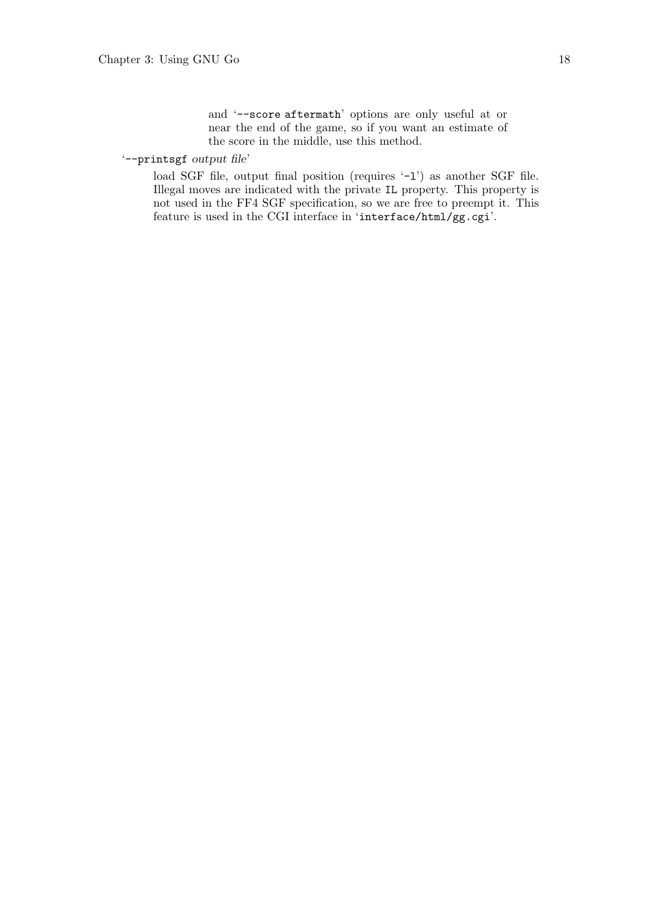and '`--score aftermath`' options are only useful at or near the end of the game, so if you want an estimate of the score in the middle, use this method.

'`--printsgf` *output file*'

load SGF file, output final position (requires '`-l`') as another SGF file. Illegal moves are indicated with the private `IL` property. This property is not used in the FF4 SGF specification, so we are free to preempt it. This feature is used in the CGI interface in '`interface/html/gg.cgi`'.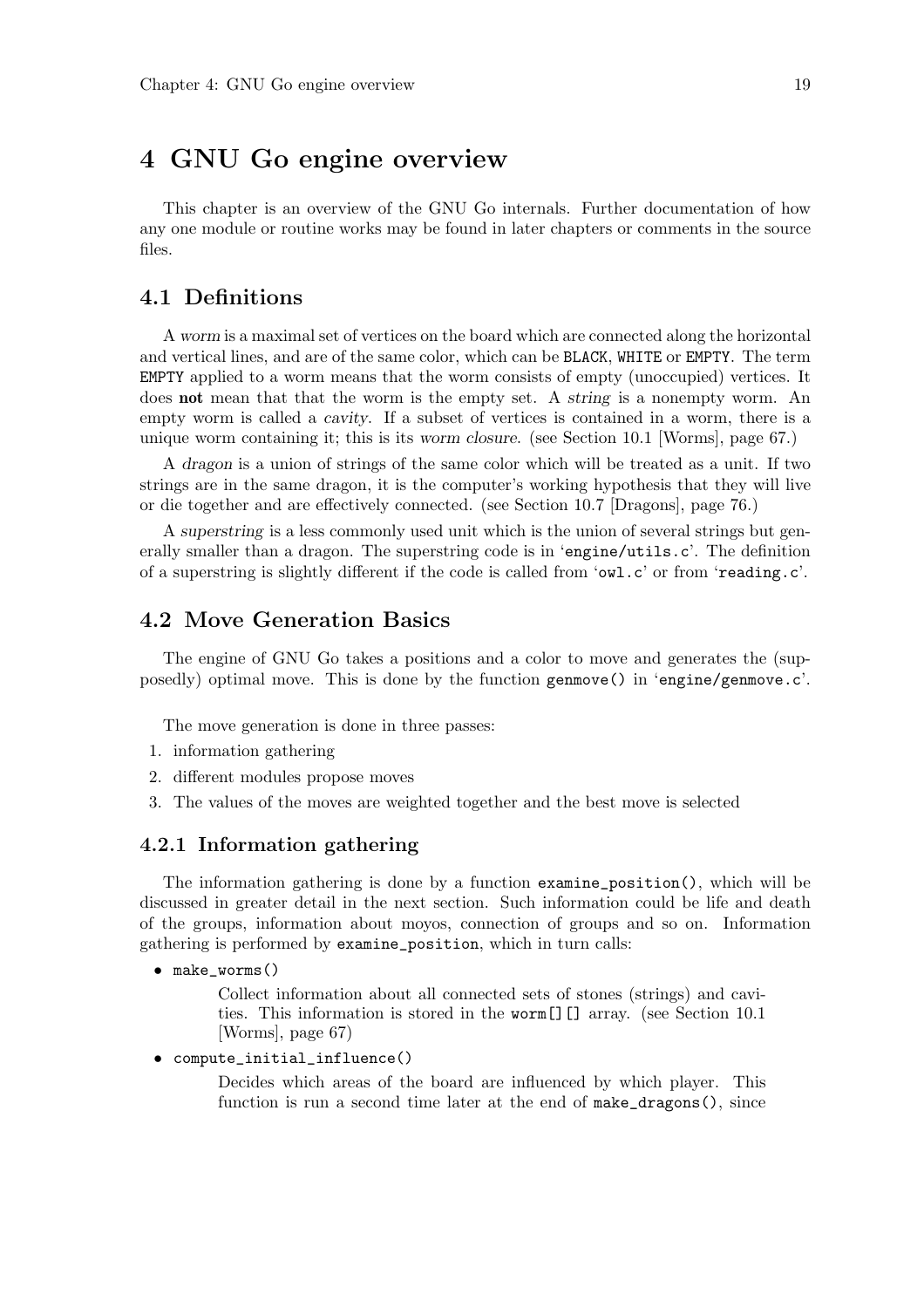# 4 GNU Go engine overview

This chapter is an overview of the GNU Go internals. Further documentation of how any one module or routine works may be found in later chapters or comments in the source files.

## 4.1 Definitions

A *worm* is a maximal set of vertices on the board which are connected along the horizontal and vertical lines, and are of the same color, which can be `BLACK`, `WHITE` or `EMPTY`. The term `EMPTY` applied to a worm means that the worm consists of empty (unoccupied) vertices. It does **not** mean that that the worm is the empty set. A *string* is a nonempty worm. An empty worm is called a *cavity*. If a subset of vertices is contained in a worm, there is a unique worm containing it; this is its *worm closure*. (see Section 10.1 [Worms], page 67.)

A *dragon* is a union of strings of the same color which will be treated as a unit. If two strings are in the same dragon, it is the computer's working hypothesis that they will live or die together and are effectively connected. (see Section 10.7 [Dragons], page 76.)

A *superstring* is a less commonly used unit which is the union of several strings but generally smaller than a dragon. The superstring code is in '`engine/utils.c`'. The definition of a superstring is slightly different if the code is called from '`owl.c`' or from '`reading.c`'.

## 4.2 Move Generation Basics

The engine of GNU Go takes a positions and a color to move and generates the (supposedly) optimal move. This is done by the function `genmove()` in '`engine/genmove.c`'.

The move generation is done in three passes:

1. information gathering
2. different modules propose moves
3. The values of the moves are weighted together and the best move is selected

### 4.2.1 Information gathering

The information gathering is done by a function `examine_position()`, which will be discussed in greater detail in the next section. Such information could be life and death of the groups, information about moyos, connection of groups and so on. Information gathering is performed by `examine_position`, which in turn calls:

- `make_worms()`

  Collect information about all connected sets of stones (strings) and cavities. This information is stored in the `worm[][]` array. (see Section 10.1 [Worms], page 67)

- `compute_initial_influence()`

  Decides which areas of the board are influenced by which player. This function is run a second time later at the end of `make_dragons()`, since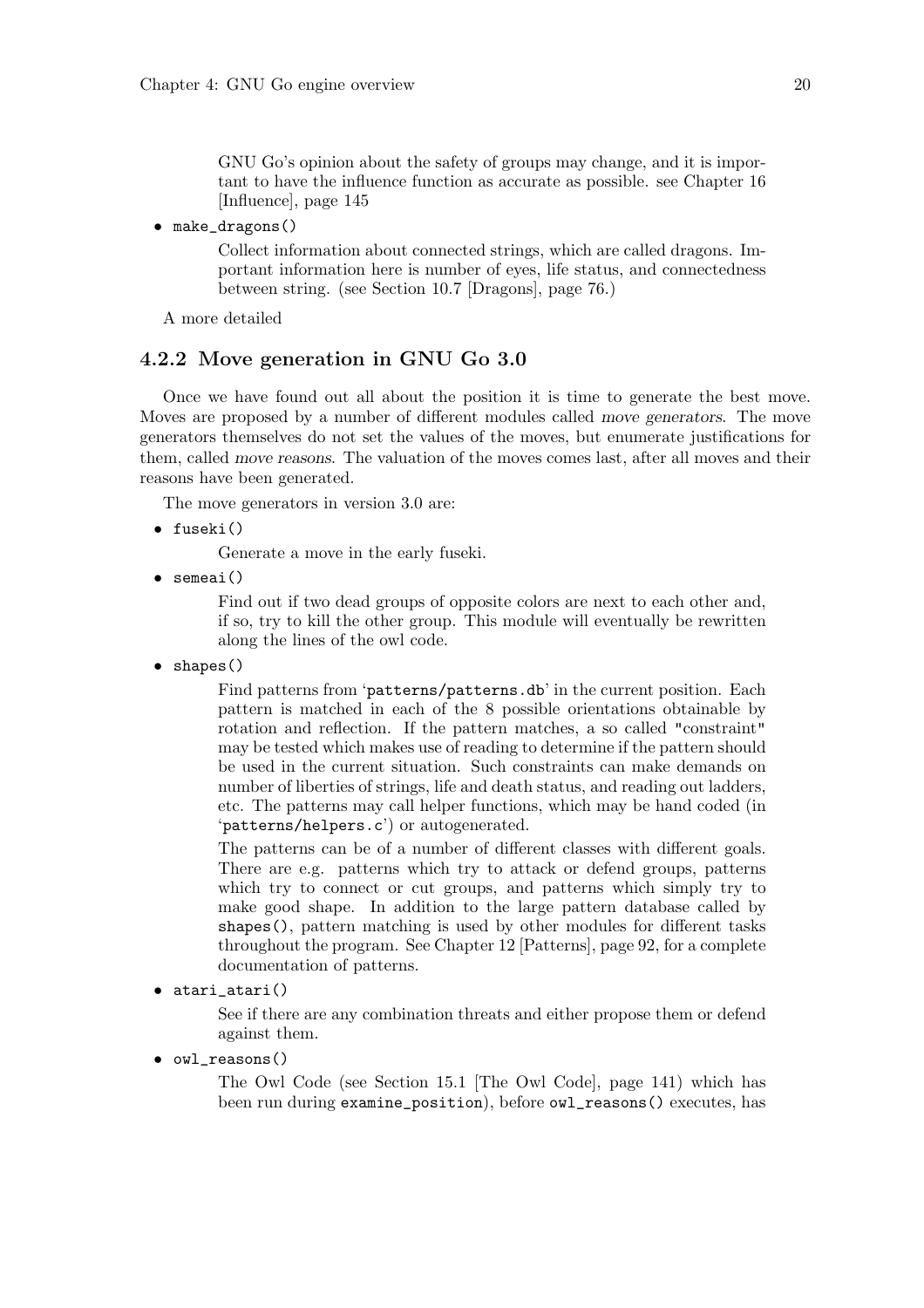GNU Go's opinion about the safety of groups may change, and it is important to have the influence function as accurate as possible. see Chapter 16 [Influence], page 145

- `make_dragons()`

  Collect information about connected strings, which are called dragons. Important information here is number of eyes, life status, and connectedness between string. (see Section 10.7 [Dragons], page 76.)

A more detailed

### 4.2.2 Move generation in GNU Go 3.0

Once we have found out all about the position it is time to generate the best move. Moves are proposed by a number of different modules called *move generators*. The move generators themselves do not set the values of the moves, but enumerate justifications for them, called *move reasons*. The valuation of the moves comes last, after all moves and their reasons have been generated.

The move generators in version 3.0 are:

- `fuseki()`

  Generate a move in the early fuseki.

- `semeai()`

  Find out if two dead groups of opposite colors are next to each other and, if so, try to kill the other group. This module will eventually be rewritten along the lines of the owl code.

- `shapes()`

  Find patterns from '`patterns/patterns.db`' in the current position. Each pattern is matched in each of the 8 possible orientations obtainable by rotation and reflection. If the pattern matches, a so called "constraint" may be tested which makes use of reading to determine if the pattern should be used in the current situation. Such constraints can make demands on number of liberties of strings, life and death status, and reading out ladders, etc. The patterns may call helper functions, which may be hand coded (in '`patterns/helpers.c`') or autogenerated.

  The patterns can be of a number of different classes with different goals. There are e.g. patterns which try to attack or defend groups, patterns which try to connect or cut groups, and patterns which simply try to make good shape. In addition to the large pattern database called by `shapes()`, pattern matching is used by other modules for different tasks throughout the program. See Chapter 12 [Patterns], page 92, for a complete documentation of patterns.

- `atari_atari()`

  See if there are any combination threats and either propose them or defend against them.

- `owl_reasons()`

  The Owl Code (see Section 15.1 [The Owl Code], page 141) which has been run during `examine_position`), before `owl_reasons()` executes, has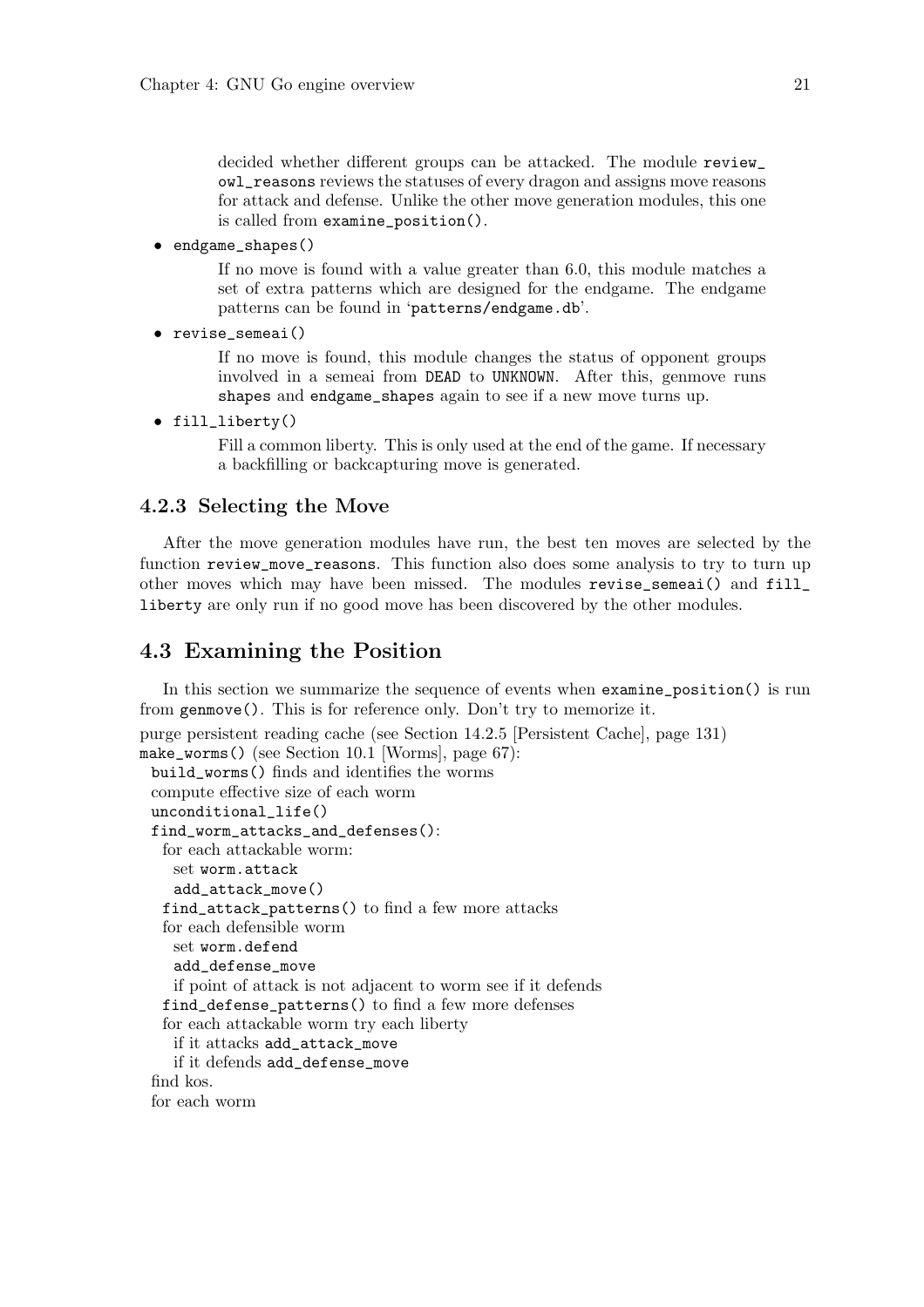decided whether different groups can be attacked. The module `review_owl_reasons` reviews the statuses of every dragon and assigns move reasons for attack and defense. Unlike the other move generation modules, this one is called from `examine_position()`.

- `endgame_shapes()`

  If no move is found with a value greater than 6.0, this module matches a set of extra patterns which are designed for the endgame. The endgame patterns can be found in '`patterns/endgame.db`'.

- `revise_semeai()`

  If no move is found, this module changes the status of opponent groups involved in a semeai from `DEAD` to `UNKNOWN`. After this, genmove runs `shapes` and `endgame_shapes` again to see if a new move turns up.

- `fill_liberty()`

  Fill a common liberty. This is only used at the end of the game. If necessary a backfilling or backcapturing move is generated.

### 4.2.3 Selecting the Move

After the move generation modules have run, the best ten moves are selected by the function `review_move_reasons`. This function also does some analysis to try to turn up other moves which may have been missed. The modules `revise_semeai()` and `fill_liberty` are only run if no good move has been discovered by the other modules.

## 4.3 Examining the Position

In this section we summarize the sequence of events when `examine_position()` is run from `genmove()`. This is for reference only. Don't try to memorize it.

purge persistent reading cache (see Section 14.2.5 [Persistent Cache], page 131)
`make_worms()` (see Section 10.1 [Worms], page 67):
  `build_worms()` finds and identifies the worms
  compute effective size of each worm
  `unconditional_life()`
  `find_worm_attacks_and_defenses()`:
    for each attackable worm:
      set `worm.attack`
      `add_attack_move()`
    `find_attack_patterns()` to find a few more attacks
    for each defensible worm
      set `worm.defend`
      `add_defense_move`
      if point of attack is not adjacent to worm see if it defends
    `find_defense_patterns()` to find a few more defenses
    for each attackable worm try each liberty
      if it attacks `add_attack_move`
      if it defends `add_defense_move`
  find kos.
  for each worm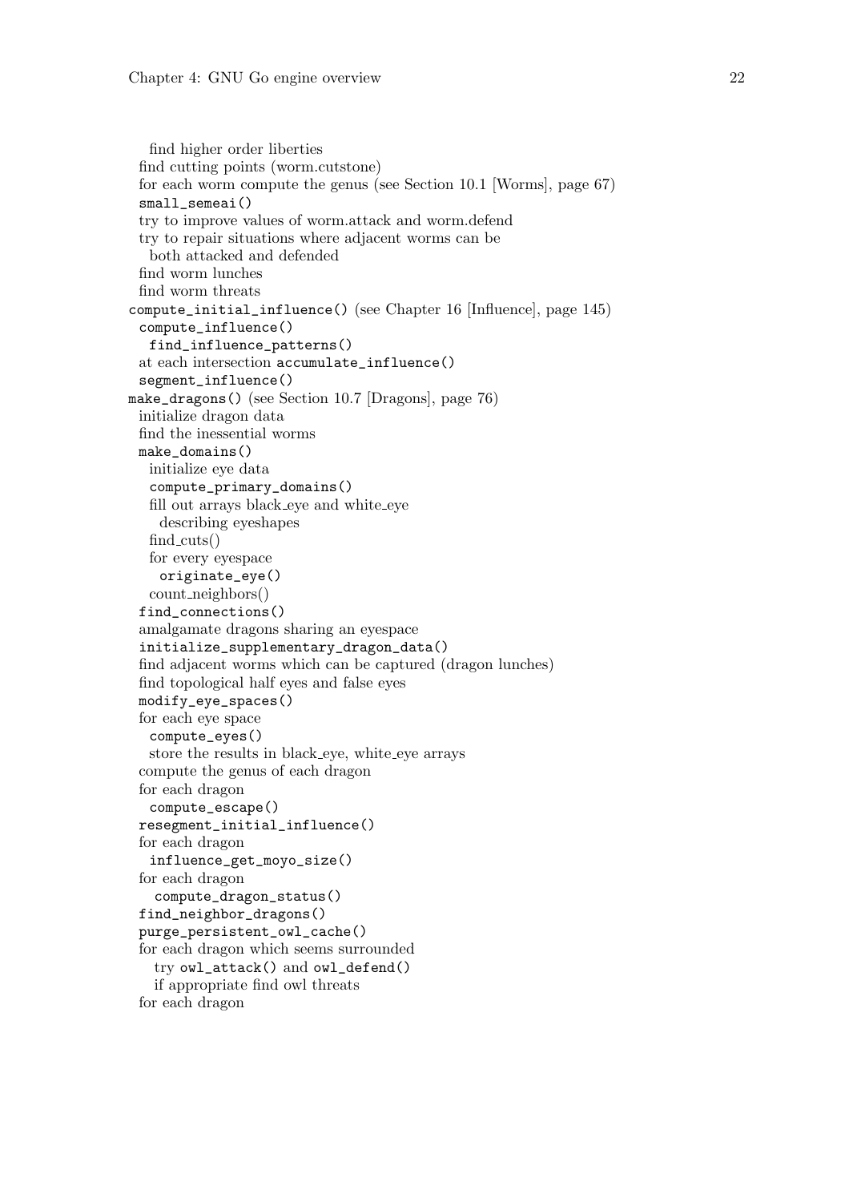```
    find higher order liberties
  find cutting points (worm.cutstone)
  for each worm compute the genus (see Section 10.1 [Worms], page 67)
  small_semeai()
  try to improve values of worm.attack and worm.defend
  try to repair situations where adjacent worms can be
    both attacked and defended
  find worm lunches
  find worm threats
compute_initial_influence() (see Chapter 16 [Influence], page 145)
  compute_influence()
    find_influence_patterns()
  at each intersection accumulate_influence()
  segment_influence()
make_dragons() (see Section 10.7 [Dragons], page 76)
  initialize dragon data
  find the inessential worms
  make_domains()
    initialize eye data
    compute_primary_domains()
    fill out arrays black_eye and white_eye
      describing eyeshapes
    find_cuts()
    for every eyespace
      originate_eye()
    count_neighbors()
  find_connections()
  amalgamate dragons sharing an eyespace
  initialize_supplementary_dragon_data()
  find adjacent worms which can be captured (dragon lunches)
  find topological half eyes and false eyes
  modify_eye_spaces()
  for each eye space
    compute_eyes()
    store the results in black_eye, white_eye arrays
  compute the genus of each dragon
  for each dragon
    compute_escape()
  resegment_initial_influence()
  for each dragon
    influence_get_moyo_size()
  for each dragon
     compute_dragon_status()
  find_neighbor_dragons()
  purge_persistent_owl_cache()
  for each dragon which seems surrounded
     try owl_attack() and owl_defend()
     if appropriate find owl threats
  for each dragon
```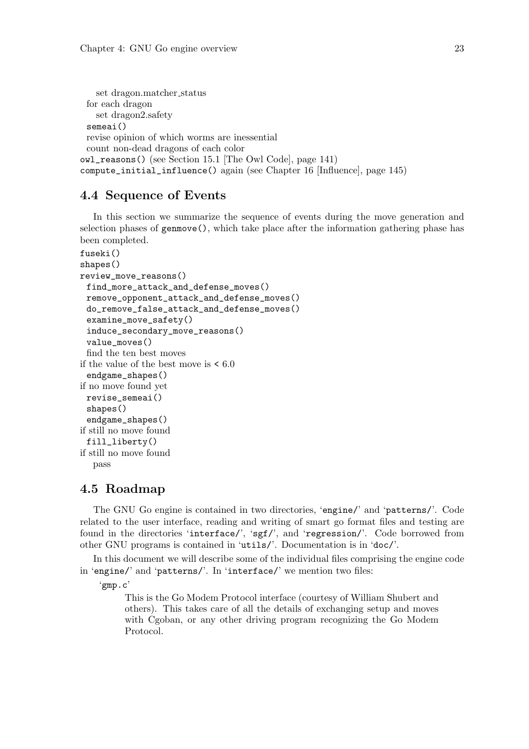```
    set dragon.matcher_status
  for each dragon
    set dragon2.safety
  semeai()
  revise opinion of which worms are inessential
  count non-dead dragons of each color
owl_reasons() (see Section 15.1 [The Owl Code], page 141)
compute_initial_influence() again (see Chapter 16 [Influence], page 145)
```

## 4.4 Sequence of Events

In this section we summarize the sequence of events during the move generation and selection phases of `genmove()`, which take place after the information gathering phase has been completed.

```
fuseki()
shapes()
review_move_reasons()
  find_more_attack_and_defense_moves()
  remove_opponent_attack_and_defense_moves()
  do_remove_false_attack_and_defense_moves()
  examine_move_safety()
  induce_secondary_move_reasons()
  value_moves()
  find the ten best moves
if the value of the best move is < 6.0
  endgame_shapes()
if no move found yet
  revise_semeai()
  shapes()
  endgame_shapes()
if still no move found
  fill_liberty()
if still no move found
    pass
```

## 4.5 Roadmap

The GNU Go engine is contained in two directories, '`engine/`' and '`patterns/`'. Code related to the user interface, reading and writing of smart go format files and testing are found in the directories '`interface/`', '`sgf/`', and '`regression/`'. Code borrowed from other GNU programs is contained in '`utils/`'. Documentation is in '`doc/`'.

In this document we will describe some of the individual files comprising the engine code in '`engine/`' and '`patterns/`'. In '`interface/`' we mention two files:

'`gmp.c`'

This is the Go Modem Protocol interface (courtesy of William Shubert and others). This takes care of all the details of exchanging setup and moves with Cgoban, or any other driving program recognizing the Go Modem Protocol.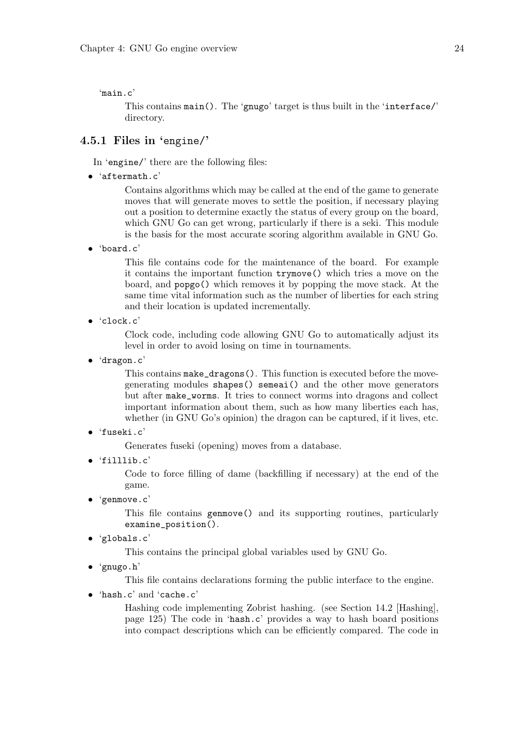'main.c'

This contains `main()`. The 'gnugo' target is thus built in the 'interface/' directory.

### 4.5.1 Files in 'engine/'

In 'engine/' there are the following files:

- 'aftermath.c'

  Contains algorithms which may be called at the end of the game to generate moves that will generate moves to settle the position, if necessary playing out a position to determine exactly the status of every group on the board, which GNU Go can get wrong, particularly if there is a seki. This module is the basis for the most accurate scoring algorithm available in GNU Go.

- 'board.c'

  This file contains code for the maintenance of the board. For example it contains the important function `trymove()` which tries a move on the board, and `popgo()` which removes it by popping the move stack. At the same time vital information such as the number of liberties for each string and their location is updated incrementally.

- 'clock.c'

  Clock code, including code allowing GNU Go to automatically adjust its level in order to avoid losing on time in tournaments.

- 'dragon.c'

  This contains `make_dragons()`. This function is executed before the move-generating modules `shapes()` `semeai()` and the other move generators but after `make_worms`. It tries to connect worms into dragons and collect important information about them, such as how many liberties each has, whether (in GNU Go's opinion) the dragon can be captured, if it lives, etc.

- 'fuseki.c'

  Generates fuseki (opening) moves from a database.

- 'filllib.c'

  Code to force filling of dame (backfilling if necessary) at the end of the game.

- 'genmove.c'

  This file contains `genmove()` and its supporting routines, particularly `examine_position()`.

- 'globals.c'

  This contains the principal global variables used by GNU Go.

- 'gnugo.h'

  This file contains declarations forming the public interface to the engine.

- 'hash.c' and 'cache.c'

  Hashing code implementing Zobrist hashing. (see Section 14.2 [Hashing], page 125) The code in 'hash.c' provides a way to hash board positions into compact descriptions which can be efficiently compared. The code in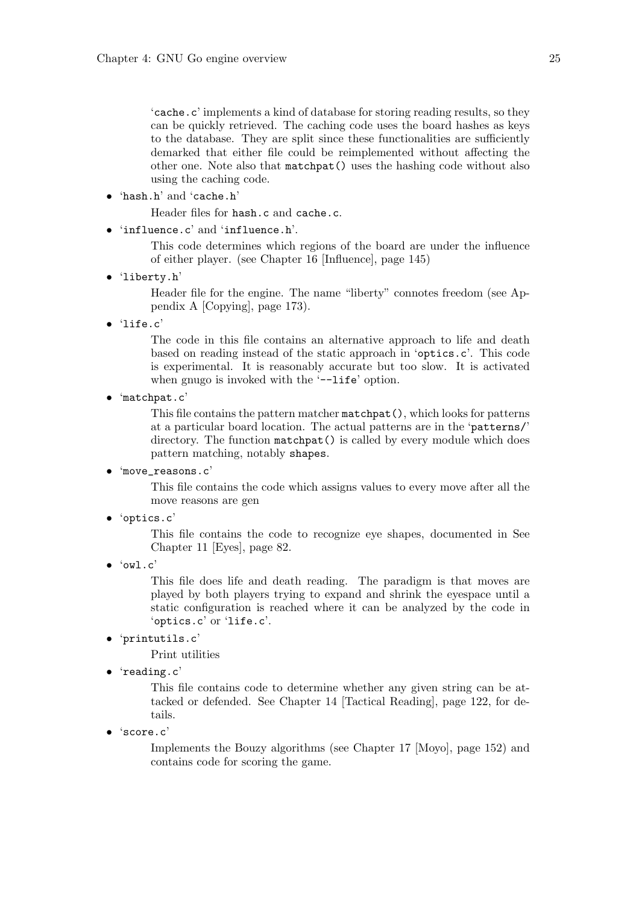'`cache.c`' implements a kind of database for storing reading results, so they can be quickly retrieved. The caching code uses the board hashes as keys to the database. They are split since these functionalities are sufficiently demarked that either file could be reimplemented without affecting the other one. Note also that `matchpat()` uses the hashing code without also using the caching code.

- '`hash.h`' and '`cache.h`'

  Header files for `hash.c` and `cache.c`.

- '`influence.c`' and '`influence.h`'.

  This code determines which regions of the board are under the influence of either player. (see Chapter 16 [Influence], page 145)

- '`liberty.h`'

  Header file for the engine. The name "liberty" connotes freedom (see Appendix A [Copying], page 173).

- '`life.c`'

  The code in this file contains an alternative approach to life and death based on reading instead of the static approach in '`optics.c`'. This code is experimental. It is reasonably accurate but too slow. It is activated when gnugo is invoked with the '`--life`' option.

- '`matchpat.c`'

  This file contains the pattern matcher `matchpat()`, which looks for patterns at a particular board location. The actual patterns are in the '`patterns/`' directory. The function `matchpat()` is called by every module which does pattern matching, notably `shapes`.

- '`move_reasons.c`'

  This file contains the code which assigns values to every move after all the move reasons are gen

- '`optics.c`'

  This file contains the code to recognize eye shapes, documented in See Chapter 11 [Eyes], page 82.

- '`owl.c`'

  This file does life and death reading. The paradigm is that moves are played by both players trying to expand and shrink the eyespace until a static configuration is reached where it can be analyzed by the code in '`optics.c`' or '`life.c`'.

- '`printutils.c`'

  Print utilities

- '`reading.c`'

  This file contains code to determine whether any given string can be attacked or defended. See Chapter 14 [Tactical Reading], page 122, for details.

- '`score.c`'

  Implements the Bouzy algorithms (see Chapter 17 [Moyo], page 152) and contains code for scoring the game.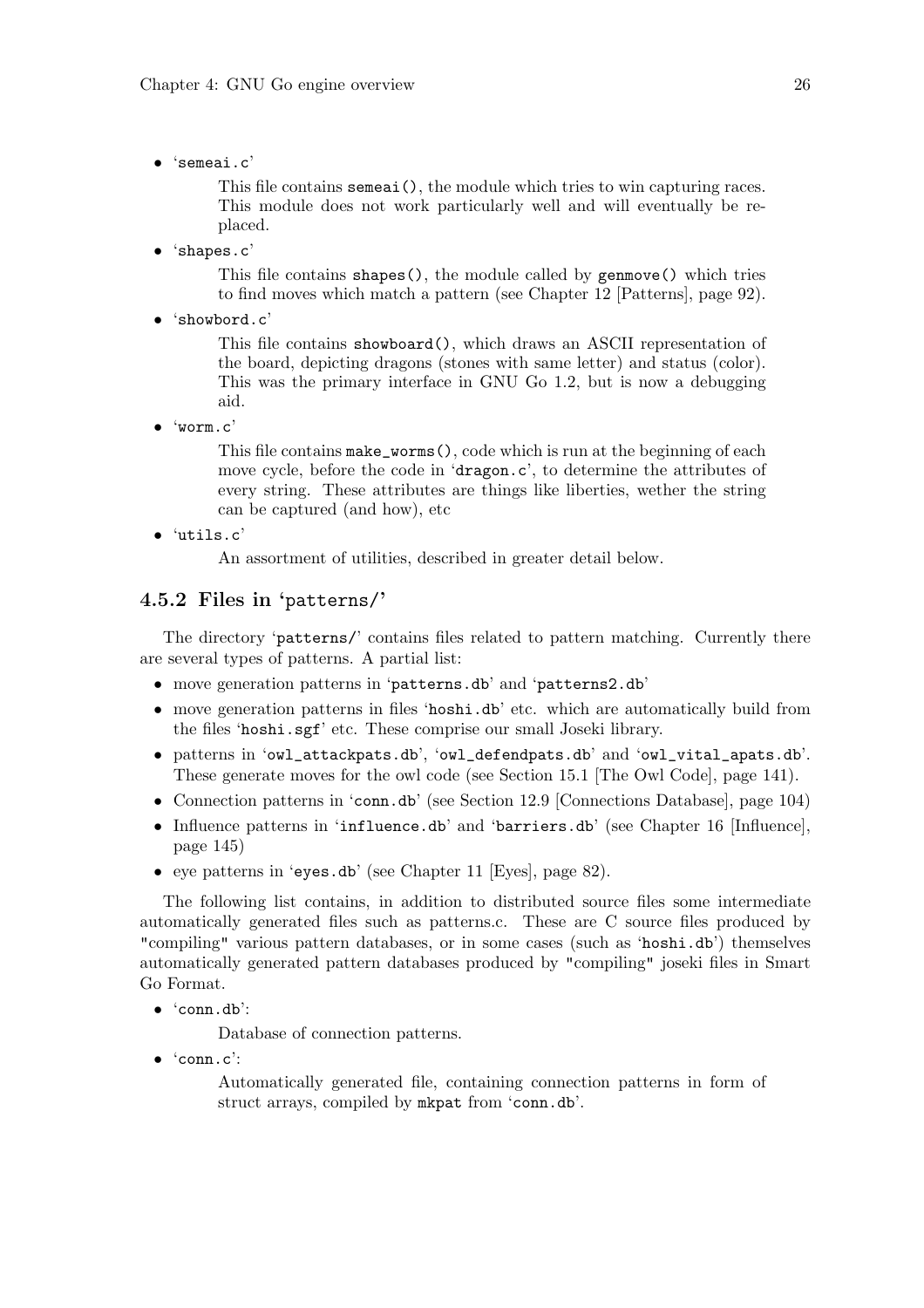- 'semeai.c'

  This file contains semeai(), the module which tries to win capturing races. This module does not work particularly well and will eventually be replaced.

- 'shapes.c'

  This file contains shapes(), the module called by genmove() which tries to find moves which match a pattern (see Chapter 12 [Patterns], page 92).

- 'showbord.c'

  This file contains showboard(), which draws an ASCII representation of the board, depicting dragons (stones with same letter) and status (color). This was the primary interface in GNU Go 1.2, but is now a debugging aid.

- 'worm.c'

  This file contains make_worms(), code which is run at the beginning of each move cycle, before the code in 'dragon.c', to determine the attributes of every string. These attributes are things like liberties, wether the string can be captured (and how), etc

- 'utils.c'

  An assortment of utilities, described in greater detail below.

### 4.5.2 Files in 'patterns/'

The directory 'patterns/' contains files related to pattern matching. Currently there are several types of patterns. A partial list:

- move generation patterns in 'patterns.db' and 'patterns2.db'
- move generation patterns in files 'hoshi.db' etc. which are automatically build from the files 'hoshi.sgf' etc. These comprise our small Joseki library.
- patterns in 'owl_attackpats.db', 'owl_defendpats.db' and 'owl_vital_apats.db'. These generate moves for the owl code (see Section 15.1 [The Owl Code], page 141).
- Connection patterns in 'conn.db' (see Section 12.9 [Connections Database], page 104)
- Influence patterns in 'influence.db' and 'barriers.db' (see Chapter 16 [Influence], page 145)
- eye patterns in 'eyes.db' (see Chapter 11 [Eyes], page 82).

The following list contains, in addition to distributed source files some intermediate automatically generated files such as patterns.c. These are C source files produced by "compiling" various pattern databases, or in some cases (such as 'hoshi.db') themselves automatically generated pattern databases produced by "compiling" joseki files in Smart Go Format.

- 'conn.db':

  Database of connection patterns.

- 'conn.c':

  Automatically generated file, containing connection patterns in form of struct arrays, compiled by mkpat from 'conn.db'.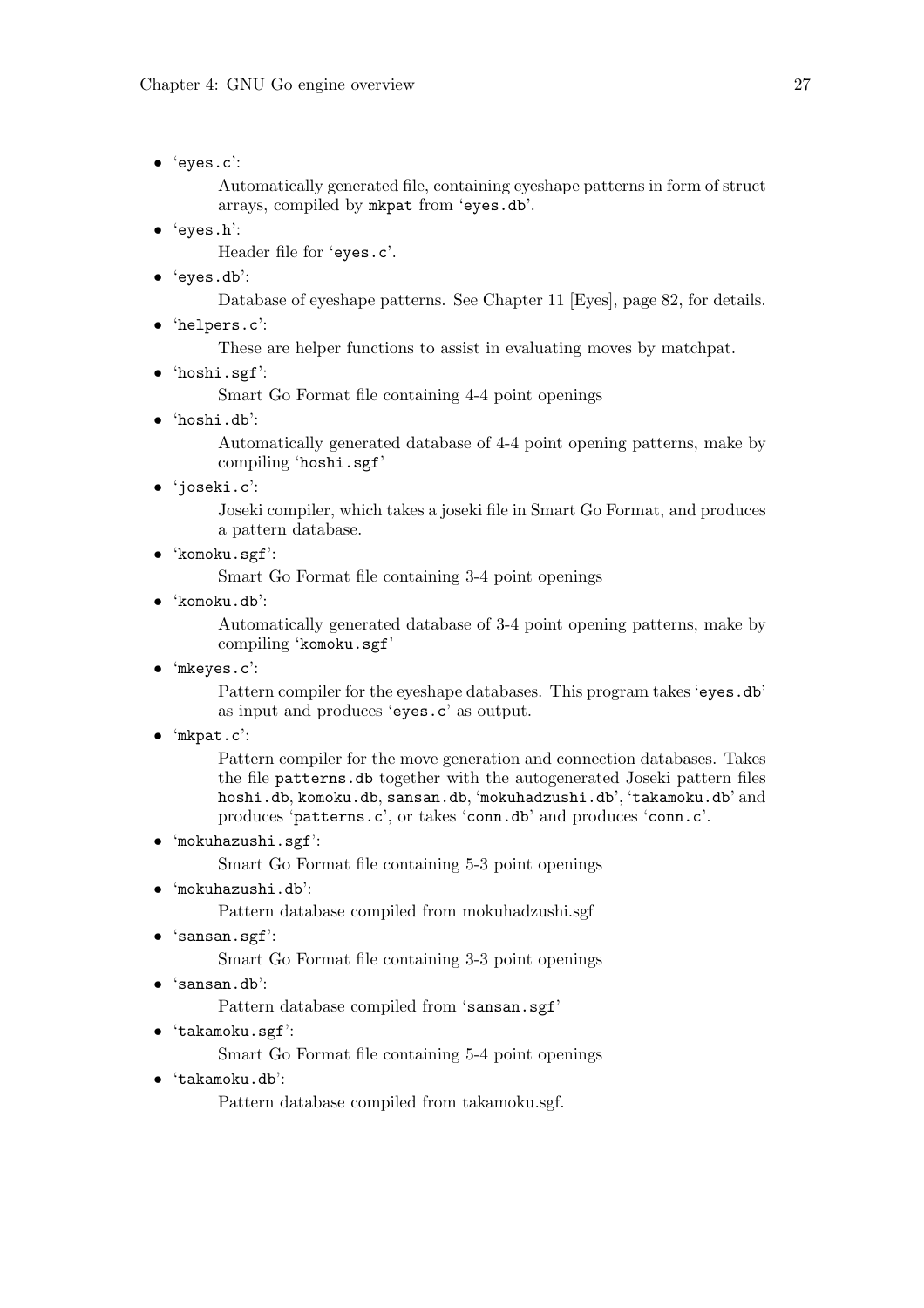- `eyes.c`:

  Automatically generated file, containing eyeshape patterns in form of struct arrays, compiled by `mkpat` from `eyes.db`.

- `eyes.h`:

  Header file for `eyes.c`.

- `eyes.db`:

  Database of eyeshape patterns. See Chapter 11 [Eyes], page 82, for details.

- `helpers.c`:

  These are helper functions to assist in evaluating moves by matchpat.

- `hoshi.sgf`:

  Smart Go Format file containing 4-4 point openings

- `hoshi.db`:

  Automatically generated database of 4-4 point opening patterns, make by compiling `hoshi.sgf`

- `joseki.c`:

  Joseki compiler, which takes a joseki file in Smart Go Format, and produces a pattern database.

- `komoku.sgf`:

  Smart Go Format file containing 3-4 point openings

- `komoku.db`:

  Automatically generated database of 3-4 point opening patterns, make by compiling `komoku.sgf`

- `mkeyes.c`:

  Pattern compiler for the eyeshape databases. This program takes `eyes.db` as input and produces `eyes.c` as output.

- `mkpat.c`:

  Pattern compiler for the move generation and connection databases. Takes the file `patterns.db` together with the autogenerated Joseki pattern files `hoshi.db`, `komoku.db`, `sansan.db`, `mokuhadzushi.db`, `takamoku.db` and produces `patterns.c`, or takes `conn.db` and produces `conn.c`.

- `mokuhazushi.sgf`:

  Smart Go Format file containing 5-3 point openings

- `mokuhazushi.db`:

  Pattern database compiled from mokuhadzushi.sgf

- `sansan.sgf`:

  Smart Go Format file containing 3-3 point openings

- `sansan.db`:

  Pattern database compiled from `sansan.sgf`

- `takamoku.sgf`:

  Smart Go Format file containing 5-4 point openings

- `takamoku.db`:

  Pattern database compiled from takamoku.sgf.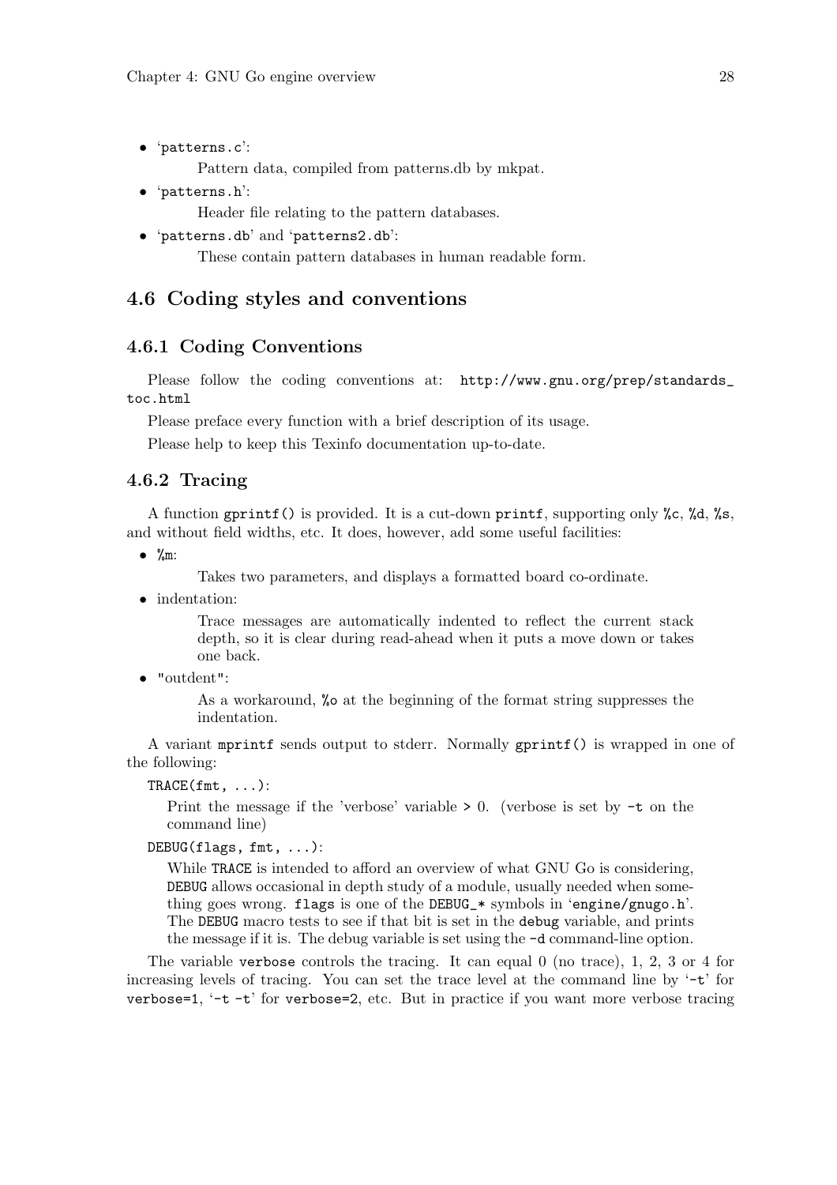- 'patterns.c':

  Pattern data, compiled from patterns.db by mkpat.

- 'patterns.h':

  Header file relating to the pattern databases.

- 'patterns.db' and 'patterns2.db':

  These contain pattern databases in human readable form.

## 4.6 Coding styles and conventions

### 4.6.1 Coding Conventions

Please follow the coding conventions at: `http://www.gnu.org/prep/standards_toc.html`

Please preface every function with a brief description of its usage.

Please help to keep this Texinfo documentation up-to-date.

### 4.6.2 Tracing

A function `gprintf()` is provided. It is a cut-down `printf`, supporting only `%c`, `%d`, `%s`, and without field widths, etc. It does, however, add some useful facilities:

- `%m`:

  Takes two parameters, and displays a formatted board co-ordinate.

- indentation:

  Trace messages are automatically indented to reflect the current stack depth, so it is clear during read-ahead when it puts a move down or takes one back.

- "outdent":

  As a workaround, `%o` at the beginning of the format string suppresses the indentation.

A variant `mprintf` sends output to stderr. Normally `gprintf()` is wrapped in one of the following:

`TRACE(fmt, ...)`:

Print the message if the 'verbose' variable `>` 0. (verbose is set by `-t` on the command line)

`DEBUG(flags, fmt, ...)`:

While `TRACE` is intended to afford an overview of what GNU Go is considering, `DEBUG` allows occasional in depth study of a module, usually needed when something goes wrong. `flags` is one of the `DEBUG_*` symbols in 'engine/gnugo.h'. The `DEBUG` macro tests to see if that bit is set in the `debug` variable, and prints the message if it is. The debug variable is set using the `-d` command-line option.

The variable `verbose` controls the tracing. It can equal 0 (no trace), 1, 2, 3 or 4 for increasing levels of tracing. You can set the trace level at the command line by '`-t`' for `verbose=1`, '`-t -t`' for `verbose=2`, etc. But in practice if you want more verbose tracing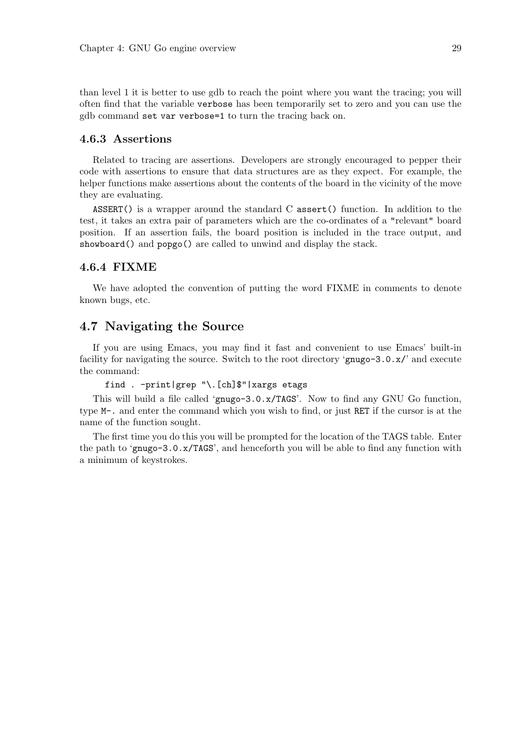than level 1 it is better to use gdb to reach the point where you want the tracing; you will often find that the variable `verbose` has been temporarily set to zero and you can use the gdb command `set var verbose=1` to turn the tracing back on.

### 4.6.3 Assertions

Related to tracing are assertions. Developers are strongly encouraged to pepper their code with assertions to ensure that data structures are as they expect. For example, the helper functions make assertions about the contents of the board in the vicinity of the move they are evaluating.

`ASSERT()` is a wrapper around the standard C `assert()` function. In addition to the test, it takes an extra pair of parameters which are the co-ordinates of a "relevant" board position. If an assertion fails, the board position is included in the trace output, and `showboard()` and `popgo()` are called to unwind and display the stack.

### 4.6.4 FIXME

We have adopted the convention of putting the word FIXME in comments to denote known bugs, etc.

## 4.7 Navigating the Source

If you are using Emacs, you may find it fast and convenient to use Emacs' built-in facility for navigating the source. Switch to the root directory '`gnugo-3.0.x/`' and execute the command:

```
find . -print|grep "\.[ch]$"|xargs etags
```

This will build a file called '`gnugo-3.0.x/TAGS`'. Now to find any GNU Go function, type `M-.` and enter the command which you wish to find, or just `RET` if the cursor is at the name of the function sought.

The first time you do this you will be prompted for the location of the TAGS table. Enter the path to '`gnugo-3.0.x/TAGS`', and henceforth you will be able to find any function with a minimum of keystrokes.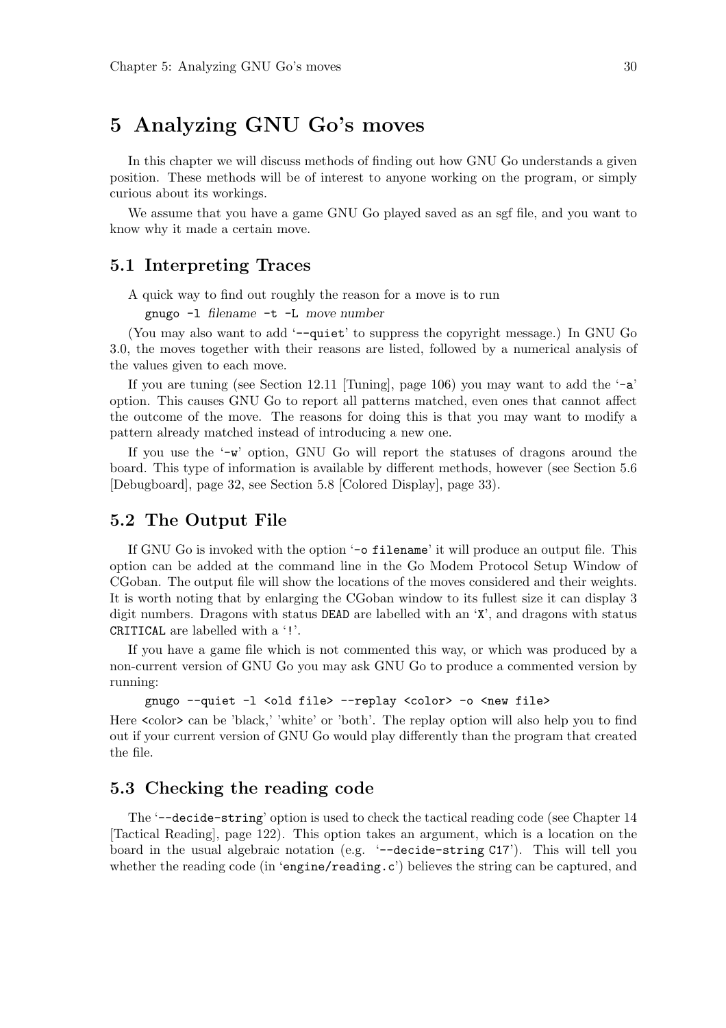# 5 Analyzing GNU Go's moves

In this chapter we will discuss methods of finding out how GNU Go understands a given position. These methods will be of interest to anyone working on the program, or simply curious about its workings.

We assume that you have a game GNU Go played saved as an sgf file, and you want to know why it made a certain move.

## 5.1 Interpreting Traces

A quick way to find out roughly the reason for a move is to run

```
gnugo -l filename -t -L move number
```

(You may also want to add '`--quiet`' to suppress the copyright message.) In GNU Go 3.0, the moves together with their reasons are listed, followed by a numerical analysis of the values given to each move.

If you are tuning (see Section 12.11 [Tuning], page 106) you may want to add the '`-a`' option. This causes GNU Go to report all patterns matched, even ones that cannot affect the outcome of the move. The reasons for doing this is that you may want to modify a pattern already matched instead of introducing a new one.

If you use the '`-w`' option, GNU Go will report the statuses of dragons around the board. This type of information is available by different methods, however (see Section 5.6 [Debugboard], page 32, see Section 5.8 [Colored Display], page 33).

## 5.2 The Output File

If GNU Go is invoked with the option '`-o filename`' it will produce an output file. This option can be added at the command line in the Go Modem Protocol Setup Window of CGoban. The output file will show the locations of the moves considered and their weights. It is worth noting that by enlarging the CGoban window to its fullest size it can display 3 digit numbers. Dragons with status `DEAD` are labelled with an '`X`', and dragons with status `CRITICAL` are labelled with a '`!`'.

If you have a game file which is not commented this way, or which was produced by a non-current version of GNU Go you may ask GNU Go to produce a commented version by running:

```
gnugo --quiet -l <old file> --replay <color> -o <new file>
```

Here `<color>` can be 'black,' 'white' or 'both'. The replay option will also help you to find out if your current version of GNU Go would play differently than the program that created the file.

## 5.3 Checking the reading code

The '`--decide-string`' option is used to check the tactical reading code (see Chapter 14 [Tactical Reading], page 122). This option takes an argument, which is a location on the board in the usual algebraic notation (e.g. '`--decide-string C17`'). This will tell you whether the reading code (in '`engine/reading.c`') believes the string can be captured, and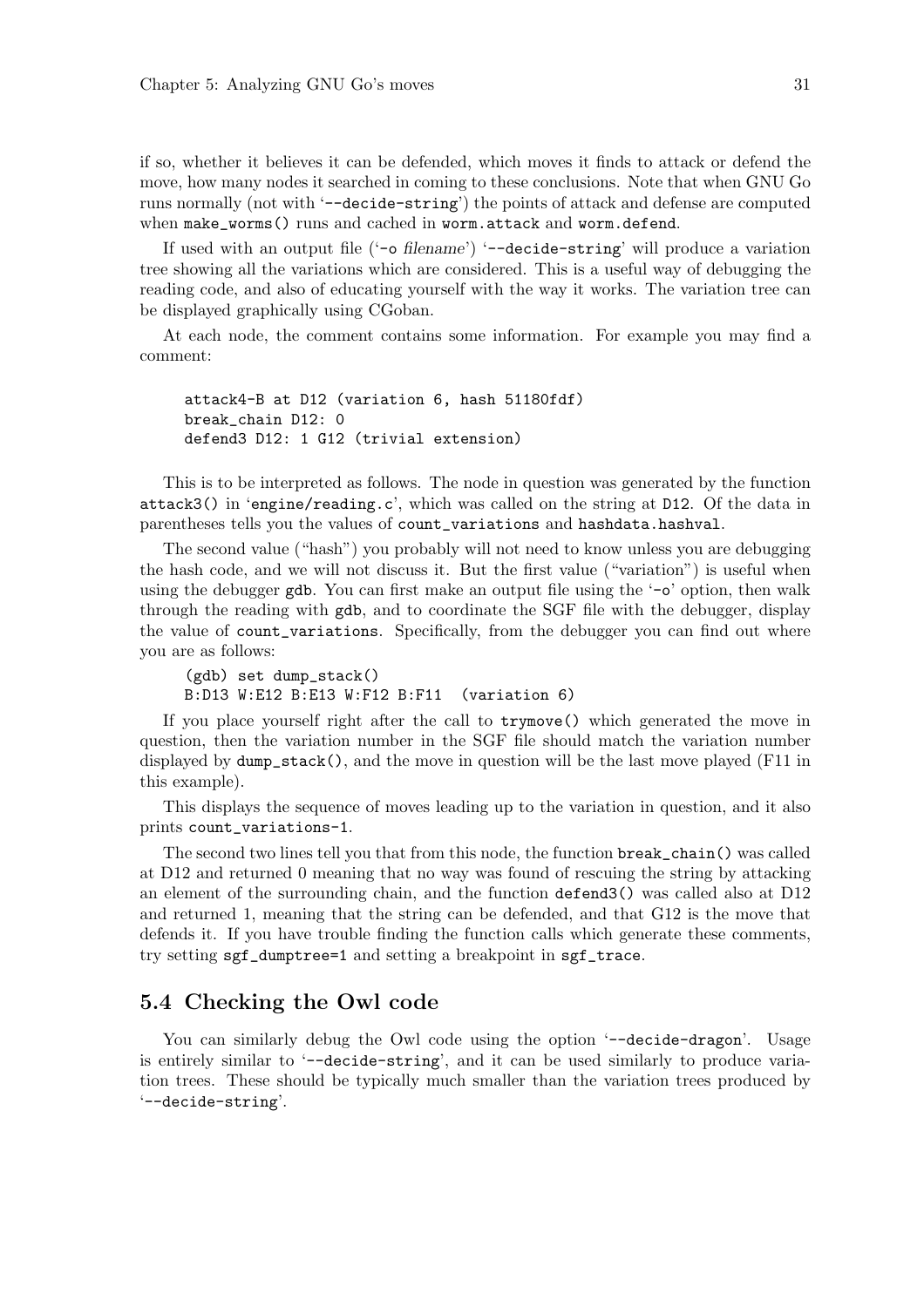if so, whether it believes it can be defended, which moves it finds to attack or defend the move, how many nodes it searched in coming to these conclusions. Note that when GNU Go runs normally (not with '`--decide-string`') the points of attack and defense are computed when `make_worms()` runs and cached in `worm.attack` and `worm.defend`.

If used with an output file ('`-o` *filename*') '`--decide-string`' will produce a variation tree showing all the variations which are considered. This is a useful way of debugging the reading code, and also of educating yourself with the way it works. The variation tree can be displayed graphically using CGoban.

At each node, the comment contains some information. For example you may find a comment:

```
attack4-B at D12 (variation 6, hash 51180fdf)
break_chain D12: 0
defend3 D12: 1 G12 (trivial extension)
```

This is to be interpreted as follows. The node in question was generated by the function `attack3()` in '`engine/reading.c`', which was called on the string at `D12`. Of the data in parentheses tells you the values of `count_variations` and `hashdata.hashval`.

The second value ("hash") you probably will not need to know unless you are debugging the hash code, and we will not discuss it. But the first value ("variation") is useful when using the debugger `gdb`. You can first make an output file using the '`-o`' option, then walk through the reading with `gdb`, and to coordinate the SGF file with the debugger, display the value of `count_variations`. Specifically, from the debugger you can find out where you are as follows:

```
(gdb) set dump_stack()
B:D13 W:E12 B:E13 W:F12 B:F11  (variation 6)
```

If you place yourself right after the call to `trymove()` which generated the move in question, then the variation number in the SGF file should match the variation number displayed by `dump_stack()`, and the move in question will be the last move played (F11 in this example).

This displays the sequence of moves leading up to the variation in question, and it also prints `count_variations-1`.

The second two lines tell you that from this node, the function `break_chain()` was called at D12 and returned 0 meaning that no way was found of rescuing the string by attacking an element of the surrounding chain, and the function `defend3()` was called also at D12 and returned 1, meaning that the string can be defended, and that G12 is the move that defends it. If you have trouble finding the function calls which generate these comments, try setting `sgf_dumptree=1` and setting a breakpoint in `sgf_trace`.

## 5.4 Checking the Owl code

You can similarly debug the Owl code using the option '`--decide-dragon`'. Usage is entirely similar to '`--decide-string`', and it can be used similarly to produce variation trees. These should be typically much smaller than the variation trees produced by '`--decide-string`'.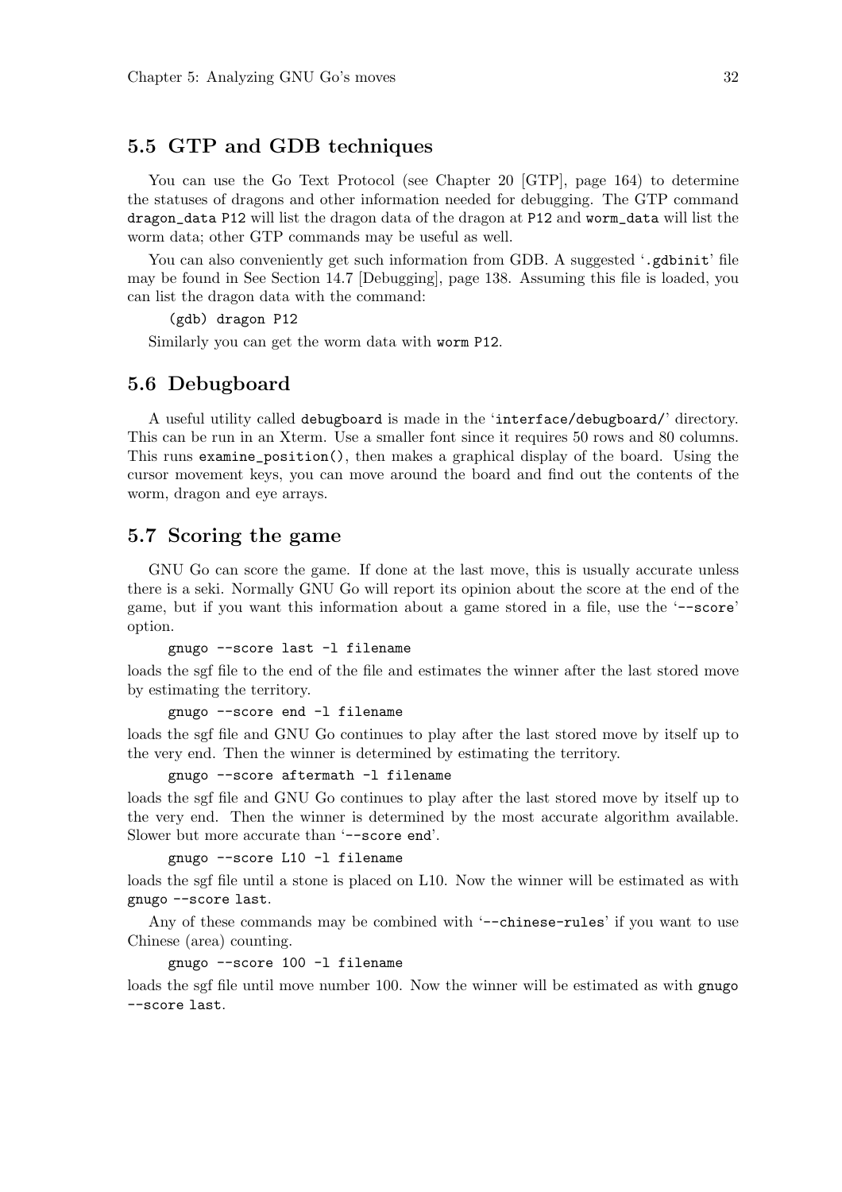## 5.5 GTP and GDB techniques

You can use the Go Text Protocol (see Chapter 20 [GTP], page 164) to determine the statuses of dragons and other information needed for debugging. The GTP command `dragon_data P12` will list the dragon data of the dragon at `P12` and `worm_data` will list the worm data; other GTP commands may be useful as well.

You can also conveniently get such information from GDB. A suggested '`.gdbinit`' file may be found in See Section 14.7 [Debugging], page 138. Assuming this file is loaded, you can list the dragon data with the command:

```
(gdb) dragon P12
```

Similarly you can get the worm data with `worm P12`.

## 5.6 Debugboard

A useful utility called `debugboard` is made in the '`interface/debugboard/`' directory. This can be run in an Xterm. Use a smaller font since it requires 50 rows and 80 columns. This runs `examine_position()`, then makes a graphical display of the board. Using the cursor movement keys, you can move around the board and find out the contents of the worm, dragon and eye arrays.

## 5.7 Scoring the game

GNU Go can score the game. If done at the last move, this is usually accurate unless there is a seki. Normally GNU Go will report its opinion about the score at the end of the game, but if you want this information about a game stored in a file, use the '`--score`' option.

```
gnugo --score last -l filename
```

loads the sgf file to the end of the file and estimates the winner after the last stored move by estimating the territory.

```
gnugo --score end -l filename
```

loads the sgf file and GNU Go continues to play after the last stored move by itself up to the very end. Then the winner is determined by estimating the territory.

```
gnugo --score aftermath -l filename
```

loads the sgf file and GNU Go continues to play after the last stored move by itself up to the very end. Then the winner is determined by the most accurate algorithm available. Slower but more accurate than '`--score end`'.

```
gnugo --score L10 -l filename
```

loads the sgf file until a stone is placed on L10. Now the winner will be estimated as with `gnugo --score last`.

Any of these commands may be combined with '`--chinese-rules`' if you want to use Chinese (area) counting.

```
gnugo --score 100 -l filename
```

loads the sgf file until move number 100. Now the winner will be estimated as with `gnugo --score last`.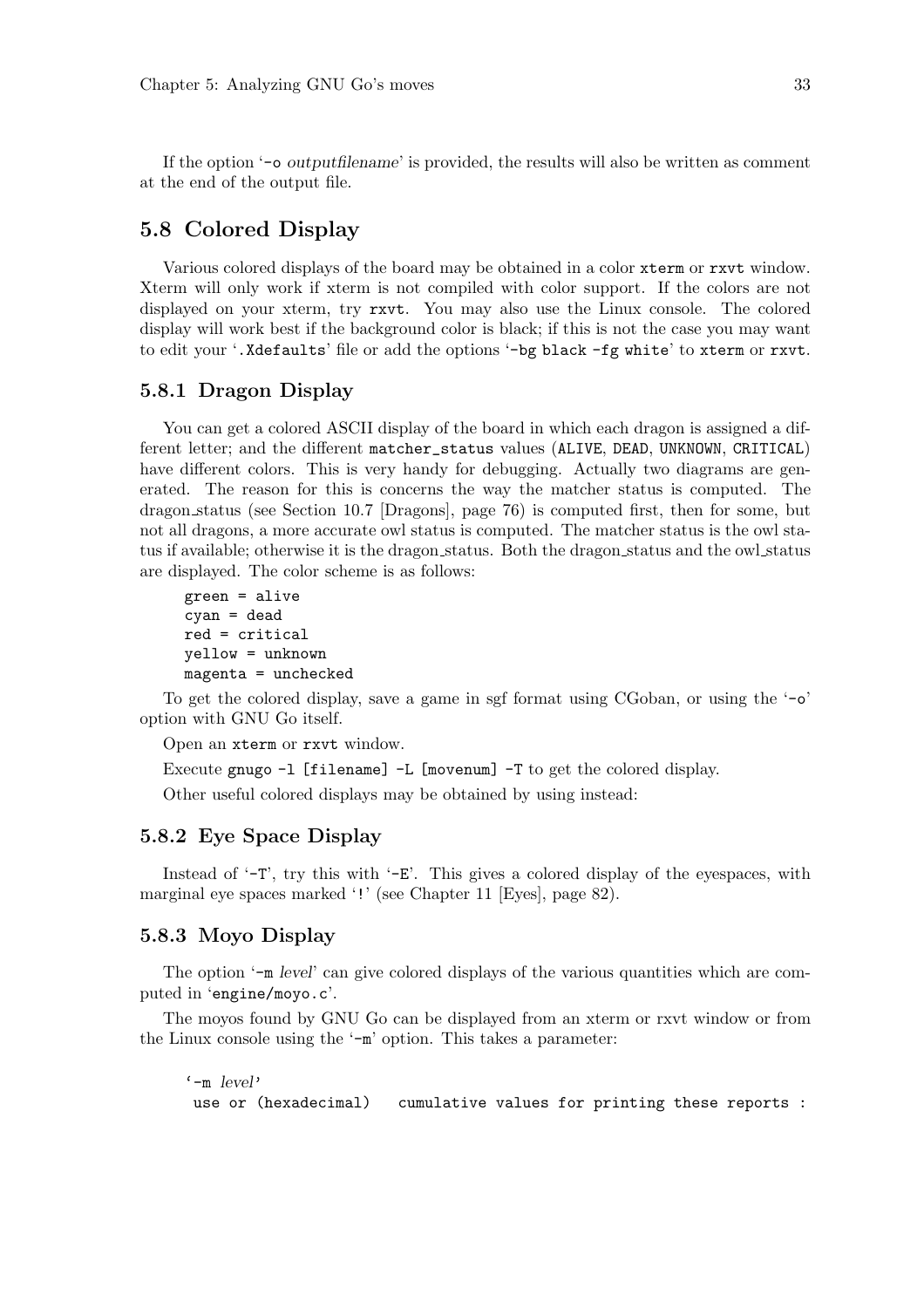If the option '-o outputfilename' is provided, the results will also be written as comment at the end of the output file.

## 5.8 Colored Display

Various colored displays of the board may be obtained in a color `xterm` or `rxvt` window. Xterm will only work if xterm is not compiled with color support. If the colors are not displayed on your xterm, try `rxvt`. You may also use the Linux console. The colored display will work best if the background color is black; if this is not the case you may want to edit your '`.Xdefaults`' file or add the options '`-bg black -fg white`' to `xterm` or `rxvt`.

### 5.8.1 Dragon Display

You can get a colored ASCII display of the board in which each dragon is assigned a different letter; and the different `matcher_status` values (`ALIVE`, `DEAD`, `UNKNOWN`, `CRITICAL`) have different colors. This is very handy for debugging. Actually two diagrams are generated. The reason for this is concerns the way the matcher status is computed. The dragon_status (see Section 10.7 [Dragons], page 76) is computed first, then for some, but not all dragons, a more accurate owl status is computed. The matcher status is the owl status if available; otherwise it is the dragon_status. Both the dragon_status and the owl_status are displayed. The color scheme is as follows:

```
green = alive
cyan = dead
red = critical
yellow = unknown
magenta = unchecked
```

To get the colored display, save a game in sgf format using CGoban, or using the '`-o`' option with GNU Go itself.

Open an `xterm` or `rxvt` window.

Execute `gnugo -l [filename] -L [movenum] -T` to get the colored display.

Other useful colored displays may be obtained by using instead:

### 5.8.2 Eye Space Display

Instead of '`-T`', try this with '`-E`'. This gives a colored display of the eyespaces, with marginal eye spaces marked '`!`' (see Chapter 11 [Eyes], page 82).

### 5.8.3 Moyo Display

The option '`-m` *level*' can give colored displays of the various quantities which are computed in '`engine/moyo.c`'.

The moyos found by GNU Go can be displayed from an xterm or rxvt window or from the Linux console using the '`-m`' option. This takes a parameter:

'`-m` *level*'

```
use or (hexadecimal)   cumulative values for printing these reports :
```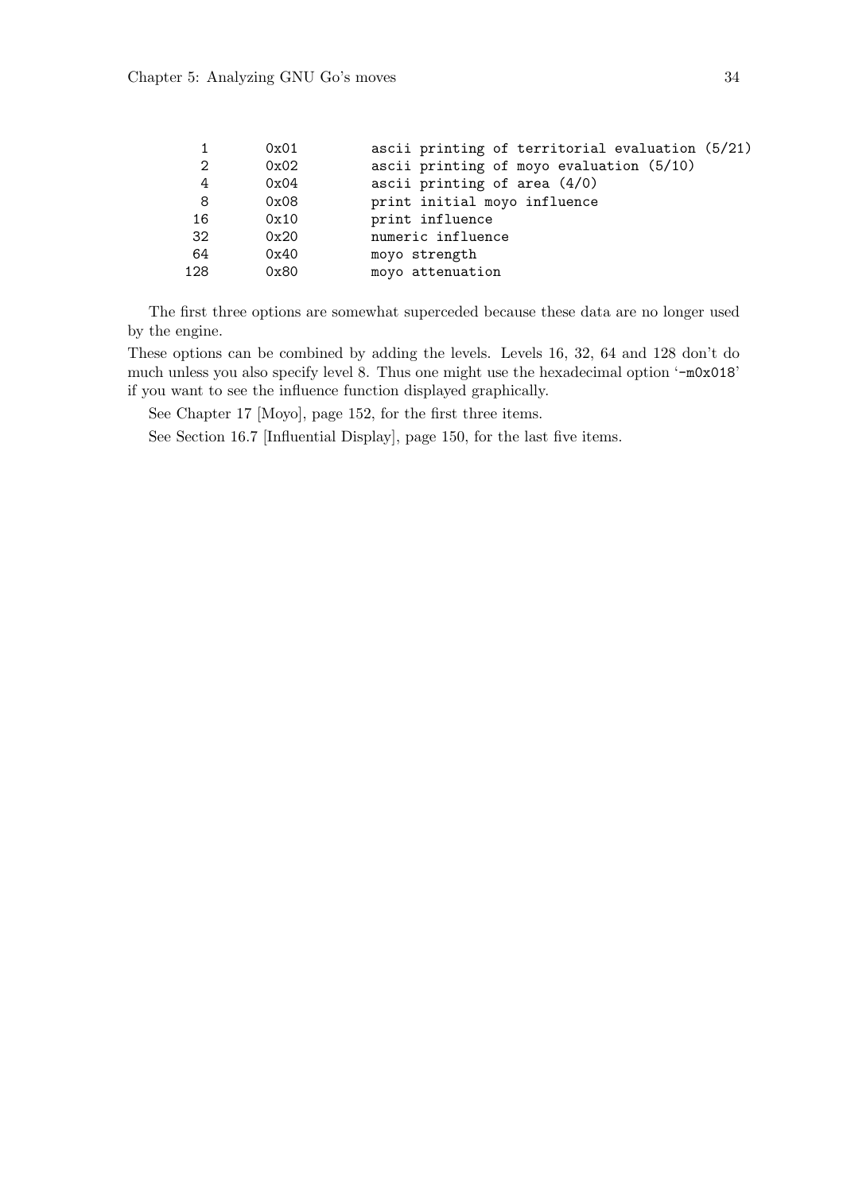```
  1       0x01        ascii printing of territorial evaluation (5/21)
  2       0x02        ascii printing of moyo evaluation (5/10)
  4       0x04        ascii printing of area (4/0)
  8       0x08        print initial moyo influence
 16       0x10        print influence
 32       0x20        numeric influence
 64       0x40        moyo strength
128       0x80        moyo attenuation
```

The first three options are somewhat superceded because these data are no longer used by the engine.

These options can be combined by adding the levels. Levels 16, 32, 64 and 128 don't do much unless you also specify level 8. Thus one might use the hexadecimal option '`-m0x018`' if you want to see the influence function displayed graphically.

See Chapter 17 [Moyo], page 152, for the first three items.

See Section 16.7 [Influential Display], page 150, for the last five items.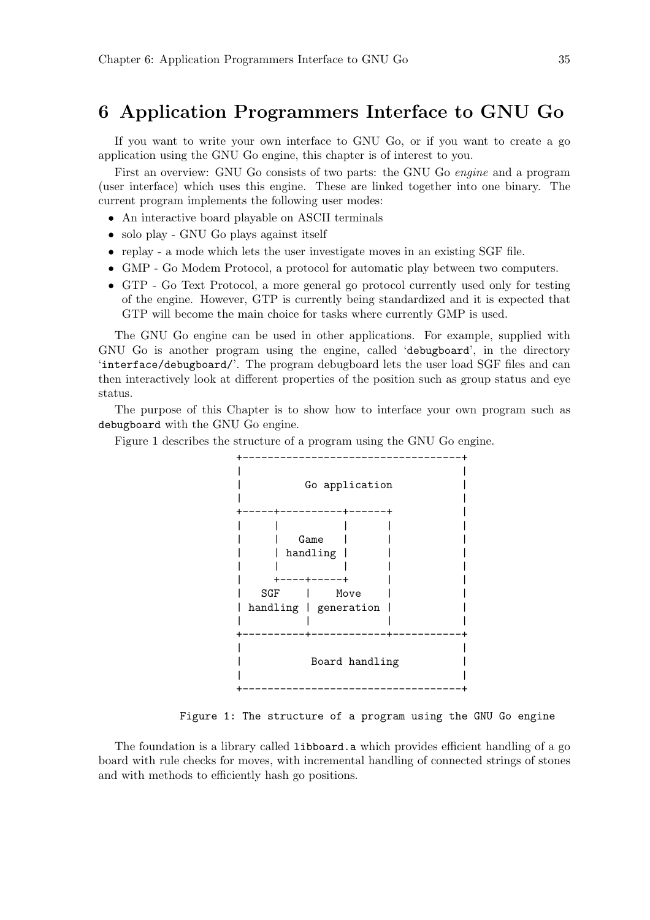# 6 Application Programmers Interface to GNU Go

If you want to write your own interface to GNU Go, or if you want to create a go application using the GNU Go engine, this chapter is of interest to you.

First an overview: GNU Go consists of two parts: the GNU Go *engine* and a program (user interface) which uses this engine. These are linked together into one binary. The current program implements the following user modes:

- An interactive board playable on ASCII terminals
- solo play - GNU Go plays against itself
- replay - a mode which lets the user investigate moves in an existing SGF file.
- GMP - Go Modem Protocol, a protocol for automatic play between two computers.
- GTP - Go Text Protocol, a more general go protocol currently used only for testing of the engine. However, GTP is currently being standardized and it is expected that GTP will become the main choice for tasks where currently GMP is used.

The GNU Go engine can be used in other applications. For example, supplied with GNU Go is another program using the engine, called '`debugboard`', in the directory '`interface/debugboard/`'. The program debugboard lets the user load SGF files and can then interactively look at different properties of the position such as group status and eye status.

The purpose of this Chapter is to show how to interface your own program such as `debugboard` with the GNU Go engine.

Figure 1 describes the structure of a program using the GNU Go engine.

```
+-----------------------------------+
|                                   |
|          Go application           |
|                                   |
+-----+----------+------+           |
|     |          |      |           |
|     |   Game   |      |           |
|     | handling |      |           |
|     |          |      |           |
|     +----+-----+      |           |
|   SGF    |    Move    |           |
| handling | generation |           |
|          |            |           |
+----------+------------+-----------+
|                                   |
|           Board handling          |
|                                   |
+-----------------------------------+
```

```
Figure 1: The structure of a program using the GNU Go engine
```

The foundation is a library called `libboard.a` which provides efficient handling of a go board with rule checks for moves, with incremental handling of connected strings of stones and with methods to efficiently hash go positions.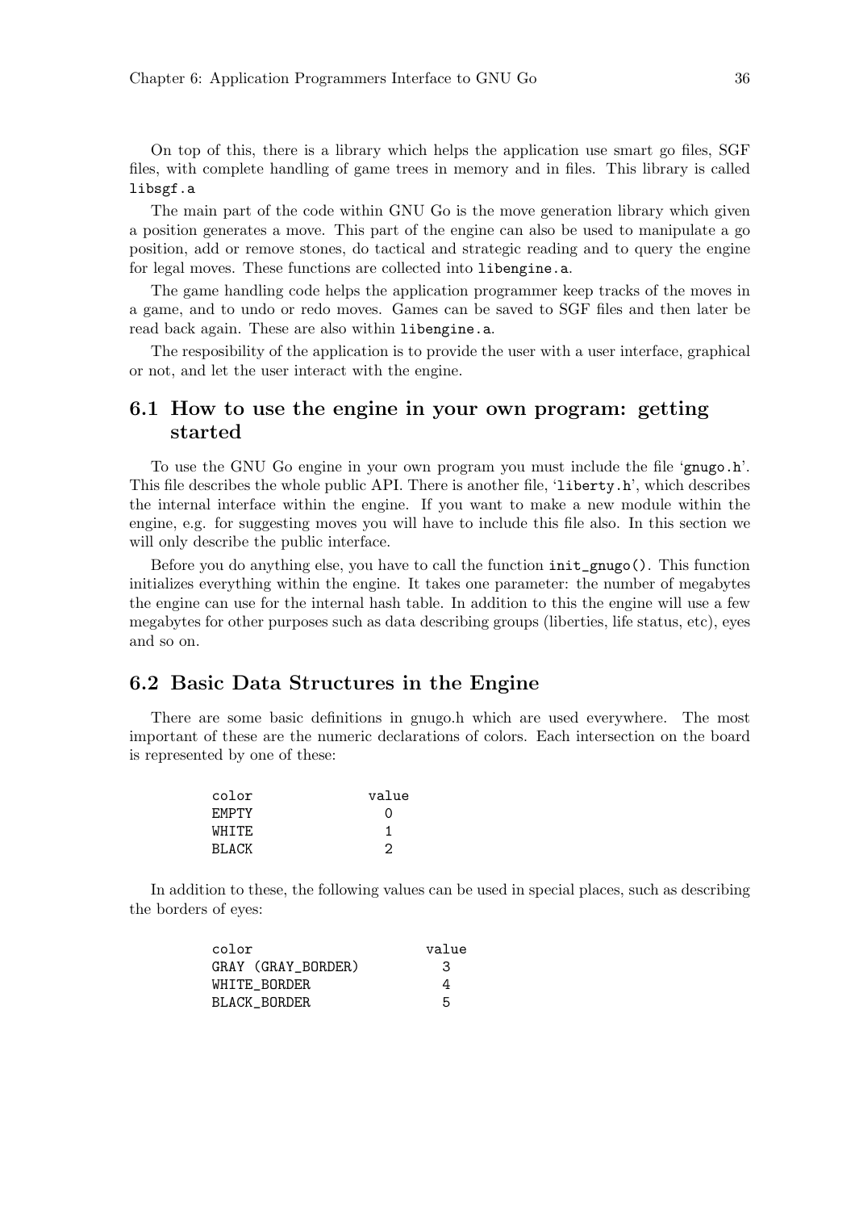On top of this, there is a library which helps the application use smart go files, SGF files, with complete handling of game trees in memory and in files. This library is called `libsgf.a`

The main part of the code within GNU Go is the move generation library which given a position generates a move. This part of the engine can also be used to manipulate a go position, add or remove stones, do tactical and strategic reading and to query the engine for legal moves. These functions are collected into `libengine.a`.

The game handling code helps the application programmer keep tracks of the moves in a game, and to undo or redo moves. Games can be saved to SGF files and then later be read back again. These are also within `libengine.a`.

The resposibility of the application is to provide the user with a user interface, graphical or not, and let the user interact with the engine.

## 6.1 How to use the engine in your own program: getting started

To use the GNU Go engine in your own program you must include the file '`gnugo.h`'. This file describes the whole public API. There is another file, '`liberty.h`', which describes the internal interface within the engine. If you want to make a new module within the engine, e.g. for suggesting moves you will have to include this file also. In this section we will only describe the public interface.

Before you do anything else, you have to call the function `init_gnugo()`. This function initializes everything within the engine. It takes one parameter: the number of megabytes the engine can use for the internal hash table. In addition to this the engine will use a few megabytes for other purposes such as data describing groups (liberties, life status, etc), eyes and so on.

## 6.2 Basic Data Structures in the Engine

There are some basic definitions in gnugo.h which are used everywhere. The most important of these are the numeric declarations of colors. Each intersection on the board is represented by one of these:

```
color          value
EMPTY            0
WHITE            1
BLACK            2
```

In addition to these, the following values can be used in special places, such as describing the borders of eyes:

```
color                  value
GRAY (GRAY_BORDER)       3
WHITE_BORDER             4
BLACK_BORDER             5
```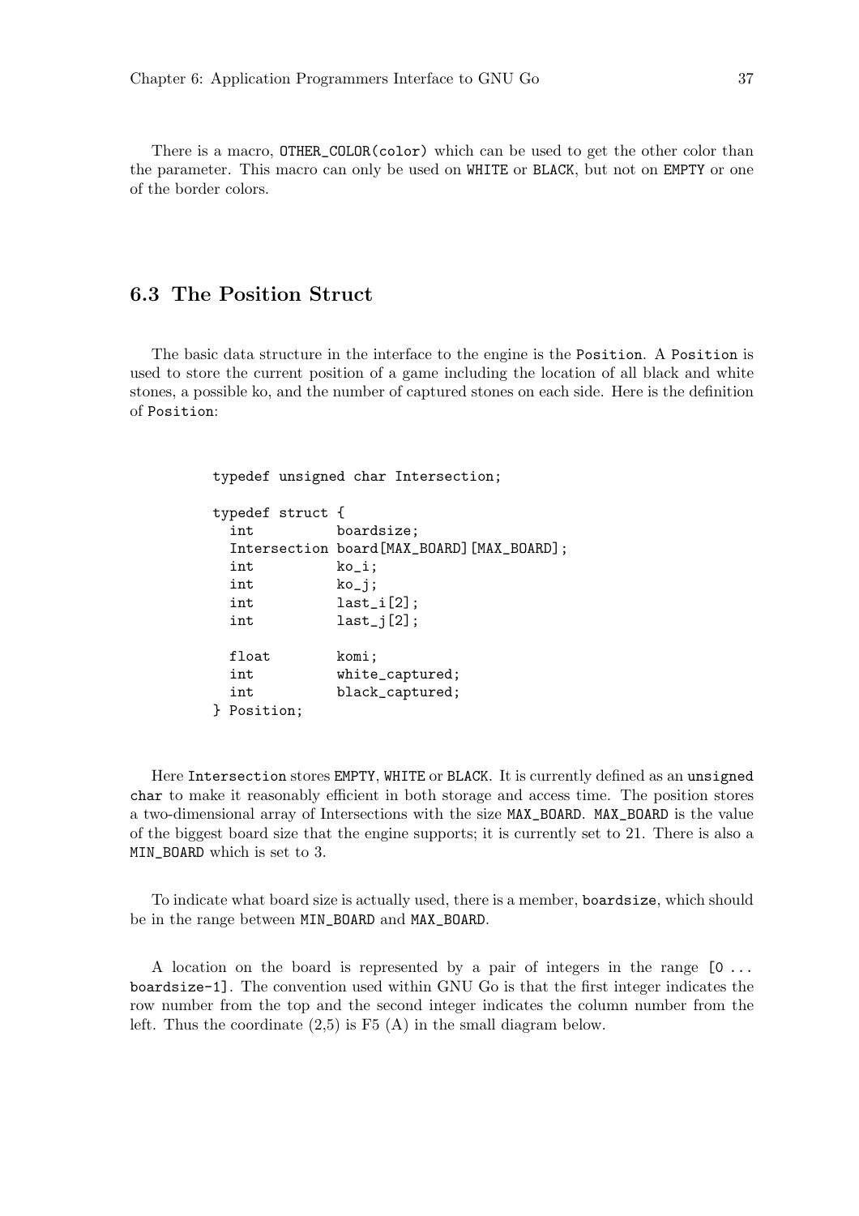There is a macro, `OTHER_COLOR(color)` which can be used to get the other color than the parameter. This macro can only be used on `WHITE` or `BLACK`, but not on `EMPTY` or one of the border colors.

## 6.3 The Position Struct

The basic data structure in the interface to the engine is the `Position`. A `Position` is used to store the current position of a game including the location of all black and white stones, a possible ko, and the number of captured stones on each side. Here is the definition of `Position`:

```
typedef unsigned char Intersection;

typedef struct {
  int          boardsize;
  Intersection board[MAX_BOARD][MAX_BOARD];
  int          ko_i;
  int          ko_j;
  int          last_i[2];
  int          last_j[2];

  float        komi;
  int          white_captured;
  int          black_captured;
} Position;
```

Here `Intersection` stores `EMPTY`, `WHITE` or `BLACK`. It is currently defined as an `unsigned char` to make it reasonably efficient in both storage and access time. The position stores a two-dimensional array of Intersections with the size `MAX_BOARD`. `MAX_BOARD` is the value of the biggest board size that the engine supports; it is currently set to 21. There is also a `MIN_BOARD` which is set to 3.

To indicate what board size is actually used, there is a member, `boardsize`, which should be in the range between `MIN_BOARD` and `MAX_BOARD`.

A location on the board is represented by a pair of integers in the range `[0 ... boardsize-1]`. The convention used within GNU Go is that the first integer indicates the row number from the top and the second integer indicates the column number from the left. Thus the coordinate (2,5) is F5 (A) in the small diagram below.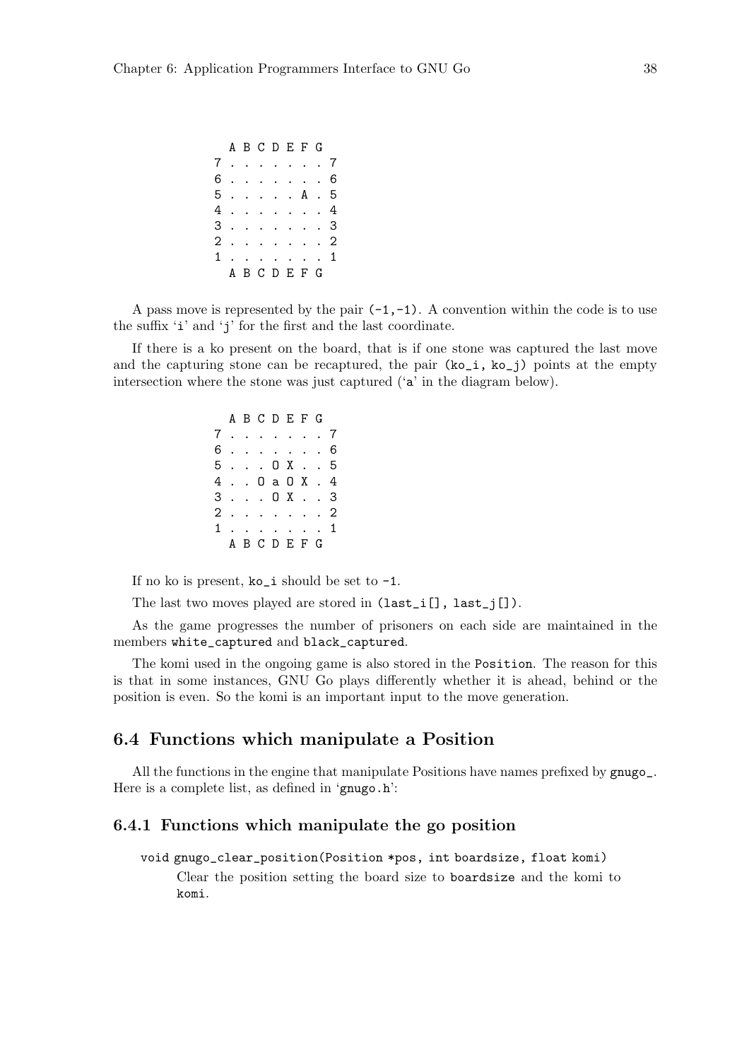```
  A B C D E F G
7 . . . . . . . 7
6 . . . . . . . 6
5 . . . . . A . 5
4 . . . . . . . 4
3 . . . . . . . 3
2 . . . . . . . 2
1 . . . . . . . 1
  A B C D E F G
```

A pass move is represented by the pair `(-1,-1)`. A convention within the code is to use the suffix '`i`' and '`j`' for the first and the last coordinate.

If there is a ko present on the board, that is if one stone was captured the last move and the capturing stone can be recaptured, the pair `(ko_i, ko_j)` points at the empty intersection where the stone was just captured ('`a`' in the diagram below).

```
  A B C D E F G
7 . . . . . . . 7
6 . . . . . . . 6
5 . . . O X . . 5
4 . . O a O X . 4
3 . . . O X . . 3
2 . . . . . . . 2
1 . . . . . . . 1
  A B C D E F G
```

If no ko is present, `ko_i` should be set to `-1`.

The last two moves played are stored in `(last_i[], last_j[])`.

As the game progresses the number of prisoners on each side are maintained in the members `white_captured` and `black_captured`.

The komi used in the ongoing game is also stored in the `Position`. The reason for this is that in some instances, GNU Go plays differently whether it is ahead, behind or the position is even. So the komi is an important input to the move generation.

## 6.4 Functions which manipulate a Position

All the functions in the engine that manipulate Positions have names prefixed by `gnugo_`. Here is a complete list, as defined in '`gnugo.h`':

### 6.4.1 Functions which manipulate the go position

`void gnugo_clear_position(Position *pos, int boardsize, float komi)`

Clear the position setting the board size to `boardsize` and the komi to `komi`.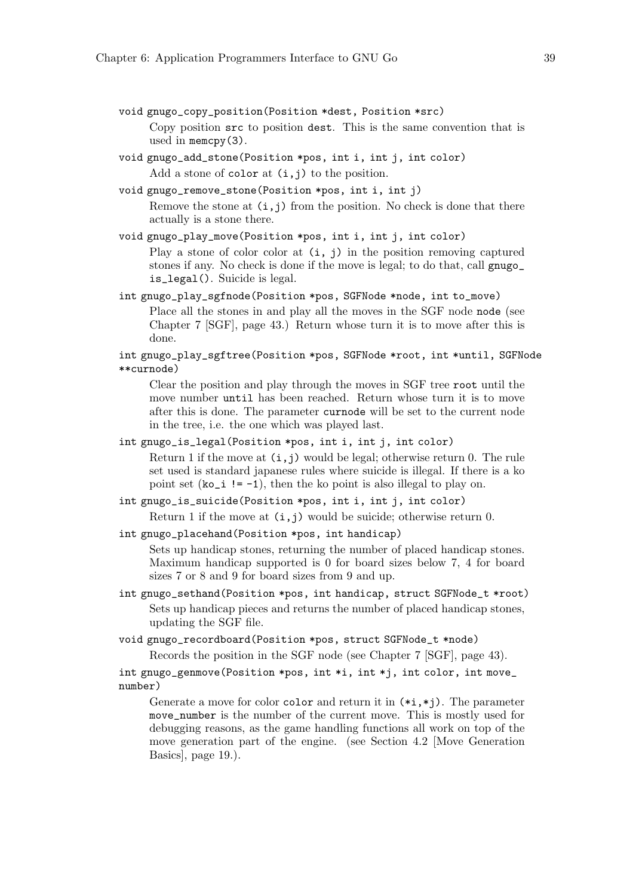`void gnugo_copy_position(Position *dest, Position *src)`

Copy position `src` to position `dest`. This is the same convention that is used in `memcpy(3)`.

`void gnugo_add_stone(Position *pos, int i, int j, int color)`

Add a stone of `color` at `(i,j)` to the position.

`void gnugo_remove_stone(Position *pos, int i, int j)`

Remove the stone at `(i,j)` from the position. No check is done that there actually is a stone there.

`void gnugo_play_move(Position *pos, int i, int j, int color)`

Play a stone of color color at `(i, j)` in the position removing captured stones if any. No check is done if the move is legal; to do that, call `gnugo_is_legal()`. Suicide is legal.

`int gnugo_play_sgfnode(Position *pos, SGFNode *node, int to_move)`

Place all the stones in and play all the moves in the SGF node `node` (see Chapter 7 [SGF], page 43.) Return whose turn it is to move after this is done.

`int gnugo_play_sgftree(Position *pos, SGFNode *root, int *until, SGFNode **curnode)`

Clear the position and play through the moves in SGF tree `root` until the move number `until` has been reached. Return whose turn it is to move after this is done. The parameter `curnode` will be set to the current node in the tree, i.e. the one which was played last.

`int gnugo_is_legal(Position *pos, int i, int j, int color)`

Return 1 if the move at `(i,j)` would be legal; otherwise return 0. The rule set used is standard japanese rules where suicide is illegal. If there is a ko point set (`ko_i != -1`), then the ko point is also illegal to play on.

`int gnugo_is_suicide(Position *pos, int i, int j, int color)`

Return 1 if the move at `(i,j)` would be suicide; otherwise return 0.

`int gnugo_placehand(Position *pos, int handicap)`

Sets up handicap stones, returning the number of placed handicap stones. Maximum handicap supported is 0 for board sizes below 7, 4 for board sizes 7 or 8 and 9 for board sizes from 9 and up.

`int gnugo_sethand(Position *pos, int handicap, struct SGFNode_t *root)`

Sets up handicap pieces and returns the number of placed handicap stones, updating the SGF file.

`void gnugo_recordboard(Position *pos, struct SGFNode_t *node)`

Records the position in the SGF node (see Chapter 7 [SGF], page 43).

`int gnugo_genmove(Position *pos, int *i, int *j, int color, int move_number)`

Generate a move for color `color` and return it in `(*i,*j)`. The parameter `move_number` is the number of the current move. This is mostly used for debugging reasons, as the game handling functions all work on top of the move generation part of the engine. (see Section 4.2 [Move Generation Basics], page 19.).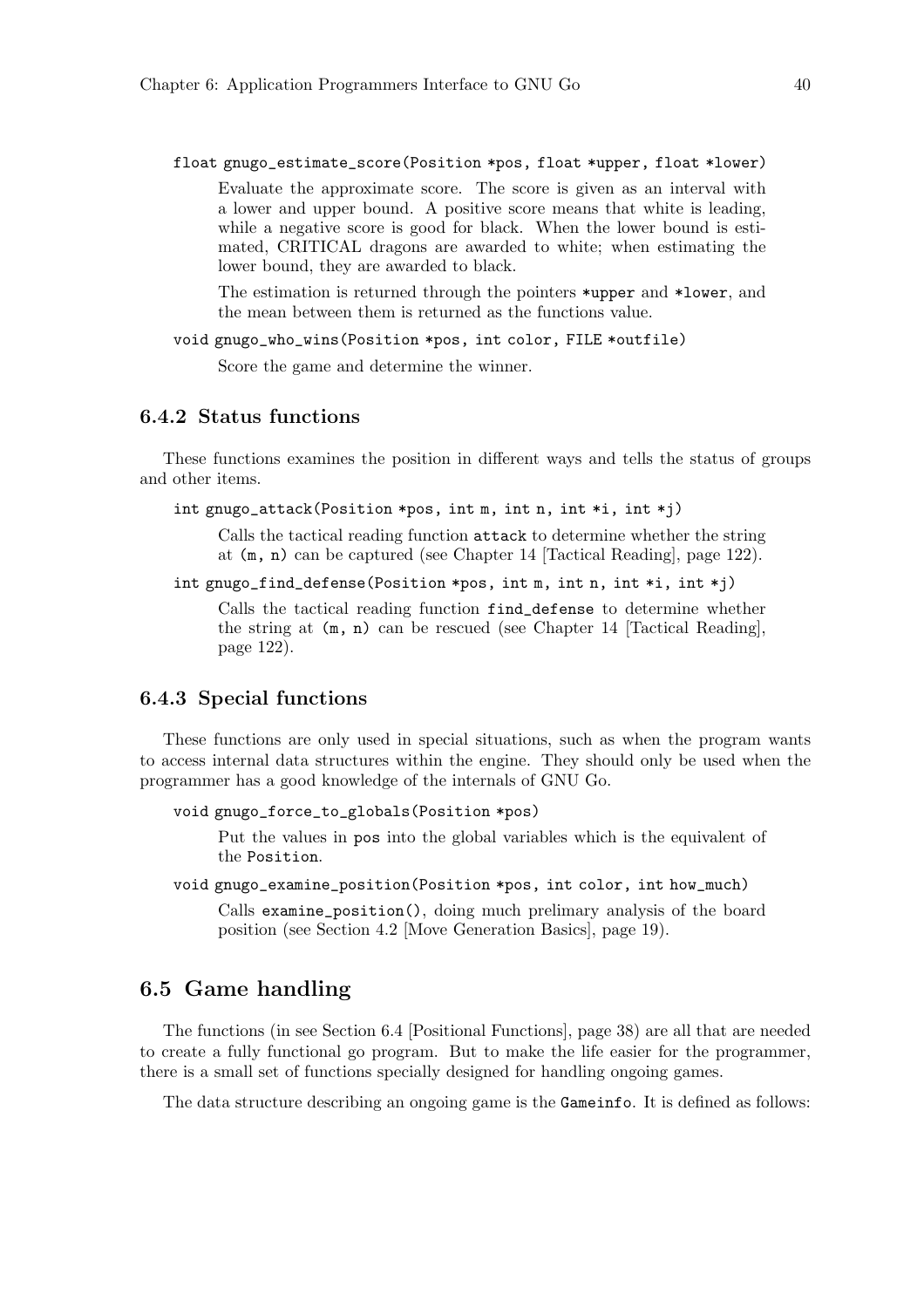`float gnugo_estimate_score(Position *pos, float *upper, float *lower)`

Evaluate the approximate score. The score is given as an interval with a lower and upper bound. A positive score means that white is leading, while a negative score is good for black. When the lower bound is estimated, CRITICAL dragons are awarded to white; when estimating the lower bound, they are awarded to black.

The estimation is returned through the pointers `*upper` and `*lower`, and the mean between them is returned as the functions value.

`void gnugo_who_wins(Position *pos, int color, FILE *outfile)`

Score the game and determine the winner.

### 6.4.2 Status functions

These functions examines the position in different ways and tells the status of groups and other items.

`int gnugo_attack(Position *pos, int m, int n, int *i, int *j)`

Calls the tactical reading function `attack` to determine whether the string at `(m, n)` can be captured (see Chapter 14 [Tactical Reading], page 122).

`int gnugo_find_defense(Position *pos, int m, int n, int *i, int *j)`

Calls the tactical reading function `find_defense` to determine whether the string at `(m, n)` can be rescued (see Chapter 14 [Tactical Reading], page 122).

### 6.4.3 Special functions

These functions are only used in special situations, such as when the program wants to access internal data structures within the engine. They should only be used when the programmer has a good knowledge of the internals of GNU Go.

`void gnugo_force_to_globals(Position *pos)`

Put the values in `pos` into the global variables which is the equivalent of the `Position`.

`void gnugo_examine_position(Position *pos, int color, int how_much)`

Calls `examine_position()`, doing much prelimary analysis of the board position (see Section 4.2 [Move Generation Basics], page 19).

## 6.5 Game handling

The functions (in see Section 6.4 [Positional Functions], page 38) are all that are needed to create a fully functional go program. But to make the life easier for the programmer, there is a small set of functions specially designed for handling ongoing games.

The data structure describing an ongoing game is the `Gameinfo`. It is defined as follows: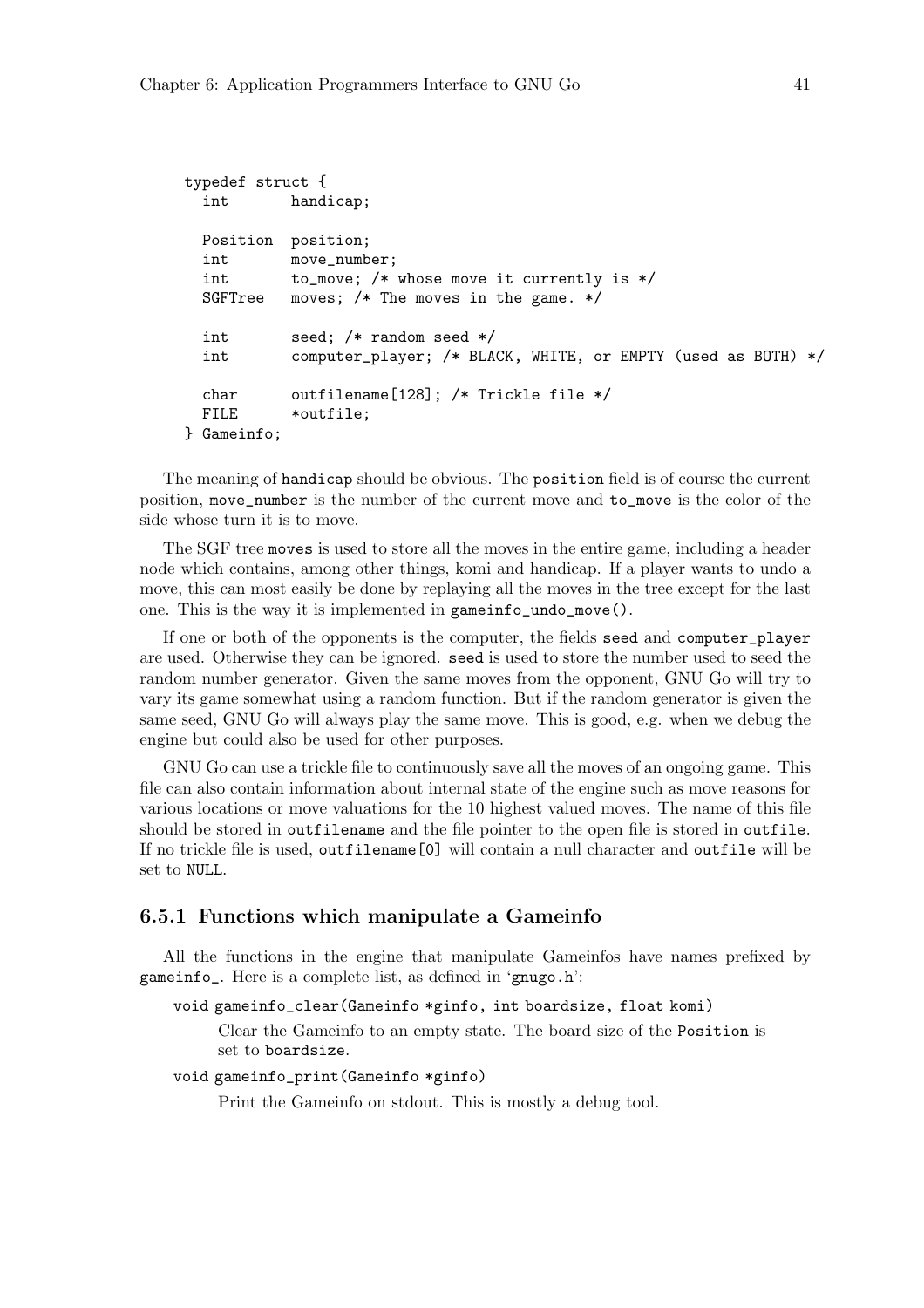```
typedef struct {
  int       handicap;

  Position  position;
  int       move_number;
  int       to_move; /* whose move it currently is */
  SGFTree   moves; /* The moves in the game. */

  int       seed; /* random seed */
  int       computer_player; /* BLACK, WHITE, or EMPTY (used as BOTH) */

  char      outfilename[128]; /* Trickle file */
  FILE      *outfile;
} Gameinfo;
```

The meaning of `handicap` should be obvious. The `position` field is of course the current position, `move_number` is the number of the current move and `to_move` is the color of the side whose turn it is to move.

The SGF tree `moves` is used to store all the moves in the entire game, including a header node which contains, among other things, komi and handicap. If a player wants to undo a move, this can most easily be done by replaying all the moves in the tree except for the last one. This is the way it is implemented in `gameinfo_undo_move()`.

If one or both of the opponents is the computer, the fields `seed` and `computer_player` are used. Otherwise they can be ignored. `seed` is used to store the number used to seed the random number generator. Given the same moves from the opponent, GNU Go will try to vary its game somewhat using a random function. But if the random generator is given the same seed, GNU Go will always play the same move. This is good, e.g. when we debug the engine but could also be used for other purposes.

GNU Go can use a trickle file to continuously save all the moves of an ongoing game. This file can also contain information about internal state of the engine such as move reasons for various locations or move valuations for the 10 highest valued moves. The name of this file should be stored in `outfilename` and the file pointer to the open file is stored in `outfile`. If no trickle file is used, `outfilename[0]` will contain a null character and `outfile` will be set to `NULL`.

### 6.5.1 Functions which manipulate a Gameinfo

All the functions in the engine that manipulate Gameinfos have names prefixed by `gameinfo_`. Here is a complete list, as defined in 'gnugo.h':

`void gameinfo_clear(Gameinfo *ginfo, int boardsize, float komi)`

  Clear the Gameinfo to an empty state. The board size of the `Position` is set to `boardsize`.

`void gameinfo_print(Gameinfo *ginfo)`

  Print the Gameinfo on stdout. This is mostly a debug tool.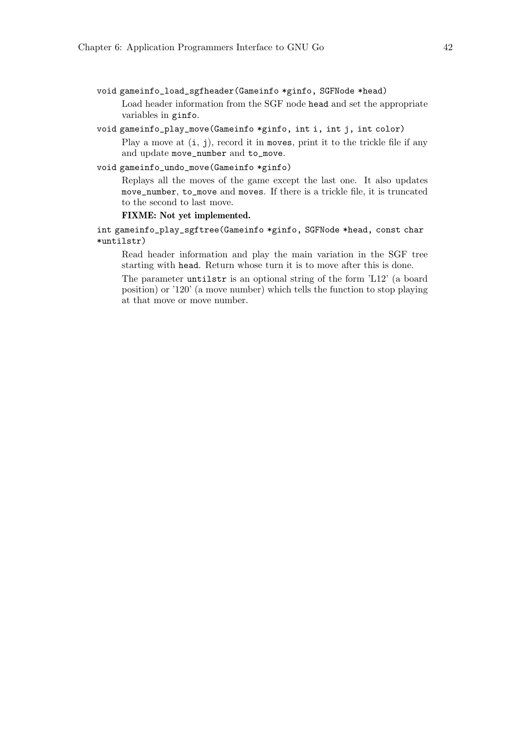`void gameinfo_load_sgfheader(Gameinfo *ginfo, SGFNode *head)`

Load header information from the SGF node `head` and set the appropriate variables in `ginfo`.

`void gameinfo_play_move(Gameinfo *ginfo, int i, int j, int color)`

Play a move at `(i, j)`, record it in `moves`, print it to the trickle file if any and update `move_number` and `to_move`.

`void gameinfo_undo_move(Gameinfo *ginfo)`

Replays all the moves of the game except the last one. It also updates `move_number`, `to_move` and `moves`. If there is a trickle file, it is truncated to the second to last move.

**FIXME: Not yet implemented.**

`int gameinfo_play_sgftree(Gameinfo *ginfo, SGFNode *head, const char *untilstr)`

Read header information and play the main variation in the SGF tree starting with `head`. Return whose turn it is to move after this is done.

The parameter `untilstr` is an optional string of the form 'L12' (a board position) or '120' (a move number) which tells the function to stop playing at that move or move number.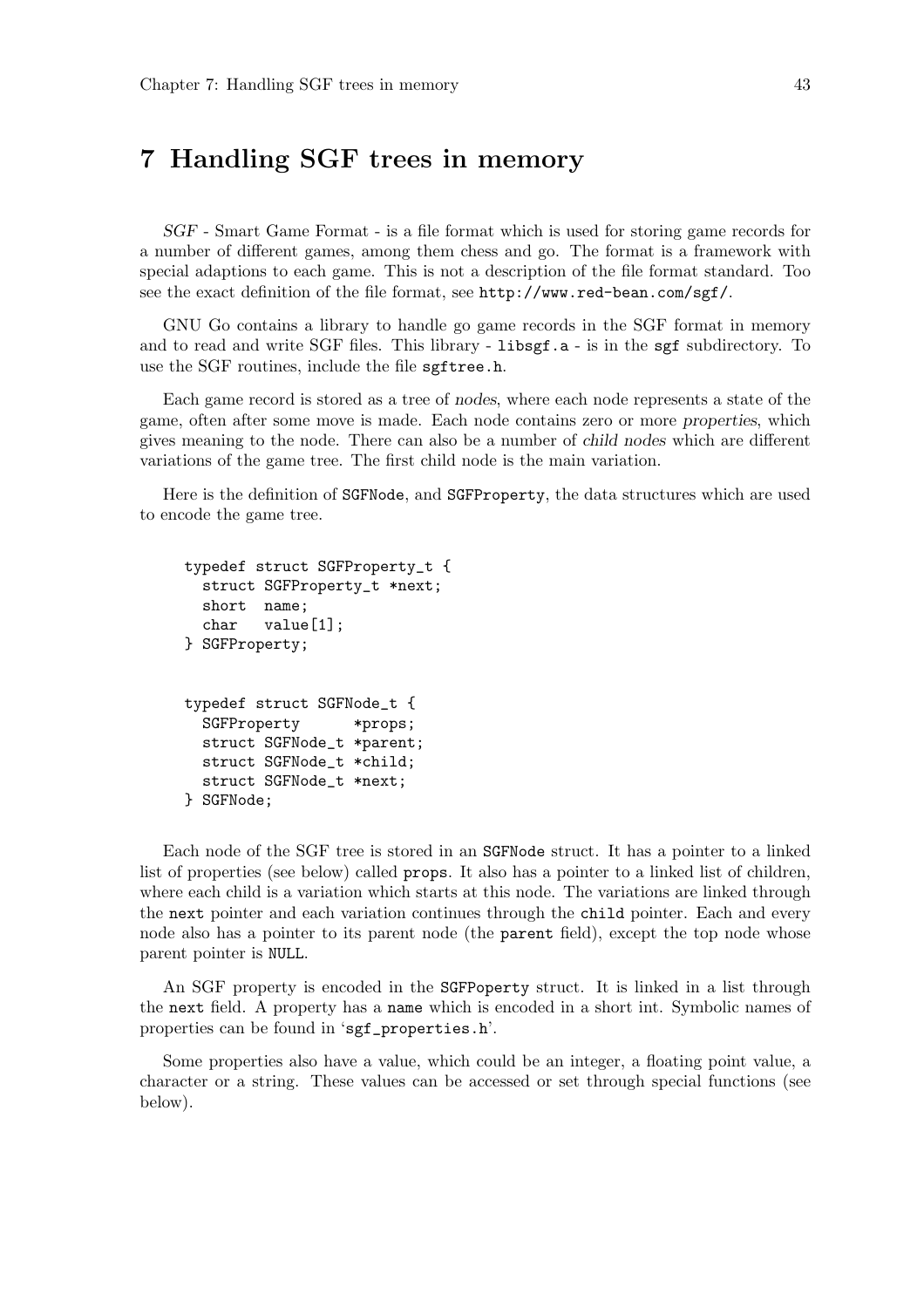# 7 Handling SGF trees in memory

*SGF* - Smart Game Format - is a file format which is used for storing game records for a number of different games, among them chess and go. The format is a framework with special adaptions to each game. This is not a description of the file format standard. Too see the exact definition of the file format, see `http://www.red-bean.com/sgf/`.

GNU Go contains a library to handle go game records in the SGF format in memory and to read and write SGF files. This library - `libsgf.a` - is in the `sgf` subdirectory. To use the SGF routines, include the file `sgftree.h`.

Each game record is stored as a tree of *nodes*, where each node represents a state of the game, often after some move is made. Each node contains zero or more *properties*, which gives meaning to the node. There can also be a number of *child nodes* which are different variations of the game tree. The first child node is the main variation.

Here is the definition of `SGFNode`, and `SGFProperty`, the data structures which are used to encode the game tree.

```
typedef struct SGFProperty_t {
  struct SGFProperty_t *next;
  short  name;
  char   value[1];
} SGFProperty;


typedef struct SGFNode_t {
  SGFProperty      *props;
  struct SGFNode_t *parent;
  struct SGFNode_t *child;
  struct SGFNode_t *next;
} SGFNode;
```

Each node of the SGF tree is stored in an `SGFNode` struct. It has a pointer to a linked list of properties (see below) called `props`. It also has a pointer to a linked list of children, where each child is a variation which starts at this node. The variations are linked through the `next` pointer and each variation continues through the `child` pointer. Each and every node also has a pointer to its parent node (the `parent` field), except the top node whose parent pointer is `NULL`.

An SGF property is encoded in the `SGFPoperty` struct. It is linked in a list through the `next` field. A property has a `name` which is encoded in a short int. Symbolic names of properties can be found in '`sgf_properties.h`'.

Some properties also have a value, which could be an integer, a floating point value, a character or a string. These values can be accessed or set through special functions (see below).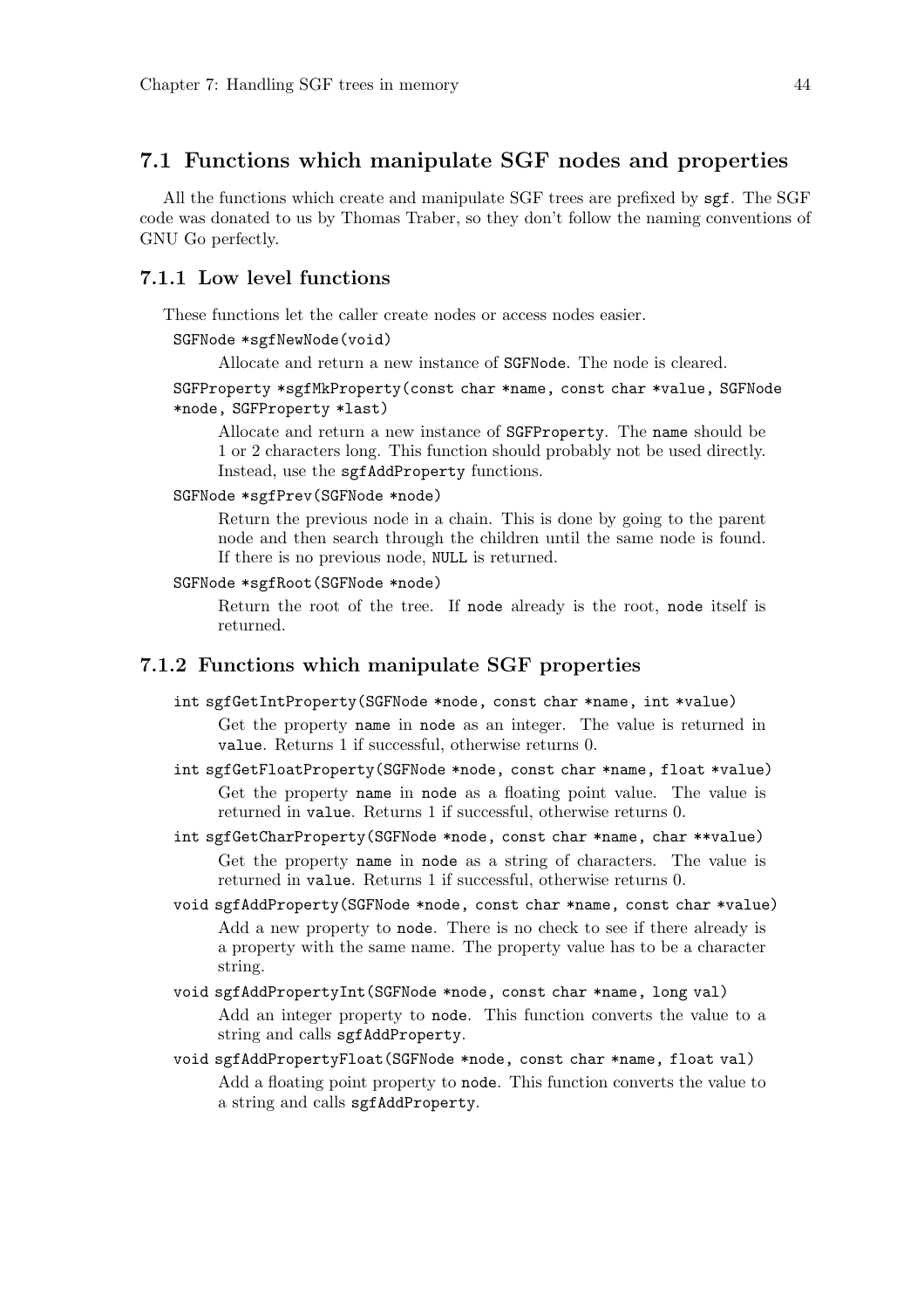## 7.1 Functions which manipulate SGF nodes and properties

All the functions which create and manipulate SGF trees are prefixed by `sgf`. The SGF code was donated to us by Thomas Traber, so they don't follow the naming conventions of GNU Go perfectly.

### 7.1.1 Low level functions

These functions let the caller create nodes or access nodes easier.

`SGFNode *sgfNewNode(void)`

> Allocate and return a new instance of `SGFNode`. The node is cleared.

`SGFProperty *sgfMkProperty(const char *name, const char *value, SGFNode *node, SGFProperty *last)`

> Allocate and return a new instance of `SGFProperty`. The `name` should be 1 or 2 characters long. This function should probably not be used directly. Instead, use the `sgfAddProperty` functions.

`SGFNode *sgfPrev(SGFNode *node)`

> Return the previous node in a chain. This is done by going to the parent node and then search through the children until the same node is found. If there is no previous node, `NULL` is returned.

`SGFNode *sgfRoot(SGFNode *node)`

> Return the root of the tree. If `node` already is the root, `node` itself is returned.

### 7.1.2 Functions which manipulate SGF properties

`int sgfGetIntProperty(SGFNode *node, const char *name, int *value)`

> Get the property `name` in `node` as an integer. The value is returned in `value`. Returns 1 if successful, otherwise returns 0.

`int sgfGetFloatProperty(SGFNode *node, const char *name, float *value)`

> Get the property `name` in `node` as a floating point value. The value is returned in `value`. Returns 1 if successful, otherwise returns 0.

`int sgfGetCharProperty(SGFNode *node, const char *name, char **value)`

> Get the property `name` in `node` as a string of characters. The value is returned in `value`. Returns 1 if successful, otherwise returns 0.

`void sgfAddProperty(SGFNode *node, const char *name, const char *value)`

> Add a new property to `node`. There is no check to see if there already is a property with the same name. The property value has to be a character string.

`void sgfAddPropertyInt(SGFNode *node, const char *name, long val)`

> Add an integer property to `node`. This function converts the value to a string and calls `sgfAddProperty`.

`void sgfAddPropertyFloat(SGFNode *node, const char *name, float val)`

> Add a floating point property to `node`. This function converts the value to a string and calls `sgfAddProperty`.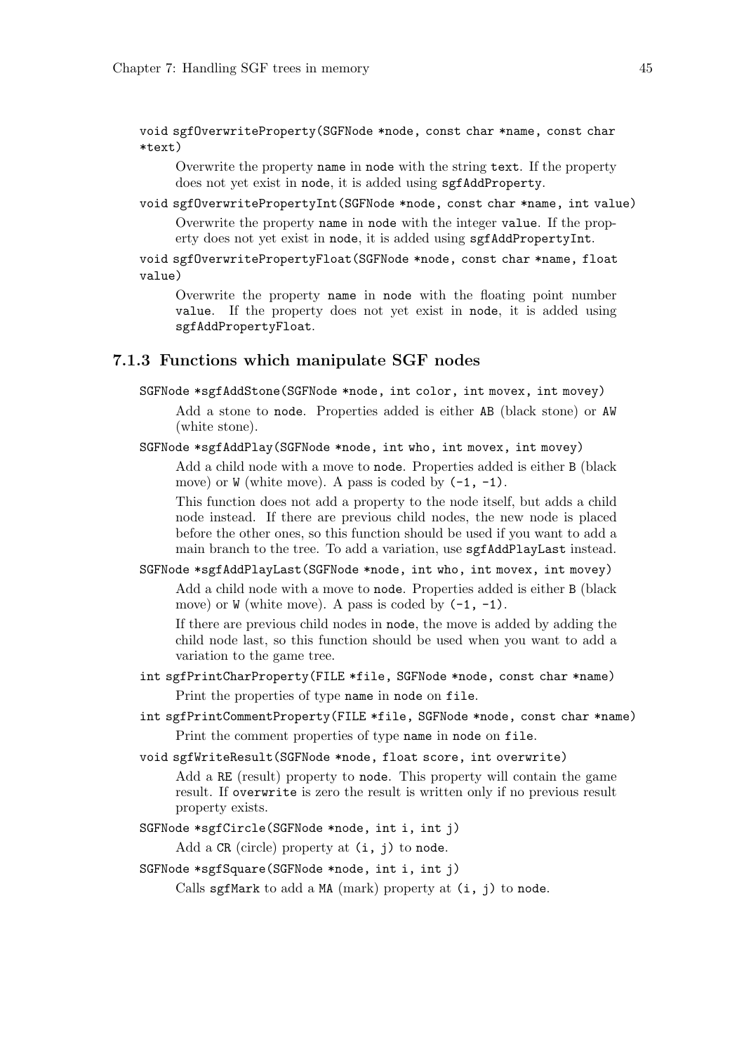`void sgfOverwriteProperty(SGFNode *node, const char *name, const char *text)`

Overwrite the property `name` in `node` with the string `text`. If the property does not yet exist in `node`, it is added using `sgfAddProperty`.

`void sgfOverwritePropertyInt(SGFNode *node, const char *name, int value)`

Overwrite the property `name` in `node` with the integer `value`. If the property does not yet exist in `node`, it is added using `sgfAddPropertyInt`.

`void sgfOverwritePropertyFloat(SGFNode *node, const char *name, float value)`

Overwrite the property `name` in `node` with the floating point number `value`. If the property does not yet exist in `node`, it is added using `sgfAddPropertyFloat`.

### 7.1.3 Functions which manipulate SGF nodes

`SGFNode *sgfAddStone(SGFNode *node, int color, int movex, int movey)`

Add a stone to `node`. Properties added is either `AB` (black stone) or `AW` (white stone).

`SGFNode *sgfAddPlay(SGFNode *node, int who, int movex, int movey)`

Add a child node with a move to `node`. Properties added is either `B` (black move) or `W` (white move). A pass is coded by `(-1, -1)`.

This function does not add a property to the node itself, but adds a child node instead. If there are previous child nodes, the new node is placed before the other ones, so this function should be used if you want to add a main branch to the tree. To add a variation, use `sgfAddPlayLast` instead.

`SGFNode *sgfAddPlayLast(SGFNode *node, int who, int movex, int movey)`

Add a child node with a move to `node`. Properties added is either `B` (black move) or `W` (white move). A pass is coded by `(-1, -1)`.

If there are previous child nodes in `node`, the move is added by adding the child node last, so this function should be used when you want to add a variation to the game tree.

`int sgfPrintCharProperty(FILE *file, SGFNode *node, const char *name)`

Print the properties of type `name` in `node` on `file`.

`int sgfPrintCommentProperty(FILE *file, SGFNode *node, const char *name)`

Print the comment properties of type `name` in `node` on `file`.

`void sgfWriteResult(SGFNode *node, float score, int overwrite)`

Add a `RE` (result) property to `node`. This property will contain the game result. If `overwrite` is zero the result is written only if no previous result property exists.

`SGFNode *sgfCircle(SGFNode *node, int i, int j)`

Add a `CR` (circle) property at `(i, j)` to `node`.

`SGFNode *sgfSquare(SGFNode *node, int i, int j)`

Calls `sgfMark` to add a `MA` (mark) property at `(i, j)` to `node`.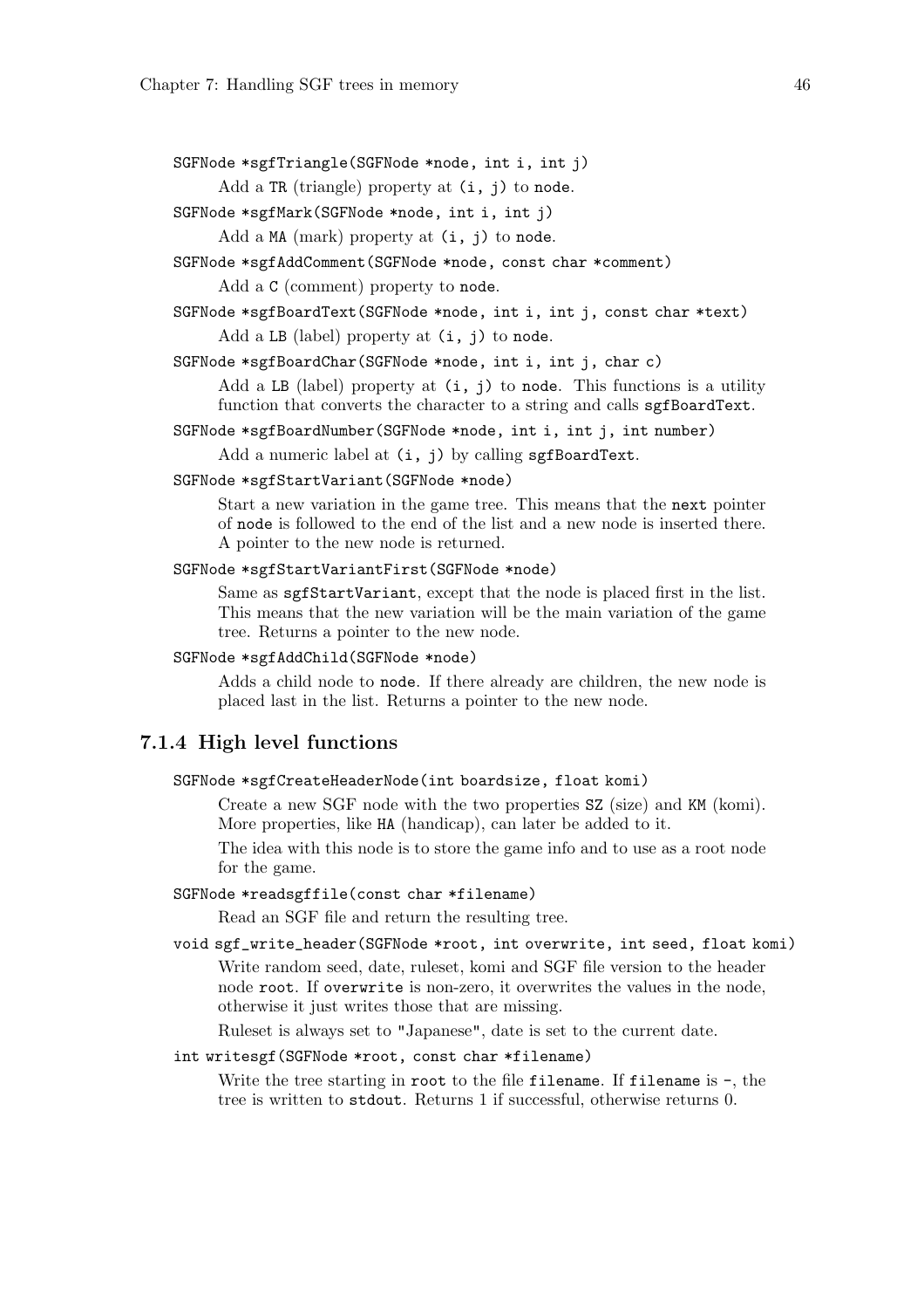`SGFNode *sgfTriangle(SGFNode *node, int i, int j)`

Add a `TR` (triangle) property at `(i, j)` to `node`.

`SGFNode *sgfMark(SGFNode *node, int i, int j)`

Add a `MA` (mark) property at `(i, j)` to `node`.

`SGFNode *sgfAddComment(SGFNode *node, const char *comment)`

Add a `C` (comment) property to `node`.

`SGFNode *sgfBoardText(SGFNode *node, int i, int j, const char *text)`

Add a `LB` (label) property at `(i, j)` to `node`.

`SGFNode *sgfBoardChar(SGFNode *node, int i, int j, char c)`

Add a `LB` (label) property at `(i, j)` to `node`. This functions is a utility function that converts the character to a string and calls `sgfBoardText`.

`SGFNode *sgfBoardNumber(SGFNode *node, int i, int j, int number)`

Add a numeric label at `(i, j)` by calling `sgfBoardText`.

`SGFNode *sgfStartVariant(SGFNode *node)`

Start a new variation in the game tree. This means that the `next` pointer of `node` is followed to the end of the list and a new node is inserted there. A pointer to the new node is returned.

`SGFNode *sgfStartVariantFirst(SGFNode *node)`

Same as `sgfStartVariant`, except that the node is placed first in the list. This means that the new variation will be the main variation of the game tree. Returns a pointer to the new node.

`SGFNode *sgfAddChild(SGFNode *node)`

Adds a child node to `node`. If there already are children, the new node is placed last in the list. Returns a pointer to the new node.

### 7.1.4 High level functions

`SGFNode *sgfCreateHeaderNode(int boardsize, float komi)`

Create a new SGF node with the two properties `SZ` (size) and `KM` (komi). More properties, like `HA` (handicap), can later be added to it.

The idea with this node is to store the game info and to use as a root node for the game.

`SGFNode *readsgffile(const char *filename)`

Read an SGF file and return the resulting tree.

`void sgf_write_header(SGFNode *root, int overwrite, int seed, float komi)`

Write random seed, date, ruleset, komi and SGF file version to the header node `root`. If `overwrite` is non-zero, it overwrites the values in the node, otherwise it just writes those that are missing.

Ruleset is always set to "Japanese", date is set to the current date.

`int writesgf(SGFNode *root, const char *filename)`

Write the tree starting in `root` to the file `filename`. If `filename` is `-`, the tree is written to `stdout`. Returns 1 if successful, otherwise returns 0.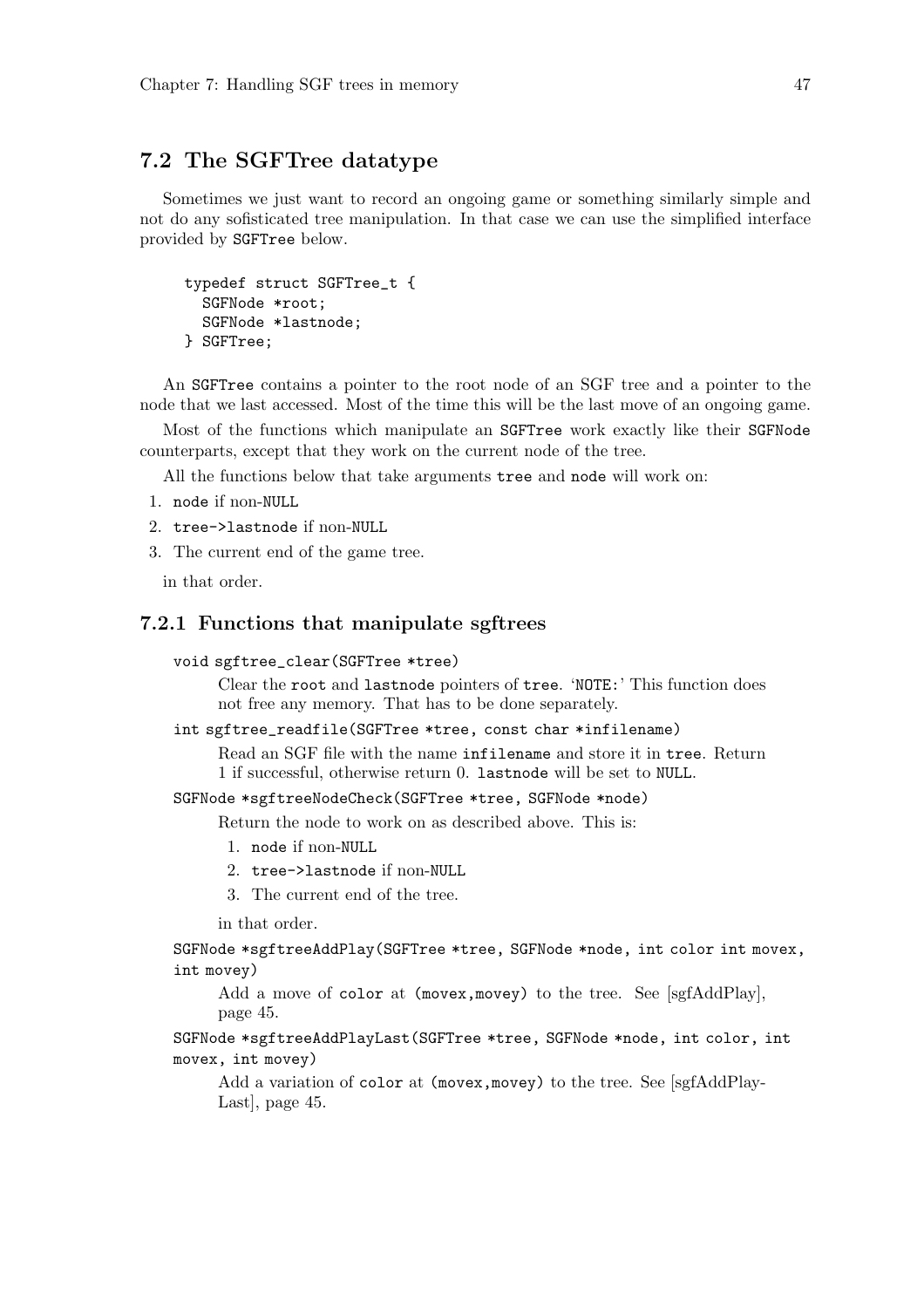## 7.2 The SGFTree datatype

Sometimes we just want to record an ongoing game or something similarly simple and not do any sofisticated tree manipulation. In that case we can use the simplified interface provided by `SGFTree` below.

```
typedef struct SGFTree_t {
  SGFNode *root;
  SGFNode *lastnode;
} SGFTree;
```

An `SGFTree` contains a pointer to the root node of an SGF tree and a pointer to the node that we last accessed. Most of the time this will be the last move of an ongoing game.

Most of the functions which manipulate an `SGFTree` work exactly like their `SGFNode` counterparts, except that they work on the current node of the tree.

All the functions below that take arguments `tree` and `node` will work on:

1. `node` if non-`NULL`
2. `tree->lastnode` if non-`NULL`
3. The current end of the game tree.

in that order.

### 7.2.1 Functions that manipulate sgftrees

`void sgftree_clear(SGFTree *tree)`

Clear the `root` and `lastnode` pointers of `tree`. '`NOTE:`' This function does not free any memory. That has to be done separately.

`int sgftree_readfile(SGFTree *tree, const char *infilename)`

Read an SGF file with the name `infilename` and store it in `tree`. Return 1 if successful, otherwise return 0. `lastnode` will be set to `NULL`.

`SGFNode *sgftreeNodeCheck(SGFTree *tree, SGFNode *node)`

Return the node to work on as described above. This is:

1. `node` if non-`NULL`
2. `tree->lastnode` if non-`NULL`
3. The current end of the tree.

in that order.

`SGFNode *sgftreeAddPlay(SGFTree *tree, SGFNode *node, int color int movex, int movey)`

Add a move of `color` at `(movex,movey)` to the tree. See [sgfAddPlay], page 45.

`SGFNode *sgftreeAddPlayLast(SGFTree *tree, SGFNode *node, int color, int movex, int movey)`

Add a variation of `color` at `(movex,movey)` to the tree. See [sgfAddPlay-Last], page 45.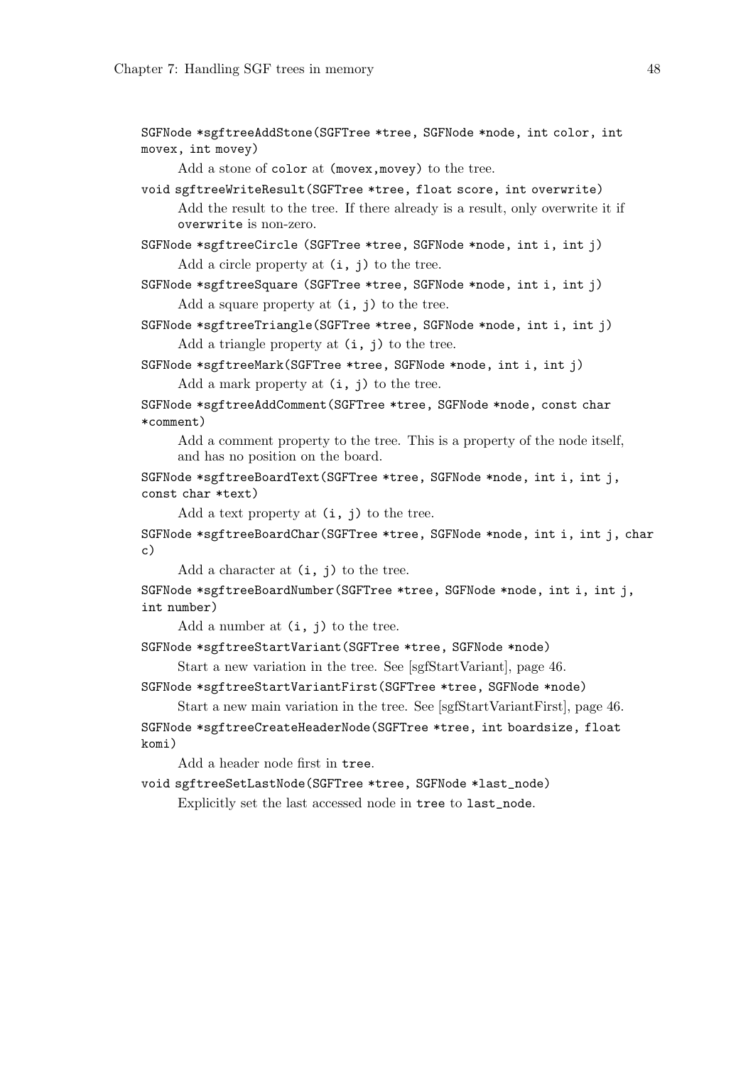`SGFNode *sgftreeAddStone(SGFTree *tree, SGFNode *node, int color, int movex, int movey)`

Add a stone of `color` at `(movex,movey)` to the tree.

`void sgftreeWriteResult(SGFTree *tree, float score, int overwrite)`

Add the result to the tree. If there already is a result, only overwrite it if `overwrite` is non-zero.

`SGFNode *sgftreeCircle (SGFTree *tree, SGFNode *node, int i, int j)`

Add a circle property at `(i, j)` to the tree.

`SGFNode *sgftreeSquare (SGFTree *tree, SGFNode *node, int i, int j)`

Add a square property at `(i, j)` to the tree.

`SGFNode *sgftreeTriangle(SGFTree *tree, SGFNode *node, int i, int j)`

Add a triangle property at `(i, j)` to the tree.

`SGFNode *sgftreeMark(SGFTree *tree, SGFNode *node, int i, int j)`

Add a mark property at `(i, j)` to the tree.

`SGFNode *sgftreeAddComment(SGFTree *tree, SGFNode *node, const char *comment)`

Add a comment property to the tree. This is a property of the node itself, and has no position on the board.

`SGFNode *sgftreeBoardText(SGFTree *tree, SGFNode *node, int i, int j, const char *text)`

Add a text property at `(i, j)` to the tree.

`SGFNode *sgftreeBoardChar(SGFTree *tree, SGFNode *node, int i, int j, char c)`

Add a character at `(i, j)` to the tree.

`SGFNode *sgftreeBoardNumber(SGFTree *tree, SGFNode *node, int i, int j, int number)`

Add a number at `(i, j)` to the tree.

`SGFNode *sgftreeStartVariant(SGFTree *tree, SGFNode *node)`

Start a new variation in the tree. See [sgfStartVariant], page 46.

`SGFNode *sgftreeStartVariantFirst(SGFTree *tree, SGFNode *node)`

Start a new main variation in the tree. See [sgfStartVariantFirst], page 46.

`SGFNode *sgftreeCreateHeaderNode(SGFTree *tree, int boardsize, float komi)`

Add a header node first in `tree`.

`void sgftreeSetLastNode(SGFTree *tree, SGFNode *last_node)`

Explicitly set the last accessed node in `tree` to `last_node`.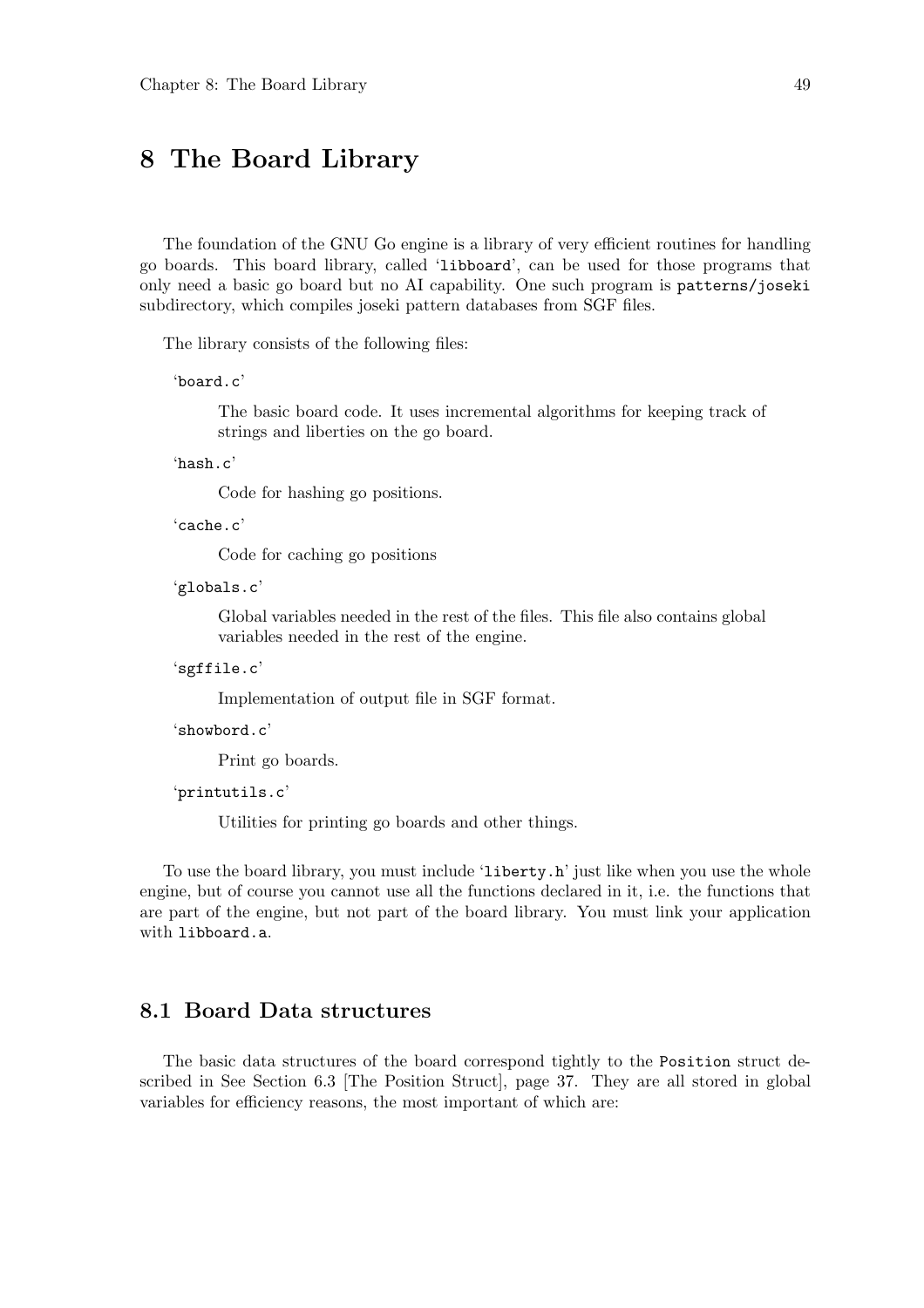# 8 The Board Library

The foundation of the GNU Go engine is a library of very efficient routines for handling go boards. This board library, called '`libboard`', can be used for those programs that only need a basic go board but no AI capability. One such program is `patterns/joseki` subdirectory, which compiles joseki pattern databases from SGF files.

The library consists of the following files:

'`board.c`'

The basic board code. It uses incremental algorithms for keeping track of strings and liberties on the go board.

'`hash.c`'

Code for hashing go positions.

'`cache.c`'

Code for caching go positions

'`globals.c`'

Global variables needed in the rest of the files. This file also contains global variables needed in the rest of the engine.

'`sgffile.c`'

Implementation of output file in SGF format.

'`showbord.c`'

Print go boards.

'`printutils.c`'

Utilities for printing go boards and other things.

To use the board library, you must include '`liberty.h`' just like when you use the whole engine, but of course you cannot use all the functions declared in it, i.e. the functions that are part of the engine, but not part of the board library. You must link your application with `libboard.a`.

## 8.1 Board Data structures

The basic data structures of the board correspond tightly to the `Position` struct described in See Section 6.3 [The Position Struct], page 37. They are all stored in global variables for efficiency reasons, the most important of which are: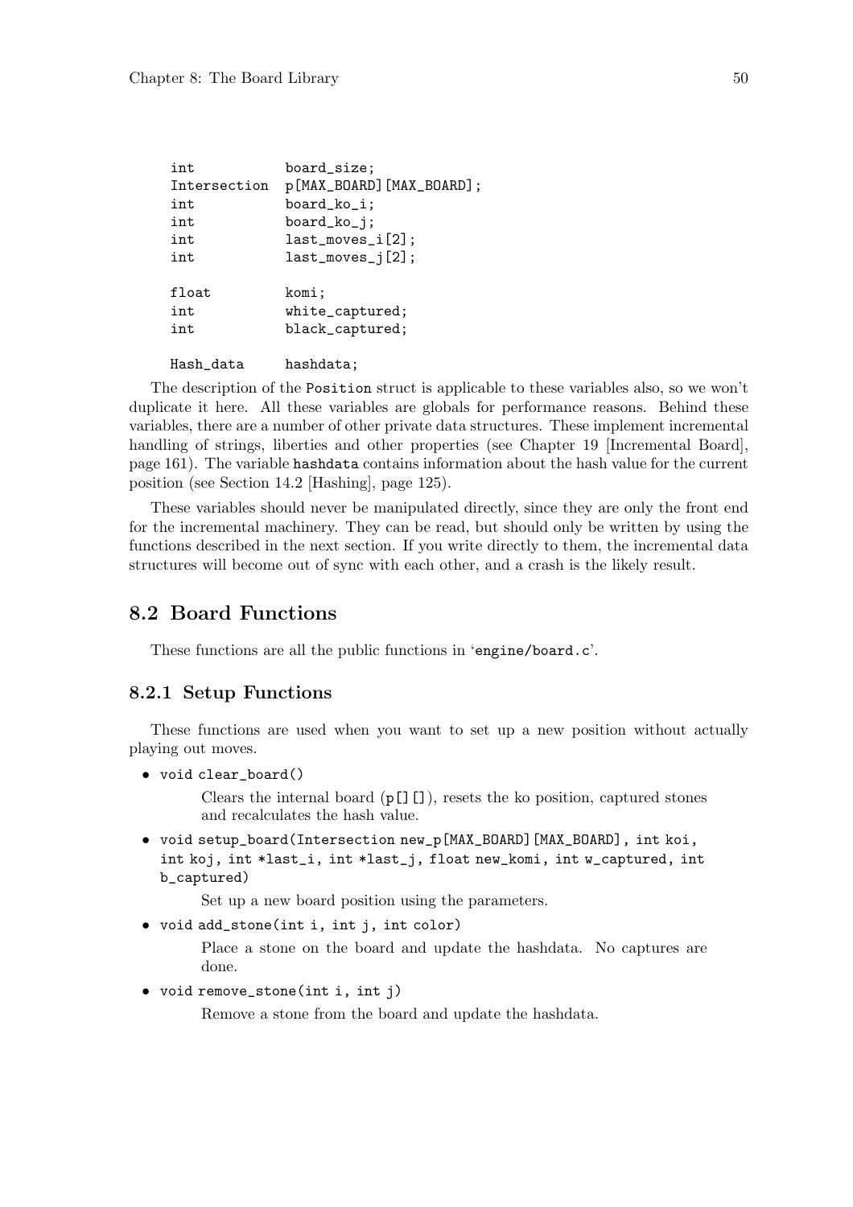```
int           board_size;
Intersection  p[MAX_BOARD][MAX_BOARD];
int           board_ko_i;
int           board_ko_j;
int           last_moves_i[2];
int           last_moves_j[2];

float         komi;
int           white_captured;
int           black_captured;

Hash_data     hashdata;
```

The description of the `Position` struct is applicable to these variables also, so we won't duplicate it here. All these variables are globals for performance reasons. Behind these variables, there are a number of other private data structures. These implement incremental handling of strings, liberties and other properties (see Chapter 19 [Incremental Board], page 161). The variable `hashdata` contains information about the hash value for the current position (see Section 14.2 [Hashing], page 125).

These variables should never be manipulated directly, since they are only the front end for the incremental machinery. They can be read, but should only be written by using the functions described in the next section. If you write directly to them, the incremental data structures will become out of sync with each other, and a crash is the likely result.

## 8.2 Board Functions

These functions are all the public functions in '`engine/board.c`'.

### 8.2.1 Setup Functions

These functions are used when you want to set up a new position without actually playing out moves.

- `void clear_board()`

  Clears the internal board (`p[][]`), resets the ko position, captured stones and recalculates the hash value.

- `void setup_board(Intersection new_p[MAX_BOARD][MAX_BOARD], int koi, int koj, int *last_i, int *last_j, float new_komi, int w_captured, int b_captured)`

  Set up a new board position using the parameters.

- `void add_stone(int i, int j, int color)`

  Place a stone on the board and update the hashdata. No captures are done.

- `void remove_stone(int i, int j)`

  Remove a stone from the board and update the hashdata.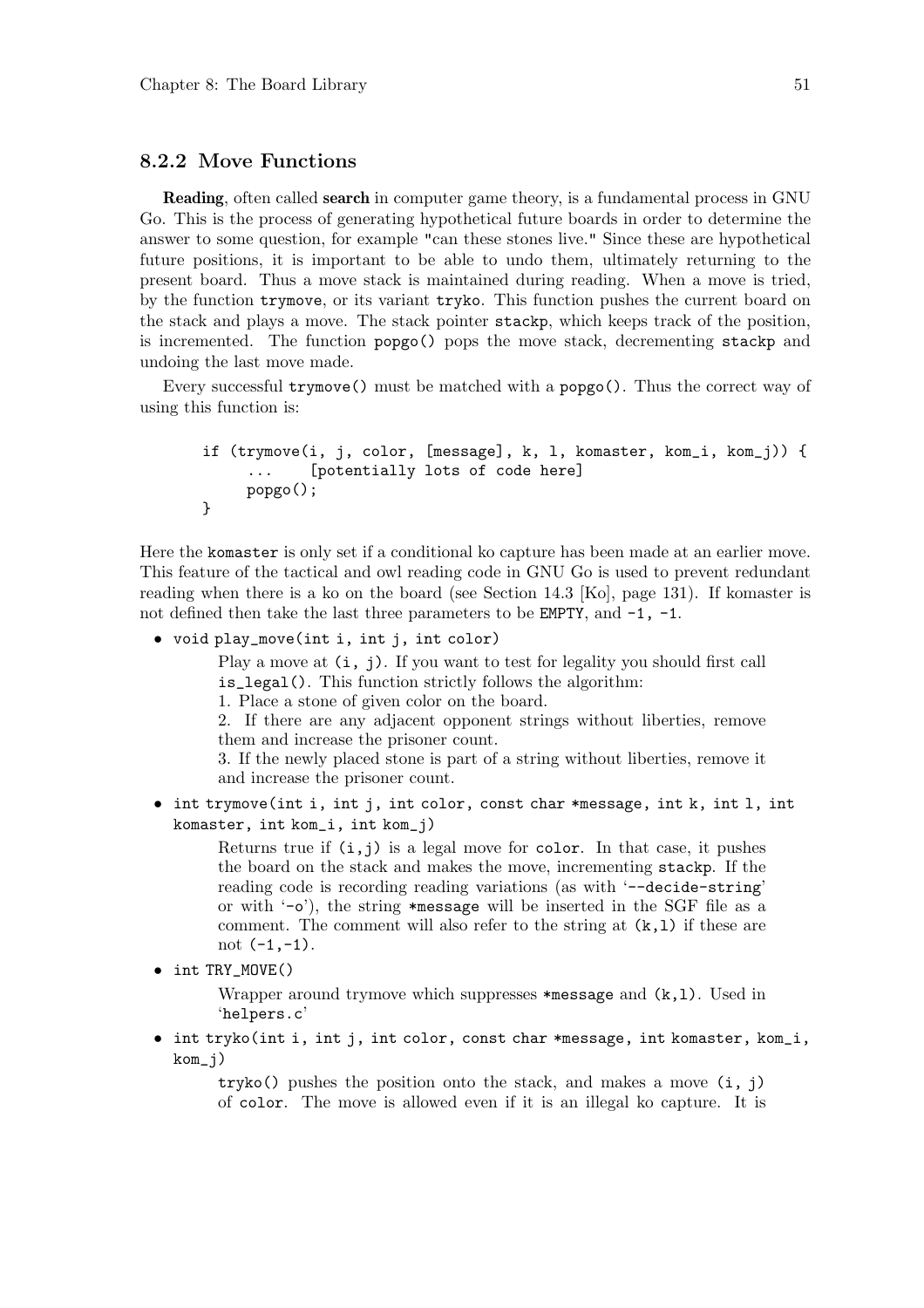### 8.2.2 Move Functions

**Reading**, often called **search** in computer game theory, is a fundamental process in GNU Go. This is the process of generating hypothetical future boards in order to determine the answer to some question, for example "can these stones live." Since these are hypothetical future positions, it is important to be able to undo them, ultimately returning to the present board. Thus a move stack is maintained during reading. When a move is tried, by the function `trymove`, or its variant `tryko`. This function pushes the current board on the stack and plays a move. The stack pointer `stackp`, which keeps track of the position, is incremented. The function `popgo()` pops the move stack, decrementing `stackp` and undoing the last move made.

Every successful `trymove()` must be matched with a `popgo()`. Thus the correct way of using this function is:

```
if (trymove(i, j, color, [message], k, l, komaster, kom_i, kom_j)) {
     ...    [potentially lots of code here]
     popgo();
}
```

Here the `komaster` is only set if a conditional ko capture has been made at an earlier move. This feature of the tactical and owl reading code in GNU Go is used to prevent redundant reading when there is a ko on the board (see Section 14.3 [Ko], page 131). If komaster is not defined then take the last three parameters to be `EMPTY`, and `-1, -1`.

- `void play_move(int i, int j, int color)`

  Play a move at `(i, j)`. If you want to test for legality you should first call `is_legal()`. This function strictly follows the algorithm:
  1. Place a stone of given color on the board.
  2. If there are any adjacent opponent strings without liberties, remove them and increase the prisoner count.
  3. If the newly placed stone is part of a string without liberties, remove it and increase the prisoner count.

- `int trymove(int i, int j, int color, const char *message, int k, int l, int komaster, int kom_i, int kom_j)`

  Returns true if `(i,j)` is a legal move for `color`. In that case, it pushes the board on the stack and makes the move, incrementing `stackp`. If the reading code is recording reading variations (as with '`--decide-string`' or with '`-o`'), the string `*message` will be inserted in the SGF file as a comment. The comment will also refer to the string at `(k,l)` if these are not `(-1,-1)`.

- `int TRY_MOVE()`

  Wrapper around trymove which suppresses `*message` and `(k,l)`. Used in '`helpers.c`'

- `int tryko(int i, int j, int color, const char *message, int komaster, kom_i, kom_j)`

  `tryko()` pushes the position onto the stack, and makes a move `(i, j)` of `color`. The move is allowed even if it is an illegal ko capture. It is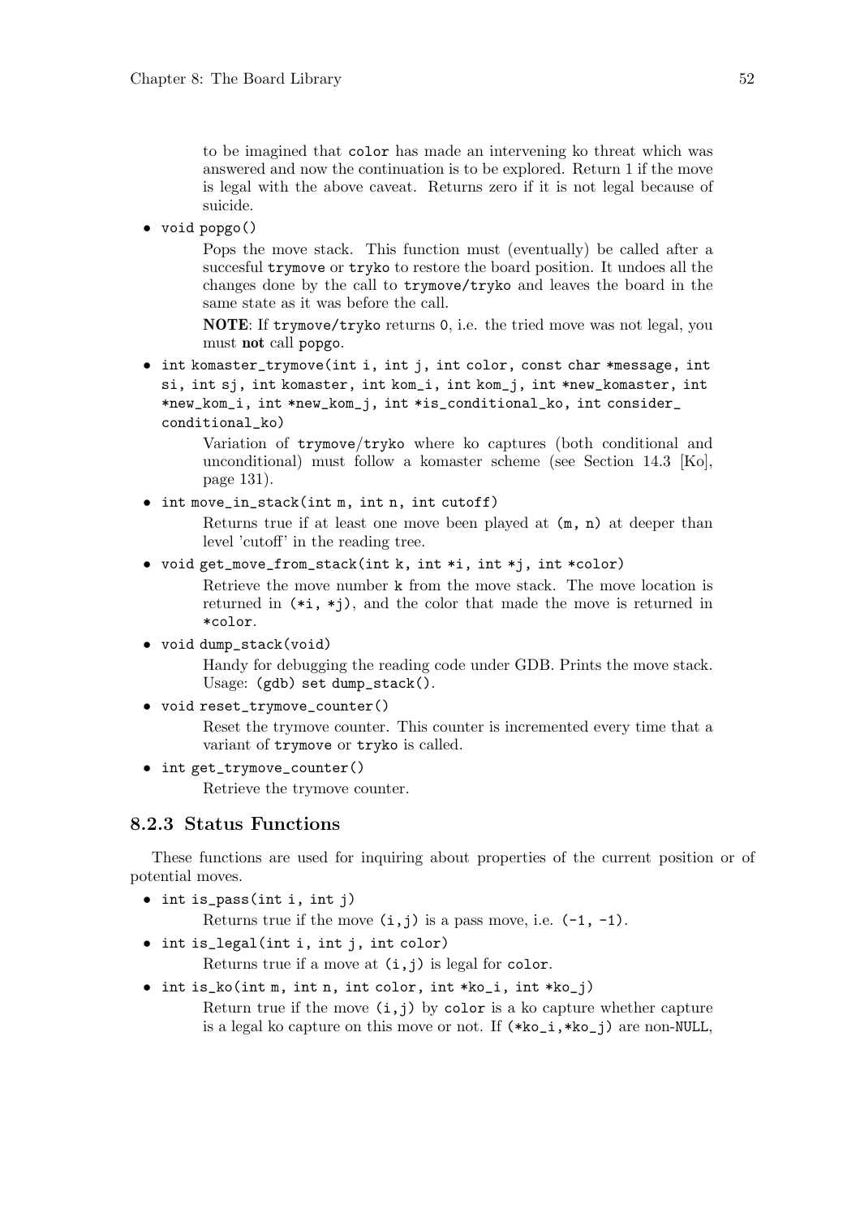to be imagined that `color` has made an intervening ko threat which was answered and now the continuation is to be explored. Return 1 if the move is legal with the above caveat. Returns zero if it is not legal because of suicide.

- `void popgo()`

  Pops the move stack. This function must (eventually) be called after a succesful `trymove` or `tryko` to restore the board position. It undoes all the changes done by the call to `trymove/tryko` and leaves the board in the same state as it was before the call.

  **NOTE**: If `trymove/tryko` returns `0`, i.e. the tried move was not legal, you must **not** call `popgo`.

- `int komaster_trymove(int i, int j, int color, const char *message, int si, int sj, int komaster, int kom_i, int kom_j, int *new_komaster, int *new_kom_i, int *new_kom_j, int *is_conditional_ko, int consider_conditional_ko)`

  Variation of `trymove/tryko` where ko captures (both conditional and unconditional) must follow a komaster scheme (see Section 14.3 [Ko], page 131).

- `int move_in_stack(int m, int n, int cutoff)`

  Returns true if at least one move been played at `(m, n)` at deeper than level 'cutoff' in the reading tree.

- `void get_move_from_stack(int k, int *i, int *j, int *color)`

  Retrieve the move number `k` from the move stack. The move location is returned in `(*i, *j)`, and the color that made the move is returned in `*color`.

- `void dump_stack(void)`

  Handy for debugging the reading code under GDB. Prints the move stack. Usage: `(gdb) set dump_stack()`.

- `void reset_trymove_counter()`

  Reset the trymove counter. This counter is incremented every time that a variant of `trymove` or `tryko` is called.

- `int get_trymove_counter()`

  Retrieve the trymove counter.

### 8.2.3 Status Functions

These functions are used for inquiring about properties of the current position or of potential moves.

- `int is_pass(int i, int j)`

  Returns true if the move `(i,j)` is a pass move, i.e. `(-1, -1)`.

- `int is_legal(int i, int j, int color)`

  Returns true if a move at `(i,j)` is legal for `color`.

- `int is_ko(int m, int n, int color, int *ko_i, int *ko_j)`

  Return true if the move `(i,j)` by `color` is a ko capture whether capture is a legal ko capture on this move or not. If `(*ko_i,*ko_j)` are non-`NULL`,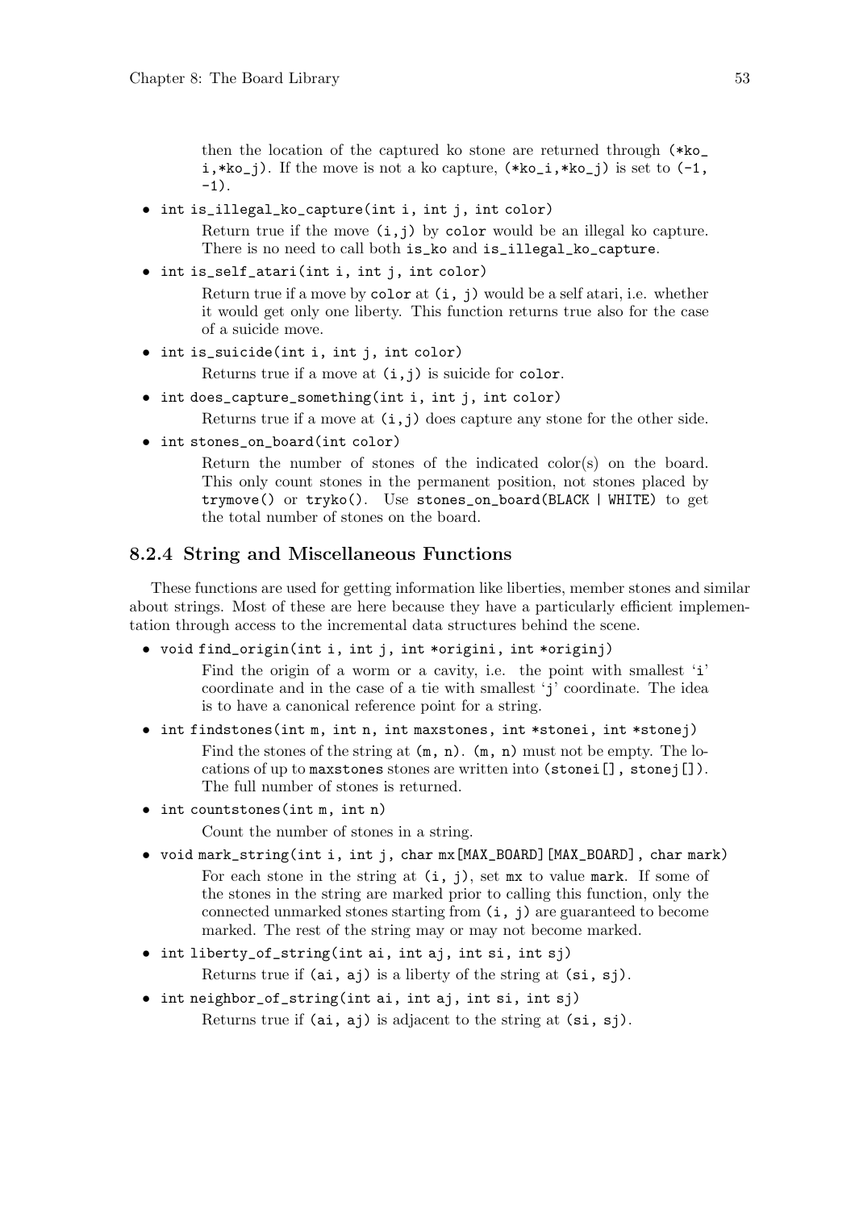then the location of the captured ko stone are returned through (*ko_i,*ko_j). If the move is not a ko capture, (*ko_i,*ko_j) is set to (-1, -1).

- `int is_illegal_ko_capture(int i, int j, int color)`

  Return true if the move (i,j) by color would be an illegal ko capture. There is no need to call both is_ko and is_illegal_ko_capture.

- `int is_self_atari(int i, int j, int color)`

  Return true if a move by color at (i, j) would be a self atari, i.e. whether it would get only one liberty. This function returns true also for the case of a suicide move.

- `int is_suicide(int i, int j, int color)`

  Returns true if a move at (i,j) is suicide for color.

- `int does_capture_something(int i, int j, int color)`

  Returns true if a move at (i,j) does capture any stone for the other side.

- `int stones_on_board(int color)`

  Return the number of stones of the indicated color(s) on the board. This only count stones in the permanent position, not stones placed by trymove() or tryko(). Use stones_on_board(BLACK | WHITE) to get the total number of stones on the board.

### 8.2.4 String and Miscellaneous Functions

These functions are used for getting information like liberties, member stones and similar about strings. Most of these are here because they have a particularly efficient implementation through access to the incremental data structures behind the scene.

- `void find_origin(int i, int j, int *origini, int *originj)`

  Find the origin of a worm or a cavity, i.e. the point with smallest 'i' coordinate and in the case of a tie with smallest 'j' coordinate. The idea is to have a canonical reference point for a string.

- `int findstones(int m, int n, int maxstones, int *stonei, int *stonej)`

  Find the stones of the string at (m, n). (m, n) must not be empty. The locations of up to maxstones stones are written into (stonei[], stonej[]). The full number of stones is returned.

- `int countstones(int m, int n)`

  Count the number of stones in a string.

- `void mark_string(int i, int j, char mx[MAX_BOARD][MAX_BOARD], char mark)`

  For each stone in the string at (i, j), set mx to value mark. If some of the stones in the string are marked prior to calling this function, only the connected unmarked stones starting from (i, j) are guaranteed to become marked. The rest of the string may or may not become marked.

- `int liberty_of_string(int ai, int aj, int si, int sj)`

  Returns true if (ai, aj) is a liberty of the string at (si, sj).

- `int neighbor_of_string(int ai, int aj, int si, int sj)`

  Returns true if (ai, aj) is adjacent to the string at (si, sj).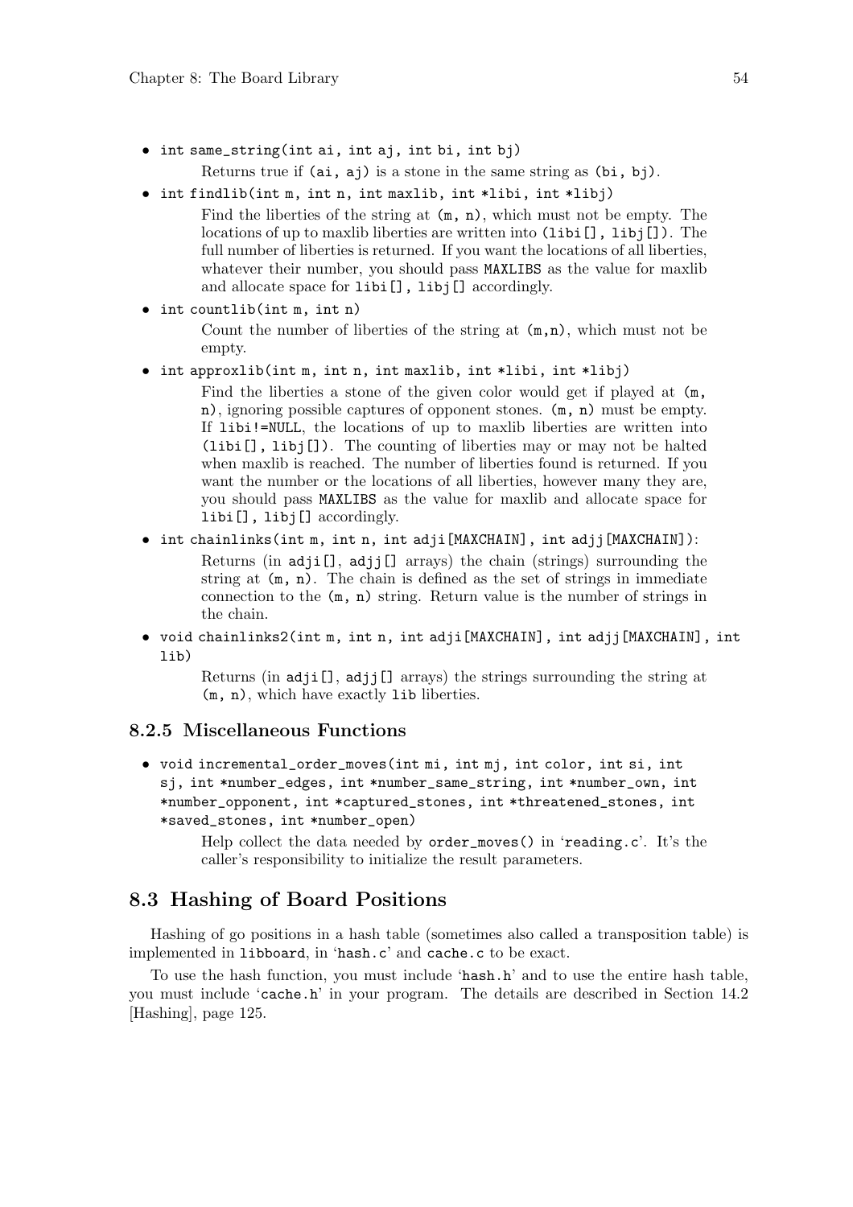- `int same_string(int ai, int aj, int bi, int bj)`

  Returns true if `(ai, aj)` is a stone in the same string as `(bi, bj)`.

- `int findlib(int m, int n, int maxlib, int *libi, int *libj)`

  Find the liberties of the string at `(m, n)`, which must not be empty. The locations of up to maxlib liberties are written into `(libi[], libj[])`. The full number of liberties is returned. If you want the locations of all liberties, whatever their number, you should pass `MAXLIBS` as the value for maxlib and allocate space for `libi[], libj[]` accordingly.

- `int countlib(int m, int n)`

  Count the number of liberties of the string at `(m,n)`, which must not be empty.

- `int approxlib(int m, int n, int maxlib, int *libi, int *libj)`

  Find the liberties a stone of the given color would get if played at `(m, n)`, ignoring possible captures of opponent stones. `(m, n)` must be empty. If `libi!=NULL`, the locations of up to maxlib liberties are written into `(libi[], libj[])`. The counting of liberties may or may not be halted when maxlib is reached. The number of liberties found is returned. If you want the number or the locations of all liberties, however many they are, you should pass `MAXLIBS` as the value for maxlib and allocate space for `libi[], libj[]` accordingly.

- `int chainlinks(int m, int n, int adji[MAXCHAIN], int adjj[MAXCHAIN])`:

  Returns (in `adji[]`, `adjj[]` arrays) the chain (strings) surrounding the string at `(m, n)`. The chain is defined as the set of strings in immediate connection to the `(m, n)` string. Return value is the number of strings in the chain.

- `void chainlinks2(int m, int n, int adji[MAXCHAIN], int adjj[MAXCHAIN], int lib)`

  Returns (in `adji[]`, `adjj[]` arrays) the strings surrounding the string at `(m, n)`, which have exactly `lib` liberties.

### 8.2.5 Miscellaneous Functions

- `void incremental_order_moves(int mi, int mj, int color, int si, int sj, int *number_edges, int *number_same_string, int *number_own, int *number_opponent, int *captured_stones, int *threatened_stones, int *saved_stones, int *number_open)`

  Help collect the data needed by `order_moves()` in '`reading.c`'. It's the caller's responsibility to initialize the result parameters.

## 8.3 Hashing of Board Positions

Hashing of go positions in a hash table (sometimes also called a transposition table) is implemented in `libboard`, in '`hash.c`' and `cache.c` to be exact.

To use the hash function, you must include '`hash.h`' and to use the entire hash table, you must include '`cache.h`' in your program. The details are described in Section 14.2 [Hashing], page 125.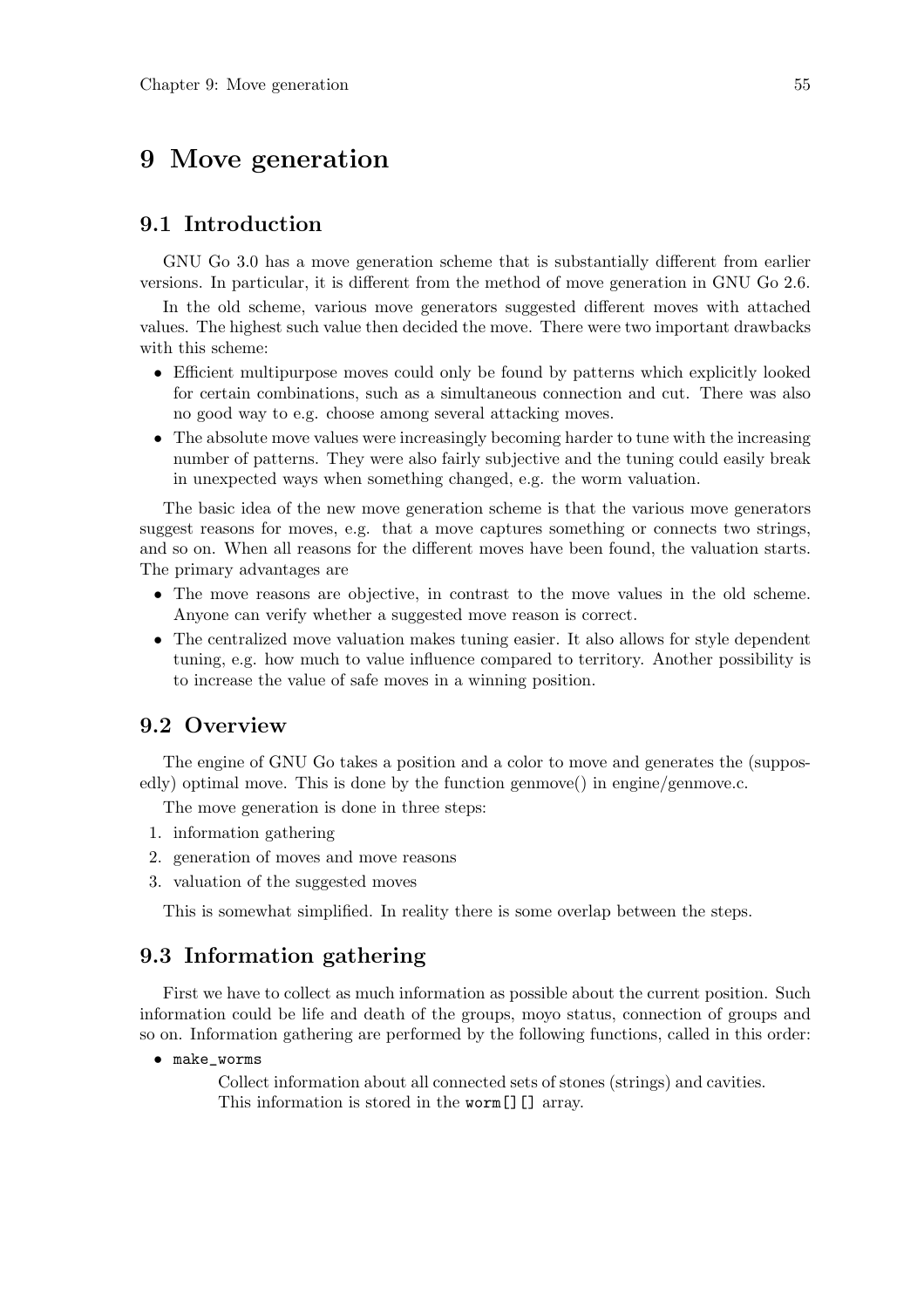// Chapter 9: Move generation

# 9 Move generation

## 9.1 Introduction

GNU Go 3.0 has a move generation scheme that is substantially different from earlier versions. In particular, it is different from the method of move generation in GNU Go 2.6.

In the old scheme, various move generators suggested different moves with attached values. The highest such value then decided the move. There were two important drawbacks with this scheme:

- Efficient multipurpose moves could only be found by patterns which explicitly looked for certain combinations, such as a simultaneous connection and cut. There was also no good way to e.g. choose among several attacking moves.
- The absolute move values were increasingly becoming harder to tune with the increasing number of patterns. They were also fairly subjective and the tuning could easily break in unexpected ways when something changed, e.g. the worm valuation.

The basic idea of the new move generation scheme is that the various move generators suggest reasons for moves, e.g. that a move captures something or connects two strings, and so on. When all reasons for the different moves have been found, the valuation starts. The primary advantages are

- The move reasons are objective, in contrast to the move values in the old scheme. Anyone can verify whether a suggested move reason is correct.
- The centralized move valuation makes tuning easier. It also allows for style dependent tuning, e.g. how much to value influence compared to territory. Another possibility is to increase the value of safe moves in a winning position.

## 9.2 Overview

The engine of GNU Go takes a position and a color to move and generates the (supposedly) optimal move. This is done by the function genmove() in engine/genmove.c.

The move generation is done in three steps:

1. information gathering
2. generation of moves and move reasons
3. valuation of the suggested moves

This is somewhat simplified. In reality there is some overlap between the steps.

## 9.3 Information gathering

First we have to collect as much information as possible about the current position. Such information could be life and death of the groups, moyo status, connection of groups and so on. Information gathering are performed by the following functions, called in this order:

- `make_worms`

  Collect information about all connected sets of stones (strings) and cavities. This information is stored in the `worm[][]` array.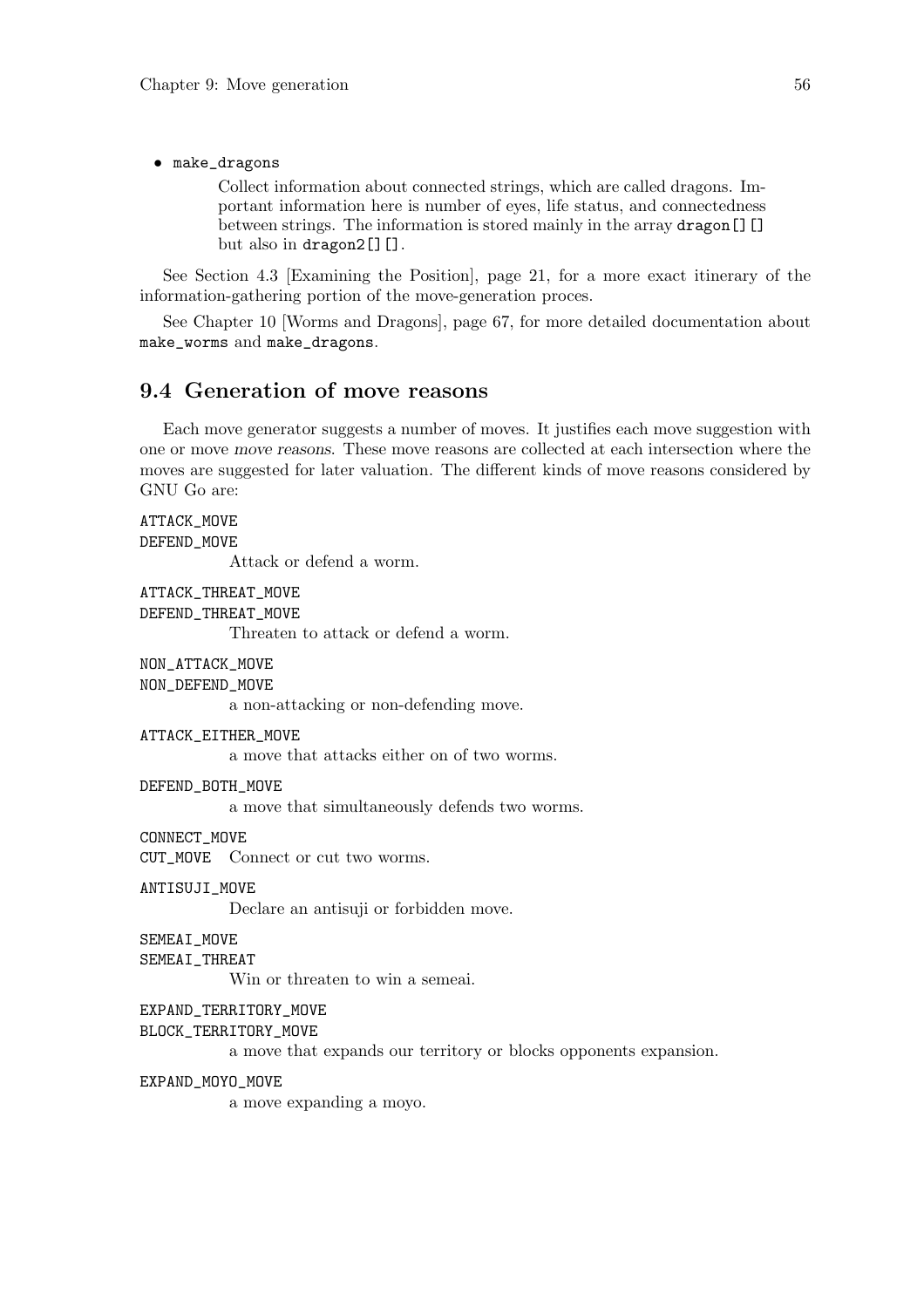- `make_dragons`

  Collect information about connected strings, which are called dragons. Important information here is number of eyes, life status, and connectedness between strings. The information is stored mainly in the array `dragon[][]` but also in `dragon2[][]`.

See Section 4.3 [Examining the Position], page 21, for a more exact itinerary of the information-gathering portion of the move-generation proces.

See Chapter 10 [Worms and Dragons], page 67, for more detailed documentation about `make_worms` and `make_dragons`.

## 9.4 Generation of move reasons

Each move generator suggests a number of moves. It justifies each move suggestion with one or move *move reasons*. These move reasons are collected at each intersection where the moves are suggested for later valuation. The different kinds of move reasons considered by GNU Go are:

`ATTACK_MOVE`
`DEFEND_MOVE`
: Attack or defend a worm.

`ATTACK_THREAT_MOVE`
`DEFEND_THREAT_MOVE`
: Threaten to attack or defend a worm.

`NON_ATTACK_MOVE`
`NON_DEFEND_MOVE`
: a non-attacking or non-defending move.

`ATTACK_EITHER_MOVE`
: a move that attacks either on of two worms.

`DEFEND_BOTH_MOVE`
: a move that simultaneously defends two worms.

`CONNECT_MOVE`
`CUT_MOVE`
: Connect or cut two worms.

`ANTISUJI_MOVE`
: Declare an antisuji or forbidden move.

`SEMEAI_MOVE`
`SEMEAI_THREAT`
: Win or threaten to win a semeai.

`EXPAND_TERRITORY_MOVE`
`BLOCK_TERRITORY_MOVE`
: a move that expands our territory or blocks opponents expansion.

`EXPAND_MOYO_MOVE`
: a move expanding a moyo.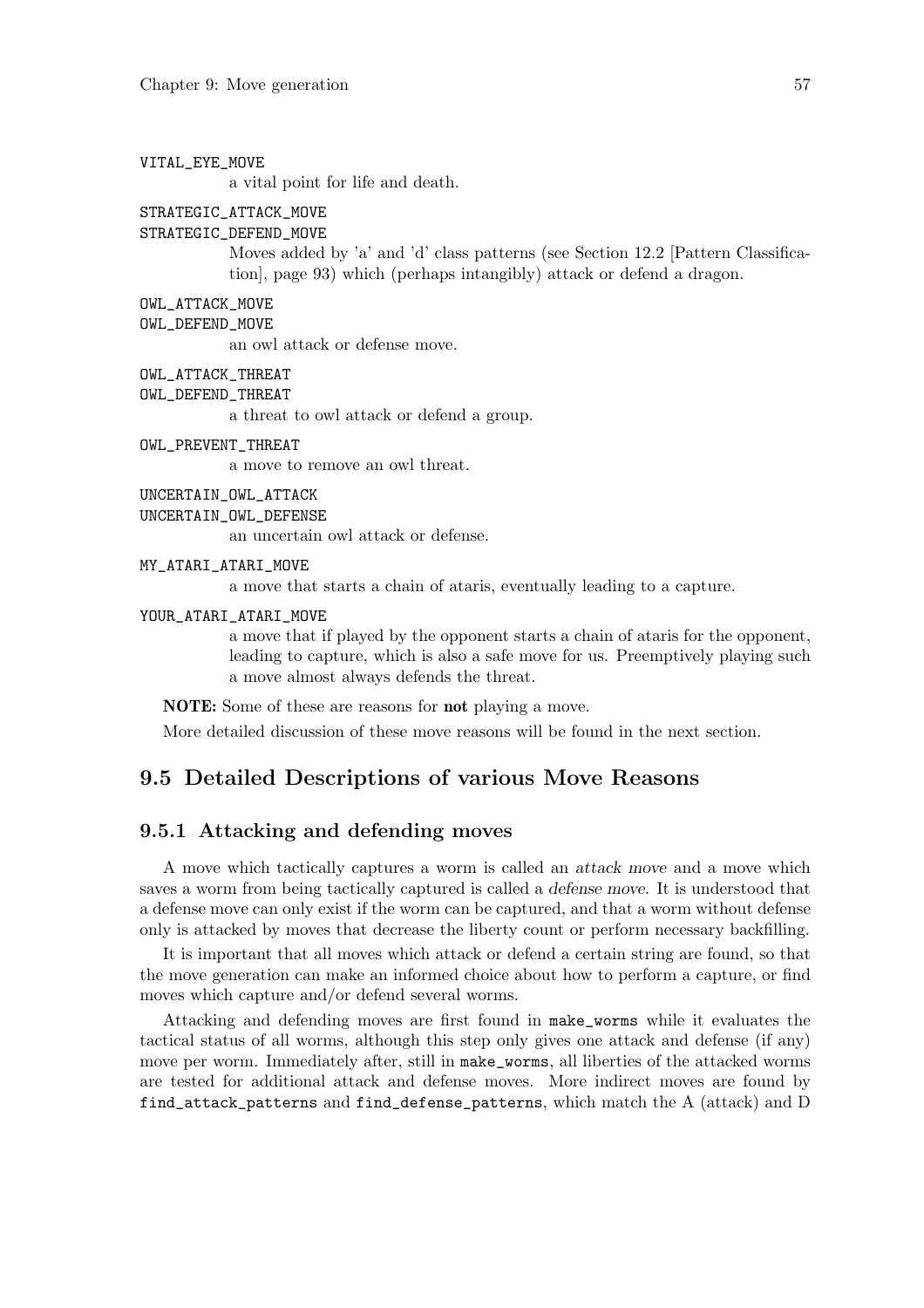`VITAL_EYE_MOVE`
: a vital point for life and death.

`STRATEGIC_ATTACK_MOVE`
`STRATEGIC_DEFEND_MOVE`
: Moves added by 'a' and 'd' class patterns (see Section 12.2 [Pattern Classification], page 93) which (perhaps intangibly) attack or defend a dragon.

`OWL_ATTACK_MOVE`
`OWL_DEFEND_MOVE`
: an owl attack or defense move.

`OWL_ATTACK_THREAT`
`OWL_DEFEND_THREAT`
: a threat to owl attack or defend a group.

`OWL_PREVENT_THREAT`
: a move to remove an owl threat.

`UNCERTAIN_OWL_ATTACK`
`UNCERTAIN_OWL_DEFENSE`
: an uncertain owl attack or defense.

`MY_ATARI_ATARI_MOVE`
: a move that starts a chain of ataris, eventually leading to a capture.

`YOUR_ATARI_ATARI_MOVE`
: a move that if played by the opponent starts a chain of ataris for the opponent, leading to capture, which is also a safe move for us. Preemptively playing such a move almost always defends the threat.

**NOTE:** Some of these are reasons for **not** playing a move.

More detailed discussion of these move reasons will be found in the next section.

## 9.5 Detailed Descriptions of various Move Reasons

### 9.5.1 Attacking and defending moves

A move which tactically captures a worm is called an *attack move* and a move which saves a worm from being tactically captured is called a *defense move*. It is understood that a defense move can only exist if the worm can be captured, and that a worm without defense only is attacked by moves that decrease the liberty count or perform necessary backfilling.

It is important that all moves which attack or defend a certain string are found, so that the move generation can make an informed choice about how to perform a capture, or find moves which capture and/or defend several worms.

Attacking and defending moves are first found in `make_worms` while it evaluates the tactical status of all worms, although this step only gives one attack and defense (if any) move per worm. Immediately after, still in `make_worms`, all liberties of the attacked worms are tested for additional attack and defense moves. More indirect moves are found by `find_attack_patterns` and `find_defense_patterns`, which match the A (attack) and D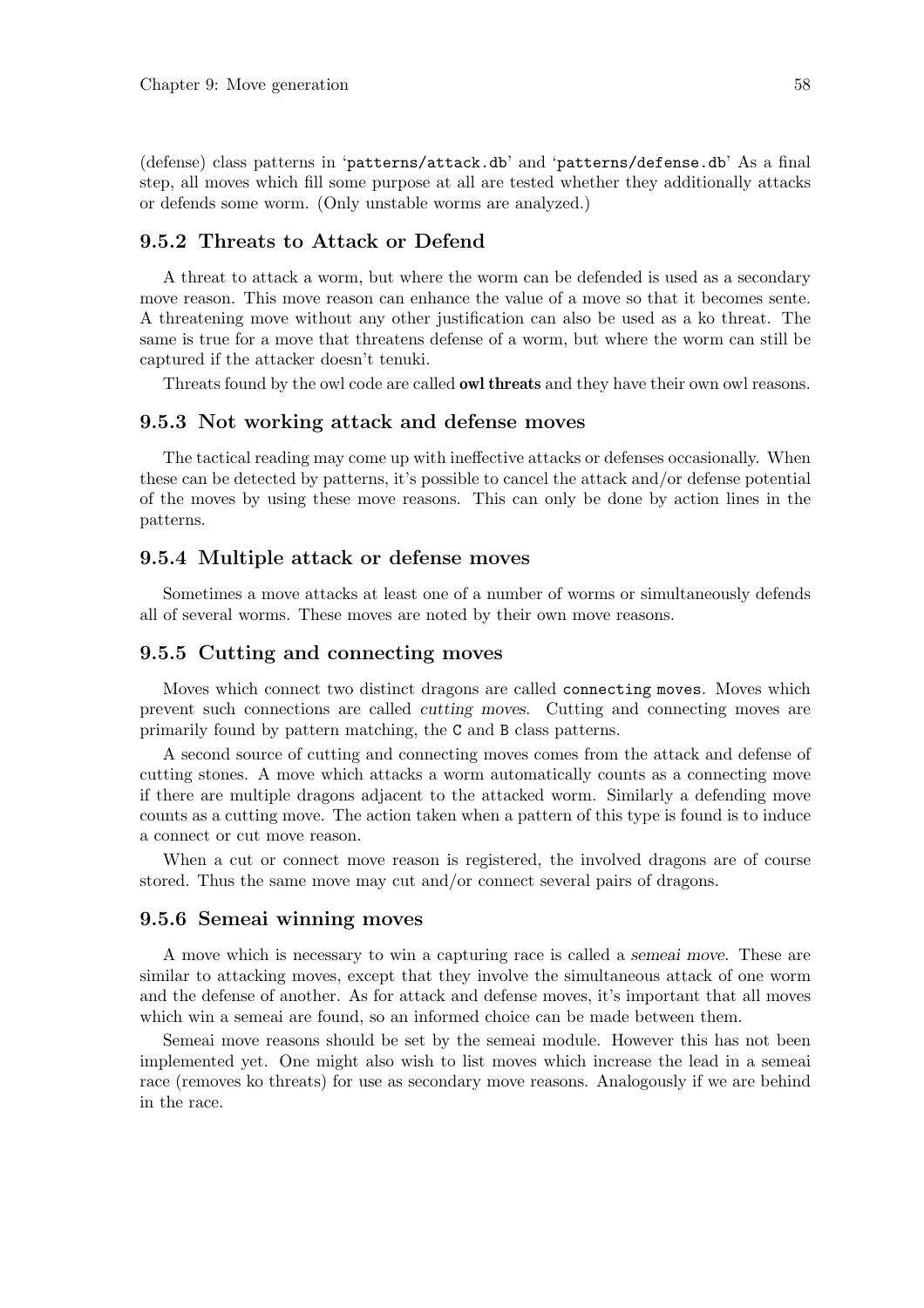(defense) class patterns in 'patterns/attack.db' and 'patterns/defense.db' As a final step, all moves which fill some purpose at all are tested whether they additionally attacks or defends some worm. (Only unstable worms are analyzed.)

### 9.5.2 Threats to Attack or Defend

A threat to attack a worm, but where the worm can be defended is used as a secondary move reason. This move reason can enhance the value of a move so that it becomes sente. A threatening move without any other justification can also be used as a ko threat. The same is true for a move that threatens defense of a worm, but where the worm can still be captured if the attacker doesn't tenuki.

Threats found by the owl code are called **owl threats** and they have their own owl reasons.

### 9.5.3 Not working attack and defense moves

The tactical reading may come up with ineffective attacks or defenses occasionally. When these can be detected by patterns, it's possible to cancel the attack and/or defense potential of the moves by using these move reasons. This can only be done by action lines in the patterns.

### 9.5.4 Multiple attack or defense moves

Sometimes a move attacks at least one of a number of worms or simultaneously defends all of several worms. These moves are noted by their own move reasons.

### 9.5.5 Cutting and connecting moves

Moves which connect two distinct dragons are called `connecting moves`. Moves which prevent such connections are called *cutting moves*. Cutting and connecting moves are primarily found by pattern matching, the `C` and `B` class patterns.

A second source of cutting and connecting moves comes from the attack and defense of cutting stones. A move which attacks a worm automatically counts as a connecting move if there are multiple dragons adjacent to the attacked worm. Similarly a defending move counts as a cutting move. The action taken when a pattern of this type is found is to induce a connect or cut move reason.

When a cut or connect move reason is registered, the involved dragons are of course stored. Thus the same move may cut and/or connect several pairs of dragons.

### 9.5.6 Semeai winning moves

A move which is necessary to win a capturing race is called a *semeai move*. These are similar to attacking moves, except that they involve the simultaneous attack of one worm and the defense of another. As for attack and defense moves, it's important that all moves which win a semeai are found, so an informed choice can be made between them.

Semeai move reasons should be set by the semeai module. However this has not been implemented yet. One might also wish to list moves which increase the lead in a semeai race (removes ko threats) for use as secondary move reasons. Analogously if we are behind in the race.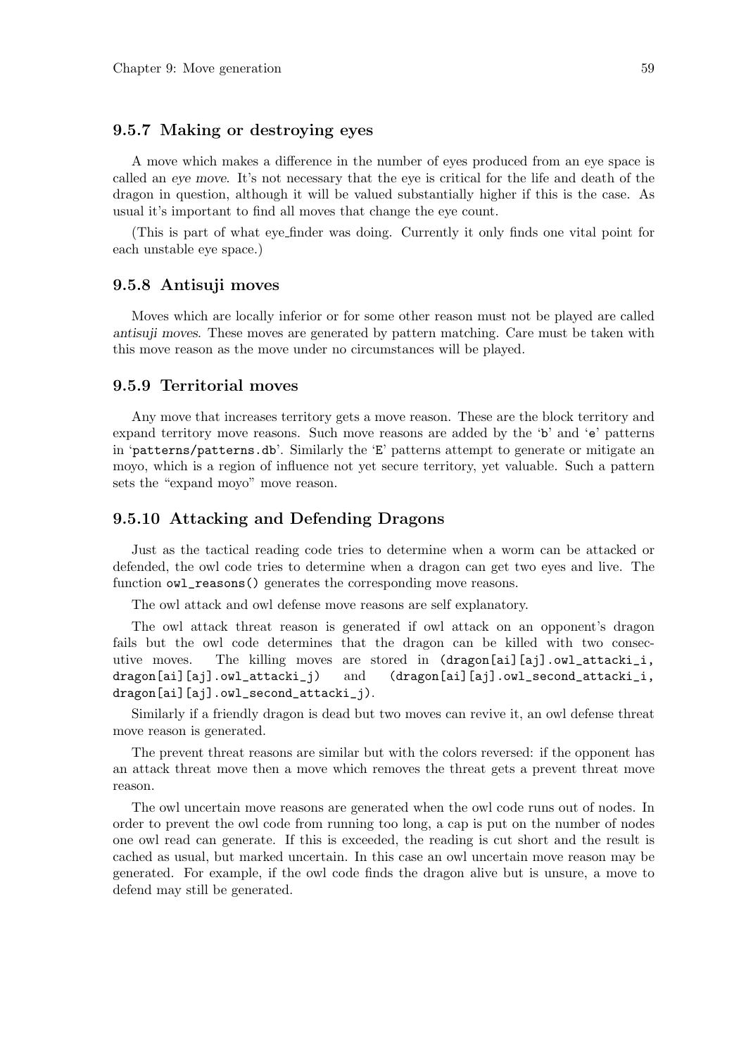### 9.5.7 Making or destroying eyes

A move which makes a difference in the number of eyes produced from an eye space is called an *eye move*. It's not necessary that the eye is critical for the life and death of the dragon in question, although it will be valued substantially higher if this is the case. As usual it's important to find all moves that change the eye count.

(This is part of what eye_finder was doing. Currently it only finds one vital point for each unstable eye space.)

### 9.5.8 Antisuji moves

Moves which are locally inferior or for some other reason must not be played are called *antisuji moves*. These moves are generated by pattern matching. Care must be taken with this move reason as the move under no circumstances will be played.

### 9.5.9 Territorial moves

Any move that increases territory gets a move reason. These are the block territory and expand territory move reasons. Such move reasons are added by the 'b' and 'e' patterns in '`patterns/patterns.db`'. Similarly the 'E' patterns attempt to generate or mitigate an moyo, which is a region of influence not yet secure territory, yet valuable. Such a pattern sets the "expand moyo" move reason.

### 9.5.10 Attacking and Defending Dragons

Just as the tactical reading code tries to determine when a worm can be attacked or defended, the owl code tries to determine when a dragon can get two eyes and live. The function `owl_reasons()` generates the corresponding move reasons.

The owl attack and owl defense move reasons are self explanatory.

The owl attack threat reason is generated if owl attack on an opponent's dragon fails but the owl code determines that the dragon can be killed with two consecutive moves. The killing moves are stored in `(dragon[ai][aj].owl_attacki_i, dragon[ai][aj].owl_attacki_j)` and `(dragon[ai][aj].owl_second_attacki_i, dragon[ai][aj].owl_second_attacki_j)`.

Similarly if a friendly dragon is dead but two moves can revive it, an owl defense threat move reason is generated.

The prevent threat reasons are similar but with the colors reversed: if the opponent has an attack threat move then a move which removes the threat gets a prevent threat move reason.

The owl uncertain move reasons are generated when the owl code runs out of nodes. In order to prevent the owl code from running too long, a cap is put on the number of nodes one owl read can generate. If this is exceeded, the reading is cut short and the result is cached as usual, but marked uncertain. In this case an owl uncertain move reason may be generated. For example, if the owl code finds the dragon alive but is unsure, a move to defend may still be generated.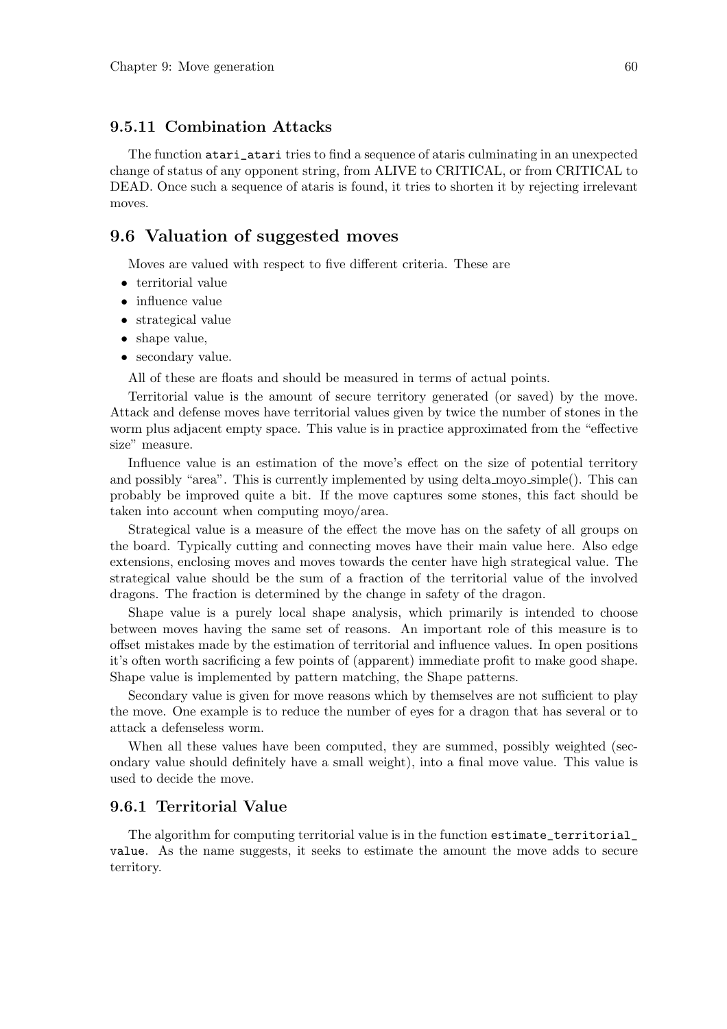### 9.5.11 Combination Attacks

The function `atari_atari` tries to find a sequence of ataris culminating in an unexpected change of status of any opponent string, from ALIVE to CRITICAL, or from CRITICAL to DEAD. Once such a sequence of ataris is found, it tries to shorten it by rejecting irrelevant moves.

## 9.6 Valuation of suggested moves

Moves are valued with respect to five different criteria. These are

- territorial value
- influence value
- strategical value
- shape value,
- secondary value.

All of these are floats and should be measured in terms of actual points.

Territorial value is the amount of secure territory generated (or saved) by the move. Attack and defense moves have territorial values given by twice the number of stones in the worm plus adjacent empty space. This value is in practice approximated from the "effective size" measure.

Influence value is an estimation of the move's effect on the size of potential territory and possibly "area". This is currently implemented by using delta_moyo_simple(). This can probably be improved quite a bit. If the move captures some stones, this fact should be taken into account when computing moyo/area.

Strategical value is a measure of the effect the move has on the safety of all groups on the board. Typically cutting and connecting moves have their main value here. Also edge extensions, enclosing moves and moves towards the center have high strategical value. The strategical value should be the sum of a fraction of the territorial value of the involved dragons. The fraction is determined by the change in safety of the dragon.

Shape value is a purely local shape analysis, which primarily is intended to choose between moves having the same set of reasons. An important role of this measure is to offset mistakes made by the estimation of territorial and influence values. In open positions it's often worth sacrificing a few points of (apparent) immediate profit to make good shape. Shape value is implemented by pattern matching, the Shape patterns.

Secondary value is given for move reasons which by themselves are not sufficient to play the move. One example is to reduce the number of eyes for a dragon that has several or to attack a defenseless worm.

When all these values have been computed, they are summed, possibly weighted (secondary value should definitely have a small weight), into a final move value. This value is used to decide the move.

### 9.6.1 Territorial Value

The algorithm for computing territorial value is in the function `estimate_territorial_value`. As the name suggests, it seeks to estimate the amount the move adds to secure territory.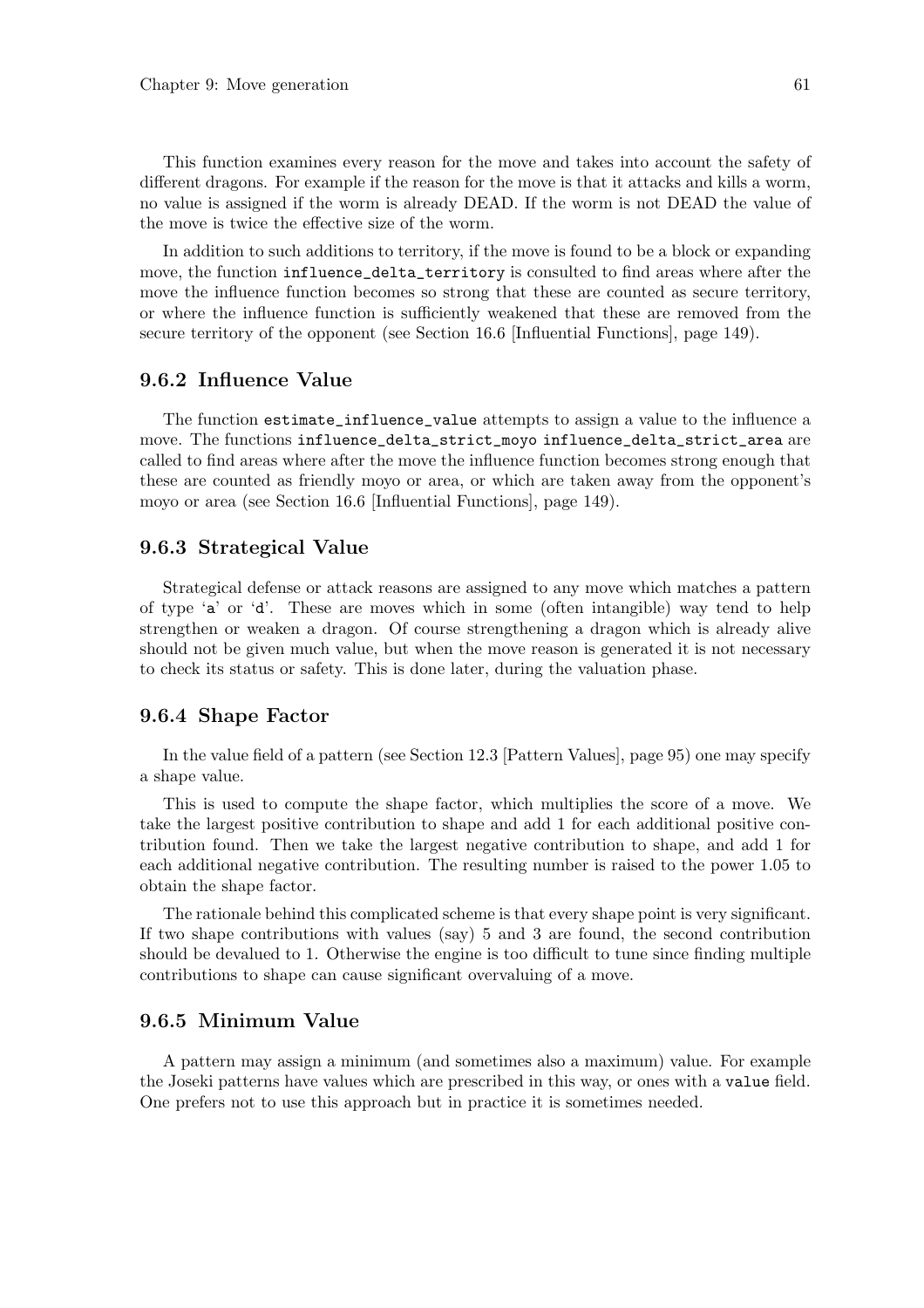This function examines every reason for the move and takes into account the safety of different dragons. For example if the reason for the move is that it attacks and kills a worm, no value is assigned if the worm is already DEAD. If the worm is not DEAD the value of the move is twice the effective size of the worm.

In addition to such additions to territory, if the move is found to be a block or expanding move, the function `influence_delta_territory` is consulted to find areas where after the move the influence function becomes so strong that these are counted as secure territory, or where the influence function is sufficiently weakened that these are removed from the secure territory of the opponent (see Section 16.6 [Influential Functions], page 149).

### 9.6.2 Influence Value

The function `estimate_influence_value` attempts to assign a value to the influence a move. The functions `influence_delta_strict_moyo` `influence_delta_strict_area` are called to find areas where after the move the influence function becomes strong enough that these are counted as friendly moyo or area, or which are taken away from the opponent's moyo or area (see Section 16.6 [Influential Functions], page 149).

### 9.6.3 Strategical Value

Strategical defense or attack reasons are assigned to any move which matches a pattern of type '`a`' or '`d`'. These are moves which in some (often intangible) way tend to help strengthen or weaken a dragon. Of course strengthening a dragon which is already alive should not be given much value, but when the move reason is generated it is not necessary to check its status or safety. This is done later, during the valuation phase.

### 9.6.4 Shape Factor

In the value field of a pattern (see Section 12.3 [Pattern Values], page 95) one may specify a shape value.

This is used to compute the shape factor, which multiplies the score of a move. We take the largest positive contribution to shape and add 1 for each additional positive contribution found. Then we take the largest negative contribution to shape, and add 1 for each additional negative contribution. The resulting number is raised to the power 1.05 to obtain the shape factor.

The rationale behind this complicated scheme is that every shape point is very significant. If two shape contributions with values (say) 5 and 3 are found, the second contribution should be devalued to 1. Otherwise the engine is too difficult to tune since finding multiple contributions to shape can cause significant overvaluing of a move.

### 9.6.5 Minimum Value

A pattern may assign a minimum (and sometimes also a maximum) value. For example the Joseki patterns have values which are prescribed in this way, or ones with a `value` field. One prefers not to use this approach but in practice it is sometimes needed.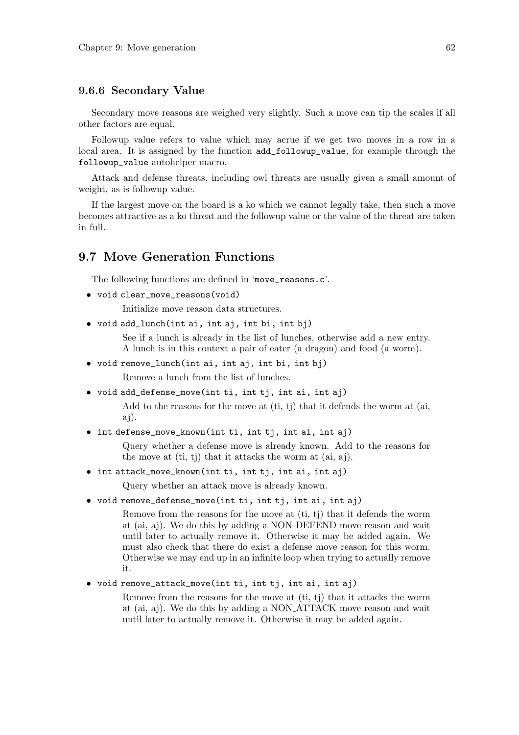### 9.6.6 Secondary Value

Secondary move reasons are weighed very slightly. Such a move can tip the scales if all other factors are equal.

Followup value refers to value which may acrue if we get two moves in a row in a local area. It is assigned by the function `add_followup_value`, for example through the `followup_value` autohelper macro.

Attack and defense threats, including owl threats are usually given a small amount of weight, as is followup value.

If the largest move on the board is a ko which we cannot legally take, then such a move becomes attractive as a ko threat and the followup value or the value of the threat are taken in full.

## 9.7 Move Generation Functions

The following functions are defined in '`move_reasons.c`'.

- `void clear_move_reasons(void)`

  Initialize move reason data structures.

- `void add_lunch(int ai, int aj, int bi, int bj)`

  See if a lunch is already in the list of lunches, otherwise add a new entry. A lunch is in this context a pair of eater (a dragon) and food (a worm).

- `void remove_lunch(int ai, int aj, int bi, int bj)`

  Remove a lunch from the list of lunches.

- `void add_defense_move(int ti, int tj, int ai, int aj)`

  Add to the reasons for the move at (ti, tj) that it defends the worm at (ai, aj).

- `int defense_move_known(int ti, int tj, int ai, int aj)`

  Query whether a defense move is already known. Add to the reasons for the move at (ti, tj) that it attacks the worm at (ai, aj).

- `int attack_move_known(int ti, int tj, int ai, int aj)`

  Query whether an attack move is already known.

- `void remove_defense_move(int ti, int tj, int ai, int aj)`

  Remove from the reasons for the move at (ti, tj) that it defends the worm at (ai, aj). We do this by adding a NON_DEFEND move reason and wait until later to actually remove it. Otherwise it may be added again. We must also check that there do exist a defense move reason for this worm. Otherwise we may end up in an infinite loop when trying to actually remove it.

- `void remove_attack_move(int ti, int tj, int ai, int aj)`

  Remove from the reasons for the move at (ti, tj) that it attacks the worm at (ai, aj). We do this by adding a NON_ATTACK move reason and wait until later to actually remove it. Otherwise it may be added again.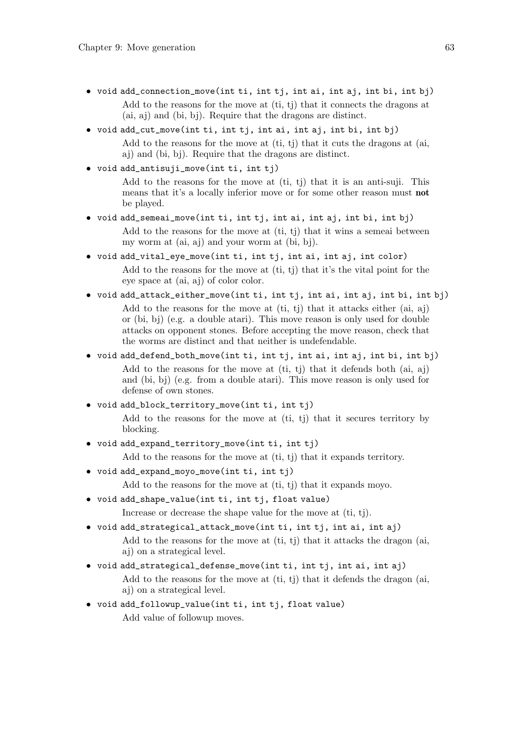- `void add_connection_move(int ti, int tj, int ai, int aj, int bi, int bj)`

  Add to the reasons for the move at (ti, tj) that it connects the dragons at (ai, aj) and (bi, bj). Require that the dragons are distinct.

- `void add_cut_move(int ti, int tj, int ai, int aj, int bi, int bj)`

  Add to the reasons for the move at (ti, tj) that it cuts the dragons at (ai, aj) and (bi, bj). Require that the dragons are distinct.

- `void add_antisuji_move(int ti, int tj)`

  Add to the reasons for the move at (ti, tj) that it is an anti-suji. This means that it's a locally inferior move or for some other reason must **not** be played.

- `void add_semeai_move(int ti, int tj, int ai, int aj, int bi, int bj)`

  Add to the reasons for the move at (ti, tj) that it wins a semeai between my worm at (ai, aj) and your worm at (bi, bj).

- `void add_vital_eye_move(int ti, int tj, int ai, int aj, int color)`

  Add to the reasons for the move at (ti, tj) that it's the vital point for the eye space at (ai, aj) of color color.

- `void add_attack_either_move(int ti, int tj, int ai, int aj, int bi, int bj)`

  Add to the reasons for the move at (ti, tj) that it attacks either (ai, aj) or (bi, bj) (e.g. a double atari). This move reason is only used for double attacks on opponent stones. Before accepting the move reason, check that the worms are distinct and that neither is undefendable.

- `void add_defend_both_move(int ti, int tj, int ai, int aj, int bi, int bj)`

  Add to the reasons for the move at (ti, tj) that it defends both (ai, aj) and (bi, bj) (e.g. from a double atari). This move reason is only used for defense of own stones.

- `void add_block_territory_move(int ti, int tj)`

  Add to the reasons for the move at (ti, tj) that it secures territory by blocking.

- `void add_expand_territory_move(int ti, int tj)`

  Add to the reasons for the move at (ti, tj) that it expands territory.

- `void add_expand_moyo_move(int ti, int tj)`

  Add to the reasons for the move at (ti, tj) that it expands moyo.

- `void add_shape_value(int ti, int tj, float value)`

  Increase or decrease the shape value for the move at (ti, tj).

- `void add_strategical_attack_move(int ti, int tj, int ai, int aj)`

  Add to the reasons for the move at (ti, tj) that it attacks the dragon (ai, aj) on a strategical level.

- `void add_strategical_defense_move(int ti, int tj, int ai, int aj)`

  Add to the reasons for the move at (ti, tj) that it defends the dragon (ai, aj) on a strategical level.

- `void add_followup_value(int ti, int tj, float value)`

  Add value of followup moves.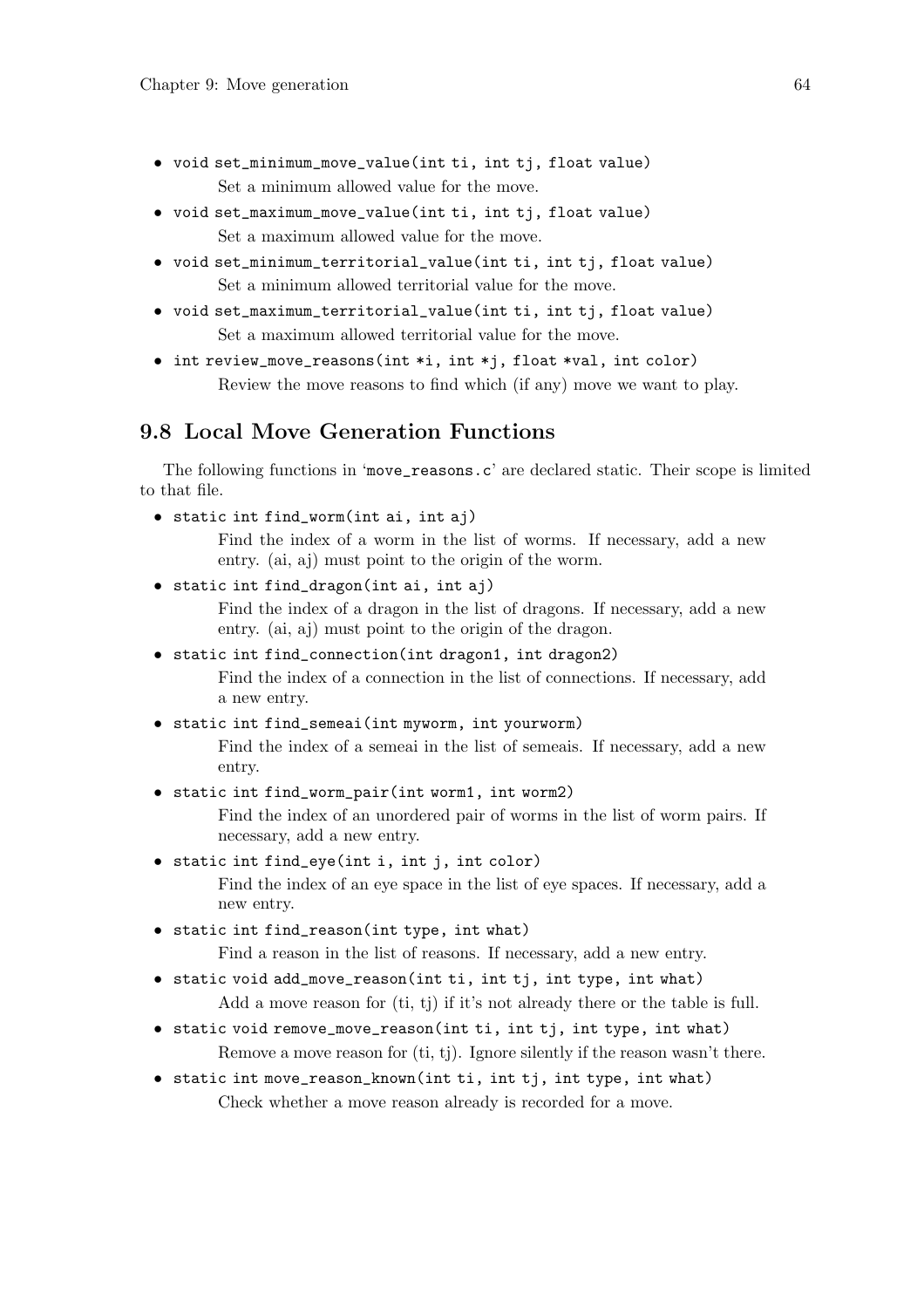- `void set_minimum_move_value(int ti, int tj, float value)`

  Set a minimum allowed value for the move.
- `void set_maximum_move_value(int ti, int tj, float value)`

  Set a maximum allowed value for the move.
- `void set_minimum_territorial_value(int ti, int tj, float value)`

  Set a minimum allowed territorial value for the move.
- `void set_maximum_territorial_value(int ti, int tj, float value)`

  Set a maximum allowed territorial value for the move.
- `int review_move_reasons(int *i, int *j, float *val, int color)`

  Review the move reasons to find which (if any) move we want to play.

## 9.8 Local Move Generation Functions

The following functions in 'move_reasons.c' are declared static. Their scope is limited to that file.

- `static int find_worm(int ai, int aj)`

  Find the index of a worm in the list of worms. If necessary, add a new entry. (ai, aj) must point to the origin of the worm.
- `static int find_dragon(int ai, int aj)`

  Find the index of a dragon in the list of dragons. If necessary, add a new entry. (ai, aj) must point to the origin of the dragon.
- `static int find_connection(int dragon1, int dragon2)`

  Find the index of a connection in the list of connections. If necessary, add a new entry.
- `static int find_semeai(int myworm, int yourworm)`

  Find the index of a semeai in the list of semeais. If necessary, add a new entry.
- `static int find_worm_pair(int worm1, int worm2)`

  Find the index of an unordered pair of worms in the list of worm pairs. If necessary, add a new entry.
- `static int find_eye(int i, int j, int color)`

  Find the index of an eye space in the list of eye spaces. If necessary, add a new entry.
- `static int find_reason(int type, int what)`

  Find a reason in the list of reasons. If necessary, add a new entry.
- `static void add_move_reason(int ti, int tj, int type, int what)`

  Add a move reason for (ti, tj) if it's not already there or the table is full.
- `static void remove_move_reason(int ti, int tj, int type, int what)`

  Remove a move reason for (ti, tj). Ignore silently if the reason wasn't there.
- `static int move_reason_known(int ti, int tj, int type, int what)`

  Check whether a move reason already is recorded for a move.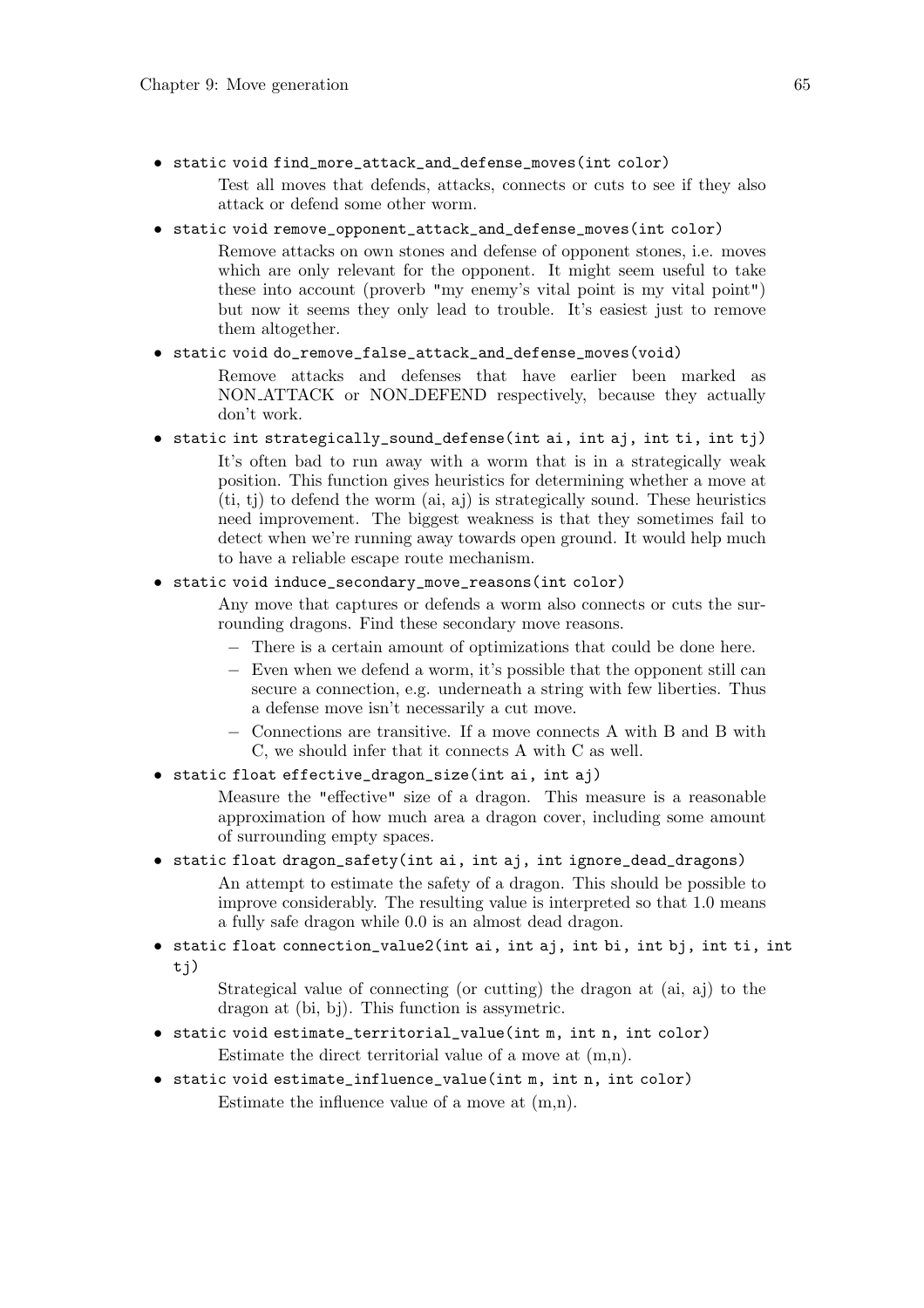- `static void find_more_attack_and_defense_moves(int color)`

  Test all moves that defends, attacks, connects or cuts to see if they also attack or defend some other worm.

- `static void remove_opponent_attack_and_defense_moves(int color)`

  Remove attacks on own stones and defense of opponent stones, i.e. moves which are only relevant for the opponent. It might seem useful to take these into account (proverb "my enemy's vital point is my vital point") but now it seems they only lead to trouble. It's easiest just to remove them altogether.

- `static void do_remove_false_attack_and_defense_moves(void)`

  Remove attacks and defenses that have earlier been marked as NON_ATTACK or NON_DEFEND respectively, because they actually don't work.

- `static int strategically_sound_defense(int ai, int aj, int ti, int tj)`

  It's often bad to run away with a worm that is in a strategically weak position. This function gives heuristics for determining whether a move at (ti, tj) to defend the worm (ai, aj) is strategically sound. These heuristics need improvement. The biggest weakness is that they sometimes fail to detect when we're running away towards open ground. It would help much to have a reliable escape route mechanism.

- `static void induce_secondary_move_reasons(int color)`

  Any move that captures or defends a worm also connects or cuts the surrounding dragons. Find these secondary move reasons.

  - There is a certain amount of optimizations that could be done here.
  - Even when we defend a worm, it's possible that the opponent still can secure a connection, e.g. underneath a string with few liberties. Thus a defense move isn't necessarily a cut move.
  - Connections are transitive. If a move connects A with B and B with C, we should infer that it connects A with C as well.

- `static float effective_dragon_size(int ai, int aj)`

  Measure the "effective" size of a dragon. This measure is a reasonable approximation of how much area a dragon cover, including some amount of surrounding empty spaces.

- `static float dragon_safety(int ai, int aj, int ignore_dead_dragons)`

  An attempt to estimate the safety of a dragon. This should be possible to improve considerably. The resulting value is interpreted so that 1.0 means a fully safe dragon while 0.0 is an almost dead dragon.

- `static float connection_value2(int ai, int aj, int bi, int bj, int ti, int tj)`

  Strategical value of connecting (or cutting) the dragon at (ai, aj) to the dragon at (bi, bj). This function is assymetric.

- `static void estimate_territorial_value(int m, int n, int color)`

  Estimate the direct territorial value of a move at (m,n).

- `static void estimate_influence_value(int m, int n, int color)`

  Estimate the influence value of a move at (m,n).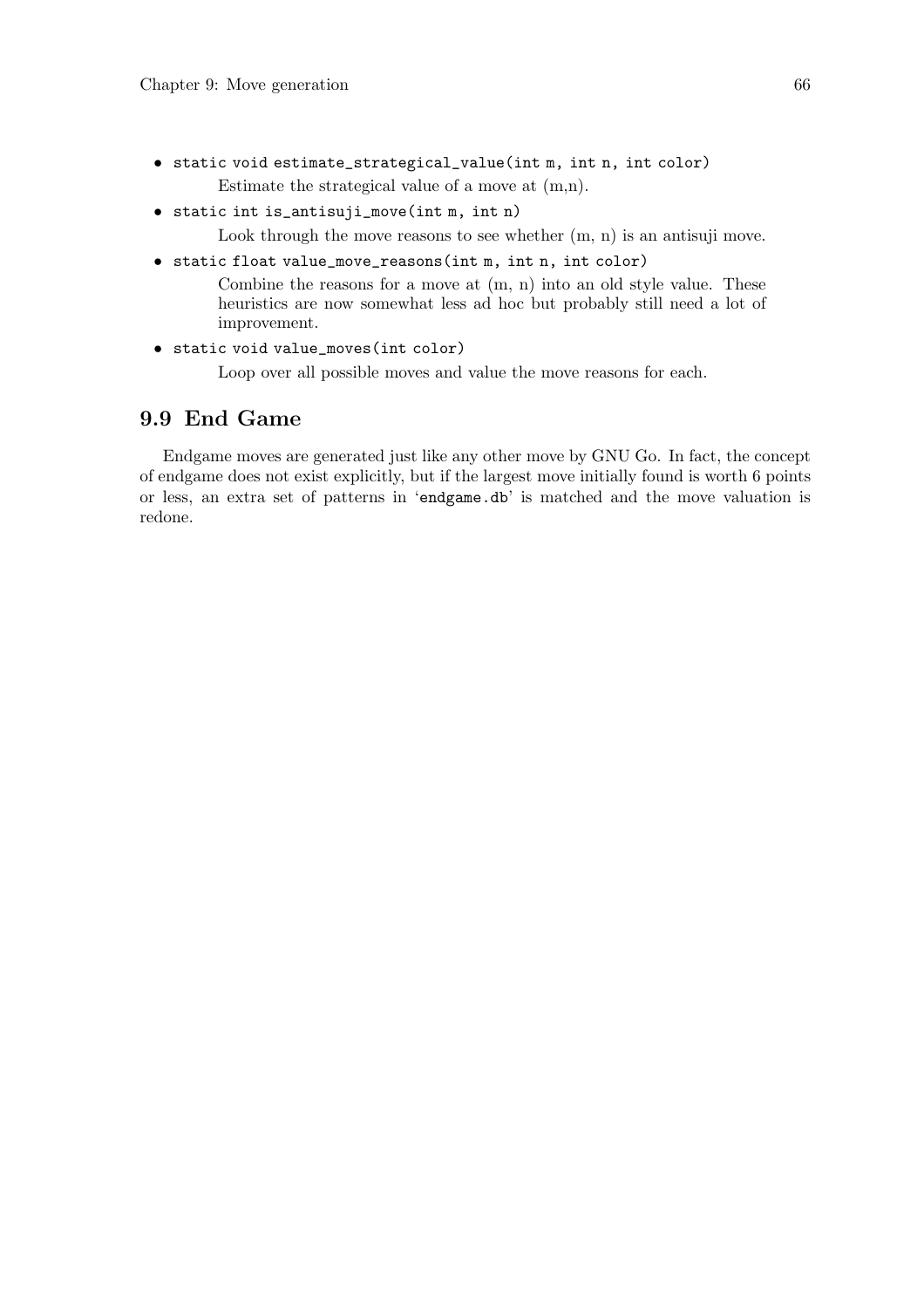- `static void estimate_strategical_value(int m, int n, int color)`

  Estimate the strategical value of a move at (m,n).

- `static int is_antisuji_move(int m, int n)`

  Look through the move reasons to see whether (m, n) is an antisuji move.

- `static float value_move_reasons(int m, int n, int color)`

  Combine the reasons for a move at (m, n) into an old style value. These heuristics are now somewhat less ad hoc but probably still need a lot of improvement.

- `static void value_moves(int color)`

  Loop over all possible moves and value the move reasons for each.

## 9.9 End Game

Endgame moves are generated just like any other move by GNU Go. In fact, the concept of endgame does not exist explicitly, but if the largest move initially found is worth 6 points or less, an extra set of patterns in '`endgame.db`' is matched and the move valuation is redone.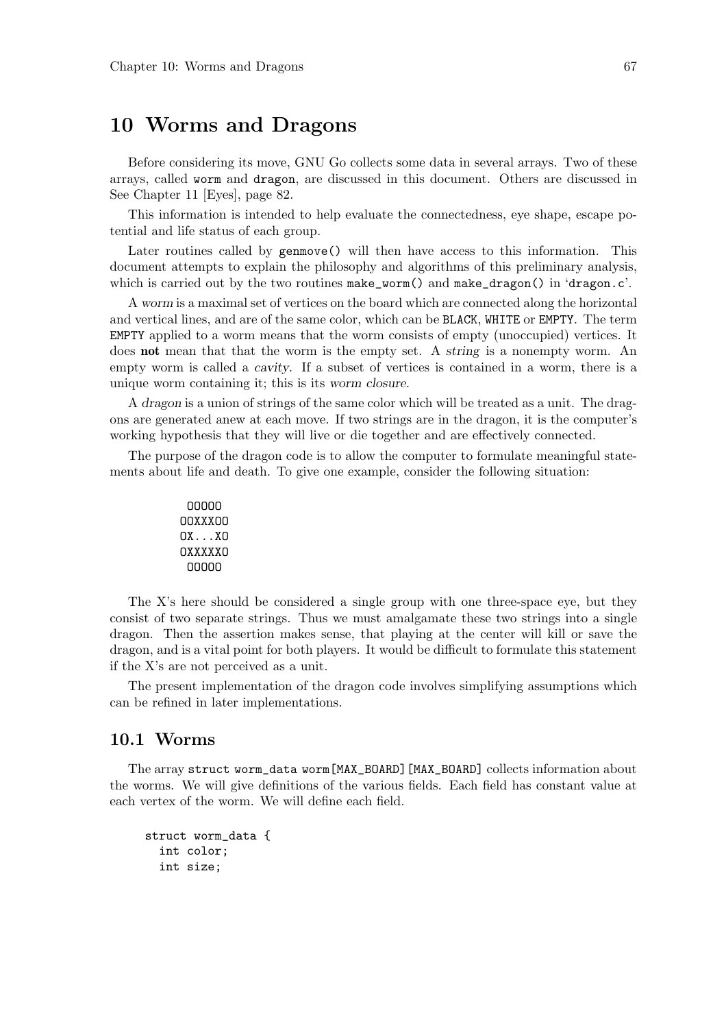# 10 Worms and Dragons

Before considering its move, GNU Go collects some data in several arrays. Two of these arrays, called `worm` and `dragon`, are discussed in this document. Others are discussed in See Chapter 11 [Eyes], page 82.

This information is intended to help evaluate the connectedness, eye shape, escape potential and life status of each group.

Later routines called by `genmove()` will then have access to this information. This document attempts to explain the philosophy and algorithms of this preliminary analysis, which is carried out by the two routines `make_worm()` and `make_dragon()` in '`dragon.c`'.

A *worm* is a maximal set of vertices on the board which are connected along the horizontal and vertical lines, and are of the same color, which can be `BLACK`, `WHITE` or `EMPTY`. The term `EMPTY` applied to a worm means that the worm consists of empty (unoccupied) vertices. It does **not** mean that that the worm is the empty set. A *string* is a nonempty worm. An empty worm is called a *cavity*. If a subset of vertices is contained in a worm, there is a unique worm containing it; this is its *worm closure*.

A *dragon* is a union of strings of the same color which will be treated as a unit. The dragons are generated anew at each move. If two strings are in the dragon, it is the computer's working hypothesis that they will live or die together and are effectively connected.

The purpose of the dragon code is to allow the computer to formulate meaningful statements about life and death. To give one example, consider the following situation:

```
 OOOOO
OOXXXOO
OX...XO
OXXXXXO
 OOOOO
```

The X's here should be considered a single group with one three-space eye, but they consist of two separate strings. Thus we must amalgamate these two strings into a single dragon. Then the assertion makes sense, that playing at the center will kill or save the dragon, and is a vital point for both players. It would be difficult to formulate this statement if the X's are not perceived as a unit.

The present implementation of the dragon code involves simplifying assumptions which can be refined in later implementations.

## 10.1 Worms

The array `struct worm_data worm[MAX_BOARD][MAX_BOARD]` collects information about the worms. We will give definitions of the various fields. Each field has constant value at each vertex of the worm. We will define each field.

```
struct worm_data {
  int color;
  int size;
```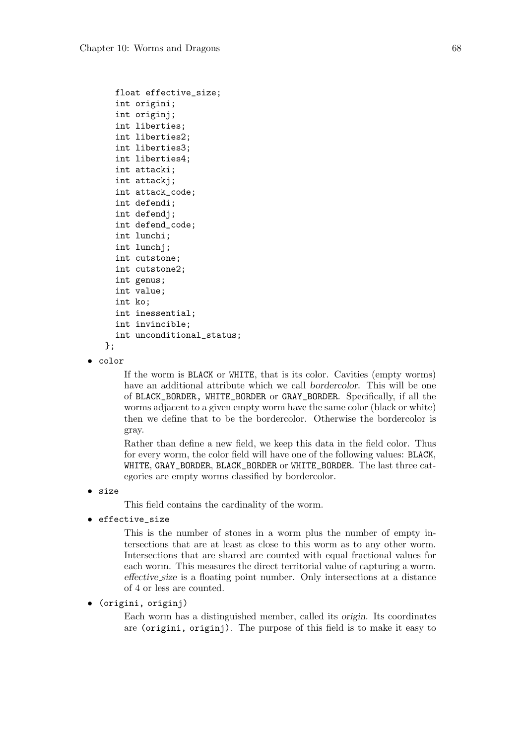```
    float effective_size;
    int origini;
    int originj;
    int liberties;
    int liberties2;
    int liberties3;
    int liberties4;
    int attacki;
    int attackj;
    int attack_code;
    int defendi;
    int defendj;
    int defend_code;
    int lunchi;
    int lunchj;
    int cutstone;
    int cutstone2;
    int genus;
    int value;
    int ko;
    int inessential;
    int invincible;
    int unconditional_status;
  };
```

- `color`

  If the worm is `BLACK` or `WHITE`, that is its color. Cavities (empty worms) have an additional attribute which we call *bordercolor*. This will be one of `BLACK_BORDER, WHITE_BORDER` or `GRAY_BORDER`. Specifically, if all the worms adjacent to a given empty worm have the same color (black or white) then we define that to be the bordercolor. Otherwise the bordercolor is gray.

  Rather than define a new field, we keep this data in the field color. Thus for every worm, the color field will have one of the following values: `BLACK`, `WHITE`, `GRAY_BORDER`, `BLACK_BORDER` or `WHITE_BORDER`. The last three categories are empty worms classified by bordercolor.

- `size`

  This field contains the cardinality of the worm.

- `effective_size`

  This is the number of stones in a worm plus the number of empty intersections that are at least as close to this worm as to any other worm. Intersections that are shared are counted with equal fractional values for each worm. This measures the direct territorial value of capturing a worm. *effective_size* is a floating point number. Only intersections at a distance of 4 or less are counted.

- `(origini, originj)`

  Each worm has a distinguished member, called its *origin*. Its coordinates are `(origini, originj)`. The purpose of this field is to make it easy to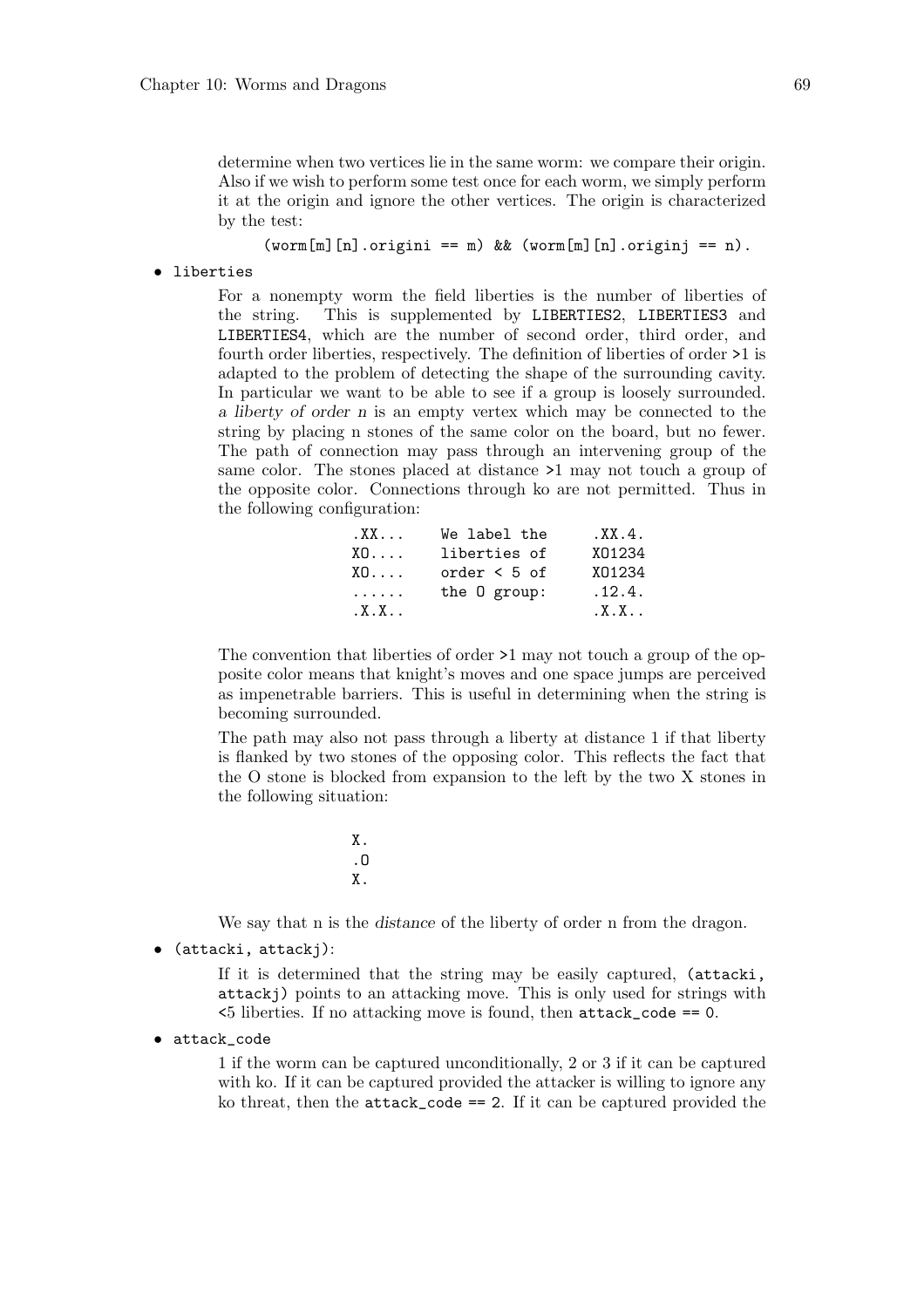determine when two vertices lie in the same worm: we compare their origin. Also if we wish to perform some test once for each worm, we simply perform it at the origin and ignore the other vertices. The origin is characterized by the test:

```
(worm[m][n].origini == m) && (worm[m][n].originj == n).
```

- `liberties`

  For a nonempty worm the field liberties is the number of liberties of the string. This is supplemented by `LIBERTIES2`, `LIBERTIES3` and `LIBERTIES4`, which are the number of second order, third order, and fourth order liberties, respectively. The definition of liberties of order `>1` is adapted to the problem of detecting the shape of the surrounding cavity. In particular we want to be able to see if a group is loosely surrounded. *a liberty of order n* is an empty vertex which may be connected to the string by placing n stones of the same color on the board, but no fewer. The path of connection may pass through an intervening group of the same color. The stones placed at distance `>1` may not touch a group of the opposite color. Connections through ko are not permitted. Thus in the following configuration:

  ```
  .XX...    We label the     .XX.4.
  XO....    liberties of     XO1234
  XO....    order < 5 of     XO1234
  ......    the O group:     .12.4.
  .X.X..                     .X.X..
  ```

  The convention that liberties of order `>1` may not touch a group of the opposite color means that knight's moves and one space jumps are perceived as impenetrable barriers. This is useful in determining when the string is becoming surrounded.

  The path may also not pass through a liberty at distance 1 if that liberty is flanked by two stones of the opposing color. This reflects the fact that the O stone is blocked from expansion to the left by the two X stones in the following situation:

  ```
  X.
  .O
  X.
  ```

  We say that n is the *distance* of the liberty of order n from the dragon.

- `(attacki, attackj)`:

  If it is determined that the string may be easily captured, `(attacki, attackj)` points to an attacking move. This is only used for strings with `<5` liberties. If no attacking move is found, then `attack_code == 0`.

- `attack_code`

  1 if the worm can be captured unconditionally, 2 or 3 if it can be captured with ko. If it can be captured provided the attacker is willing to ignore any ko threat, then the `attack_code == 2`. If it can be captured provided the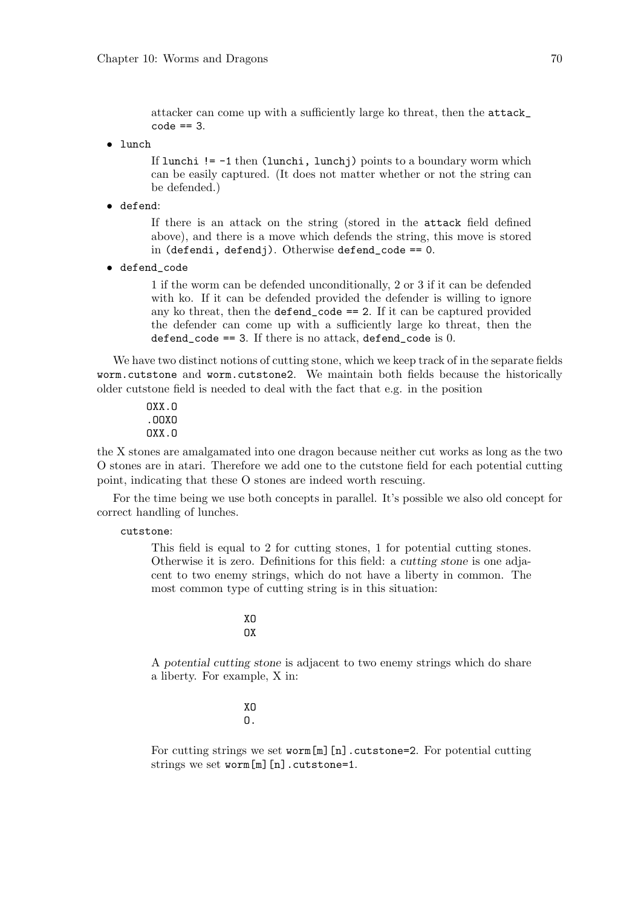attacker can come up with a sufficiently large ko threat, then the `attack_code == 3`.

- `lunch`

  If `lunchi != -1` then `(lunchi, lunchj)` points to a boundary worm which can be easily captured. (It does not matter whether or not the string can be defended.)

- `defend`:

  If there is an attack on the string (stored in the `attack` field defined above), and there is a move which defends the string, this move is stored in `(defendi, defendj)`. Otherwise `defend_code == 0`.

- `defend_code`

  1 if the worm can be defended unconditionally, 2 or 3 if it can be defended with ko. If it can be defended provided the defender is willing to ignore any ko threat, then the `defend_code == 2`. If it can be captured provided the defender can come up with a sufficiently large ko threat, then the `defend_code == 3`. If there is no attack, `defend_code` is 0.

We have two distinct notions of cutting stone, which we keep track of in the separate fields `worm.cutstone` and `worm.cutstone2`. We maintain both fields because the historically older cutstone field is needed to deal with the fact that e.g. in the position

```
OXX.O
.OOXO
OXX.O
```

the X stones are amalgamated into one dragon because neither cut works as long as the two O stones are in atari. Therefore we add one to the cutstone field for each potential cutting point, indicating that these O stones are indeed worth rescuing.

For the time being we use both concepts in parallel. It's possible we also old concept for correct handling of lunches.

`cutstone`:

  This field is equal to 2 for cutting stones, 1 for potential cutting stones. Otherwise it is zero. Definitions for this field: a *cutting stone* is one adjacent to two enemy strings, which do not have a liberty in common. The most common type of cutting string is in this situation:

```
XO
OX
```

  A *potential cutting stone* is adjacent to two enemy strings which do share a liberty. For example, X in:

```
XO
O.
```

  For cutting strings we set `worm[m][n].cutstone=2`. For potential cutting strings we set `worm[m][n].cutstone=1`.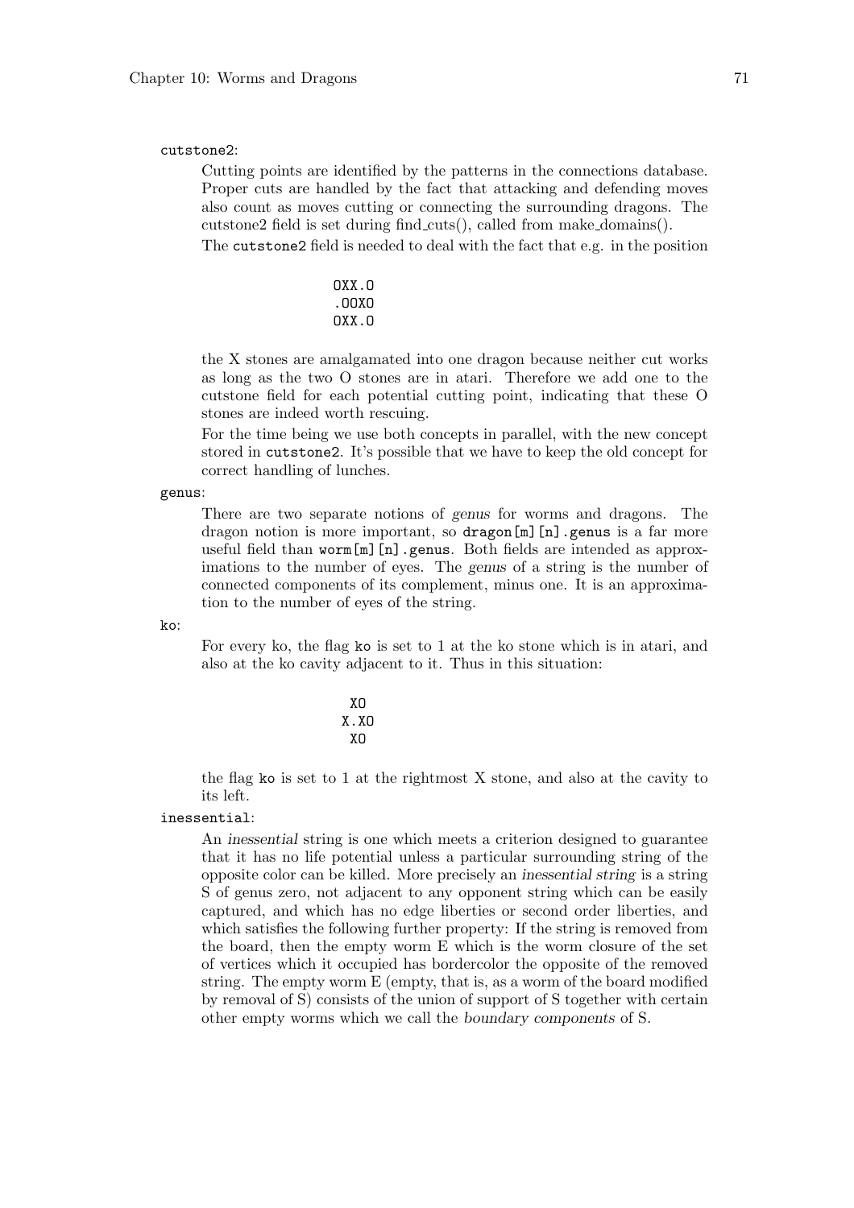`cutstone2`:

Cutting points are identified by the patterns in the connections database. Proper cuts are handled by the fact that attacking and defending moves also count as moves cutting or connecting the surrounding dragons. The cutstone2 field is set during find_cuts(), called from make_domains().

The `cutstone2` field is needed to deal with the fact that e.g. in the position

```
OXX.O
.OOXO
OXX.O
```

the X stones are amalgamated into one dragon because neither cut works as long as the two O stones are in atari. Therefore we add one to the cutstone field for each potential cutting point, indicating that these O stones are indeed worth rescuing.

For the time being we use both concepts in parallel, with the new concept stored in `cutstone2`. It's possible that we have to keep the old concept for correct handling of lunches.

`genus`:

There are two separate notions of *genus* for worms and dragons. The dragon notion is more important, so `dragon[m][n].genus` is a far more useful field than `worm[m][n].genus`. Both fields are intended as approximations to the number of eyes. The *genus* of a string is the number of connected components of its complement, minus one. It is an approximation to the number of eyes of the string.

`ko`:

For every ko, the flag `ko` is set to 1 at the ko stone which is in atari, and also at the ko cavity adjacent to it. Thus in this situation:

```
 XO
X.XO
 XO
```

the flag `ko` is set to 1 at the rightmost X stone, and also at the cavity to its left.

`inessential`:

An *inessential* string is one which meets a criterion designed to guarantee that it has no life potential unless a particular surrounding string of the opposite color can be killed. More precisely an *inessential string* is a string S of genus zero, not adjacent to any opponent string which can be easily captured, and which has no edge liberties or second order liberties, and which satisfies the following further property: If the string is removed from the board, then the empty worm E which is the worm closure of the set of vertices which it occupied has bordercolor the opposite of the removed string. The empty worm E (empty, that is, as a worm of the board modified by removal of S) consists of the union of support of S together with certain other empty worms which we call the *boundary components* of S.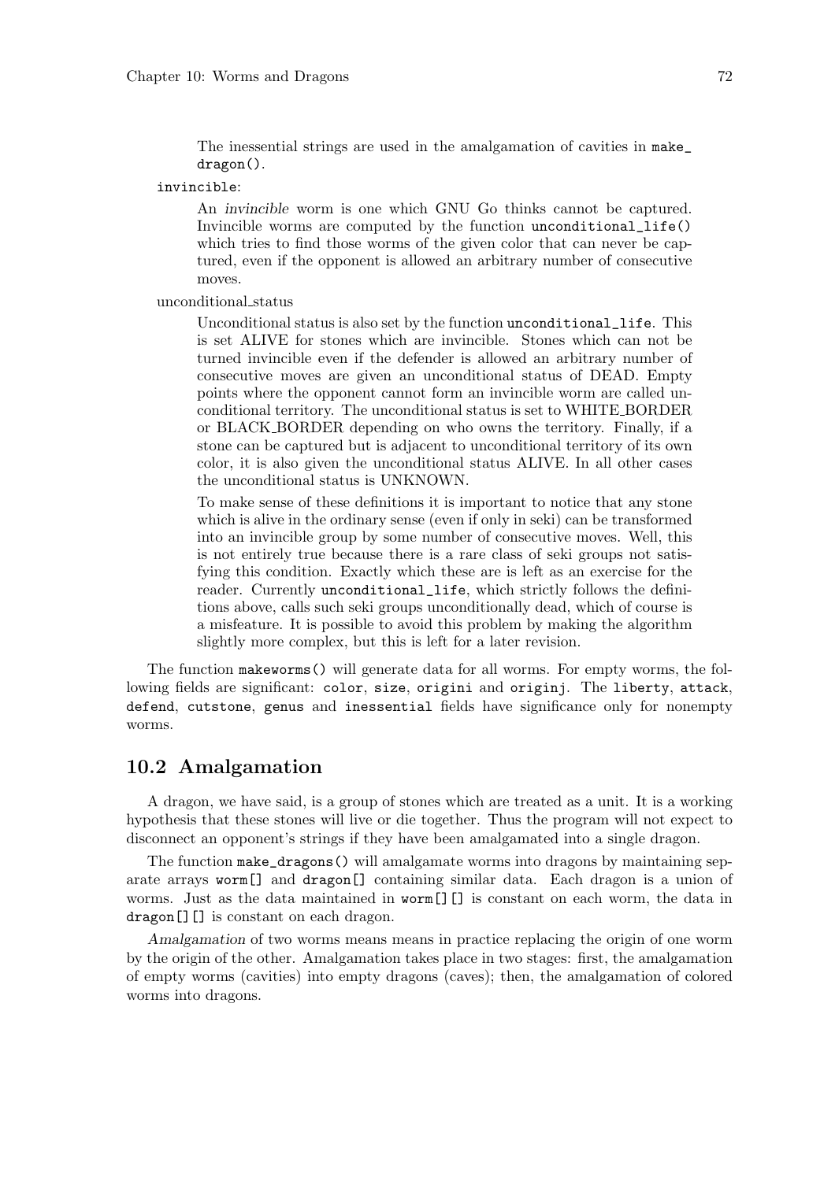The inessential strings are used in the amalgamation of cavities in `make_dragon()`.

`invincible`:

An *invincible* worm is one which GNU Go thinks cannot be captured. Invincible worms are computed by the function `unconditional_life()` which tries to find those worms of the given color that can never be captured, even if the opponent is allowed an arbitrary number of consecutive moves.

unconditional_status

Unconditional status is also set by the function `unconditional_life`. This is set ALIVE for stones which are invincible. Stones which can not be turned invincible even if the defender is allowed an arbitrary number of consecutive moves are given an unconditional status of DEAD. Empty points where the opponent cannot form an invincible worm are called unconditional territory. The unconditional status is set to WHITE_BORDER or BLACK_BORDER depending on who owns the territory. Finally, if a stone can be captured but is adjacent to unconditional territory of its own color, it is also given the unconditional status ALIVE. In all other cases the unconditional status is UNKNOWN.

To make sense of these definitions it is important to notice that any stone which is alive in the ordinary sense (even if only in seki) can be transformed into an invincible group by some number of consecutive moves. Well, this is not entirely true because there is a rare class of seki groups not satisfying this condition. Exactly which these are is left as an exercise for the reader. Currently `unconditional_life`, which strictly follows the definitions above, calls such seki groups unconditionally dead, which of course is a misfeature. It is possible to avoid this problem by making the algorithm slightly more complex, but this is left for a later revision.

The function `makeworms()` will generate data for all worms. For empty worms, the following fields are significant: `color`, `size`, `origini` and `originj`. The `liberty`, `attack`, `defend`, `cutstone`, `genus` and `inessential` fields have significance only for nonempty worms.

## 10.2 Amalgamation

A dragon, we have said, is a group of stones which are treated as a unit. It is a working hypothesis that these stones will live or die together. Thus the program will not expect to disconnect an opponent's strings if they have been amalgamated into a single dragon.

The function `make_dragons()` will amalgamate worms into dragons by maintaining separate arrays `worm[]` and `dragon[]` containing similar data. Each dragon is a union of worms. Just as the data maintained in `worm[][]` is constant on each worm, the data in `dragon[][]` is constant on each dragon.

*Amalgamation* of two worms means means in practice replacing the origin of one worm by the origin of the other. Amalgamation takes place in two stages: first, the amalgamation of empty worms (cavities) into empty dragons (caves); then, the amalgamation of colored worms into dragons.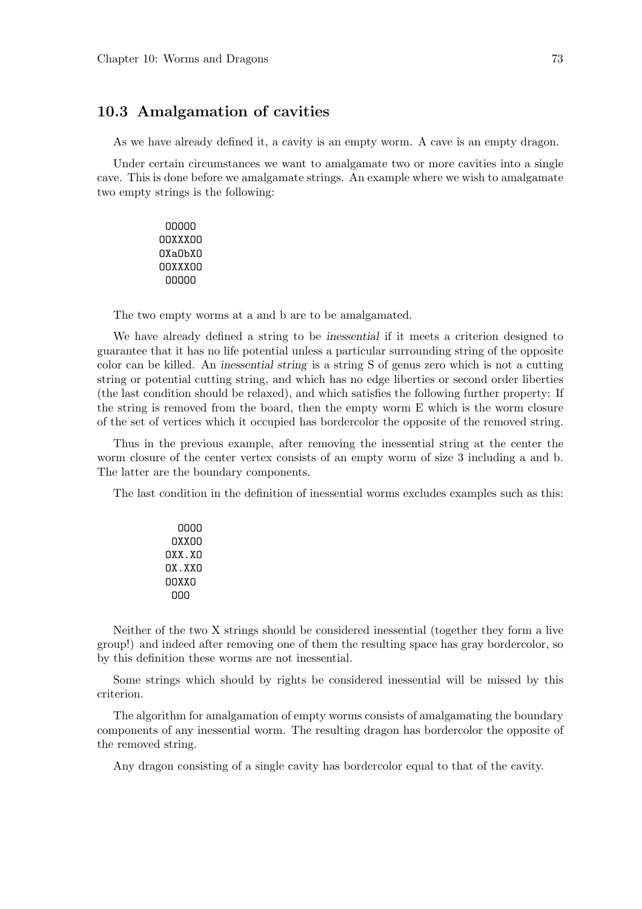## 10.3 Amalgamation of cavities

As we have already defined it, a cavity is an empty worm. A cave is an empty dragon.

Under certain circumstances we want to amalgamate two or more cavities into a single cave. This is done before we amalgamate strings. An example where we wish to amalgamate two empty strings is the following:

```
 OOOOO
OOXXXOO
OXaObXO
OOXXXOO
 OOOOO
```

The two empty worms at a and b are to be amalgamated.

We have already defined a string to be *inessential* if it meets a criterion designed to guarantee that it has no life potential unless a particular surrounding string of the opposite color can be killed. An *inessential string* is a string S of genus zero which is not a cutting string or potential cutting string, and which has no edge liberties or second order liberties (the last condition should be relaxed), and which satisfies the following further property: If the string is removed from the board, then the empty worm E which is the worm closure of the set of vertices which it occupied has bordercolor the opposite of the removed string.

Thus in the previous example, after removing the inessential string at the center the worm closure of the center vertex consists of an empty worm of size 3 including a and b. The latter are the boundary components.

The last condition in the definition of inessential worms excludes examples such as this:

```
  OOOO
 OXXOO
OXX.XO
OX.XXO
OOXXO
 OOO
```

Neither of the two X strings should be considered inessential (together they form a live group!) and indeed after removing one of them the resulting space has gray bordercolor, so by this definition these worms are not inessential.

Some strings which should by rights be considered inessential will be missed by this criterion.

The algorithm for amalgamation of empty worms consists of amalgamating the boundary components of any inessential worm. The resulting dragon has bordercolor the opposite of the removed string.

Any dragon consisting of a single cavity has bordercolor equal to that of the cavity.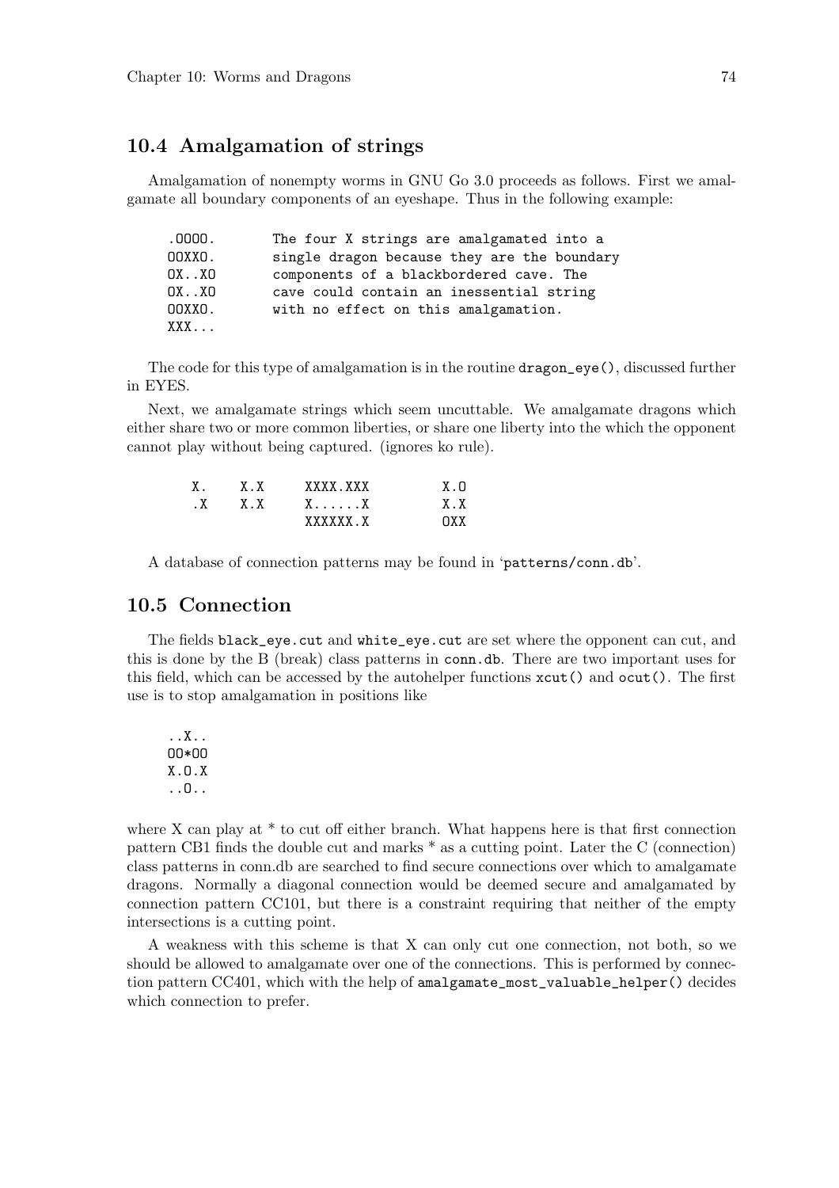## 10.4 Amalgamation of strings

Amalgamation of nonempty worms in GNU Go 3.0 proceeds as follows. First we amalgamate all boundary components of an eyeshape. Thus in the following example:

```
.OOOO.       The four X strings are amalgamated into a
OOXXO.       single dragon because they are the boundary
OX..XO       components of a blackbordered cave. The
OX..XO       cave could contain an inessential string
OOXXO.       with no effect on this amalgamation.
XXX...
```

The code for this type of amalgamation is in the routine `dragon_eye()`, discussed further in EYES.

Next, we amalgamate strings which seem uncuttable. We amalgamate dragons which either share two or more common liberties, or share one liberty into the which the opponent cannot play without being captured. (ignores ko rule).

```
   X.    X.X     XXXX.XXX         X.O
   .X    X.X     X......X         X.X
                 XXXXXX.X         OXX
```

A database of connection patterns may be found in '`patterns/conn.db`'.

## 10.5 Connection

The fields `black_eye.cut` and `white_eye.cut` are set where the opponent can cut, and this is done by the B (break) class patterns in `conn.db`. There are two important uses for this field, which can be accessed by the autohelper functions `xcut()` and `ocut()`. The first use is to stop amalgamation in positions like

```
..X..
OO*OO
X.O.X
..O..
```

where X can play at * to cut off either branch. What happens here is that first connection pattern CB1 finds the double cut and marks * as a cutting point. Later the C (connection) class patterns in conn.db are searched to find secure connections over which to amalgamate dragons. Normally a diagonal connection would be deemed secure and amalgamated by connection pattern CC101, but there is a constraint requiring that neither of the empty intersections is a cutting point.

A weakness with this scheme is that X can only cut one connection, not both, so we should be allowed to amalgamate over one of the connections. This is performed by connection pattern CC401, which with the help of `amalgamate_most_valuable_helper()` decides which connection to prefer.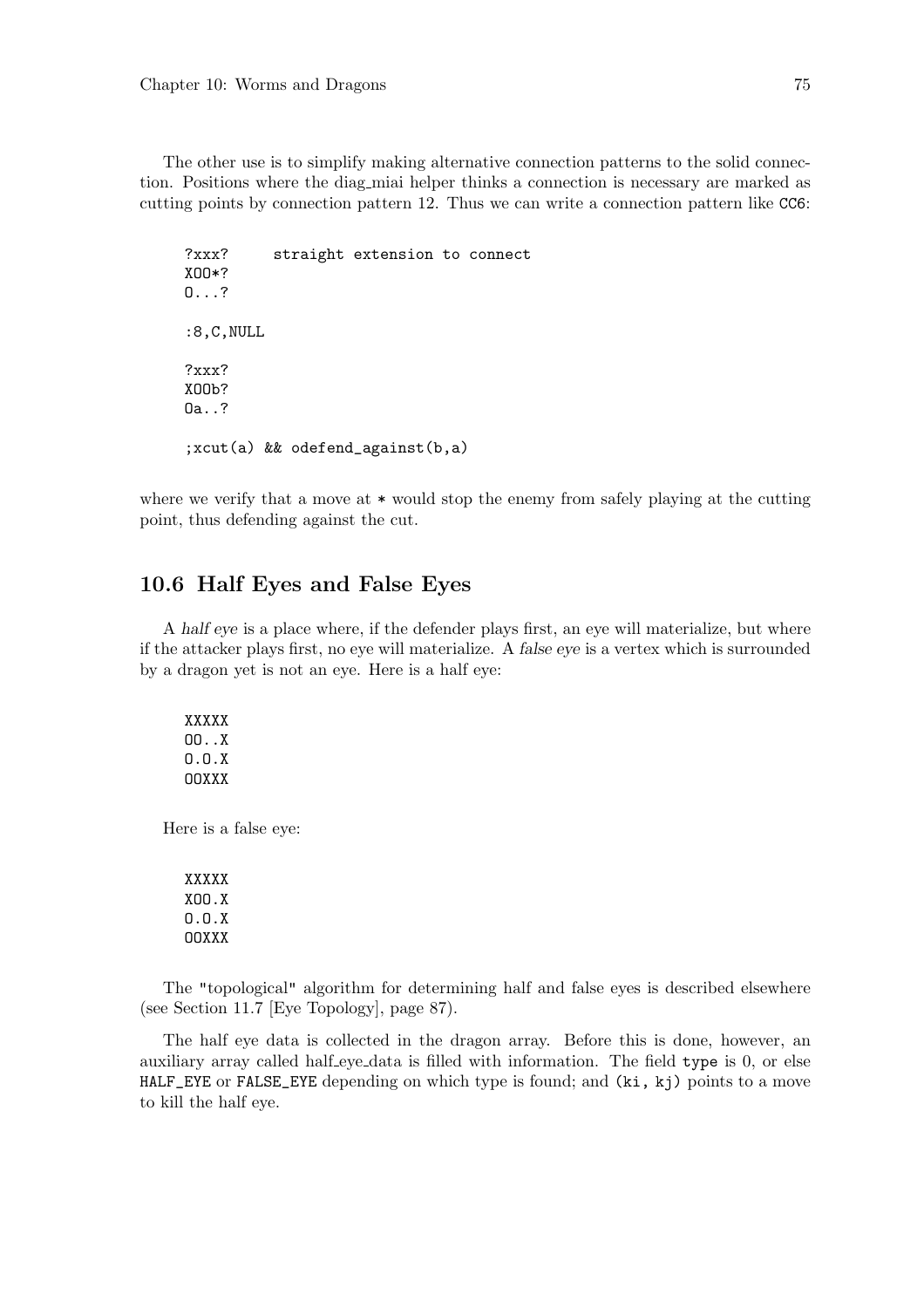The other use is to simplify making alternative connection patterns to the solid connection. Positions where the diag_miai helper thinks a connection is necessary are marked as cutting points by connection pattern 12. Thus we can write a connection pattern like `CC6`:

```
?xxx?     straight extension to connect
XOO*?
O...?

:8,C,NULL

?xxx?
XOOb?
Oa..?

;xcut(a) && odefend_against(b,a)
```

where we verify that a move at `*` would stop the enemy from safely playing at the cutting point, thus defending against the cut.

## 10.6 Half Eyes and False Eyes

A *half eye* is a place where, if the defender plays first, an eye will materialize, but where if the attacker plays first, no eye will materialize. A *false eye* is a vertex which is surrounded by a dragon yet is not an eye. Here is a half eye:

```
XXXXX
OO..X
O.O.X
OOXXX
```

Here is a false eye:

```
XXXXX
XOO.X
O.O.X
OOXXX
```

The "topological" algorithm for determining half and false eyes is described elsewhere (see Section 11.7 [Eye Topology], page 87).

The half eye data is collected in the dragon array. Before this is done, however, an auxiliary array called half_eye_data is filled with information. The field `type` is 0, or else `HALF_EYE` or `FALSE_EYE` depending on which type is found; and `(ki, kj)` points to a move to kill the half eye.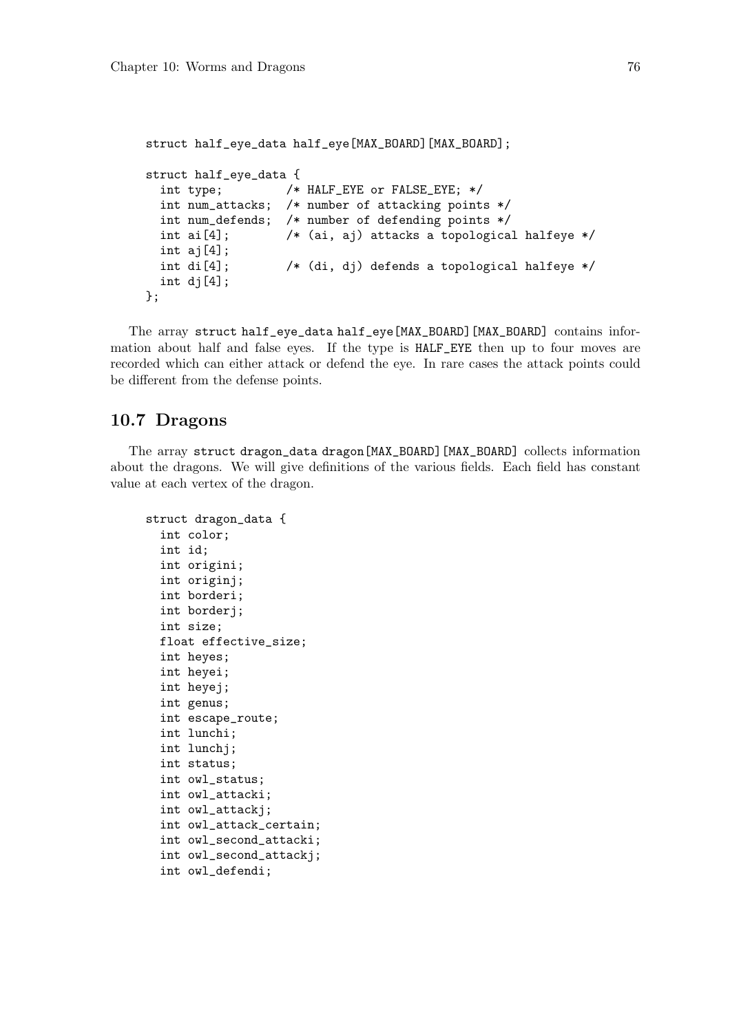```
struct half_eye_data half_eye[MAX_BOARD][MAX_BOARD];

struct half_eye_data {
  int type;         /* HALF_EYE or FALSE_EYE; */
  int num_attacks;  /* number of attacking points */
  int num_defends;  /* number of defending points */
  int ai[4];        /* (ai, aj) attacks a topological halfeye */
  int aj[4];
  int di[4];        /* (di, dj) defends a topological halfeye */
  int dj[4];
};
```

The array `struct half_eye_data half_eye[MAX_BOARD][MAX_BOARD]` contains information about half and false eyes. If the type is `HALF_EYE` then up to four moves are recorded which can either attack or defend the eye. In rare cases the attack points could be different from the defense points.

## 10.7 Dragons

The array `struct dragon_data dragon[MAX_BOARD][MAX_BOARD]` collects information about the dragons. We will give definitions of the various fields. Each field has constant value at each vertex of the dragon.

```
struct dragon_data {
  int color;
  int id;
  int origini;
  int originj;
  int borderi;
  int borderj;
  int size;
  float effective_size;
  int heyes;
  int heyei;
  int heyej;
  int genus;
  int escape_route;
  int lunchi;
  int lunchj;
  int status;
  int owl_status;
  int owl_attacki;
  int owl_attackj;
  int owl_attack_certain;
  int owl_second_attacki;
  int owl_second_attackj;
  int owl_defendi;
```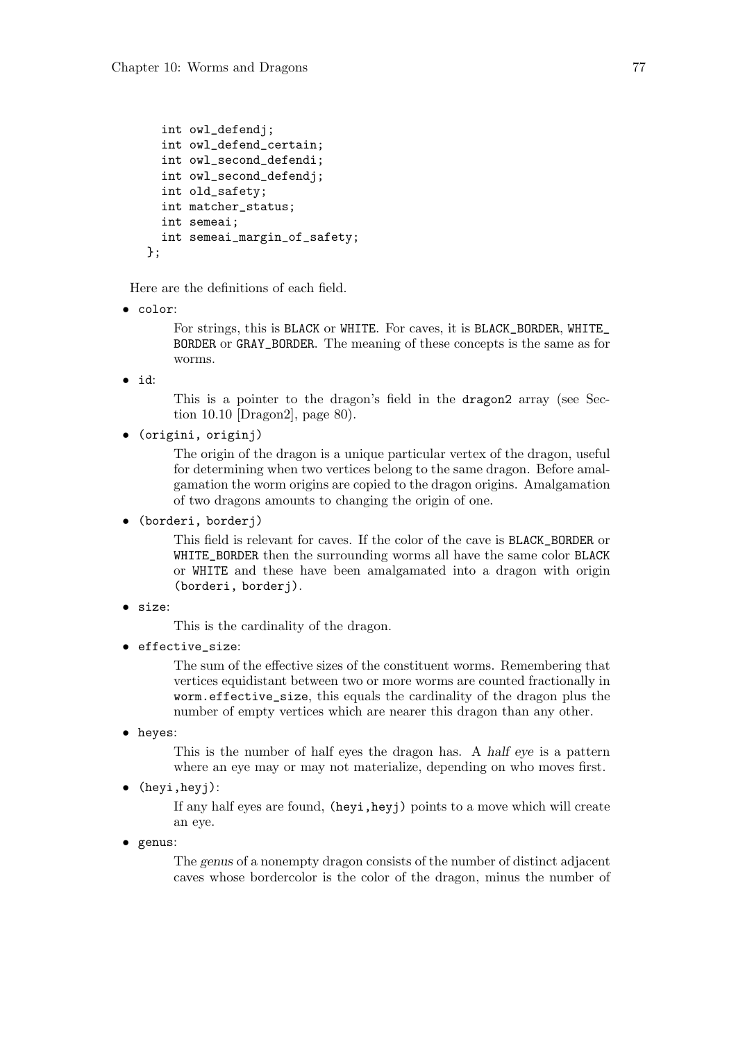```
    int owl_defendj;
    int owl_defend_certain;
    int owl_second_defendi;
    int owl_second_defendj;
    int old_safety;
    int matcher_status;
    int semeai;
    int semeai_margin_of_safety;
  };
```

Here are the definitions of each field.

- `color`:

  For strings, this is `BLACK` or `WHITE`. For caves, it is `BLACK_BORDER`, `WHITE_BORDER` or `GRAY_BORDER`. The meaning of these concepts is the same as for worms.

- `id`:

  This is a pointer to the dragon's field in the `dragon2` array (see Section 10.10 [Dragon2], page 80).

- `(origini, originj)`

  The origin of the dragon is a unique particular vertex of the dragon, useful for determining when two vertices belong to the same dragon. Before amalgamation the worm origins are copied to the dragon origins. Amalgamation of two dragons amounts to changing the origin of one.

- `(borderi, borderj)`

  This field is relevant for caves. If the color of the cave is `BLACK_BORDER` or `WHITE_BORDER` then the surrounding worms all have the same color `BLACK` or `WHITE` and these have been amalgamated into a dragon with origin `(borderi, borderj)`.

- `size`:

  This is the cardinality of the dragon.

- `effective_size`:

  The sum of the effective sizes of the constituent worms. Remembering that vertices equidistant between two or more worms are counted fractionally in `worm.effective_size`, this equals the cardinality of the dragon plus the number of empty vertices which are nearer this dragon than any other.

- `heyes`:

  This is the number of half eyes the dragon has. A *half eye* is a pattern where an eye may or may not materialize, depending on who moves first.

- `(heyi,heyj)`:

  If any half eyes are found, `(heyi,heyj)` points to a move which will create an eye.

- `genus`:

  The *genus* of a nonempty dragon consists of the number of distinct adjacent caves whose bordercolor is the color of the dragon, minus the number of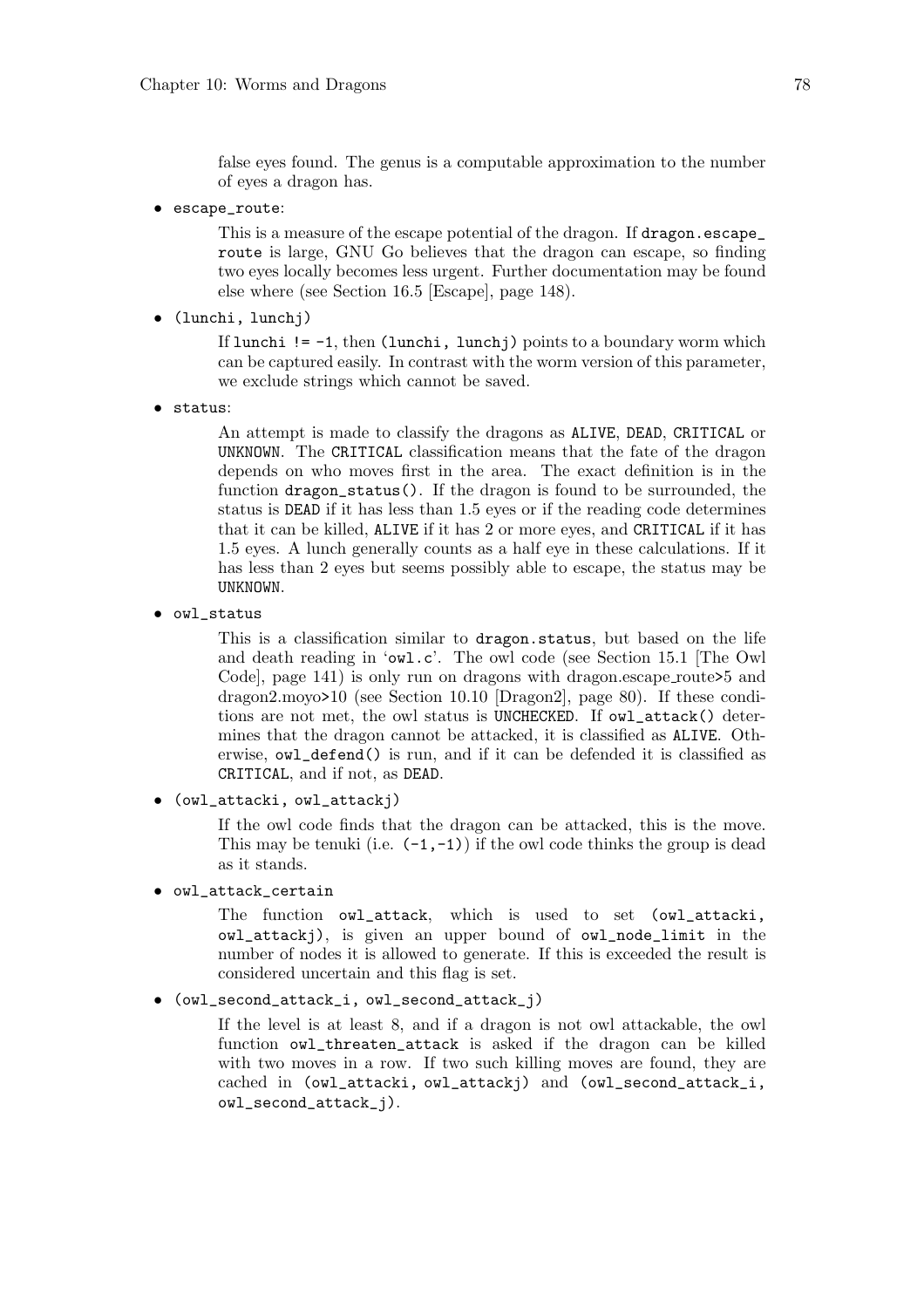false eyes found. The genus is a computable approximation to the number of eyes a dragon has.

- `escape_route`:

  This is a measure of the escape potential of the dragon. If `dragon.escape_route` is large, GNU Go believes that the dragon can escape, so finding two eyes locally becomes less urgent. Further documentation may be found else where (see Section 16.5 [Escape], page 148).

- `(lunchi, lunchj)`

  If `lunchi != -1`, then `(lunchi, lunchj)` points to a boundary worm which can be captured easily. In contrast with the worm version of this parameter, we exclude strings which cannot be saved.

- `status`:

  An attempt is made to classify the dragons as `ALIVE`, `DEAD`, `CRITICAL` or `UNKNOWN`. The `CRITICAL` classification means that the fate of the dragon depends on who moves first in the area. The exact definition is in the function `dragon_status()`. If the dragon is found to be surrounded, the status is `DEAD` if it has less than 1.5 eyes or if the reading code determines that it can be killed, `ALIVE` if it has 2 or more eyes, and `CRITICAL` if it has 1.5 eyes. A lunch generally counts as a half eye in these calculations. If it has less than 2 eyes but seems possibly able to escape, the status may be `UNKNOWN`.

- `owl_status`

  This is a classification similar to `dragon.status`, but based on the life and death reading in '`owl.c`'. The owl code (see Section 15.1 [The Owl Code], page 141) is only run on dragons with dragon.escape_route>5 and dragon2.moyo>10 (see Section 10.10 [Dragon2], page 80). If these conditions are not met, the owl status is `UNCHECKED`. If `owl_attack()` determines that the dragon cannot be attacked, it is classified as `ALIVE`. Otherwise, `owl_defend()` is run, and if it can be defended it is classified as `CRITICAL`, and if not, as `DEAD`.

- `(owl_attacki, owl_attackj)`

  If the owl code finds that the dragon can be attacked, this is the move. This may be tenuki (i.e. `(-1,-1)`) if the owl code thinks the group is dead as it stands.

- `owl_attack_certain`

  The function `owl_attack`, which is used to set `(owl_attacki, owl_attackj)`, is given an upper bound of `owl_node_limit` in the number of nodes it is allowed to generate. If this is exceeded the result is considered uncertain and this flag is set.

- `(owl_second_attack_i, owl_second_attack_j)`

  If the level is at least 8, and if a dragon is not owl attackable, the owl function `owl_threaten_attack` is asked if the dragon can be killed with two moves in a row. If two such killing moves are found, they are cached in `(owl_attacki, owl_attackj)` and `(owl_second_attack_i, owl_second_attack_j)`.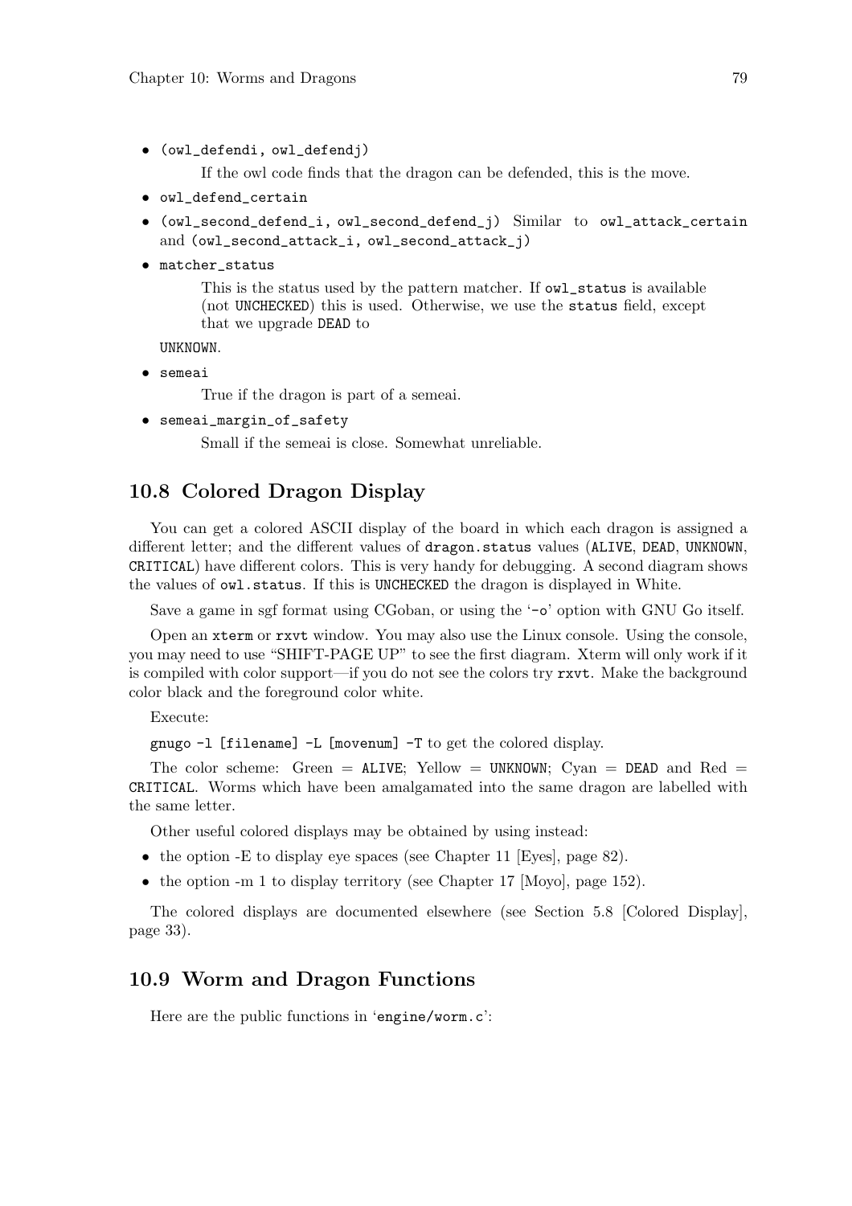- `(owl_defendi, owl_defendj)`

  If the owl code finds that the dragon can be defended, this is the move.

- `owl_defend_certain`
- `(owl_second_defend_i, owl_second_defend_j)` Similar to `owl_attack_certain` and `(owl_second_attack_i, owl_second_attack_j)`
- `matcher_status`

  This is the status used by the pattern matcher. If `owl_status` is available (not `UNCHECKED`) this is used. Otherwise, we use the `status` field, except that we upgrade `DEAD` to

  `UNKNOWN`.

- `semeai`

  True if the dragon is part of a semeai.

- `semeai_margin_of_safety`

  Small if the semeai is close. Somewhat unreliable.

## 10.8 Colored Dragon Display

You can get a colored ASCII display of the board in which each dragon is assigned a different letter; and the different values of `dragon.status` values (`ALIVE`, `DEAD`, `UNKNOWN`, `CRITICAL`) have different colors. This is very handy for debugging. A second diagram shows the values of `owl.status`. If this is `UNCHECKED` the dragon is displayed in White.

Save a game in sgf format using CGoban, or using the '`-o`' option with GNU Go itself.

Open an `xterm` or `rxvt` window. You may also use the Linux console. Using the console, you may need to use "SHIFT-PAGE UP" to see the first diagram. Xterm will only work if it is compiled with color support—if you do not see the colors try `rxvt`. Make the background color black and the foreground color white.

Execute:

`gnugo -l [filename] -L [movenum] -T` to get the colored display.

The color scheme: Green = `ALIVE`; Yellow = `UNKNOWN`; Cyan = `DEAD` and Red = `CRITICAL`. Worms which have been amalgamated into the same dragon are labelled with the same letter.

Other useful colored displays may be obtained by using instead:

- the option -E to display eye spaces (see Chapter 11 [Eyes], page 82).
- the option -m 1 to display territory (see Chapter 17 [Moyo], page 152).

The colored displays are documented elsewhere (see Section 5.8 [Colored Display], page 33).

## 10.9 Worm and Dragon Functions

Here are the public functions in '`engine/worm.c`':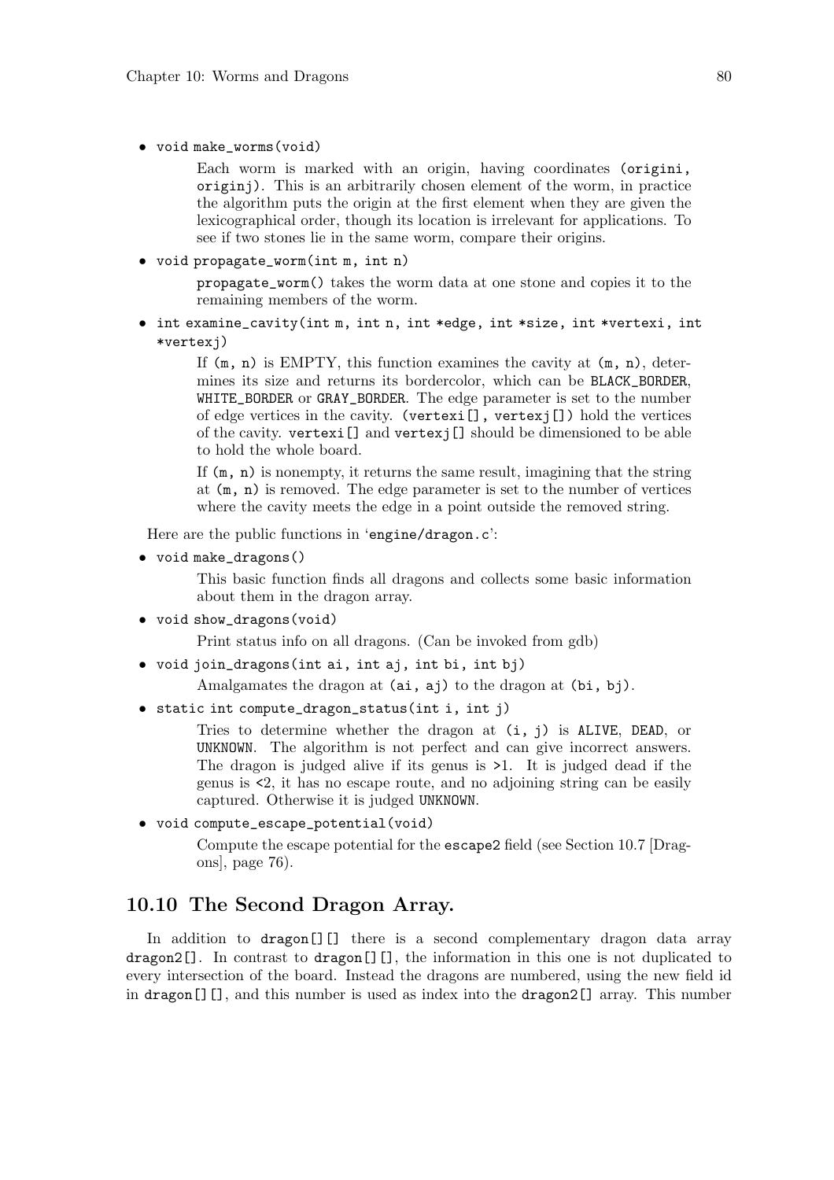- `void make_worms(void)`

  Each worm is marked with an origin, having coordinates `(origini, originj)`. This is an arbitrarily chosen element of the worm, in practice the algorithm puts the origin at the first element when they are given the lexicographical order, though its location is irrelevant for applications. To see if two stones lie in the same worm, compare their origins.

- `void propagate_worm(int m, int n)`

  `propagate_worm()` takes the worm data at one stone and copies it to the remaining members of the worm.

- `int examine_cavity(int m, int n, int *edge, int *size, int *vertexi, int *vertexj)`

  If `(m, n)` is EMPTY, this function examines the cavity at `(m, n)`, determines its size and returns its bordercolor, which can be `BLACK_BORDER`, `WHITE_BORDER` or `GRAY_BORDER`. The edge parameter is set to the number of edge vertices in the cavity. `(vertexi[], vertexj[])` hold the vertices of the cavity. `vertexi[]` and `vertexj[]` should be dimensioned to be able to hold the whole board.

  If `(m, n)` is nonempty, it returns the same result, imagining that the string at `(m, n)` is removed. The edge parameter is set to the number of vertices where the cavity meets the edge in a point outside the removed string.

Here are the public functions in '`engine/dragon.c`':

- `void make_dragons()`

  This basic function finds all dragons and collects some basic information about them in the dragon array.

- `void show_dragons(void)`

  Print status info on all dragons. (Can be invoked from gdb)

- `void join_dragons(int ai, int aj, int bi, int bj)`

  Amalgamates the dragon at `(ai, aj)` to the dragon at `(bi, bj)`.

- `static int compute_dragon_status(int i, int j)`

  Tries to determine whether the dragon at `(i, j)` is `ALIVE`, `DEAD`, or `UNKNOWN`. The algorithm is not perfect and can give incorrect answers. The dragon is judged alive if its genus is `>1`. It is judged dead if the genus is `<2`, it has no escape route, and no adjoining string can be easily captured. Otherwise it is judged `UNKNOWN`.

- `void compute_escape_potential(void)`

  Compute the escape potential for the `escape2` field (see Section 10.7 [Dragons], page 76).

## 10.10 The Second Dragon Array.

In addition to `dragon[][]` there is a second complementary dragon data array `dragon2[]`. In contrast to `dragon[][]`, the information in this one is not duplicated to every intersection of the board. Instead the dragons are numbered, using the new field id in `dragon[][]`, and this number is used as index into the `dragon2[]` array. This number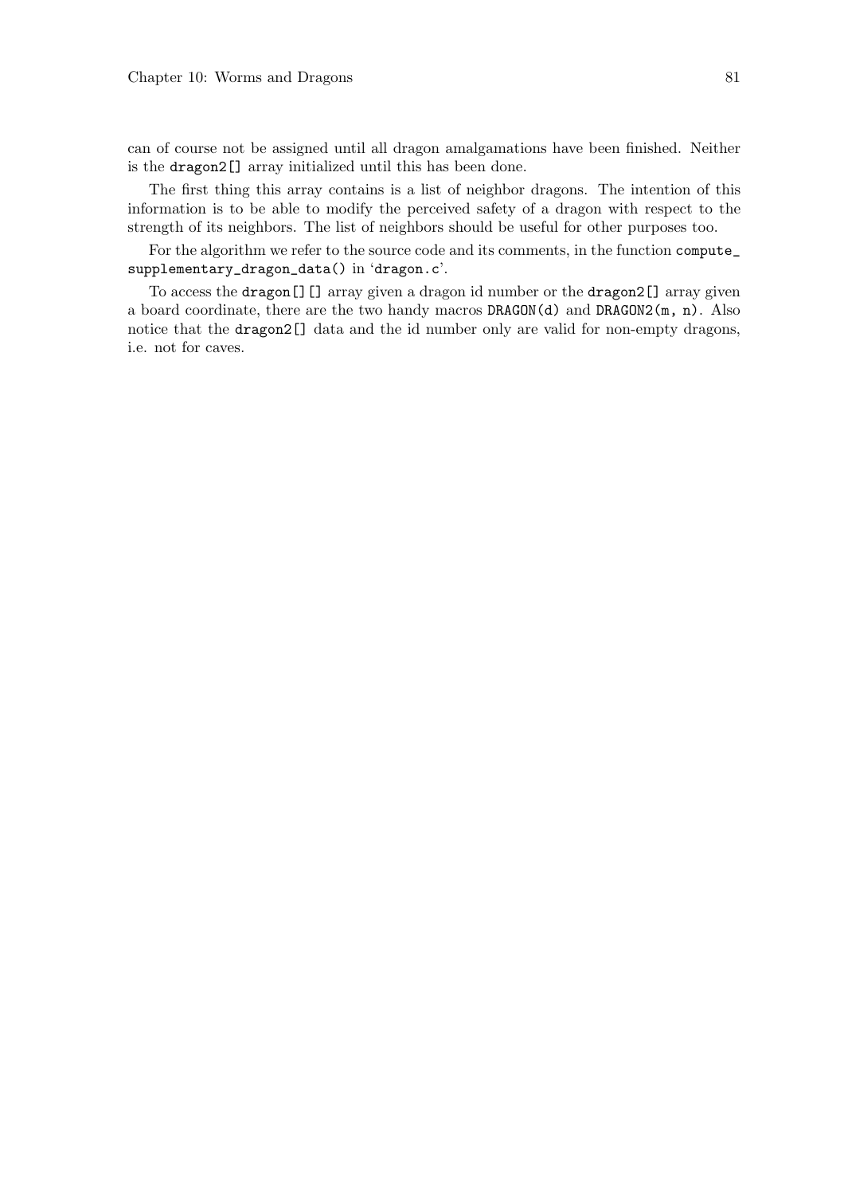can of course not be assigned until all dragon amalgamations have been finished. Neither is the `dragon2[]` array initialized until this has been done.

The first thing this array contains is a list of neighbor dragons. The intention of this information is to be able to modify the perceived safety of a dragon with respect to the strength of its neighbors. The list of neighbors should be useful for other purposes too.

For the algorithm we refer to the source code and its comments, in the function `compute_supplementary_dragon_data()` in 'dragon.c'.

To access the `dragon[][]` array given a dragon id number or the `dragon2[]` array given a board coordinate, there are the two handy macros `DRAGON(d)` and `DRAGON2(m, n)`. Also notice that the `dragon2[]` data and the id number only are valid for non-empty dragons, i.e. not for caves.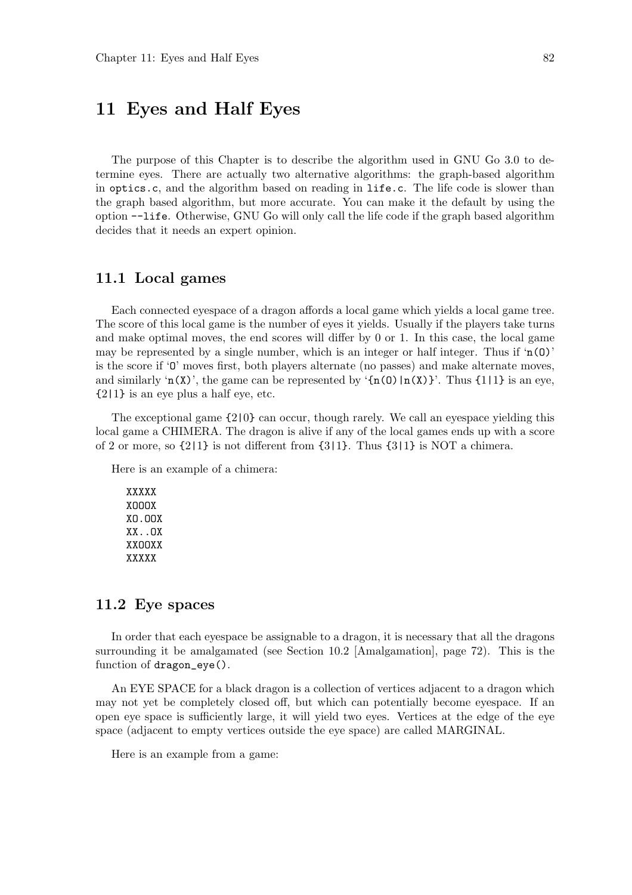# 11 Eyes and Half Eyes

The purpose of this Chapter is to describe the algorithm used in GNU Go 3.0 to determine eyes. There are actually two alternative algorithms: the graph-based algorithm in `optics.c`, and the algorithm based on reading in `life.c`. The life code is slower than the graph based algorithm, but more accurate. You can make it the default by using the option `--life`. Otherwise, GNU Go will only call the life code if the graph based algorithm decides that it needs an expert opinion.

## 11.1 Local games

Each connected eyespace of a dragon affords a local game which yields a local game tree. The score of this local game is the number of eyes it yields. Usually if the players take turns and make optimal moves, the end scores will differ by 0 or 1. In this case, the local game may be represented by a single number, which is an integer or half integer. Thus if '`n(O)`' is the score if '`O`' moves first, both players alternate (no passes) and make alternate moves, and similarly '`n(X)`', the game can be represented by '`{n(O)|n(X)}`'. Thus `{1|1}` is an eye, `{2|1}` is an eye plus a half eye, etc.

The exceptional game `{2|0}` can occur, though rarely. We call an eyespace yielding this local game a CHIMERA. The dragon is alive if any of the local games ends up with a score of 2 or more, so `{2|1}` is not different from `{3|1}`. Thus `{3|1}` is NOT a chimera.

Here is an example of a chimera:

```
XXXXX
XOOOX
XO.OOX
XX..OX
XXOOXX
XXXXX
```

## 11.2 Eye spaces

In order that each eyespace be assignable to a dragon, it is necessary that all the dragons surrounding it be amalgamated (see Section 10.2 [Amalgamation], page 72). This is the function of `dragon_eye()`.

An EYE SPACE for a black dragon is a collection of vertices adjacent to a dragon which may not yet be completely closed off, but which can potentially become eyespace. If an open eye space is sufficiently large, it will yield two eyes. Vertices at the edge of the eye space (adjacent to empty vertices outside the eye space) are called MARGINAL.

Here is an example from a game: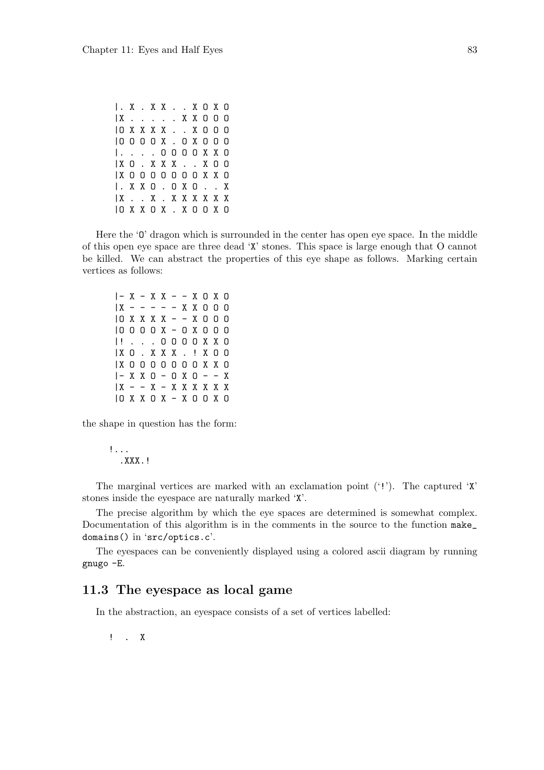```
|. X . X X . . X O X O
|X . . . . . X X O O O
|O X X X X . . X O O O
|O O O O X . O X O O O
|. . . . O O O O X X O
|X O . X X X . . X O O
|X O O O O O O O X X O
|. X X O . O X O . . X
|X . . X . X X X X X X
|O X X O X . X O O X O
```

Here the 'O' dragon which is surrounded in the center has open eye space. In the middle of this open eye space are three dead 'X' stones. This space is large enough that O cannot be killed. We can abstract the properties of this eye shape as follows. Marking certain vertices as follows:

```
|- X - X X - - X O X O
|X - - - - - X X O O O
|O X X X X - - X O O O
|O O O O X - O X O O O
|! . . . O O O O X X O
|X O . X X X . ! X O O
|X O O O O O O O X X O
|- X X O - O X O - - X
|X - - X - X X X X X X
|O X X O X - X O O X O
```

the shape in question has the form:

```
!...
  .XXX.!
```

The marginal vertices are marked with an exclamation point ('!'). The captured 'X' stones inside the eyespace are naturally marked 'X'.

The precise algorithm by which the eye spaces are determined is somewhat complex. Documentation of this algorithm is in the comments in the source to the function `make_domains()` in 'src/optics.c'.

The eyespaces can be conveniently displayed using a colored ascii diagram by running `gnugo -E`.

## 11.3 The eyespace as local game

In the abstraction, an eyespace consists of a set of vertices labelled:

```
!  .  X
```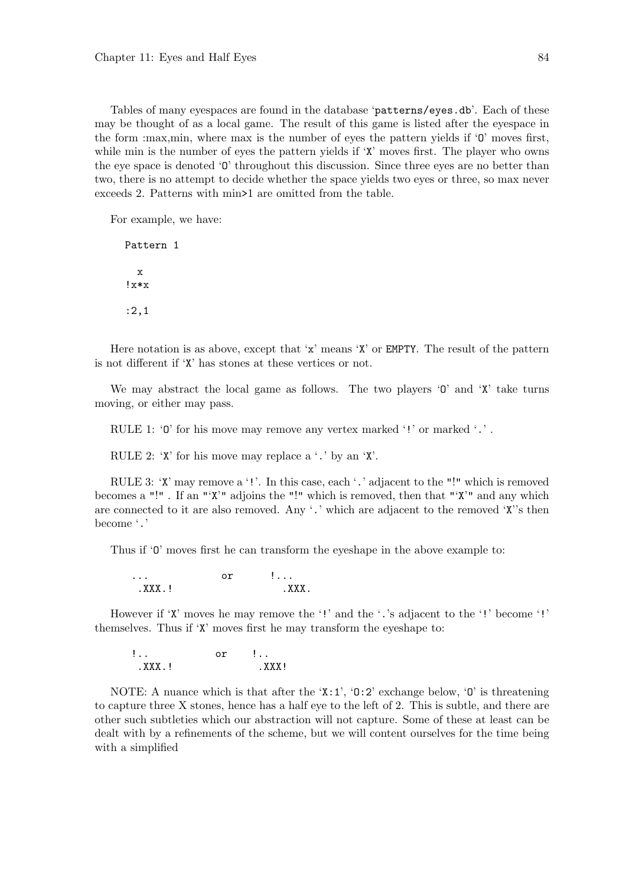Tables of many eyespaces are found in the database 'patterns/eyes.db'. Each of these may be thought of as a local game. The result of this game is listed after the eyespace in the form :max,min, where max is the number of eyes the pattern yields if 'O' moves first, while min is the number of eyes the pattern yields if 'X' moves first. The player who owns the eye space is denoted 'O' throughout this discussion. Since three eyes are no better than two, there is no attempt to decide whether the space yields two eyes or three, so max never exceeds 2. Patterns with min>1 are omitted from the table.

For example, we have:

```
Pattern 1

  x
!x*x

:2,1
```

Here notation is as above, except that 'x' means 'X' or EMPTY. The result of the pattern is not different if 'X' has stones at these vertices or not.

We may abstract the local game as follows. The two players 'O' and 'X' take turns moving, or either may pass.

RULE 1: 'O' for his move may remove any vertex marked '!' or marked '.' .

RULE 2: 'X' for his move may replace a '.' by an 'X'.

RULE 3: 'X' may remove a '!'. In this case, each '.' adjacent to the "!" which is removed becomes a "!" . If an "'X'" adjoins the "!" which is removed, then that "'X'" and any which are connected to it are also removed. Any '.' which are adjacent to the removed 'X''s then become '.'

Thus if 'O' moves first he can transform the eyeshape in the above example to:

```
 ...            or      !...
  .XXX.!                 .XXX.
```

However if 'X' moves he may remove the '!' and the '.'s adjacent to the '!' become '!' themselves. Thus if 'X' moves first he may transform the eyeshape to:

```
 !..           or    !..
  .XXX.!              .XXX!
```

NOTE: A nuance which is that after the 'X:1', 'O:2' exchange below, 'O' is threatening to capture three X stones, hence has a half eye to the left of 2. This is subtle, and there are other such subtleties which our abstraction will not capture. Some of these at least can be dealt with by a refinements of the scheme, but we will content ourselves for the time being with a simplified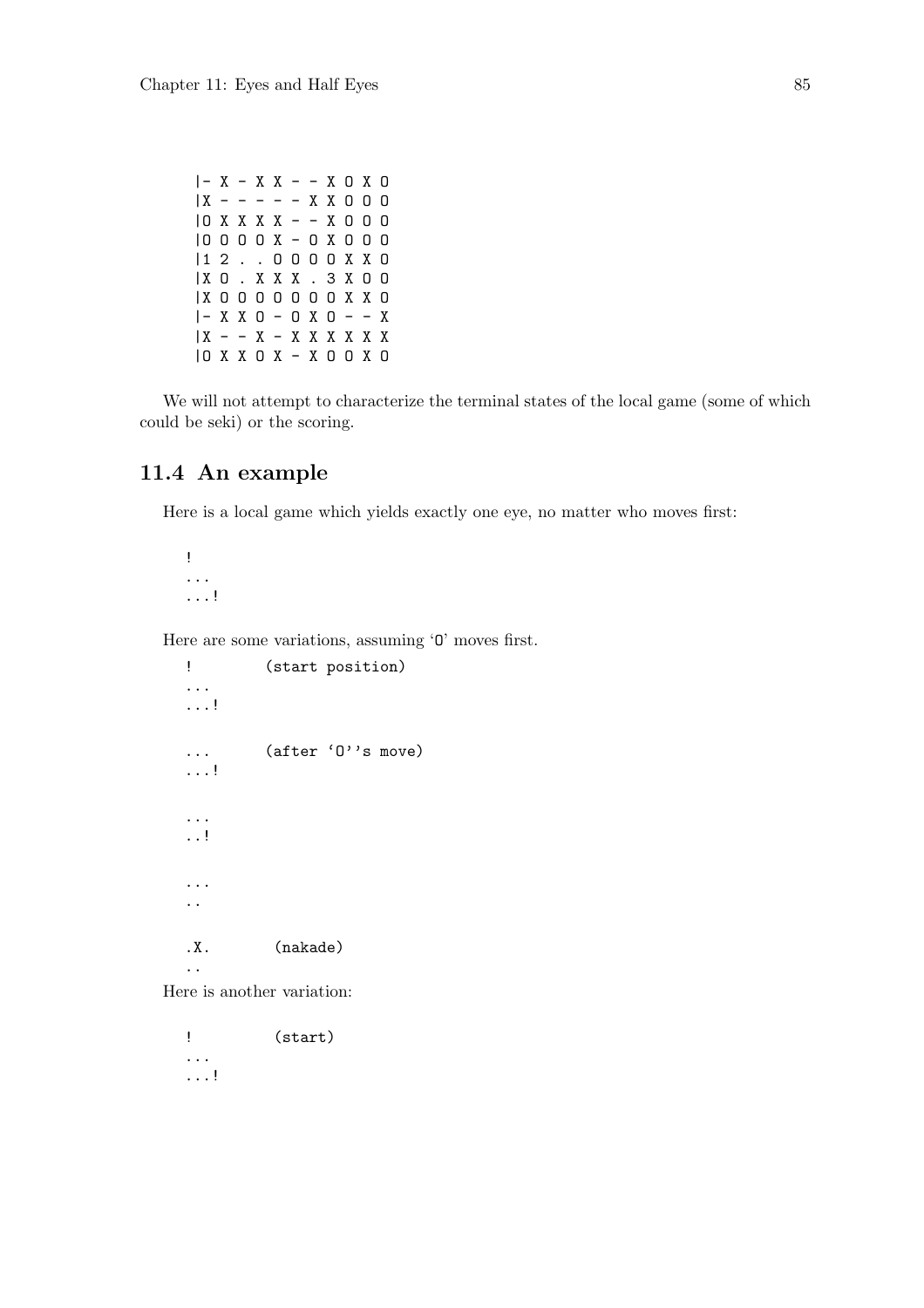```
|- X - X X - - X O X O
|X - - - - - X X O O O
|O X X X X - - X O O O
|O O O O X - O X O O O
|1 2 . . O O O O X X O
|X O . X X X . 3 X O O
|X O O O O O O O X X O
|- X X O - O X O - - X
|X - - X - X X X X X X
|O X X O X - X O O X O
```

We will not attempt to characterize the terminal states of the local game (some of which could be seki) or the scoring.

## 11.4 An example

Here is a local game which yields exactly one eye, no matter who moves first:

```
!
...
...!
```

Here are some variations, assuming 'O' moves first.

```
!        (start position)
...
...!


...      (after 'O''s move)
...!


...
..!


...
..


.X.       (nakade)
..
```

Here is another variation:

```
!         (start)
...
...!
```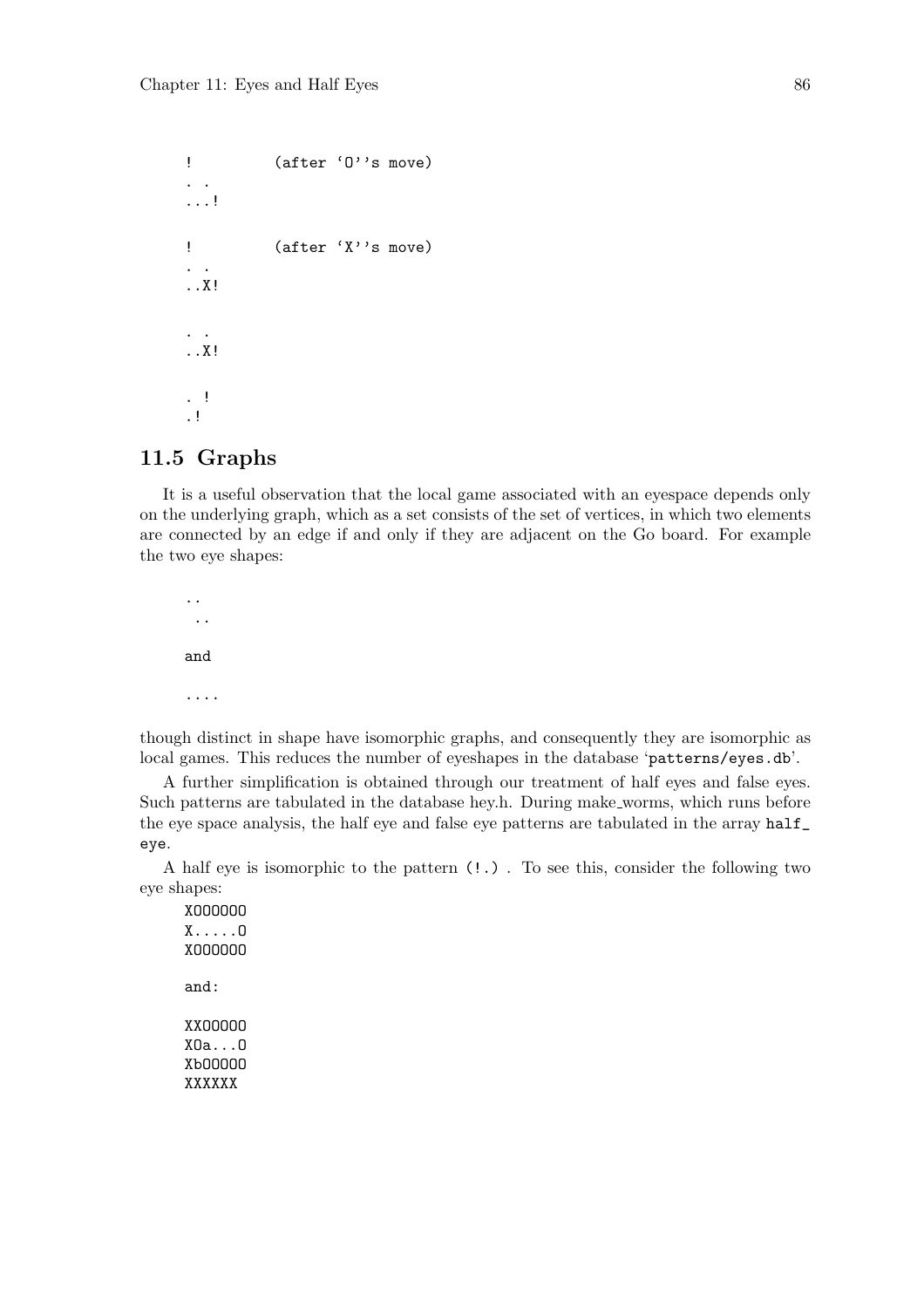```
!         (after 'O''s move)
. .
...!

!         (after 'X''s move)
. .
..X!


. .
..X!

. !
.!
```

## 11.5 Graphs

It is a useful observation that the local game associated with an eyespace depends only on the underlying graph, which as a set consists of the set of vertices, in which two elements are connected by an edge if and only if they are adjacent on the Go board. For example the two eye shapes:

```
..
 ..

and

....
```

though distinct in shape have isomorphic graphs, and consequently they are isomorphic as local games. This reduces the number of eyeshapes in the database 'patterns/eyes.db'.

A further simplification is obtained through our treatment of half eyes and false eyes. Such patterns are tabulated in the database hey.h. During make_worms, which runs before the eye space analysis, the half eye and false eye patterns are tabulated in the array `half_eye`.

A half eye is isomorphic to the pattern `(!.)` . To see this, consider the following two eye shapes:

```
XOOOOOO
X.....O
XOOOOOO

and:

XXOOOOO
XOa...O
XbOOOOO
XXXXXX
```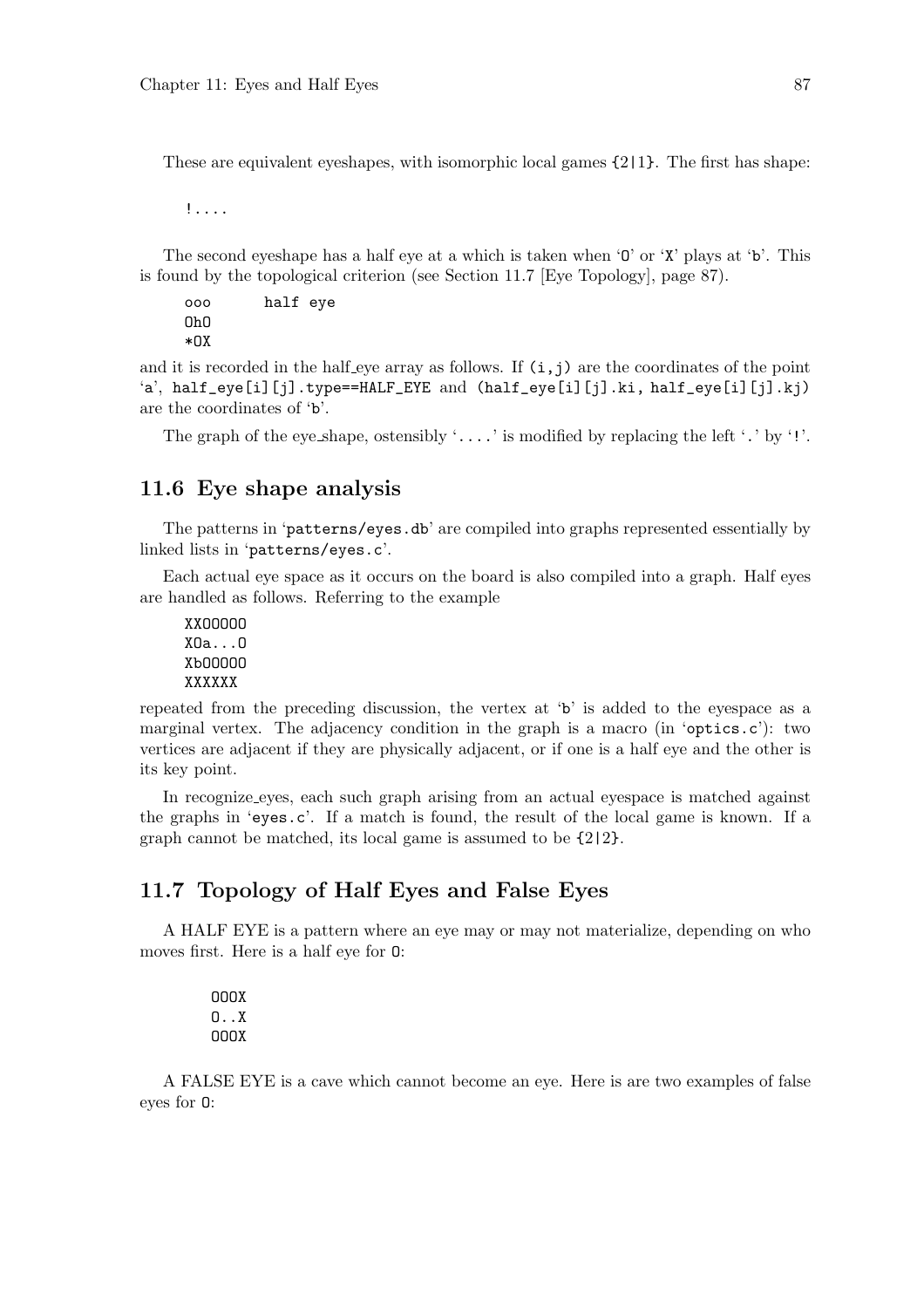These are equivalent eyeshapes, with isomorphic local games {2|1}. The first has shape:

```
!....
```

The second eyeshape has a half eye at a which is taken when 'O' or 'X' plays at 'b'. This is found by the topological criterion (see Section 11.7 [Eye Topology], page 87).

```
ooo      half eye
OhO
*OX
```

and it is recorded in the half_eye array as follows. If `(i,j)` are the coordinates of the point 'a', `half_eye[i][j].type==HALF_EYE` and `(half_eye[i][j].ki, half_eye[i][j].kj)` are the coordinates of 'b'.

The graph of the eye_shape, ostensibly '`....`' is modified by replacing the left '`.`' by '`!`'.

## 11.6 Eye shape analysis

The patterns in '`patterns/eyes.db`' are compiled into graphs represented essentially by linked lists in '`patterns/eyes.c`'.

Each actual eye space as it occurs on the board is also compiled into a graph. Half eyes are handled as follows. Referring to the example

```
XXOOOOO
XOa...O
XbOOOOO
XXXXXX
```

repeated from the preceding discussion, the vertex at '`b`' is added to the eyespace as a marginal vertex. The adjacency condition in the graph is a macro (in '`optics.c`'): two vertices are adjacent if they are physically adjacent, or if one is a half eye and the other is its key point.

In recognize_eyes, each such graph arising from an actual eyespace is matched against the graphs in '`eyes.c`'. If a match is found, the result of the local game is known. If a graph cannot be matched, its local game is assumed to be {2|2}.

## 11.7 Topology of Half Eyes and False Eyes

A HALF EYE is a pattern where an eye may or may not materialize, depending on who moves first. Here is a half eye for O:

```
OOOX
O..X
OOOX
```

A FALSE EYE is a cave which cannot become an eye. Here is are two examples of false eyes for O: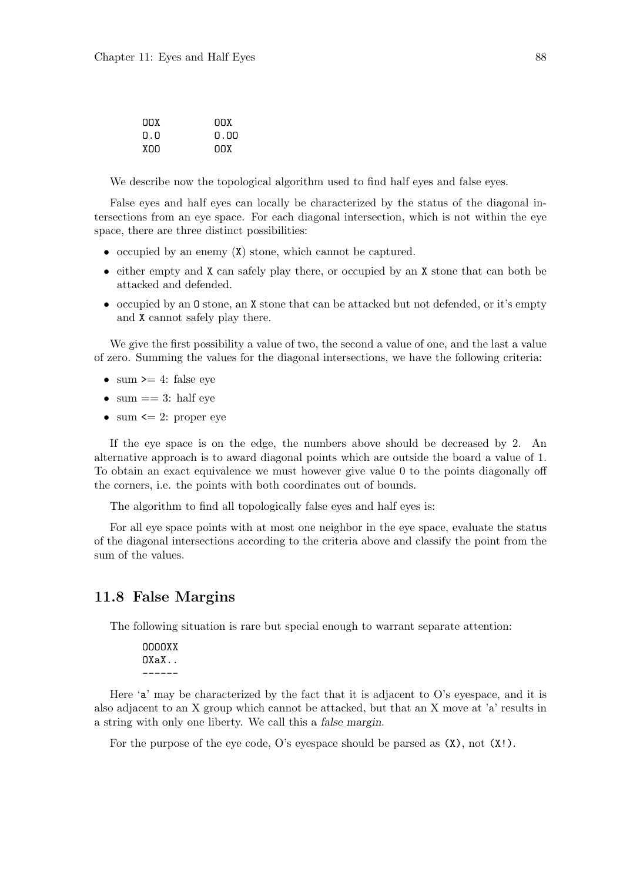```
OOX          OOX
O.O          O.OO
XOO          OOX
```

We describe now the topological algorithm used to find half eyes and false eyes.

False eyes and half eyes can locally be characterized by the status of the diagonal intersections from an eye space. For each diagonal intersection, which is not within the eye space, there are three distinct possibilities:

- occupied by an enemy (`X`) stone, which cannot be captured.
- either empty and `X` can safely play there, or occupied by an `X` stone that can both be attacked and defended.
- occupied by an `O` stone, an `X` stone that can be attacked but not defended, or it's empty and `X` cannot safely play there.

We give the first possibility a value of two, the second a value of one, and the last a value of zero. Summing the values for the diagonal intersections, we have the following criteria:

- sum `>=` 4: false eye
- sum `==` 3: half eye
- sum `<=` 2: proper eye

If the eye space is on the edge, the numbers above should be decreased by 2. An alternative approach is to award diagonal points which are outside the board a value of 1. To obtain an exact equivalence we must however give value 0 to the points diagonally off the corners, i.e. the points with both coordinates out of bounds.

The algorithm to find all topologically false eyes and half eyes is:

For all eye space points with at most one neighbor in the eye space, evaluate the status of the diagonal intersections according to the criteria above and classify the point from the sum of the values.

## 11.8 False Margins

The following situation is rare but special enough to warrant separate attention:

```
OOOOXX
OXaX..
------
```

Here '`a`' may be characterized by the fact that it is adjacent to O's eyespace, and it is also adjacent to an X group which cannot be attacked, but that an X move at 'a' results in a string with only one liberty. We call this a *false margin*.

For the purpose of the eye code, O's eyespace should be parsed as `(X)`, not `(X!)`.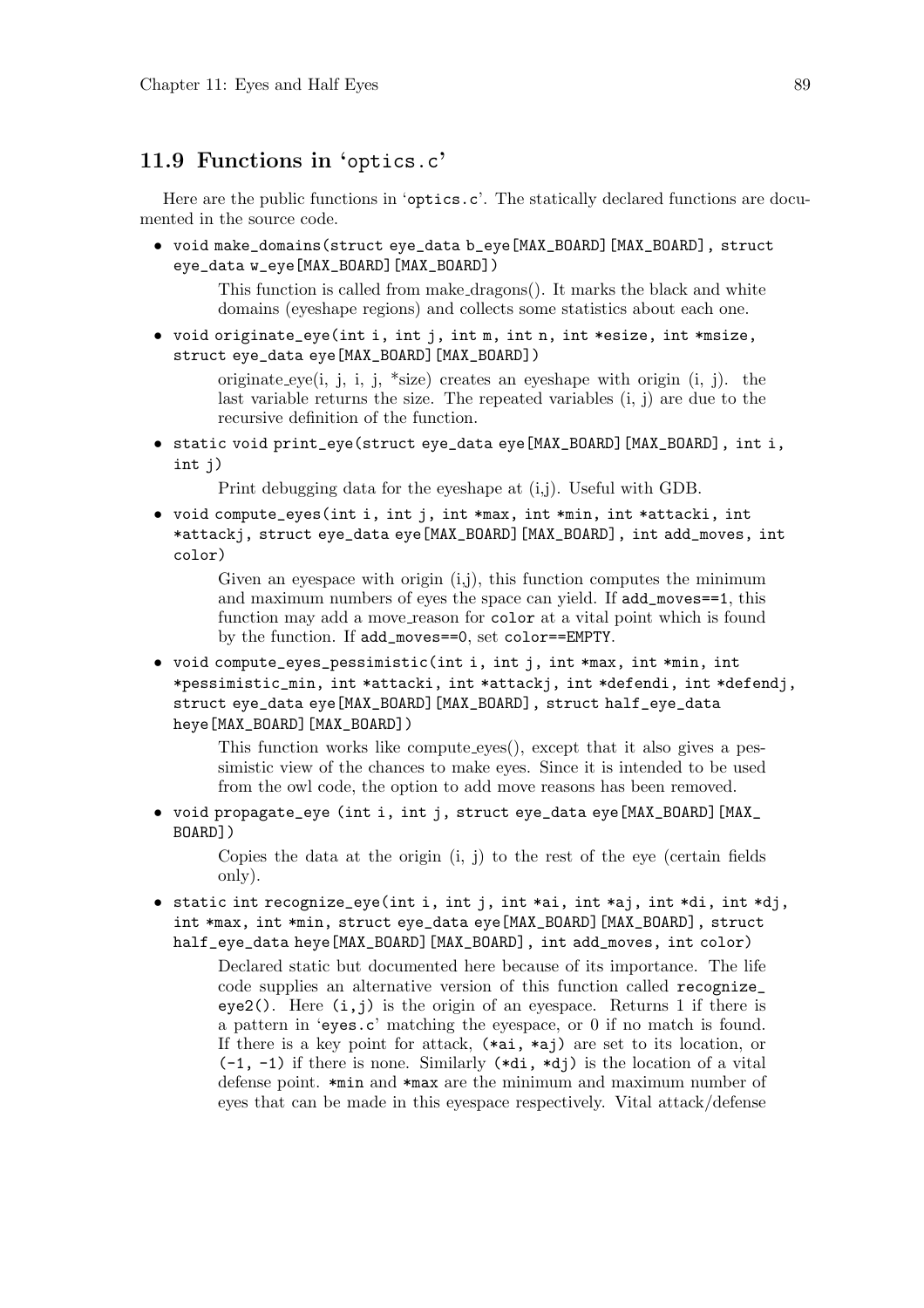## 11.9 Functions in 'optics.c'

Here are the public functions in 'optics.c'. The statically declared functions are documented in the source code.

- `void make_domains(struct eye_data b_eye[MAX_BOARD][MAX_BOARD], struct eye_data w_eye[MAX_BOARD][MAX_BOARD])`

  This function is called from make_dragons(). It marks the black and white domains (eyeshape regions) and collects some statistics about each one.

- `void originate_eye(int i, int j, int m, int n, int *esize, int *msize, struct eye_data eye[MAX_BOARD][MAX_BOARD])`

  originate_eye(i, j, i, j, *size) creates an eyeshape with origin (i, j). the last variable returns the size. The repeated variables (i, j) are due to the recursive definition of the function.

- `static void print_eye(struct eye_data eye[MAX_BOARD][MAX_BOARD], int i, int j)`

  Print debugging data for the eyeshape at (i,j). Useful with GDB.

- `void compute_eyes(int i, int j, int *max, int *min, int *attacki, int *attackj, struct eye_data eye[MAX_BOARD][MAX_BOARD], int add_moves, int color)`

  Given an eyespace with origin (i,j), this function computes the minimum and maximum numbers of eyes the space can yield. If `add_moves==1`, this function may add a move_reason for `color` at a vital point which is found by the function. If `add_moves==0`, set `color==EMPTY`.

- `void compute_eyes_pessimistic(int i, int j, int *max, int *min, int *pessimistic_min, int *attacki, int *attackj, int *defendi, int *defendj, struct eye_data eye[MAX_BOARD][MAX_BOARD], struct half_eye_data heye[MAX_BOARD][MAX_BOARD])`

  This function works like compute_eyes(), except that it also gives a pessimistic view of the chances to make eyes. Since it is intended to be used from the owl code, the option to add move reasons has been removed.

- `void propagate_eye (int i, int j, struct eye_data eye[MAX_BOARD][MAX_BOARD])`

  Copies the data at the origin (i, j) to the rest of the eye (certain fields only).

- `static int recognize_eye(int i, int j, int *ai, int *aj, int *di, int *dj, int *max, int *min, struct eye_data eye[MAX_BOARD][MAX_BOARD], struct half_eye_data heye[MAX_BOARD][MAX_BOARD], int add_moves, int color)`

  Declared static but documented here because of its importance. The life code supplies an alternative version of this function called `recognize_eye2()`. Here `(i,j)` is the origin of an eyespace. Returns 1 if there is a pattern in 'eyes.c' matching the eyespace, or 0 if no match is found. If there is a key point for attack, `(*ai, *aj)` are set to its location, or `(-1, -1)` if there is none. Similarly `(*di, *dj)` is the location of a vital defense point. `*min` and `*max` are the minimum and maximum number of eyes that can be made in this eyespace respectively. Vital attack/defense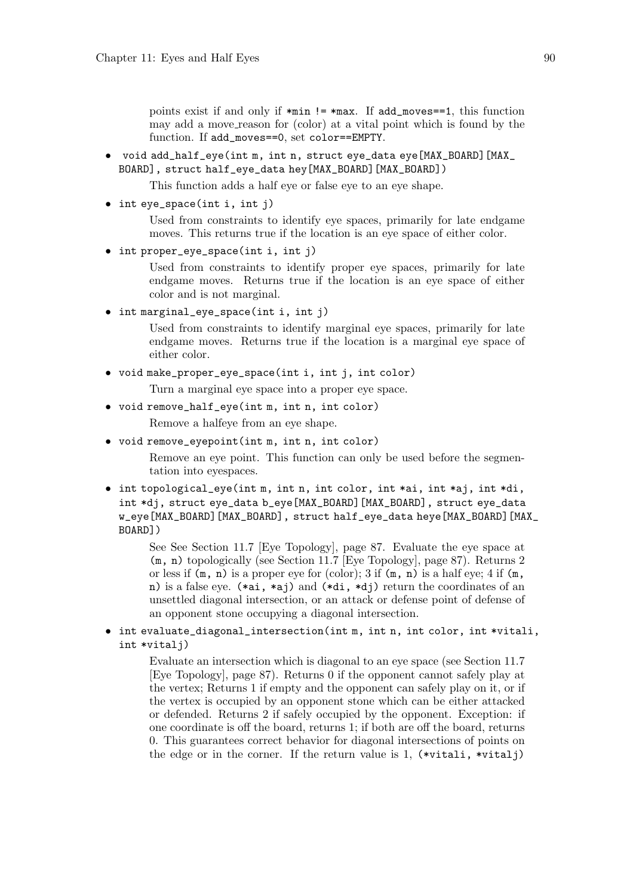points exist if and only if `*min != *max`. If `add_moves==1`, this function may add a move_reason for (color) at a vital point which is found by the function. If `add_moves==0`, set `color==EMPTY`.

- `void add_half_eye(int m, int n, struct eye_data eye[MAX_BOARD][MAX_BOARD], struct half_eye_data hey[MAX_BOARD][MAX_BOARD])`

  This function adds a half eye or false eye to an eye shape.

- `int eye_space(int i, int j)`

  Used from constraints to identify eye spaces, primarily for late endgame moves. This returns true if the location is an eye space of either color.

- `int proper_eye_space(int i, int j)`

  Used from constraints to identify proper eye spaces, primarily for late endgame moves. Returns true if the location is an eye space of either color and is not marginal.

- `int marginal_eye_space(int i, int j)`

  Used from constraints to identify marginal eye spaces, primarily for late endgame moves. Returns true if the location is a marginal eye space of either color.

- `void make_proper_eye_space(int i, int j, int color)`

  Turn a marginal eye space into a proper eye space.

- `void remove_half_eye(int m, int n, int color)`

  Remove a halfeye from an eye shape.

- `void remove_eyepoint(int m, int n, int color)`

  Remove an eye point. This function can only be used before the segmentation into eyespaces.

- `int topological_eye(int m, int n, int color, int *ai, int *aj, int *di, int *dj, struct eye_data b_eye[MAX_BOARD][MAX_BOARD], struct eye_data w_eye[MAX_BOARD][MAX_BOARD], struct half_eye_data heye[MAX_BOARD][MAX_BOARD])`

  See See Section 11.7 [Eye Topology], page 87. Evaluate the eye space at `(m, n)` topologically (see Section 11.7 [Eye Topology], page 87). Returns 2 or less if `(m, n)` is a proper eye for (color); 3 if `(m, n)` is a half eye; 4 if `(m, n)` is a false eye. `(*ai, *aj)` and `(*di, *dj)` return the coordinates of an unsettled diagonal intersection, or an attack or defense point of defense of an opponent stone occupying a diagonal intersection.

- `int evaluate_diagonal_intersection(int m, int n, int color, int *vitali, int *vitalj)`

  Evaluate an intersection which is diagonal to an eye space (see Section 11.7 [Eye Topology], page 87). Returns 0 if the opponent cannot safely play at the vertex; Returns 1 if empty and the opponent can safely play on it, or if the vertex is occupied by an opponent stone which can be either attacked or defended. Returns 2 if safely occupied by the opponent. Exception: if one coordinate is off the board, returns 1; if both are off the board, returns 0. This guarantees correct behavior for diagonal intersections of points on the edge or in the corner. If the return value is 1, `(*vitali, *vitalj)`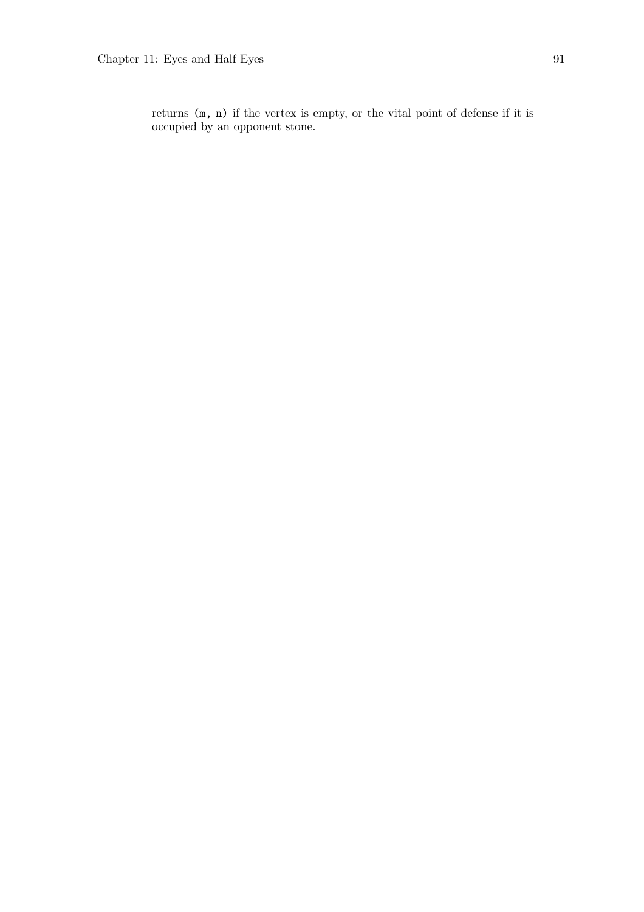returns `(m, n)` if the vertex is empty, or the vital point of defense if it is occupied by an opponent stone.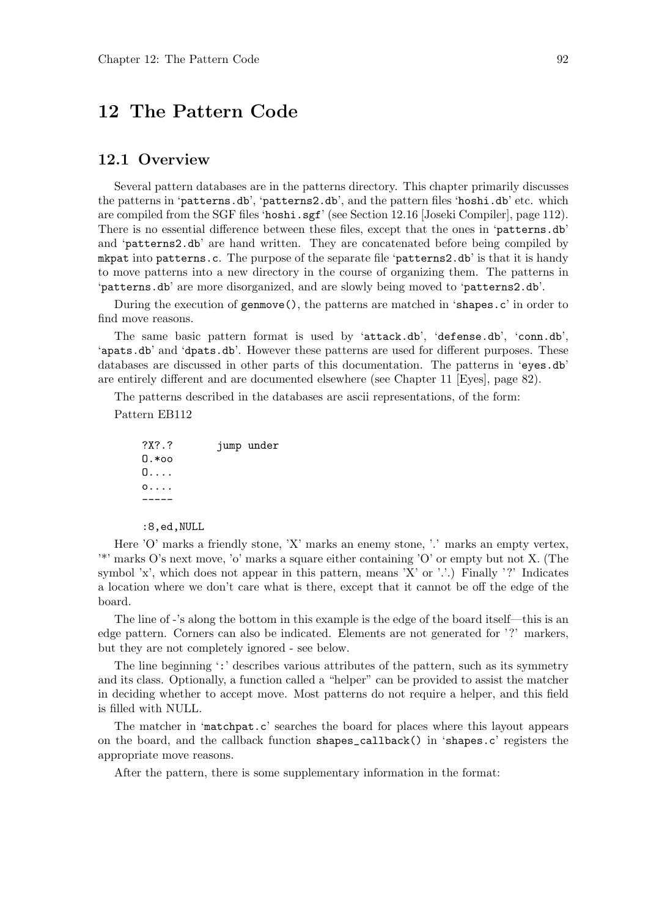# 12 The Pattern Code

## 12.1 Overview

Several pattern databases are in the patterns directory. This chapter primarily discusses the patterns in 'patterns.db', 'patterns2.db', and the pattern files 'hoshi.db' etc. which are compiled from the SGF files 'hoshi.sgf' (see Section 12.16 [Joseki Compiler], page 112). There is no essential difference between these files, except that the ones in 'patterns.db' and 'patterns2.db' are hand written. They are concatenated before being compiled by mkpat into patterns.c. The purpose of the separate file 'patterns2.db' is that it is handy to move patterns into a new directory in the course of organizing them. The patterns in 'patterns.db' are more disorganized, and are slowly being moved to 'patterns2.db'.

During the execution of genmove(), the patterns are matched in 'shapes.c' in order to find move reasons.

The same basic pattern format is used by 'attack.db', 'defense.db', 'conn.db', 'apats.db' and 'dpats.db'. However these patterns are used for different purposes. These databases are discussed in other parts of this documentation. The patterns in 'eyes.db' are entirely different and are documented elsewhere (see Chapter 11 [Eyes], page 82).

The patterns described in the databases are ascii representations, of the form:

Pattern EB112

```
?X?.?       jump under
O.*oo
O....
o....
-----

:8,ed,NULL
```

Here 'O' marks a friendly stone, 'X' marks an enemy stone, '.' marks an empty vertex, '*' marks O's next move, 'o' marks a square either containing 'O' or empty but not X. (The symbol 'x', which does not appear in this pattern, means 'X' or '.'.) Finally '?' Indicates a location where we don't care what is there, except that it cannot be off the edge of the board.

The line of -'s along the bottom in this example is the edge of the board itself—this is an edge pattern. Corners can also be indicated. Elements are not generated for '?' markers, but they are not completely ignored - see below.

The line beginning ':' describes various attributes of the pattern, such as its symmetry and its class. Optionally, a function called a "helper" can be provided to assist the matcher in deciding whether to accept move. Most patterns do not require a helper, and this field is filled with NULL.

The matcher in 'matchpat.c' searches the board for places where this layout appears on the board, and the callback function shapes_callback() in 'shapes.c' registers the appropriate move reasons.

After the pattern, there is some supplementary information in the format: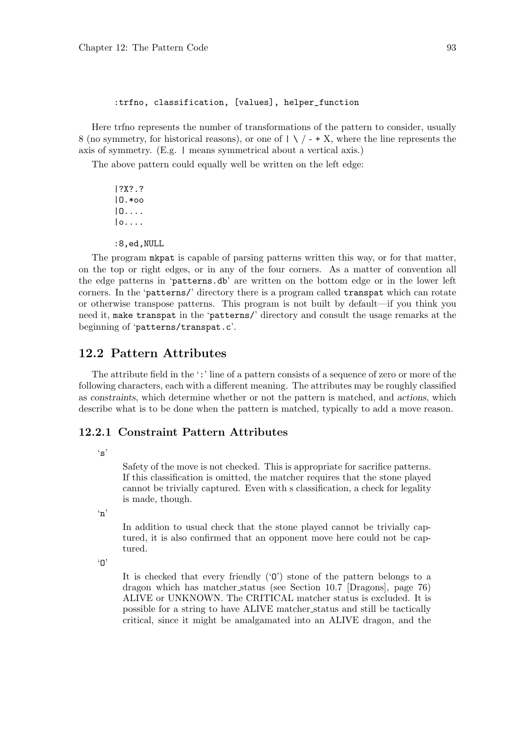```
:trfno, classification, [values], helper_function
```

Here trfno represents the number of transformations of the pattern to consider, usually 8 (no symmetry, for historical reasons), or one of `|` `\` `/` `-` `+` X, where the line represents the axis of symmetry. (E.g. `|` means symmetrical about a vertical axis.)

The above pattern could equally well be written on the left edge:

```
|?X?.?
|O.*oo
|O....
|o....

:8,ed,NULL
```

The program `mkpat` is capable of parsing patterns written this way, or for that matter, on the top or right edges, or in any of the four corners. As a matter of convention all the edge patterns in '`patterns.db`' are written on the bottom edge or in the lower left corners. In the '`patterns/`' directory there is a program called `transpat` which can rotate or otherwise transpose patterns. This program is not built by default—if you think you need it, `make transpat` in the '`patterns/`' directory and consult the usage remarks at the beginning of '`patterns/transpat.c`'.

## 12.2 Pattern Attributes

The attribute field in the '`:`' line of a pattern consists of a sequence of zero or more of the following characters, each with a different meaning. The attributes may be roughly classified as *constraints*, which determine whether or not the pattern is matched, and *actions*, which describe what is to be done when the pattern is matched, typically to add a move reason.

### 12.2.1 Constraint Pattern Attributes

'`s`'

Safety of the move is not checked. This is appropriate for sacrifice patterns. If this classification is omitted, the matcher requires that the stone played cannot be trivially captured. Even with s classification, a check for legality is made, though.

'`n`'

In addition to usual check that the stone played cannot be trivially captured, it is also confirmed that an opponent move here could not be captured.

'`O`'

It is checked that every friendly ('`O`') stone of the pattern belongs to a dragon which has matcher_status (see Section 10.7 [Dragons], page 76) ALIVE or UNKNOWN. The CRITICAL matcher status is excluded. It is possible for a string to have ALIVE matcher_status and still be tactically critical, since it might be amalgamated into an ALIVE dragon, and the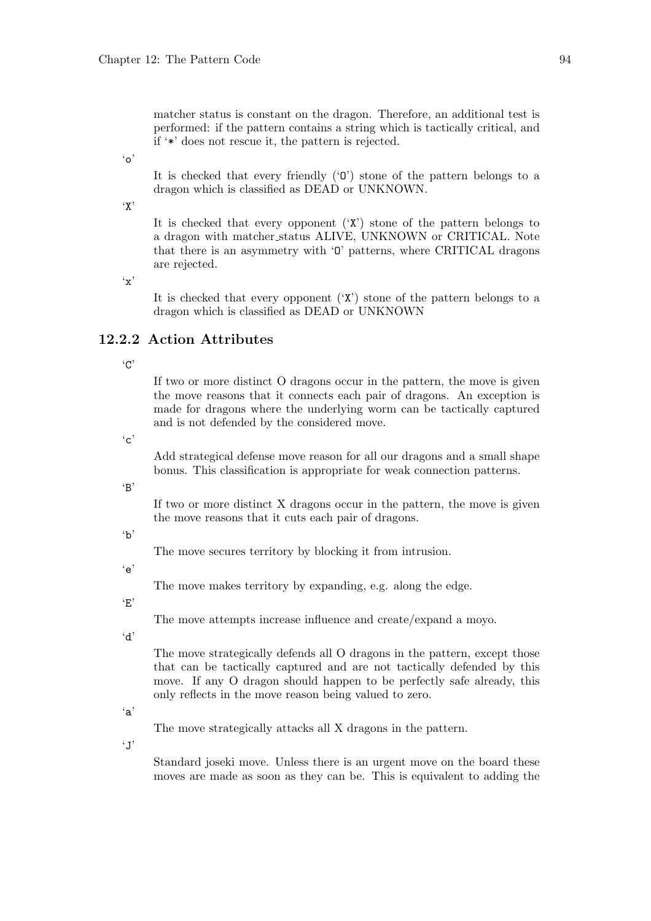matcher status is constant on the dragon. Therefore, an additional test is performed: if the pattern contains a string which is tactically critical, and if '*' does not rescue it, the pattern is rejected.

'o'

It is checked that every friendly ('O') stone of the pattern belongs to a dragon which is classified as DEAD or UNKNOWN.

'X'

It is checked that every opponent ('X') stone of the pattern belongs to a dragon with matcher_status ALIVE, UNKNOWN or CRITICAL. Note that there is an asymmetry with 'O' patterns, where CRITICAL dragons are rejected.

'x'

It is checked that every opponent ('X') stone of the pattern belongs to a dragon which is classified as DEAD or UNKNOWN

### 12.2.2 Action Attributes

'C'

If two or more distinct O dragons occur in the pattern, the move is given the move reasons that it connects each pair of dragons. An exception is made for dragons where the underlying worm can be tactically captured and is not defended by the considered move.

'c'

Add strategical defense move reason for all our dragons and a small shape bonus. This classification is appropriate for weak connection patterns.

'B'

If two or more distinct X dragons occur in the pattern, the move is given the move reasons that it cuts each pair of dragons.

'b'

The move secures territory by blocking it from intrusion.

'e'

The move makes territory by expanding, e.g. along the edge.

'E'

The move attempts increase influence and create/expand a moyo.

'd'

The move strategically defends all O dragons in the pattern, except those that can be tactically captured and are not tactically defended by this move. If any O dragon should happen to be perfectly safe already, this only reflects in the move reason being valued to zero.

'a'

The move strategically attacks all X dragons in the pattern.

'J'

Standard joseki move. Unless there is an urgent move on the board these moves are made as soon as they can be. This is equivalent to adding the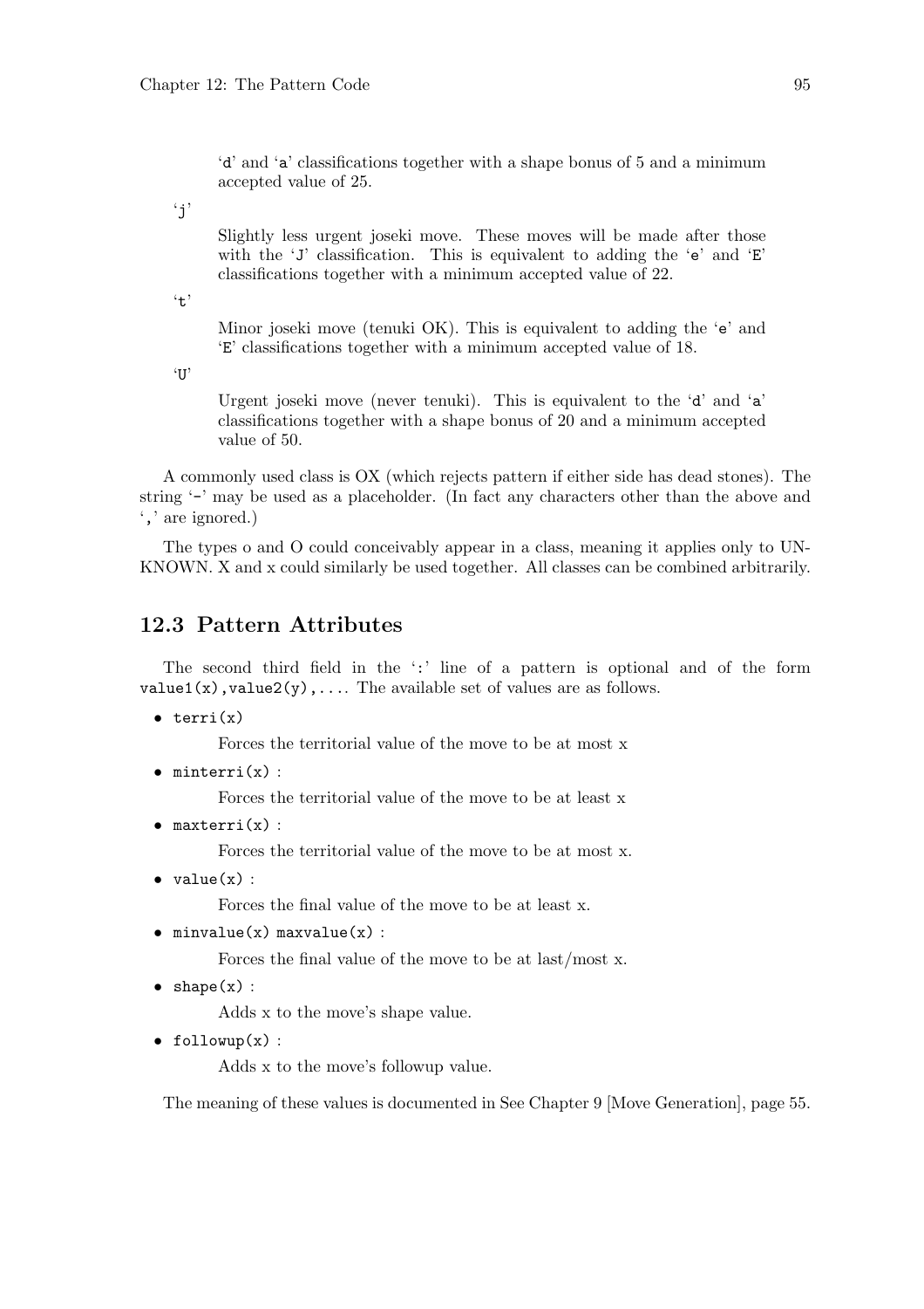'd' and 'a' classifications together with a shape bonus of 5 and a minimum accepted value of 25.

'j'

Slightly less urgent joseki move. These moves will be made after those with the 'J' classification. This is equivalent to adding the 'e' and 'E' classifications together with a minimum accepted value of 22.

't'

Minor joseki move (tenuki OK). This is equivalent to adding the 'e' and 'E' classifications together with a minimum accepted value of 18.

'U'

Urgent joseki move (never tenuki). This is equivalent to the 'd' and 'a' classifications together with a shape bonus of 20 and a minimum accepted value of 50.

A commonly used class is OX (which rejects pattern if either side has dead stones). The string '-' may be used as a placeholder. (In fact any characters other than the above and ',' are ignored.)

The types o and O could conceivably appear in a class, meaning it applies only to UNKNOWN. X and x could similarly be used together. All classes can be combined arbitrarily.

## 12.3 Pattern Attributes

The second third field in the ':' line of a pattern is optional and of the form `value1(x),value2(y),...`. The available set of values are as follows.

- `terri(x)`

  Forces the territorial value of the move to be at most x

- `minterri(x)` :

  Forces the territorial value of the move to be at least x

- `maxterri(x)` :

  Forces the territorial value of the move to be at most x.

- `value(x)` :

  Forces the final value of the move to be at least x.

- `minvalue(x) maxvalue(x)` :

  Forces the final value of the move to be at last/most x.

- `shape(x)` :

  Adds x to the move's shape value.

- `followup(x)` :

  Adds x to the move's followup value.

The meaning of these values is documented in See Chapter 9 [Move Generation], page 55.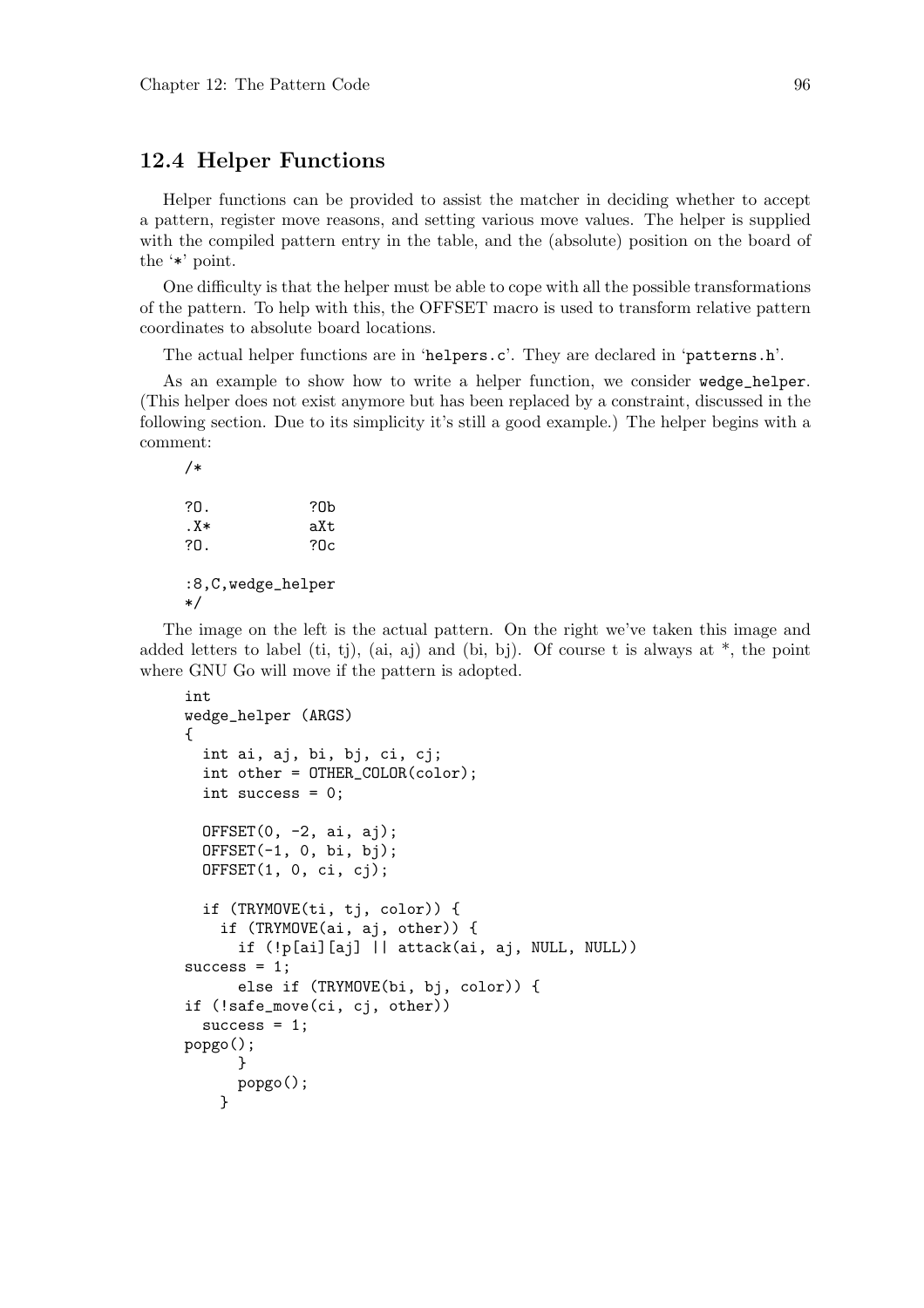## 12.4 Helper Functions

Helper functions can be provided to assist the matcher in deciding whether to accept a pattern, register move reasons, and setting various move values. The helper is supplied with the compiled pattern entry in the table, and the (absolute) position on the board of the '*' point.

One difficulty is that the helper must be able to cope with all the possible transformations of the pattern. To help with this, the OFFSET macro is used to transform relative pattern coordinates to absolute board locations.

The actual helper functions are in 'helpers.c'. They are declared in 'patterns.h'.

As an example to show how to write a helper function, we consider wedge_helper. (This helper does not exist anymore but has been replaced by a constraint, discussed in the following section. Due to its simplicity it's still a good example.) The helper begins with a comment:

```
/*

?O.           ?Ob
.X*           aXt
?O.           ?Oc

:8,C,wedge_helper
*/
```

The image on the left is the actual pattern. On the right we've taken this image and added letters to label (ti, tj), (ai, aj) and (bi, bj). Of course t is always at *, the point where GNU Go will move if the pattern is adopted.

```
int
wedge_helper (ARGS)
{
  int ai, aj, bi, bj, ci, cj;
  int other = OTHER_COLOR(color);
  int success = 0;

  OFFSET(0, -2, ai, aj);
  OFFSET(-1, 0, bi, bj);
  OFFSET(1, 0, ci, cj);

  if (TRYMOVE(ti, tj, color)) {
    if (TRYMOVE(ai, aj, other)) {
      if (!p[ai][aj] || attack(ai, aj, NULL, NULL))
success = 1;
      else if (TRYMOVE(bi, bj, color)) {
if (!safe_move(ci, cj, other))
  success = 1;
popgo();
      }
      popgo();
    }
```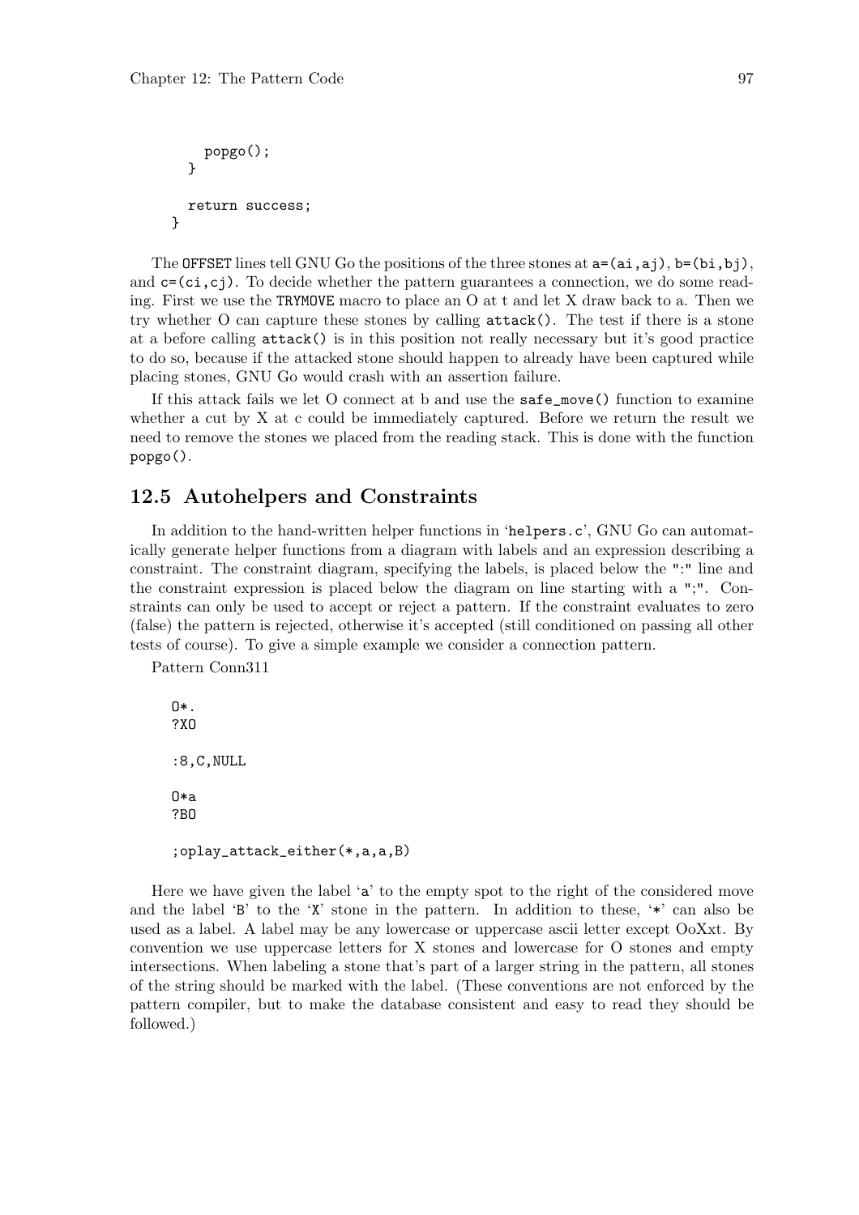```
      popgo();
    }

    return success;
  }
```

The OFFSET lines tell GNU Go the positions of the three stones at `a=(ai,aj)`, `b=(bi,bj)`, and `c=(ci,cj)`. To decide whether the pattern guarantees a connection, we do some reading. First we use the TRYMOVE macro to place an O at t and let X draw back to a. Then we try whether O can capture these stones by calling `attack()`. The test if there is a stone at a before calling `attack()` is in this position not really necessary but it's good practice to do so, because if the attacked stone should happen to already have been captured while placing stones, GNU Go would crash with an assertion failure.

If this attack fails we let O connect at b and use the `safe_move()` function to examine whether a cut by X at c could be immediately captured. Before we return the result we need to remove the stones we placed from the reading stack. This is done with the function `popgo()`.

## 12.5 Autohelpers and Constraints

In addition to the hand-written helper functions in '`helpers.c`', GNU Go can automatically generate helper functions from a diagram with labels and an expression describing a constraint. The constraint diagram, specifying the labels, is placed below the ":" line and the constraint expression is placed below the diagram on line starting with a ";". Constraints can only be used to accept or reject a pattern. If the constraint evaluates to zero (false) the pattern is rejected, otherwise it's accepted (still conditioned on passing all other tests of course). To give a simple example we consider a connection pattern.

Pattern Conn311

```
O*.
?XO

:8,C,NULL

O*a
?BO

;oplay_attack_either(*,a,a,B)
```

Here we have given the label '`a`' to the empty spot to the right of the considered move and the label '`B`' to the '`X`' stone in the pattern. In addition to these, '`*`' can also be used as a label. A label may be any lowercase or uppercase ascii letter except OoXxt. By convention we use uppercase letters for X stones and lowercase for O stones and empty intersections. When labeling a stone that's part of a larger string in the pattern, all stones of the string should be marked with the label. (These conventions are not enforced by the pattern compiler, but to make the database consistent and easy to read they should be followed.)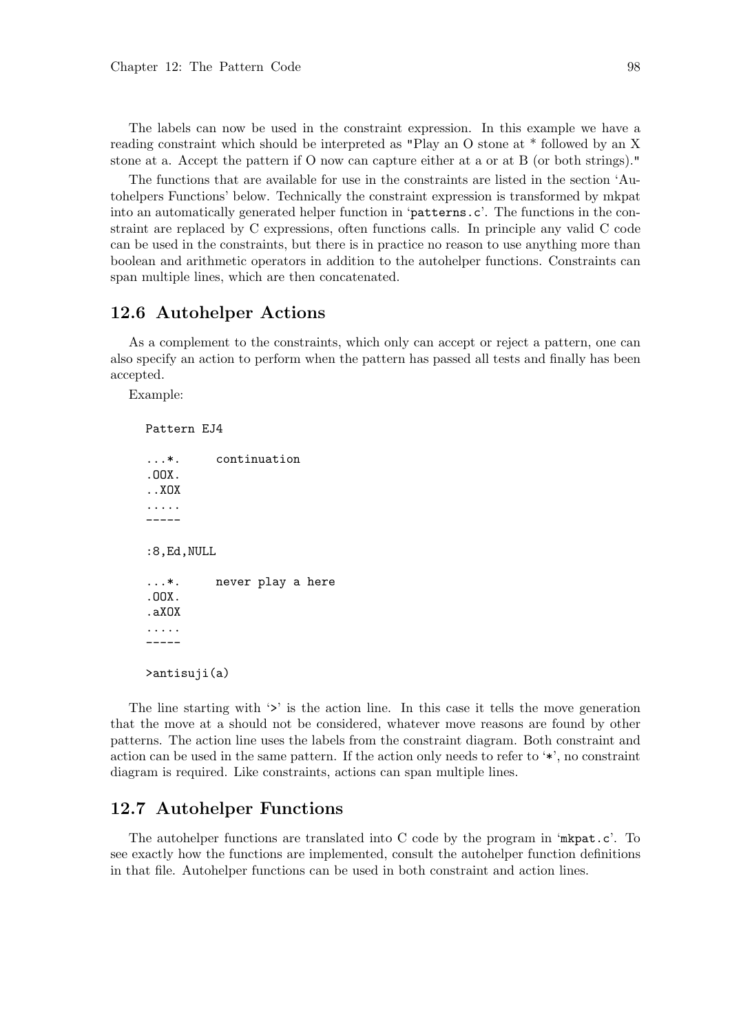The labels can now be used in the constraint expression. In this example we have a reading constraint which should be interpreted as "Play an O stone at * followed by an X stone at a. Accept the pattern if O now can capture either at a or at B (or both strings)."

The functions that are available for use in the constraints are listed in the section 'Autohelpers Functions' below. Technically the constraint expression is transformed by mkpat into an automatically generated helper function in 'patterns.c'. The functions in the constraint are replaced by C expressions, often functions calls. In principle any valid C code can be used in the constraints, but there is in practice no reason to use anything more than boolean and arithmetic operators in addition to the autohelper functions. Constraints can span multiple lines, which are then concatenated.

## 12.6 Autohelper Actions

As a complement to the constraints, which only can accept or reject a pattern, one can also specify an action to perform when the pattern has passed all tests and finally has been accepted.

Example:

```
Pattern EJ4

...*.     continuation
.OOX.
..XOX
.....
-----

:8,Ed,NULL

...*.     never play a here
.OOX.
.aXOX
.....
-----

>antisuji(a)
```

The line starting with '>' is the action line. In this case it tells the move generation that the move at a should not be considered, whatever move reasons are found by other patterns. The action line uses the labels from the constraint diagram. Both constraint and action can be used in the same pattern. If the action only needs to refer to '*', no constraint diagram is required. Like constraints, actions can span multiple lines.

## 12.7 Autohelper Functions

The autohelper functions are translated into C code by the program in 'mkpat.c'. To see exactly how the functions are implemented, consult the autohelper function definitions in that file. Autohelper functions can be used in both constraint and action lines.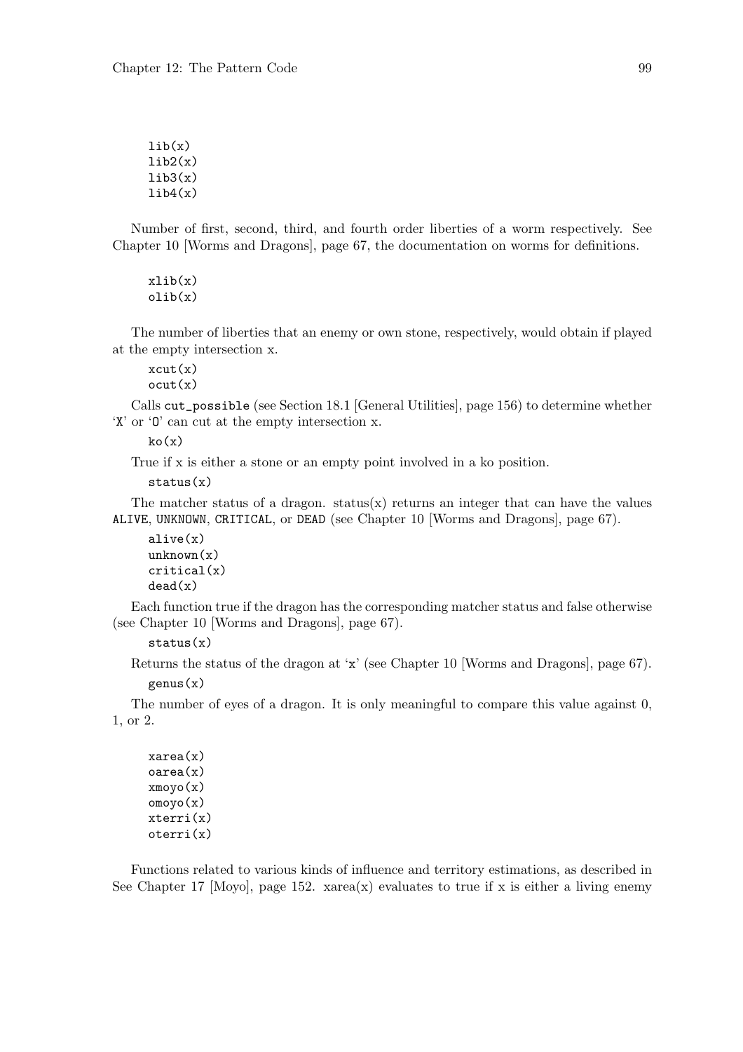```
lib(x)
lib2(x)
lib3(x)
lib4(x)
```

Number of first, second, third, and fourth order liberties of a worm respectively. See Chapter 10 [Worms and Dragons], page 67, the documentation on worms for definitions.

```
xlib(x)
olib(x)
```

The number of liberties that an enemy or own stone, respectively, would obtain if played at the empty intersection x.

```
xcut(x)
ocut(x)
```

Calls `cut_possible` (see Section 18.1 [General Utilities], page 156) to determine whether 'X' or 'O' can cut at the empty intersection x.

```
ko(x)
```

True if x is either a stone or an empty point involved in a ko position.

```
status(x)
```

The matcher status of a dragon. status(x) returns an integer that can have the values `ALIVE`, `UNKNOWN`, `CRITICAL`, or `DEAD` (see Chapter 10 [Worms and Dragons], page 67).

```
alive(x)
unknown(x)
critical(x)
dead(x)
```

Each function true if the dragon has the corresponding matcher status and false otherwise (see Chapter 10 [Worms and Dragons], page 67).

```
status(x)
```

Returns the status of the dragon at 'x' (see Chapter 10 [Worms and Dragons], page 67).

```
genus(x)
```

The number of eyes of a dragon. It is only meaningful to compare this value against 0, 1, or 2.

```
xarea(x)
oarea(x)
xmoyo(x)
omoyo(x)
xterri(x)
oterri(x)
```

Functions related to various kinds of influence and territory estimations, as described in See Chapter 17 [Moyo], page 152. xarea(x) evaluates to true if x is either a living enemy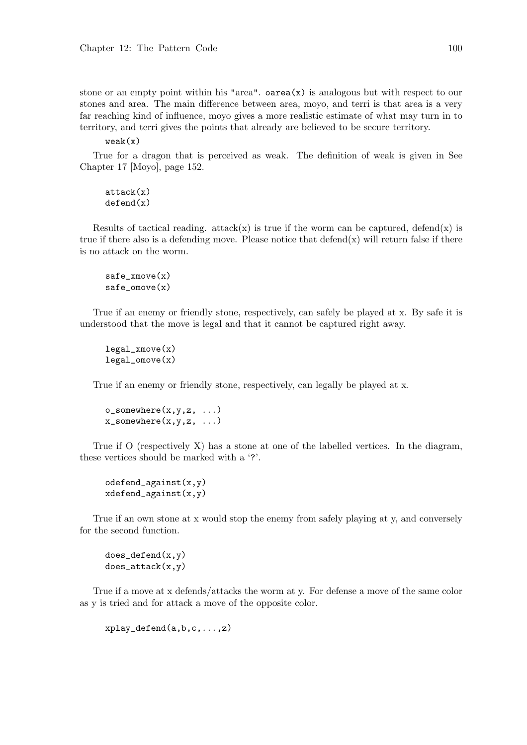stone or an empty point within his "area". `oarea(x)` is analogous but with respect to our stones and area. The main difference between area, moyo, and terri is that area is a very far reaching kind of influence, moyo gives a more realistic estimate of what may turn in to territory, and terri gives the points that already are believed to be secure territory.

```
weak(x)
```

True for a dragon that is perceived as weak. The definition of weak is given in See Chapter 17 [Moyo], page 152.

```
attack(x)
defend(x)
```

Results of tactical reading. attack(x) is true if the worm can be captured, defend(x) is true if there also is a defending move. Please notice that defend(x) will return false if there is no attack on the worm.

```
safe_xmove(x)
safe_omove(x)
```

True if an enemy or friendly stone, respectively, can safely be played at x. By safe it is understood that the move is legal and that it cannot be captured right away.

```
legal_xmove(x)
legal_omove(x)
```

True if an enemy or friendly stone, respectively, can legally be played at x.

```
o_somewhere(x,y,z, ...)
x_somewhere(x,y,z, ...)
```

True if O (respectively X) has a stone at one of the labelled vertices. In the diagram, these vertices should be marked with a '?'.

```
odefend_against(x,y)
xdefend_against(x,y)
```

True if an own stone at x would stop the enemy from safely playing at y, and conversely for the second function.

```
does_defend(x,y)
does_attack(x,y)
```

True if a move at x defends/attacks the worm at y. For defense a move of the same color as y is tried and for attack a move of the opposite color.

```
xplay_defend(a,b,c,...,z)
```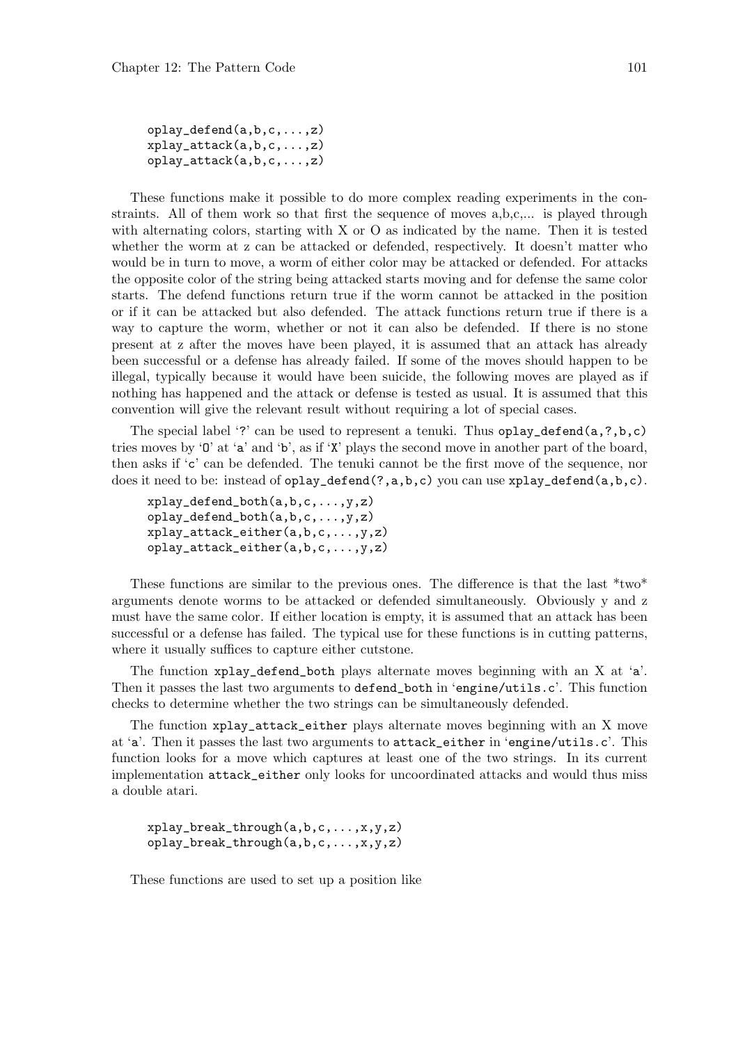```
oplay_defend(a,b,c,...,z)
xplay_attack(a,b,c,...,z)
oplay_attack(a,b,c,...,z)
```

These functions make it possible to do more complex reading experiments in the constraints. All of them work so that first the sequence of moves a,b,c,... is played through with alternating colors, starting with X or O as indicated by the name. Then it is tested whether the worm at z can be attacked or defended, respectively. It doesn't matter who would be in turn to move, a worm of either color may be attacked or defended. For attacks the opposite color of the string being attacked starts moving and for defense the same color starts. The defend functions return true if the worm cannot be attacked in the position or if it can be attacked but also defended. The attack functions return true if there is a way to capture the worm, whether or not it can also be defended. If there is no stone present at z after the moves have been played, it is assumed that an attack has already been successful or a defense has already failed. If some of the moves should happen to be illegal, typically because it would have been suicide, the following moves are played as if nothing has happened and the attack or defense is tested as usual. It is assumed that this convention will give the relevant result without requiring a lot of special cases.

The special label '?' can be used to represent a tenuki. Thus `oplay_defend(a,?,b,c)` tries moves by 'O' at 'a' and 'b', as if 'X' plays the second move in another part of the board, then asks if 'c' can be defended. The tenuki cannot be the first move of the sequence, nor does it need to be: instead of `oplay_defend(?,a,b,c)` you can use `xplay_defend(a,b,c)`.

```
xplay_defend_both(a,b,c,...,y,z)
oplay_defend_both(a,b,c,...,y,z)
xplay_attack_either(a,b,c,...,y,z)
oplay_attack_either(a,b,c,...,y,z)
```

These functions are similar to the previous ones. The difference is that the last *two* arguments denote worms to be attacked or defended simultaneously. Obviously y and z must have the same color. If either location is empty, it is assumed that an attack has been successful or a defense has failed. The typical use for these functions is in cutting patterns, where it usually suffices to capture either cutstone.

The function `xplay_defend_both` plays alternate moves beginning with an X at 'a'. Then it passes the last two arguments to `defend_both` in 'engine/utils.c'. This function checks to determine whether the two strings can be simultaneously defended.

The function `xplay_attack_either` plays alternate moves beginning with an X move at 'a'. Then it passes the last two arguments to `attack_either` in 'engine/utils.c'. This function looks for a move which captures at least one of the two strings. In its current implementation `attack_either` only looks for uncoordinated attacks and would thus miss a double atari.

```
xplay_break_through(a,b,c,...,x,y,z)
oplay_break_through(a,b,c,...,x,y,z)
```

These functions are used to set up a position like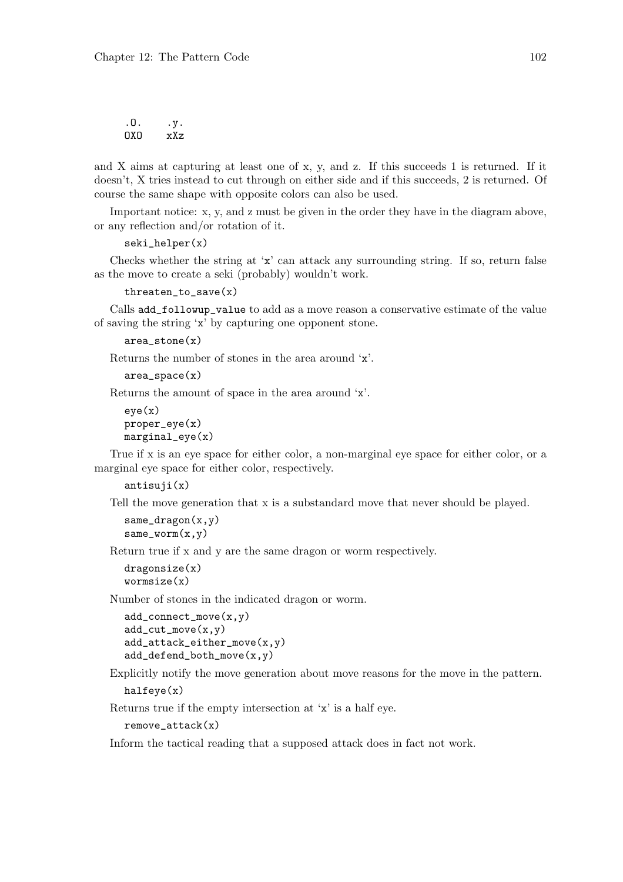```
.O.     .y.
OXO     xXz
```

and X aims at capturing at least one of x, y, and z. If this succeeds 1 is returned. If it doesn't, X tries instead to cut through on either side and if this succeeds, 2 is returned. Of course the same shape with opposite colors can also be used.

Important notice: x, y, and z must be given in the order they have in the diagram above, or any reflection and/or rotation of it.

```
seki_helper(x)
```

Checks whether the string at 'x' can attack any surrounding string. If so, return false as the move to create a seki (probably) wouldn't work.

```
threaten_to_save(x)
```

Calls `add_followup_value` to add as a move reason a conservative estimate of the value of saving the string 'x' by capturing one opponent stone.

```
area_stone(x)
```

Returns the number of stones in the area around 'x'.

```
area_space(x)
```

Returns the amount of space in the area around 'x'.

```
eye(x)
proper_eye(x)
marginal_eye(x)
```

True if x is an eye space for either color, a non-marginal eye space for either color, or a marginal eye space for either color, respectively.

```
antisuji(x)
```

Tell the move generation that x is a substandard move that never should be played.

```
same_dragon(x,y)
same_worm(x,y)
```

Return true if x and y are the same dragon or worm respectively.

```
dragonsize(x)
wormsize(x)
```

Number of stones in the indicated dragon or worm.

```
add_connect_move(x,y)
add_cut_move(x,y)
add_attack_either_move(x,y)
add_defend_both_move(x,y)
```

Explicitly notify the move generation about move reasons for the move in the pattern.

```
halfeye(x)
```

Returns true if the empty intersection at 'x' is a half eye.

```
remove_attack(x)
```

Inform the tactical reading that a supposed attack does in fact not work.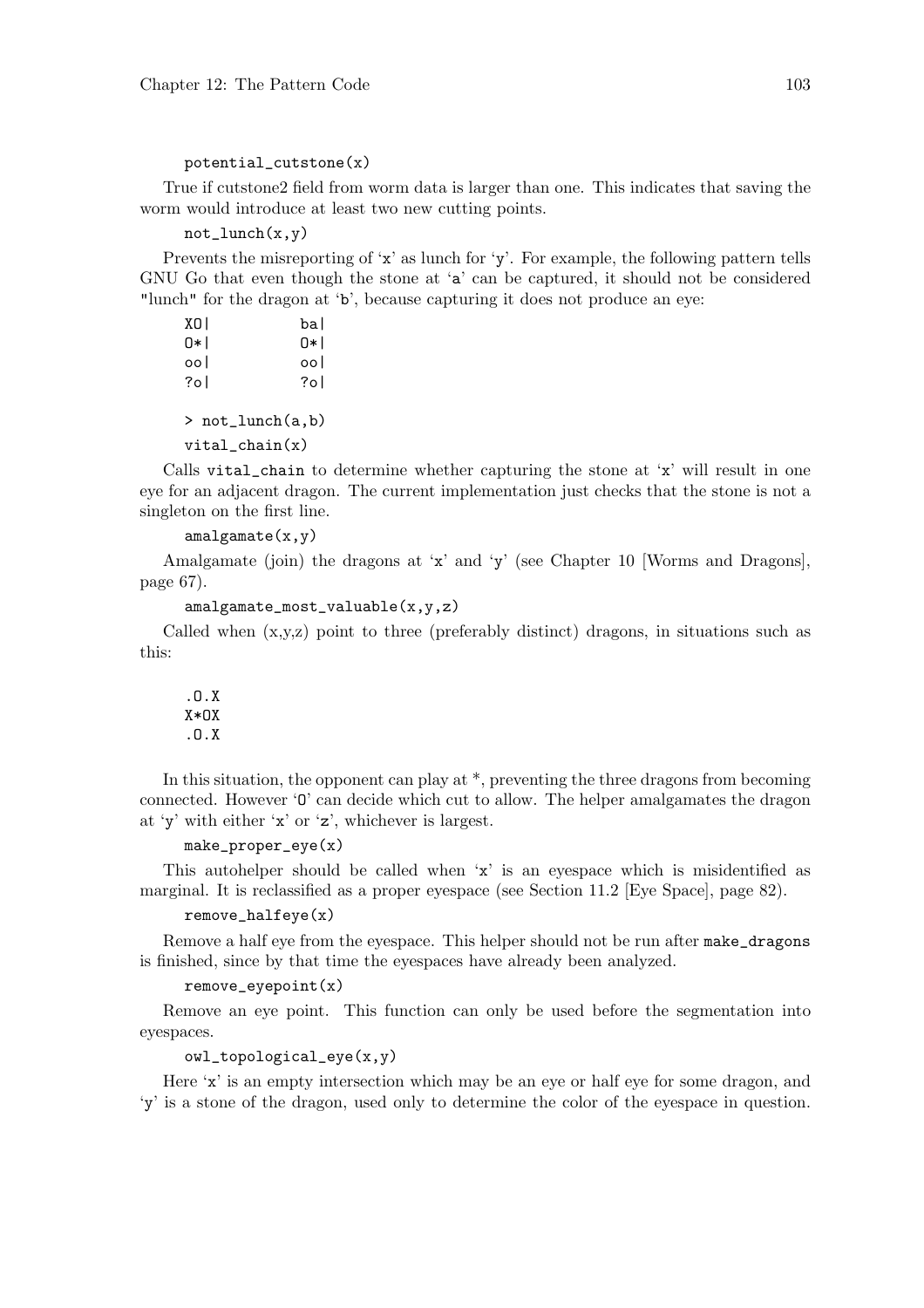```
potential_cutstone(x)
```

True if cutstone2 field from worm data is larger than one. This indicates that saving the worm would introduce at least two new cutting points.

```
not_lunch(x,y)
```

Prevents the misreporting of 'x' as lunch for 'y'. For example, the following pattern tells GNU Go that even though the stone at 'a' can be captured, it should not be considered "lunch" for the dragon at 'b', because capturing it does not produce an eye:

```
XO|          ba|
O*|          O*|
oo|          oo|
?o|          ?o|

> not_lunch(a,b)
```

```
vital_chain(x)
```

Calls `vital_chain` to determine whether capturing the stone at 'x' will result in one eye for an adjacent dragon. The current implementation just checks that the stone is not a singleton on the first line.

```
amalgamate(x,y)
```

Amalgamate (join) the dragons at 'x' and 'y' (see Chapter 10 [Worms and Dragons], page 67).

```
amalgamate_most_valuable(x,y,z)
```

Called when (x,y,z) point to three (preferably distinct) dragons, in situations such as this:

```
.O.X
X*OX
.O.X
```

In this situation, the opponent can play at *, preventing the three dragons from becoming connected. However 'O' can decide which cut to allow. The helper amalgamates the dragon at 'y' with either 'x' or 'z', whichever is largest.

```
make_proper_eye(x)
```

This autohelper should be called when 'x' is an eyespace which is misidentified as marginal. It is reclassified as a proper eyespace (see Section 11.2 [Eye Space], page 82).

```
remove_halfeye(x)
```

Remove a half eye from the eyespace. This helper should not be run after `make_dragons` is finished, since by that time the eyespaces have already been analyzed.

```
remove_eyepoint(x)
```

Remove an eye point. This function can only be used before the segmentation into eyespaces.

```
owl_topological_eye(x,y)
```

Here 'x' is an empty intersection which may be an eye or half eye for some dragon, and 'y' is a stone of the dragon, used only to determine the color of the eyespace in question.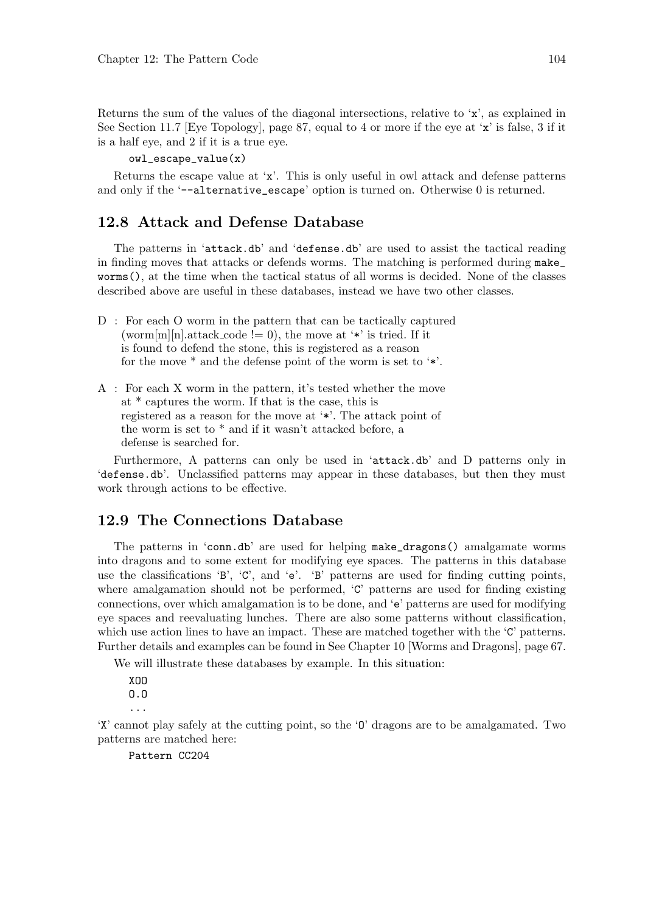Returns the sum of the values of the diagonal intersections, relative to 'x', as explained in See Section 11.7 [Eye Topology], page 87, equal to 4 or more if the eye at 'x' is false, 3 if it is a half eye, and 2 if it is a true eye.

```
owl_escape_value(x)
```

Returns the escape value at 'x'. This is only useful in owl attack and defense patterns and only if the '--alternative_escape' option is turned on. Otherwise 0 is returned.

## 12.8 Attack and Defense Database

The patterns in 'attack.db' and 'defense.db' are used to assist the tactical reading in finding moves that attacks or defends worms. The matching is performed during `make_worms()`, at the time when the tactical status of all worms is decided. None of the classes described above are useful in these databases, instead we have two other classes.

D : For each O worm in the pattern that can be tactically captured (worm[m][n].attack_code != 0), the move at '*' is tried. If it is found to defend the stone, this is registered as a reason for the move * and the defense point of the worm is set to '*'.

A : For each X worm in the pattern, it's tested whether the move at * captures the worm. If that is the case, this is registered as a reason for the move at '*'. The attack point of the worm is set to * and if it wasn't attacked before, a defense is searched for.

Furthermore, A patterns can only be used in 'attack.db' and D patterns only in 'defense.db'. Unclassified patterns may appear in these databases, but then they must work through actions to be effective.

## 12.9 The Connections Database

The patterns in 'conn.db' are used for helping `make_dragons()` amalgamate worms into dragons and to some extent for modifying eye spaces. The patterns in this database use the classifications 'B', 'C', and 'e'. 'B' patterns are used for finding cutting points, where amalgamation should not be performed, 'C' patterns are used for finding existing connections, over which amalgamation is to be done, and 'e' patterns are used for modifying eye spaces and reevaluating lunches. There are also some patterns without classification, which use action lines to have an impact. These are matched together with the 'C' patterns. Further details and examples can be found in See Chapter 10 [Worms and Dragons], page 67.

We will illustrate these databases by example. In this situation:

```
XOO
O.O
...
```

'X' cannot play safely at the cutting point, so the 'O' dragons are to be amalgamated. Two patterns are matched here:

```
Pattern CC204
```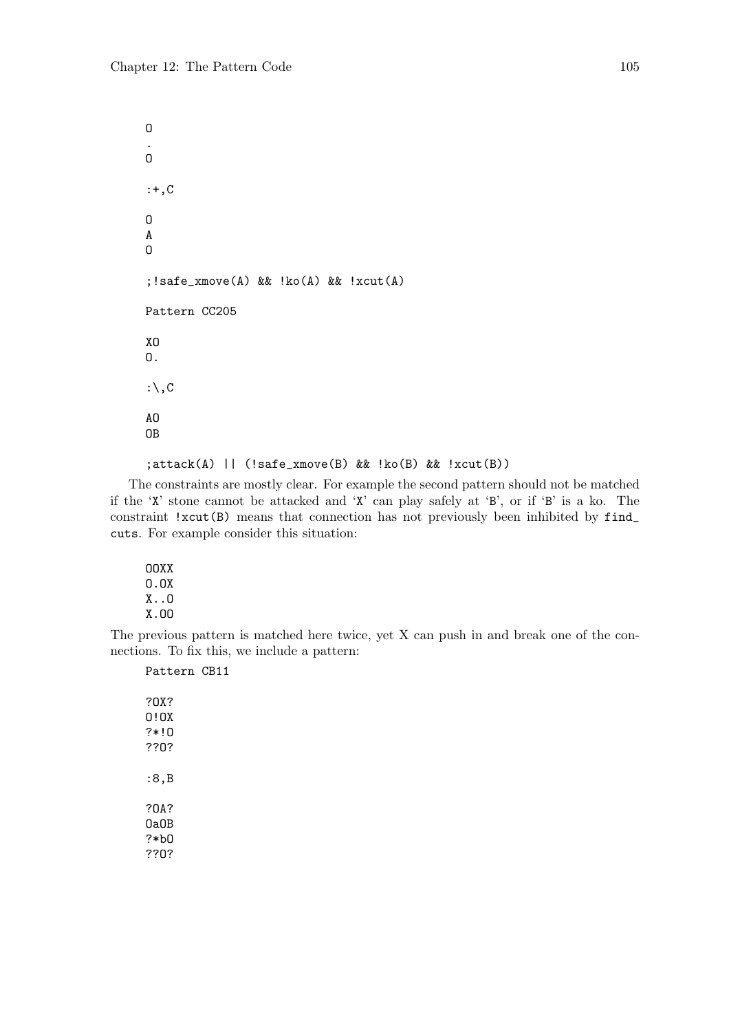```
O
.
O

:+,C

O
A
O

;!safe_xmove(A) && !ko(A) && !xcut(A)

Pattern CC205

XO
O.

:\,C

AO
OB

;attack(A) || (!safe_xmove(B) && !ko(B) && !xcut(B))
```

The constraints are mostly clear. For example the second pattern should not be matched if the 'X' stone cannot be attacked and 'X' can play safely at 'B', or if 'B' is a ko. The constraint `!xcut(B)` means that connection has not previously been inhibited by `find_cuts`. For example consider this situation:

```
OOXX
O.OX
X..O
X.OO
```

The previous pattern is matched here twice, yet X can push in and break one of the connections. To fix this, we include a pattern:

```
Pattern CB11

?OX?
O!OX
?*!O
??O?

:8,B

?OA?
OaOB
?*bO
??O?
```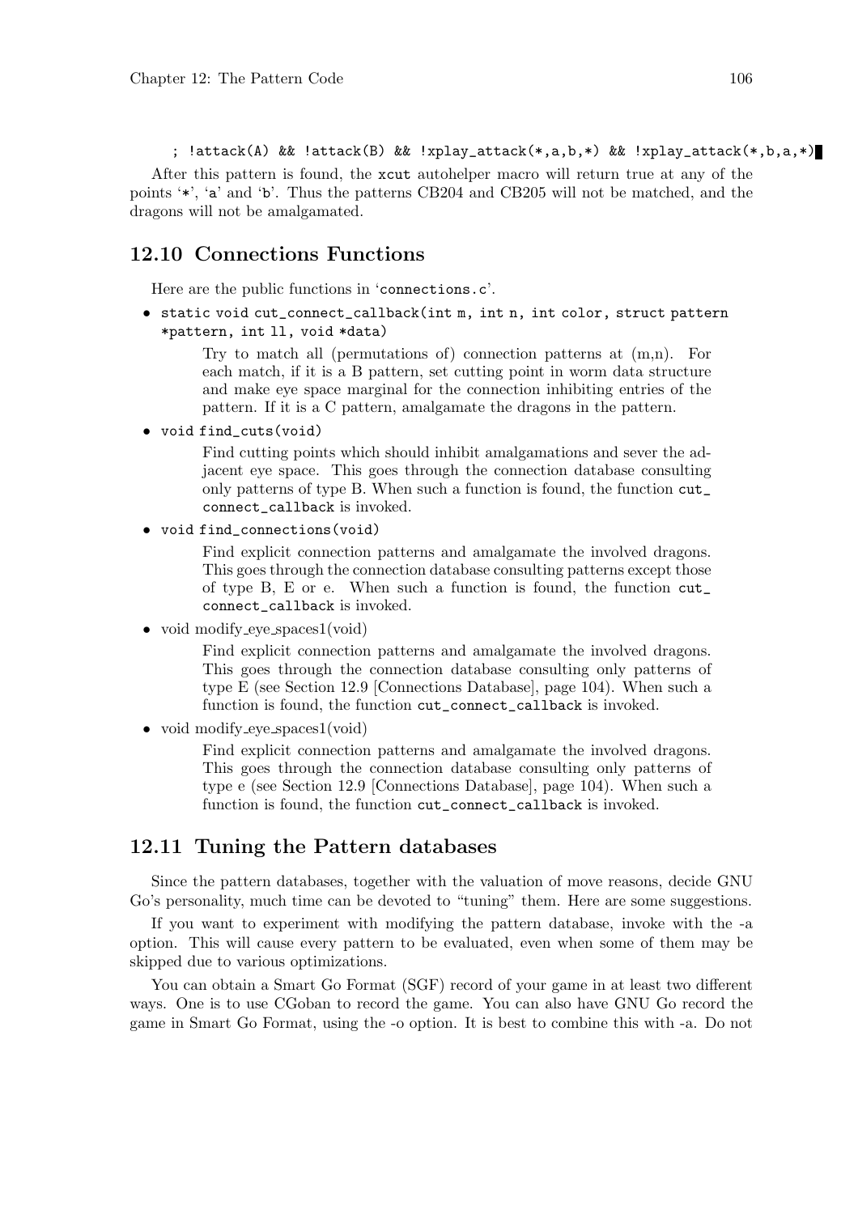```
; !attack(A) && !attack(B) && !xplay_attack(*,a,b,*) && !xplay_attack(*,b,a,*)
```

After this pattern is found, the `xcut` autohelper macro will return true at any of the points '`*`', '`a`' and '`b`'. Thus the patterns CB204 and CB205 will not be matched, and the dragons will not be amalgamated.

## 12.10 Connections Functions

Here are the public functions in '`connections.c`'.

- `static void cut_connect_callback(int m, int n, int color, struct pattern *pattern, int ll, void *data)`

  Try to match all (permutations of) connection patterns at (m,n). For each match, if it is a B pattern, set cutting point in worm data structure and make eye space marginal for the connection inhibiting entries of the pattern. If it is a C pattern, amalgamate the dragons in the pattern.

- `void find_cuts(void)`

  Find cutting points which should inhibit amalgamations and sever the adjacent eye space. This goes through the connection database consulting only patterns of type B. When such a function is found, the function `cut_connect_callback` is invoked.

- `void find_connections(void)`

  Find explicit connection patterns and amalgamate the involved dragons. This goes through the connection database consulting patterns except those of type B, E or e. When such a function is found, the function `cut_connect_callback` is invoked.

- void modify_eye_spaces1(void)

  Find explicit connection patterns and amalgamate the involved dragons. This goes through the connection database consulting only patterns of type E (see Section 12.9 [Connections Database], page 104). When such a function is found, the function `cut_connect_callback` is invoked.

- void modify_eye_spaces1(void)

  Find explicit connection patterns and amalgamate the involved dragons. This goes through the connection database consulting only patterns of type e (see Section 12.9 [Connections Database], page 104). When such a function is found, the function `cut_connect_callback` is invoked.

## 12.11 Tuning the Pattern databases

Since the pattern databases, together with the valuation of move reasons, decide GNU Go's personality, much time can be devoted to "tuning" them. Here are some suggestions.

If you want to experiment with modifying the pattern database, invoke with the -a option. This will cause every pattern to be evaluated, even when some of them may be skipped due to various optimizations.

You can obtain a Smart Go Format (SGF) record of your game in at least two different ways. One is to use CGoban to record the game. You can also have GNU Go record the game in Smart Go Format, using the -o option. It is best to combine this with -a. Do not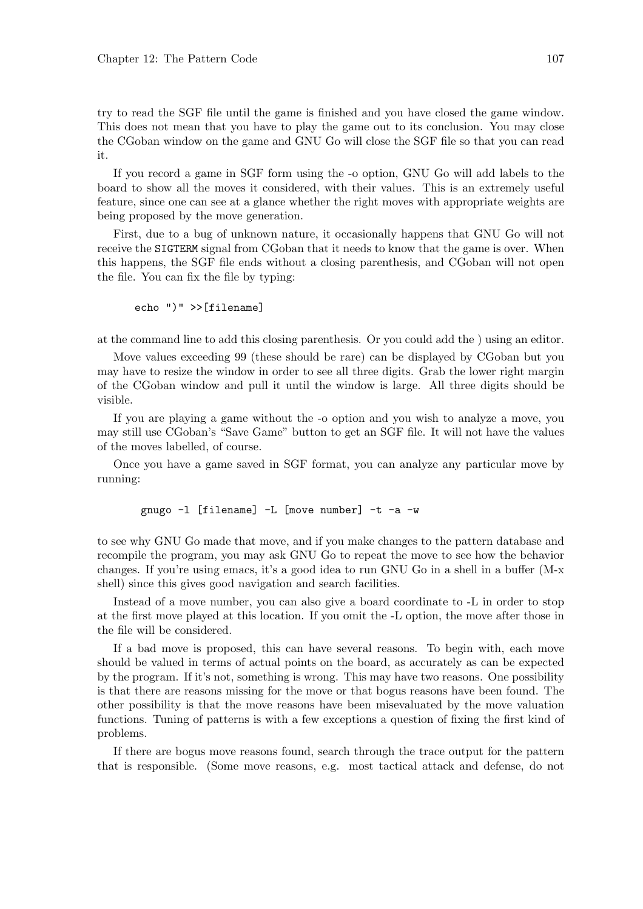try to read the SGF file until the game is finished and you have closed the game window. This does not mean that you have to play the game out to its conclusion. You may close the CGoban window on the game and GNU Go will close the SGF file so that you can read it.

If you record a game in SGF form using the -o option, GNU Go will add labels to the board to show all the moves it considered, with their values. This is an extremely useful feature, since one can see at a glance whether the right moves with appropriate weights are being proposed by the move generation.

First, due to a bug of unknown nature, it occasionally happens that GNU Go will not receive the SIGTERM signal from CGoban that it needs to know that the game is over. When this happens, the SGF file ends without a closing parenthesis, and CGoban will not open the file. You can fix the file by typing:

```
echo ")" >>[filename]
```

at the command line to add this closing parenthesis. Or you could add the ) using an editor.

Move values exceeding 99 (these should be rare) can be displayed by CGoban but you may have to resize the window in order to see all three digits. Grab the lower right margin of the CGoban window and pull it until the window is large. All three digits should be visible.

If you are playing a game without the -o option and you wish to analyze a move, you may still use CGoban's "Save Game" button to get an SGF file. It will not have the values of the moves labelled, of course.

Once you have a game saved in SGF format, you can analyze any particular move by running:

```
gnugo -l [filename] -L [move number] -t -a -w
```

to see why GNU Go made that move, and if you make changes to the pattern database and recompile the program, you may ask GNU Go to repeat the move to see how the behavior changes. If you're using emacs, it's a good idea to run GNU Go in a shell in a buffer (M-x shell) since this gives good navigation and search facilities.

Instead of a move number, you can also give a board coordinate to -L in order to stop at the first move played at this location. If you omit the -L option, the move after those in the file will be considered.

If a bad move is proposed, this can have several reasons. To begin with, each move should be valued in terms of actual points on the board, as accurately as can be expected by the program. If it's not, something is wrong. This may have two reasons. One possibility is that there are reasons missing for the move or that bogus reasons have been found. The other possibility is that the move reasons have been misevaluated by the move valuation functions. Tuning of patterns is with a few exceptions a question of fixing the first kind of problems.

If there are bogus move reasons found, search through the trace output for the pattern that is responsible. (Some move reasons, e.g. most tactical attack and defense, do not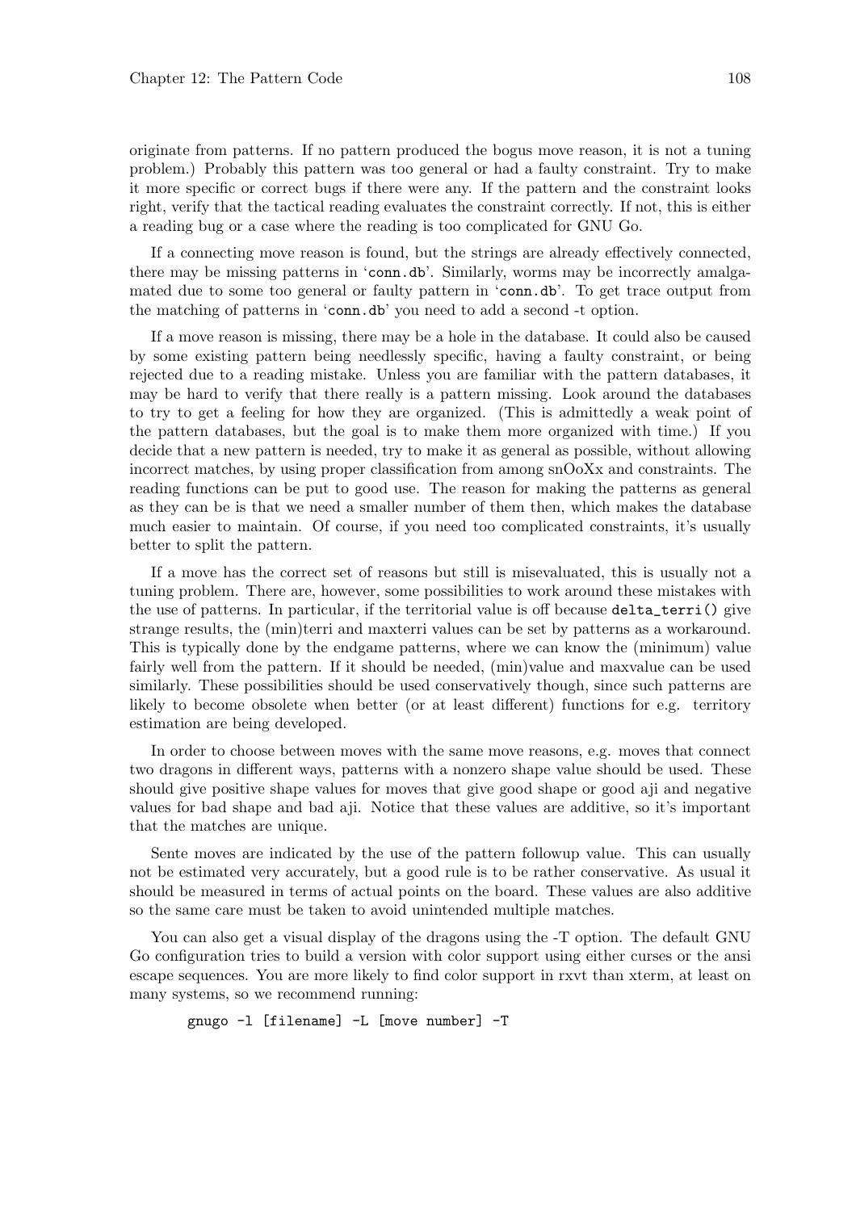originate from patterns. If no pattern produced the bogus move reason, it is not a tuning problem.) Probably this pattern was too general or had a faulty constraint. Try to make it more specific or correct bugs if there were any. If the pattern and the constraint looks right, verify that the tactical reading evaluates the constraint correctly. If not, this is either a reading bug or a case where the reading is too complicated for GNU Go.

If a connecting move reason is found, but the strings are already effectively connected, there may be missing patterns in 'conn.db'. Similarly, worms may be incorrectly amalgamated due to some too general or faulty pattern in 'conn.db'. To get trace output from the matching of patterns in 'conn.db' you need to add a second -t option.

If a move reason is missing, there may be a hole in the database. It could also be caused by some existing pattern being needlessly specific, having a faulty constraint, or being rejected due to a reading mistake. Unless you are familiar with the pattern databases, it may be hard to verify that there really is a pattern missing. Look around the databases to try to get a feeling for how they are organized. (This is admittedly a weak point of the pattern databases, but the goal is to make them more organized with time.) If you decide that a new pattern is needed, try to make it as general as possible, without allowing incorrect matches, by using proper classification from among snOoXx and constraints. The reading functions can be put to good use. The reason for making the patterns as general as they can be is that we need a smaller number of them then, which makes the database much easier to maintain. Of course, if you need too complicated constraints, it's usually better to split the pattern.

If a move has the correct set of reasons but still is misevaluated, this is usually not a tuning problem. There are, however, some possibilities to work around these mistakes with the use of patterns. In particular, if the territorial value is off because `delta_terri()` give strange results, the (min)terri and maxterri values can be set by patterns as a workaround. This is typically done by the endgame patterns, where we can know the (minimum) value fairly well from the pattern. If it should be needed, (min)value and maxvalue can be used similarly. These possibilities should be used conservatively though, since such patterns are likely to become obsolete when better (or at least different) functions for e.g. territory estimation are being developed.

In order to choose between moves with the same move reasons, e.g. moves that connect two dragons in different ways, patterns with a nonzero shape value should be used. These should give positive shape values for moves that give good shape or good aji and negative values for bad shape and bad aji. Notice that these values are additive, so it's important that the matches are unique.

Sente moves are indicated by the use of the pattern followup value. This can usually not be estimated very accurately, but a good rule is to be rather conservative. As usual it should be measured in terms of actual points on the board. These values are also additive so the same care must be taken to avoid unintended multiple matches.

You can also get a visual display of the dragons using the -T option. The default GNU Go configuration tries to build a version with color support using either curses or the ansi escape sequences. You are more likely to find color support in rxvt than xterm, at least on many systems, so we recommend running:

```
gnugo -l [filename] -L [move number] -T
```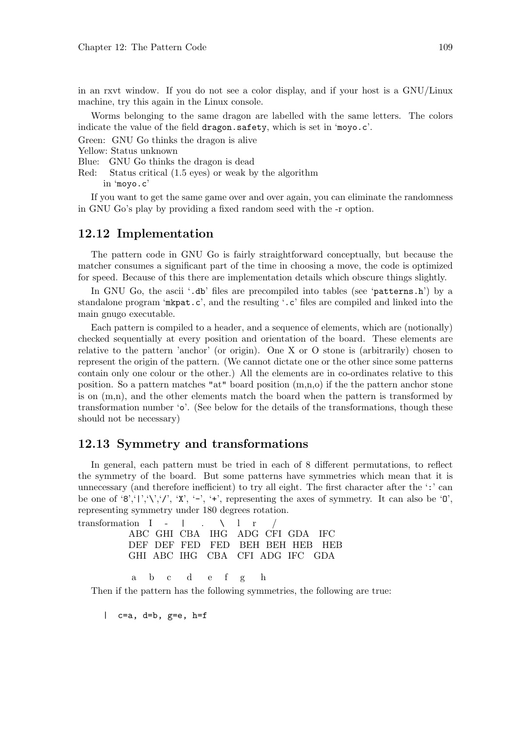in an rxvt window. If you do not see a color display, and if your host is a GNU/Linux machine, try this again in the Linux console.

Worms belonging to the same dragon are labelled with the same letters. The colors indicate the value of the field `dragon.safety`, which is set in '`moyo.c`'.

Green: GNU Go thinks the dragon is alive
Yellow: Status unknown
Blue: GNU Go thinks the dragon is dead
Red: Status critical (1.5 eyes) or weak by the algorithm
in '`moyo.c`'

If you want to get the same game over and over again, you can eliminate the randomness in GNU Go's play by providing a fixed random seed with the -r option.

## 12.12 Implementation

The pattern code in GNU Go is fairly straightforward conceptually, but because the matcher consumes a significant part of the time in choosing a move, the code is optimized for speed. Because of this there are implementation details which obscure things slightly.

In GNU Go, the ascii '`.db`' files are precompiled into tables (see '`patterns.h`') by a standalone program '`mkpat.c`', and the resulting '`.c`' files are compiled and linked into the main gnugo executable.

Each pattern is compiled to a header, and a sequence of elements, which are (notionally) checked sequentially at every position and orientation of the board. These elements are relative to the pattern 'anchor' (or origin). One X or O stone is (arbitrarily) chosen to represent the origin of the pattern. (We cannot dictate one or the other since some patterns contain only one colour or the other.) All the elements are in co-ordinates relative to this position. So a pattern matches "at" board position (m,n,o) if the the pattern anchor stone is on (m,n), and the other elements match the board when the pattern is transformed by transformation number '`o`'. (See below for the details of the transformations, though these should not be necessary)

## 12.13 Symmetry and transformations

In general, each pattern must be tried in each of 8 different permutations, to reflect the symmetry of the board. But some patterns have symmetries which mean that it is unnecessary (and therefore inefficient) to try all eight. The first character after the '`:`' can be one of '`8`','`|`','`\`','`/`', '`X`', '`-`', '`+`', representing the axes of symmetry. It can also be '`O`', representing symmetry under 180 degrees rotation.

```
transformation   I    -    |    .    \    l    r    /
                ABC  GHI  CBA  IHG  ADG  CFI  GDA  IFC
                DEF  DEF  FED  FED  BEH  BEH  HEB  HEB
                GHI  ABC  IHG  CBA  CFI  ADG  IFC  GDA

                 a    b    c    d    e    f    g    h
```

Then if the pattern has the following symmetries, the following are true:

```
|  c=a, d=b, g=e, h=f
```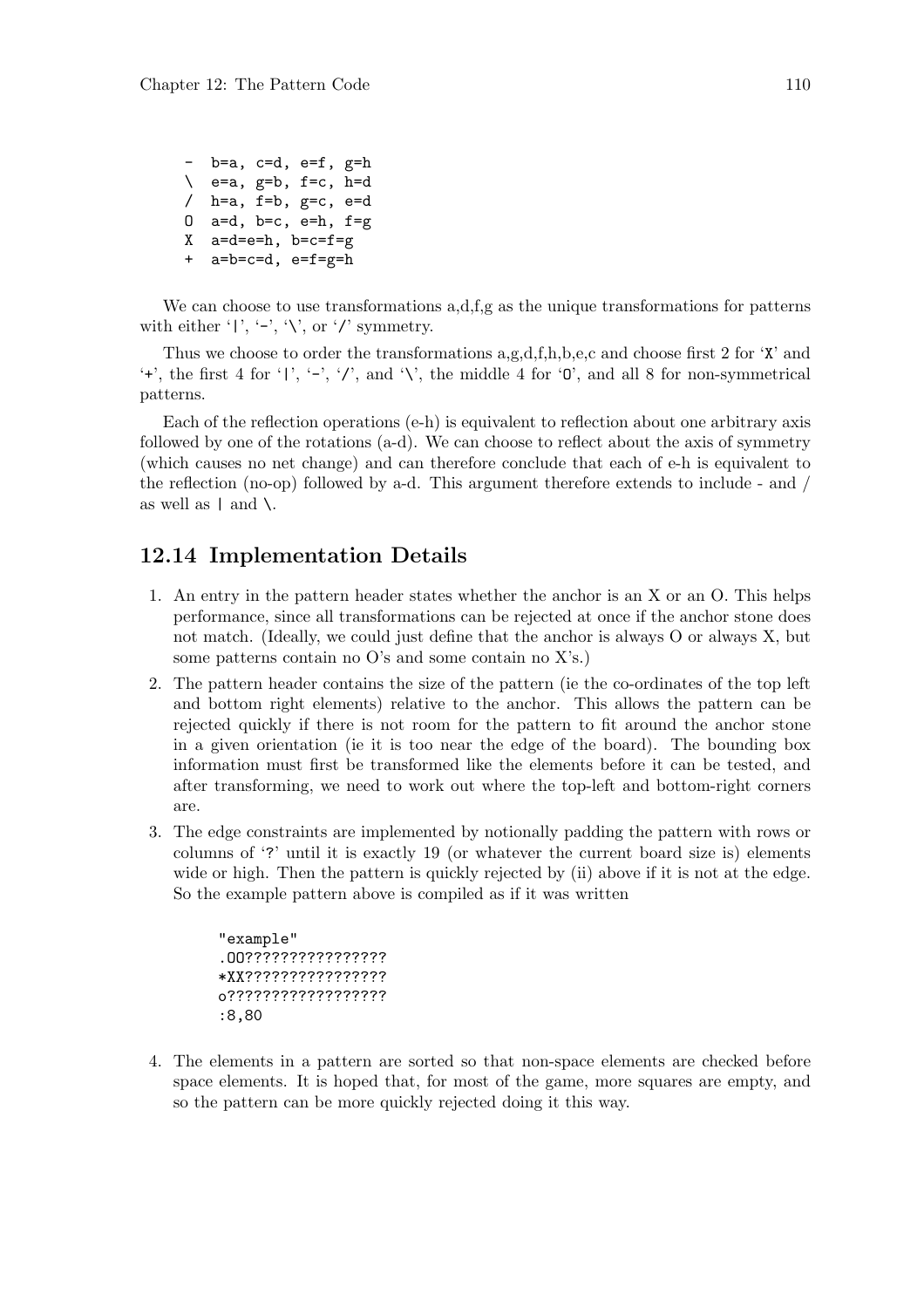```
-  b=a, c=d, e=f, g=h
\  e=a, g=b, f=c, h=d
/  h=a, f=b, g=c, e=d
O  a=d, b=c, e=h, f=g
X  a=d=e=h, b=c=f=g
+  a=b=c=d, e=f=g=h
```

We can choose to use transformations a,d,f,g as the unique transformations for patterns with either '|', '-', '\', or '/' symmetry.

Thus we choose to order the transformations a,g,d,f,h,b,e,c and choose first 2 for 'X' and '+', the first 4 for '|', '-', '/', and '\', the middle 4 for 'O', and all 8 for non-symmetrical patterns.

Each of the reflection operations (e-h) is equivalent to reflection about one arbitrary axis followed by one of the rotations (a-d). We can choose to reflect about the axis of symmetry (which causes no net change) and can therefore conclude that each of e-h is equivalent to the reflection (no-op) followed by a-d. This argument therefore extends to include - and / as well as | and \.

## 12.14 Implementation Details

1. An entry in the pattern header states whether the anchor is an X or an O. This helps performance, since all transformations can be rejected at once if the anchor stone does not match. (Ideally, we could just define that the anchor is always O or always X, but some patterns contain no O's and some contain no X's.)
2. The pattern header contains the size of the pattern (ie the co-ordinates of the top left and bottom right elements) relative to the anchor. This allows the pattern can be rejected quickly if there is not room for the pattern to fit around the anchor stone in a given orientation (ie it is too near the edge of the board). The bounding box information must first be transformed like the elements before it can be tested, and after transforming, we need to work out where the top-left and bottom-right corners are.
3. The edge constraints are implemented by notionally padding the pattern with rows or columns of '?' until it is exactly 19 (or whatever the current board size is) elements wide or high. Then the pattern is quickly rejected by (ii) above if it is not at the edge. So the example pattern above is compiled as if it was written

   ```
   "example"
   .OO????????????????
   *XX????????????????
   o??????????????????
   :8,80
   ```

4. The elements in a pattern are sorted so that non-space elements are checked before space elements. It is hoped that, for most of the game, more squares are empty, and so the pattern can be more quickly rejected doing it this way.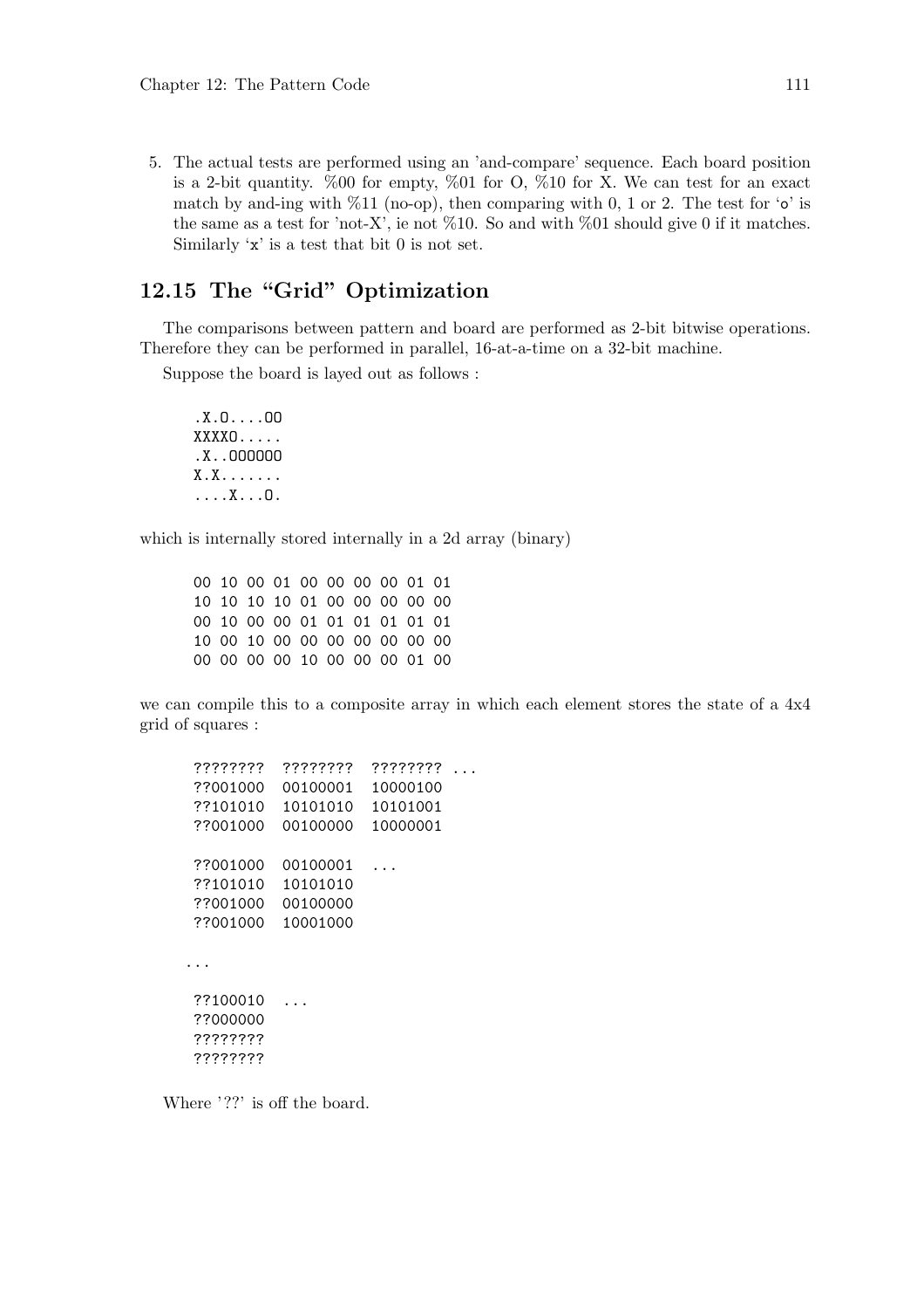5. The actual tests are performed using an 'and-compare' sequence. Each board position is a 2-bit quantity. %00 for empty, %01 for O, %10 for X. We can test for an exact match by and-ing with %11 (no-op), then comparing with 0, 1 or 2. The test for 'o' is the same as a test for 'not-X', ie not %10. So and with %01 should give 0 if it matches. Similarly 'x' is a test that bit 0 is not set.

## 12.15 The "Grid" Optimization

The comparisons between pattern and board are performed as 2-bit bitwise operations. Therefore they can be performed in parallel, 16-at-a-time on a 32-bit machine.

Suppose the board is layed out as follows :

```
.X.O....OO
XXXXO.....
.X..OOOOOO
X.X.......
....X...O.
```

which is internally stored internally in a 2d array (binary)

```
00 10 00 01 00 00 00 00 01 01
10 10 10 10 01 00 00 00 00 00
00 10 00 00 01 01 01 01 01 01
10 00 10 00 00 00 00 00 00 00
00 00 00 00 10 00 00 00 01 00
```

we can compile this to a composite array in which each element stores the state of a 4x4 grid of squares :

```
????????  ????????  ???????? ...
??001000  00100001  10000100
??101010  10101010  10101001
??001000  00100000  10000001

??001000  00100001  ...
??101010  10101010
??001000  00100000
??001000  10001000

...

??100010  ...
??000000
????????
????????
```

Where '??' is off the board.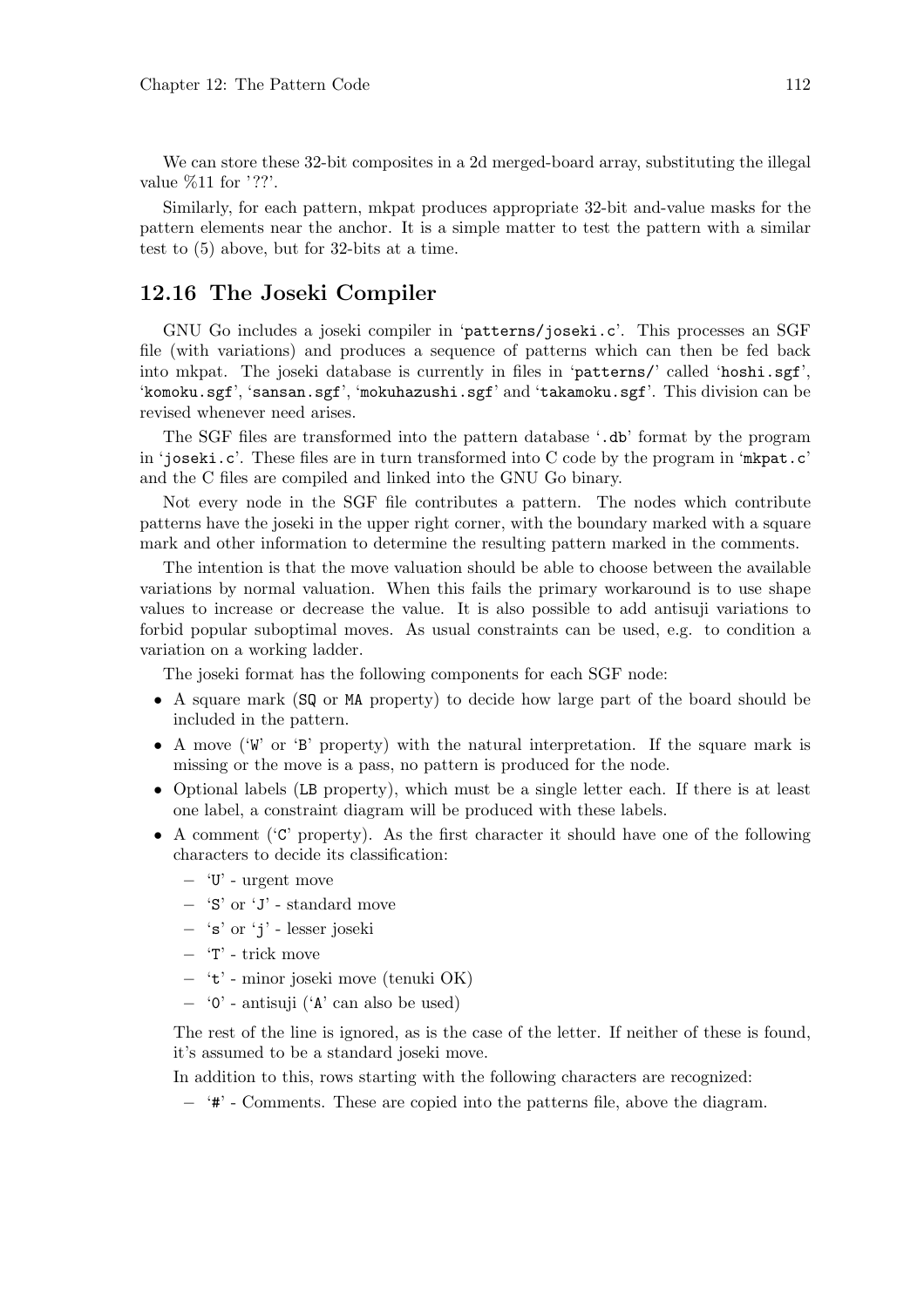We can store these 32-bit composites in a 2d merged-board array, substituting the illegal value %11 for '??'.

Similarly, for each pattern, mkpat produces appropriate 32-bit and-value masks for the pattern elements near the anchor. It is a simple matter to test the pattern with a similar test to (5) above, but for 32-bits at a time.

## 12.16 The Joseki Compiler

GNU Go includes a joseki compiler in 'patterns/joseki.c'. This processes an SGF file (with variations) and produces a sequence of patterns which can then be fed back into mkpat. The joseki database is currently in files in 'patterns/' called 'hoshi.sgf', 'komoku.sgf', 'sansan.sgf', 'mokuhazushi.sgf' and 'takamoku.sgf'. This division can be revised whenever need arises.

The SGF files are transformed into the pattern database '.db' format by the program in 'joseki.c'. These files are in turn transformed into C code by the program in 'mkpat.c' and the C files are compiled and linked into the GNU Go binary.

Not every node in the SGF file contributes a pattern. The nodes which contribute patterns have the joseki in the upper right corner, with the boundary marked with a square mark and other information to determine the resulting pattern marked in the comments.

The intention is that the move valuation should be able to choose between the available variations by normal valuation. When this fails the primary workaround is to use shape values to increase or decrease the value. It is also possible to add antisuji variations to forbid popular suboptimal moves. As usual constraints can be used, e.g. to condition a variation on a working ladder.

The joseki format has the following components for each SGF node:

- A square mark (SQ or MA property) to decide how large part of the board should be included in the pattern.
- A move ('W' or 'B' property) with the natural interpretation. If the square mark is missing or the move is a pass, no pattern is produced for the node.
- Optional labels (LB property), which must be a single letter each. If there is at least one label, a constraint diagram will be produced with these labels.
- A comment ('C' property). As the first character it should have one of the following characters to decide its classification:
  - 'U' - urgent move
  - 'S' or 'J' - standard move
  - 's' or 'j' - lesser joseki
  - 'T' - trick move
  - 't' - minor joseki move (tenuki OK)
  - '0' - antisuji ('A' can also be used)

  The rest of the line is ignored, as is the case of the letter. If neither of these is found, it's assumed to be a standard joseki move.

  In addition to this, rows starting with the following characters are recognized:

  - '#' - Comments. These are copied into the patterns file, above the diagram.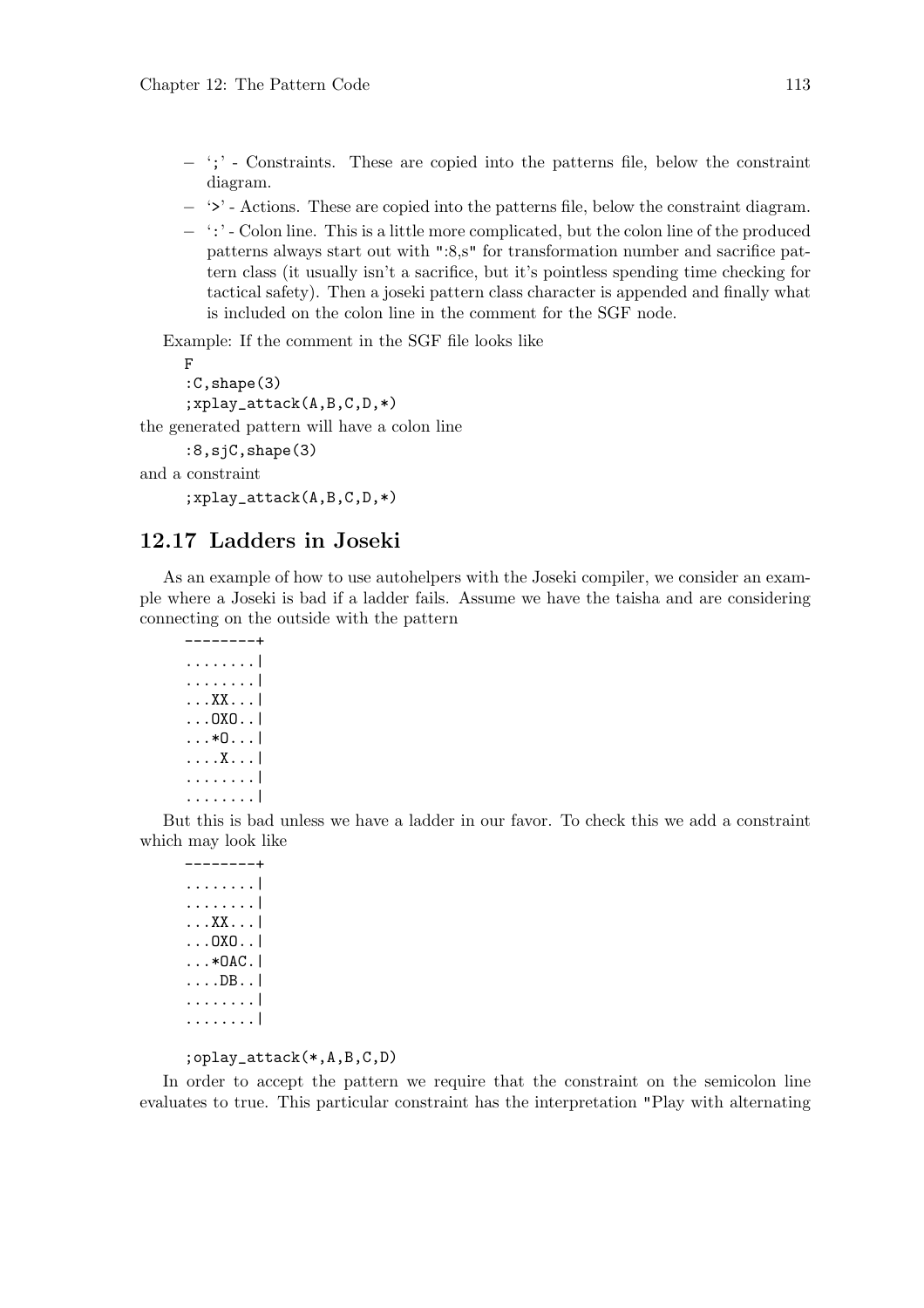- ';' - Constraints. These are copied into the patterns file, below the constraint diagram.
- '>' - Actions. These are copied into the patterns file, below the constraint diagram.
- ':' - Colon line. This is a little more complicated, but the colon line of the produced patterns always start out with ":8,s" for transformation number and sacrifice pattern class (it usually isn't a sacrifice, but it's pointless spending time checking for tactical safety). Then a joseki pattern class character is appended and finally what is included on the colon line in the comment for the SGF node.

Example: If the comment in the SGF file looks like

```
F
:C,shape(3)
;xplay_attack(A,B,C,D,*)
```

the generated pattern will have a colon line

```
:8,sjC,shape(3)
```

and a constraint

```
;xplay_attack(A,B,C,D,*)
```

## 12.17 Ladders in Joseki

As an example of how to use autohelpers with the Joseki compiler, we consider an example where a Joseki is bad if a ladder fails. Assume we have the taisha and are considering connecting on the outside with the pattern

```
--------+
........|
........|
...XX...|
...OXO..|
...*O...|
....X...|
........|
........|
```

But this is bad unless we have a ladder in our favor. To check this we add a constraint which may look like

```
--------+
........|
........|
...XX...|
...OXO..|
...*OAC.|
....DB..|
........|
........|

;oplay_attack(*,A,B,C,D)
```

In order to accept the pattern we require that the constraint on the semicolon line evaluates to true. This particular constraint has the interpretation "Play with alternating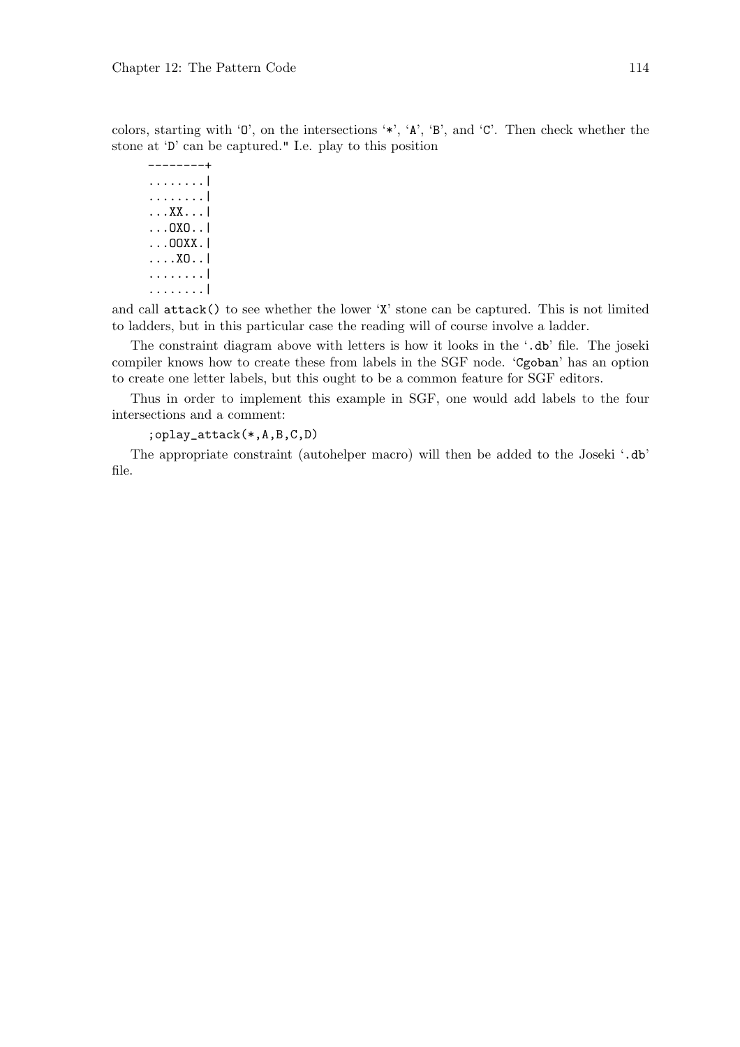colors, starting with 'O', on the intersections '*', 'A', 'B', and 'C'. Then check whether the stone at 'D' can be captured." I.e. play to this position

```
--------+
........|
........|
...XX...|
...OXO..|
...OOXX.|
....XO..|
........|
........|
```

and call `attack()` to see whether the lower 'X' stone can be captured. This is not limited to ladders, but in this particular case the reading will of course involve a ladder.

The constraint diagram above with letters is how it looks in the '.db' file. The joseki compiler knows how to create these from labels in the SGF node. 'Cgoban' has an option to create one letter labels, but this ought to be a common feature for SGF editors.

Thus in order to implement this example in SGF, one would add labels to the four intersections and a comment:

```
;oplay_attack(*,A,B,C,D)
```

The appropriate constraint (autohelper macro) will then be added to the Joseki '.db' file.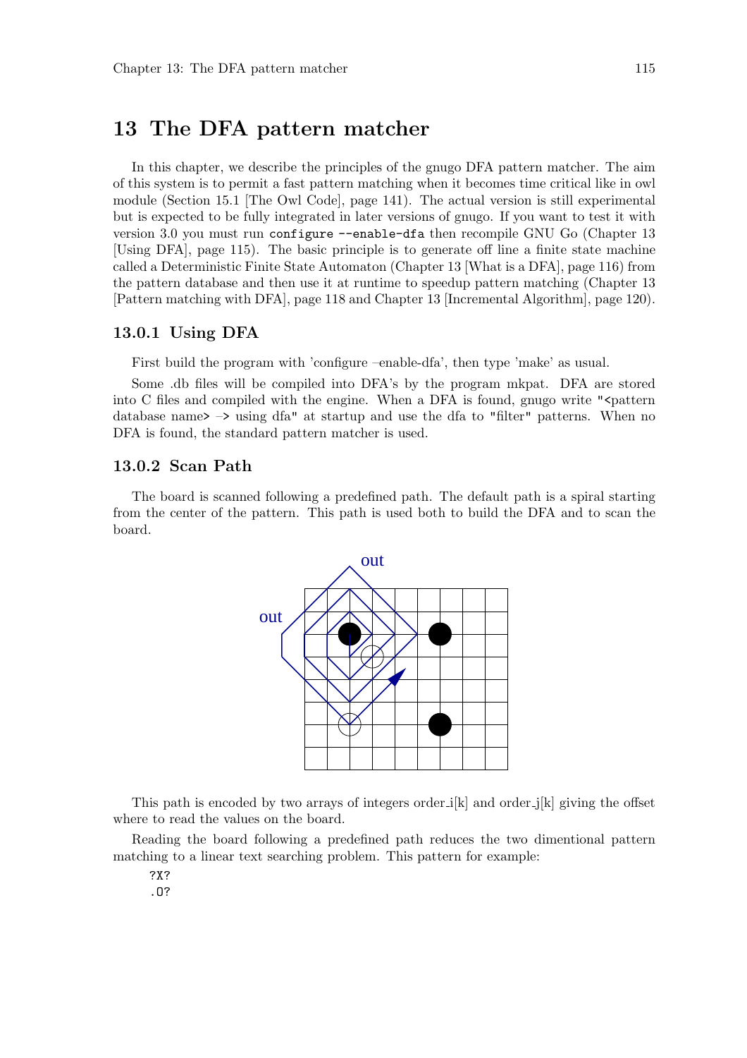# 13 The DFA pattern matcher

In this chapter, we describe the principles of the gnugo DFA pattern matcher. The aim of this system is to permit a fast pattern matching when it becomes time critical like in owl module (Section 15.1 [The Owl Code], page 141). The actual version is still experimental but is expected to be fully integrated in later versions of gnugo. If you want to test it with version 3.0 you must run `configure --enable-dfa` then recompile GNU Go (Chapter 13 [Using DFA], page 115). The basic principle is to generate off line a finite state machine called a Deterministic Finite State Automaton (Chapter 13 [What is a DFA], page 116) from the pattern database and then use it at runtime to speedup pattern matching (Chapter 13 [Pattern matching with DFA], page 118 and Chapter 13 [Incremental Algorithm], page 120).

## 13.0.1 Using DFA

First build the program with 'configure –enable-dfa', then type 'make' as usual.

Some .db files will be compiled into DFA's by the program mkpat. DFA are stored into C files and compiled with the engine. When a DFA is found, gnugo write "<pattern database name> –> using dfa" at startup and use the dfa to "filter" patterns. When no DFA is found, the standard pattern matcher is used.

## 13.0.2 Scan Path

The board is scanned following a predefined path. The default path is a spiral starting from the center of the pattern. This path is used both to build the DFA and to scan the board.

This path is encoded by two arrays of integers order_i[k] and order_j[k] giving the offset where to read the values on the board.

Reading the board following a predefined path reduces the two dimentional pattern matching to a linear text searching problem. This pattern for example:

```
?X?
.O?
```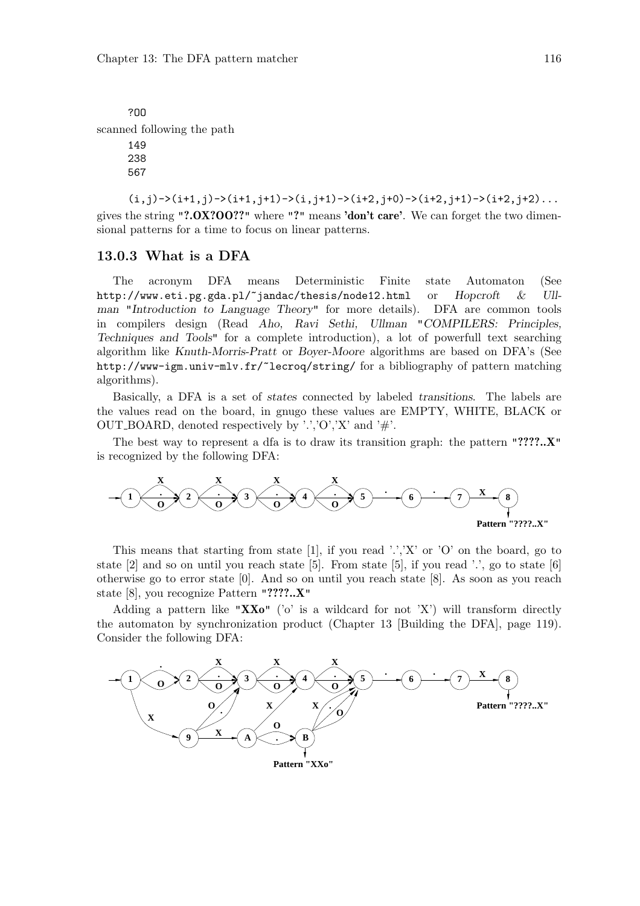```
?OO
```

scanned following the path

```
149
238
567
```

```
(i,j)->(i+1,j)->(i+1,j+1)->(i,j+1)->(i+2,j+0)->(i+2,j+1)->(i+2,j+2)...
```

gives the string "**?.OX?OO??**" where "**?**" means **'don't care'**. We can forget the two dimensional patterns for a time to focus on linear patterns.

### 13.0.3 What is a DFA

The acronym DFA means Deterministic Finite state Automaton (See `http://www.eti.pg.gda.pl/~jandac/thesis/node12.html` or *Hopcroft & Ullman "Introduction to Language Theory"* for more details). DFA are common tools in compilers design (Read *Aho, Ravi Sethi, Ullman "COMPILERS: Principles, Techniques and Tools"* for a complete introduction), a lot of powerfull text searching algorithm like *Knuth-Morris-Pratt* or *Boyer-Moore* algorithms are based on DFA's (See `http://www-igm.univ-mlv.fr/~lecroq/string/` for a bibliography of pattern matching algorithms).

Basically, a DFA is a set of *states* connected by labeled *transitions*. The labels are the values read on the board, in gnugo these values are EMPTY, WHITE, BLACK or OUT_BOARD, denoted respectively by '.','O','X' and '#'.

The best way to represent a dfa is to draw its transition graph: the pattern "**????..X**" is recognized by the following DFA:

This means that starting from state [1], if you read '.','X' or 'O' on the board, go to state [2] and so on until you reach state [5]. From state [5], if you read '.', go to state [6] otherwise go to error state [0]. And so on until you reach state [8]. As soon as you reach state [8], you recognize Pattern "**????..X**"

Adding a pattern like "**XXo**" ('o' is a wildcard for not 'X') will transform directly the automaton by synchronization product (Chapter 13 [Building the DFA], page 119). Consider the following DFA: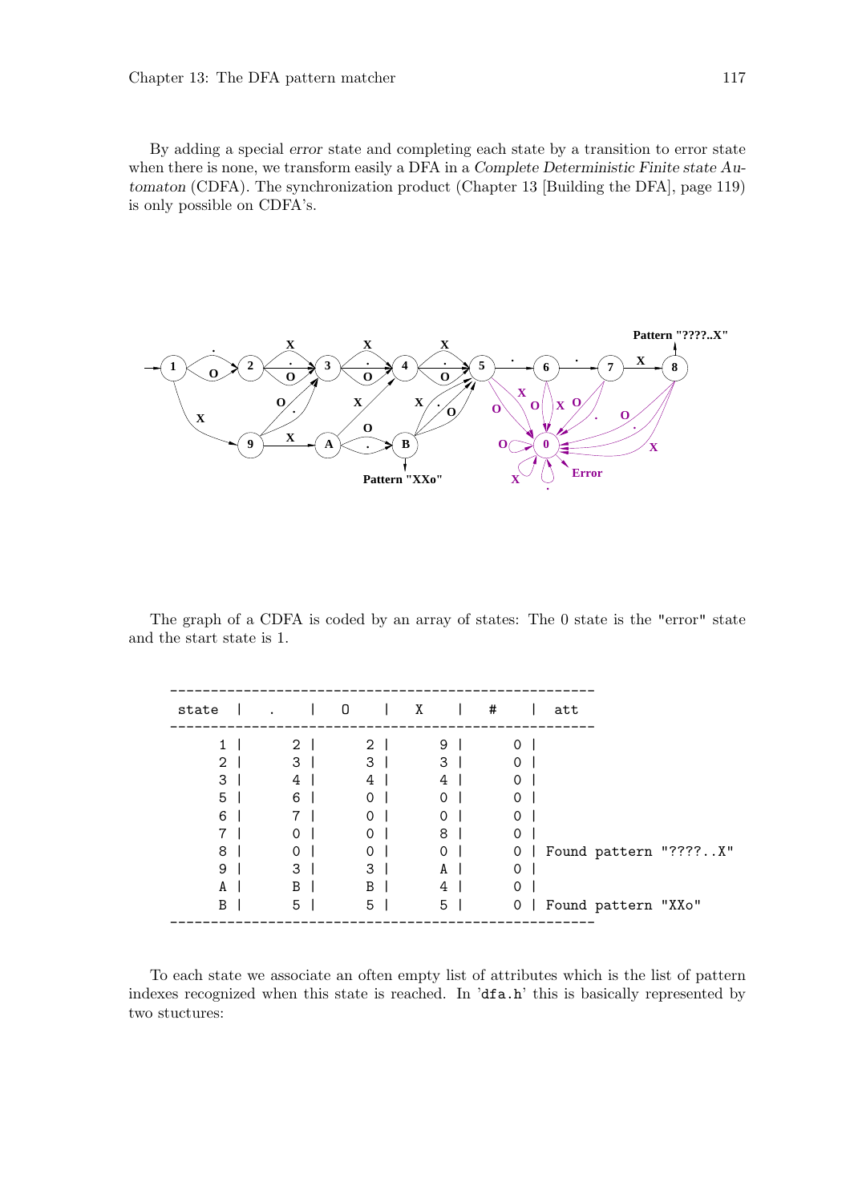By adding a special *error* state and completing each state by a transition to error state when there is none, we transform easily a DFA in a *Complete Deterministic Finite state Automaton* (CDFA). The synchronization product (Chapter 13 [Building the DFA], page 119) is only possible on CDFA's.

The graph of a CDFA is coded by an array of states: The 0 state is the "error" state and the start state is 1.

```
----------------------------------------------------
 state  |   .    |  O    |  X    |  #    |  att
----------------------------------------------------
      1 |      2 |     2 |     9 |     0 |
      2 |      3 |     3 |     3 |     0 |
      3 |      4 |     4 |     4 |     0 |
      5 |      6 |     0 |     0 |     0 |
      6 |      7 |     0 |     0 |     0 |
      7 |      0 |     0 |     8 |     0 |
      8 |      0 |     0 |     0 |     0 | Found pattern "????..X"
      9 |      3 |     3 |     A |     0 |
      A |      B |     B |     4 |     0 |
      B |      5 |     5 |     5 |     0 | Found pattern "XXo"
----------------------------------------------------
```

To each state we associate an often empty list of attributes which is the list of pattern indexes recognized when this state is reached. In 'dfa.h' this is basically represented by two stuctures: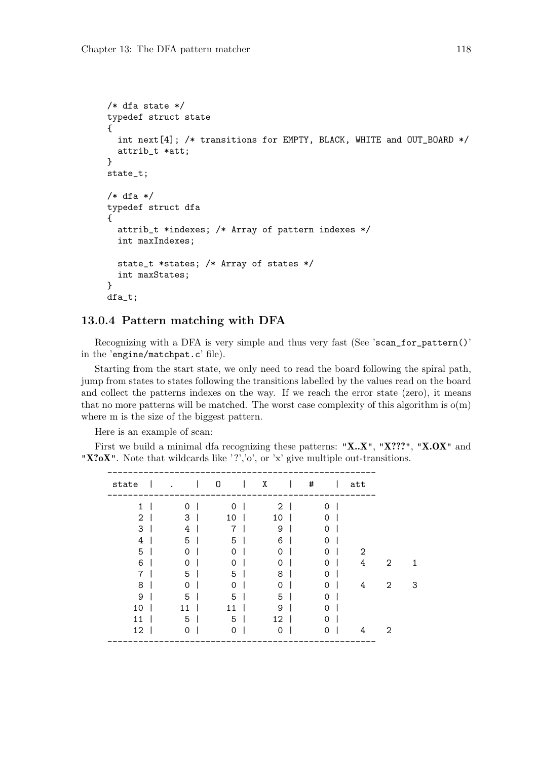```
/* dfa state */
typedef struct state
{
  int next[4]; /* transitions for EMPTY, BLACK, WHITE and OUT_BOARD */
  attrib_t *att;
}
state_t;

/* dfa */
typedef struct dfa
{
  attrib_t *indexes; /* Array of pattern indexes */
  int maxIndexes;

  state_t *states; /* Array of states */
  int maxStates;
}
dfa_t;
```

### 13.0.4 Pattern matching with DFA

Recognizing with a DFA is very simple and thus very fast (See 'scan_for_pattern()' in the 'engine/matchpat.c' file).

Starting from the start state, we only need to read the board following the spiral path, jump from states to states following the transitions labelled by the values read on the board and collect the patterns indexes on the way. If we reach the error state (zero), it means that no more patterns will be matched. The worst case complexity of this algorithm is o(m) where m is the size of the biggest pattern.

Here is an example of scan:

First we build a minimal dfa recognizing these patterns: "X..X", "X???", "X.OX" and "X?oX". Note that wildcards like '?','o', or 'x' give multiple out-transitions.

```
----------------------------------------------------
 state  |   .    |   O    |   X    |   #    |  att
----------------------------------------------------
     1  |      0 |      0 |      2 |      0 |
     2  |      3 |     10 |     10 |      0 |
     3  |      4 |      7 |      9 |      0 |
     4  |      5 |      5 |      6 |      0 |
     5  |      0 |      0 |      0 |      0 |    2
     6  |      0 |      0 |      0 |      0 |    4    2    1
     7  |      5 |      5 |      8 |      0 |
     8  |      0 |      0 |      0 |      0 |    4    2    3
     9  |      5 |      5 |      5 |      0 |
    10  |     11 |     11 |      9 |      0 |
    11  |      5 |      5 |     12 |      0 |
    12  |      0 |      0 |      0 |      0 |    4    2
----------------------------------------------------
```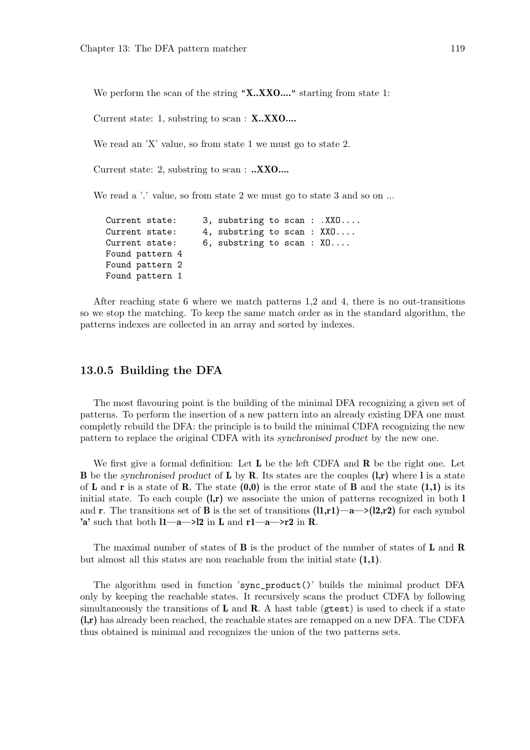We perform the scan of the string **"X..XXO...."** starting from state 1:

Current state: 1, substring to scan : **X..XXO....**

We read an 'X' value, so from state 1 we must go to state 2.

Current state: 2, substring to scan : **..XXO....**

We read a '.' value, so from state 2 we must go to state 3 and so on ...

```
Current state:     3, substring to scan : .XXO....
Current state:     4, substring to scan : XXO....
Current state:     6, substring to scan : XO....
Found pattern 4
Found pattern 2
Found pattern 1
```

After reaching state 6 where we match patterns 1,2 and 4, there is no out-transitions so we stop the matching. To keep the same match order as in the standard algorithm, the patterns indexes are collected in an array and sorted by indexes.

### 13.0.5 Building the DFA

The most flavouring point is the building of the minimal DFA recognizing a given set of patterns. To perform the insertion of a new pattern into an already existing DFA one must completly rebuild the DFA: the principle is to build the minimal CDFA recognizing the new pattern to replace the original CDFA with its *synchronised product* by the new one.

We first give a formal definition: Let **L** be the left CDFA and **R** be the right one. Let **B** be the *synchronised product* of **L** by **R**. Its states are the couples **(l,r)** where **l** is a state of **L** and **r** is a state of **R**. The state **(0,0)** is the error state of **B** and the state **(1,1)** is its initial state. To each couple **(l,r)** we associate the union of patterns recognized in both **l** and **r**. The transitions set of **B** is the set of transitions **(l1,r1)—a—>(l2,r2)** for each symbol **'a'** such that both **l1—a—>l2** in **L** and **r1—a—>r2** in **R**.

The maximal number of states of **B** is the product of the number of states of **L** and **R** but almost all this states are non reachable from the initial state **(1,1)**.

The algorithm used in function '`sync_product()`' builds the minimal product DFA only by keeping the reachable states. It recursively scans the product CDFA by following simultaneously the transitions of **L** and **R**. A hast table (`gtest`) is used to check if a state **(l,r)** has already been reached, the reachable states are remapped on a new DFA. The CDFA thus obtained is minimal and recognizes the union of the two patterns sets.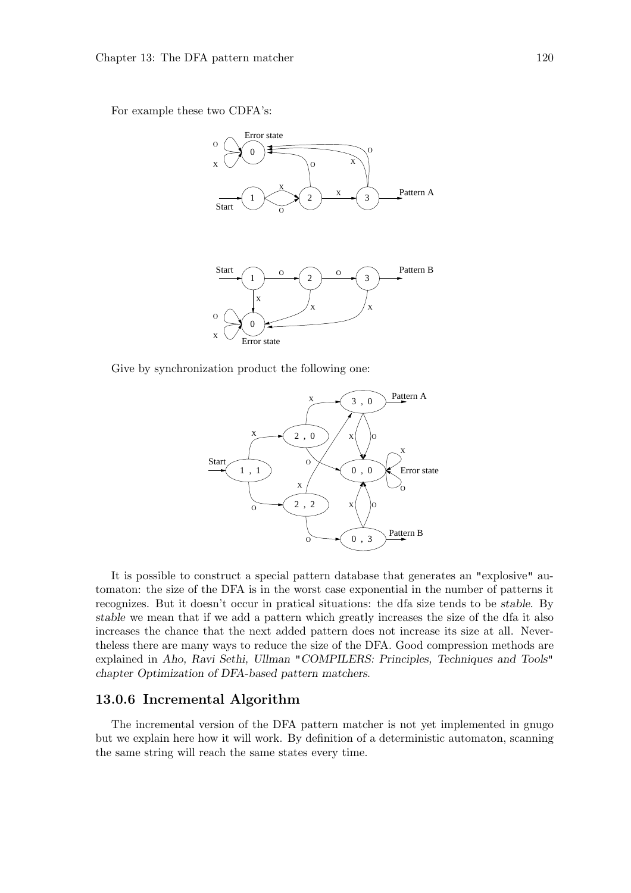For example these two CDFA's:

Give by synchronization product the following one:

It is possible to construct a special pattern database that generates an "explosive" automaton: the size of the DFA is in the worst case exponential in the number of patterns it recognizes. But it doesn't occur in pratical situations: the dfa size tends to be *stable*. By *stable* we mean that if we add a pattern which greatly increases the size of the dfa it also increases the chance that the next added pattern does not increase its size at all. Nevertheless there are many ways to reduce the size of the DFA. Good compression methods are explained in *Aho, Ravi Sethi, Ullman "COMPILERS: Principles, Techniques and Tools" chapter Optimization of DFA-based pattern matchers*.

### 13.0.6 Incremental Algorithm

The incremental version of the DFA pattern matcher is not yet implemented in gnugo but we explain here how it will work. By definition of a deterministic automaton, scanning the same string will reach the same states every time.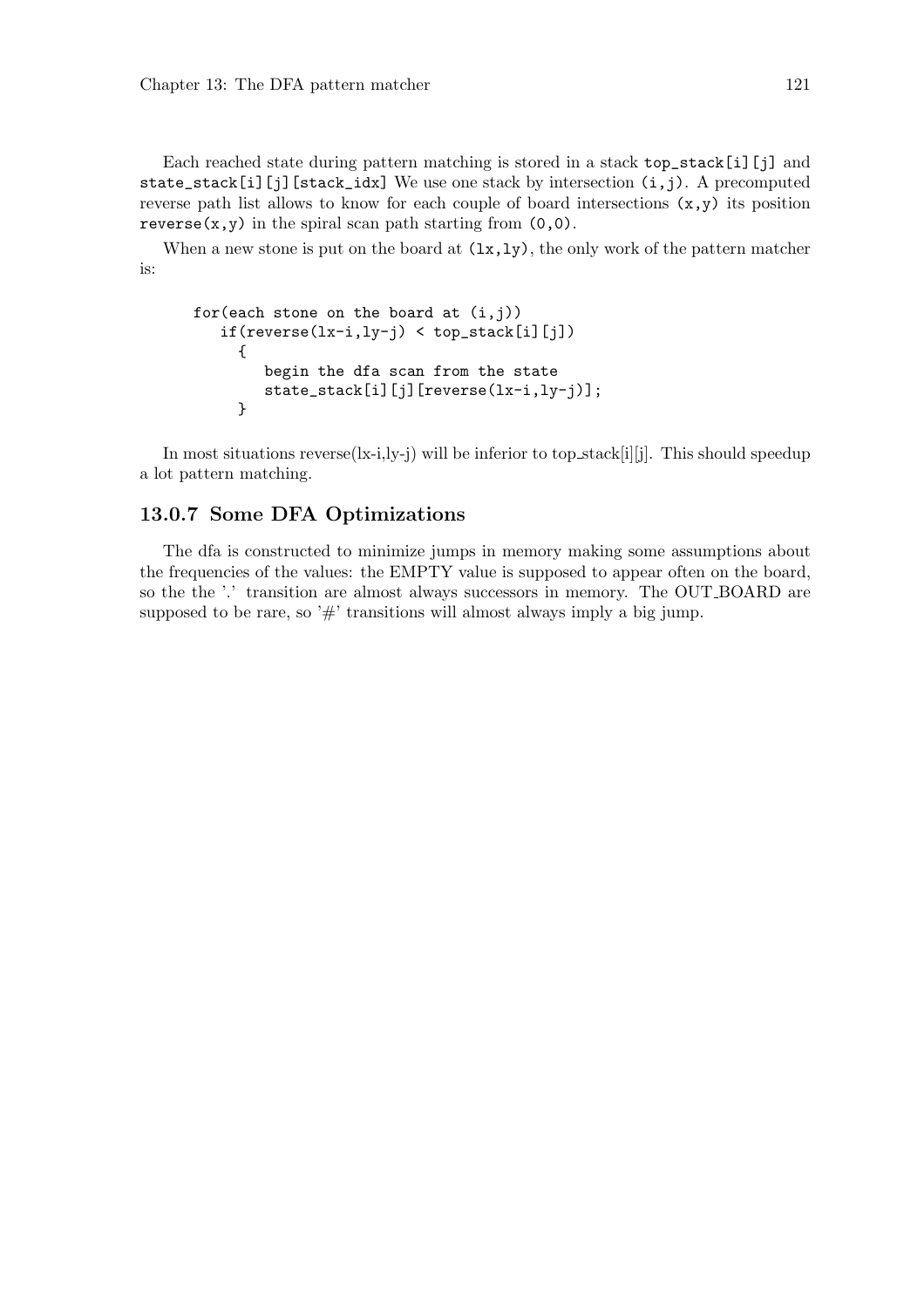Each reached state during pattern matching is stored in a stack `top_stack[i][j]` and `state_stack[i][j][stack_idx]` We use one stack by intersection `(i,j)`. A precomputed reverse path list allows to know for each couple of board intersections `(x,y)` its position `reverse(x,y)` in the spiral scan path starting from `(0,0)`.

When a new stone is put on the board at `(lx,ly)`, the only work of the pattern matcher is:

```
for(each stone on the board at (i,j))
   if(reverse(lx-i,ly-j) < top_stack[i][j])
     {
        begin the dfa scan from the state
        state_stack[i][j][reverse(lx-i,ly-j)];
     }
```

In most situations reverse(lx-i,ly-j) will be inferior to top_stack[i][j]. This should speedup a lot pattern matching.

### 13.0.7 Some DFA Optimizations

The dfa is constructed to minimize jumps in memory making some assumptions about the frequencies of the values: the EMPTY value is supposed to appear often on the board, so the the '.' transition are almost always successors in memory. The OUT_BOARD are supposed to be rare, so '#' transitions will almost always imply a big jump.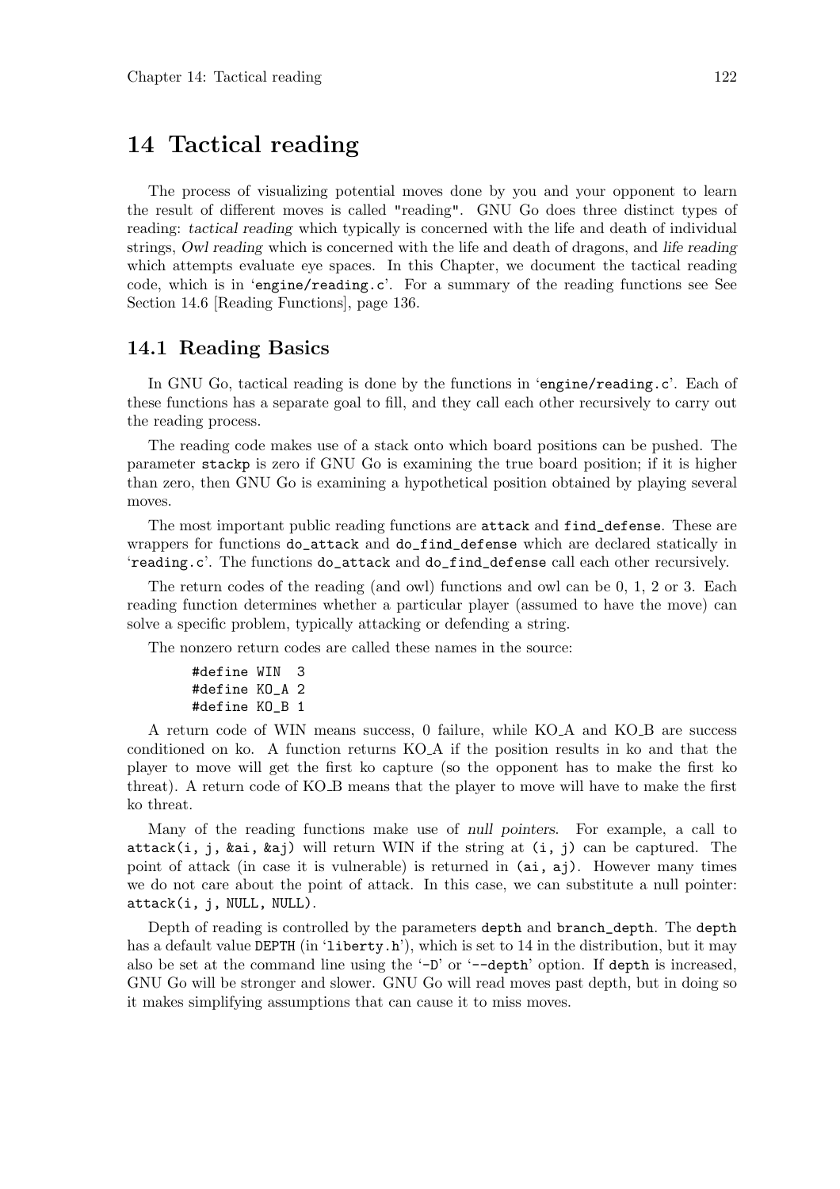# 14 Tactical reading

The process of visualizing potential moves done by you and your opponent to learn the result of different moves is called "reading". GNU Go does three distinct types of reading: *tactical reading* which typically is concerned with the life and death of individual strings, *Owl reading* which is concerned with the life and death of dragons, and *life reading* which attempts evaluate eye spaces. In this Chapter, we document the tactical reading code, which is in 'engine/reading.c'. For a summary of the reading functions see See Section 14.6 [Reading Functions], page 136.

## 14.1 Reading Basics

In GNU Go, tactical reading is done by the functions in 'engine/reading.c'. Each of these functions has a separate goal to fill, and they call each other recursively to carry out the reading process.

The reading code makes use of a stack onto which board positions can be pushed. The parameter `stackp` is zero if GNU Go is examining the true board position; if it is higher than zero, then GNU Go is examining a hypothetical position obtained by playing several moves.

The most important public reading functions are `attack` and `find_defense`. These are wrappers for functions `do_attack` and `do_find_defense` which are declared statically in 'reading.c'. The functions `do_attack` and `do_find_defense` call each other recursively.

The return codes of the reading (and owl) functions and owl can be 0, 1, 2 or 3. Each reading function determines whether a particular player (assumed to have the move) can solve a specific problem, typically attacking or defending a string.

The nonzero return codes are called these names in the source:

```
#define WIN  3
#define KO_A 2
#define KO_B 1
```

A return code of WIN means success, 0 failure, while KO_A and KO_B are success conditioned on ko. A function returns KO_A if the position results in ko and that the player to move will get the first ko capture (so the opponent has to make the first ko threat). A return code of KO_B means that the player to move will have to make the first ko threat.

Many of the reading functions make use of *null pointers*. For example, a call to `attack(i, j, &ai, &aj)` will return WIN if the string at `(i, j)` can be captured. The point of attack (in case it is vulnerable) is returned in `(ai, aj)`. However many times we do not care about the point of attack. In this case, we can substitute a null pointer: `attack(i, j, NULL, NULL)`.

Depth of reading is controlled by the parameters `depth` and `branch_depth`. The `depth` has a default value `DEPTH` (in 'liberty.h'), which is set to 14 in the distribution, but it may also be set at the command line using the '-D' or '--depth' option. If `depth` is increased, GNU Go will be stronger and slower. GNU Go will read moves past depth, but in doing so it makes simplifying assumptions that can cause it to miss moves.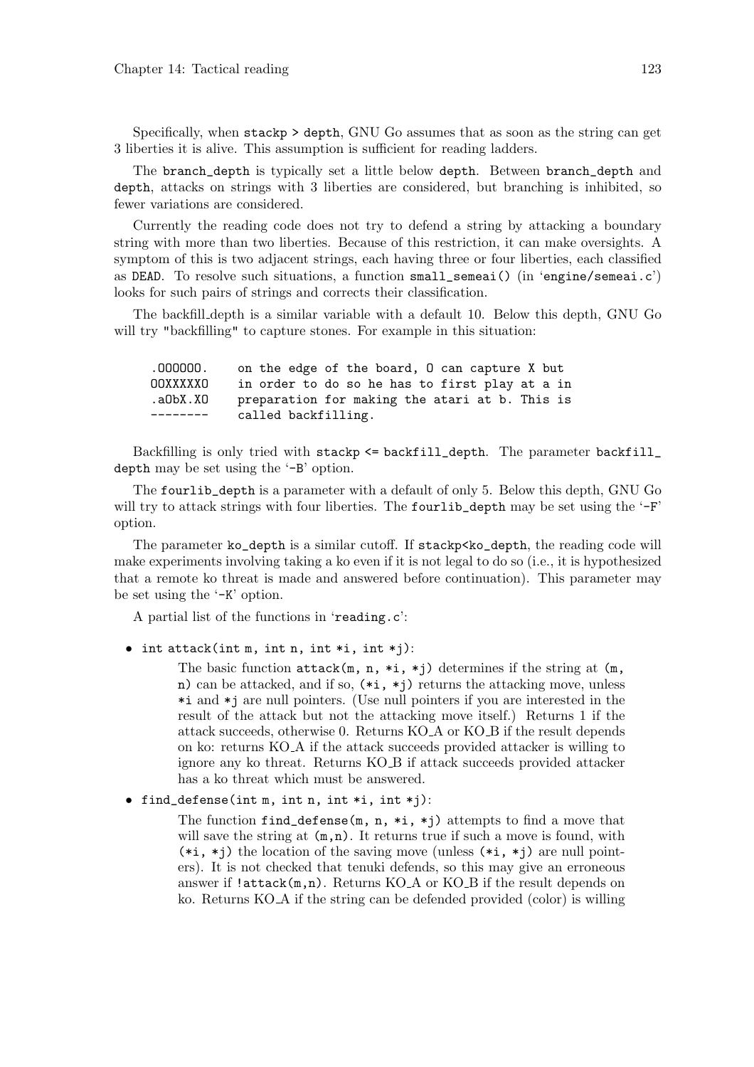Specifically, when `stackp > depth`, GNU Go assumes that as soon as the string can get 3 liberties it is alive. This assumption is sufficient for reading ladders.

The `branch_depth` is typically set a little below `depth`. Between `branch_depth` and `depth`, attacks on strings with 3 liberties are considered, but branching is inhibited, so fewer variations are considered.

Currently the reading code does not try to defend a string by attacking a boundary string with more than two liberties. Because of this restriction, it can make oversights. A symptom of this is two adjacent strings, each having three or four liberties, each classified as `DEAD`. To resolve such situations, a function `small_semeai()` (in 'engine/semeai.c') looks for such pairs of strings and corrects their classification.

The backfill_depth is a similar variable with a default 10. Below this depth, GNU Go will try "backfilling" to capture stones. For example in this situation:

```
.OOOOOO.    on the edge of the board, O can capture X but
OOXXXXXO    in order to do so he has to first play at a in
.aObX.XO    preparation for making the atari at b. This is
--------    called backfilling.
```

Backfilling is only tried with `stackp <= backfill_depth`. The parameter `backfill_depth` may be set using the '-B' option.

The `fourlib_depth` is a parameter with a default of only 5. Below this depth, GNU Go will try to attack strings with four liberties. The `fourlib_depth` may be set using the '-F' option.

The parameter `ko_depth` is a similar cutoff. If `stackp<ko_depth`, the reading code will make experiments involving taking a ko even if it is not legal to do so (i.e., it is hypothesized that a remote ko threat is made and answered before continuation). This parameter may be set using the '-K' option.

A partial list of the functions in 'reading.c':

- `int attack(int m, int n, int *i, int *j)`:

  The basic function `attack(m, n, *i, *j)` determines if the string at `(m, n)` can be attacked, and if so, `(*i, *j)` returns the attacking move, unless `*i` and `*j` are null pointers. (Use null pointers if you are interested in the result of the attack but not the attacking move itself.) Returns 1 if the attack succeeds, otherwise 0. Returns KO_A or KO_B if the result depends on ko: returns KO_A if the attack succeeds provided attacker is willing to ignore any ko threat. Returns KO_B if attack succeeds provided attacker has a ko threat which must be answered.

- `find_defense(int m, int n, int *i, int *j)`:

  The function `find_defense(m, n, *i, *j)` attempts to find a move that will save the string at `(m,n)`. It returns true if such a move is found, with `(*i, *j)` the location of the saving move (unless `(*i, *j)` are null pointers). It is not checked that tenuki defends, so this may give an erroneous answer if `!attack(m,n)`. Returns KO_A or KO_B if the result depends on ko. Returns KO_A if the string can be defended provided (color) is willing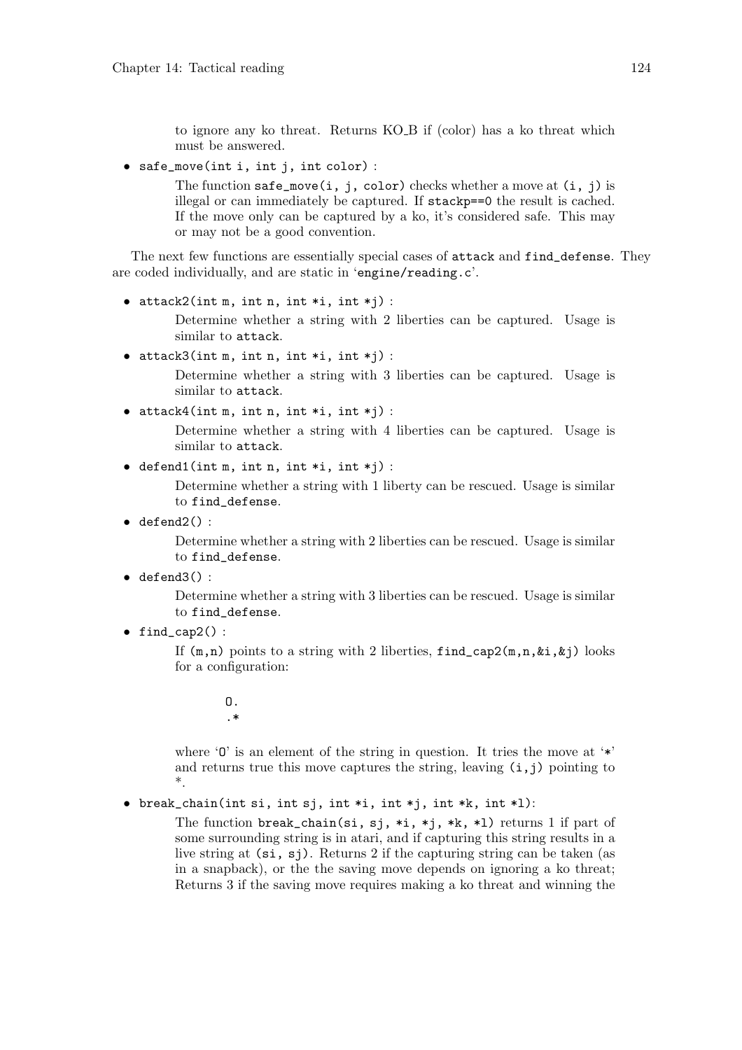to ignore any ko threat. Returns KO_B if (color) has a ko threat which must be answered.

- `safe_move(int i, int j, int color)` :

  The function `safe_move(i, j, color)` checks whether a move at `(i, j)` is illegal or can immediately be captured. If `stackp==0` the result is cached. If the move only can be captured by a ko, it's considered safe. This may or may not be a good convention.

The next few functions are essentially special cases of `attack` and `find_defense`. They are coded individually, and are static in '`engine/reading.c`'.

- `attack2(int m, int n, int *i, int *j)` :

  Determine whether a string with 2 liberties can be captured. Usage is similar to `attack`.

- `attack3(int m, int n, int *i, int *j)` :

  Determine whether a string with 3 liberties can be captured. Usage is similar to `attack`.

- `attack4(int m, int n, int *i, int *j)` :

  Determine whether a string with 4 liberties can be captured. Usage is similar to `attack`.

- `defend1(int m, int n, int *i, int *j)` :

  Determine whether a string with 1 liberty can be rescued. Usage is similar to `find_defense`.

- `defend2()` :

  Determine whether a string with 2 liberties can be rescued. Usage is similar to `find_defense`.

- `defend3()` :

  Determine whether a string with 3 liberties can be rescued. Usage is similar to `find_defense`.

- `find_cap2()` :

  If `(m,n)` points to a string with 2 liberties, `find_cap2(m,n,&i,&j)` looks for a configuration:

  ```
  O.
  .*
  ```

  where '`O`' is an element of the string in question. It tries the move at '`*`' and returns true this move captures the string, leaving `(i,j)` pointing to *.

- `break_chain(int si, int sj, int *i, int *j, int *k, int *l)`:

  The function `break_chain(si, sj, *i, *j, *k, *l)` returns 1 if part of some surrounding string is in atari, and if capturing this string results in a live string at `(si, sj)`. Returns 2 if the capturing string can be taken (as in a snapback), or the the saving move depends on ignoring a ko threat; Returns 3 if the saving move requires making a ko threat and winning the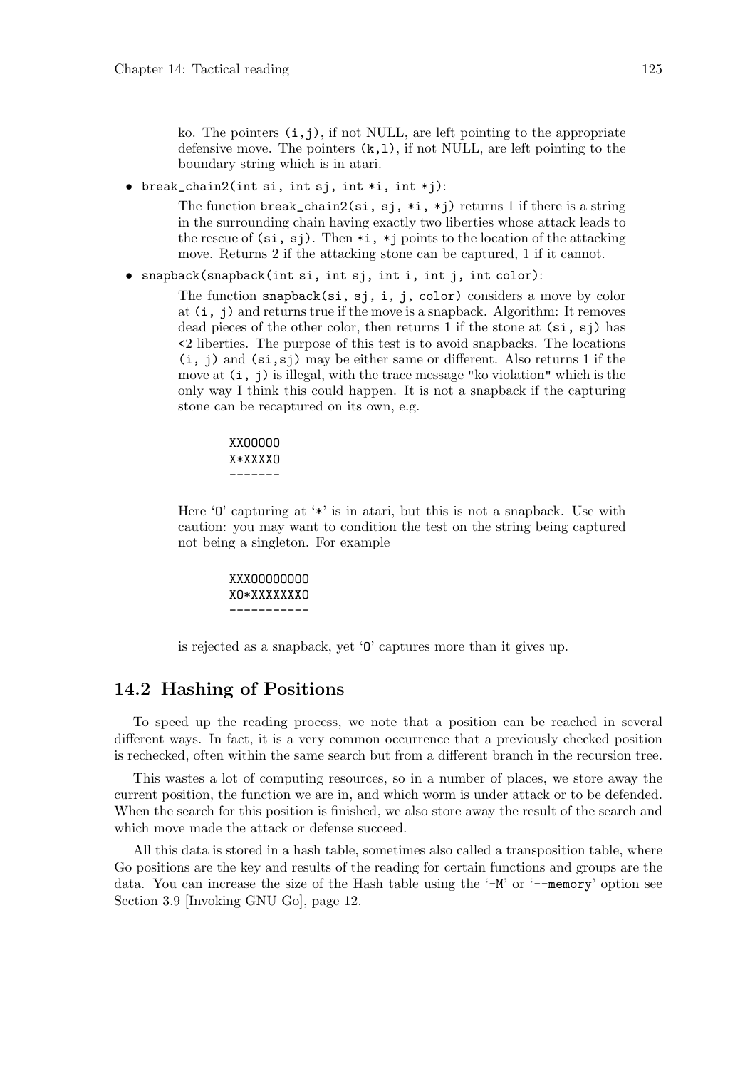ko. The pointers `(i,j)`, if not NULL, are left pointing to the appropriate defensive move. The pointers `(k,l)`, if not NULL, are left pointing to the boundary string which is in atari.

- `break_chain2(int si, int sj, int *i, int *j)`:

  The function `break_chain2(si, sj, *i, *j)` returns 1 if there is a string in the surrounding chain having exactly two liberties whose attack leads to the rescue of `(si, sj)`. Then `*i, *j` points to the location of the attacking move. Returns 2 if the attacking stone can be captured, 1 if it cannot.

- `snapback(snapback(int si, int sj, int i, int j, int color)`:

  The function `snapback(si, sj, i, j, color)` considers a move by color at `(i, j)` and returns true if the move is a snapback. Algorithm: It removes dead pieces of the other color, then returns 1 if the stone at `(si, sj)` has `<2` liberties. The purpose of this test is to avoid snapbacks. The locations `(i, j)` and `(si,sj)` may be either same or different. Also returns 1 if the move at `(i, j)` is illegal, with the trace message `"ko violation"` which is the only way I think this could happen. It is not a snapback if the capturing stone can be recaptured on its own, e.g.

  ```
  XXOOOOO
  X*XXXXO
  -------
  ```

  Here 'O' capturing at '*' is in atari, but this is not a snapback. Use with caution: you may want to condition the test on the string being captured not being a singleton. For example

  ```
  XXXOOOOOOOO
  XO*XXXXXXXO
  -----------
  ```

  is rejected as a snapback, yet 'O' captures more than it gives up.

## 14.2 Hashing of Positions

To speed up the reading process, we note that a position can be reached in several different ways. In fact, it is a very common occurrence that a previously checked position is rechecked, often within the same search but from a different branch in the recursion tree.

This wastes a lot of computing resources, so in a number of places, we store away the current position, the function we are in, and which worm is under attack or to be defended. When the search for this position is finished, we also store away the result of the search and which move made the attack or defense succeed.

All this data is stored in a hash table, sometimes also called a transposition table, where Go positions are the key and results of the reading for certain functions and groups are the data. You can increase the size of the Hash table using the '`-M`' or '`--memory`' option see Section 3.9 [Invoking GNU Go], page 12.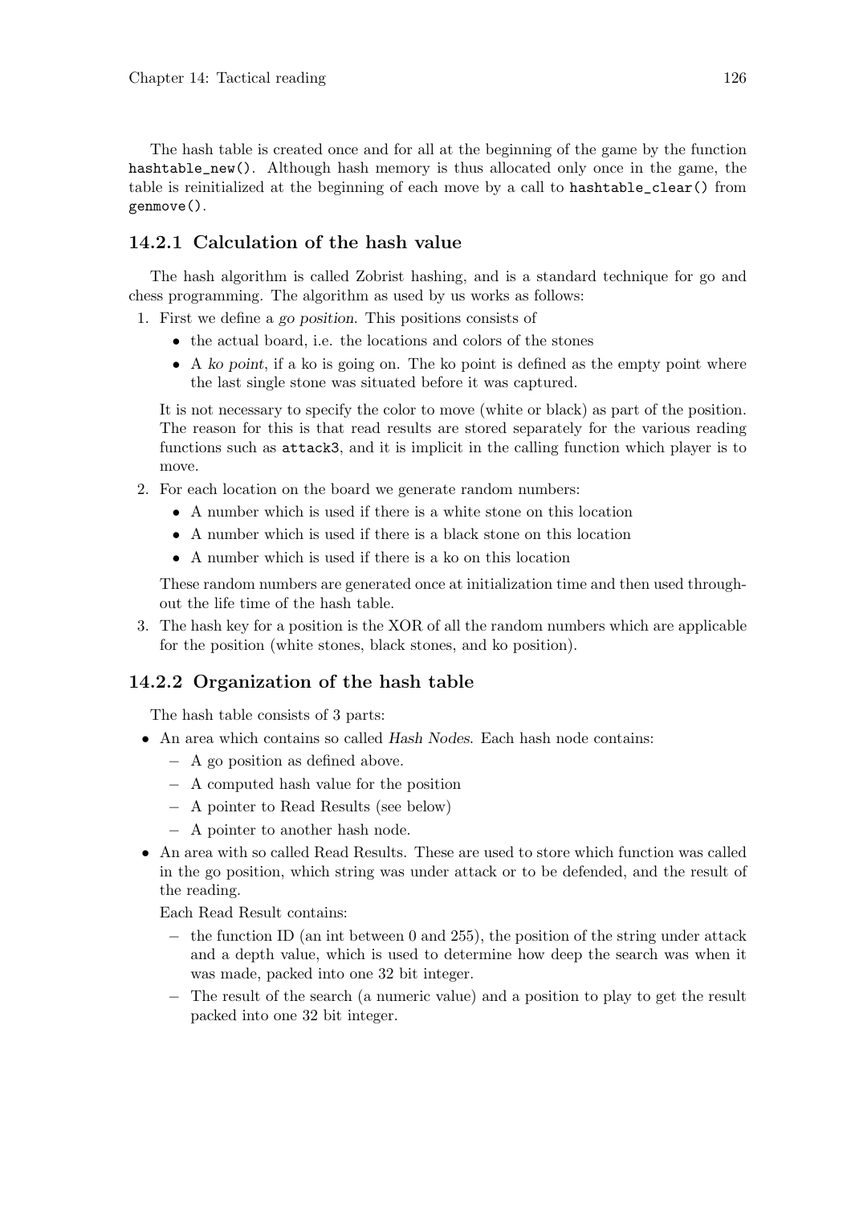The hash table is created once and for all at the beginning of the game by the function `hashtable_new()`. Although hash memory is thus allocated only once in the game, the table is reinitialized at the beginning of each move by a call to `hashtable_clear()` from `genmove()`.

### 14.2.1 Calculation of the hash value

The hash algorithm is called Zobrist hashing, and is a standard technique for go and chess programming. The algorithm as used by us works as follows:

1. First we define a *go position*. This positions consists of
   - the actual board, i.e. the locations and colors of the stones
   - A *ko point*, if a ko is going on. The ko point is defined as the empty point where the last single stone was situated before it was captured.

   It is not necessary to specify the color to move (white or black) as part of the position. The reason for this is that read results are stored separately for the various reading functions such as `attack3`, and it is implicit in the calling function which player is to move.
2. For each location on the board we generate random numbers:
   - A number which is used if there is a white stone on this location
   - A number which is used if there is a black stone on this location
   - A number which is used if there is a ko on this location

   These random numbers are generated once at initialization time and then used throughout the life time of the hash table.
3. The hash key for a position is the XOR of all the random numbers which are applicable for the position (white stones, black stones, and ko position).

### 14.2.2 Organization of the hash table

The hash table consists of 3 parts:

- An area which contains so called *Hash Nodes*. Each hash node contains:
  - A go position as defined above.
  - A computed hash value for the position
  - A pointer to Read Results (see below)
  - A pointer to another hash node.
- An area with so called Read Results. These are used to store which function was called in the go position, which string was under attack or to be defended, and the result of the reading.

  Each Read Result contains:
  - the function ID (an int between 0 and 255), the position of the string under attack and a depth value, which is used to determine how deep the search was when it was made, packed into one 32 bit integer.
  - The result of the search (a numeric value) and a position to play to get the result packed into one 32 bit integer.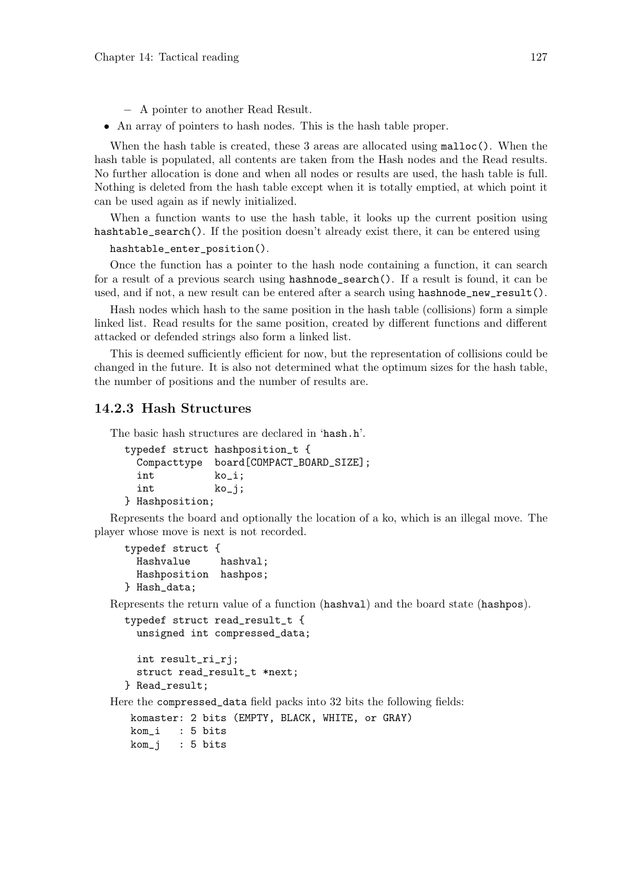- A pointer to another Read Result.

- An array of pointers to hash nodes. This is the hash table proper.

When the hash table is created, these 3 areas are allocated using `malloc()`. When the hash table is populated, all contents are taken from the Hash nodes and the Read results. No further allocation is done and when all nodes or results are used, the hash table is full. Nothing is deleted from the hash table except when it is totally emptied, at which point it can be used again as if newly initialized.

When a function wants to use the hash table, it looks up the current position using `hashtable_search()`. If the position doesn't already exist there, it can be entered using

`hashtable_enter_position()`.

Once the function has a pointer to the hash node containing a function, it can search for a result of a previous search using `hashnode_search()`. If a result is found, it can be used, and if not, a new result can be entered after a search using `hashnode_new_result()`.

Hash nodes which hash to the same position in the hash table (collisions) form a simple linked list. Read results for the same position, created by different functions and different attacked or defended strings also form a linked list.

This is deemed sufficiently efficient for now, but the representation of collisions could be changed in the future. It is also not determined what the optimum sizes for the hash table, the number of positions and the number of results are.

### 14.2.3 Hash Structures

The basic hash structures are declared in 'hash.h'.

```
typedef struct hashposition_t {
  Compacttype  board[COMPACT_BOARD_SIZE];
  int          ko_i;
  int          ko_j;
} Hashposition;
```

Represents the board and optionally the location of a ko, which is an illegal move. The player whose move is next is not recorded.

```
typedef struct {
  Hashvalue     hashval;
  Hashposition  hashpos;
} Hash_data;
```

Represents the return value of a function (`hashval`) and the board state (`hashpos`).

```
typedef struct read_result_t {
  unsigned int compressed_data;

  int result_ri_rj;
  struct read_result_t *next;
} Read_result;
```

Here the `compressed_data` field packs into 32 bits the following fields:

```
komaster: 2 bits (EMPTY, BLACK, WHITE, or GRAY)
kom_i   : 5 bits
kom_j   : 5 bits
```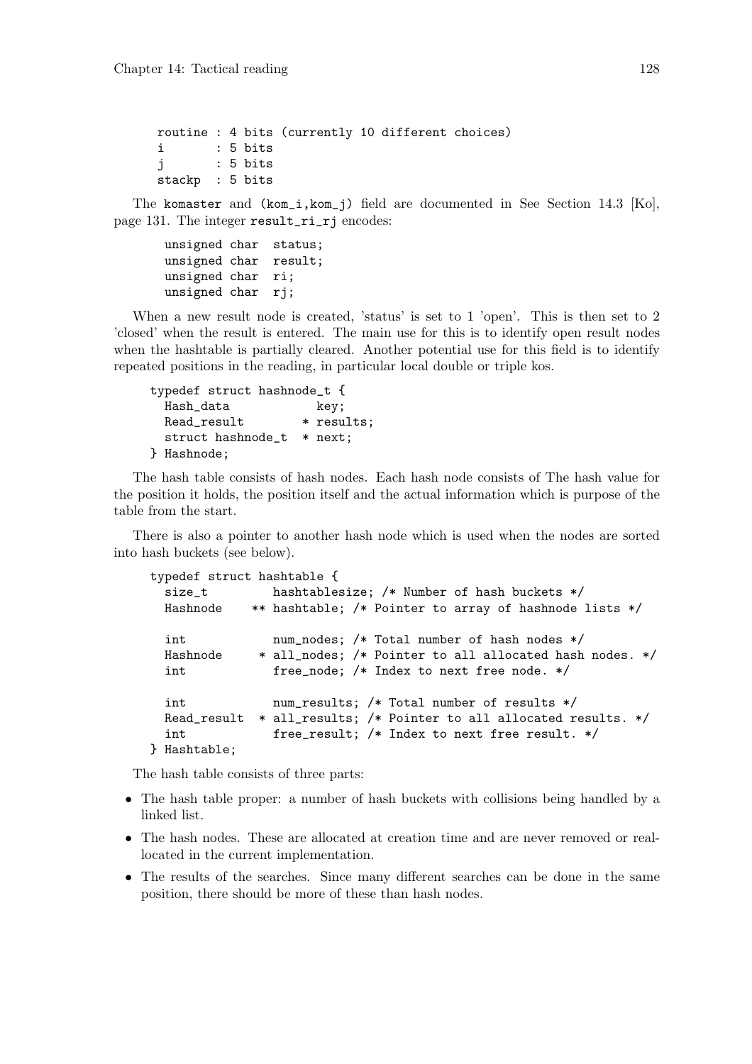```
routine : 4 bits (currently 10 different choices)
i       : 5 bits
j       : 5 bits
stackp  : 5 bits
```

The `komaster` and `(kom_i,kom_j)` field are documented in See Section 14.3 [Ko], page 131. The integer `result_ri_rj` encodes:

```
unsigned char  status;
unsigned char  result;
unsigned char  ri;
unsigned char  rj;
```

When a new result node is created, 'status' is set to 1 'open'. This is then set to 2 'closed' when the result is entered. The main use for this is to identify open result nodes when the hashtable is partially cleared. Another potential use for this field is to identify repeated positions in the reading, in particular local double or triple kos.

```
typedef struct hashnode_t {
  Hash_data            key;
  Read_result        * results;
  struct hashnode_t  * next;
} Hashnode;
```

The hash table consists of hash nodes. Each hash node consists of The hash value for the position it holds, the position itself and the actual information which is purpose of the table from the start.

There is also a pointer to another hash node which is used when the nodes are sorted into hash buckets (see below).

```
typedef struct hashtable {
  size_t        hashtablesize; /* Number of hash buckets */
  Hashnode    ** hashtable; /* Pointer to array of hashnode lists */

  int           num_nodes; /* Total number of hash nodes */
  Hashnode     * all_nodes; /* Pointer to all allocated hash nodes. */
  int           free_node; /* Index to next free node. */

  int           num_results; /* Total number of results */
  Read_result  * all_results; /* Pointer to all allocated results. */
  int           free_result; /* Index to next free result. */
} Hashtable;
```

The hash table consists of three parts:

- The hash table proper: a number of hash buckets with collisions being handled by a linked list.
- The hash nodes. These are allocated at creation time and are never removed or reallocated in the current implementation.
- The results of the searches. Since many different searches can be done in the same position, there should be more of these than hash nodes.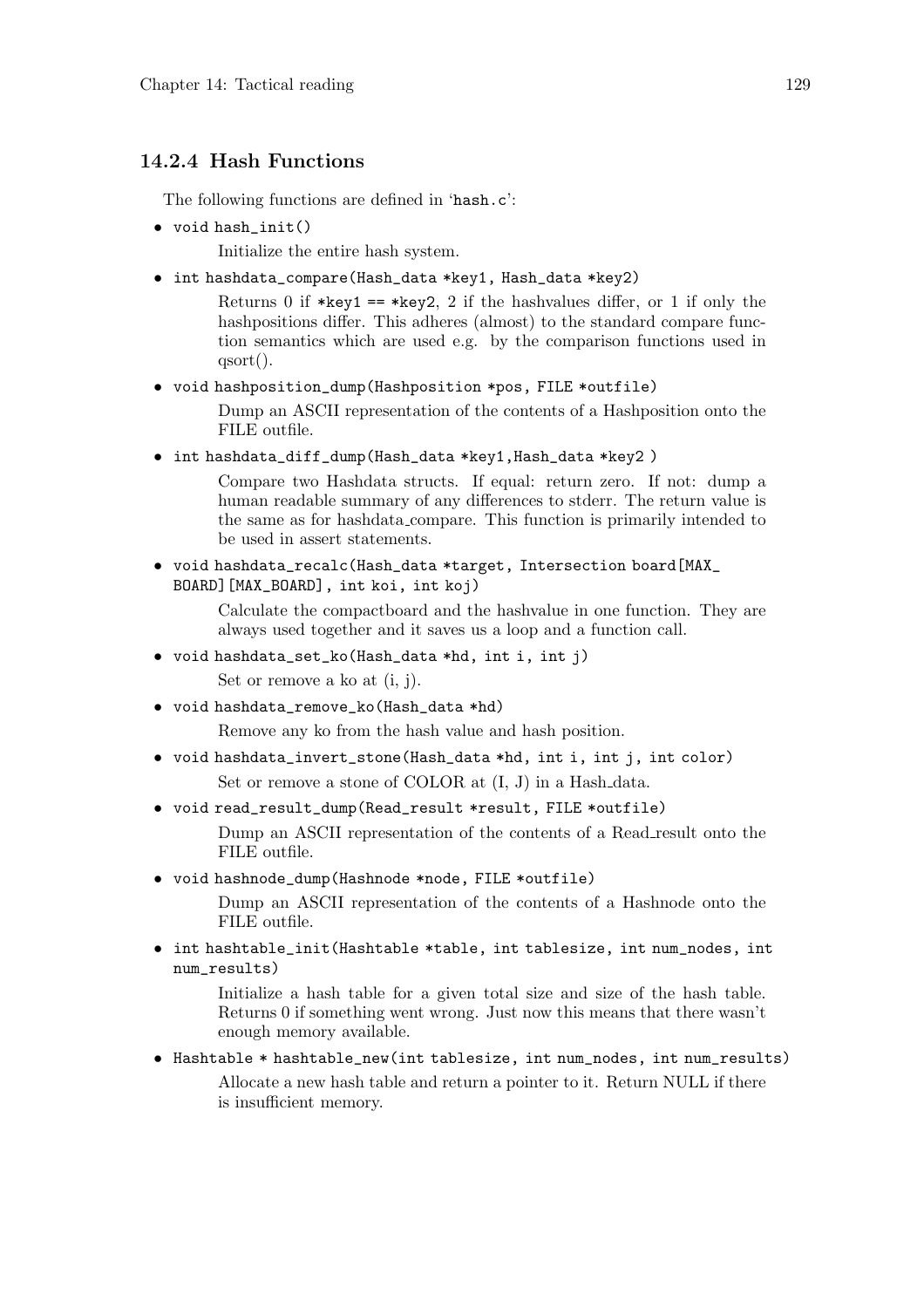### 14.2.4 Hash Functions

The following functions are defined in 'hash.c':

- `void hash_init()`

  Initialize the entire hash system.

- `int hashdata_compare(Hash_data *key1, Hash_data *key2)`

  Returns 0 if *key1 == *key2, 2 if the hashvalues differ, or 1 if only the hashpositions differ. This adheres (almost) to the standard compare function semantics which are used e.g. by the comparison functions used in qsort().

- `void hashposition_dump(Hashposition *pos, FILE *outfile)`

  Dump an ASCII representation of the contents of a Hashposition onto the FILE outfile.

- `int hashdata_diff_dump(Hash_data *key1,Hash_data *key2 )`

  Compare two Hashdata structs. If equal: return zero. If not: dump a human readable summary of any differences to stderr. The return value is the same as for hashdata_compare. This function is primarily intended to be used in assert statements.

- `void hashdata_recalc(Hash_data *target, Intersection board[MAX_BOARD][MAX_BOARD], int koi, int koj)`

  Calculate the compactboard and the hashvalue in one function. They are always used together and it saves us a loop and a function call.

- `void hashdata_set_ko(Hash_data *hd, int i, int j)`

  Set or remove a ko at (i, j).

- `void hashdata_remove_ko(Hash_data *hd)`

  Remove any ko from the hash value and hash position.

- `void hashdata_invert_stone(Hash_data *hd, int i, int j, int color)`

  Set or remove a stone of COLOR at (I, J) in a Hash_data.

- `void read_result_dump(Read_result *result, FILE *outfile)`

  Dump an ASCII representation of the contents of a Read_result onto the FILE outfile.

- `void hashnode_dump(Hashnode *node, FILE *outfile)`

  Dump an ASCII representation of the contents of a Hashnode onto the FILE outfile.

- `int hashtable_init(Hashtable *table, int tablesize, int num_nodes, int num_results)`

  Initialize a hash table for a given total size and size of the hash table. Returns 0 if something went wrong. Just now this means that there wasn't enough memory available.

- `Hashtable * hashtable_new(int tablesize, int num_nodes, int num_results)`

  Allocate a new hash table and return a pointer to it. Return NULL if there is insufficient memory.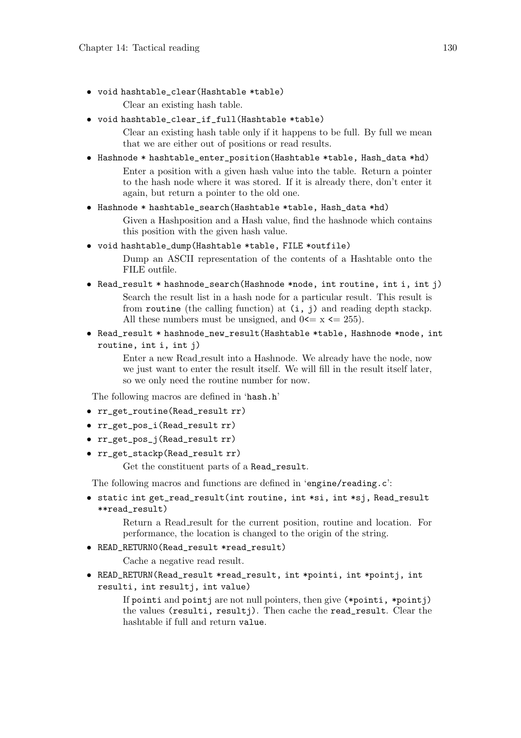- `void hashtable_clear(Hashtable *table)`

  Clear an existing hash table.

- `void hashtable_clear_if_full(Hashtable *table)`

  Clear an existing hash table only if it happens to be full. By full we mean that we are either out of positions or read results.

- `Hashnode * hashtable_enter_position(Hashtable *table, Hash_data *hd)`

  Enter a position with a given hash value into the table. Return a pointer to the hash node where it was stored. If it is already there, don't enter it again, but return a pointer to the old one.

- `Hashnode * hashtable_search(Hashtable *table, Hash_data *hd)`

  Given a Hashposition and a Hash value, find the hashnode which contains this position with the given hash value.

- `void hashtable_dump(Hashtable *table, FILE *outfile)`

  Dump an ASCII representation of the contents of a Hashtable onto the FILE outfile.

- `Read_result * hashnode_search(Hashnode *node, int routine, int i, int j)`

  Search the result list in a hash node for a particular result. This result is from `routine` (the calling function) at `(i, j)` and reading depth stackp. All these numbers must be unsigned, and $0 <= x <= 255$).

- `Read_result * hashnode_new_result(Hashtable *table, Hashnode *node, int routine, int i, int j)`

  Enter a new Read_result into a Hashnode. We already have the node, now we just want to enter the result itself. We will fill in the result itself later, so we only need the routine number for now.

The following macros are defined in '`hash.h`'

- `rr_get_routine(Read_result rr)`
- `rr_get_pos_i(Read_result rr)`
- `rr_get_pos_j(Read_result rr)`
- `rr_get_stackp(Read_result rr)`

  Get the constituent parts of a `Read_result`.

The following macros and functions are defined in '`engine/reading.c`':

- `static int get_read_result(int routine, int *si, int *sj, Read_result **read_result)`

  Return a Read_result for the current position, routine and location. For performance, the location is changed to the origin of the string.

- `READ_RETURN0(Read_result *read_result)`

  Cache a negative read result.

- `READ_RETURN(Read_result *read_result, int *pointi, int *pointj, int resulti, int resultj, int value)`

  If `pointi` and `pointj` are not null pointers, then give `(*pointi, *pointj)` the values `(resulti, resultj)`. Then cache the `read_result`. Clear the hashtable if full and return `value`.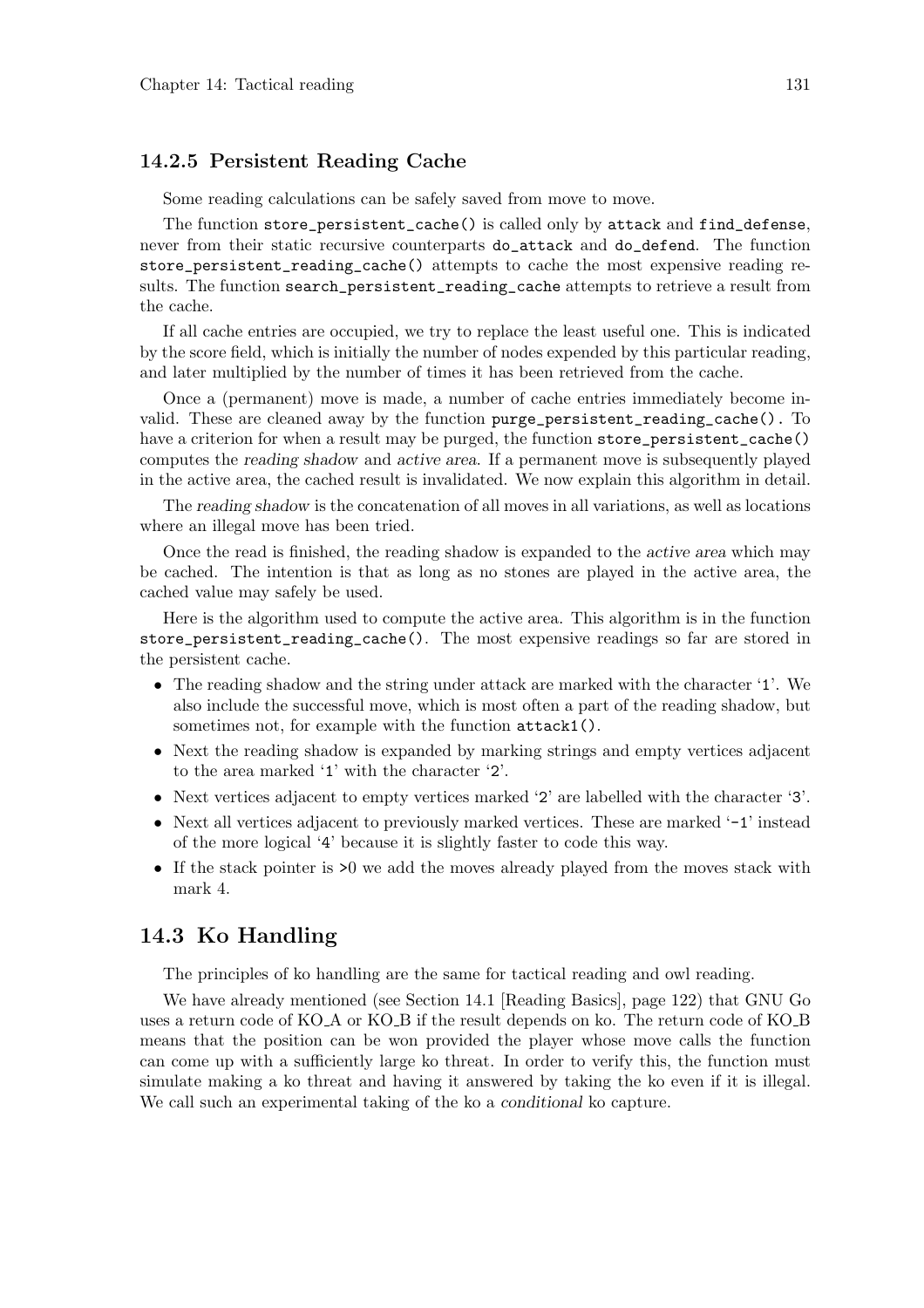### 14.2.5 Persistent Reading Cache

Some reading calculations can be safely saved from move to move.

The function `store_persistent_cache()` is called only by `attack` and `find_defense`, never from their static recursive counterparts `do_attack` and `do_defend`. The function `store_persistent_reading_cache()` attempts to cache the most expensive reading results. The function `search_persistent_reading_cache` attempts to retrieve a result from the cache.

If all cache entries are occupied, we try to replace the least useful one. This is indicated by the score field, which is initially the number of nodes expended by this particular reading, and later multiplied by the number of times it has been retrieved from the cache.

Once a (permanent) move is made, a number of cache entries immediately become invalid. These are cleaned away by the function `purge_persistent_reading_cache().` To have a criterion for when a result may be purged, the function `store_persistent_cache()` computes the *reading shadow* and *active area*. If a permanent move is subsequently played in the active area, the cached result is invalidated. We now explain this algorithm in detail.

The *reading shadow* is the concatenation of all moves in all variations, as well as locations where an illegal move has been tried.

Once the read is finished, the reading shadow is expanded to the *active area* which may be cached. The intention is that as long as no stones are played in the active area, the cached value may safely be used.

Here is the algorithm used to compute the active area. This algorithm is in the function `store_persistent_reading_cache()`. The most expensive readings so far are stored in the persistent cache.

- The reading shadow and the string under attack are marked with the character '`1`'. We also include the successful move, which is most often a part of the reading shadow, but sometimes not, for example with the function `attack1()`.
- Next the reading shadow is expanded by marking strings and empty vertices adjacent to the area marked '`1`' with the character '`2`'.
- Next vertices adjacent to empty vertices marked '`2`' are labelled with the character '`3`'.
- Next all vertices adjacent to previously marked vertices. These are marked '`-1`' instead of the more logical '`4`' because it is slightly faster to code this way.
- If the stack pointer is `>0` we add the moves already played from the moves stack with mark 4.

## 14.3 Ko Handling

The principles of ko handling are the same for tactical reading and owl reading.

We have already mentioned (see Section 14.1 [Reading Basics], page 122) that GNU Go uses a return code of KO_A or KO_B if the result depends on ko. The return code of KO_B means that the position can be won provided the player whose move calls the function can come up with a sufficiently large ko threat. In order to verify this, the function must simulate making a ko threat and having it answered by taking the ko even if it is illegal. We call such an experimental taking of the ko a *conditional* ko capture.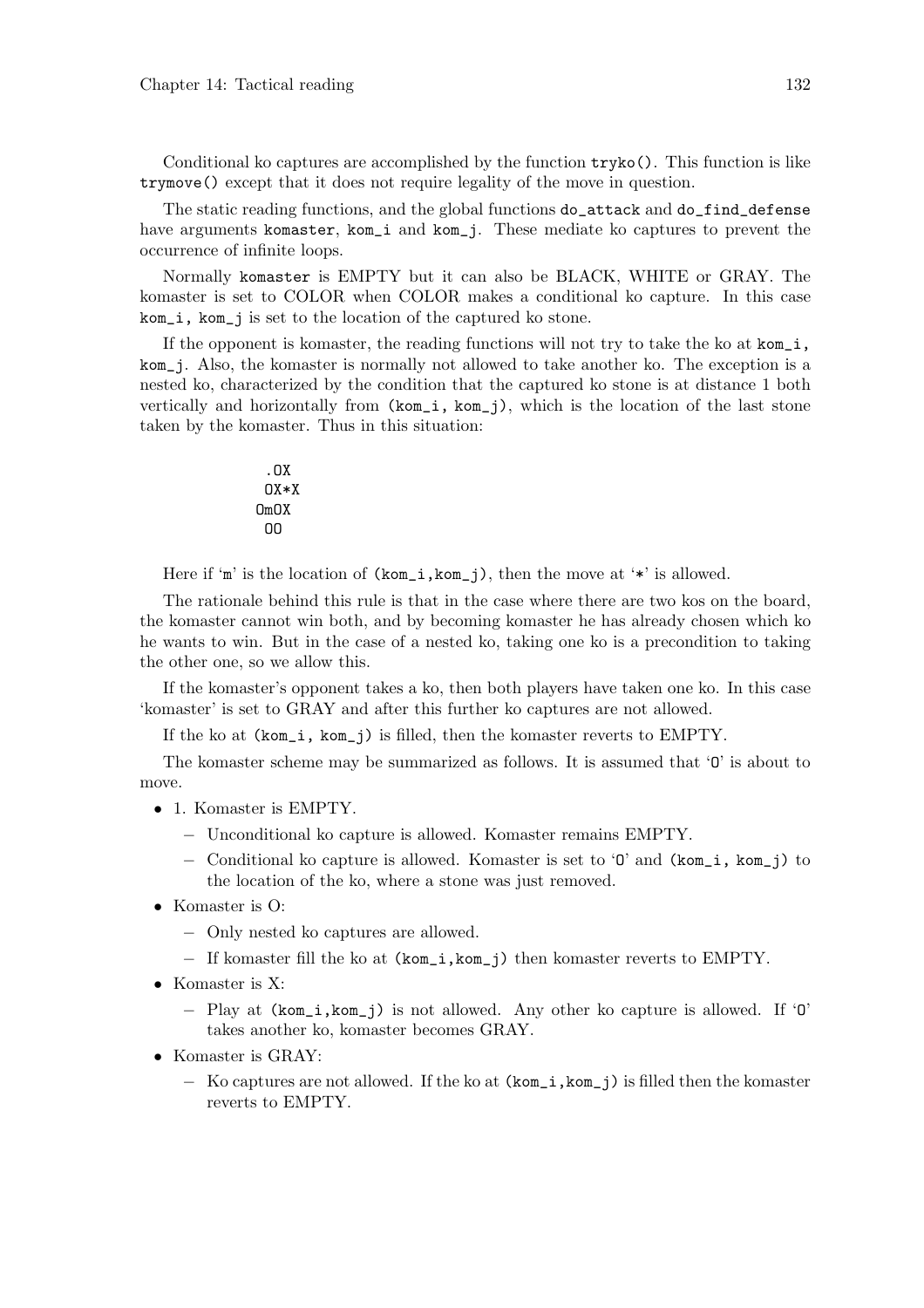Conditional ko captures are accomplished by the function `tryko()`. This function is like `trymove()` except that it does not require legality of the move in question.

The static reading functions, and the global functions `do_attack` and `do_find_defense` have arguments `komaster`, `kom_i` and `kom_j`. These mediate ko captures to prevent the occurrence of infinite loops.

Normally `komaster` is EMPTY but it can also be BLACK, WHITE or GRAY. The komaster is set to COLOR when COLOR makes a conditional ko capture. In this case `kom_i, kom_j` is set to the location of the captured ko stone.

If the opponent is komaster, the reading functions will not try to take the ko at `kom_i, kom_j`. Also, the komaster is normally not allowed to take another ko. The exception is a nested ko, characterized by the condition that the captured ko stone is at distance 1 both vertically and horizontally from `(kom_i, kom_j)`, which is the location of the last stone taken by the komaster. Thus in this situation:

```
   .OX
   OX*X
  OmOX
   OO
```

Here if 'm' is the location of `(kom_i,kom_j)`, then the move at '*' is allowed.

The rationale behind this rule is that in the case where there are two kos on the board, the komaster cannot win both, and by becoming komaster he has already chosen which ko he wants to win. But in the case of a nested ko, taking one ko is a precondition to taking the other one, so we allow this.

If the komaster's opponent takes a ko, then both players have taken one ko. In this case 'komaster' is set to GRAY and after this further ko captures are not allowed.

If the ko at `(kom_i, kom_j)` is filled, then the komaster reverts to EMPTY.

The komaster scheme may be summarized as follows. It is assumed that 'O' is about to move.

- 1. Komaster is EMPTY.
  - Unconditional ko capture is allowed. Komaster remains EMPTY.
  - Conditional ko capture is allowed. Komaster is set to 'O' and `(kom_i, kom_j)` to the location of the ko, where a stone was just removed.
- Komaster is O:
  - Only nested ko captures are allowed.
  - If komaster fill the ko at `(kom_i,kom_j)` then komaster reverts to EMPTY.
- Komaster is X:
  - Play at `(kom_i,kom_j)` is not allowed. Any other ko capture is allowed. If 'O' takes another ko, komaster becomes GRAY.
- Komaster is GRAY:
  - Ko captures are not allowed. If the ko at `(kom_i,kom_j)` is filled then the komaster reverts to EMPTY.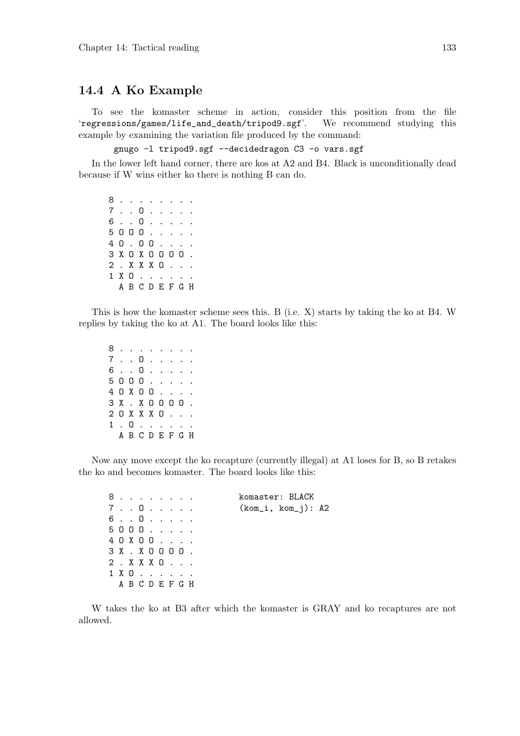## 14.4 A Ko Example

To see the komaster scheme in action, consider this position from the file 'regressions/games/life_and_death/tripod9.sgf'. We recommend studying this example by examining the variation file produced by the command:

```
gnugo -l tripod9.sgf --decidedragon C3 -o vars.sgf
```

In the lower left hand corner, there are kos at A2 and B4. Black is unconditionally dead because if W wins either ko there is nothing B can do.

```
8 . . . . . . . .
7 . . O . . . . .
6 . . O . . . . .
5 O O O . . . . .
4 O . O O . . . .
3 X O X O O O O .
2 . X X X O . . .
1 X O . . . . . .
  A B C D E F G H
```

This is how the komaster scheme sees this. B (i.e. X) starts by taking the ko at B4. W replies by taking the ko at A1. The board looks like this:

```
8 . . . . . . . .
7 . . O . . . . .
6 . . O . . . . .
5 O O O . . . . .
4 O X O O . . . .
3 X . X O O O O .
2 O X X X O . . .
1 . O . . . . . .
  A B C D E F G H
```

Now any move except the ko recapture (currently illegal) at A1 loses for B, so B retakes the ko and becomes komaster. The board looks like this:

```
8 . . . . . . . .         komaster: BLACK
7 . . O . . . . .         (kom_i, kom_j): A2
6 . . O . . . . .
5 O O O . . . . .
4 O X O O . . . .
3 X . X O O O O .
2 . X X X O . . .
1 X O . . . . . .
  A B C D E F G H
```

W takes the ko at B3 after which the komaster is GRAY and ko recaptures are not allowed.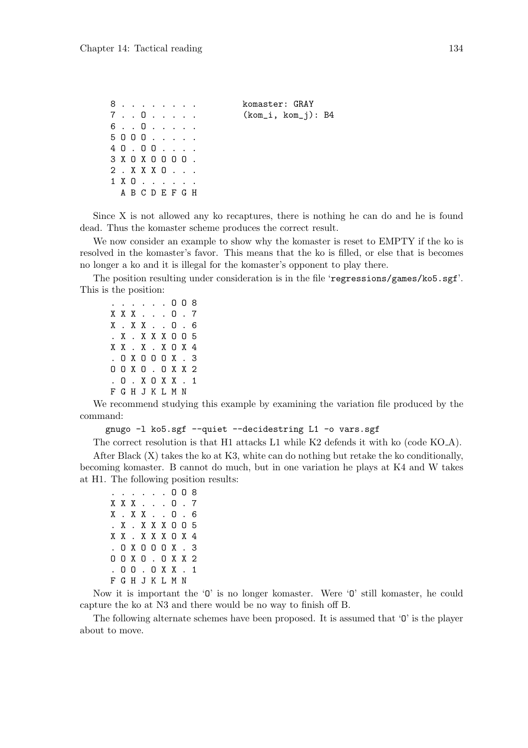```
8 . . . . . . . .          komaster: GRAY
7 . . O . . . . .          (kom_i, kom_j): B4
6 . . O . . . . .
5 O O O . . . . .
4 O . O O . . . .
3 X O X O O O O .
2 . X X X O . . .
1 X O . . . . . .
  A B C D E F G H
```

Since X is not allowed any ko recaptures, there is nothing he can do and he is found dead. Thus the komaster scheme produces the correct result.

We now consider an example to show why the komaster is reset to EMPTY if the ko is resolved in the komaster's favor. This means that the ko is filled, or else that is becomes no longer a ko and it is illegal for the komaster's opponent to play there.

The position resulting under consideration is in the file 'regressions/games/ko5.sgf'. This is the position:

```
. . . . . . O O 8
X X X . . . O . 7
X . X X . . O . 6
. X . X X X O O 5
X X . X . X O X 4
. O X O O O X . 3
O O X O . O X X 2
. O . X O X X . 1
F G H J K L M N
```

We recommend studying this example by examining the variation file produced by the command:

```
gnugo -l ko5.sgf --quiet --decidestring L1 -o vars.sgf
```

The correct resolution is that H1 attacks L1 while K2 defends it with ko (code KO_A).

After Black (X) takes the ko at K3, white can do nothing but retake the ko conditionally, becoming komaster. B cannot do much, but in one variation he plays at K4 and W takes at H1. The following position results:

```
. . . . . . O O 8
X X X . . . O . 7
X . X X . . O . 6
. X . X X X O O 5
X X . X X X O X 4
. O X O O O X . 3
O O X O . O X X 2
. O O . O X X . 1
F G H J K L M N
```

Now it is important the 'O' is no longer komaster. Were 'O' still komaster, he could capture the ko at N3 and there would be no way to finish off B.

The following alternate schemes have been proposed. It is assumed that 'O' is the player about to move.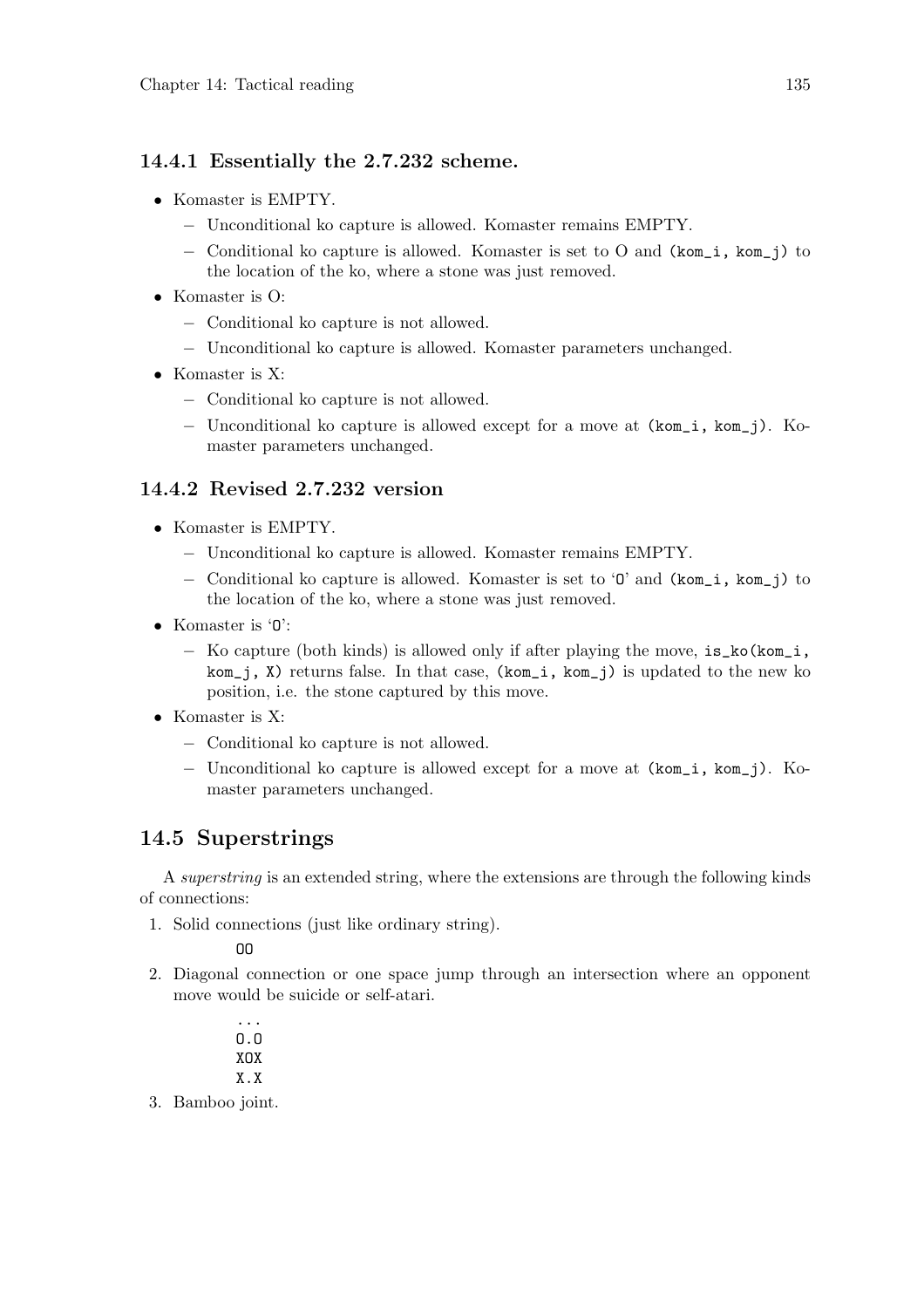### 14.4.1 Essentially the 2.7.232 scheme.

- Komaster is EMPTY.
  - Unconditional ko capture is allowed. Komaster remains EMPTY.
  - Conditional ko capture is allowed. Komaster is set to O and `(kom_i, kom_j)` to the location of the ko, where a stone was just removed.
- Komaster is O:
  - Conditional ko capture is not allowed.
  - Unconditional ko capture is allowed. Komaster parameters unchanged.
- Komaster is X:
  - Conditional ko capture is not allowed.
  - Unconditional ko capture is allowed except for a move at `(kom_i, kom_j)`. Komaster parameters unchanged.

### 14.4.2 Revised 2.7.232 version

- Komaster is EMPTY.
  - Unconditional ko capture is allowed. Komaster remains EMPTY.
  - Conditional ko capture is allowed. Komaster is set to '`O`' and `(kom_i, kom_j)` to the location of the ko, where a stone was just removed.
- Komaster is '`O`':
  - Ko capture (both kinds) is allowed only if after playing the move, `is_ko(kom_i, kom_j, X)` returns false. In that case, `(kom_i, kom_j)` is updated to the new ko position, i.e. the stone captured by this move.
- Komaster is X:
  - Conditional ko capture is not allowed.
  - Unconditional ko capture is allowed except for a move at `(kom_i, kom_j)`. Komaster parameters unchanged.

## 14.5 Superstrings

A *superstring* is an extended string, where the extensions are through the following kinds of connections:

1. Solid connections (just like ordinary string).

```
OO
```

2. Diagonal connection or one space jump through an intersection where an opponent move would be suicide or self-atari.

```
...
O.O
XOX
X.X
```

3. Bamboo joint.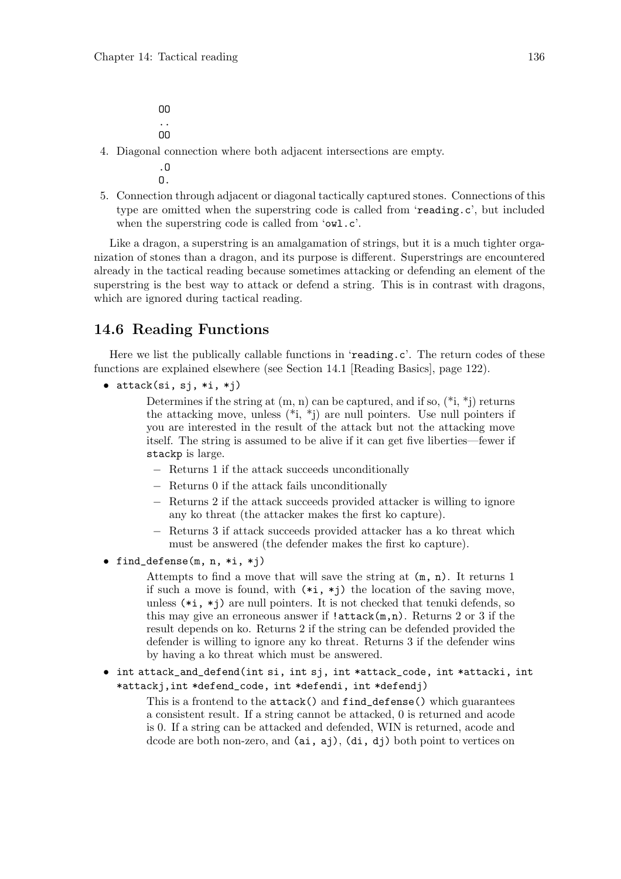```
OO
..
OO
```

4. Diagonal connection where both adjacent intersections are empty.

```
.O
O.
```

5. Connection through adjacent or diagonal tactically captured stones. Connections of this type are omitted when the superstring code is called from 'reading.c', but included when the superstring code is called from 'owl.c'.

Like a dragon, a superstring is an amalgamation of strings, but it is a much tighter organization of stones than a dragon, and its purpose is different. Superstrings are encountered already in the tactical reading because sometimes attacking or defending an element of the superstring is the best way to attack or defend a string. This is in contrast with dragons, which are ignored during tactical reading.

## 14.6 Reading Functions

Here we list the publically callable functions in 'reading.c'. The return codes of these functions are explained elsewhere (see Section 14.1 [Reading Basics], page 122).

- `attack(si, sj, *i, *j)`

  Determines if the string at (m, n) can be captured, and if so, (*i, *j) returns the attacking move, unless (*i, *j) are null pointers. Use null pointers if you are interested in the result of the attack but not the attacking move itself. The string is assumed to be alive if it can get five liberties—fewer if `stackp` is large.

  - Returns 1 if the attack succeeds unconditionally
  - Returns 0 if the attack fails unconditionally
  - Returns 2 if the attack succeeds provided attacker is willing to ignore any ko threat (the attacker makes the first ko capture).
  - Returns 3 if attack succeeds provided attacker has a ko threat which must be answered (the defender makes the first ko capture).

- `find_defense(m, n, *i, *j)`

  Attempts to find a move that will save the string at `(m, n)`. It returns 1 if such a move is found, with `(*i, *j)` the location of the saving move, unless `(*i, *j)` are null pointers. It is not checked that tenuki defends, so this may give an erroneous answer if `!attack(m,n)`. Returns 2 or 3 if the result depends on ko. Returns 2 if the string can be defended provided the defender is willing to ignore any ko threat. Returns 3 if the defender wins by having a ko threat which must be answered.

- `int attack_and_defend(int si, int sj, int *attack_code, int *attacki, int *attackj,int *defend_code, int *defendi, int *defendj)`

  This is a frontend to the `attack()` and `find_defense()` which guarantees a consistent result. If a string cannot be attacked, 0 is returned and acode is 0. If a string can be attacked and defended, WIN is returned, acode and dcode are both non-zero, and `(ai, aj)`, `(di, dj)` both point to vertices on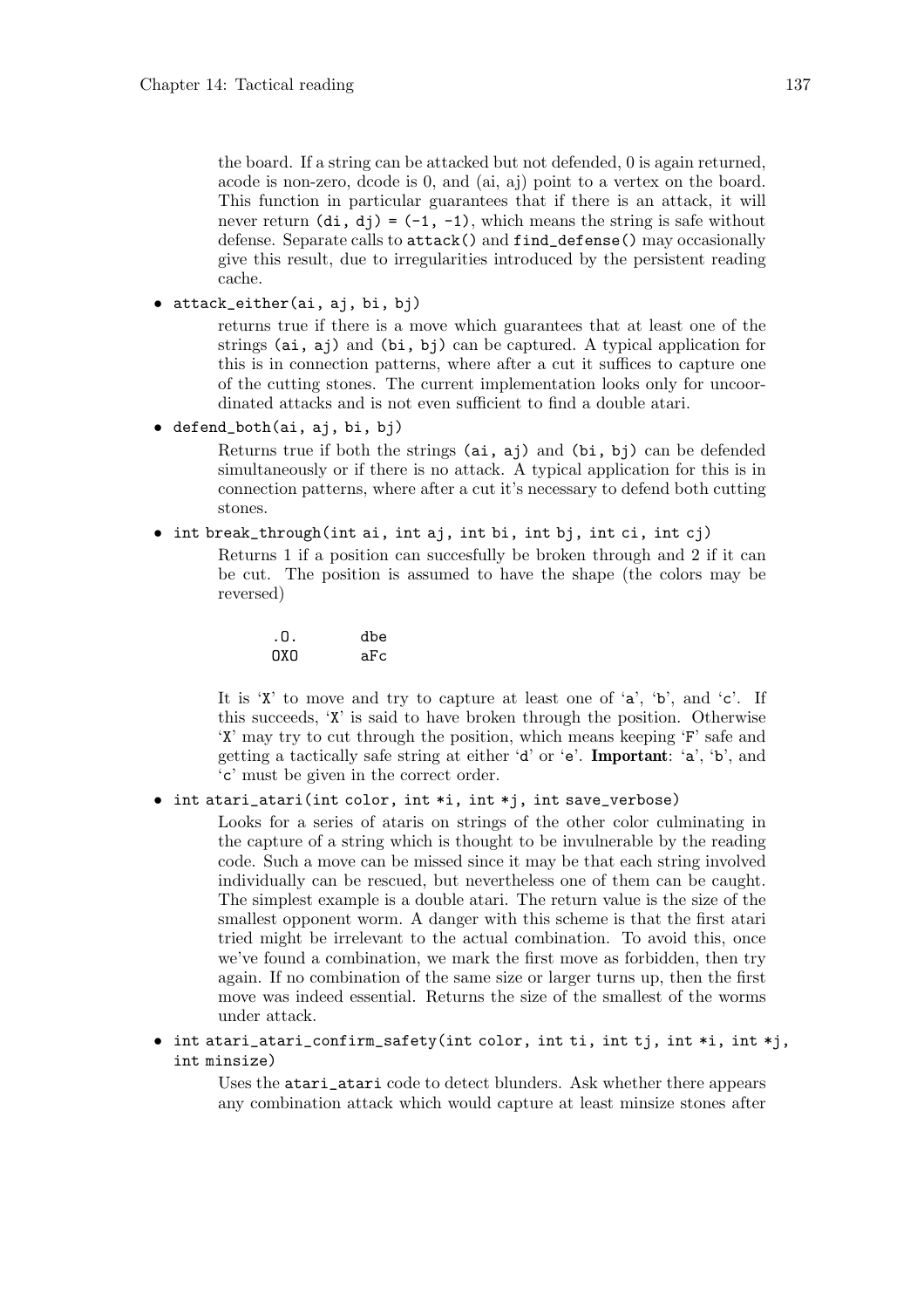the board. If a string can be attacked but not defended, 0 is again returned, acode is non-zero, dcode is 0, and (ai, aj) point to a vertex on the board. This function in particular guarantees that if there is an attack, it will never return `(di, dj) = (-1, -1)`, which means the string is safe without defense. Separate calls to `attack()` and `find_defense()` may occasionally give this result, due to irregularities introduced by the persistent reading cache.

- `attack_either(ai, aj, bi, bj)`

  returns true if there is a move which guarantees that at least one of the strings `(ai, aj)` and `(bi, bj)` can be captured. A typical application for this is in connection patterns, where after a cut it suffices to capture one of the cutting stones. The current implementation looks only for uncoordinated attacks and is not even sufficient to find a double atari.

- `defend_both(ai, aj, bi, bj)`

  Returns true if both the strings `(ai, aj)` and `(bi, bj)` can be defended simultaneously or if there is no attack. A typical application for this is in connection patterns, where after a cut it's necessary to defend both cutting stones.

- `int break_through(int ai, int aj, int bi, int bj, int ci, int cj)`

  Returns 1 if a position can succesfully be broken through and 2 if it can be cut. The position is assumed to have the shape (the colors may be reversed)

  ```
  .O.      dbe
  OXO      aFc
  ```

  It is '`X`' to move and try to capture at least one of '`a`', '`b`', and '`c`'. If this succeeds, '`X`' is said to have broken through the position. Otherwise '`X`' may try to cut through the position, which means keeping '`F`' safe and getting a tactically safe string at either '`d`' or '`e`'. **Important**: '`a`', '`b`', and '`c`' must be given in the correct order.

- `int atari_atari(int color, int *i, int *j, int save_verbose)`

  Looks for a series of ataris on strings of the other color culminating in the capture of a string which is thought to be invulnerable by the reading code. Such a move can be missed since it may be that each string involved individually can be rescued, but nevertheless one of them can be caught. The simplest example is a double atari. The return value is the size of the smallest opponent worm. A danger with this scheme is that the first atari tried might be irrelevant to the actual combination. To avoid this, once we've found a combination, we mark the first move as forbidden, then try again. If no combination of the same size or larger turns up, then the first move was indeed essential. Returns the size of the smallest of the worms under attack.

- `int atari_atari_confirm_safety(int color, int ti, int tj, int *i, int *j, int minsize)`

  Uses the `atari_atari` code to detect blunders. Ask whether there appears any combination attack which would capture at least minsize stones after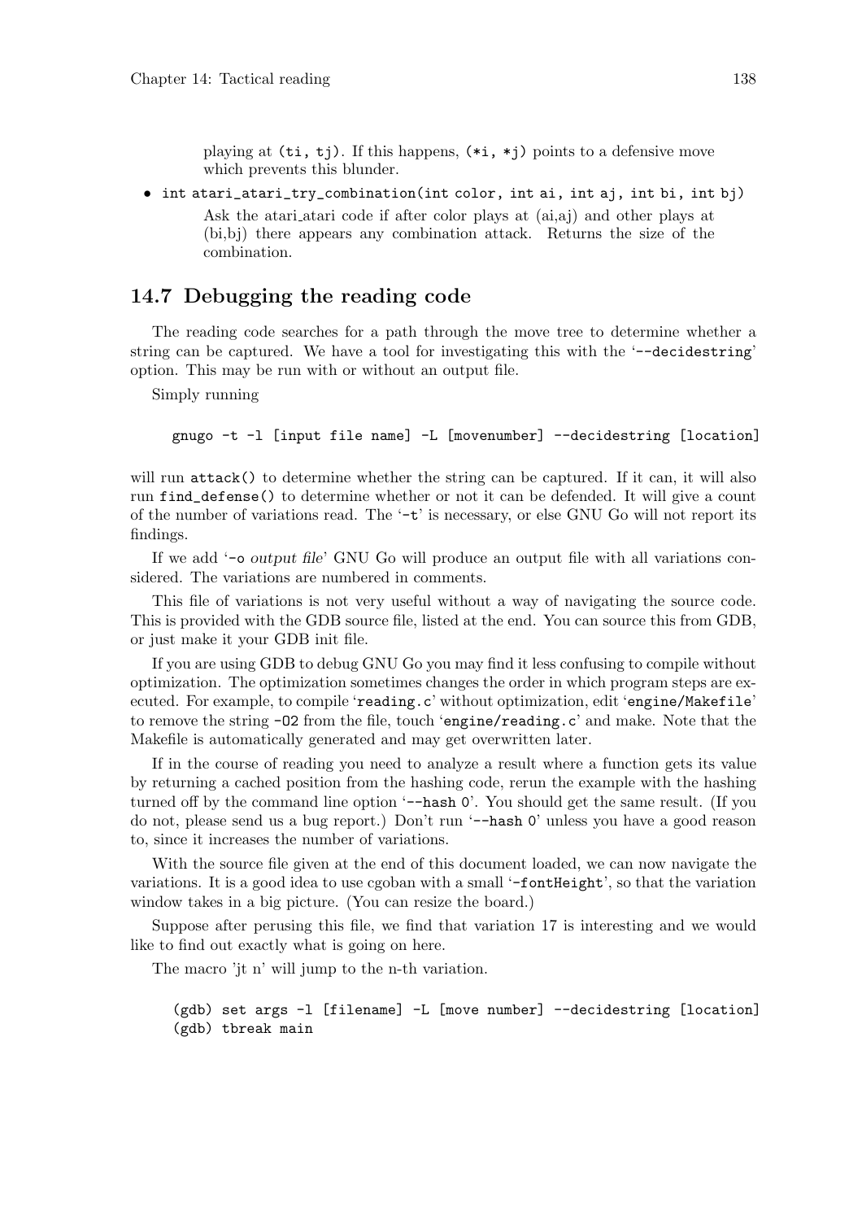playing at `(ti, tj)`. If this happens, `(*i, *j)` points to a defensive move which prevents this blunder.

- `int atari_atari_try_combination(int color, int ai, int aj, int bi, int bj)`

  Ask the atari_atari code if after color plays at (ai,aj) and other plays at (bi,bj) there appears any combination attack. Returns the size of the combination.

## 14.7 Debugging the reading code

The reading code searches for a path through the move tree to determine whether a string can be captured. We have a tool for investigating this with the '`--decidestring`' option. This may be run with or without an output file.

Simply running

```
gnugo -t -l [input file name] -L [movenumber] --decidestring [location]
```

will run `attack()` to determine whether the string can be captured. If it can, it will also run `find_defense()` to determine whether or not it can be defended. It will give a count of the number of variations read. The '`-t`' is necessary, or else GNU Go will not report its findings.

If we add '`-o` *output file*' GNU Go will produce an output file with all variations considered. The variations are numbered in comments.

This file of variations is not very useful without a way of navigating the source code. This is provided with the GDB source file, listed at the end. You can source this from GDB, or just make it your GDB init file.

If you are using GDB to debug GNU Go you may find it less confusing to compile without optimization. The optimization sometimes changes the order in which program steps are executed. For example, to compile '`reading.c`' without optimization, edit '`engine/Makefile`' to remove the string `-O2` from the file, touch '`engine/reading.c`' and make. Note that the Makefile is automatically generated and may get overwritten later.

If in the course of reading you need to analyze a result where a function gets its value by returning a cached position from the hashing code, rerun the example with the hashing turned off by the command line option '`--hash 0`'. You should get the same result. (If you do not, please send us a bug report.) Don't run '`--hash 0`' unless you have a good reason to, since it increases the number of variations.

With the source file given at the end of this document loaded, we can now navigate the variations. It is a good idea to use cgoban with a small '`-fontHeight`', so that the variation window takes in a big picture. (You can resize the board.)

Suppose after perusing this file, we find that variation 17 is interesting and we would like to find out exactly what is going on here.

The macro 'jt n' will jump to the n-th variation.

```
(gdb) set args -l [filename] -L [move number] --decidestring [location]
(gdb) tbreak main
```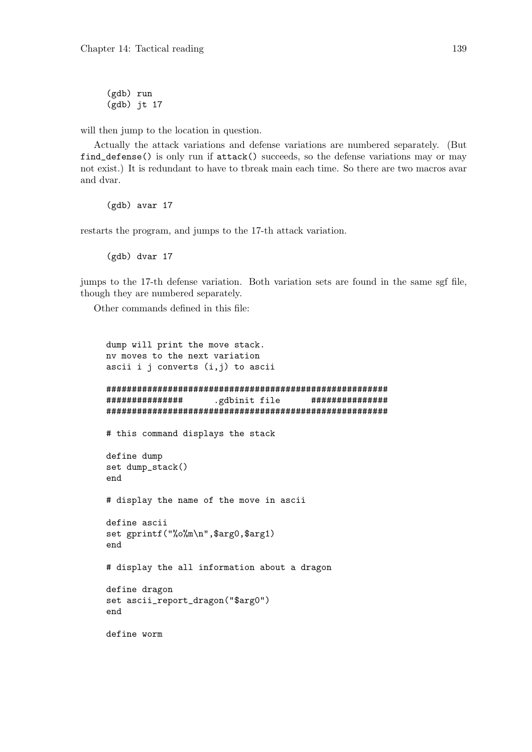```
(gdb) run
(gdb) jt 17
```

will then jump to the location in question.

Actually the attack variations and defense variations are numbered separately. (But find_defense() is only run if attack() succeeds, so the defense variations may or may not exist.) It is redundant to have to tbreak main each time. So there are two macros avar and dvar.

```
(gdb) avar 17
```

restarts the program, and jumps to the 17-th attack variation.

```
(gdb) dvar 17
```

jumps to the 17-th defense variation. Both variation sets are found in the same sgf file, though they are numbered separately.

Other commands defined in this file:

```
dump will print the move stack.
nv moves to the next variation
ascii i j converts (i,j) to ascii

#######################################################
###############      .gdbinit file      ###############
#######################################################

# this command displays the stack

define dump
set dump_stack()
end

# display the name of the move in ascii

define ascii
set gprintf("%o%m\n",$arg0,$arg1)
end

# display the all information about a dragon

define dragon
set ascii_report_dragon("$arg0")
end

define worm
```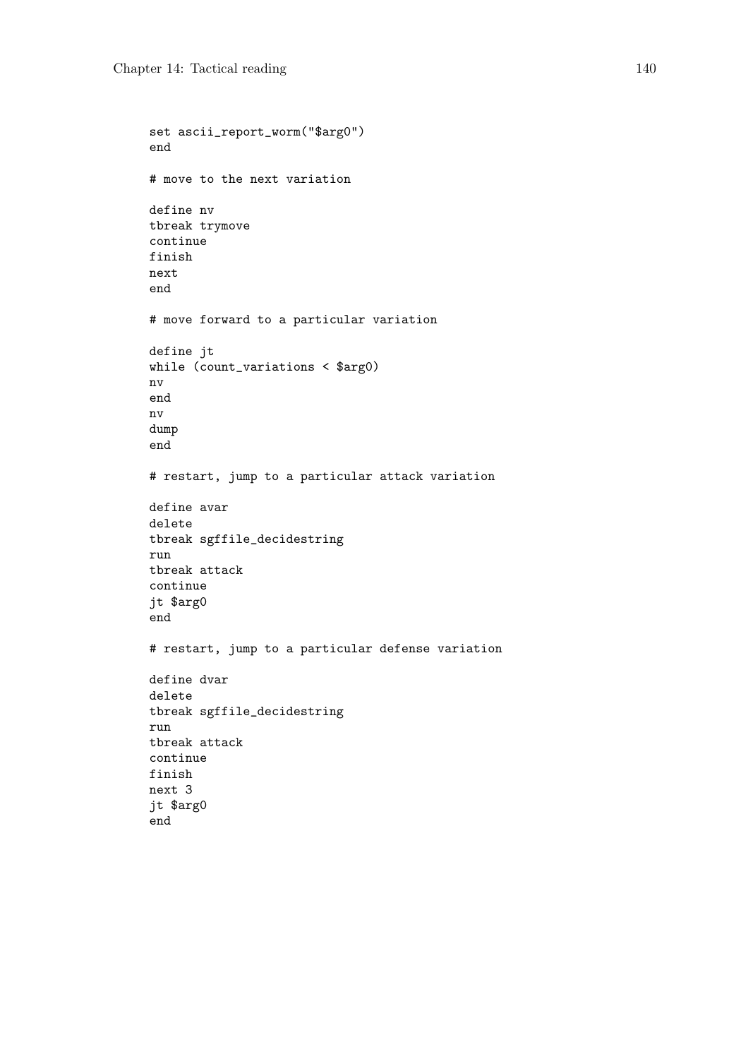```
set ascii_report_worm("$arg0")
end

# move to the next variation

define nv
tbreak trymove
continue
finish
next
end

# move forward to a particular variation

define jt
while (count_variations < $arg0)
nv
end
nv
dump
end

# restart, jump to a particular attack variation

define avar
delete
tbreak sgffile_decidestring
run
tbreak attack
continue
jt $arg0
end

# restart, jump to a particular defense variation

define dvar
delete
tbreak sgffile_decidestring
run
tbreak attack
continue
finish
next 3
jt $arg0
end
```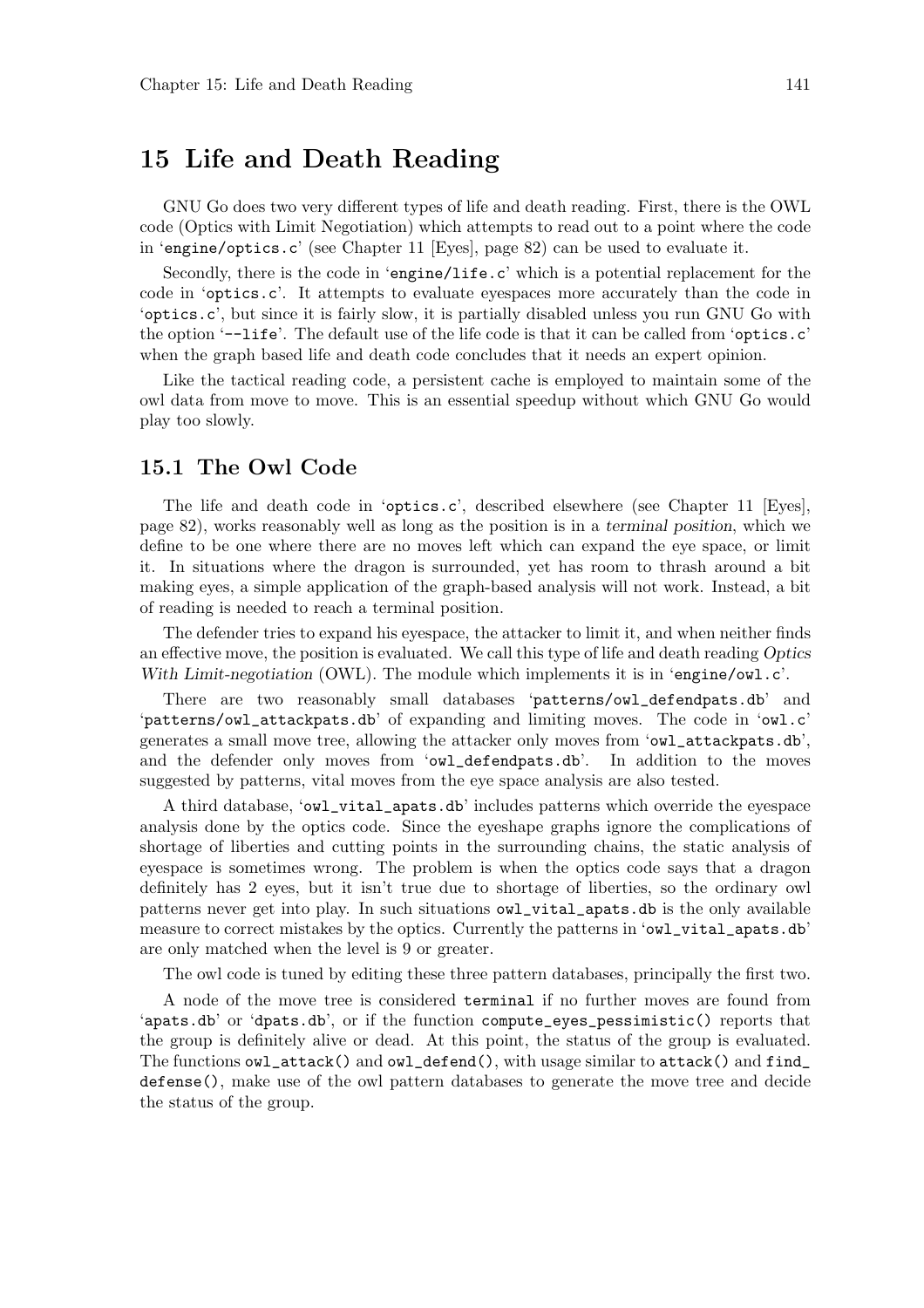# 15 Life and Death Reading

GNU Go does two very different types of life and death reading. First, there is the OWL code (Optics with Limit Negotiation) which attempts to read out to a point where the code in 'engine/optics.c' (see Chapter 11 [Eyes], page 82) can be used to evaluate it.

Secondly, there is the code in 'engine/life.c' which is a potential replacement for the code in 'optics.c'. It attempts to evaluate eyespaces more accurately than the code in 'optics.c', but since it is fairly slow, it is partially disabled unless you run GNU Go with the option '--life'. The default use of the life code is that it can be called from 'optics.c' when the graph based life and death code concludes that it needs an expert opinion.

Like the tactical reading code, a persistent cache is employed to maintain some of the owl data from move to move. This is an essential speedup without which GNU Go would play too slowly.

## 15.1 The Owl Code

The life and death code in 'optics.c', described elsewhere (see Chapter 11 [Eyes], page 82), works reasonably well as long as the position is in a *terminal position*, which we define to be one where there are no moves left which can expand the eye space, or limit it. In situations where the dragon is surrounded, yet has room to thrash around a bit making eyes, a simple application of the graph-based analysis will not work. Instead, a bit of reading is needed to reach a terminal position.

The defender tries to expand his eyespace, the attacker to limit it, and when neither finds an effective move, the position is evaluated. We call this type of life and death reading *Optics With Limit-negotiation* (OWL). The module which implements it is in 'engine/owl.c'.

There are two reasonably small databases 'patterns/owl_defendpats.db' and 'patterns/owl_attackpats.db' of expanding and limiting moves. The code in 'owl.c' generates a small move tree, allowing the attacker only moves from 'owl_attackpats.db', and the defender only moves from 'owl_defendpats.db'. In addition to the moves suggested by patterns, vital moves from the eye space analysis are also tested.

A third database, 'owl_vital_apats.db' includes patterns which override the eyespace analysis done by the optics code. Since the eyeshape graphs ignore the complications of shortage of liberties and cutting points in the surrounding chains, the static analysis of eyespace is sometimes wrong. The problem is when the optics code says that a dragon definitely has 2 eyes, but it isn't true due to shortage of liberties, so the ordinary owl patterns never get into play. In such situations owl_vital_apats.db is the only available measure to correct mistakes by the optics. Currently the patterns in 'owl_vital_apats.db' are only matched when the level is 9 or greater.

The owl code is tuned by editing these three pattern databases, principally the first two.

A node of the move tree is considered terminal if no further moves are found from 'apats.db' or 'dpats.db', or if the function compute_eyes_pessimistic() reports that the group is definitely alive or dead. At this point, the status of the group is evaluated. The functions owl_attack() and owl_defend(), with usage similar to attack() and find_defense(), make use of the owl pattern databases to generate the move tree and decide the status of the group.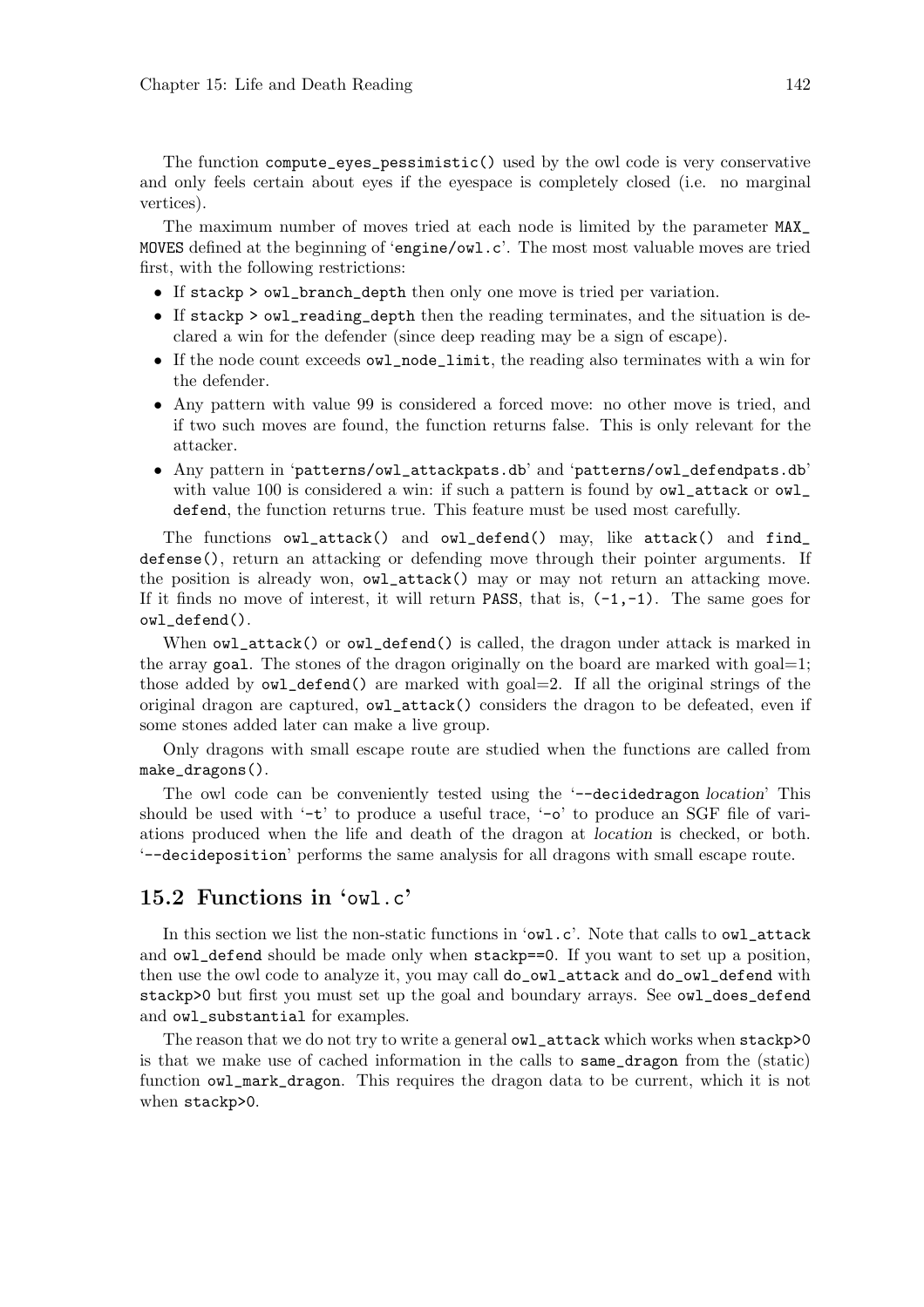The function `compute_eyes_pessimistic()` used by the owl code is very conservative and only feels certain about eyes if the eyespace is completely closed (i.e. no marginal vertices).

The maximum number of moves tried at each node is limited by the parameter `MAX_MOVES` defined at the beginning of 'engine/owl.c'. The most most valuable moves are tried first, with the following restrictions:

- If `stackp > owl_branch_depth` then only one move is tried per variation.
- If `stackp > owl_reading_depth` then the reading terminates, and the situation is declared a win for the defender (since deep reading may be a sign of escape).
- If the node count exceeds `owl_node_limit`, the reading also terminates with a win for the defender.
- Any pattern with value 99 is considered a forced move: no other move is tried, and if two such moves are found, the function returns false. This is only relevant for the attacker.
- Any pattern in 'patterns/owl_attackpats.db' and 'patterns/owl_defendpats.db' with value 100 is considered a win: if such a pattern is found by `owl_attack` or `owl_defend`, the function returns true. This feature must be used most carefully.

The functions `owl_attack()` and `owl_defend()` may, like `attack()` and `find_defense()`, return an attacking or defending move through their pointer arguments. If the position is already won, `owl_attack()` may or may not return an attacking move. If it finds no move of interest, it will return `PASS`, that is, `(-1,-1)`. The same goes for `owl_defend()`.

When `owl_attack()` or `owl_defend()` is called, the dragon under attack is marked in the array `goal`. The stones of the dragon originally on the board are marked with goal=1; those added by `owl_defend()` are marked with goal=2. If all the original strings of the original dragon are captured, `owl_attack()` considers the dragon to be defeated, even if some stones added later can make a live group.

Only dragons with small escape route are studied when the functions are called from `make_dragons()`.

The owl code can be conveniently tested using the '`--decidedragon` *location*' This should be used with '`-t`' to produce a useful trace, '`-o`' to produce an SGF file of variations produced when the life and death of the dragon at *location* is checked, or both. '`--decideposition`' performs the same analysis for all dragons with small escape route.

## 15.2 Functions in 'owl.c'

In this section we list the non-static functions in 'owl.c'. Note that calls to `owl_attack` and `owl_defend` should be made only when `stackp==0`. If you want to set up a position, then use the owl code to analyze it, you may call `do_owl_attack` and `do_owl_defend` with `stackp>0` but first you must set up the goal and boundary arrays. See `owl_does_defend` and `owl_substantial` for examples.

The reason that we do not try to write a general `owl_attack` which works when `stackp>0` is that we make use of cached information in the calls to `same_dragon` from the (static) function `owl_mark_dragon`. This requires the dragon data to be current, which it is not when `stackp>0`.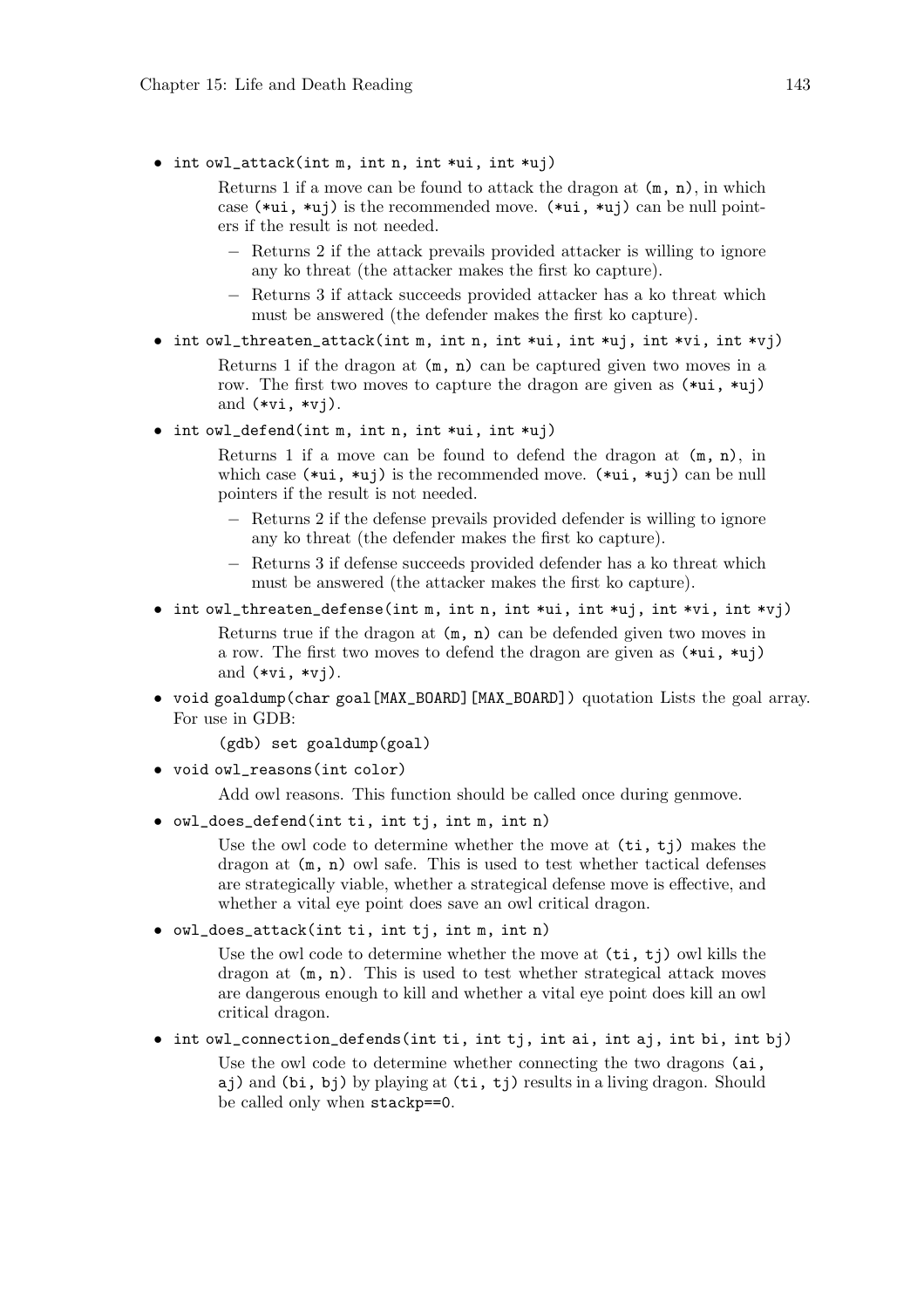- `int owl_attack(int m, int n, int *ui, int *uj)`

  Returns 1 if a move can be found to attack the dragon at `(m, n)`, in which case `(*ui, *uj)` is the recommended move. `(*ui, *uj)` can be null pointers if the result is not needed.

  - Returns 2 if the attack prevails provided attacker is willing to ignore any ko threat (the attacker makes the first ko capture).
  - Returns 3 if attack succeeds provided attacker has a ko threat which must be answered (the defender makes the first ko capture).

- `int owl_threaten_attack(int m, int n, int *ui, int *uj, int *vi, int *vj)`

  Returns 1 if the dragon at `(m, n)` can be captured given two moves in a row. The first two moves to capture the dragon are given as `(*ui, *uj)` and `(*vi, *vj)`.

- `int owl_defend(int m, int n, int *ui, int *uj)`

  Returns 1 if a move can be found to defend the dragon at `(m, n)`, in which case `(*ui, *uj)` is the recommended move. `(*ui, *uj)` can be null pointers if the result is not needed.

  - Returns 2 if the defense prevails provided defender is willing to ignore any ko threat (the defender makes the first ko capture).
  - Returns 3 if defense succeeds provided defender has a ko threat which must be answered (the attacker makes the first ko capture).

- `int owl_threaten_defense(int m, int n, int *ui, int *uj, int *vi, int *vj)`

  Returns true if the dragon at `(m, n)` can be defended given two moves in a row. The first two moves to defend the dragon are given as `(*ui, *uj)` and `(*vi, *vj)`.

- `void goaldump(char goal[MAX_BOARD][MAX_BOARD])` quotation Lists the goal array. For use in GDB:

  ```
  (gdb) set goaldump(goal)
  ```

- `void owl_reasons(int color)`

  Add owl reasons. This function should be called once during genmove.

- `owl_does_defend(int ti, int tj, int m, int n)`

  Use the owl code to determine whether the move at `(ti, tj)` makes the dragon at `(m, n)` owl safe. This is used to test whether tactical defenses are strategically viable, whether a strategical defense move is effective, and whether a vital eye point does save an owl critical dragon.

- `owl_does_attack(int ti, int tj, int m, int n)`

  Use the owl code to determine whether the move at `(ti, tj)` owl kills the dragon at `(m, n)`. This is used to test whether strategical attack moves are dangerous enough to kill and whether a vital eye point does kill an owl critical dragon.

- `int owl_connection_defends(int ti, int tj, int ai, int aj, int bi, int bj)`

  Use the owl code to determine whether connecting the two dragons `(ai, aj)` and `(bi, bj)` by playing at `(ti, tj)` results in a living dragon. Should be called only when `stackp==0`.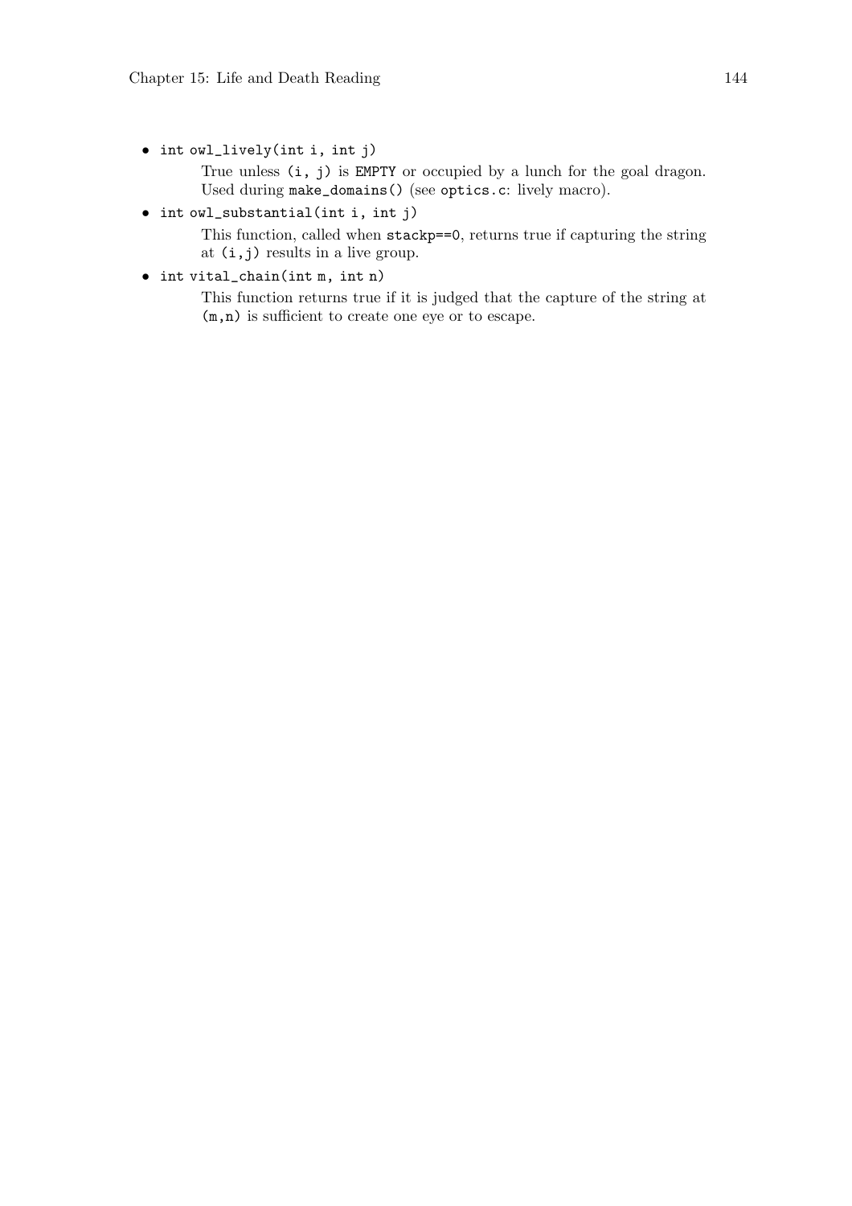- `int owl_lively(int i, int j)`

  True unless `(i, j)` is `EMPTY` or occupied by a lunch for the goal dragon. Used during `make_domains()` (see `optics.c`: lively macro).

- `int owl_substantial(int i, int j)`

  This function, called when `stackp==0`, returns true if capturing the string at `(i,j)` results in a live group.

- `int vital_chain(int m, int n)`

  This function returns true if it is judged that the capture of the string at `(m,n)` is sufficient to create one eye or to escape.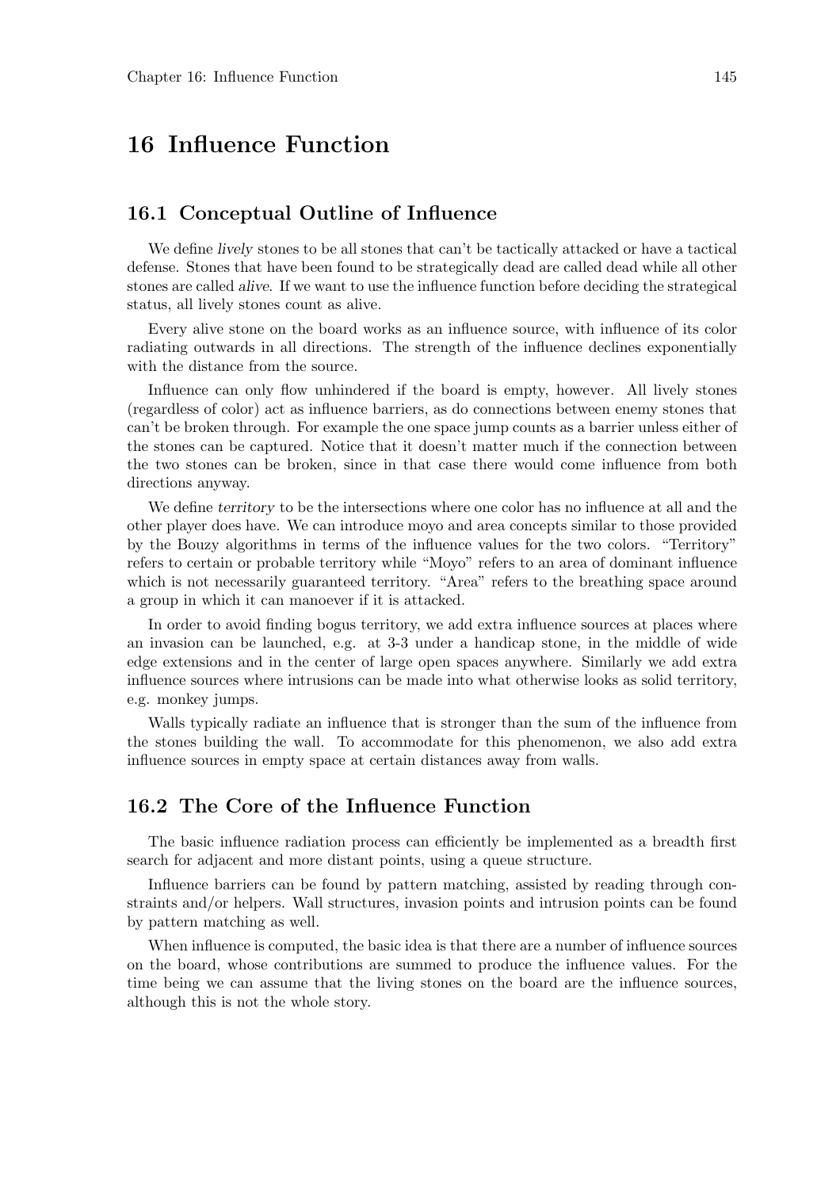# 16 Influence Function

## 16.1 Conceptual Outline of Influence

We define *lively* stones to be all stones that can't be tactically attacked or have a tactical defense. Stones that have been found to be strategically dead are called dead while all other stones are called *alive*. If we want to use the influence function before deciding the strategical status, all lively stones count as alive.

Every alive stone on the board works as an influence source, with influence of its color radiating outwards in all directions. The strength of the influence declines exponentially with the distance from the source.

Influence can only flow unhindered if the board is empty, however. All lively stones (regardless of color) act as influence barriers, as do connections between enemy stones that can't be broken through. For example the one space jump counts as a barrier unless either of the stones can be captured. Notice that it doesn't matter much if the connection between the two stones can be broken, since in that case there would come influence from both directions anyway.

We define *territory* to be the intersections where one color has no influence at all and the other player does have. We can introduce moyo and area concepts similar to those provided by the Bouzy algorithms in terms of the influence values for the two colors. "Territory" refers to certain or probable territory while "Moyo" refers to an area of dominant influence which is not necessarily guaranteed territory. "Area" refers to the breathing space around a group in which it can manoever if it is attacked.

In order to avoid finding bogus territory, we add extra influence sources at places where an invasion can be launched, e.g. at 3-3 under a handicap stone, in the middle of wide edge extensions and in the center of large open spaces anywhere. Similarly we add extra influence sources where intrusions can be made into what otherwise looks as solid territory, e.g. monkey jumps.

Walls typically radiate an influence that is stronger than the sum of the influence from the stones building the wall. To accommodate for this phenomenon, we also add extra influence sources in empty space at certain distances away from walls.

## 16.2 The Core of the Influence Function

The basic influence radiation process can efficiently be implemented as a breadth first search for adjacent and more distant points, using a queue structure.

Influence barriers can be found by pattern matching, assisted by reading through constraints and/or helpers. Wall structures, invasion points and intrusion points can be found by pattern matching as well.

When influence is computed, the basic idea is that there are a number of influence sources on the board, whose contributions are summed to produce the influence values. For the time being we can assume that the living stones on the board are the influence sources, although this is not the whole story.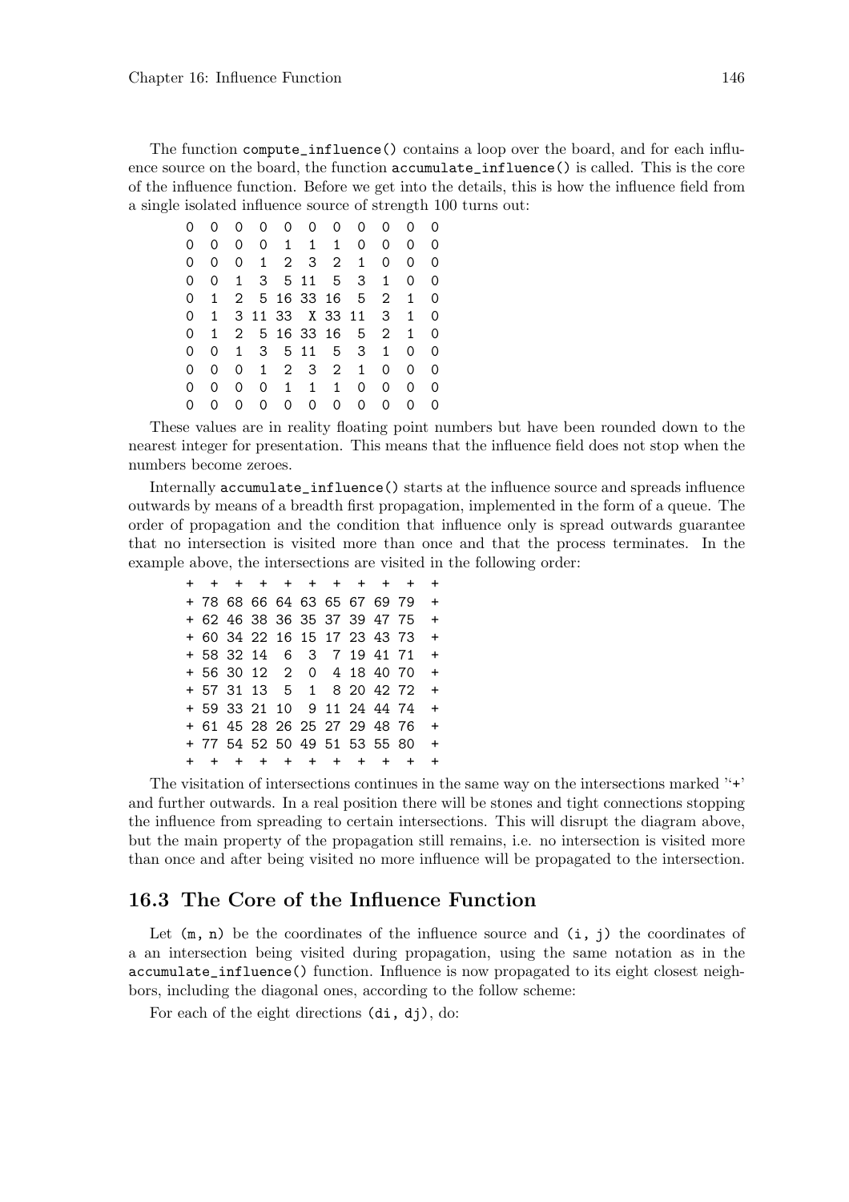The function `compute_influence()` contains a loop over the board, and for each influence source on the board, the function `accumulate_influence()` is called. This is the core of the influence function. Before we get into the details, this is how the influence field from a single isolated influence source of strength 100 turns out:

```
0  0  0  0  0  0  0  0  0  0  0
0  0  0  0  1  1  1  0  0  0  0
0  0  0  1  2  3  2  1  0  0  0
0  0  1  3  5 11  5  3  1  0  0
0  1  2  5 16 33 16  5  2  1  0
0  1  3 11 33  X 33 11  3  1  0
0  1  2  5 16 33 16  5  2  1  0
0  0  1  3  5 11  5  3  1  0  0
0  0  0  1  2  3  2  1  0  0  0
0  0  0  0  1  1  1  0  0  0  0
0  0  0  0  0  0  0  0  0  0  0
```

These values are in reality floating point numbers but have been rounded down to the nearest integer for presentation. This means that the influence field does not stop when the numbers become zeroes.

Internally `accumulate_influence()` starts at the influence source and spreads influence outwards by means of a breadth first propagation, implemented in the form of a queue. The order of propagation and the condition that influence only is spread outwards guarantee that no intersection is visited more than once and that the process terminates. In the example above, the intersections are visited in the following order:

```
+  +  +  +  +  +  +  +  +  +  +
+ 78 68 66 64 63 65 67 69 79  +
+ 62 46 38 36 35 37 39 47 75  +
+ 60 34 22 16 15 17 23 43 73  +
+ 58 32 14  6  3  7 19 41 71  +
+ 56 30 12  2  0  4 18 40 70  +
+ 57 31 13  5  1  8 20 42 72  +
+ 59 33 21 10  9 11 24 44 74  +
+ 61 45 28 26 25 27 29 48 76  +
+ 77 54 52 50 49 51 53 55 80  +
+  +  +  +  +  +  +  +  +  +  +
```

The visitation of intersections continues in the same way on the intersections marked '`+`' and further outwards. In a real position there will be stones and tight connections stopping the influence from spreading to certain intersections. This will disrupt the diagram above, but the main property of the propagation still remains, i.e. no intersection is visited more than once and after being visited no more influence will be propagated to the intersection.

## 16.3 The Core of the Influence Function

Let `(m, n)` be the coordinates of the influence source and `(i, j)` the coordinates of a an intersection being visited during propagation, using the same notation as in the `accumulate_influence()` function. Influence is now propagated to its eight closest neighbors, including the diagonal ones, according to the follow scheme:

For each of the eight directions `(di, dj)`, do: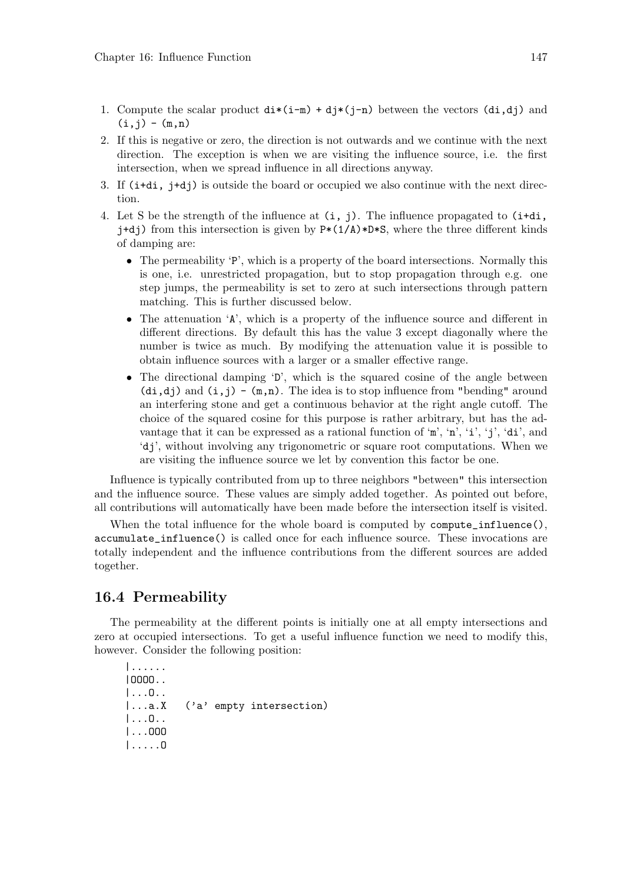1. Compute the scalar product `di*(i-m) + dj*(j-n)` between the vectors `(di,dj)` and `(i,j) - (m,n)`
2. If this is negative or zero, the direction is not outwards and we continue with the next direction. The exception is when we are visiting the influence source, i.e. the first intersection, when we spread influence in all directions anyway.
3. If `(i+di, j+dj)` is outside the board or occupied we also continue with the next direction.
4. Let S be the strength of the influence at `(i, j)`. The influence propagated to `(i+di, j+dj)` from this intersection is given by `P*(1/A)*D*S`, where the three different kinds of damping are:
   - The permeability '`P`', which is a property of the board intersections. Normally this is one, i.e. unrestricted propagation, but to stop propagation through e.g. one step jumps, the permeability is set to zero at such intersections through pattern matching. This is further discussed below.
   - The attenuation '`A`', which is a property of the influence source and different in different directions. By default this has the value 3 except diagonally where the number is twice as much. By modifying the attenuation value it is possible to obtain influence sources with a larger or a smaller effective range.
   - The directional damping '`D`', which is the squared cosine of the angle between `(di,dj)` and `(i,j) - (m,n)`. The idea is to stop influence from "bending" around an interfering stone and get a continuous behavior at the right angle cutoff. The choice of the squared cosine for this purpose is rather arbitrary, but has the advantage that it can be expressed as a rational function of '`m`', '`n`', '`i`', '`j`', '`di`', and '`dj`', without involving any trigonometric or square root computations. When we are visiting the influence source we let by convention this factor be one.

Influence is typically contributed from up to three neighbors "between" this intersection and the influence source. These values are simply added together. As pointed out before, all contributions will automatically have been made before the intersection itself is visited.

When the total influence for the whole board is computed by `compute_influence()`, `accumulate_influence()` is called once for each influence source. These invocations are totally independent and the influence contributions from the different sources are added together.

## 16.4 Permeability

The permeability at the different points is initially one at all empty intersections and zero at occupied intersections. To get a useful influence function we need to modify this, however. Consider the following position:

```
|......
|OOOO..
|...O..
|...a.X   ('a' empty intersection)
|...O..
|...OOO
|.....O
```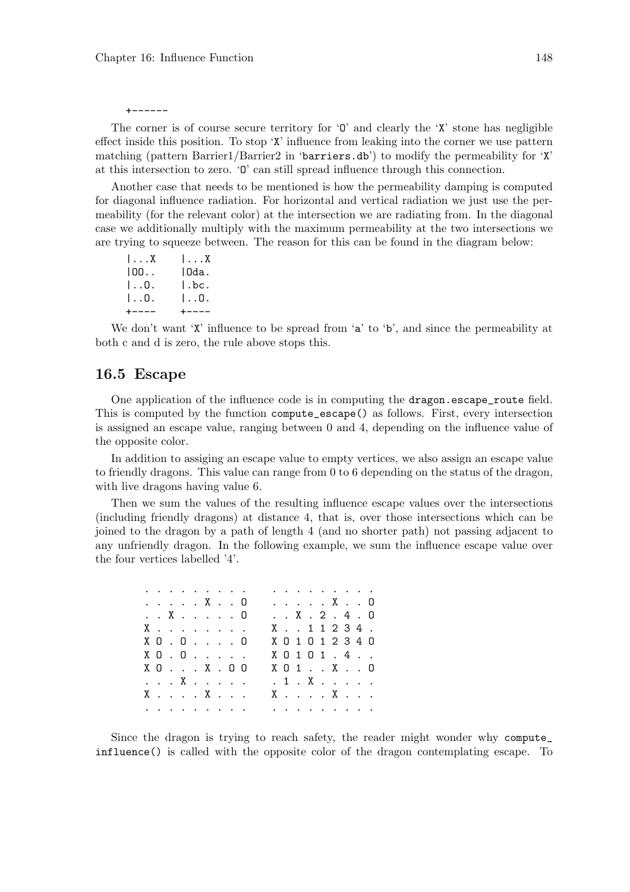```
+------
```

The corner is of course secure territory for 'O' and clearly the 'X' stone has negligible effect inside this position. To stop 'X' influence from leaking into the corner we use pattern matching (pattern Barrier1/Barrier2 in 'barriers.db') to modify the permeability for 'X' at this intersection to zero. 'O' can still spread influence through this connection.

Another case that needs to be mentioned is how the permeability damping is computed for diagonal influence radiation. For horizontal and vertical radiation we just use the permeability (for the relevant color) at the intersection we are radiating from. In the diagonal case we additionally multiply with the maximum permeability at the two intersections we are trying to squeeze between. The reason for this can be found in the diagram below:

```
|...X    |...X
|OO..    |Oda.
|..O.    |.bc.
|..O.    |..O.
+----    +----
```

We don't want 'X' influence to be spread from 'a' to 'b', and since the permeability at both c and d is zero, the rule above stops this.

## 16.5 Escape

One application of the influence code is in computing the dragon.escape_route field. This is computed by the function compute_escape() as follows. First, every intersection is assigned an escape value, ranging between 0 and 4, depending on the influence value of the opposite color.

In addition to assiging an escape value to empty vertices, we also assign an escape value to friendly dragons. This value can range from 0 to 6 depending on the status of the dragon, with live dragons having value 6.

Then we sum the values of the resulting influence escape values over the intersections (including friendly dragons) at distance 4, that is, over those intersections which can be joined to the dragon by a path of length 4 (and no shorter path) not passing adjacent to any unfriendly dragon. In the following example, we sum the influence escape value over the four vertices labelled '4'.

```
. . . . . . . . .    . . . . . . . . .
. . . . . X . . O    . . . . . X . . O
. . X . . . . . O    . . X . 2 . 4 . O
X . . . . . . . .    X . . 1 1 2 3 4 .
X O . O . . . . O    X O 1 O 1 2 3 4 O
X O . O . . . . .    X O 1 O 1 . 4 . .
X O . . . X . O O    X O 1 . . X . . O
. . . X . . . . .    . 1 . X . . . . .
X . . . . X . . .    X . . . . X . . .
. . . . . . . . .    . . . . . . . . .
```

Since the dragon is trying to reach safety, the reader might wonder why compute_influence() is called with the opposite color of the dragon contemplating escape. To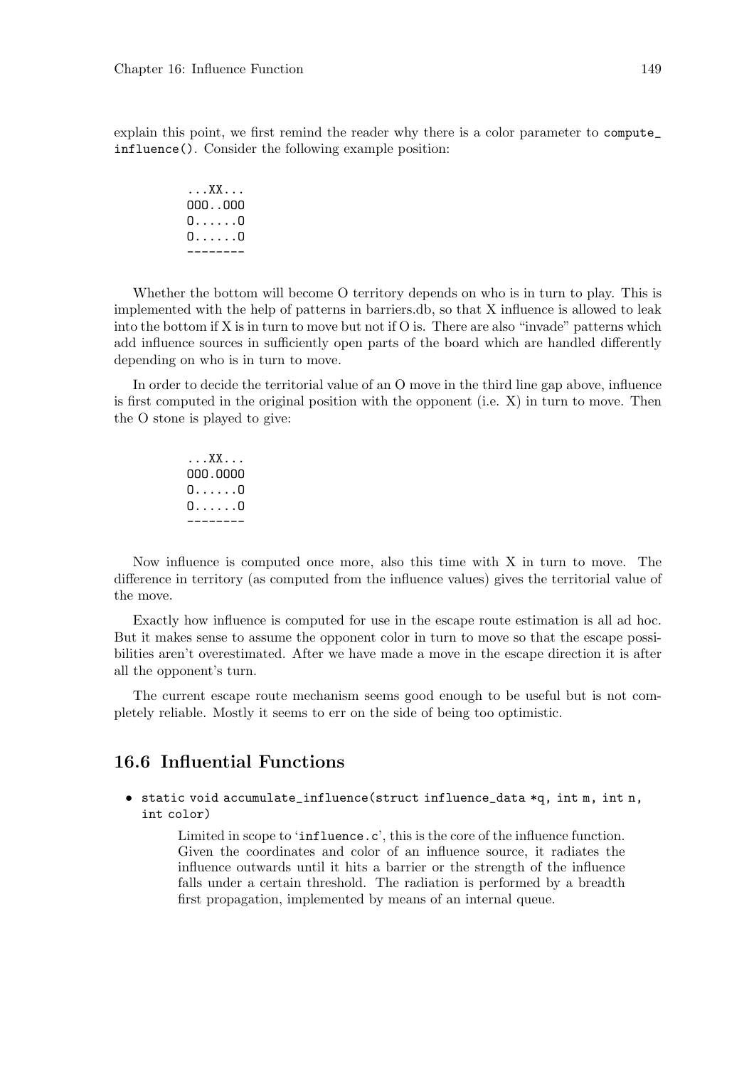explain this point, we first remind the reader why there is a color parameter to `compute_influence()`. Consider the following example position:

```
...XX...
OOO..OOO
O......O
O......O
--------
```

Whether the bottom will become O territory depends on who is in turn to play. This is implemented with the help of patterns in barriers.db, so that X influence is allowed to leak into the bottom if X is in turn to move but not if O is. There are also "invade" patterns which add influence sources in sufficiently open parts of the board which are handled differently depending on who is in turn to move.

In order to decide the territorial value of an O move in the third line gap above, influence is first computed in the original position with the opponent (i.e. X) in turn to move. Then the O stone is played to give:

```
...XX...
OOO.OOOO
O......O
O......O
--------
```

Now influence is computed once more, also this time with X in turn to move. The difference in territory (as computed from the influence values) gives the territorial value of the move.

Exactly how influence is computed for use in the escape route estimation is all ad hoc. But it makes sense to assume the opponent color in turn to move so that the escape possibilities aren't overestimated. After we have made a move in the escape direction it is after all the opponent's turn.

The current escape route mechanism seems good enough to be useful but is not completely reliable. Mostly it seems to err on the side of being too optimistic.

## 16.6 Influential Functions

- `static void accumulate_influence(struct influence_data *q, int m, int n, int color)`

  Limited in scope to '`influence.c`', this is the core of the influence function. Given the coordinates and color of an influence source, it radiates the influence outwards until it hits a barrier or the strength of the influence falls under a certain threshold. The radiation is performed by a breadth first propagation, implemented by means of an internal queue.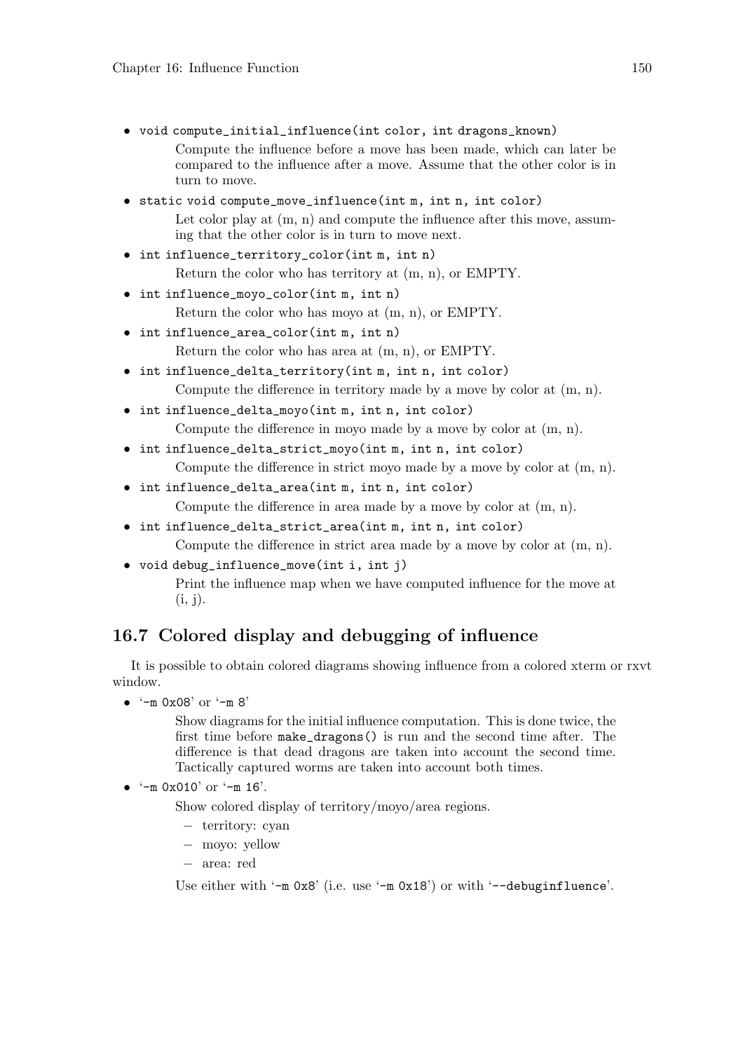- `void compute_initial_influence(int color, int dragons_known)`

  Compute the influence before a move has been made, which can later be compared to the influence after a move. Assume that the other color is in turn to move.

- `static void compute_move_influence(int m, int n, int color)`

  Let color play at (m, n) and compute the influence after this move, assuming that the other color is in turn to move next.

- `int influence_territory_color(int m, int n)`

  Return the color who has territory at (m, n), or EMPTY.

- `int influence_moyo_color(int m, int n)`

  Return the color who has moyo at (m, n), or EMPTY.

- `int influence_area_color(int m, int n)`

  Return the color who has area at (m, n), or EMPTY.

- `int influence_delta_territory(int m, int n, int color)`

  Compute the difference in territory made by a move by color at (m, n).

- `int influence_delta_moyo(int m, int n, int color)`

  Compute the difference in moyo made by a move by color at (m, n).

- `int influence_delta_strict_moyo(int m, int n, int color)`

  Compute the difference in strict moyo made by a move by color at (m, n).

- `int influence_delta_area(int m, int n, int color)`

  Compute the difference in area made by a move by color at (m, n).

- `int influence_delta_strict_area(int m, int n, int color)`

  Compute the difference in strict area made by a move by color at (m, n).

- `void debug_influence_move(int i, int j)`

  Print the influence map when we have computed influence for the move at (i, j).

## 16.7 Colored display and debugging of influence

It is possible to obtain colored diagrams showing influence from a colored xterm or rxvt window.

- '`-m 0x08`' or '`-m 8`'

  Show diagrams for the initial influence computation. This is done twice, the first time before `make_dragons()` is run and the second time after. The difference is that dead dragons are taken into account the second time. Tactically captured worms are taken into account both times.

- '`-m 0x010`' or '`-m 16`'.

  Show colored display of territory/moyo/area regions.

  - territory: cyan
  - moyo: yellow
  - area: red

  Use either with '`-m 0x8`' (i.e. use '`-m 0x18`') or with '`--debuginfluence`'.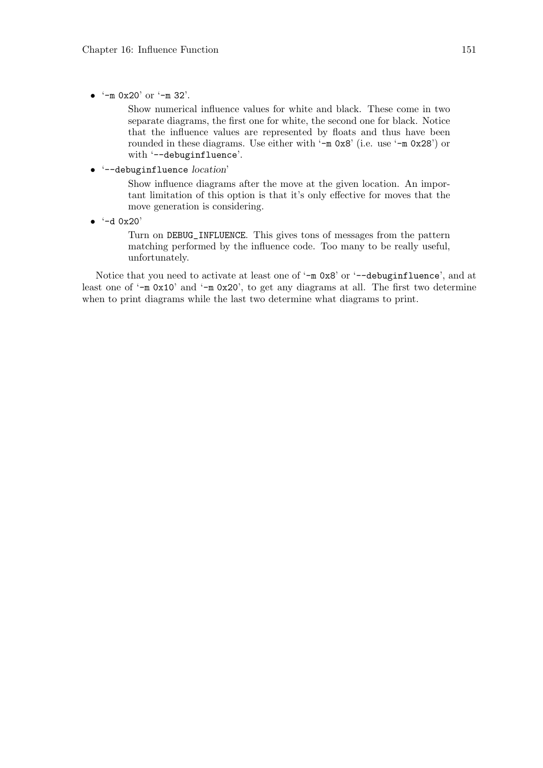- '`-m 0x20`' or '`-m 32`'.

  Show numerical influence values for white and black. These come in two separate diagrams, the first one for white, the second one for black. Notice that the influence values are represented by floats and thus have been rounded in these diagrams. Use either with '`-m 0x8`' (i.e. use '`-m 0x28`') or with '`--debuginfluence`'.

- '`--debuginfluence` *location*'

  Show influence diagrams after the move at the given location. An important limitation of this option is that it's only effective for moves that the move generation is considering.

- '`-d 0x20`'

  Turn on `DEBUG_INFLUENCE`. This gives tons of messages from the pattern matching performed by the influence code. Too many to be really useful, unfortunately.

Notice that you need to activate at least one of '`-m 0x8`' or '`--debuginfluence`', and at least one of '`-m 0x10`' and '`-m 0x20`', to get any diagrams at all. The first two determine when to print diagrams while the last two determine what diagrams to print.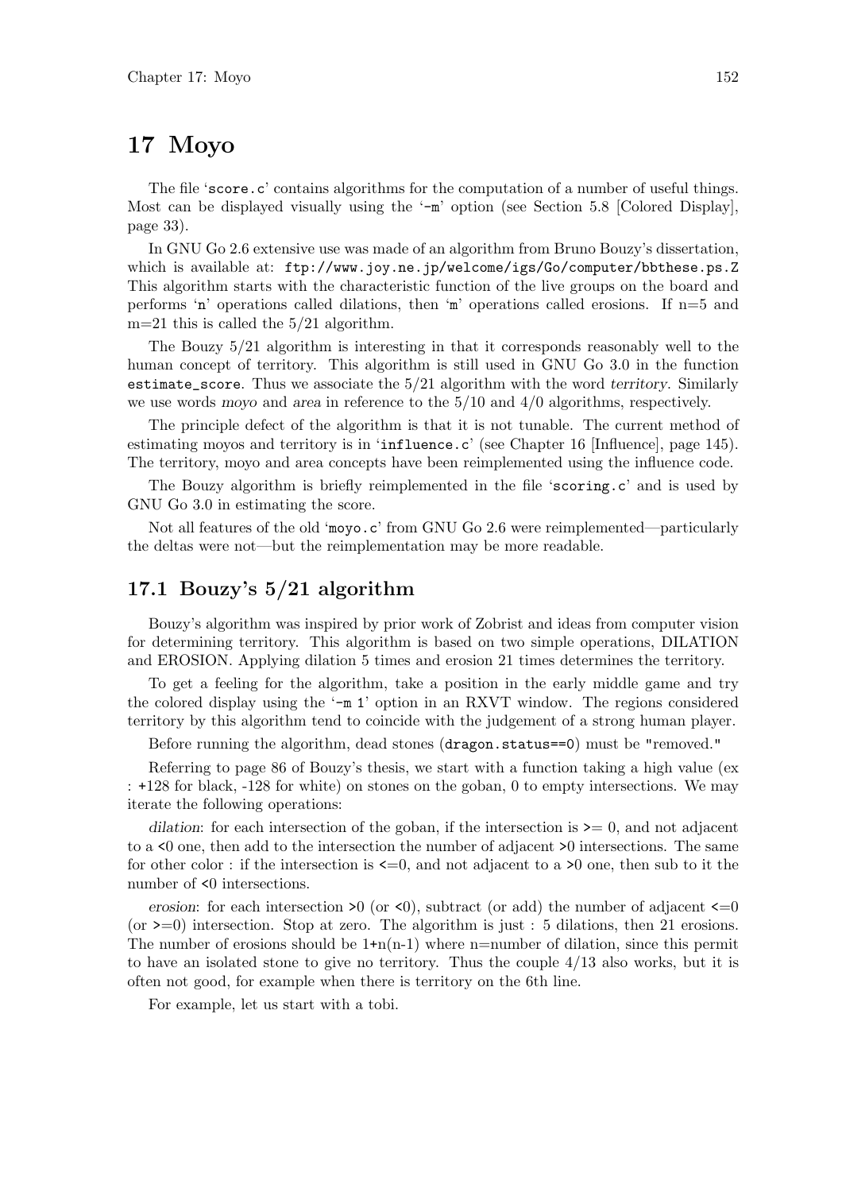# 17 Moyo

The file '`score.c`' contains algorithms for the computation of a number of useful things. Most can be displayed visually using the '`-m`' option (see Section 5.8 [Colored Display], page 33).

In GNU Go 2.6 extensive use was made of an algorithm from Bruno Bouzy's dissertation, which is available at: `ftp://www.joy.ne.jp/welcome/igs/Go/computer/bbthese.ps.Z` This algorithm starts with the characteristic function of the live groups on the board and performs '`n`' operations called dilations, then '`m`' operations called erosions. If n=5 and m=21 this is called the 5/21 algorithm.

The Bouzy 5/21 algorithm is interesting in that it corresponds reasonably well to the human concept of territory. This algorithm is still used in GNU Go 3.0 in the function `estimate_score`. Thus we associate the 5/21 algorithm with the word *territory*. Similarly we use words *moyo* and *area* in reference to the 5/10 and 4/0 algorithms, respectively.

The principle defect of the algorithm is that it is not tunable. The current method of estimating moyos and territory is in '`influence.c`' (see Chapter 16 [Influence], page 145). The territory, moyo and area concepts have been reimplemented using the influence code.

The Bouzy algorithm is briefly reimplemented in the file '`scoring.c`' and is used by GNU Go 3.0 in estimating the score.

Not all features of the old '`moyo.c`' from GNU Go 2.6 were reimplemented—particularly the deltas were not—but the reimplementation may be more readable.

## 17.1 Bouzy's 5/21 algorithm

Bouzy's algorithm was inspired by prior work of Zobrist and ideas from computer vision for determining territory. This algorithm is based on two simple operations, DILATION and EROSION. Applying dilation 5 times and erosion 21 times determines the territory.

To get a feeling for the algorithm, take a position in the early middle game and try the colored display using the '`-m 1`' option in an RXVT window. The regions considered territory by this algorithm tend to coincide with the judgement of a strong human player.

Before running the algorithm, dead stones (`dragon.status==0`) must be "removed."

Referring to page 86 of Bouzy's thesis, we start with a function taking a high value (ex : +128 for black, -128 for white) on stones on the goban, 0 to empty intersections. We may iterate the following operations:

*dilation*: for each intersection of the goban, if the intersection is >= 0, and not adjacent to a <0 one, then add to the intersection the number of adjacent >0 intersections. The same for other color : if the intersection is <=0, and not adjacent to a >0 one, then sub to it the number of <0 intersections.

*erosion*: for each intersection >0 (or <0), subtract (or add) the number of adjacent <=0 (or >=0) intersection. Stop at zero. The algorithm is just : 5 dilations, then 21 erosions. The number of erosions should be 1+n(n-1) where n=number of dilation, since this permit to have an isolated stone to give no territory. Thus the couple 4/13 also works, but it is often not good, for example when there is territory on the 6th line.

For example, let us start with a tobi.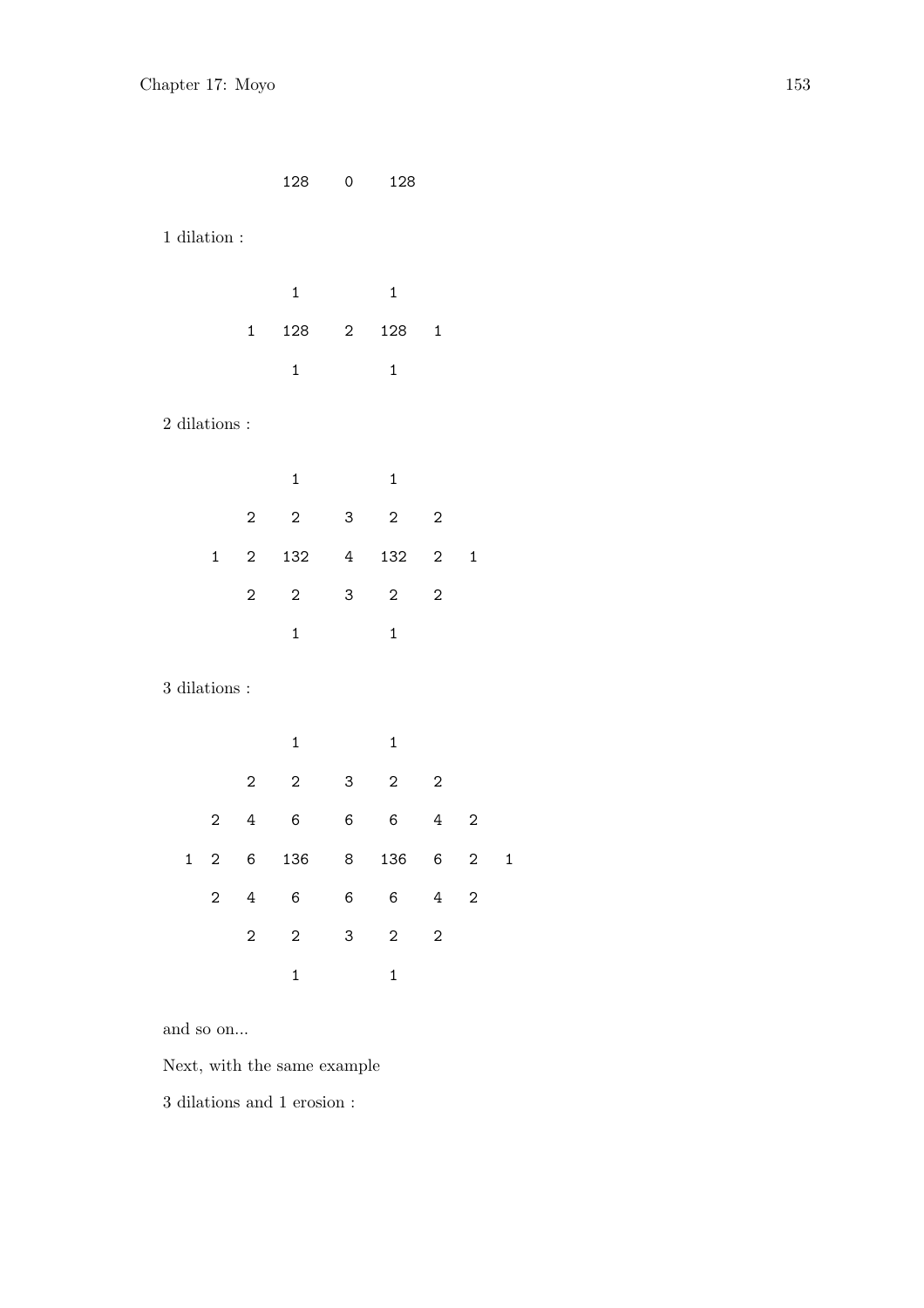```
            128     0     128
```

1 dilation :

```
             1            1
        1   128     2    128    1
             1            1
```

2 dilations :

```
              1            1
         2    2     3     2     2
    1    2   132    4    132    2    1
         2    2     3     2     2
              1            1
```

3 dilations :

```
                  1            1
             2    2     3     2     2
        2    4    6     6     6     4    2
   1    2    6   136    8    136    6    2    1
        2    4    6     6     6     4    2
             2    2     3     2     2
                  1            1
```

and so on...

Next, with the same example

3 dilations and 1 erosion :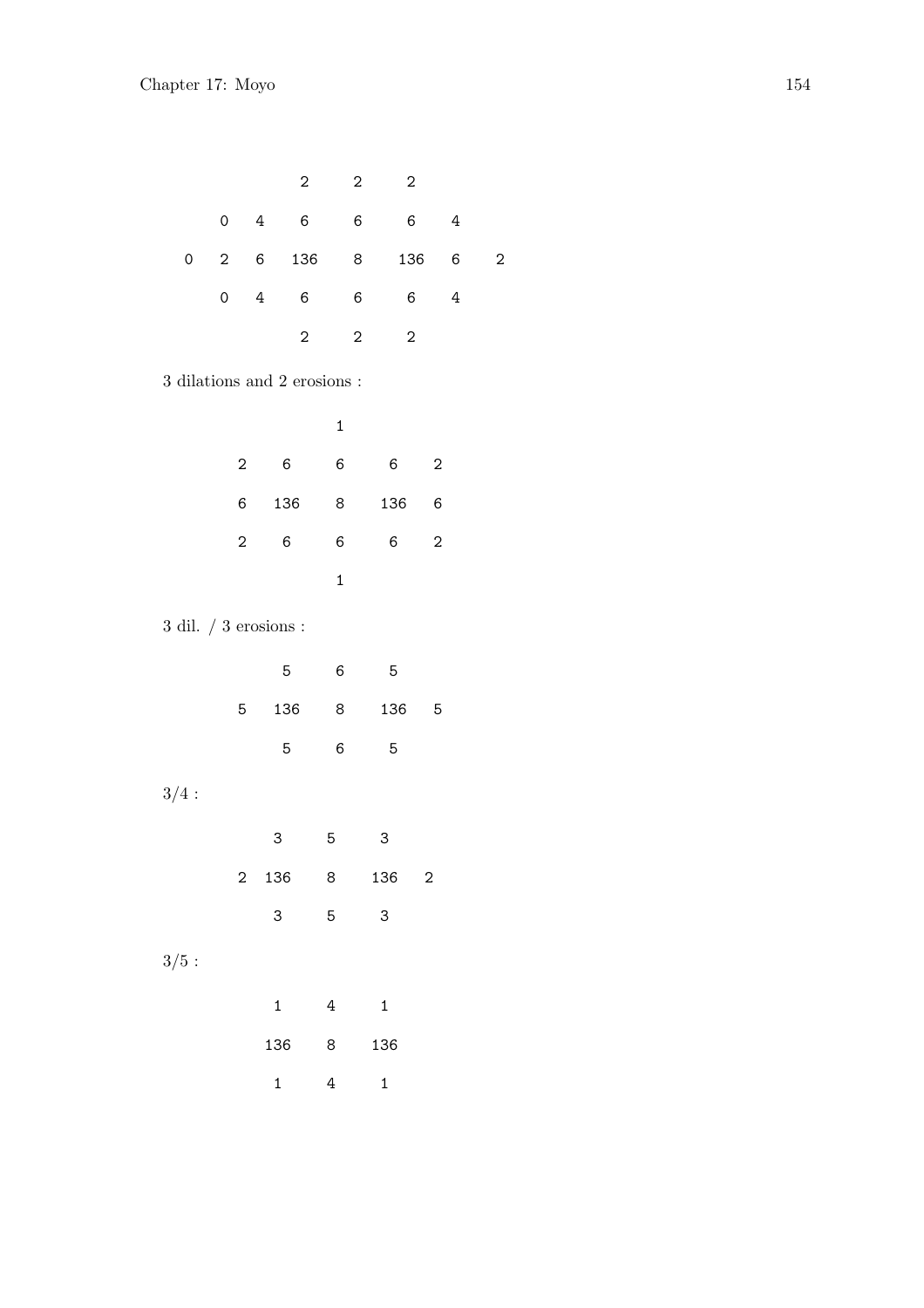```
                2     2     2

        0   4   6     6     6    4

    0   2   6   136   8     136  6    2

        0   4   6     6     6    4

                2     2     2
```

3 dilations and 2 erosions :

```
                  1

        2    6    6    6    2

        6   136   8   136   6

        2    6    6    6    2

                  1
```

3 dil. / 3 erosions :

```
             5    6    5

        5   136   8   136   5

             5    6    5
```

3/4 :

```
             3    5    3

        2   136   8   136   2

             3    5    3
```

3/5 :

```
             1    4    1

            136   8   136

             1    4    1
```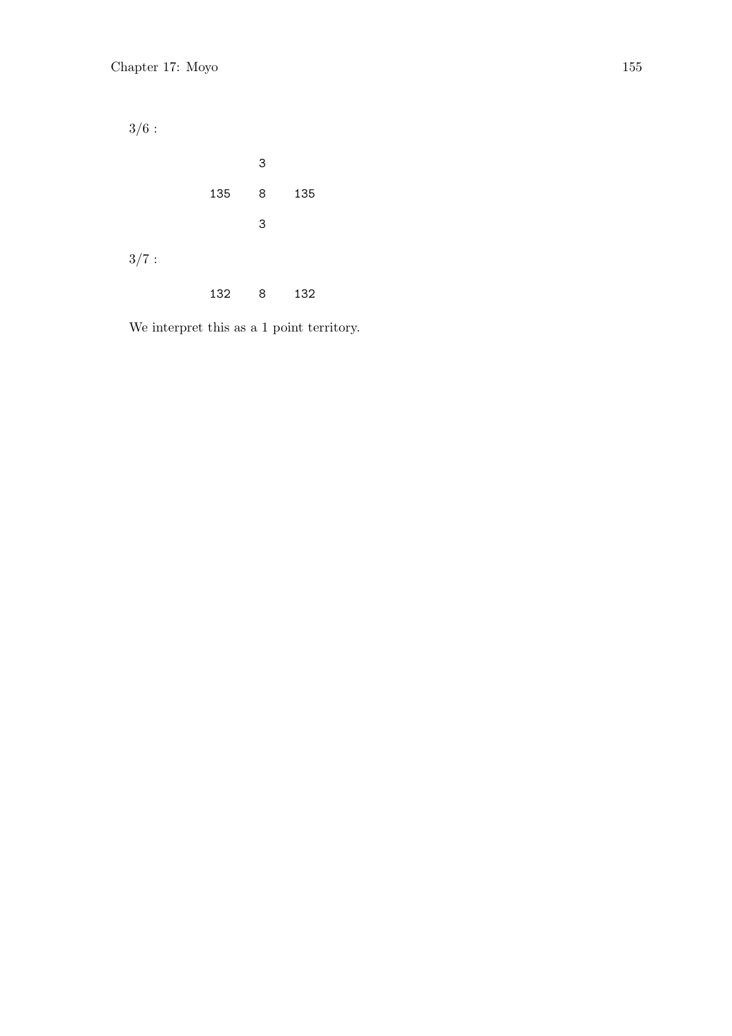3/6 :

```
          3

   135    8    135

          3
```

3/7 :

```
   132    8    132
```

We interpret this as a 1 point territory.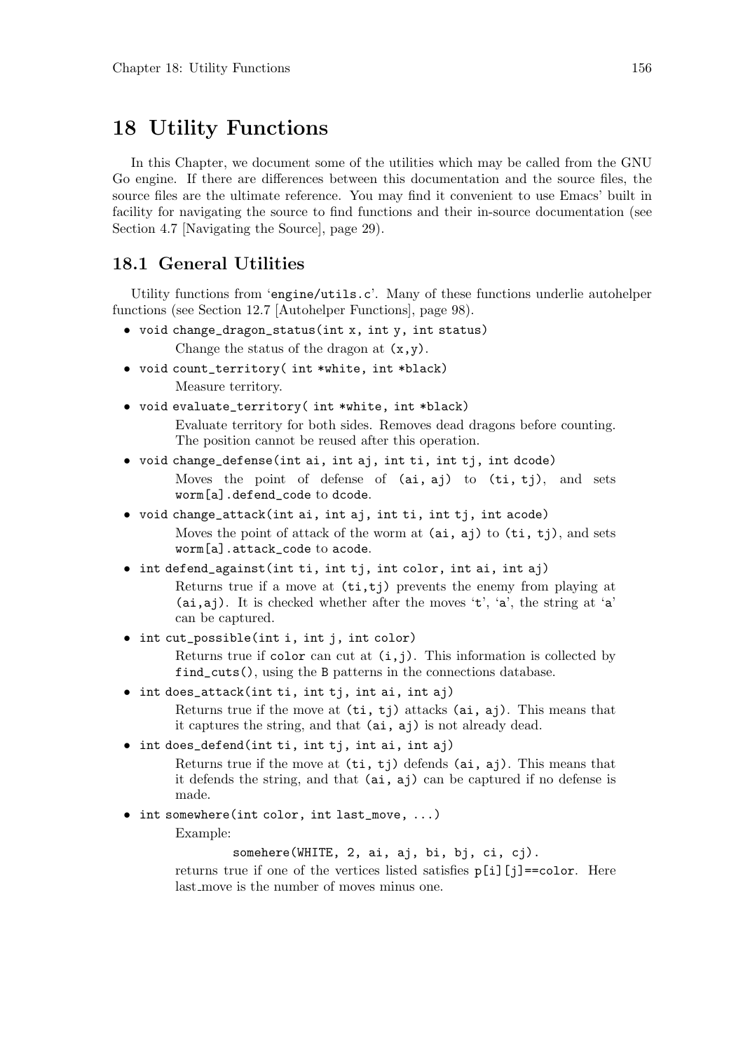# 18 Utility Functions

In this Chapter, we document some of the utilities which may be called from the GNU Go engine. If there are differences between this documentation and the source files, the source files are the ultimate reference. You may find it convenient to use Emacs' built in facility for navigating the source to find functions and their in-source documentation (see Section 4.7 [Navigating the Source], page 29).

## 18.1 General Utilities

Utility functions from 'engine/utils.c'. Many of these functions underlie autohelper functions (see Section 12.7 [Autohelper Functions], page 98).

- `void change_dragon_status(int x, int y, int status)`

  Change the status of the dragon at `(x,y)`.

- `void count_territory( int *white, int *black)`

  Measure territory.

- `void evaluate_territory( int *white, int *black)`

  Evaluate territory for both sides. Removes dead dragons before counting. The position cannot be reused after this operation.

- `void change_defense(int ai, int aj, int ti, int tj, int dcode)`

  Moves the point of defense of `(ai, aj)` to `(ti, tj)`, and sets `worm[a].defend_code` to `dcode`.

- `void change_attack(int ai, int aj, int ti, int tj, int acode)`

  Moves the point of attack of the worm at `(ai, aj)` to `(ti, tj)`, and sets `worm[a].attack_code` to `acode`.

- `int defend_against(int ti, int tj, int color, int ai, int aj)`

  Returns true if a move at `(ti,tj)` prevents the enemy from playing at `(ai,aj)`. It is checked whether after the moves '`t`', '`a`', the string at '`a`' can be captured.

- `int cut_possible(int i, int j, int color)`

  Returns true if `color` can cut at `(i,j)`. This information is collected by `find_cuts()`, using the `B` patterns in the connections database.

- `int does_attack(int ti, int tj, int ai, int aj)`

  Returns true if the move at `(ti, tj)` attacks `(ai, aj)`. This means that it captures the string, and that `(ai, aj)` is not already dead.

- `int does_defend(int ti, int tj, int ai, int aj)`

  Returns true if the move at `(ti, tj)` defends `(ai, aj)`. This means that it defends the string, and that `(ai, aj)` can be captured if no defense is made.

- `int somewhere(int color, int last_move, ...)`

  Example:

  ```
  somehere(WHITE, 2, ai, aj, bi, bj, ci, cj).
  ```

  returns true if one of the vertices listed satisfies `p[i][j]==color`. Here last_move is the number of moves minus one.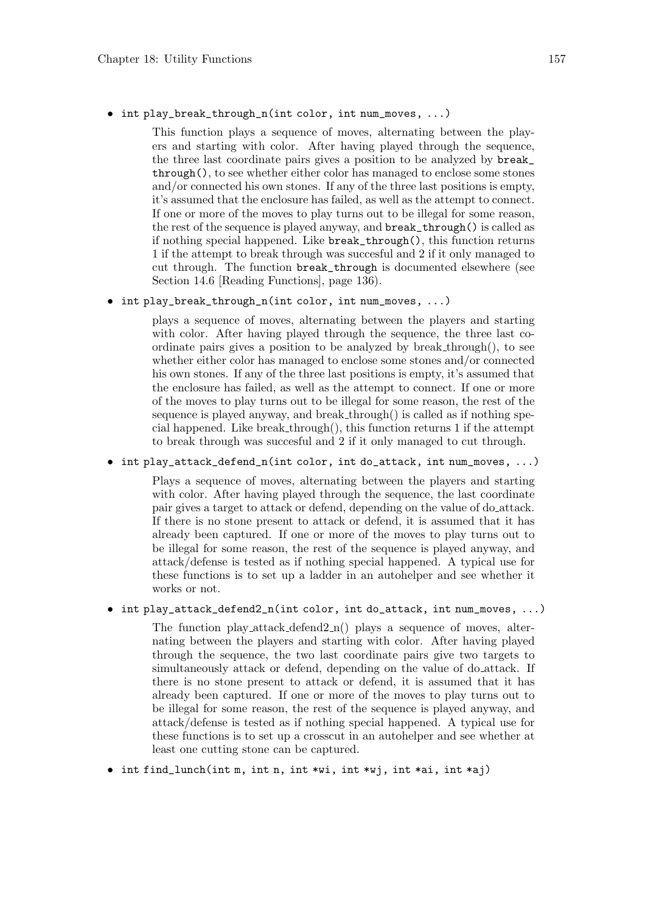* `int play_break_through_n(int color, int num_moves, ...)`

  This function plays a sequence of moves, alternating between the players and starting with color. After having played through the sequence, the three last coordinate pairs gives a position to be analyzed by `break_through()`, to see whether either color has managed to enclose some stones and/or connected his own stones. If any of the three last positions is empty, it's assumed that the enclosure has failed, as well as the attempt to connect. If one or more of the moves to play turns out to be illegal for some reason, the rest of the sequence is played anyway, and `break_through()` is called as if nothing special happened. Like `break_through()`, this function returns 1 if the attempt to break through was succesful and 2 if it only managed to cut through. The function `break_through` is documented elsewhere (see Section 14.6 [Reading Functions], page 136).

* `int play_break_through_n(int color, int num_moves, ...)`

  plays a sequence of moves, alternating between the players and starting with color. After having played through the sequence, the three last coordinate pairs gives a position to be analyzed by break_through(), to see whether either color has managed to enclose some stones and/or connected his own stones. If any of the three last positions is empty, it's assumed that the enclosure has failed, as well as the attempt to connect. If one or more of the moves to play turns out to be illegal for some reason, the rest of the sequence is played anyway, and break_through() is called as if nothing special happened. Like break_through(), this function returns 1 if the attempt to break through was succesful and 2 if it only managed to cut through.

* `int play_attack_defend_n(int color, int do_attack, int num_moves, ...)`

  Plays a sequence of moves, alternating between the players and starting with color. After having played through the sequence, the last coordinate pair gives a target to attack or defend, depending on the value of do_attack. If there is no stone present to attack or defend, it is assumed that it has already been captured. If one or more of the moves to play turns out to be illegal for some reason, the rest of the sequence is played anyway, and attack/defense is tested as if nothing special happened. A typical use for these functions is to set up a ladder in an autohelper and see whether it works or not.

* `int play_attack_defend2_n(int color, int do_attack, int num_moves, ...)`

  The function play_attack_defend2_n() plays a sequence of moves, alternating between the players and starting with color. After having played through the sequence, the two last coordinate pairs give two targets to simultaneously attack or defend, depending on the value of do_attack. If there is no stone present to attack or defend, it is assumed that it has already been captured. If one or more of the moves to play turns out to be illegal for some reason, the rest of the sequence is played anyway, and attack/defense is tested as if nothing special happened. A typical use for these functions is to set up a crosscut in an autohelper and see whether at least one cutting stone can be captured.

* `int find_lunch(int m, int n, int *wi, int *wj, int *ai, int *aj)`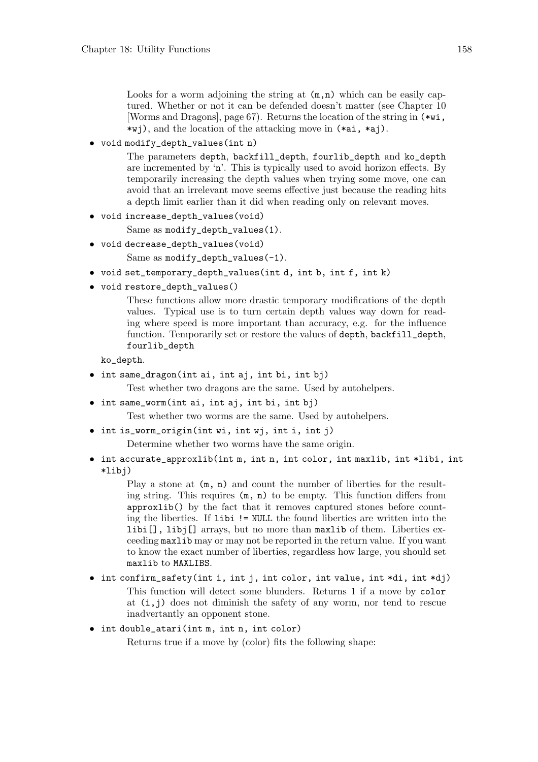Looks for a worm adjoining the string at (m,n) which can be easily captured. Whether or not it can be defended doesn't matter (see Chapter 10 [Worms and Dragons], page 67). Returns the location of the string in (*wi, *wj), and the location of the attacking move in (*ai, *aj).

- `void modify_depth_values(int n)`

  The parameters `depth`, `backfill_depth`, `fourlib_depth` and `ko_depth` are incremented by 'n'. This is typically used to avoid horizon effects. By temporarily increasing the depth values when trying some move, one can avoid that an irrelevant move seems effective just because the reading hits a depth limit earlier than it did when reading only on relevant moves.

- `void increase_depth_values(void)`

  Same as `modify_depth_values(1)`.

- `void decrease_depth_values(void)`

  Same as `modify_depth_values(-1)`.

- `void set_temporary_depth_values(int d, int b, int f, int k)`
- `void restore_depth_values()`

  These functions allow more drastic temporary modifications of the depth values. Typical use is to turn certain depth values way down for reading where speed is more important than accuracy, e.g. for the influence function. Temporarily set or restore the values of `depth`, `backfill_depth`, `fourlib_depth`

  `ko_depth`.

- `int same_dragon(int ai, int aj, int bi, int bj)`

  Test whether two dragons are the same. Used by autohelpers.

- `int same_worm(int ai, int aj, int bi, int bj)`

  Test whether two worms are the same. Used by autohelpers.

- `int is_worm_origin(int wi, int wj, int i, int j)`

  Determine whether two worms have the same origin.

- `int accurate_approxlib(int m, int n, int color, int maxlib, int *libi, int *libj)`

  Play a stone at (m, n) and count the number of liberties for the resulting string. This requires (m, n) to be empty. This function differs from `approxlib()` by the fact that it removes captured stones before counting the liberties. If `libi != NULL` the found liberties are written into the `libi[]`, `libj[]` arrays, but no more than `maxlib` of them. Liberties exceeding `maxlib` may or may not be reported in the return value. If you want to know the exact number of liberties, regardless how large, you should set `maxlib` to `MAXLIBS`.

- `int confirm_safety(int i, int j, int color, int value, int *di, int *dj)`

  This function will detect some blunders. Returns 1 if a move by `color` at (i,j) does not diminish the safety of any worm, nor tend to rescue inadvertantly an opponent stone.

- `int double_atari(int m, int n, int color)`

  Returns true if a move by (color) fits the following shape: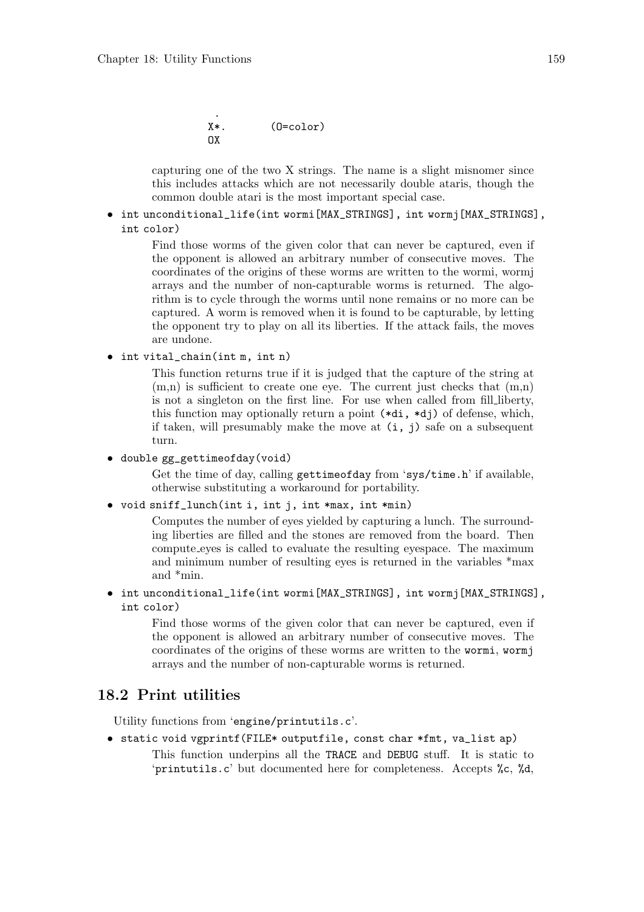```
 .
X*.      (O=color)
OX
```

capturing one of the two X strings. The name is a slight misnomer since this includes attacks which are not necessarily double ataris, though the common double atari is the most important special case.

- `int unconditional_life(int wormi[MAX_STRINGS], int wormj[MAX_STRINGS], int color)`

  Find those worms of the given color that can never be captured, even if the opponent is allowed an arbitrary number of consecutive moves. The coordinates of the origins of these worms are written to the wormi, wormj arrays and the number of non-capturable worms is returned. The algorithm is to cycle through the worms until none remains or no more can be captured. A worm is removed when it is found to be capturable, by letting the opponent try to play on all its liberties. If the attack fails, the moves are undone.

- `int vital_chain(int m, int n)`

  This function returns true if it is judged that the capture of the string at (m,n) is sufficient to create one eye. The current just checks that (m,n) is not a singleton on the first line. For use when called from fill_liberty, this function may optionally return a point `(*di, *dj)` of defense, which, if taken, will presumably make the move at `(i, j)` safe on a subsequent turn.

- `double gg_gettimeofday(void)`

  Get the time of day, calling `gettimeofday` from '`sys/time.h`' if available, otherwise substituting a workaround for portability.

- `void sniff_lunch(int i, int j, int *max, int *min)`

  Computes the number of eyes yielded by capturing a lunch. The surrounding liberties are filled and the stones are removed from the board. Then compute_eyes is called to evaluate the resulting eyespace. The maximum and minimum number of resulting eyes is returned in the variables *max and *min.

- `int unconditional_life(int wormi[MAX_STRINGS], int wormj[MAX_STRINGS], int color)`

  Find those worms of the given color that can never be captured, even if the opponent is allowed an arbitrary number of consecutive moves. The coordinates of the origins of these worms are written to the `wormi`, `wormj` arrays and the number of non-capturable worms is returned.

## 18.2 Print utilities

Utility functions from '`engine/printutils.c`'.

- `static void vgprintf(FILE* outputfile, const char *fmt, va_list ap)`

  This function underpins all the `TRACE` and `DEBUG` stuff. It is static to '`printutils.c`' but documented here for completeness. Accepts `%c`, `%d`,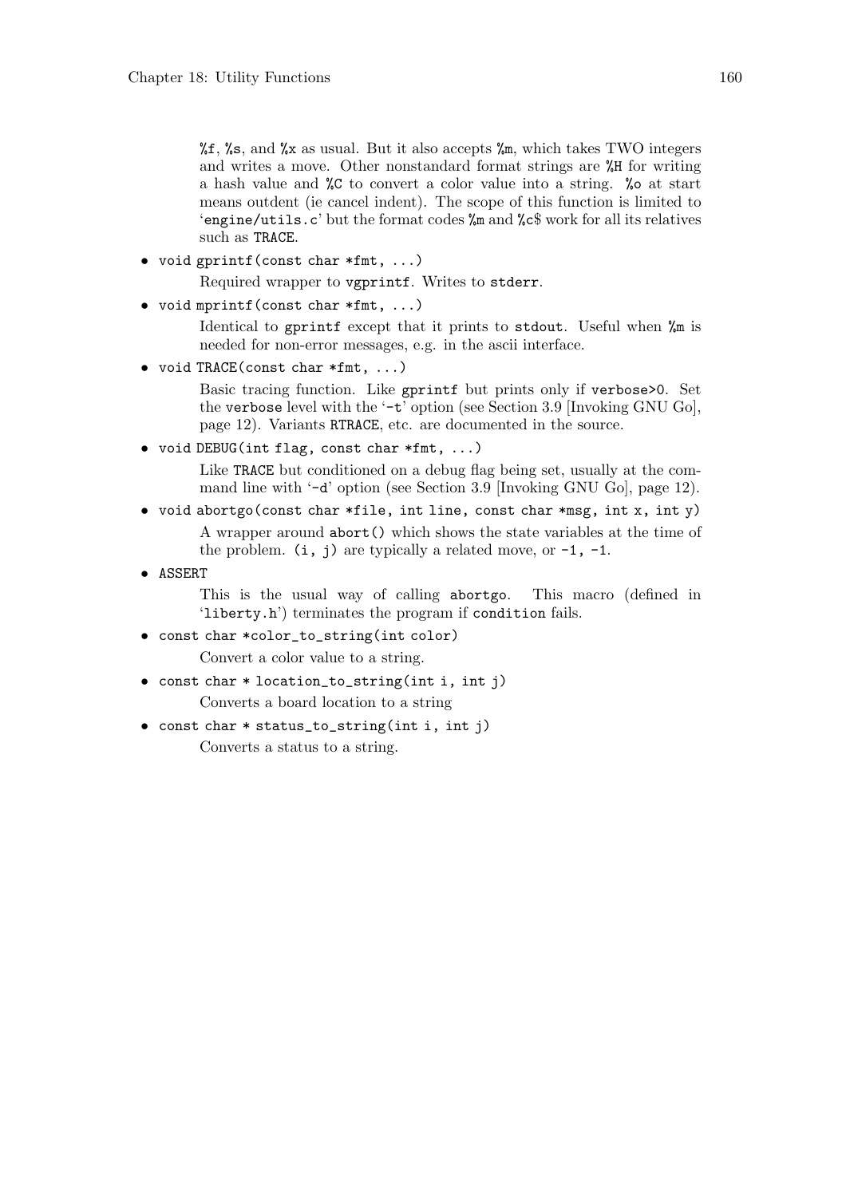`%f`, `%s`, and `%x` as usual. But it also accepts `%m`, which takes TWO integers and writes a move. Other nonstandard format strings are `%H` for writing a hash value and `%C` to convert a color value into a string. `%o` at start means outdent (ie cancel indent). The scope of this function is limited to '`engine/utils.c`' but the format codes `%m` and `%c$` work for all its relatives such as `TRACE`.

- `void gprintf(const char *fmt, ...)`

  Required wrapper to `vgprintf`. Writes to `stderr`.

- `void mprintf(const char *fmt, ...)`

  Identical to `gprintf` except that it prints to `stdout`. Useful when `%m` is needed for non-error messages, e.g. in the ascii interface.

- `void TRACE(const char *fmt, ...)`

  Basic tracing function. Like `gprintf` but prints only if `verbose>0`. Set the `verbose` level with the '`-t`' option (see Section 3.9 [Invoking GNU Go], page 12). Variants `RTRACE`, etc. are documented in the source.

- `void DEBUG(int flag, const char *fmt, ...)`

  Like `TRACE` but conditioned on a debug flag being set, usually at the command line with '`-d`' option (see Section 3.9 [Invoking GNU Go], page 12).

- `void abortgo(const char *file, int line, const char *msg, int x, int y)`

  A wrapper around `abort()` which shows the state variables at the time of the problem. `(i, j)` are typically a related move, or `-1, -1`.

- `ASSERT`

  This is the usual way of calling `abortgo`. This macro (defined in '`liberty.h`') terminates the program if `condition` fails.

- `const char *color_to_string(int color)`

  Convert a color value to a string.

- `const char * location_to_string(int i, int j)`

  Converts a board location to a string

- `const char * status_to_string(int i, int j)`

  Converts a status to a string.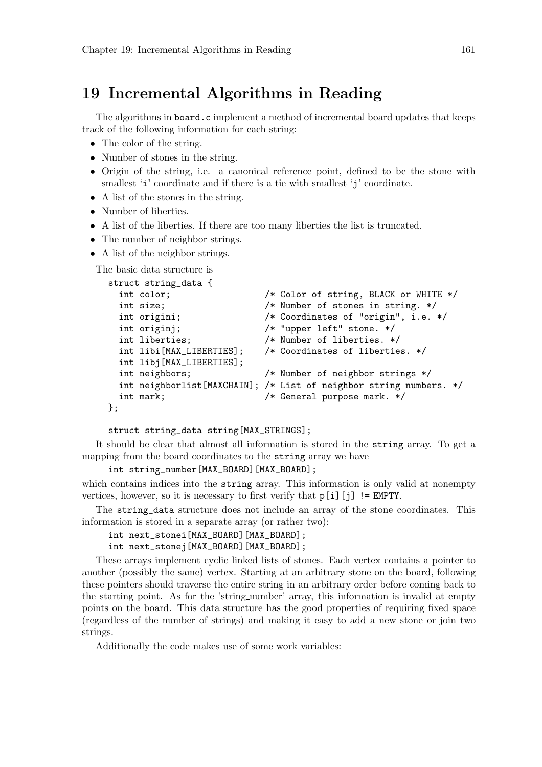# 19 Incremental Algorithms in Reading

The algorithms in `board.c` implement a method of incremental board updates that keeps track of the following information for each string:

- The color of the string.
- Number of stones in the string.
- Origin of the string, i.e. a canonical reference point, defined to be the stone with smallest 'i' coordinate and if there is a tie with smallest 'j' coordinate.
- A list of the stones in the string.
- Number of liberties.
- A list of the liberties. If there are too many liberties the list is truncated.
- The number of neighbor strings.
- A list of the neighbor strings.

The basic data structure is

```
struct string_data {
  int color;                  /* Color of string, BLACK or WHITE */
  int size;                   /* Number of stones in string. */
  int origini;                /* Coordinates of "origin", i.e. */
  int originj;                /* "upper left" stone. */
  int liberties;              /* Number of liberties. */
  int libi[MAX_LIBERTIES];    /* Coordinates of liberties. */
  int libj[MAX_LIBERTIES];
  int neighbors;              /* Number of neighbor strings */
  int neighborlist[MAXCHAIN]; /* List of neighbor string numbers. */
  int mark;                   /* General purpose mark. */
};

struct string_data string[MAX_STRINGS];
```

It should be clear that almost all information is stored in the `string` array. To get a mapping from the board coordinates to the `string` array we have

```
int string_number[MAX_BOARD][MAX_BOARD];
```

which contains indices into the `string` array. This information is only valid at nonempty vertices, however, so it is necessary to first verify that `p[i][j] != EMPTY`.

The `string_data` structure does not include an array of the stone coordinates. This information is stored in a separate array (or rather two):

```
int next_stonei[MAX_BOARD][MAX_BOARD];
int next_stonej[MAX_BOARD][MAX_BOARD];
```

These arrays implement cyclic linked lists of stones. Each vertex contains a pointer to another (possibly the same) vertex. Starting at an arbitrary stone on the board, following these pointers should traverse the entire string in an arbitrary order before coming back to the starting point. As for the 'string_number' array, this information is invalid at empty points on the board. This data structure has the good properties of requiring fixed space (regardless of the number of strings) and making it easy to add a new stone or join two strings.

Additionally the code makes use of some work variables: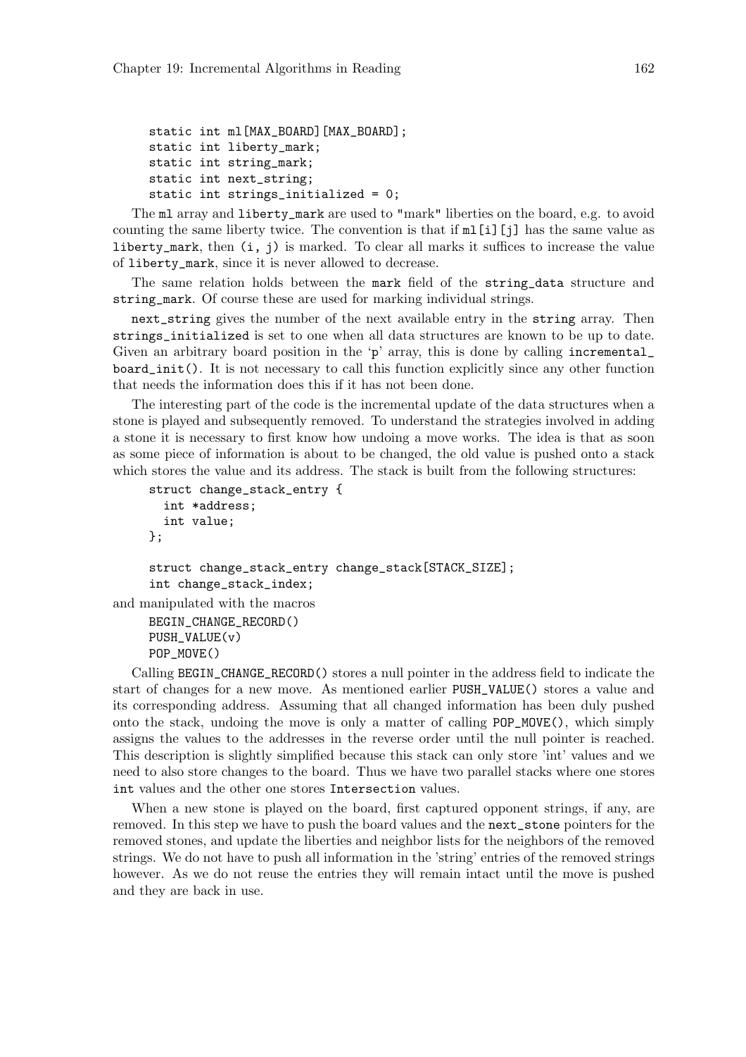```
static int ml[MAX_BOARD][MAX_BOARD];
static int liberty_mark;
static int string_mark;
static int next_string;
static int strings_initialized = 0;
```

The `ml` array and `liberty_mark` are used to "mark" liberties on the board, e.g. to avoid counting the same liberty twice. The convention is that if `ml[i][j]` has the same value as `liberty_mark`, then `(i, j)` is marked. To clear all marks it suffices to increase the value of `liberty_mark`, since it is never allowed to decrease.

The same relation holds between the `mark` field of the `string_data` structure and `string_mark`. Of course these are used for marking individual strings.

`next_string` gives the number of the next available entry in the `string` array. Then `strings_initialized` is set to one when all data structures are known to be up to date. Given an arbitrary board position in the 'p' array, this is done by calling `incremental_board_init()`. It is not necessary to call this function explicitly since any other function that needs the information does this if it has not been done.

The interesting part of the code is the incremental update of the data structures when a stone is played and subsequently removed. To understand the strategies involved in adding a stone it is necessary to first know how undoing a move works. The idea is that as soon as some piece of information is about to be changed, the old value is pushed onto a stack which stores the value and its address. The stack is built from the following structures:

```
struct change_stack_entry {
  int *address;
  int value;
};

struct change_stack_entry change_stack[STACK_SIZE];
int change_stack_index;
```

and manipulated with the macros

```
BEGIN_CHANGE_RECORD()
PUSH_VALUE(v)
POP_MOVE()
```

Calling `BEGIN_CHANGE_RECORD()` stores a null pointer in the address field to indicate the start of changes for a new move. As mentioned earlier `PUSH_VALUE()` stores a value and its corresponding address. Assuming that all changed information has been duly pushed onto the stack, undoing the move is only a matter of calling `POP_MOVE()`, which simply assigns the values to the addresses in the reverse order until the null pointer is reached. This description is slightly simplified because this stack can only store 'int' values and we need to also store changes to the board. Thus we have two parallel stacks where one stores `int` values and the other one stores `Intersection` values.

When a new stone is played on the board, first captured opponent strings, if any, are removed. In this step we have to push the board values and the `next_stone` pointers for the removed stones, and update the liberties and neighbor lists for the neighbors of the removed strings. We do not have to push all information in the 'string' entries of the removed strings however. As we do not reuse the entries they will remain intact until the move is pushed and they are back in use.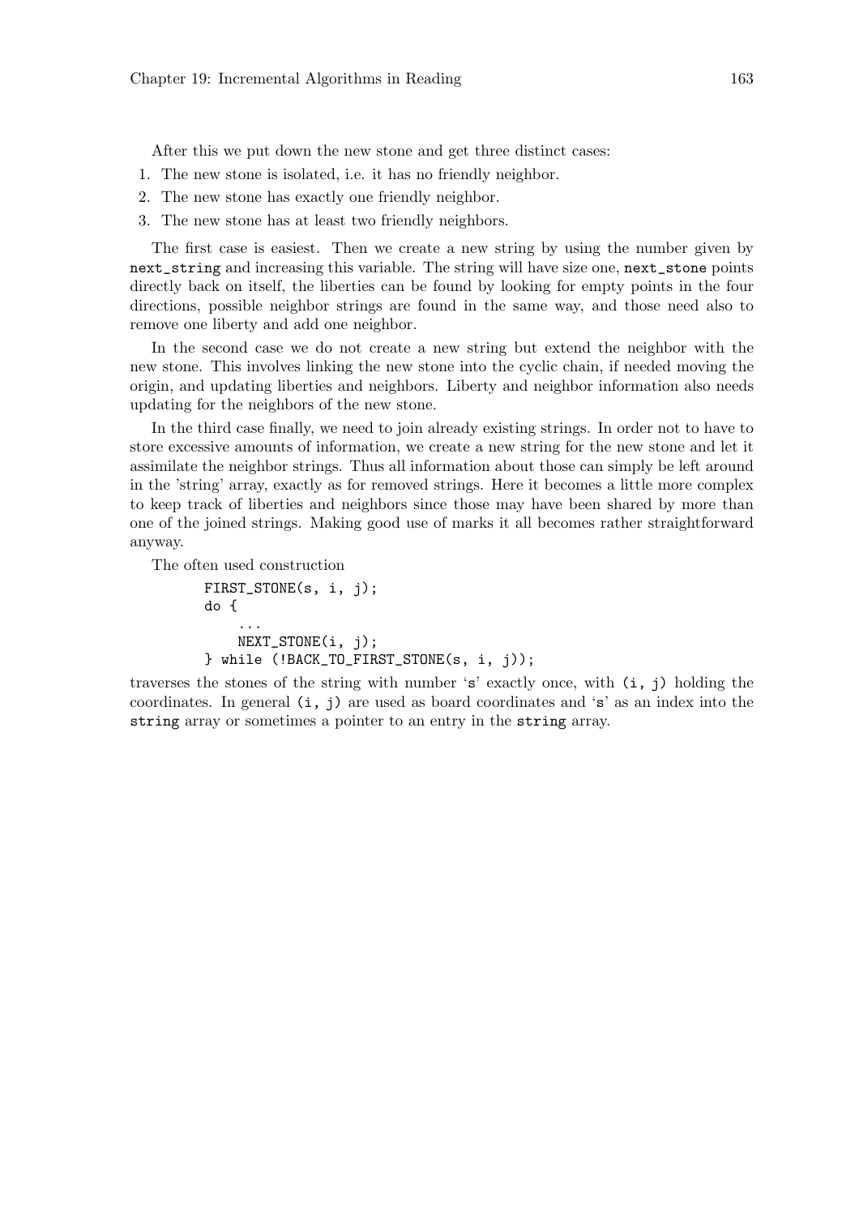After this we put down the new stone and get three distinct cases:

1. The new stone is isolated, i.e. it has no friendly neighbor.
2. The new stone has exactly one friendly neighbor.
3. The new stone has at least two friendly neighbors.

The first case is easiest. Then we create a new string by using the number given by `next_string` and increasing this variable. The string will have size one, `next_stone` points directly back on itself, the liberties can be found by looking for empty points in the four directions, possible neighbor strings are found in the same way, and those need also to remove one liberty and add one neighbor.

In the second case we do not create a new string but extend the neighbor with the new stone. This involves linking the new stone into the cyclic chain, if needed moving the origin, and updating liberties and neighbors. Liberty and neighbor information also needs updating for the neighbors of the new stone.

In the third case finally, we need to join already existing strings. In order not to have to store excessive amounts of information, we create a new string for the new stone and let it assimilate the neighbor strings. Thus all information about those can simply be left around in the 'string' array, exactly as for removed strings. Here it becomes a little more complex to keep track of liberties and neighbors since those may have been shared by more than one of the joined strings. Making good use of marks it all becomes rather straightforward anyway.

The often used construction

```
FIRST_STONE(s, i, j);
do {
    ...
    NEXT_STONE(i, j);
} while (!BACK_TO_FIRST_STONE(s, i, j));
```

traverses the stones of the string with number '`s`' exactly once, with `(i, j)` holding the coordinates. In general `(i, j)` are used as board coordinates and '`s`' as an index into the `string` array or sometimes a pointer to an entry in the `string` array.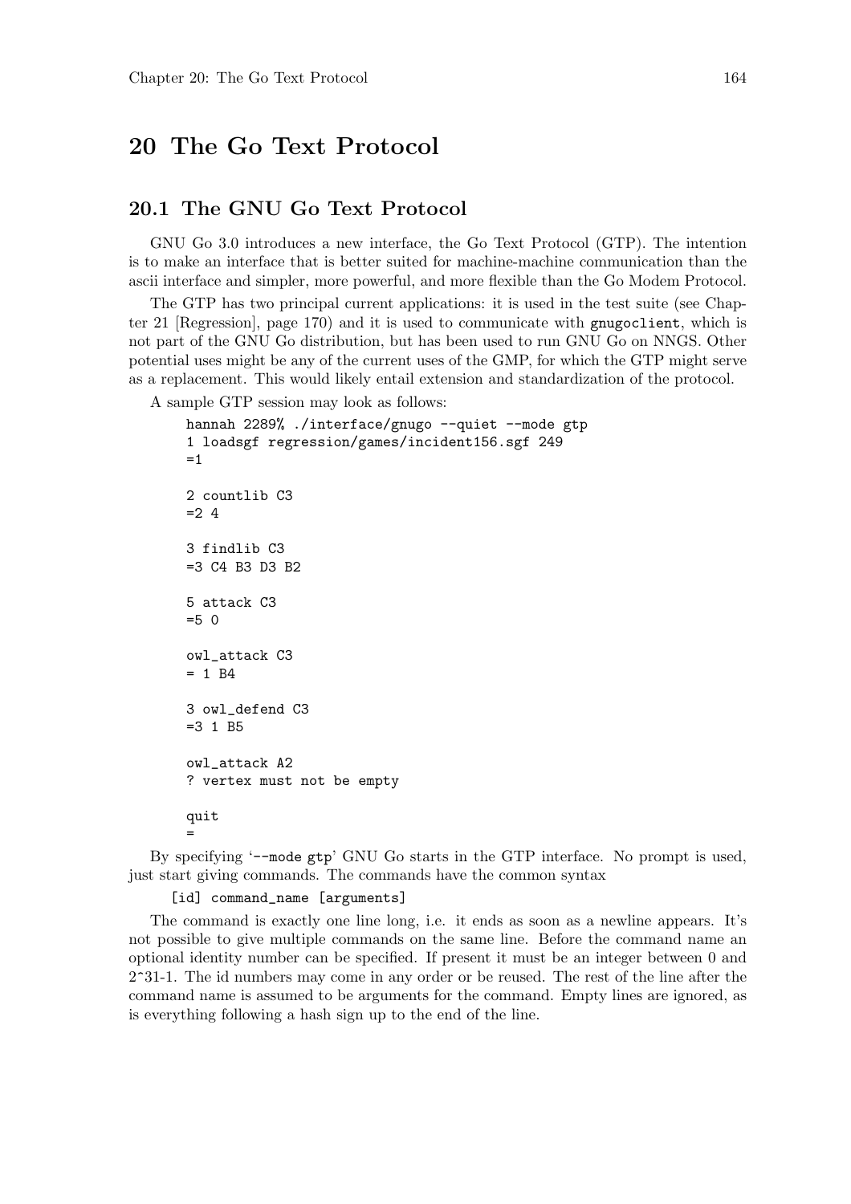# 20 The Go Text Protocol

## 20.1 The GNU Go Text Protocol

GNU Go 3.0 introduces a new interface, the Go Text Protocol (GTP). The intention is to make an interface that is better suited for machine-machine communication than the ascii interface and simpler, more powerful, and more flexible than the Go Modem Protocol.

The GTP has two principal current applications: it is used in the test suite (see Chapter 21 [Regression], page 170) and it is used to communicate with `gnugoclient`, which is not part of the GNU Go distribution, but has been used to run GNU Go on NNGS. Other potential uses might be any of the current uses of the GMP, for which the GTP might serve as a replacement. This would likely entail extension and standardization of the protocol.

A sample GTP session may look as follows:

```
hannah 2289% ./interface/gnugo --quiet --mode gtp
1 loadsgf regression/games/incident156.sgf 249
=1

2 countlib C3
=2 4

3 findlib C3
=3 C4 B3 D3 B2

5 attack C3
=5 0

owl_attack C3
= 1 B4

3 owl_defend C3
=3 1 B5

owl_attack A2
? vertex must not be empty

quit
=
```

By specifying '`--mode gtp`' GNU Go starts in the GTP interface. No prompt is used, just start giving commands. The commands have the common syntax

```
[id] command_name [arguments]
```

The command is exactly one line long, i.e. it ends as soon as a newline appears. It's not possible to give multiple commands on the same line. Before the command name an optional identity number can be specified. If present it must be an integer between 0 and 2^31-1. The id numbers may come in any order or be reused. The rest of the line after the command name is assumed to be arguments for the command. Empty lines are ignored, as is everything following a hash sign up to the end of the line.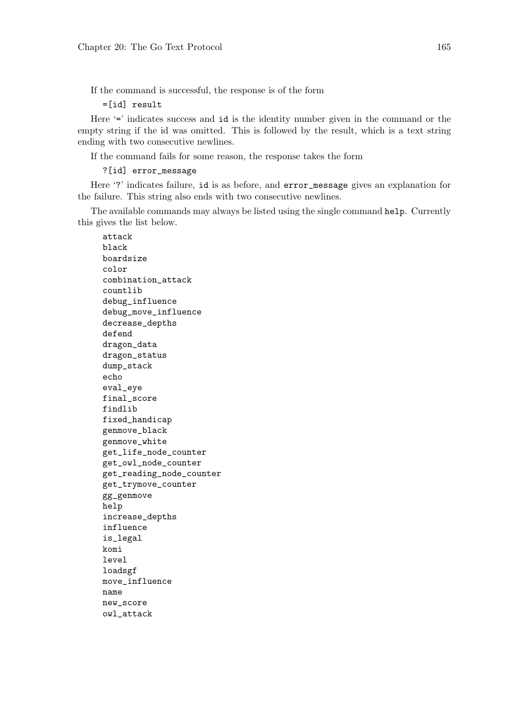If the command is successful, the response is of the form

```
=[id] result
```

Here '=' indicates success and id is the identity number given in the command or the empty string if the id was omitted. This is followed by the result, which is a text string ending with two consecutive newlines.

If the command fails for some reason, the response takes the form

```
?[id] error_message
```

Here '?' indicates failure, id is as before, and error_message gives an explanation for the failure. This string also ends with two consecutive newlines.

The available commands may always be listed using the single command help. Currently this gives the list below.

```
attack
black
boardsize
color
combination_attack
countlib
debug_influence
debug_move_influence
decrease_depths
defend
dragon_data
dragon_status
dump_stack
echo
eval_eye
final_score
findlib
fixed_handicap
genmove_black
genmove_white
get_life_node_counter
get_owl_node_counter
get_reading_node_counter
get_trymove_counter
gg_genmove
help
increase_depths
influence
is_legal
komi
level
loadsgf
move_influence
name
new_score
owl_attack
```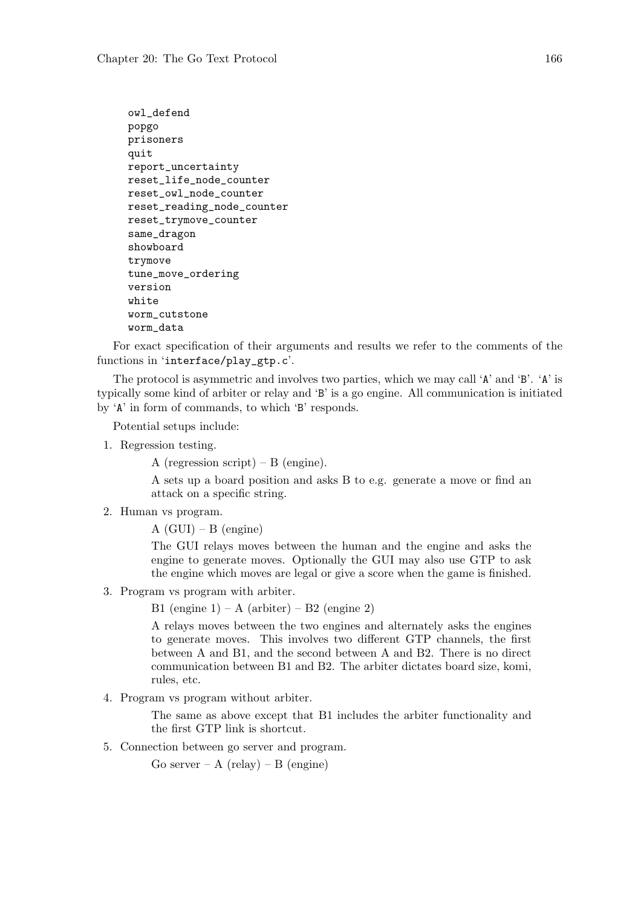```
owl_defend
popgo
prisoners
quit
report_uncertainty
reset_life_node_counter
reset_owl_node_counter
reset_reading_node_counter
reset_trymove_counter
same_dragon
showboard
trymove
tune_move_ordering
version
white
worm_cutstone
worm_data
```

For exact specification of their arguments and results we refer to the comments of the functions in 'interface/play_gtp.c'.

The protocol is asymmetric and involves two parties, which we may call 'A' and 'B'. 'A' is typically some kind of arbiter or relay and 'B' is a go engine. All communication is initiated by 'A' in form of commands, to which 'B' responds.

Potential setups include:

1. Regression testing.

   A (regression script) – B (engine).

   A sets up a board position and asks B to e.g. generate a move or find an attack on a specific string.

2. Human vs program.

   A (GUI) – B (engine)

   The GUI relays moves between the human and the engine and asks the engine to generate moves. Optionally the GUI may also use GTP to ask the engine which moves are legal or give a score when the game is finished.

3. Program vs program with arbiter.

   B1 (engine 1) – A (arbiter) – B2 (engine 2)

   A relays moves between the two engines and alternately asks the engines to generate moves. This involves two different GTP channels, the first between A and B1, and the second between A and B2. There is no direct communication between B1 and B2. The arbiter dictates board size, komi, rules, etc.

4. Program vs program without arbiter.

   The same as above except that B1 includes the arbiter functionality and the first GTP link is shortcut.

5. Connection between go server and program.

   Go server – A (relay) – B (engine)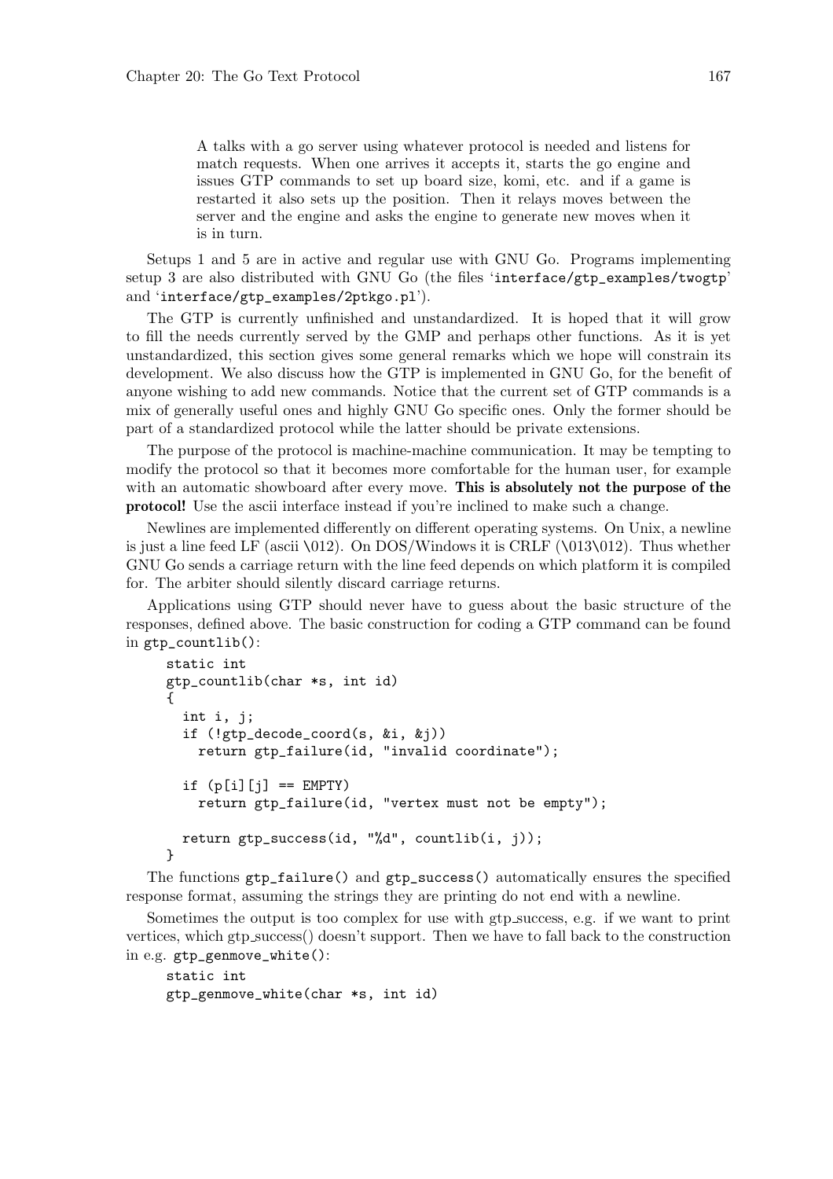> A talks with a go server using whatever protocol is needed and listens for match requests. When one arrives it accepts it, starts the go engine and issues GTP commands to set up board size, komi, etc. and if a game is restarted it also sets up the position. Then it relays moves between the server and the engine and asks the engine to generate new moves when it is in turn.

Setups 1 and 5 are in active and regular use with GNU Go. Programs implementing setup 3 are also distributed with GNU Go (the files '`interface/gtp_examples/twogtp`' and '`interface/gtp_examples/2ptkgo.pl`').

The GTP is currently unfinished and unstandardized. It is hoped that it will grow to fill the needs currently served by the GMP and perhaps other functions. As it is yet unstandardized, this section gives some general remarks which we hope will constrain its development. We also discuss how the GTP is implemented in GNU Go, for the benefit of anyone wishing to add new commands. Notice that the current set of GTP commands is a mix of generally useful ones and highly GNU Go specific ones. Only the former should be part of a standardized protocol while the latter should be private extensions.

The purpose of the protocol is machine-machine communication. It may be tempting to modify the protocol so that it becomes more comfortable for the human user, for example with an automatic showboard after every move. **This is absolutely not the purpose of the protocol!** Use the ascii interface instead if you're inclined to make such a change.

Newlines are implemented differently on different operating systems. On Unix, a newline is just a line feed LF (ascii \012). On DOS/Windows it is CRLF (\013\012). Thus whether GNU Go sends a carriage return with the line feed depends on which platform it is compiled for. The arbiter should silently discard carriage returns.

Applications using GTP should never have to guess about the basic structure of the responses, defined above. The basic construction for coding a GTP command can be found in `gtp_countlib()`:

```
static int
gtp_countlib(char *s, int id)
{
  int i, j;
  if (!gtp_decode_coord(s, &i, &j))
    return gtp_failure(id, "invalid coordinate");

  if (p[i][j] == EMPTY)
    return gtp_failure(id, "vertex must not be empty");

  return gtp_success(id, "%d", countlib(i, j));
}
```

The functions `gtp_failure()` and `gtp_success()` automatically ensures the specified response format, assuming the strings they are printing do not end with a newline.

Sometimes the output is too complex for use with gtp_success, e.g. if we want to print vertices, which gtp_success() doesn't support. Then we have to fall back to the construction in e.g. `gtp_genmove_white()`:

```
static int
gtp_genmove_white(char *s, int id)
```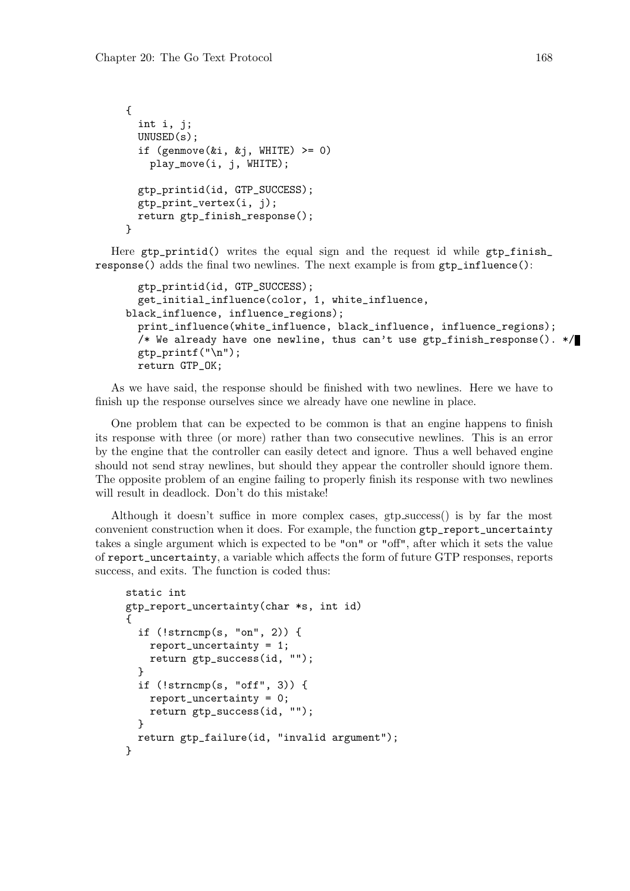```
{
  int i, j;
  UNUSED(s);
  if (genmove(&i, &j, WHITE) >= 0)
    play_move(i, j, WHITE);

  gtp_printid(id, GTP_SUCCESS);
  gtp_print_vertex(i, j);
  return gtp_finish_response();
}
```

Here `gtp_printid()` writes the equal sign and the request id while `gtp_finish_response()` adds the final two newlines. The next example is from `gtp_influence()`:

```
  gtp_printid(id, GTP_SUCCESS);
  get_initial_influence(color, 1, white_influence,
black_influence, influence_regions);
  print_influence(white_influence, black_influence, influence_regions);
  /* We already have one newline, thus can't use gtp_finish_response(). */
  gtp_printf("\n");
  return GTP_OK;
```

As we have said, the response should be finished with two newlines. Here we have to finish up the response ourselves since we already have one newline in place.

One problem that can be expected to be common is that an engine happens to finish its response with three (or more) rather than two consecutive newlines. This is an error by the engine that the controller can easily detect and ignore. Thus a well behaved engine should not send stray newlines, but should they appear the controller should ignore them. The opposite problem of an engine failing to properly finish its response with two newlines will result in deadlock. Don't do this mistake!

Although it doesn't suffice in more complex cases, gtp_success() is by far the most convenient construction when it does. For example, the function `gtp_report_uncertainty` takes a single argument which is expected to be "on" or "off", after which it sets the value of `report_uncertainty`, a variable which affects the form of future GTP responses, reports success, and exits. The function is coded thus:

```
static int
gtp_report_uncertainty(char *s, int id)
{
  if (!strncmp(s, "on", 2)) {
    report_uncertainty = 1;
    return gtp_success(id, "");
  }
  if (!strncmp(s, "off", 3)) {
    report_uncertainty = 0;
    return gtp_success(id, "");
  }
  return gtp_failure(id, "invalid argument");
}
```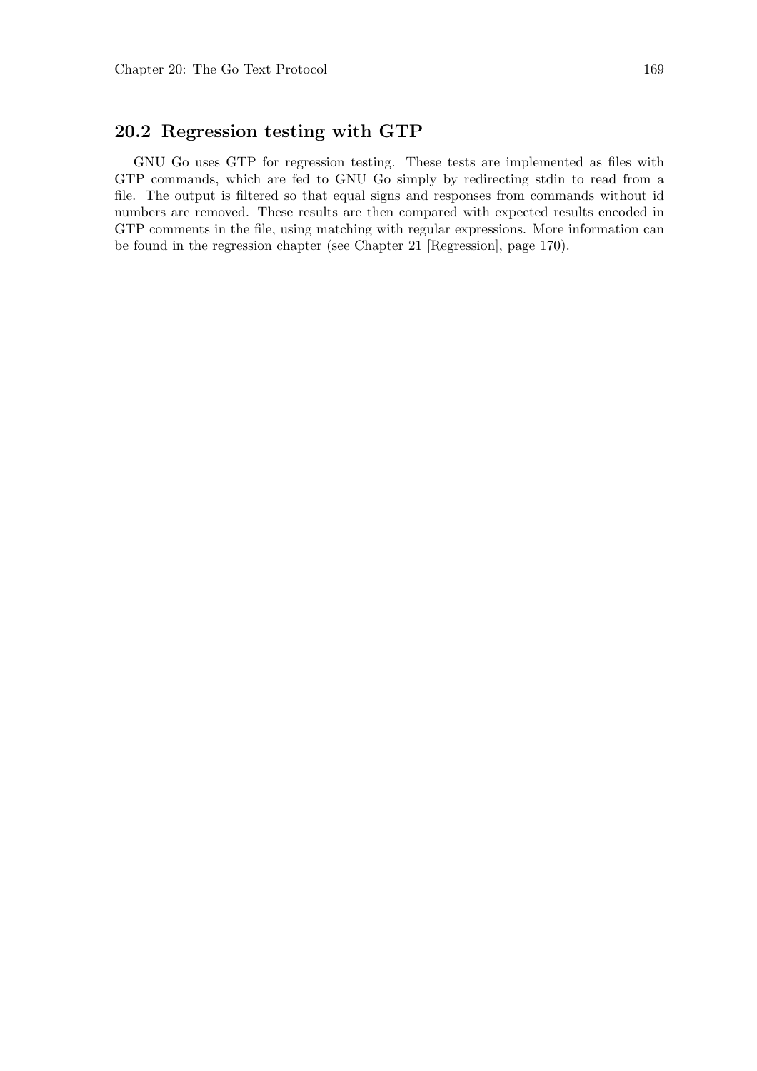## 20.2 Regression testing with GTP

GNU Go uses GTP for regression testing. These tests are implemented as files with GTP commands, which are fed to GNU Go simply by redirecting stdin to read from a file. The output is filtered so that equal signs and responses from commands without id numbers are removed. These results are then compared with expected results encoded in GTP comments in the file, using matching with regular expressions. More information can be found in the regression chapter (see Chapter 21 [Regression], page 170).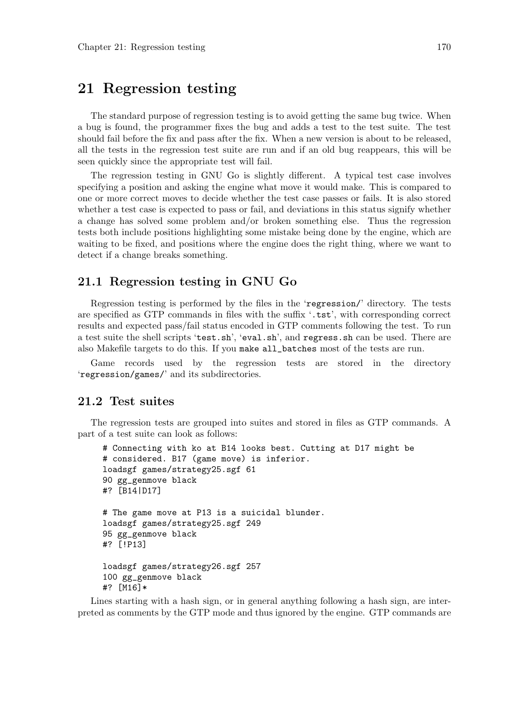# 21 Regression testing

The standard purpose of regression testing is to avoid getting the same bug twice. When a bug is found, the programmer fixes the bug and adds a test to the test suite. The test should fail before the fix and pass after the fix. When a new version is about to be released, all the tests in the regression test suite are run and if an old bug reappears, this will be seen quickly since the appropriate test will fail.

The regression testing in GNU Go is slightly different. A typical test case involves specifying a position and asking the engine what move it would make. This is compared to one or more correct moves to decide whether the test case passes or fails. It is also stored whether a test case is expected to pass or fail, and deviations in this status signify whether a change has solved some problem and/or broken something else. Thus the regression tests both include positions highlighting some mistake being done by the engine, which are waiting to be fixed, and positions where the engine does the right thing, where we want to detect if a change breaks something.

## 21.1 Regression testing in GNU Go

Regression testing is performed by the files in the 'regression/' directory. The tests are specified as GTP commands in files with the suffix '.tst', with corresponding correct results and expected pass/fail status encoded in GTP comments following the test. To run a test suite the shell scripts 'test.sh', 'eval.sh', and regress.sh can be used. There are also Makefile targets to do this. If you make all_batches most of the tests are run.

Game records used by the regression tests are stored in the directory 'regression/games/' and its subdirectories.

## 21.2 Test suites

The regression tests are grouped into suites and stored in files as GTP commands. A part of a test suite can look as follows:

```
# Connecting with ko at B14 looks best. Cutting at D17 might be
# considered. B17 (game move) is inferior.
loadsgf games/strategy25.sgf 61
90 gg_genmove black
#? [B14|D17]

# The game move at P13 is a suicidal blunder.
loadsgf games/strategy25.sgf 249
95 gg_genmove black
#? [!P13]

loadsgf games/strategy26.sgf 257
100 gg_genmove black
#? [M16]*
```

Lines starting with a hash sign, or in general anything following a hash sign, are interpreted as comments by the GTP mode and thus ignored by the engine. GTP commands are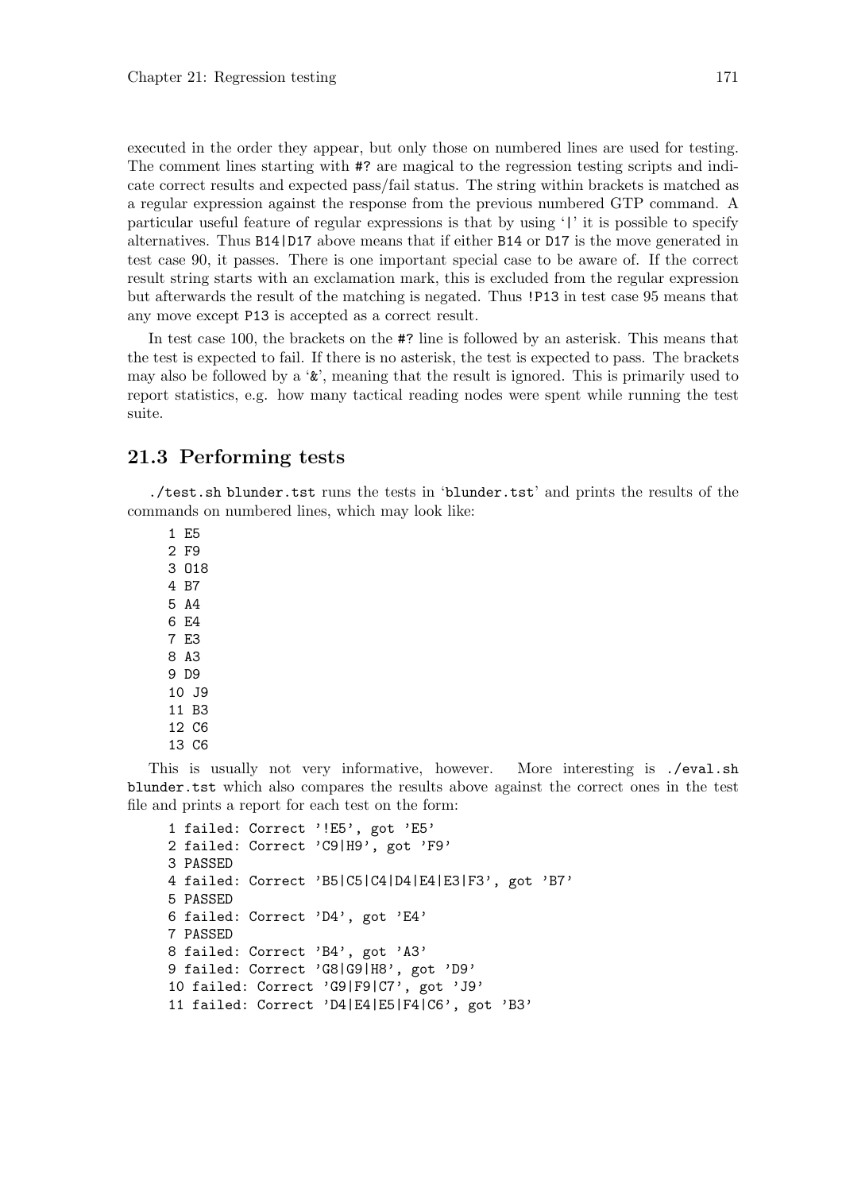executed in the order they appear, but only those on numbered lines are used for testing. The comment lines starting with `#?` are magical to the regression testing scripts and indicate correct results and expected pass/fail status. The string within brackets is matched as a regular expression against the response from the previous numbered GTP command. A particular useful feature of regular expressions is that by using '|' it is possible to specify alternatives. Thus `B14|D17` above means that if either `B14` or `D17` is the move generated in test case 90, it passes. There is one important special case to be aware of. If the correct result string starts with an exclamation mark, this is excluded from the regular expression but afterwards the result of the matching is negated. Thus `!P13` in test case 95 means that any move except `P13` is accepted as a correct result.

In test case 100, the brackets on the `#?` line is followed by an asterisk. This means that the test is expected to fail. If there is no asterisk, the test is expected to pass. The brackets may also be followed by a '`&`', meaning that the result is ignored. This is primarily used to report statistics, e.g. how many tactical reading nodes were spent while running the test suite.

## 21.3 Performing tests

`./test.sh blunder.tst` runs the tests in '`blunder.tst`' and prints the results of the commands on numbered lines, which may look like:

```
1 E5
2 F9
3 O18
4 B7
5 A4
6 E4
7 E3
8 A3
9 D9
10 J9
11 B3
12 C6
13 C6
```

This is usually not very informative, however. More interesting is `./eval.sh blunder.tst` which also compares the results above against the correct ones in the test file and prints a report for each test on the form:

```
1 failed: Correct '!E5', got 'E5'
2 failed: Correct 'C9|H9', got 'F9'
3 PASSED
4 failed: Correct 'B5|C5|C4|D4|E4|E3|F3', got 'B7'
5 PASSED
6 failed: Correct 'D4', got 'E4'
7 PASSED
8 failed: Correct 'B4', got 'A3'
9 failed: Correct 'G8|G9|H8', got 'D9'
10 failed: Correct 'G9|F9|C7', got 'J9'
11 failed: Correct 'D4|E4|E5|F4|C6', got 'B3'
```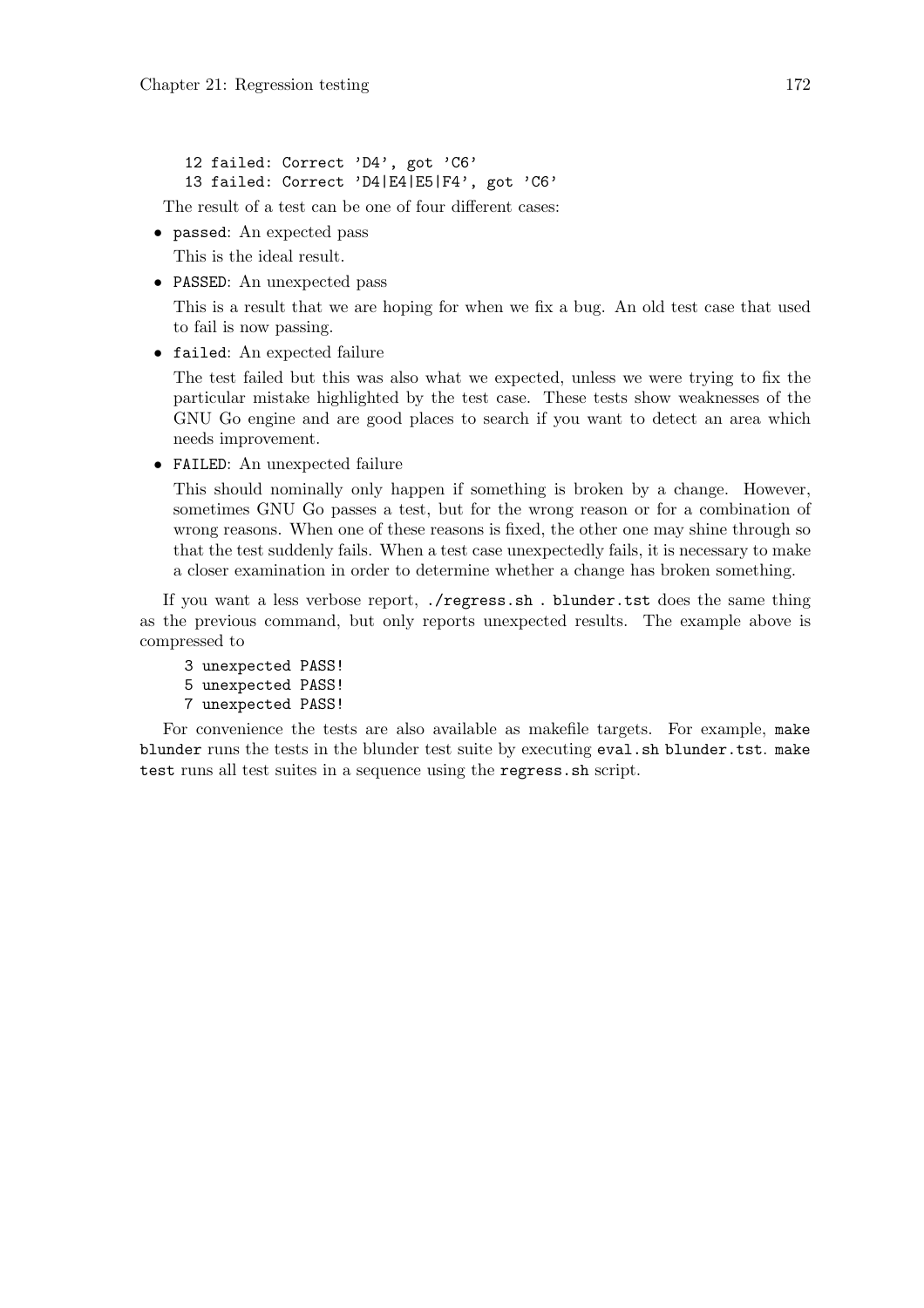```
12 failed: Correct 'D4', got 'C6'
13 failed: Correct 'D4|E4|E5|F4', got 'C6'
```

The result of a test can be one of four different cases:

- `passed`: An expected pass

  This is the ideal result.

- `PASSED`: An unexpected pass

  This is a result that we are hoping for when we fix a bug. An old test case that used to fail is now passing.

- `failed`: An expected failure

  The test failed but this was also what we expected, unless we were trying to fix the particular mistake highlighted by the test case. These tests show weaknesses of the GNU Go engine and are good places to search if you want to detect an area which needs improvement.

- `FAILED`: An unexpected failure

  This should nominally only happen if something is broken by a change. However, sometimes GNU Go passes a test, but for the wrong reason or for a combination of wrong reasons. When one of these reasons is fixed, the other one may shine through so that the test suddenly fails. When a test case unexpectedly fails, it is necessary to make a closer examination in order to determine whether a change has broken something.

If you want a less verbose report, `./regress.sh . blunder.tst` does the same thing as the previous command, but only reports unexpected results. The example above is compressed to

```
3 unexpected PASS!
5 unexpected PASS!
7 unexpected PASS!
```

For convenience the tests are also available as makefile targets. For example, `make blunder` runs the tests in the blunder test suite by executing `eval.sh blunder.tst`. `make test` runs all test suites in a sequence using the `regress.sh` script.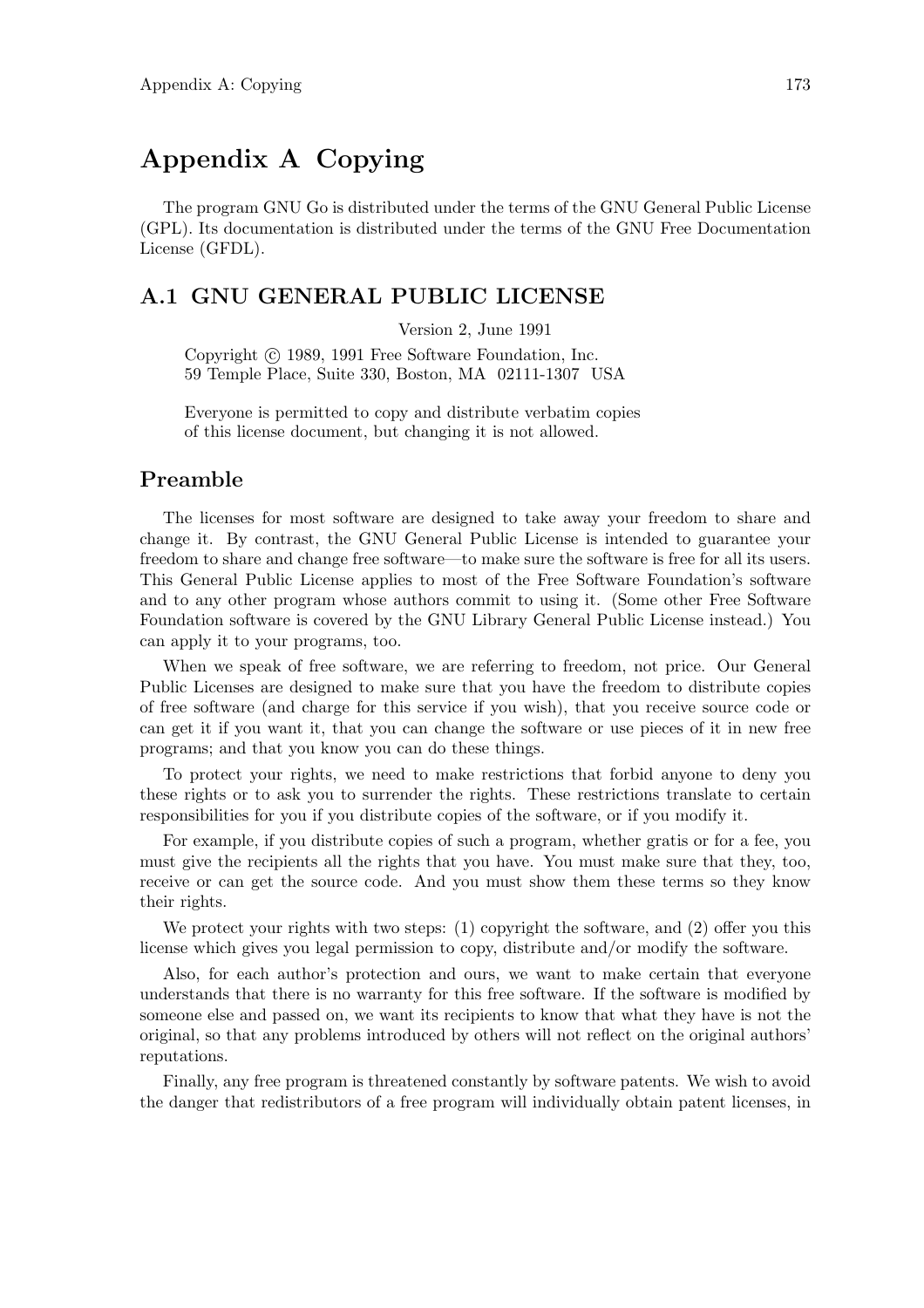# Appendix A Copying

The program GNU Go is distributed under the terms of the GNU General Public License (GPL). Its documentation is distributed under the terms of the GNU Free Documentation License (GFDL).

## A.1 GNU GENERAL PUBLIC LICENSE

Version 2, June 1991

Copyright © 1989, 1991 Free Software Foundation, Inc.
59 Temple Place, Suite 330, Boston, MA 02111-1307 USA

Everyone is permitted to copy and distribute verbatim copies
of this license document, but changing it is not allowed.

## Preamble

The licenses for most software are designed to take away your freedom to share and change it. By contrast, the GNU General Public License is intended to guarantee your freedom to share and change free software—to make sure the software is free for all its users. This General Public License applies to most of the Free Software Foundation's software and to any other program whose authors commit to using it. (Some other Free Software Foundation software is covered by the GNU Library General Public License instead.) You can apply it to your programs, too.

When we speak of free software, we are referring to freedom, not price. Our General Public Licenses are designed to make sure that you have the freedom to distribute copies of free software (and charge for this service if you wish), that you receive source code or can get it if you want it, that you can change the software or use pieces of it in new free programs; and that you know you can do these things.

To protect your rights, we need to make restrictions that forbid anyone to deny you these rights or to ask you to surrender the rights. These restrictions translate to certain responsibilities for you if you distribute copies of the software, or if you modify it.

For example, if you distribute copies of such a program, whether gratis or for a fee, you must give the recipients all the rights that you have. You must make sure that they, too, receive or can get the source code. And you must show them these terms so they know their rights.

We protect your rights with two steps: (1) copyright the software, and (2) offer you this license which gives you legal permission to copy, distribute and/or modify the software.

Also, for each author's protection and ours, we want to make certain that everyone understands that there is no warranty for this free software. If the software is modified by someone else and passed on, we want its recipients to know that what they have is not the original, so that any problems introduced by others will not reflect on the original authors' reputations.

Finally, any free program is threatened constantly by software patents. We wish to avoid the danger that redistributors of a free program will individually obtain patent licenses, in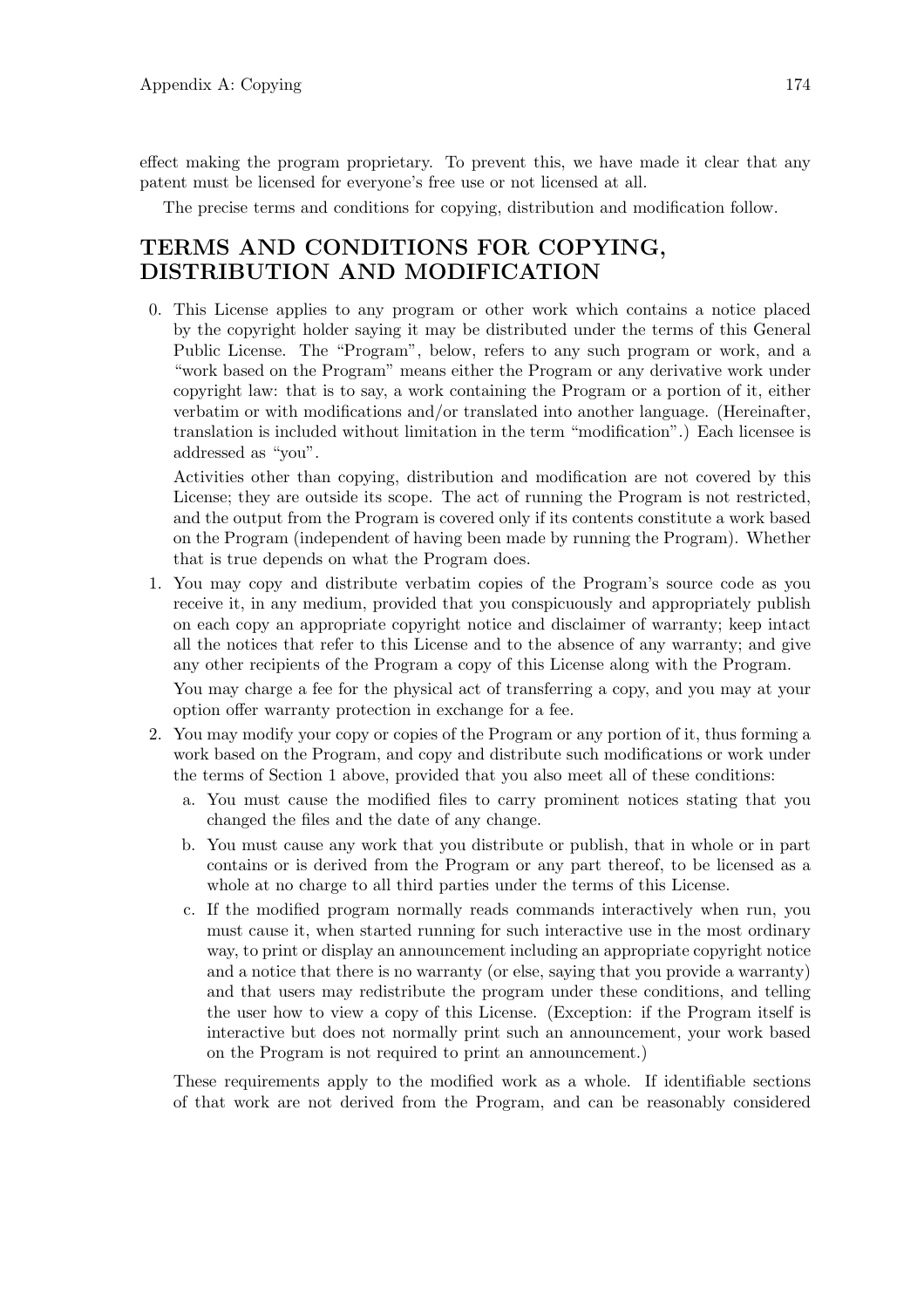effect making the program proprietary. To prevent this, we have made it clear that any patent must be licensed for everyone's free use or not licensed at all.

The precise terms and conditions for copying, distribution and modification follow.

## TERMS AND CONDITIONS FOR COPYING, DISTRIBUTION AND MODIFICATION

0. This License applies to any program or other work which contains a notice placed by the copyright holder saying it may be distributed under the terms of this General Public License. The "Program", below, refers to any such program or work, and a "work based on the Program" means either the Program or any derivative work under copyright law: that is to say, a work containing the Program or a portion of it, either verbatim or with modifications and/or translated into another language. (Hereinafter, translation is included without limitation in the term "modification".) Each licensee is addressed as "you".

   Activities other than copying, distribution and modification are not covered by this License; they are outside its scope. The act of running the Program is not restricted, and the output from the Program is covered only if its contents constitute a work based on the Program (independent of having been made by running the Program). Whether that is true depends on what the Program does.

1. You may copy and distribute verbatim copies of the Program's source code as you receive it, in any medium, provided that you conspicuously and appropriately publish on each copy an appropriate copyright notice and disclaimer of warranty; keep intact all the notices that refer to this License and to the absence of any warranty; and give any other recipients of the Program a copy of this License along with the Program.

   You may charge a fee for the physical act of transferring a copy, and you may at your option offer warranty protection in exchange for a fee.

2. You may modify your copy or copies of the Program or any portion of it, thus forming a work based on the Program, and copy and distribute such modifications or work under the terms of Section 1 above, provided that you also meet all of these conditions:

   a. You must cause the modified files to carry prominent notices stating that you changed the files and the date of any change.

   b. You must cause any work that you distribute or publish, that in whole or in part contains or is derived from the Program or any part thereof, to be licensed as a whole at no charge to all third parties under the terms of this License.

   c. If the modified program normally reads commands interactively when run, you must cause it, when started running for such interactive use in the most ordinary way, to print or display an announcement including an appropriate copyright notice and a notice that there is no warranty (or else, saying that you provide a warranty) and that users may redistribute the program under these conditions, and telling the user how to view a copy of this License. (Exception: if the Program itself is interactive but does not normally print such an announcement, your work based on the Program is not required to print an announcement.)

   These requirements apply to the modified work as a whole. If identifiable sections of that work are not derived from the Program, and can be reasonably considered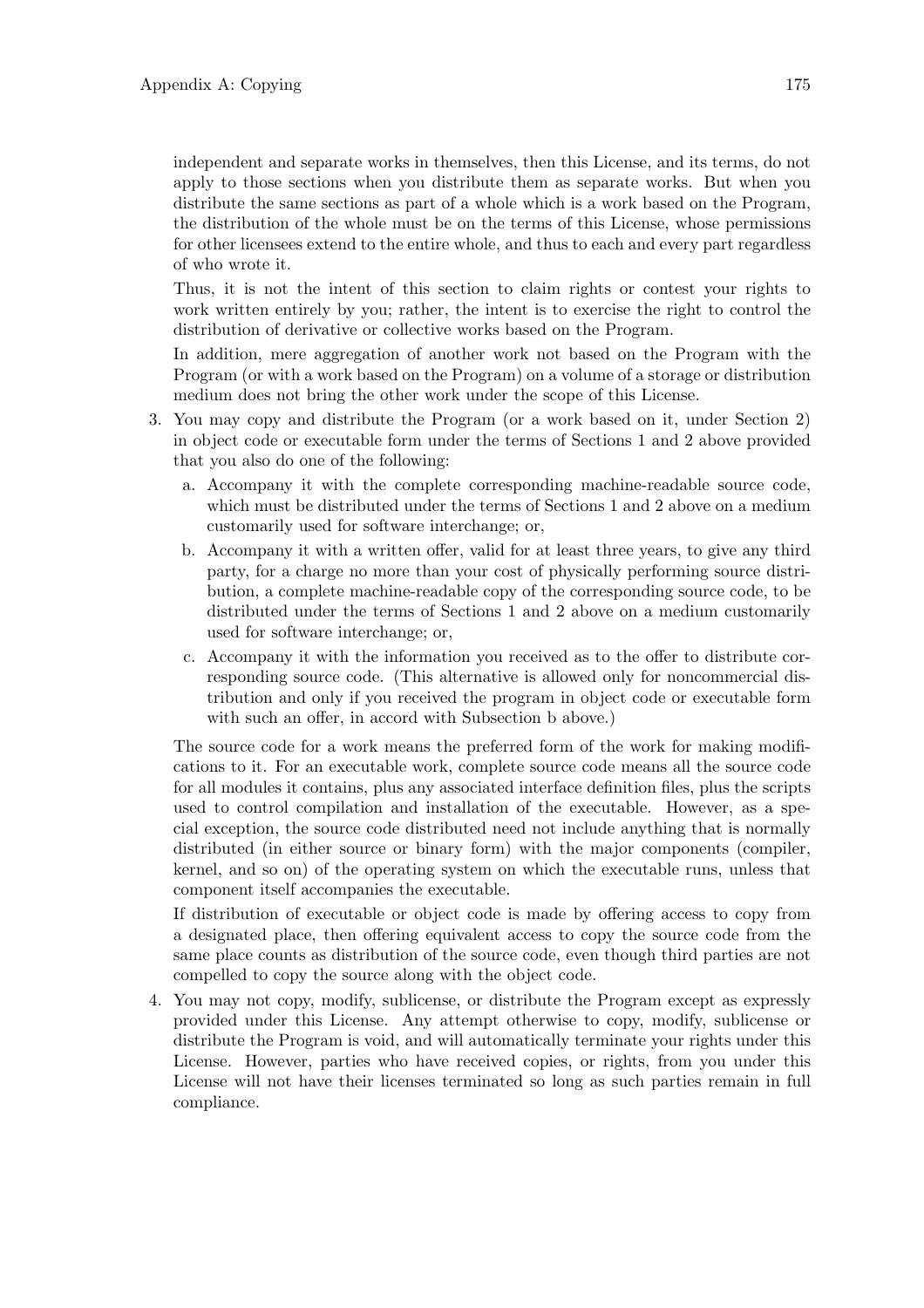independent and separate works in themselves, then this License, and its terms, do not apply to those sections when you distribute them as separate works. But when you distribute the same sections as part of a whole which is a work based on the Program, the distribution of the whole must be on the terms of this License, whose permissions for other licensees extend to the entire whole, and thus to each and every part regardless of who wrote it.

Thus, it is not the intent of this section to claim rights or contest your rights to work written entirely by you; rather, the intent is to exercise the right to control the distribution of derivative or collective works based on the Program.

In addition, mere aggregation of another work not based on the Program with the Program (or with a work based on the Program) on a volume of a storage or distribution medium does not bring the other work under the scope of this License.

3. You may copy and distribute the Program (or a work based on it, under Section 2) in object code or executable form under the terms of Sections 1 and 2 above provided that you also do one of the following:

   a. Accompany it with the complete corresponding machine-readable source code, which must be distributed under the terms of Sections 1 and 2 above on a medium customarily used for software interchange; or,

   b. Accompany it with a written offer, valid for at least three years, to give any third party, for a charge no more than your cost of physically performing source distribution, a complete machine-readable copy of the corresponding source code, to be distributed under the terms of Sections 1 and 2 above on a medium customarily used for software interchange; or,

   c. Accompany it with the information you received as to the offer to distribute corresponding source code. (This alternative is allowed only for noncommercial distribution and only if you received the program in object code or executable form with such an offer, in accord with Subsection b above.)

   The source code for a work means the preferred form of the work for making modifications to it. For an executable work, complete source code means all the source code for all modules it contains, plus any associated interface definition files, plus the scripts used to control compilation and installation of the executable. However, as a special exception, the source code distributed need not include anything that is normally distributed (in either source or binary form) with the major components (compiler, kernel, and so on) of the operating system on which the executable runs, unless that component itself accompanies the executable.

   If distribution of executable or object code is made by offering access to copy from a designated place, then offering equivalent access to copy the source code from the same place counts as distribution of the source code, even though third parties are not compelled to copy the source along with the object code.

4. You may not copy, modify, sublicense, or distribute the Program except as expressly provided under this License. Any attempt otherwise to copy, modify, sublicense or distribute the Program is void, and will automatically terminate your rights under this License. However, parties who have received copies, or rights, from you under this License will not have their licenses terminated so long as such parties remain in full compliance.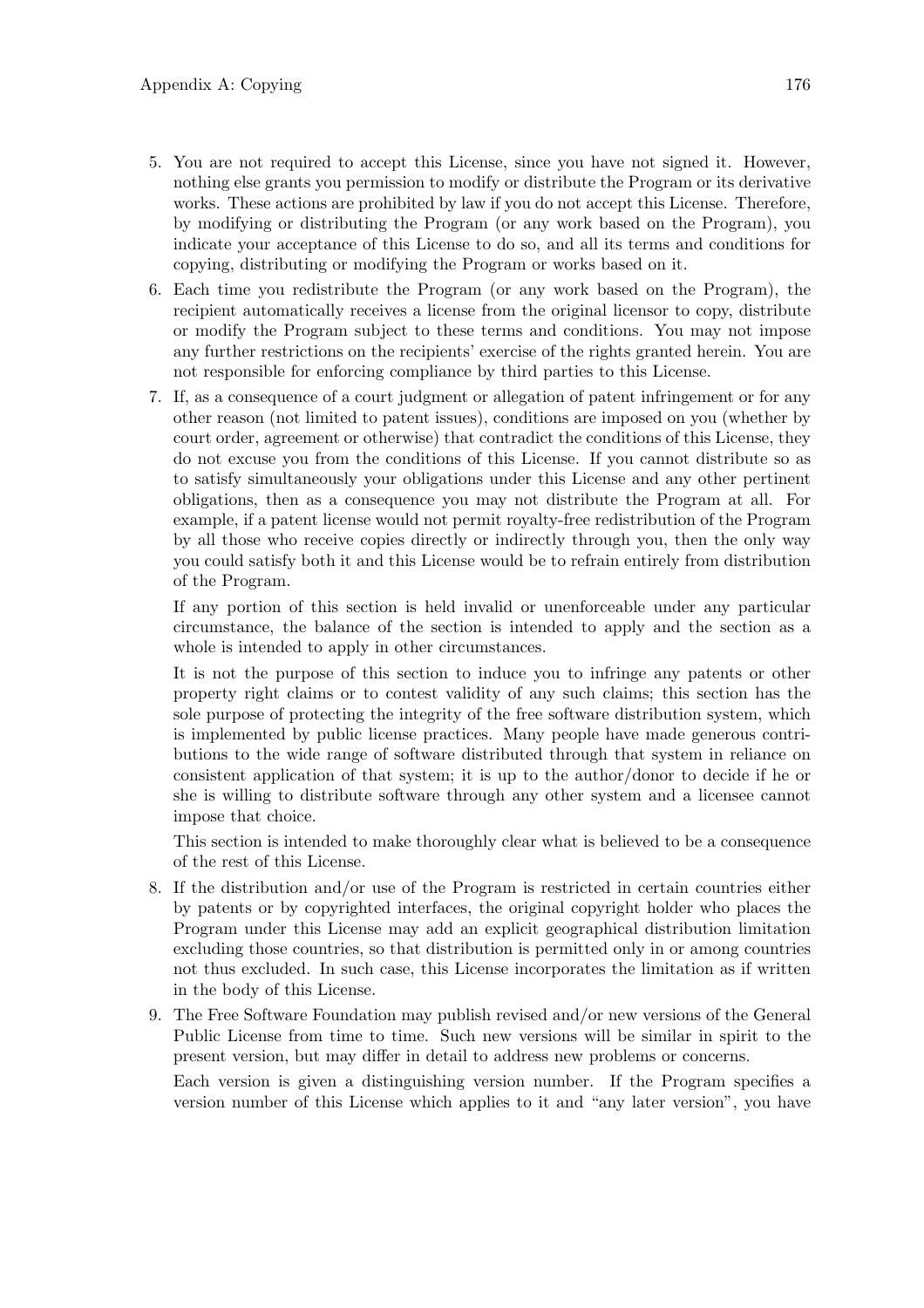5. You are not required to accept this License, since you have not signed it. However, nothing else grants you permission to modify or distribute the Program or its derivative works. These actions are prohibited by law if you do not accept this License. Therefore, by modifying or distributing the Program (or any work based on the Program), you indicate your acceptance of this License to do so, and all its terms and conditions for copying, distributing or modifying the Program or works based on it.
6. Each time you redistribute the Program (or any work based on the Program), the recipient automatically receives a license from the original licensor to copy, distribute or modify the Program subject to these terms and conditions. You may not impose any further restrictions on the recipients' exercise of the rights granted herein. You are not responsible for enforcing compliance by third parties to this License.
7. If, as a consequence of a court judgment or allegation of patent infringement or for any other reason (not limited to patent issues), conditions are imposed on you (whether by court order, agreement or otherwise) that contradict the conditions of this License, they do not excuse you from the conditions of this License. If you cannot distribute so as to satisfy simultaneously your obligations under this License and any other pertinent obligations, then as a consequence you may not distribute the Program at all. For example, if a patent license would not permit royalty-free redistribution of the Program by all those who receive copies directly or indirectly through you, then the only way you could satisfy both it and this License would be to refrain entirely from distribution of the Program.

   If any portion of this section is held invalid or unenforceable under any particular circumstance, the balance of the section is intended to apply and the section as a whole is intended to apply in other circumstances.

   It is not the purpose of this section to induce you to infringe any patents or other property right claims or to contest validity of any such claims; this section has the sole purpose of protecting the integrity of the free software distribution system, which is implemented by public license practices. Many people have made generous contributions to the wide range of software distributed through that system in reliance on consistent application of that system; it is up to the author/donor to decide if he or she is willing to distribute software through any other system and a licensee cannot impose that choice.

   This section is intended to make thoroughly clear what is believed to be a consequence of the rest of this License.
8. If the distribution and/or use of the Program is restricted in certain countries either by patents or by copyrighted interfaces, the original copyright holder who places the Program under this License may add an explicit geographical distribution limitation excluding those countries, so that distribution is permitted only in or among countries not thus excluded. In such case, this License incorporates the limitation as if written in the body of this License.
9. The Free Software Foundation may publish revised and/or new versions of the General Public License from time to time. Such new versions will be similar in spirit to the present version, but may differ in detail to address new problems or concerns.

   Each version is given a distinguishing version number. If the Program specifies a version number of this License which applies to it and "any later version", you have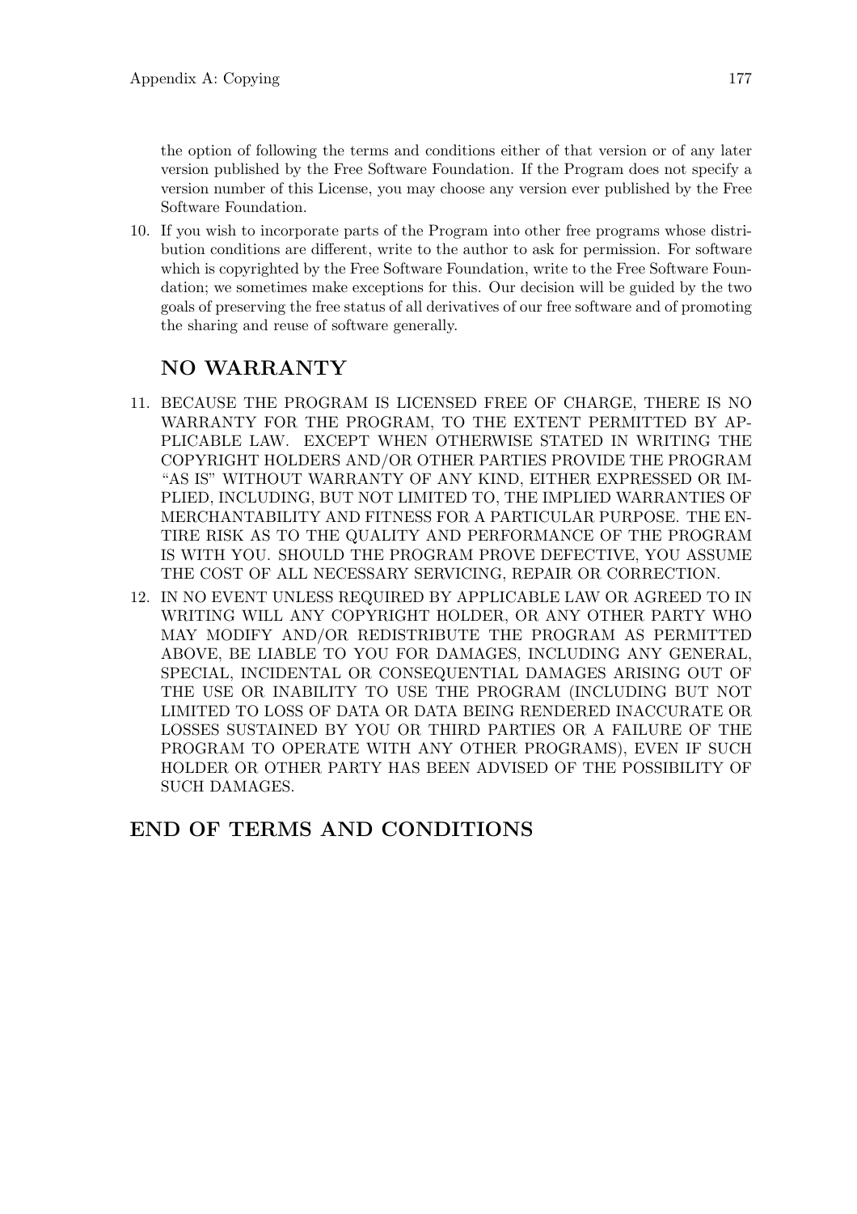the option of following the terms and conditions either of that version or of any later version published by the Free Software Foundation. If the Program does not specify a version number of this License, you may choose any version ever published by the Free Software Foundation.

10. If you wish to incorporate parts of the Program into other free programs whose distribution conditions are different, write to the author to ask for permission. For software which is copyrighted by the Free Software Foundation, write to the Free Software Foundation; we sometimes make exceptions for this. Our decision will be guided by the two goals of preserving the free status of all derivatives of our free software and of promoting the sharing and reuse of software generally.

## NO WARRANTY

11. BECAUSE THE PROGRAM IS LICENSED FREE OF CHARGE, THERE IS NO WARRANTY FOR THE PROGRAM, TO THE EXTENT PERMITTED BY APPLICABLE LAW. EXCEPT WHEN OTHERWISE STATED IN WRITING THE COPYRIGHT HOLDERS AND/OR OTHER PARTIES PROVIDE THE PROGRAM "AS IS" WITHOUT WARRANTY OF ANY KIND, EITHER EXPRESSED OR IMPLIED, INCLUDING, BUT NOT LIMITED TO, THE IMPLIED WARRANTIES OF MERCHANTABILITY AND FITNESS FOR A PARTICULAR PURPOSE. THE ENTIRE RISK AS TO THE QUALITY AND PERFORMANCE OF THE PROGRAM IS WITH YOU. SHOULD THE PROGRAM PROVE DEFECTIVE, YOU ASSUME THE COST OF ALL NECESSARY SERVICING, REPAIR OR CORRECTION.
12. IN NO EVENT UNLESS REQUIRED BY APPLICABLE LAW OR AGREED TO IN WRITING WILL ANY COPYRIGHT HOLDER, OR ANY OTHER PARTY WHO MAY MODIFY AND/OR REDISTRIBUTE THE PROGRAM AS PERMITTED ABOVE, BE LIABLE TO YOU FOR DAMAGES, INCLUDING ANY GENERAL, SPECIAL, INCIDENTAL OR CONSEQUENTIAL DAMAGES ARISING OUT OF THE USE OR INABILITY TO USE THE PROGRAM (INCLUDING BUT NOT LIMITED TO LOSS OF DATA OR DATA BEING RENDERED INACCURATE OR LOSSES SUSTAINED BY YOU OR THIRD PARTIES OR A FAILURE OF THE PROGRAM TO OPERATE WITH ANY OTHER PROGRAMS), EVEN IF SUCH HOLDER OR OTHER PARTY HAS BEEN ADVISED OF THE POSSIBILITY OF SUCH DAMAGES.

## END OF TERMS AND CONDITIONS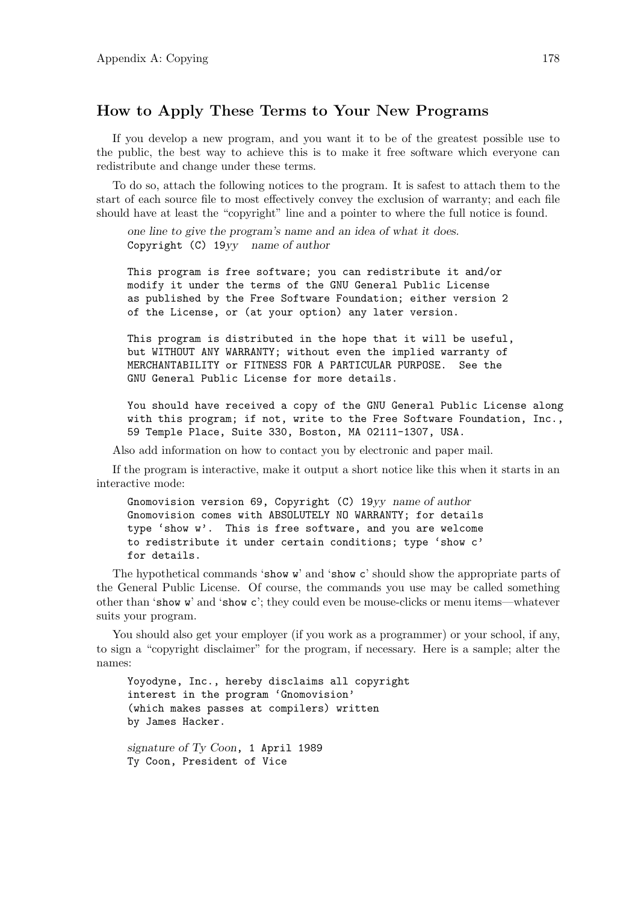## How to Apply These Terms to Your New Programs

If you develop a new program, and you want it to be of the greatest possible use to the public, the best way to achieve this is to make it free software which everyone can redistribute and change under these terms.

To do so, attach the following notices to the program. It is safest to attach them to the start of each source file to most effectively convey the exclusion of warranty; and each file should have at least the "copyright" line and a pointer to where the full notice is found.

```
one line to give the program's name and an idea of what it does.
Copyright (C) 19yy  name of author

This program is free software; you can redistribute it and/or
modify it under the terms of the GNU General Public License
as published by the Free Software Foundation; either version 2
of the License, or (at your option) any later version.

This program is distributed in the hope that it will be useful,
but WITHOUT ANY WARRANTY; without even the implied warranty of
MERCHANTABILITY or FITNESS FOR A PARTICULAR PURPOSE.  See the
GNU General Public License for more details.

You should have received a copy of the GNU General Public License along
with this program; if not, write to the Free Software Foundation, Inc.,
59 Temple Place, Suite 330, Boston, MA 02111-1307, USA.
```

Also add information on how to contact you by electronic and paper mail.

If the program is interactive, make it output a short notice like this when it starts in an interactive mode:

```
Gnomovision version 69, Copyright (C) 19yy name of author
Gnomovision comes with ABSOLUTELY NO WARRANTY; for details
type 'show w'.  This is free software, and you are welcome
to redistribute it under certain conditions; type 'show c'
for details.
```

The hypothetical commands 'show w' and 'show c' should show the appropriate parts of the General Public License. Of course, the commands you use may be called something other than 'show w' and 'show c'; they could even be mouse-clicks or menu items—whatever suits your program.

You should also get your employer (if you work as a programmer) or your school, if any, to sign a "copyright disclaimer" for the program, if necessary. Here is a sample; alter the names:

```
Yoyodyne, Inc., hereby disclaims all copyright
interest in the program 'Gnomovision'
(which makes passes at compilers) written
by James Hacker.

signature of Ty Coon, 1 April 1989
Ty Coon, President of Vice
```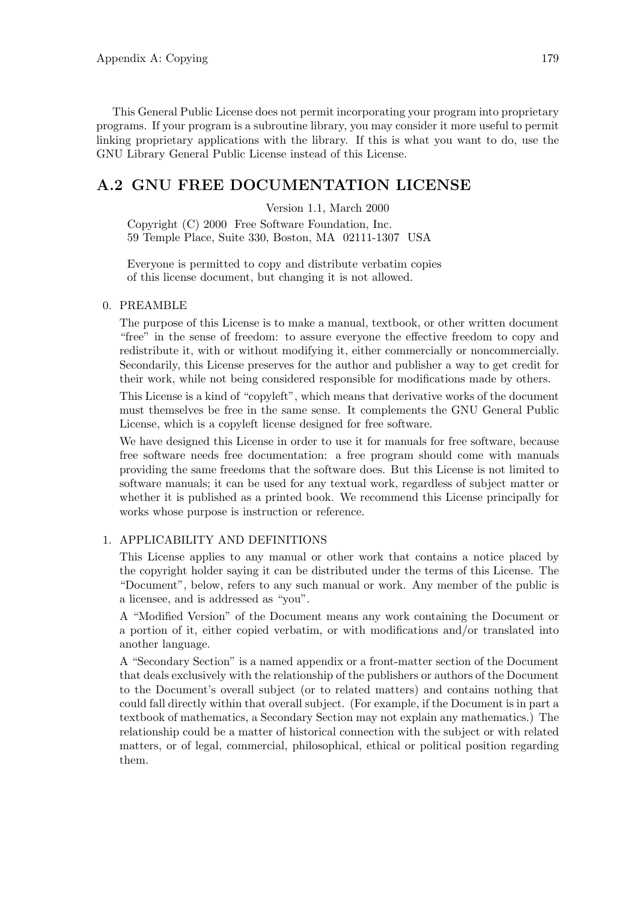This General Public License does not permit incorporating your program into proprietary programs. If your program is a subroutine library, you may consider it more useful to permit linking proprietary applications with the library. If this is what you want to do, use the GNU Library General Public License instead of this License.

## A.2 GNU FREE DOCUMENTATION LICENSE

Version 1.1, March 2000

Copyright (C) 2000 Free Software Foundation, Inc.
59 Temple Place, Suite 330, Boston, MA 02111-1307 USA

Everyone is permitted to copy and distribute verbatim copies
of this license document, but changing it is not allowed.

0. PREAMBLE

   The purpose of this License is to make a manual, textbook, or other written document "free" in the sense of freedom: to assure everyone the effective freedom to copy and redistribute it, with or without modifying it, either commercially or noncommercially. Secondarily, this License preserves for the author and publisher a way to get credit for their work, while not being considered responsible for modifications made by others.

   This License is a kind of "copyleft", which means that derivative works of the document must themselves be free in the same sense. It complements the GNU General Public License, which is a copyleft license designed for free software.

   We have designed this License in order to use it for manuals for free software, because free software needs free documentation: a free program should come with manuals providing the same freedoms that the software does. But this License is not limited to software manuals; it can be used for any textual work, regardless of subject matter or whether it is published as a printed book. We recommend this License principally for works whose purpose is instruction or reference.

1. APPLICABILITY AND DEFINITIONS

   This License applies to any manual or other work that contains a notice placed by the copyright holder saying it can be distributed under the terms of this License. The "Document", below, refers to any such manual or work. Any member of the public is a licensee, and is addressed as "you".

   A "Modified Version" of the Document means any work containing the Document or a portion of it, either copied verbatim, or with modifications and/or translated into another language.

   A "Secondary Section" is a named appendix or a front-matter section of the Document that deals exclusively with the relationship of the publishers or authors of the Document to the Document's overall subject (or to related matters) and contains nothing that could fall directly within that overall subject. (For example, if the Document is in part a textbook of mathematics, a Secondary Section may not explain any mathematics.) The relationship could be a matter of historical connection with the subject or with related matters, or of legal, commercial, philosophical, ethical or political position regarding them.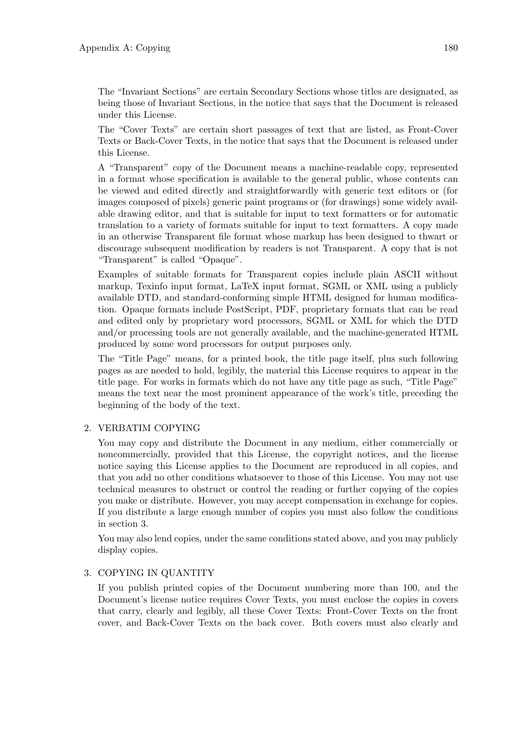The "Invariant Sections" are certain Secondary Sections whose titles are designated, as being those of Invariant Sections, in the notice that says that the Document is released under this License.

The "Cover Texts" are certain short passages of text that are listed, as Front-Cover Texts or Back-Cover Texts, in the notice that says that the Document is released under this License.

A "Transparent" copy of the Document means a machine-readable copy, represented in a format whose specification is available to the general public, whose contents can be viewed and edited directly and straightforwardly with generic text editors or (for images composed of pixels) generic paint programs or (for drawings) some widely available drawing editor, and that is suitable for input to text formatters or for automatic translation to a variety of formats suitable for input to text formatters. A copy made in an otherwise Transparent file format whose markup has been designed to thwart or discourage subsequent modification by readers is not Transparent. A copy that is not "Transparent" is called "Opaque".

Examples of suitable formats for Transparent copies include plain ASCII without markup, Texinfo input format, LaTeX input format, SGML or XML using a publicly available DTD, and standard-conforming simple HTML designed for human modification. Opaque formats include PostScript, PDF, proprietary formats that can be read and edited only by proprietary word processors, SGML or XML for which the DTD and/or processing tools are not generally available, and the machine-generated HTML produced by some word processors for output purposes only.

The "Title Page" means, for a printed book, the title page itself, plus such following pages as are needed to hold, legibly, the material this License requires to appear in the title page. For works in formats which do not have any title page as such, "Title Page" means the text near the most prominent appearance of the work's title, preceding the beginning of the body of the text.

2. VERBATIM COPYING

   You may copy and distribute the Document in any medium, either commercially or noncommercially, provided that this License, the copyright notices, and the license notice saying this License applies to the Document are reproduced in all copies, and that you add no other conditions whatsoever to those of this License. You may not use technical measures to obstruct or control the reading or further copying of the copies you make or distribute. However, you may accept compensation in exchange for copies. If you distribute a large enough number of copies you must also follow the conditions in section 3.

   You may also lend copies, under the same conditions stated above, and you may publicly display copies.

3. COPYING IN QUANTITY

   If you publish printed copies of the Document numbering more than 100, and the Document's license notice requires Cover Texts, you must enclose the copies in covers that carry, clearly and legibly, all these Cover Texts: Front-Cover Texts on the front cover, and Back-Cover Texts on the back cover. Both covers must also clearly and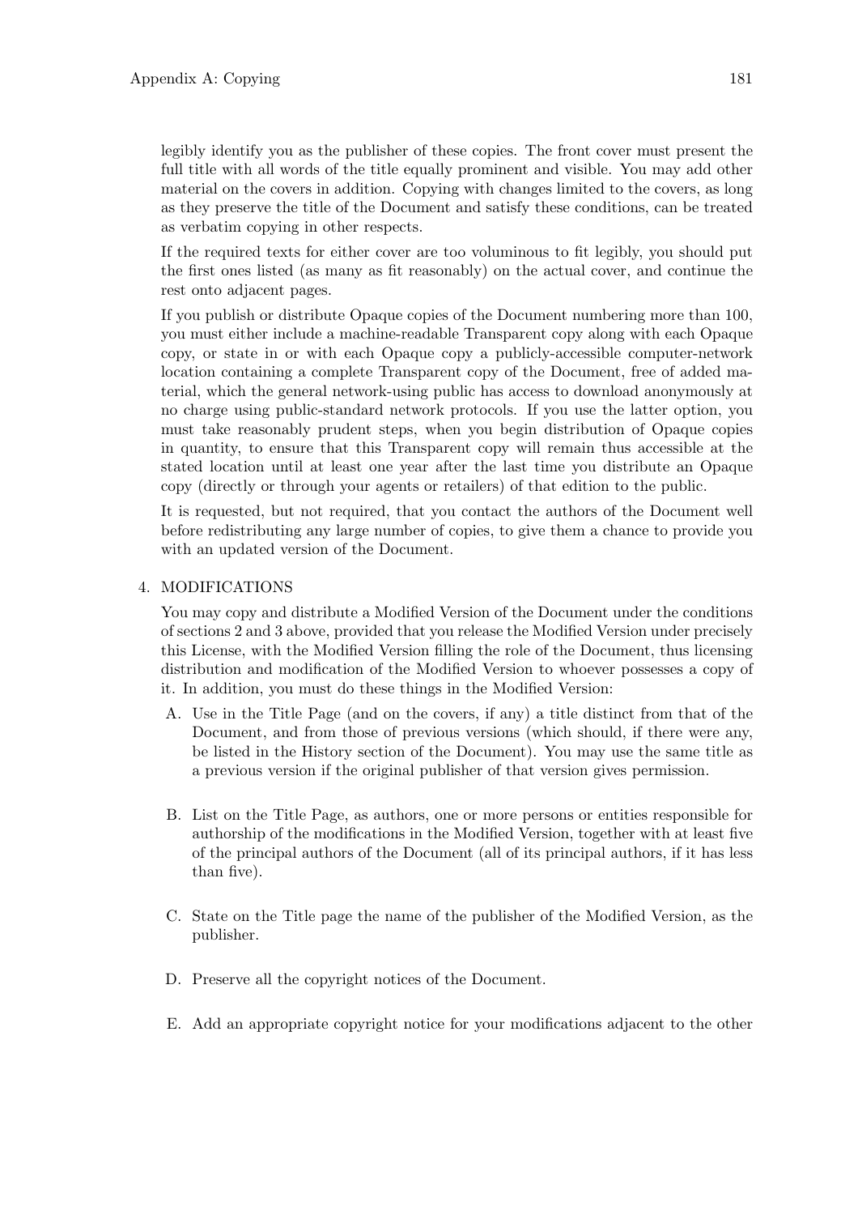legibly identify you as the publisher of these copies. The front cover must present the full title with all words of the title equally prominent and visible. You may add other material on the covers in addition. Copying with changes limited to the covers, as long as they preserve the title of the Document and satisfy these conditions, can be treated as verbatim copying in other respects.

If the required texts for either cover are too voluminous to fit legibly, you should put the first ones listed (as many as fit reasonably) on the actual cover, and continue the rest onto adjacent pages.

If you publish or distribute Opaque copies of the Document numbering more than 100, you must either include a machine-readable Transparent copy along with each Opaque copy, or state in or with each Opaque copy a publicly-accessible computer-network location containing a complete Transparent copy of the Document, free of added material, which the general network-using public has access to download anonymously at no charge using public-standard network protocols. If you use the latter option, you must take reasonably prudent steps, when you begin distribution of Opaque copies in quantity, to ensure that this Transparent copy will remain thus accessible at the stated location until at least one year after the last time you distribute an Opaque copy (directly or through your agents or retailers) of that edition to the public.

It is requested, but not required, that you contact the authors of the Document well before redistributing any large number of copies, to give them a chance to provide you with an updated version of the Document.

4. MODIFICATIONS

   You may copy and distribute a Modified Version of the Document under the conditions of sections 2 and 3 above, provided that you release the Modified Version under precisely this License, with the Modified Version filling the role of the Document, thus licensing distribution and modification of the Modified Version to whoever possesses a copy of it. In addition, you must do these things in the Modified Version:

   A. Use in the Title Page (and on the covers, if any) a title distinct from that of the Document, and from those of previous versions (which should, if there were any, be listed in the History section of the Document). You may use the same title as a previous version if the original publisher of that version gives permission.

   B. List on the Title Page, as authors, one or more persons or entities responsible for authorship of the modifications in the Modified Version, together with at least five of the principal authors of the Document (all of its principal authors, if it has less than five).

   C. State on the Title page the name of the publisher of the Modified Version, as the publisher.

   D. Preserve all the copyright notices of the Document.

   E. Add an appropriate copyright notice for your modifications adjacent to the other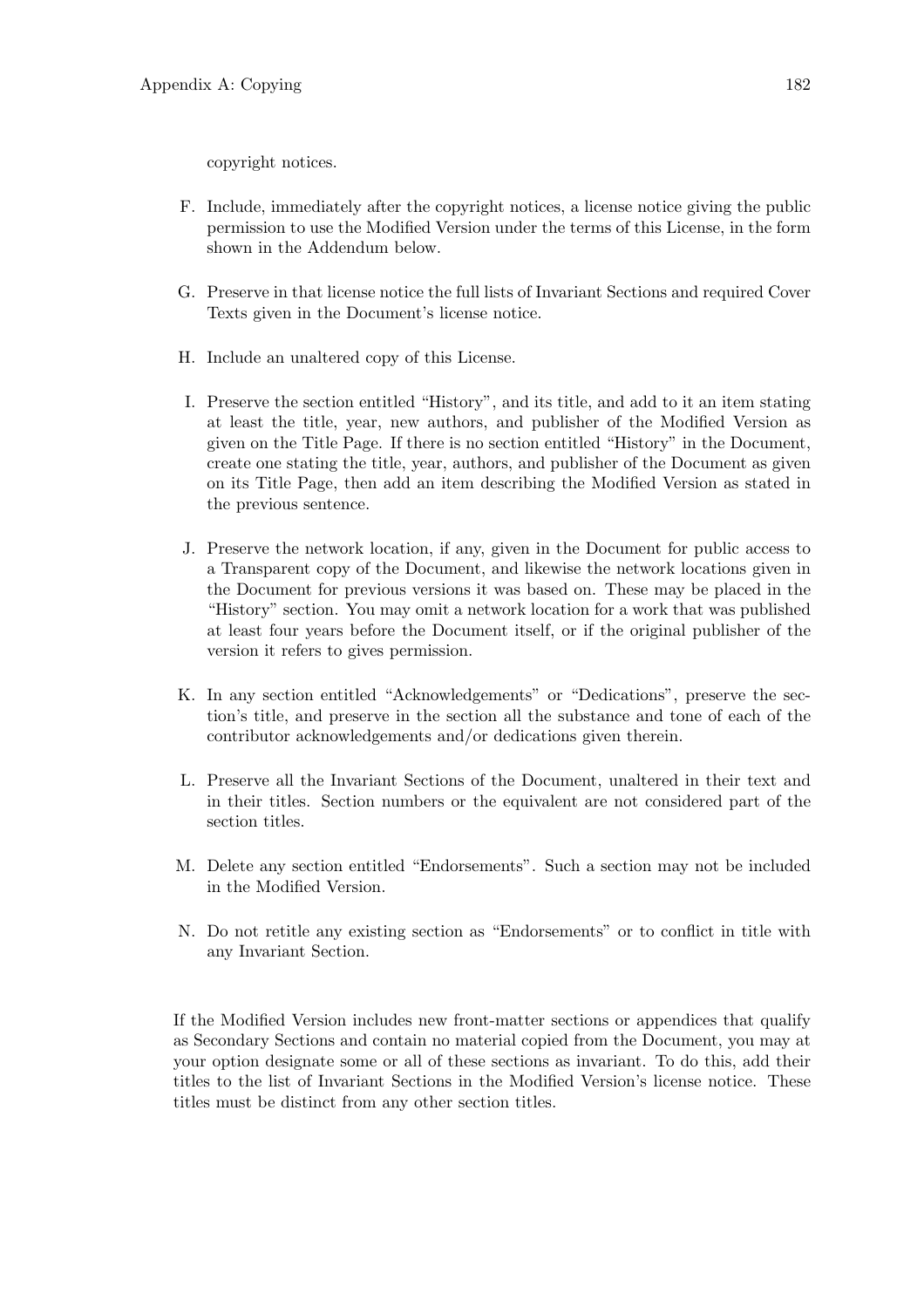copyright notices.

F. Include, immediately after the copyright notices, a license notice giving the public permission to use the Modified Version under the terms of this License, in the form shown in the Addendum below.

G. Preserve in that license notice the full lists of Invariant Sections and required Cover Texts given in the Document's license notice.

H. Include an unaltered copy of this License.

I. Preserve the section entitled "History", and its title, and add to it an item stating at least the title, year, new authors, and publisher of the Modified Version as given on the Title Page. If there is no section entitled "History" in the Document, create one stating the title, year, authors, and publisher of the Document as given on its Title Page, then add an item describing the Modified Version as stated in the previous sentence.

J. Preserve the network location, if any, given in the Document for public access to a Transparent copy of the Document, and likewise the network locations given in the Document for previous versions it was based on. These may be placed in the "History" section. You may omit a network location for a work that was published at least four years before the Document itself, or if the original publisher of the version it refers to gives permission.

K. In any section entitled "Acknowledgements" or "Dedications", preserve the section's title, and preserve in the section all the substance and tone of each of the contributor acknowledgements and/or dedications given therein.

L. Preserve all the Invariant Sections of the Document, unaltered in their text and in their titles. Section numbers or the equivalent are not considered part of the section titles.

M. Delete any section entitled "Endorsements". Such a section may not be included in the Modified Version.

N. Do not retitle any existing section as "Endorsements" or to conflict in title with any Invariant Section.

If the Modified Version includes new front-matter sections or appendices that qualify as Secondary Sections and contain no material copied from the Document, you may at your option designate some or all of these sections as invariant. To do this, add their titles to the list of Invariant Sections in the Modified Version's license notice. These titles must be distinct from any other section titles.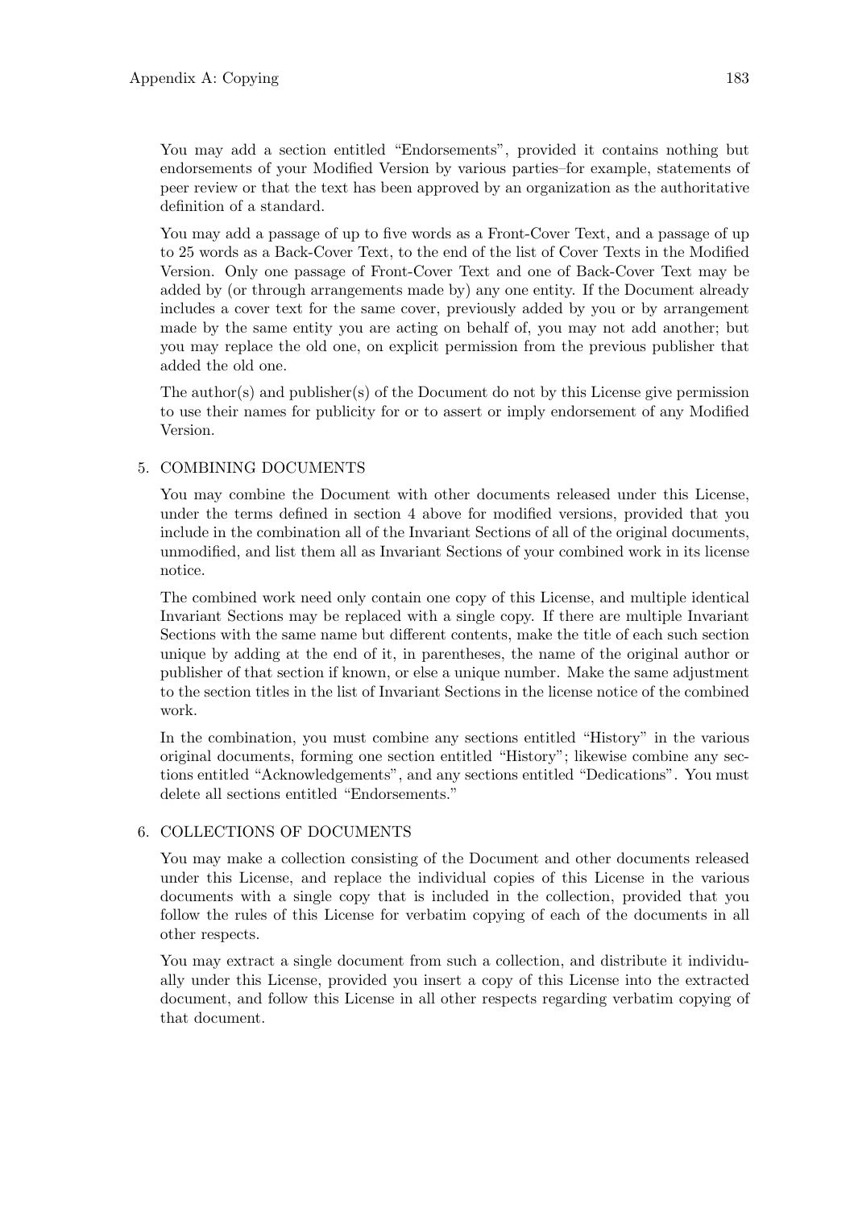You may add a section entitled "Endorsements", provided it contains nothing but endorsements of your Modified Version by various parties–for example, statements of peer review or that the text has been approved by an organization as the authoritative definition of a standard.

You may add a passage of up to five words as a Front-Cover Text, and a passage of up to 25 words as a Back-Cover Text, to the end of the list of Cover Texts in the Modified Version. Only one passage of Front-Cover Text and one of Back-Cover Text may be added by (or through arrangements made by) any one entity. If the Document already includes a cover text for the same cover, previously added by you or by arrangement made by the same entity you are acting on behalf of, you may not add another; but you may replace the old one, on explicit permission from the previous publisher that added the old one.

The author(s) and publisher(s) of the Document do not by this License give permission to use their names for publicity for or to assert or imply endorsement of any Modified Version.

5. COMBINING DOCUMENTS

   You may combine the Document with other documents released under this License, under the terms defined in section 4 above for modified versions, provided that you include in the combination all of the Invariant Sections of all of the original documents, unmodified, and list them all as Invariant Sections of your combined work in its license notice.

   The combined work need only contain one copy of this License, and multiple identical Invariant Sections may be replaced with a single copy. If there are multiple Invariant Sections with the same name but different contents, make the title of each such section unique by adding at the end of it, in parentheses, the name of the original author or publisher of that section if known, or else a unique number. Make the same adjustment to the section titles in the list of Invariant Sections in the license notice of the combined work.

   In the combination, you must combine any sections entitled "History" in the various original documents, forming one section entitled "History"; likewise combine any sections entitled "Acknowledgements", and any sections entitled "Dedications". You must delete all sections entitled "Endorsements."

6. COLLECTIONS OF DOCUMENTS

   You may make a collection consisting of the Document and other documents released under this License, and replace the individual copies of this License in the various documents with a single copy that is included in the collection, provided that you follow the rules of this License for verbatim copying of each of the documents in all other respects.

   You may extract a single document from such a collection, and distribute it individually under this License, provided you insert a copy of this License into the extracted document, and follow this License in all other respects regarding verbatim copying of that document.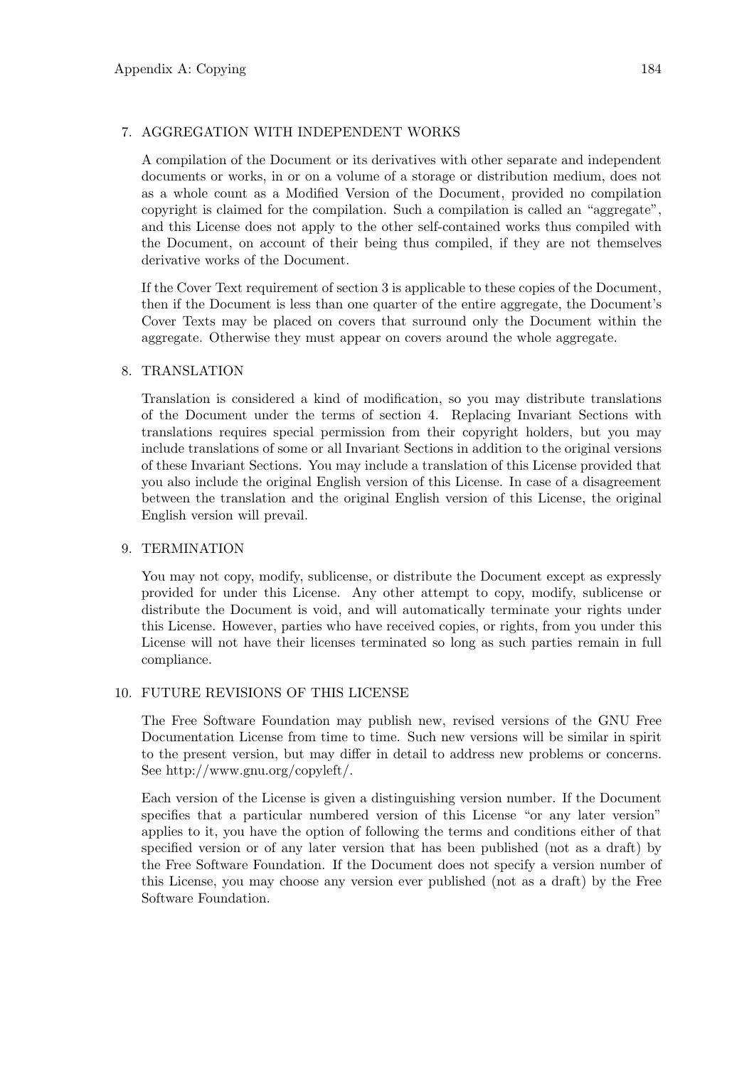7. AGGREGATION WITH INDEPENDENT WORKS

   A compilation of the Document or its derivatives with other separate and independent documents or works, in or on a volume of a storage or distribution medium, does not as a whole count as a Modified Version of the Document, provided no compilation copyright is claimed for the compilation. Such a compilation is called an "aggregate", and this License does not apply to the other self-contained works thus compiled with the Document, on account of their being thus compiled, if they are not themselves derivative works of the Document.

   If the Cover Text requirement of section 3 is applicable to these copies of the Document, then if the Document is less than one quarter of the entire aggregate, the Document's Cover Texts may be placed on covers that surround only the Document within the aggregate. Otherwise they must appear on covers around the whole aggregate.

8. TRANSLATION

   Translation is considered a kind of modification, so you may distribute translations of the Document under the terms of section 4. Replacing Invariant Sections with translations requires special permission from their copyright holders, but you may include translations of some or all Invariant Sections in addition to the original versions of these Invariant Sections. You may include a translation of this License provided that you also include the original English version of this License. In case of a disagreement between the translation and the original English version of this License, the original English version will prevail.

9. TERMINATION

   You may not copy, modify, sublicense, or distribute the Document except as expressly provided for under this License. Any other attempt to copy, modify, sublicense or distribute the Document is void, and will automatically terminate your rights under this License. However, parties who have received copies, or rights, from you under this License will not have their licenses terminated so long as such parties remain in full compliance.

10. FUTURE REVISIONS OF THIS LICENSE

    The Free Software Foundation may publish new, revised versions of the GNU Free Documentation License from time to time. Such new versions will be similar in spirit to the present version, but may differ in detail to address new problems or concerns. See http://www.gnu.org/copyleft/.

    Each version of the License is given a distinguishing version number. If the Document specifies that a particular numbered version of this License "or any later version" applies to it, you have the option of following the terms and conditions either of that specified version or of any later version that has been published (not as a draft) by the Free Software Foundation. If the Document does not specify a version number of this License, you may choose any version ever published (not as a draft) by the Free Software Foundation.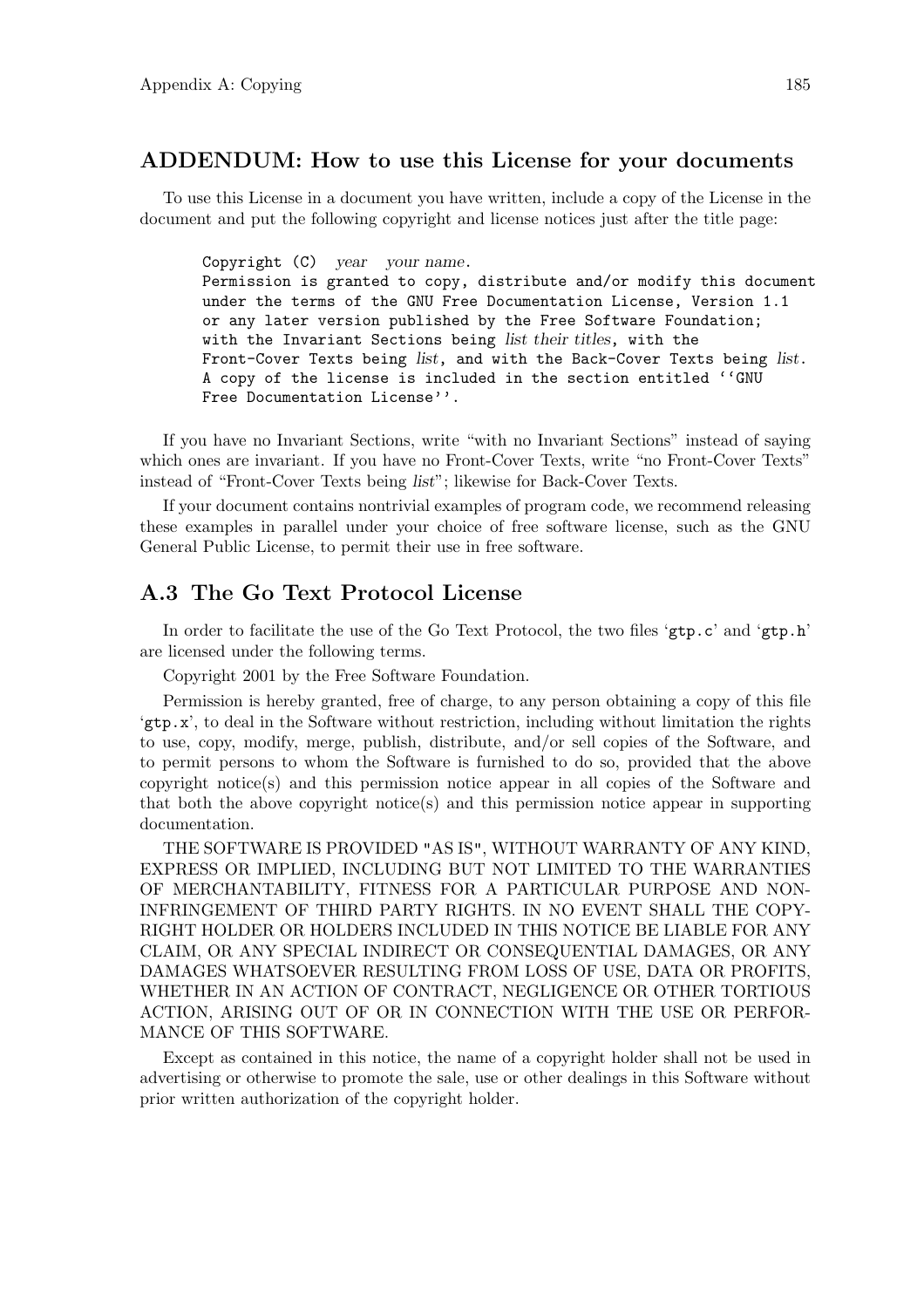## ADDENDUM: How to use this License for your documents

To use this License in a document you have written, include a copy of the License in the document and put the following copyright and license notices just after the title page:

```
Copyright (C)  year  your name.
Permission is granted to copy, distribute and/or modify this document
under the terms of the GNU Free Documentation License, Version 1.1
or any later version published by the Free Software Foundation;
with the Invariant Sections being list their titles, with the
Front-Cover Texts being list, and with the Back-Cover Texts being list.
A copy of the license is included in the section entitled ``GNU
Free Documentation License''.
```

If you have no Invariant Sections, write "with no Invariant Sections" instead of saying which ones are invariant. If you have no Front-Cover Texts, write "no Front-Cover Texts" instead of "Front-Cover Texts being *list*"; likewise for Back-Cover Texts.

If your document contains nontrivial examples of program code, we recommend releasing these examples in parallel under your choice of free software license, such as the GNU General Public License, to permit their use in free software.

## A.3 The Go Text Protocol License

In order to facilitate the use of the Go Text Protocol, the two files '`gtp.c`' and '`gtp.h`' are licensed under the following terms.

Copyright 2001 by the Free Software Foundation.

Permission is hereby granted, free of charge, to any person obtaining a copy of this file '`gtp.x`', to deal in the Software without restriction, including without limitation the rights to use, copy, modify, merge, publish, distribute, and/or sell copies of the Software, and to permit persons to whom the Software is furnished to do so, provided that the above copyright notice(s) and this permission notice appear in all copies of the Software and that both the above copyright notice(s) and this permission notice appear in supporting documentation.

THE SOFTWARE IS PROVIDED "AS IS", WITHOUT WARRANTY OF ANY KIND, EXPRESS OR IMPLIED, INCLUDING BUT NOT LIMITED TO THE WARRANTIES OF MERCHANTABILITY, FITNESS FOR A PARTICULAR PURPOSE AND NON-INFRINGEMENT OF THIRD PARTY RIGHTS. IN NO EVENT SHALL THE COPYRIGHT HOLDER OR HOLDERS INCLUDED IN THIS NOTICE BE LIABLE FOR ANY CLAIM, OR ANY SPECIAL INDIRECT OR CONSEQUENTIAL DAMAGES, OR ANY DAMAGES WHATSOEVER RESULTING FROM LOSS OF USE, DATA OR PROFITS, WHETHER IN AN ACTION OF CONTRACT, NEGLIGENCE OR OTHER TORTIOUS ACTION, ARISING OUT OF OR IN CONNECTION WITH THE USE OR PERFORMANCE OF THIS SOFTWARE.

Except as contained in this notice, the name of a copyright holder shall not be used in advertising or otherwise to promote the sale, use or other dealings in this Software without prior written authorization of the copyright holder.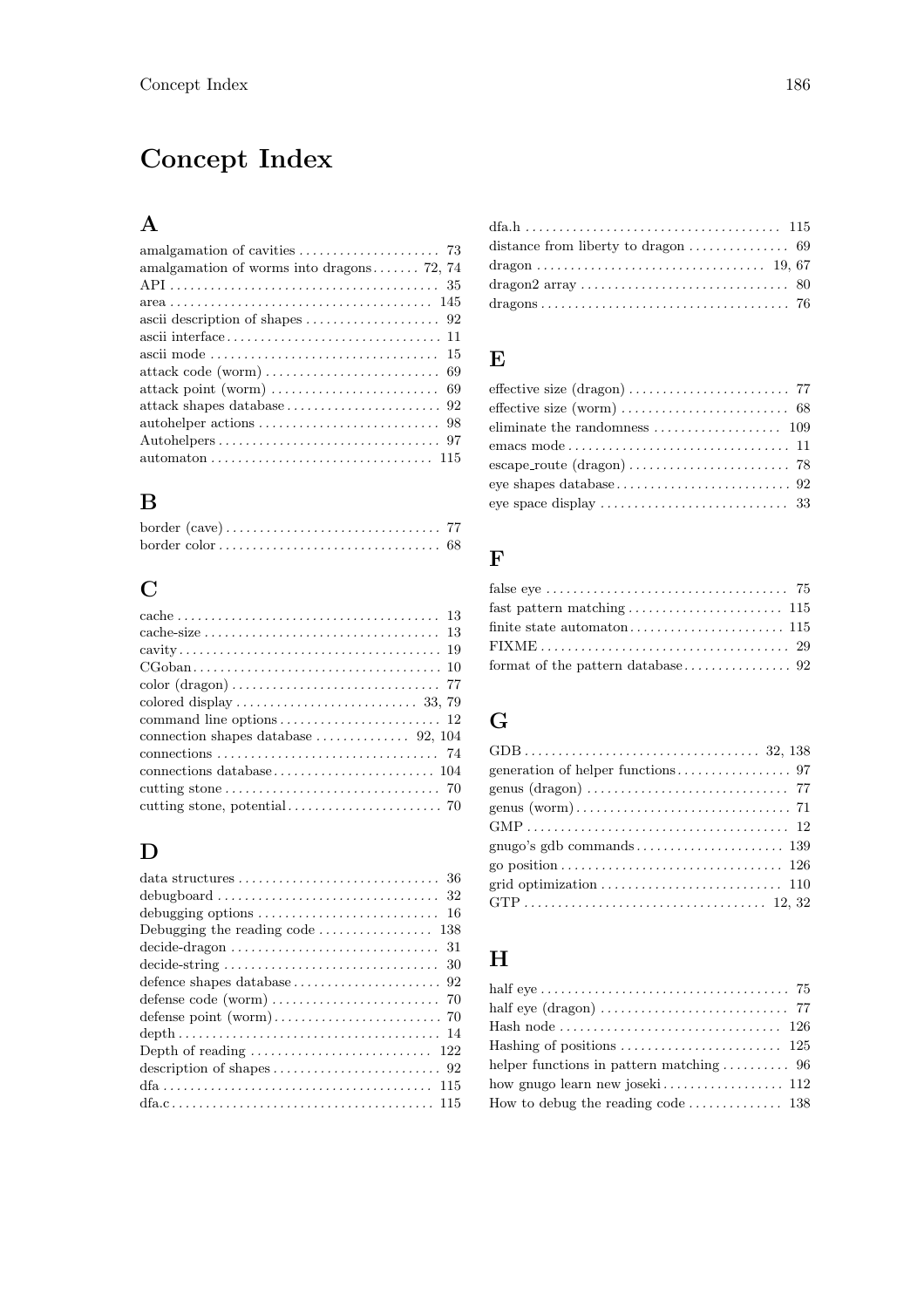# Concept Index

## A

amalgamation of cavities .................... 73
amalgamation of worms into dragons....... 72, 74
API ........................................ 35
area ....................................... 145
ascii description of shapes ................ 92
ascii interface ............................. 11
ascii mode ................................. 15
attack code (worm) ......................... 69
attack point (worm) ........................ 69
attack shapes database ..................... 92
autohelper actions ......................... 98
Autohelpers ................................ 97
automaton .................................. 115

## B

border (cave) ............................... 77
border color ................................ 68

## C

cache ...................................... 13
cache-size ................................. 13
cavity ..................................... 19
CGoban ..................................... 10
color (dragon) .............................. 77
colored display ......................... 33, 79
command line options ........................ 12
connection shapes database ............ 92, 104
connections ................................ 74
connections database ....................... 104
cutting stone ............................... 70
cutting stone, potential .................... 70

## D

data structures ............................. 36
debugboard ................................. 32
debugging options ........................... 16
Debugging the reading code ................. 138
decide-dragon ............................... 31
decide-string ............................... 30
defence shapes database ..................... 92
defense code (worm) ......................... 70
defense point (worm) ........................ 70
depth ...................................... 14
Depth of reading ........................... 122
description of shapes ....................... 92
dfa ........................................ 115
dfa.c ...................................... 115
dfa.h ...................................... 115
distance from liberty to dragon ............. 69
dragon .................................. 19, 67
dragon2 array ............................... 80
dragons .................................... 76

## E

effective size (dragon) ...................... 77
effective size (worm) ....................... 68
eliminate the randomness ................... 109
emacs mode ................................. 11
escape_route (dragon) ....................... 78
eye shapes database ......................... 92
eye space display ........................... 33

## F

false eye .................................. 75
fast pattern matching ...................... 115
finite state automaton ..................... 115
FIXME ...................................... 29
format of the pattern database .............. 92

## G

GDB .................................. 32, 138
generation of helper functions .............. 97
genus (dragon) .............................. 77
genus (worm) ................................ 71
GMP ........................................ 12
gnugo's gdb commands ....................... 139
go position ................................ 126
grid optimization .......................... 110
GTP ..................................... 12, 32

## H

half eye ................................... 75
half eye (dragon) ........................... 77
Hash node .................................. 126
Hashing of positions ....................... 125
helper functions in pattern matching ........ 96
how gnugo learn new joseki ................. 112
How to debug the reading code .............. 138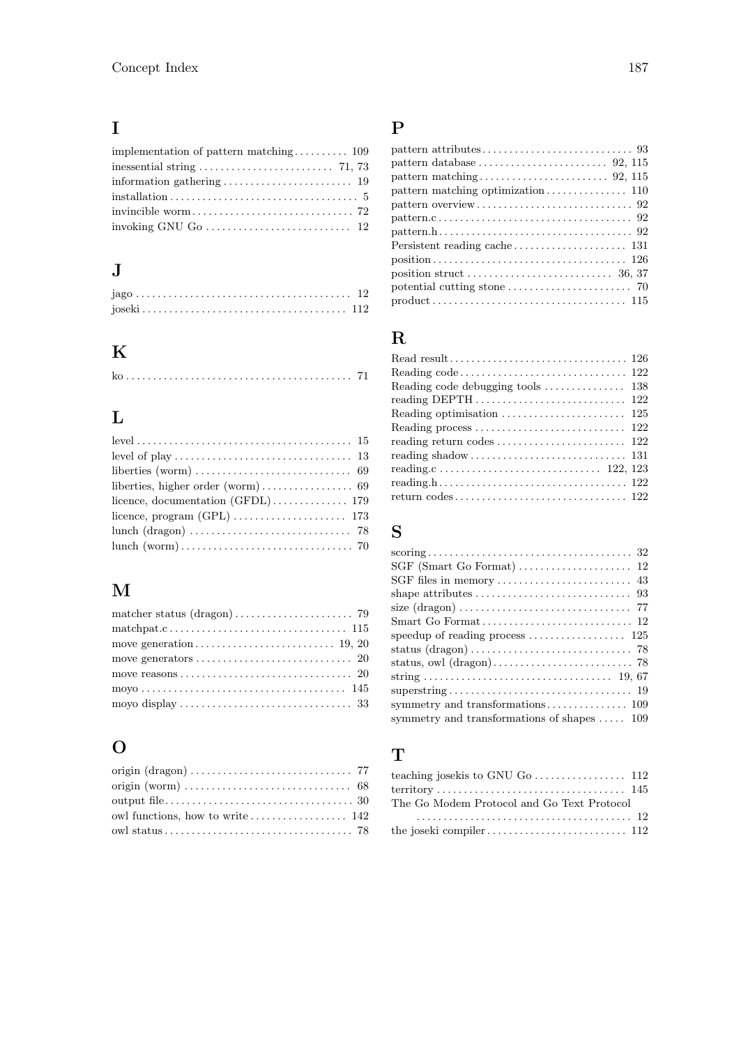## I

- implementation of pattern matching .......... 109
- inessential string .......................... 71, 73
- information gathering ........................ 19
- installation .................................. 5
- invincible worm ............................. 72
- invoking GNU Go ........................... 12

## J

- jago ........................................ 12
- joseki ...................................... 112

## K

- ko ........................................ 71

## L

- level ........................................ 15
- level of play ................................. 13
- liberties (worm) ............................ 69
- liberties, higher order (worm) ................ 69
- licence, documentation (GFDL) ............. 179
- licence, program (GPL) ..................... 173
- lunch (dragon) .............................. 78
- lunch (worm) ................................ 70

## M

- matcher status (dragon) ...................... 79
- matchpat.c ................................. 115
- move generation .......................... 19, 20
- move generators ............................ 20
- move reasons ............................... 20
- moyo ...................................... 145
- moyo display ............................... 33

## O

- origin (dragon) ............................. 77
- origin (worm) .............................. 68
- output file .................................. 30
- owl functions, how to write .................. 142
- owl status .................................. 78

## P

- pattern attributes ............................ 93
- pattern database ........................ 92, 115
- pattern matching ........................ 92, 115
- pattern matching optimization ............... 110
- pattern overview ............................. 92
- pattern.c .................................... 92
- pattern.h .................................... 92
- Persistent reading cache ..................... 131
- position .................................... 126
- position struct ........................... 36, 37
- potential cutting stone ....................... 70
- product .................................... 115

## R

- Read result ................................. 126
- Reading code ............................... 122
- Reading code debugging tools ............... 138
- reading DEPTH ............................ 122
- Reading optimisation ....................... 125
- Reading process ............................ 122
- reading return codes ........................ 122
- reading shadow ............................. 131
- reading.c ............................... 122, 123
- reading.h .................................. 122
- return codes ................................ 122

## S

- scoring ...................................... 32
- SGF (Smart Go Format) ..................... 12
- SGF files in memory ......................... 43
- shape attributes ............................. 93
- size (dragon) ................................ 77
- Smart Go Format ............................ 12
- speedup of reading process .................. 125
- status (dragon) .............................. 78
- status, owl (dragon) .......................... 78
- string ................................... 19, 67
- superstring .................................. 19
- symmetry and transformations ............... 109
- symmetry and transformations of shapes ..... 109

## T

- teaching josekis to GNU Go ................. 112
- territory ................................... 145
- The Go Modem Protocol and Go Text Protocol ........................................ 12
- the joseki compiler .......................... 112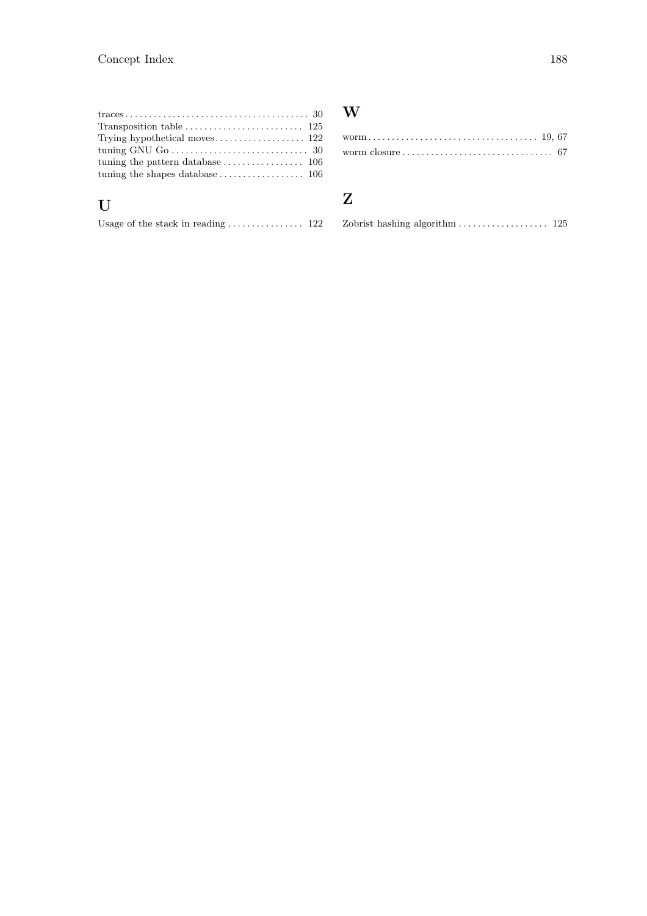traces . . . . . . . . . . . . . . . . . . . . . . . . . . . . . . . . . . . . . . . 30
Transposition table . . . . . . . . . . . . . . . . . . . . . . . . . 125
Trying hypothetical moves . . . . . . . . . . . . . . . . . . 122
tuning GNU Go . . . . . . . . . . . . . . . . . . . . . . . . . . . . . 30
tuning the pattern database . . . . . . . . . . . . . . . . . 106
tuning the shapes database . . . . . . . . . . . . . . . . . . 106

## U

Usage of the stack in reading . . . . . . . . . . . . . . . . 122

## W

worm . . . . . . . . . . . . . . . . . . . . . . . . . . . . . . . . . . . . 19, 67
worm closure . . . . . . . . . . . . . . . . . . . . . . . . . . . . . . . . 67

## Z

Zobrist hashing algorithm . . . . . . . . . . . . . . . . . . . 125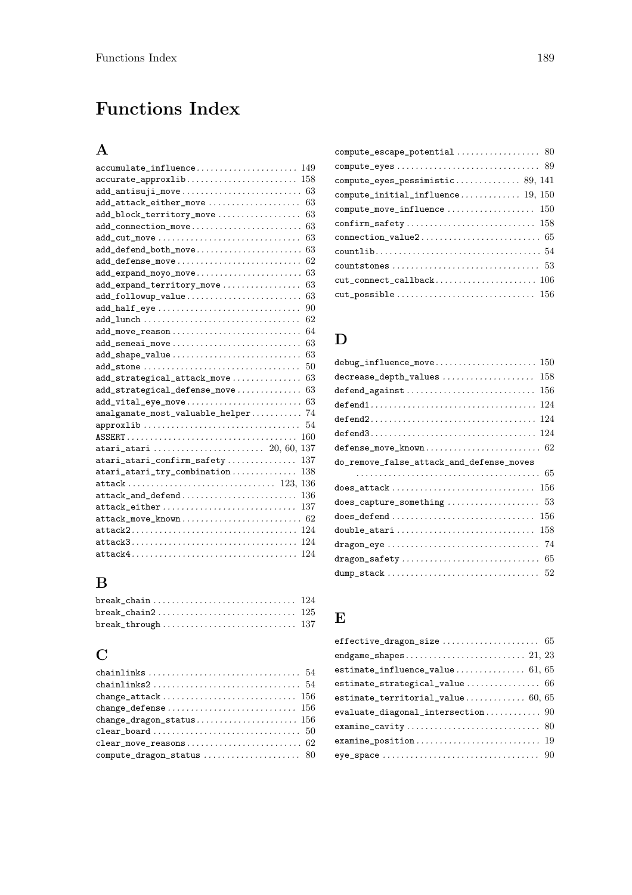# Functions Index

## A

- accumulate_influence ..... 149
- accurate_approxlib ..... 158
- add_antisuji_move ..... 63
- add_attack_either_move ..... 63
- add_block_territory_move ..... 63
- add_connection_move ..... 63
- add_cut_move ..... 63
- add_defend_both_move ..... 63
- add_defense_move ..... 62
- add_expand_moyo_move ..... 63
- add_expand_territory_move ..... 63
- add_followup_value ..... 63
- add_half_eye ..... 90
- add_lunch ..... 62
- add_move_reason ..... 64
- add_semeai_move ..... 63
- add_shape_value ..... 63
- add_stone ..... 50
- add_strategical_attack_move ..... 63
- add_strategical_defense_move ..... 63
- add_vital_eye_move ..... 63
- amalgamate_most_valuable_helper ..... 74
- approxlib ..... 54
- ASSERT ..... 160
- atari_atari ..... 20, 60, 137
- atari_atari_confirm_safety ..... 137
- atari_atari_try_combination ..... 138
- attack ..... 123, 136
- attack_and_defend ..... 136
- attack_either ..... 137
- attack_move_known ..... 62
- attack2 ..... 124
- attack3 ..... 124
- attack4 ..... 124

## B

- break_chain ..... 124
- break_chain2 ..... 125
- break_through ..... 137

## C

- chainlinks ..... 54
- chainlinks2 ..... 54
- change_attack ..... 156
- change_defense ..... 156
- change_dragon_status ..... 156
- clear_board ..... 50
- clear_move_reasons ..... 62
- compute_dragon_status ..... 80
- compute_escape_potential ..... 80
- compute_eyes ..... 89
- compute_eyes_pessimistic ..... 89, 141
- compute_initial_influence ..... 19, 150
- compute_move_influence ..... 150
- confirm_safety ..... 158
- connection_value2 ..... 65
- countlib ..... 54
- countstones ..... 53
- cut_connect_callback ..... 106
- cut_possible ..... 156

## D

- debug_influence_move ..... 150
- decrease_depth_values ..... 158
- defend_against ..... 156
- defend1 ..... 124
- defend2 ..... 124
- defend3 ..... 124
- defense_move_known ..... 62
- do_remove_false_attack_and_defense_moves ..... 65
- does_attack ..... 156
- does_capture_something ..... 53
- does_defend ..... 156
- double_atari ..... 158
- dragon_eye ..... 74
- dragon_safety ..... 65
- dump_stack ..... 52

## E

- effective_dragon_size ..... 65
- endgame_shapes ..... 21, 23
- estimate_influence_value ..... 61, 65
- estimate_strategical_value ..... 66
- estimate_territorial_value ..... 60, 65
- evaluate_diagonal_intersection ..... 90
- examine_cavity ..... 80
- examine_position ..... 19
- eye_space ..... 90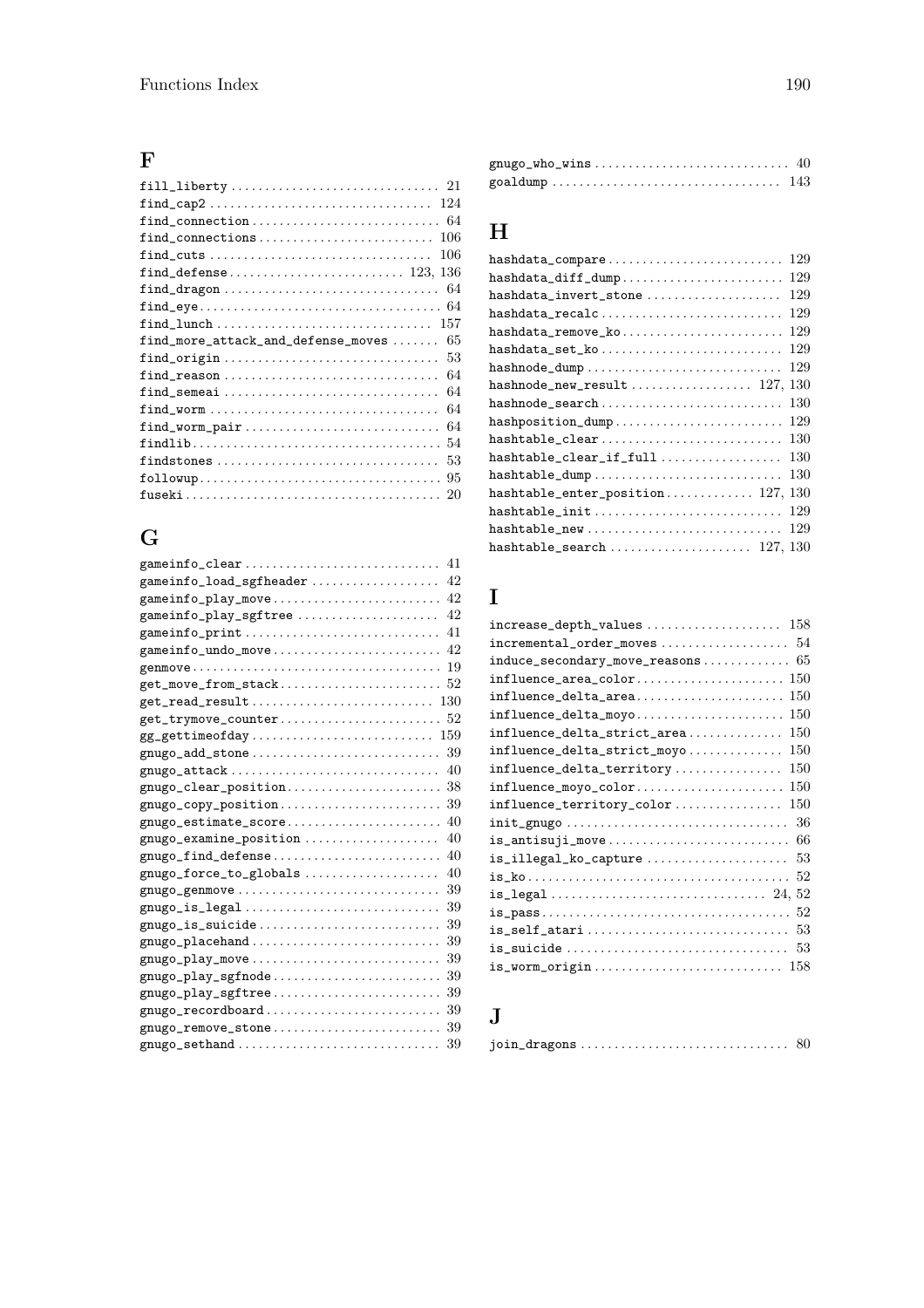## F

fill_liberty .............................. 21
find_cap2 ................................ 124
find_connection ........................... 64
find_connections ......................... 106
find_cuts ................................ 106
find_defense ......................... 123, 136
find_dragon ............................... 64
find_eye .................................. 64
find_lunch ............................... 157
find_more_attack_and_defense_moves ....... 65
find_origin ............................... 53
find_reason ............................... 64
find_semeai ............................... 64
find_worm ................................. 64
find_worm_pair ............................ 64
findlib ................................... 54
findstones ................................ 53
followup .................................. 95
fuseki .................................... 20

## G

gameinfo_clear ............................ 41
gameinfo_load_sgfheader ................... 42
gameinfo_play_move ........................ 42
gameinfo_play_sgftree ..................... 42
gameinfo_print ............................ 41
gameinfo_undo_move ........................ 42
genmove ................................... 19
get_move_from_stack ....................... 52
get_read_result .......................... 130
get_trymove_counter ....................... 52
gg_gettimeofday .......................... 159
gnugo_add_stone ........................... 39
gnugo_attack .............................. 40
gnugo_clear_position ...................... 38
gnugo_copy_position ....................... 39
gnugo_estimate_score ...................... 40
gnugo_examine_position .................... 40
gnugo_find_defense ........................ 40
gnugo_force_to_globals .................... 40
gnugo_genmove ............................. 39
gnugo_is_legal ............................ 39
gnugo_is_suicide .......................... 39
gnugo_placehand ........................... 39
gnugo_play_move ........................... 39
gnugo_play_sgfnode ........................ 39
gnugo_play_sgftree ........................ 39
gnugo_recordboard ......................... 39
gnugo_remove_stone ........................ 39
gnugo_sethand ............................. 39
gnugo_who_wins ............................ 40
goaldump ................................. 143

## H

hashdata_compare ......................... 129
hashdata_diff_dump ....................... 129
hashdata_invert_stone .................... 129
hashdata_recalc .......................... 129
hashdata_remove_ko ....................... 129
hashdata_set_ko .......................... 129
hashnode_dump ............................ 129
hashnode_new_result ................. 127, 130
hashnode_search .......................... 130
hashposition_dump ........................ 129
hashtable_clear .......................... 130
hashtable_clear_if_full .................. 130
hashtable_dump ........................... 130
hashtable_enter_position ............ 127, 130
hashtable_init ........................... 129
hashtable_new ............................ 129
hashtable_search .................... 127, 130

## I

increase_depth_values .................... 158
incremental_order_moves ................... 54
induce_secondary_move_reasons ............. 65
influence_area_color ..................... 150
influence_delta_area ..................... 150
influence_delta_moyo ..................... 150
influence_delta_strict_area .............. 150
influence_delta_strict_moyo .............. 150
influence_delta_territory ................ 150
influence_moyo_color ..................... 150
influence_territory_color ................ 150
init_gnugo ................................ 36
is_antisuji_move .......................... 66
is_illegal_ko_capture ..................... 53
is_ko ..................................... 52
is_legal .............................. 24, 52
is_pass ................................... 52
is_self_atari ............................. 53
is_suicide ................................ 53
is_worm_origin ........................... 158

## J

join_dragons .............................. 80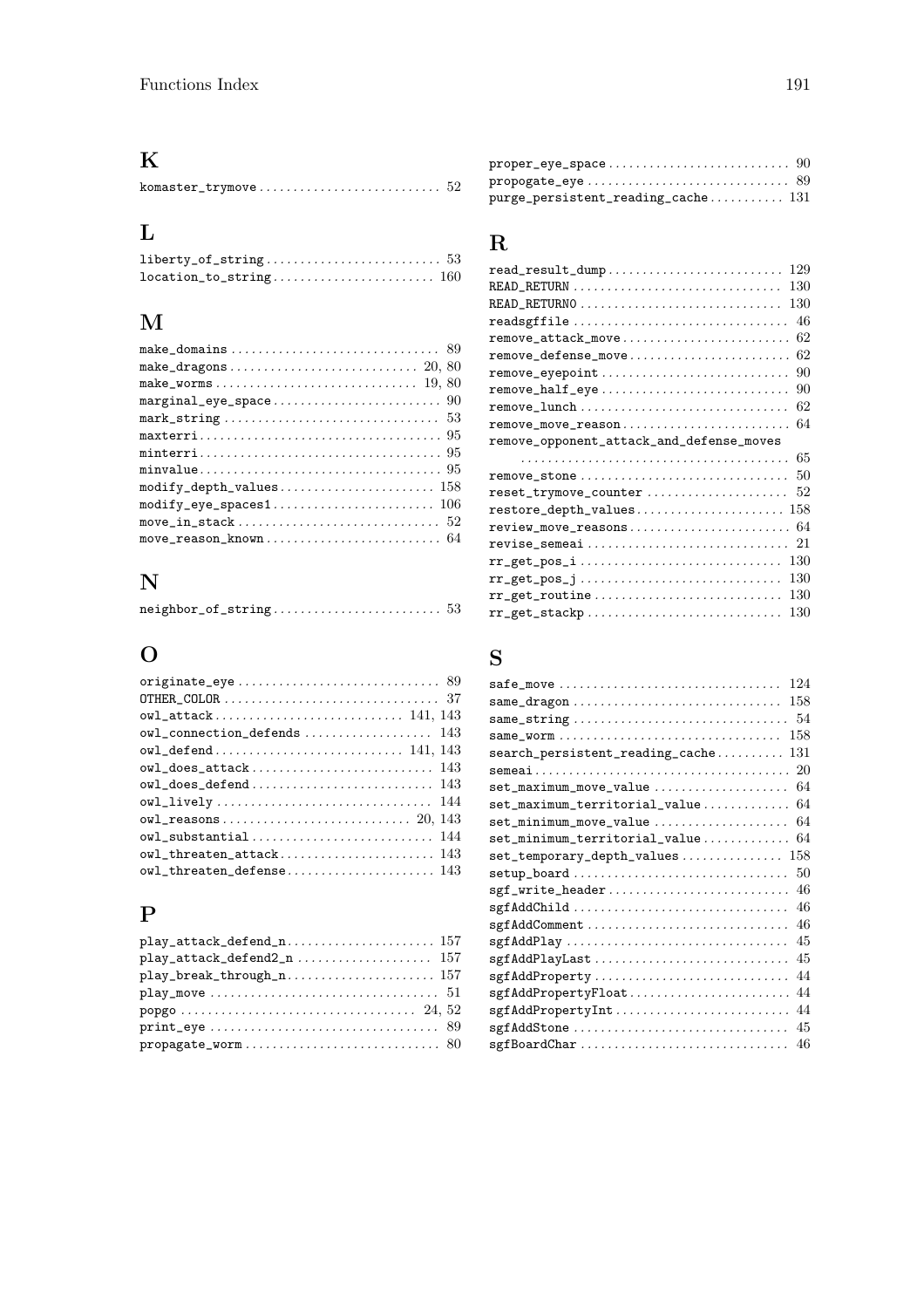## K

komaster_trymove .......................... 52

## L

liberty_of_string .......................... 53
location_to_string .......................... 160

## M

make_domains .......................... 89
make_dragons .......................... 20, 80
make_worms .......................... 19, 80
marginal_eye_space .......................... 90
mark_string .......................... 53
maxterri .......................... 95
minterri .......................... 95
minvalue .......................... 95
modify_depth_values .......................... 158
modify_eye_spaces1 .......................... 106
move_in_stack .......................... 52
move_reason_known .......................... 64

## N

neighbor_of_string .......................... 53

## O

originate_eye .......................... 89
OTHER_COLOR .......................... 37
owl_attack .......................... 141, 143
owl_connection_defends .......................... 143
owl_defend .......................... 141, 143
owl_does_attack .......................... 143
owl_does_defend .......................... 143
owl_lively .......................... 144
owl_reasons .......................... 20, 143
owl_substantial .......................... 144
owl_threaten_attack .......................... 143
owl_threaten_defense .......................... 143

## P

play_attack_defend_n .......................... 157
play_attack_defend2_n .......................... 157
play_break_through_n .......................... 157
play_move .......................... 51
popgo .......................... 24, 52
print_eye .......................... 89
propagate_worm .......................... 80
proper_eye_space .......................... 90
propogate_eye .......................... 89
purge_persistent_reading_cache .......................... 131

## R

read_result_dump .......................... 129
READ_RETURN .......................... 130
READ_RETURN0 .......................... 130
readsgffile .......................... 46
remove_attack_move .......................... 62
remove_defense_move .......................... 62
remove_eyepoint .......................... 90
remove_half_eye .......................... 90
remove_lunch .......................... 62
remove_move_reason .......................... 64
remove_opponent_attack_and_defense_moves .......................... 65
remove_stone .......................... 50
reset_trymove_counter .......................... 52
restore_depth_values .......................... 158
review_move_reasons .......................... 64
revise_semeai .......................... 21
rr_get_pos_i .......................... 130
rr_get_pos_j .......................... 130
rr_get_routine .......................... 130
rr_get_stackp .......................... 130

## S

safe_move .......................... 124
same_dragon .......................... 158
same_string .......................... 54
same_worm .......................... 158
search_persistent_reading_cache .......................... 131
semeai .......................... 20
set_maximum_move_value .......................... 64
set_maximum_territorial_value .......................... 64
set_minimum_move_value .......................... 64
set_minimum_territorial_value .......................... 64
set_temporary_depth_values .......................... 158
setup_board .......................... 50
sgf_write_header .......................... 46
sgfAddChild .......................... 46
sgfAddComment .......................... 46
sgfAddPlay .......................... 45
sgfAddPlayLast .......................... 45
sgfAddProperty .......................... 44
sgfAddPropertyFloat .......................... 44
sgfAddPropertyInt .......................... 44
sgfAddStone .......................... 45
sgfBoardChar .......................... 46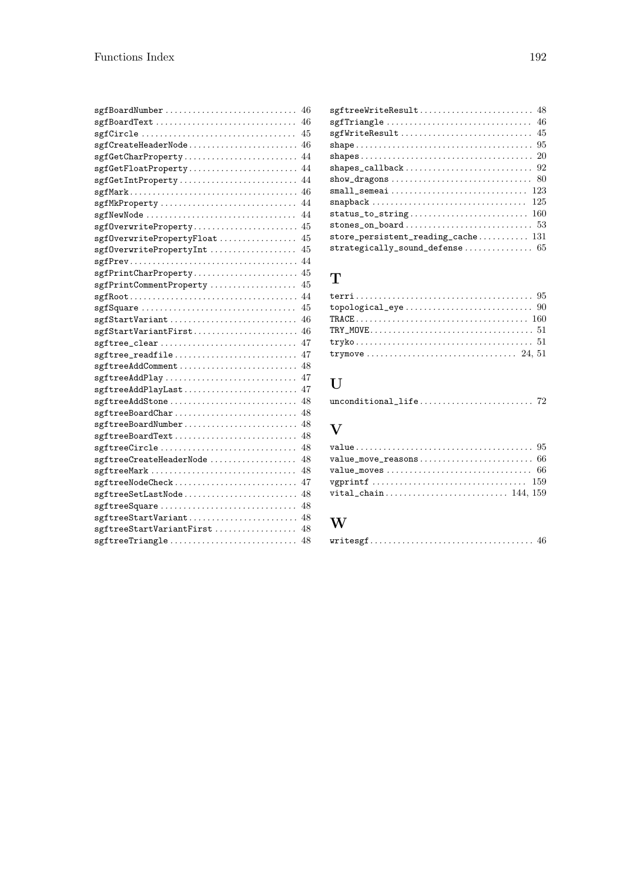sgfBoardNumber .... 46
sgfBoardText .... 46
sgfCircle .... 45
sgfCreateHeaderNode .... 46
sgfGetCharProperty .... 44
sgfGetFloatProperty .... 44
sgfGetIntProperty .... 44
sgfMark .... 46
sgfMkProperty .... 44
sgfNewNode .... 44
sgfOverwriteProperty .... 45
sgfOverwritePropertyFloat .... 45
sgfOverwritePropertyInt .... 45
sgfPrev .... 44
sgfPrintCharProperty .... 45
sgfPrintCommentProperty .... 45
sgfRoot .... 44
sgfSquare .... 45
sgfStartVariant .... 46
sgfStartVariantFirst .... 46
sgftree_clear .... 47
sgftree_readfile .... 47
sgftreeAddComment .... 48
sgftreeAddPlay .... 47
sgftreeAddPlayLast .... 47
sgftreeAddStone .... 48
sgftreeBoardChar .... 48
sgftreeBoardNumber .... 48
sgftreeBoardText .... 48
sgftreeCircle .... 48
sgftreeCreateHeaderNode .... 48
sgftreeMark .... 48
sgftreeNodeCheck .... 47
sgftreeSetLastNode .... 48
sgftreeSquare .... 48
sgftreeStartVariant .... 48
sgftreeStartVariantFirst .... 48
sgftreeTriangle .... 48
sgftreeWriteResult .... 48
sgfTriangle .... 46
sgfWriteResult .... 45
shape .... 95
shapes .... 20
shapes_callback .... 92
show_dragons .... 80
small_semeai .... 123
snapback .... 125
status_to_string .... 160
stones_on_board .... 53
store_persistent_reading_cache .... 131
strategically_sound_defense .... 65

## T

terri .... 95
topological_eye .... 90
TRACE .... 160
TRY_MOVE .... 51
tryko .... 51
trymove .... 24, 51

## U

unconditional_life .... 72

## V

value .... 95
value_move_reasons .... 66
value_moves .... 66
vgprintf .... 159
vital_chain .... 144, 159

## W

writesgf .... 46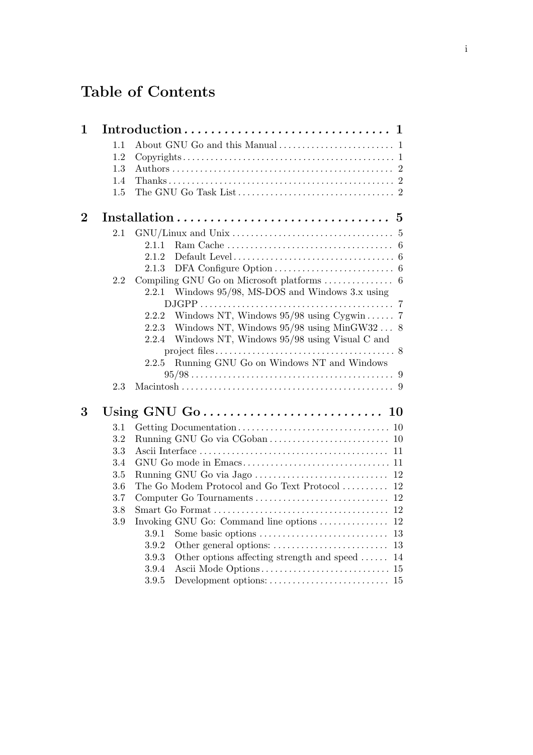# Table of Contents

**1 Introduction** . . . . . . . . . . . . . . . . . . . . . . . . . . . . . . . **1**

- 1.1 About GNU Go and this Manual . . . . . . . . . . . . . . . . . . . . . . . . . 1
- 1.2 Copyrights . . . . . . . . . . . . . . . . . . . . . . . . . . . . . . . . . . . . . . . . . . . . . 1
- 1.3 Authors . . . . . . . . . . . . . . . . . . . . . . . . . . . . . . . . . . . . . . . . . . . . . . . 2
- 1.4 Thanks . . . . . . . . . . . . . . . . . . . . . . . . . . . . . . . . . . . . . . . . . . . . . . . . 2
- 1.5 The GNU Go Task List . . . . . . . . . . . . . . . . . . . . . . . . . . . . . . . . . 2

**2 Installation** . . . . . . . . . . . . . . . . . . . . . . . . . . . . . . . **5**

- 2.1 GNU/Linux and Unix . . . . . . . . . . . . . . . . . . . . . . . . . . . . . . . . . . 5
  - 2.1.1 Ram Cache . . . . . . . . . . . . . . . . . . . . . . . . . . . . . . . . . . . . 6
  - 2.1.2 Default Level . . . . . . . . . . . . . . . . . . . . . . . . . . . . . . . . . . . 6
  - 2.1.3 DFA Configure Option . . . . . . . . . . . . . . . . . . . . . . . . . . 6
- 2.2 Compiling GNU Go on Microsoft platforms . . . . . . . . . . . . . . . 6
  - 2.2.1 Windows 95/98, MS-DOS and Windows 3.x using DJGPP . . . . . . . . . . . . . . . . . . . . . . . . . . . . . . . . . . . . . . . . . 7
  - 2.2.2 Windows NT, Windows 95/98 using Cygwin . . . . . . 7
  - 2.2.3 Windows NT, Windows 95/98 using MinGW32 . . . 8
  - 2.2.4 Windows NT, Windows 95/98 using Visual C and project files . . . . . . . . . . . . . . . . . . . . . . . . . . . . . . . . . . . . . . 8
  - 2.2.5 Running GNU Go on Windows NT and Windows 95/98 . . . . . . . . . . . . . . . . . . . . . . . . . . . . . . . . . . . . . . . . . . . . 9
- 2.3 Macintosh . . . . . . . . . . . . . . . . . . . . . . . . . . . . . . . . . . . . . . . . . . . . . 9

**3 Using GNU Go** . . . . . . . . . . . . . . . . . . . . . . . . . . . **10**

- 3.1 Getting Documentation . . . . . . . . . . . . . . . . . . . . . . . . . . . . . . . . . 10
- 3.2 Running GNU Go via CGoban . . . . . . . . . . . . . . . . . . . . . . . . . . 10
- 3.3 Ascii Interface . . . . . . . . . . . . . . . . . . . . . . . . . . . . . . . . . . . . . . . . . 11
- 3.4 GNU Go mode in Emacs . . . . . . . . . . . . . . . . . . . . . . . . . . . . . . . . 11
- 3.5 Running GNU Go via Jago . . . . . . . . . . . . . . . . . . . . . . . . . . . . . 12
- 3.6 The Go Modem Protocol and Go Text Protocol . . . . . . . . . . 12
- 3.7 Computer Go Tournaments . . . . . . . . . . . . . . . . . . . . . . . . . . . . . 12
- 3.8 Smart Go Format . . . . . . . . . . . . . . . . . . . . . . . . . . . . . . . . . . . . . . 12
- 3.9 Invoking GNU Go: Command line options . . . . . . . . . . . . . . . 12
  - 3.9.1 Some basic options . . . . . . . . . . . . . . . . . . . . . . . . . . . . . 13
  - 3.9.2 Other general options: . . . . . . . . . . . . . . . . . . . . . . . . . 13
  - 3.9.3 Other options affecting strength and speed . . . . . . 14
  - 3.9.4 Ascii Mode Options . . . . . . . . . . . . . . . . . . . . . . . . . . . . 15
  - 3.9.5 Development options: . . . . . . . . . . . . . . . . . . . . . . . . . . 15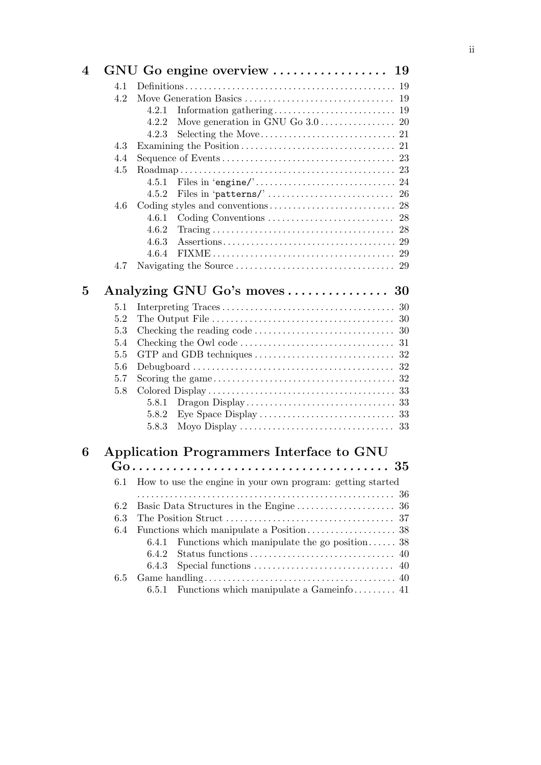**4 GNU Go engine overview . . . . . . . . . . . . . . . . . 19**

- 4.1 Definitions . . . . . . . . . . . . . . . . . . . . . . . . . . . . . . . . . . . . . . . . . . . . . 19
- 4.2 Move Generation Basics . . . . . . . . . . . . . . . . . . . . . . . . . . . . . . . . 19
  - 4.2.1 Information gathering . . . . . . . . . . . . . . . . . . . . . . . . . . 19
  - 4.2.2 Move generation in GNU Go 3.0 . . . . . . . . . . . . . . . . 20
  - 4.2.3 Selecting the Move . . . . . . . . . . . . . . . . . . . . . . . . . . . . . 21
- 4.3 Examining the Position . . . . . . . . . . . . . . . . . . . . . . . . . . . . . . . . . 21
- 4.4 Sequence of Events . . . . . . . . . . . . . . . . . . . . . . . . . . . . . . . . . . . . . 23
- 4.5 Roadmap . . . . . . . . . . . . . . . . . . . . . . . . . . . . . . . . . . . . . . . . . . . . . . 23
  - 4.5.1 Files in 'engine/' . . . . . . . . . . . . . . . . . . . . . . . . . . . . . . 24
  - 4.5.2 Files in 'patterns/' . . . . . . . . . . . . . . . . . . . . . . . . . . . 26
- 4.6 Coding styles and conventions . . . . . . . . . . . . . . . . . . . . . . . . . . . 28
  - 4.6.1 Coding Conventions . . . . . . . . . . . . . . . . . . . . . . . . . . . 28
  - 4.6.2 Tracing . . . . . . . . . . . . . . . . . . . . . . . . . . . . . . . . . . . . . . . 28
  - 4.6.3 Assertions . . . . . . . . . . . . . . . . . . . . . . . . . . . . . . . . . . . . . 29
  - 4.6.4 FIXME . . . . . . . . . . . . . . . . . . . . . . . . . . . . . . . . . . . . . . . 29
- 4.7 Navigating the Source . . . . . . . . . . . . . . . . . . . . . . . . . . . . . . . . . . 29

**5 Analyzing GNU Go's moves . . . . . . . . . . . . . . . 30**

- 5.1 Interpreting Traces . . . . . . . . . . . . . . . . . . . . . . . . . . . . . . . . . . . . . 30
- 5.2 The Output File . . . . . . . . . . . . . . . . . . . . . . . . . . . . . . . . . . . . . . . 30
- 5.3 Checking the reading code . . . . . . . . . . . . . . . . . . . . . . . . . . . . . . 30
- 5.4 Checking the Owl code . . . . . . . . . . . . . . . . . . . . . . . . . . . . . . . . . 31
- 5.5 GTP and GDB techniques . . . . . . . . . . . . . . . . . . . . . . . . . . . . . . 32
- 5.6 Debugboard . . . . . . . . . . . . . . . . . . . . . . . . . . . . . . . . . . . . . . . . . . . 32
- 5.7 Scoring the game . . . . . . . . . . . . . . . . . . . . . . . . . . . . . . . . . . . . . . . 32
- 5.8 Colored Display . . . . . . . . . . . . . . . . . . . . . . . . . . . . . . . . . . . . . . . . 33
  - 5.8.1 Dragon Display . . . . . . . . . . . . . . . . . . . . . . . . . . . . . . . . 33
  - 5.8.2 Eye Space Display . . . . . . . . . . . . . . . . . . . . . . . . . . . . . 33
  - 5.8.3 Moyo Display . . . . . . . . . . . . . . . . . . . . . . . . . . . . . . . . . 33

**6 Application Programmers Interface to GNU Go . . . . . . . . . . . . . . . . . . . . . . . . . . . . . . . . . . . . . 35**

- 6.1 How to use the engine in your own program: getting started . . . . . . . . . . . . . . . . . . . . . . . . . . . . . . . . . . . . . . . . . . . . . . . . . . . . . . . 36
- 6.2 Basic Data Structures in the Engine . . . . . . . . . . . . . . . . . . . . . 36
- 6.3 The Position Struct . . . . . . . . . . . . . . . . . . . . . . . . . . . . . . . . . . . . 37
- 6.4 Functions which manipulate a Position . . . . . . . . . . . . . . . . . . . 38
  - 6.4.1 Functions which manipulate the go position . . . . . . 38
  - 6.4.2 Status functions . . . . . . . . . . . . . . . . . . . . . . . . . . . . . . . 40
  - 6.4.3 Special functions . . . . . . . . . . . . . . . . . . . . . . . . . . . . . . 40
- 6.5 Game handling . . . . . . . . . . . . . . . . . . . . . . . . . . . . . . . . . . . . . . . . . 40
  - 6.5.1 Functions which manipulate a Gameinfo . . . . . . . . . 41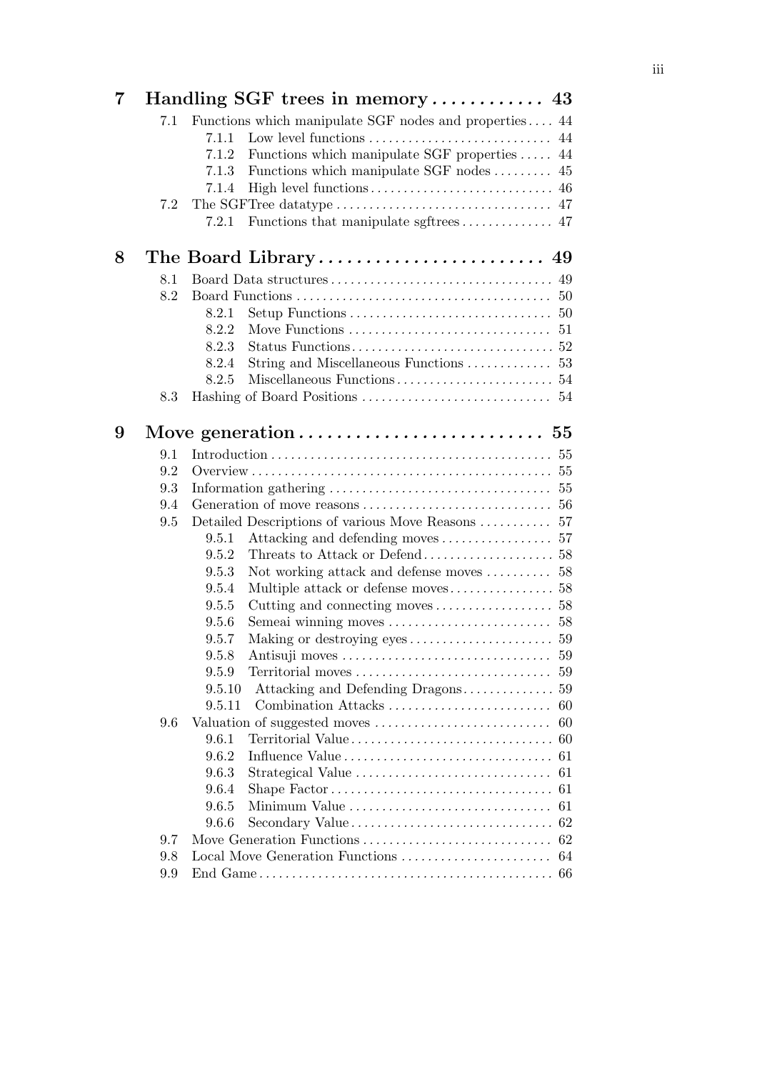**7 Handling SGF trees in memory . . . . . . . . . . . . 43**

- 7.1 Functions which manipulate SGF nodes and properties . . . . 44
  - 7.1.1 Low level functions . . . . . . . . . . . . . . . . . . . . . . . . . . . . 44
  - 7.1.2 Functions which manipulate SGF properties . . . . . 44
  - 7.1.3 Functions which manipulate SGF nodes . . . . . . . . . 45
  - 7.1.4 High level functions . . . . . . . . . . . . . . . . . . . . . . . . . . . . 46
- 7.2 The SGFTree datatype . . . . . . . . . . . . . . . . . . . . . . . . . . . . . . . . 47
  - 7.2.1 Functions that manipulate sgftrees . . . . . . . . . . . . . . 47

**8 The Board Library . . . . . . . . . . . . . . . . . . . . . . . . 49**

- 8.1 Board Data structures . . . . . . . . . . . . . . . . . . . . . . . . . . . . . . . . . 49
- 8.2 Board Functions . . . . . . . . . . . . . . . . . . . . . . . . . . . . . . . . . . . . . . 50
  - 8.2.1 Setup Functions . . . . . . . . . . . . . . . . . . . . . . . . . . . . . . . 50
  - 8.2.2 Move Functions . . . . . . . . . . . . . . . . . . . . . . . . . . . . . . . 51
  - 8.2.3 Status Functions . . . . . . . . . . . . . . . . . . . . . . . . . . . . . . . 52
  - 8.2.4 String and Miscellaneous Functions . . . . . . . . . . . . . 53
  - 8.2.5 Miscellaneous Functions . . . . . . . . . . . . . . . . . . . . . . . . 54
- 8.3 Hashing of Board Positions . . . . . . . . . . . . . . . . . . . . . . . . . . . . 54

**9 Move generation . . . . . . . . . . . . . . . . . . . . . . . . . . 55**

- 9.1 Introduction . . . . . . . . . . . . . . . . . . . . . . . . . . . . . . . . . . . . . . . . . . 55
- 9.2 Overview . . . . . . . . . . . . . . . . . . . . . . . . . . . . . . . . . . . . . . . . . . . . 55
- 9.3 Information gathering . . . . . . . . . . . . . . . . . . . . . . . . . . . . . . . . . 55
- 9.4 Generation of move reasons . . . . . . . . . . . . . . . . . . . . . . . . . . . . 56
- 9.5 Detailed Descriptions of various Move Reasons . . . . . . . . . . . 57
  - 9.5.1 Attacking and defending moves . . . . . . . . . . . . . . . . . 57
  - 9.5.2 Threats to Attack or Defend . . . . . . . . . . . . . . . . . . . . 58
  - 9.5.3 Not working attack and defense moves . . . . . . . . . . 58
  - 9.5.4 Multiple attack or defense moves . . . . . . . . . . . . . . . . 58
  - 9.5.5 Cutting and connecting moves . . . . . . . . . . . . . . . . . . 58
  - 9.5.6 Semeai winning moves . . . . . . . . . . . . . . . . . . . . . . . . . 58
  - 9.5.7 Making or destroying eyes . . . . . . . . . . . . . . . . . . . . . . 59
  - 9.5.8 Antisuji moves . . . . . . . . . . . . . . . . . . . . . . . . . . . . . . . . 59
  - 9.5.9 Territorial moves . . . . . . . . . . . . . . . . . . . . . . . . . . . . . . 59
  - 9.5.10 Attacking and Defending Dragons . . . . . . . . . . . . . . 59
  - 9.5.11 Combination Attacks . . . . . . . . . . . . . . . . . . . . . . . . . 60
- 9.6 Valuation of suggested moves . . . . . . . . . . . . . . . . . . . . . . . . . . . 60
  - 9.6.1 Territorial Value . . . . . . . . . . . . . . . . . . . . . . . . . . . . . . . 60
  - 9.6.2 Influence Value . . . . . . . . . . . . . . . . . . . . . . . . . . . . . . . . 61
  - 9.6.3 Strategical Value . . . . . . . . . . . . . . . . . . . . . . . . . . . . . . 61
  - 9.6.4 Shape Factor . . . . . . . . . . . . . . . . . . . . . . . . . . . . . . . . . . 61
  - 9.6.5 Minimum Value . . . . . . . . . . . . . . . . . . . . . . . . . . . . . . . 61
  - 9.6.6 Secondary Value . . . . . . . . . . . . . . . . . . . . . . . . . . . . . . . 62
- 9.7 Move Generation Functions . . . . . . . . . . . . . . . . . . . . . . . . . . . . 62
- 9.8 Local Move Generation Functions . . . . . . . . . . . . . . . . . . . . . . . 64
- 9.9 End Game . . . . . . . . . . . . . . . . . . . . . . . . . . . . . . . . . . . . . . . . . . . . 66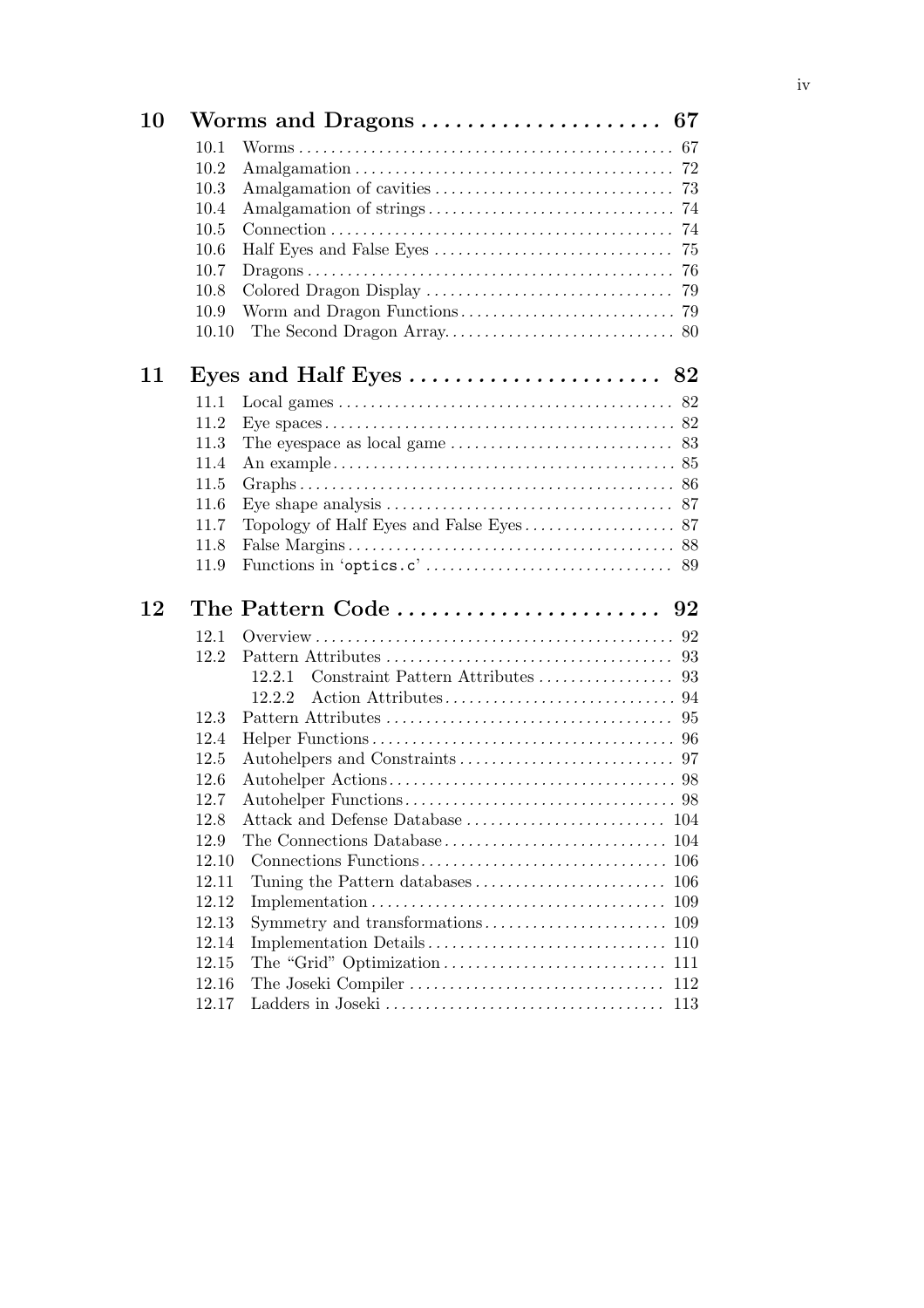**10 Worms and Dragons . . . . . . . . . . . . . . . . . . . . 67**

- 10.1 Worms . . . . . . . . . . . . . . . . . . . . . . . . . . . . . . . . . . . . . . . . . . . . . . 67
- 10.2 Amalgamation . . . . . . . . . . . . . . . . . . . . . . . . . . . . . . . . . . . . . . . . 72
- 10.3 Amalgamation of cavities . . . . . . . . . . . . . . . . . . . . . . . . . . . . . . 73
- 10.4 Amalgamation of strings . . . . . . . . . . . . . . . . . . . . . . . . . . . . . . . 74
- 10.5 Connection . . . . . . . . . . . . . . . . . . . . . . . . . . . . . . . . . . . . . . . . . . . 74
- 10.6 Half Eyes and False Eyes . . . . . . . . . . . . . . . . . . . . . . . . . . . . . . 75
- 10.7 Dragons . . . . . . . . . . . . . . . . . . . . . . . . . . . . . . . . . . . . . . . . . . . . . 76
- 10.8 Colored Dragon Display . . . . . . . . . . . . . . . . . . . . . . . . . . . . . . . 79
- 10.9 Worm and Dragon Functions . . . . . . . . . . . . . . . . . . . . . . . . . . . 79
- 10.10 The Second Dragon Array . . . . . . . . . . . . . . . . . . . . . . . . . . . . . 80

**11 Eyes and Half Eyes . . . . . . . . . . . . . . . . . . . . . . 82**

- 11.1 Local games . . . . . . . . . . . . . . . . . . . . . . . . . . . . . . . . . . . . . . . . . . 82
- 11.2 Eye spaces . . . . . . . . . . . . . . . . . . . . . . . . . . . . . . . . . . . . . . . . . . . 82
- 11.3 The eyespace as local game . . . . . . . . . . . . . . . . . . . . . . . . . . . . 83
- 11.4 An example . . . . . . . . . . . . . . . . . . . . . . . . . . . . . . . . . . . . . . . . . . 85
- 11.5 Graphs . . . . . . . . . . . . . . . . . . . . . . . . . . . . . . . . . . . . . . . . . . . . . . 86
- 11.6 Eye shape analysis . . . . . . . . . . . . . . . . . . . . . . . . . . . . . . . . . . . . 87
- 11.7 Topology of Half Eyes and False Eyes . . . . . . . . . . . . . . . . . . . 87
- 11.8 False Margins . . . . . . . . . . . . . . . . . . . . . . . . . . . . . . . . . . . . . . . . . 88
- 11.9 Functions in 'optics.c' . . . . . . . . . . . . . . . . . . . . . . . . . . . . . . . 89

**12 The Pattern Code . . . . . . . . . . . . . . . . . . . . . . . 92**

- 12.1 Overview . . . . . . . . . . . . . . . . . . . . . . . . . . . . . . . . . . . . . . . . . . . . . 92
- 12.2 Pattern Attributes . . . . . . . . . . . . . . . . . . . . . . . . . . . . . . . . . . . . 93
  - 12.2.1 Constraint Pattern Attributes . . . . . . . . . . . . . . . . . 93
  - 12.2.2 Action Attributes . . . . . . . . . . . . . . . . . . . . . . . . . . . . . 94
- 12.3 Pattern Attributes . . . . . . . . . . . . . . . . . . . . . . . . . . . . . . . . . . . . 95
- 12.4 Helper Functions . . . . . . . . . . . . . . . . . . . . . . . . . . . . . . . . . . . . . . 96
- 12.5 Autohelpers and Constraints . . . . . . . . . . . . . . . . . . . . . . . . . . . 97
- 12.6 Autohelper Actions . . . . . . . . . . . . . . . . . . . . . . . . . . . . . . . . . . . . 98
- 12.7 Autohelper Functions . . . . . . . . . . . . . . . . . . . . . . . . . . . . . . . . . . 98
- 12.8 Attack and Defense Database . . . . . . . . . . . . . . . . . . . . . . . . . 104
- 12.9 The Connections Database . . . . . . . . . . . . . . . . . . . . . . . . . . . . 104
- 12.10 Connections Functions . . . . . . . . . . . . . . . . . . . . . . . . . . . . . . . 106
- 12.11 Tuning the Pattern databases . . . . . . . . . . . . . . . . . . . . . . . . 106
- 12.12 Implementation . . . . . . . . . . . . . . . . . . . . . . . . . . . . . . . . . . . . . 109
- 12.13 Symmetry and transformations . . . . . . . . . . . . . . . . . . . . . . . 109
- 12.14 Implementation Details . . . . . . . . . . . . . . . . . . . . . . . . . . . . . . 110
- 12.15 The "Grid" Optimization . . . . . . . . . . . . . . . . . . . . . . . . . . . . 111
- 12.16 The Joseki Compiler . . . . . . . . . . . . . . . . . . . . . . . . . . . . . . . . 112
- 12.17 Ladders in Joseki . . . . . . . . . . . . . . . . . . . . . . . . . . . . . . . . . . . 113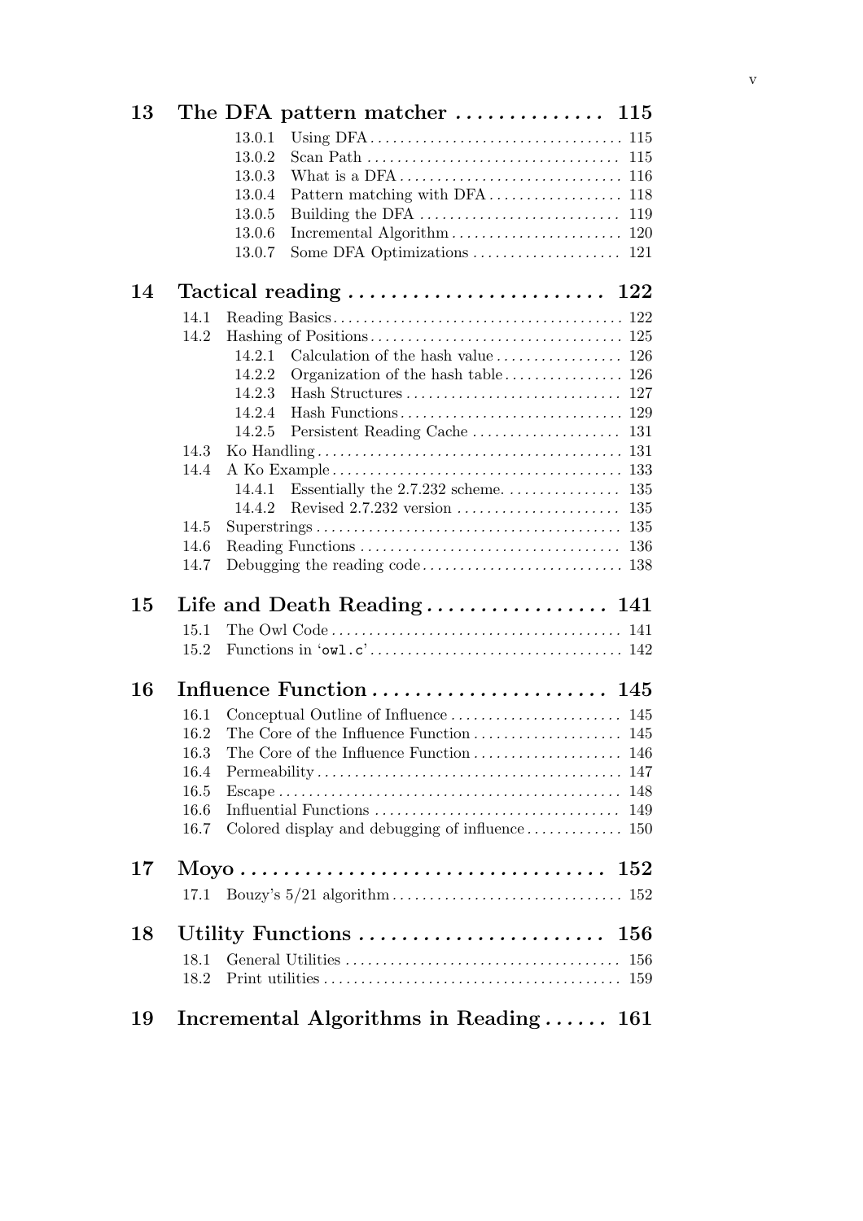**13 The DFA pattern matcher .............. 115**

- 13.0.1 Using DFA .................................. 115
- 13.0.2 Scan Path .................................. 115
- 13.0.3 What is a DFA .............................. 116
- 13.0.4 Pattern matching with DFA .................. 118
- 13.0.5 Building the DFA ........................... 119
- 13.0.6 Incremental Algorithm ...................... 120
- 13.0.7 Some DFA Optimizations ..................... 121

**14 Tactical reading ......................... 122**

- 14.1 Reading Basics ....................................... 122
- 14.2 Hashing of Positions .................................. 125
  - 14.2.1 Calculation of the hash value ................. 126
  - 14.2.2 Organization of the hash table ................ 126
  - 14.2.3 Hash Structures ............................... 127
  - 14.2.4 Hash Functions ................................ 129
  - 14.2.5 Persistent Reading Cache ...................... 131
- 14.3 Ko Handling .......................................... 131
- 14.4 A Ko Example ......................................... 133
  - 14.4.1 Essentially the 2.7.232 scheme. ............... 135
  - 14.4.2 Revised 2.7.232 version ....................... 135
- 14.5 Superstrings ......................................... 135
- 14.6 Reading Functions .................................... 136
- 14.7 Debugging the reading code ........................... 138

**15 Life and Death Reading ................. 141**

- 15.1 The Owl Code ......................................... 141
- 15.2 Functions in 'owl.c' ................................. 142

**16 Influence Function ...................... 145**

- 16.1 Conceptual Outline of Influence ...................... 145
- 16.2 The Core of the Influence Function ................... 145
- 16.3 The Core of the Influence Function ................... 146
- 16.4 Permeability ......................................... 147
- 16.5 Escape ............................................... 148
- 16.6 Influential Functions ................................ 149
- 16.7 Colored display and debugging of influence ........... 150

**17 Moyo .................................. 152**

- 17.1 Bouzy's 5/21 algorithm ............................... 152

**18 Utility Functions ....................... 156**

- 18.1 General Utilities .................................... 156
- 18.2 Print utilities ...................................... 159

**19 Incremental Algorithms in Reading ...... 161**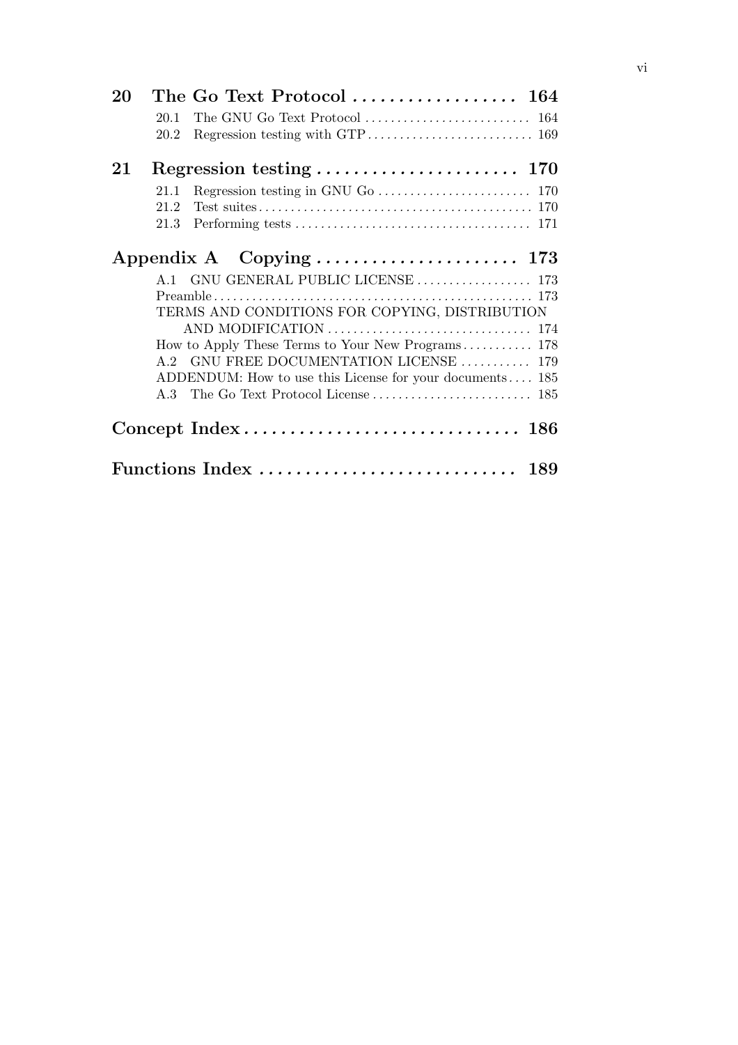**20 The Go Text Protocol .................. 164**

- 20.1 The GNU Go Text Protocol .......................... 164
- 20.2 Regression testing with GTP .......................... 169

**21 Regression testing ...................... 170**

- 21.1 Regression testing in GNU Go ........................ 170
- 21.2 Test suites ........................................... 170
- 21.3 Performing tests ..................................... 171

**Appendix A Copying ...................... 173**

- A.1 GNU GENERAL PUBLIC LICENSE .................. 173
- Preamble .................................................. 173
- TERMS AND CONDITIONS FOR COPYING, DISTRIBUTION AND MODIFICATION ................................ 174
- How to Apply These Terms to Your New Programs ........... 178
- A.2 GNU FREE DOCUMENTATION LICENSE ........... 179
- ADDENDUM: How to use this License for your documents .... 185
- A.3 The Go Text Protocol License ......................... 185

**Concept Index .............................. 186**

**Functions Index ............................ 189**